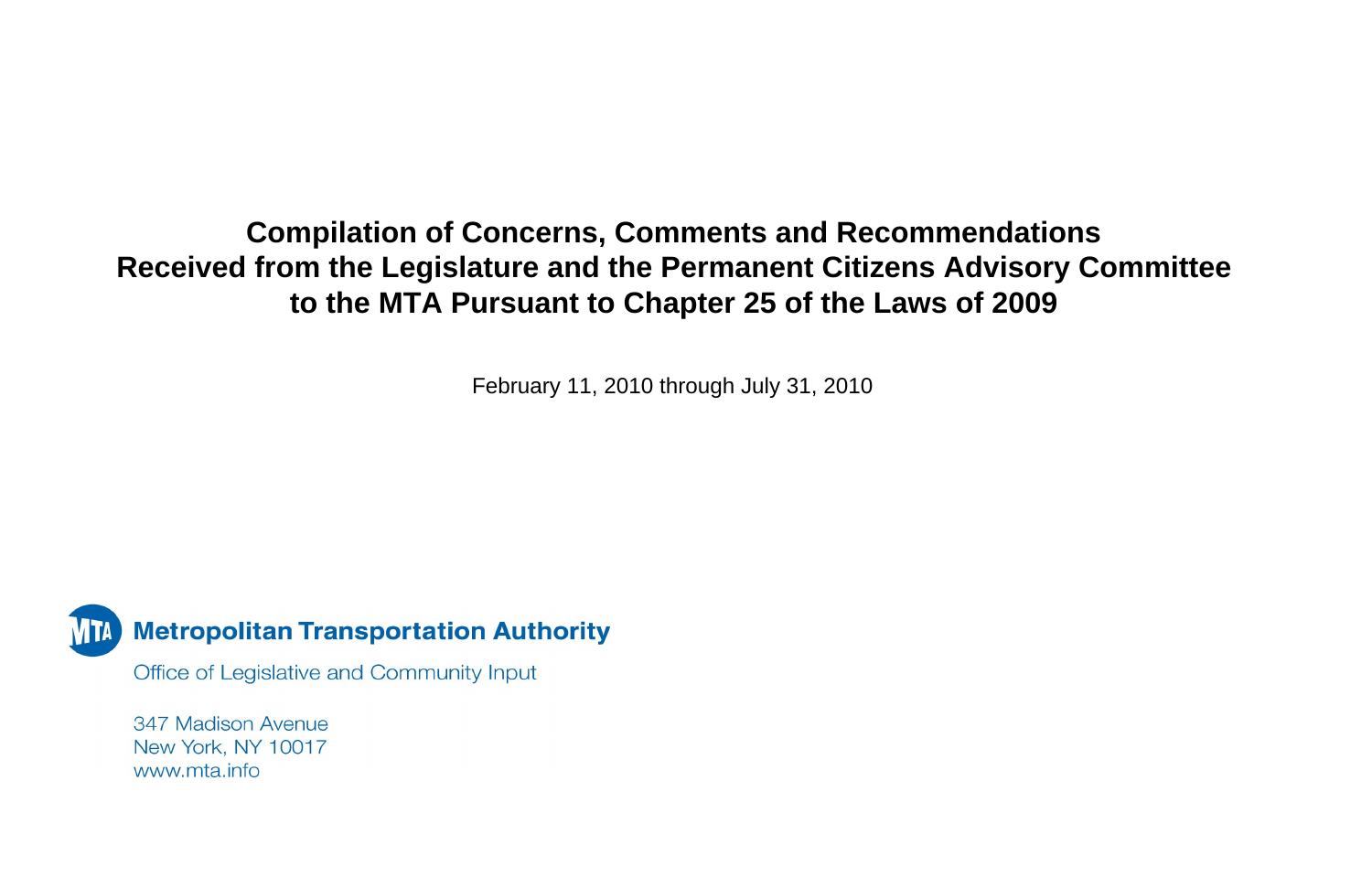# Compilation of Concerns, Comments and Recommendations Received from the Legislature and the Permanent Citizens Advisory Committee to the MTA Pursuant to Chapter 25 of the Laws of 2009

February 11, 2010 through July 31, 2010

**Metropolitan Transportation Authority**

Office of Legislative and Community Input

347 Madison Avenue
New York, NY 10017
www.mta.info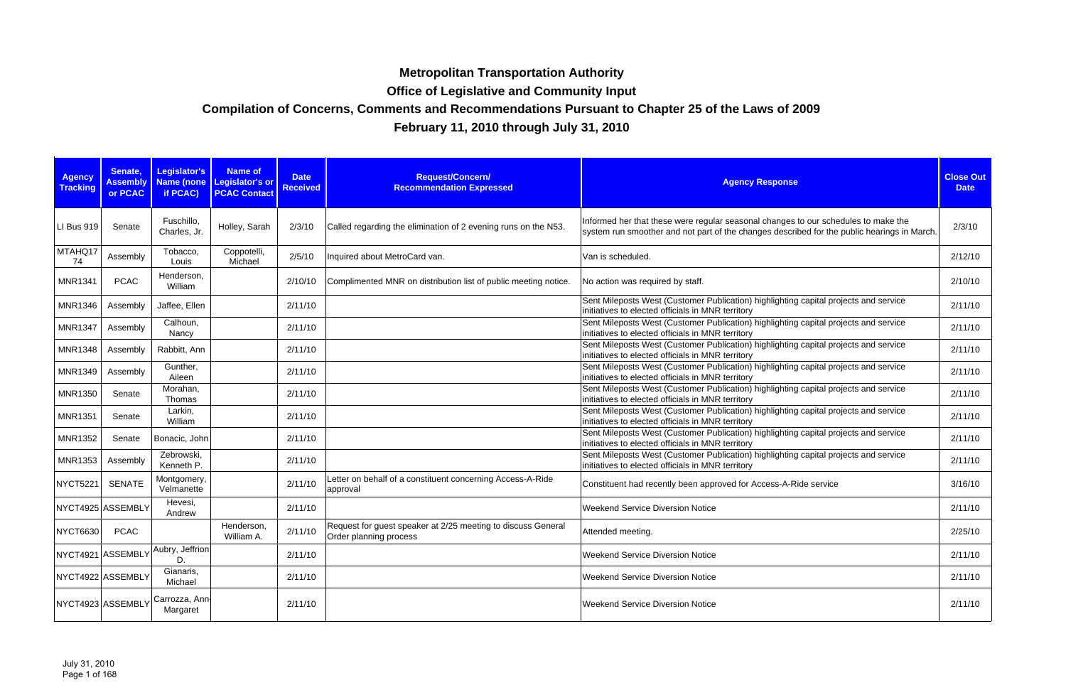# Metropolitan Transportation Authority

## Office of Legislative and Community Input

## Compilation of Concerns, Comments and Recommendations Pursuant to Chapter 25 of the Laws of 2009

## February 11, 2010 through July 31, 2010

| Agency Tracking | Senate, Assembly or PCAC | Legislator's Name (none if PCAC) | Name of Legislator's or PCAC Contact | Date Received | Request/Concern/ Recommendation Expressed | Agency Response | Close Out Date |
|---|---|---|---|---|---|---|---|
| LI Bus 919 | Senate | Fuschillo, Charles, Jr. | Holley, Sarah | 2/3/10 | Called regarding the elimination of 2 evening runs on the N53. | Informed her that these were regular seasonal changes to our schedules to make the system run smoother and not part of the changes described for the public hearings in March. | 2/3/10 |
| MTAHQ1774 | Assembly | Tobacco, Louis | Coppotelli, Michael | 2/5/10 | Inquired about MetroCard van. | Van is scheduled. | 2/12/10 |
| MNR1341 | PCAC | Henderson, William | | 2/10/10 | Complimented MNR on distribution list of public meeting notice. | No action was required by staff. | 2/10/10 |
| MNR1346 | Assembly | Jaffee, Ellen | | 2/11/10 | | Sent Mileposts West (Customer Publication) highlighting capital projects and service initiatives to elected officials in MNR territory | 2/11/10 |
| MNR1347 | Assembly | Calhoun, Nancy | | 2/11/10 | | Sent Mileposts West (Customer Publication) highlighting capital projects and service initiatives to elected officials in MNR territory | 2/11/10 |
| MNR1348 | Assembly | Rabbitt, Ann | | 2/11/10 | | Sent Mileposts West (Customer Publication) highlighting capital projects and service initiatives to elected officials in MNR territory | 2/11/10 |
| MNR1349 | Assembly | Gunther, Aileen | | 2/11/10 | | Sent Mileposts West (Customer Publication) highlighting capital projects and service initiatives to elected officials in MNR territory | 2/11/10 |
| MNR1350 | Senate | Morahan, Thomas | | 2/11/10 | | Sent Mileposts West (Customer Publication) highlighting capital projects and service initiatives to elected officials in MNR territory | 2/11/10 |
| MNR1351 | Senate | Larkin, William | | 2/11/10 | | Sent Mileposts West (Customer Publication) highlighting capital projects and service initiatives to elected officials in MNR territory | 2/11/10 |
| MNR1352 | Senate | Bonacic, John | | 2/11/10 | | Sent Mileposts West (Customer Publication) highlighting capital projects and service initiatives to elected officials in MNR territory | 2/11/10 |
| MNR1353 | Assembly | Zebrowski, Kenneth P. | | 2/11/10 | | Sent Mileposts West (Customer Publication) highlighting capital projects and service initiatives to elected officials in MNR territory | 2/11/10 |
| NYCT5221 | SENATE | Montgomery, Velmanette | | 2/11/10 | Letter on behalf of a constituent concerning Access-A-Ride approval | Constituent had recently been approved for Access-A-Ride service | 3/16/10 |
| NYCT4925 | ASSEMBLY | Hevesi, Andrew | | 2/11/10 | | Weekend Service Diversion Notice | 2/11/10 |
| NYCT6630 | PCAC | | Henderson, William A. | 2/11/10 | Request for guest speaker at 2/25 meeting to discuss General Order planning process | Attended meeting. | 2/25/10 |
| NYCT4921 | ASSEMBLY | Aubry, Jeffrion D. | | 2/11/10 | | Weekend Service Diversion Notice | 2/11/10 |
| NYCT4922 | ASSEMBLY | Gianaris, Michael | | 2/11/10 | | Weekend Service Diversion Notice | 2/11/10 |
| NYCT4923 | ASSEMBLY | Carrozza, Ann-Margaret | | 2/11/10 | | Weekend Service Diversion Notice | 2/11/10 |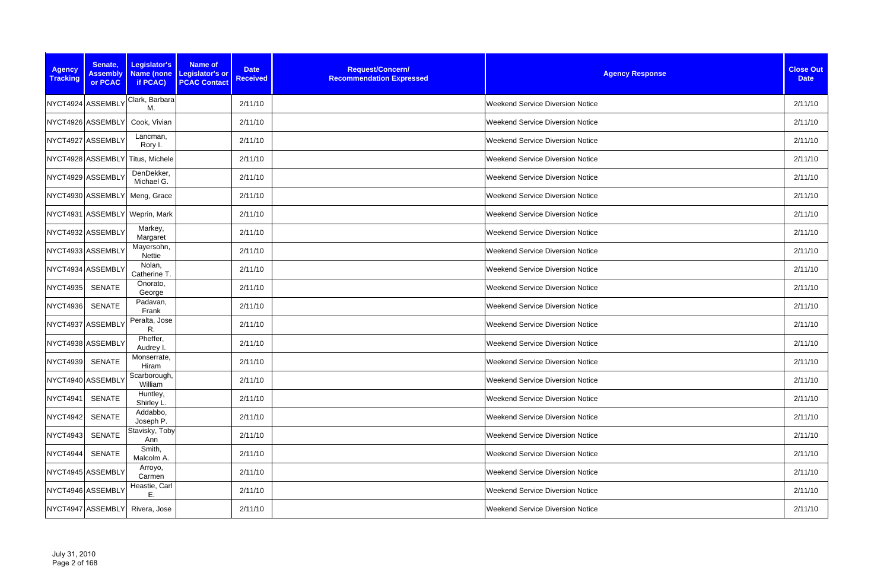| Agency Tracking | Senate, Assembly or PCAC | Legislator's Name (none if PCAC) | Name of Legislator's or PCAC Contact | Date Received | Request/Concern/ Recommendation Expressed | Agency Response | Close Out Date |
|---|---|---|---|---|---|---|---|
| NYCT4924 | ASSEMBLY | Clark, Barbara M. | | 2/11/10 | | Weekend Service Diversion Notice | 2/11/10 |
| NYCT4926 | ASSEMBLY | Cook, Vivian | | 2/11/10 | | Weekend Service Diversion Notice | 2/11/10 |
| NYCT4927 | ASSEMBLY | Lancman, Rory I. | | 2/11/10 | | Weekend Service Diversion Notice | 2/11/10 |
| NYCT4928 | ASSEMBLY | Titus, Michele | | 2/11/10 | | Weekend Service Diversion Notice | 2/11/10 |
| NYCT4929 | ASSEMBLY | DenDekker, Michael G. | | 2/11/10 | | Weekend Service Diversion Notice | 2/11/10 |
| NYCT4930 | ASSEMBLY | Meng, Grace | | 2/11/10 | | Weekend Service Diversion Notice | 2/11/10 |
| NYCT4931 | ASSEMBLY | Weprin, Mark | | 2/11/10 | | Weekend Service Diversion Notice | 2/11/10 |
| NYCT4932 | ASSEMBLY | Markey, Margaret | | 2/11/10 | | Weekend Service Diversion Notice | 2/11/10 |
| NYCT4933 | ASSEMBLY | Mayersohn, Nettie | | 2/11/10 | | Weekend Service Diversion Notice | 2/11/10 |
| NYCT4934 | ASSEMBLY | Nolan, Catherine T. | | 2/11/10 | | Weekend Service Diversion Notice | 2/11/10 |
| NYCT4935 | SENATE | Onorato, George | | 2/11/10 | | Weekend Service Diversion Notice | 2/11/10 |
| NYCT4936 | SENATE | Padavan, Frank | | 2/11/10 | | Weekend Service Diversion Notice | 2/11/10 |
| NYCT4937 | ASSEMBLY | Peralta, Jose R. | | 2/11/10 | | Weekend Service Diversion Notice | 2/11/10 |
| NYCT4938 | ASSEMBLY | Pheffer, Audrey I. | | 2/11/10 | | Weekend Service Diversion Notice | 2/11/10 |
| NYCT4939 | SENATE | Monserrate, Hiram | | 2/11/10 | | Weekend Service Diversion Notice | 2/11/10 |
| NYCT4940 | ASSEMBLY | Scarborough, William | | 2/11/10 | | Weekend Service Diversion Notice | 2/11/10 |
| NYCT4941 | SENATE | Huntley, Shirley L. | | 2/11/10 | | Weekend Service Diversion Notice | 2/11/10 |
| NYCT4942 | SENATE | Addabbo, Joseph P. | | 2/11/10 | | Weekend Service Diversion Notice | 2/11/10 |
| NYCT4943 | SENATE | Stavisky, Toby Ann | | 2/11/10 | | Weekend Service Diversion Notice | 2/11/10 |
| NYCT4944 | SENATE | Smith, Malcolm A. | | 2/11/10 | | Weekend Service Diversion Notice | 2/11/10 |
| NYCT4945 | ASSEMBLY | Arroyo, Carmen | | 2/11/10 | | Weekend Service Diversion Notice | 2/11/10 |
| NYCT4946 | ASSEMBLY | Heastie, Carl E. | | 2/11/10 | | Weekend Service Diversion Notice | 2/11/10 |
| NYCT4947 | ASSEMBLY | Rivera, Jose | | 2/11/10 | | Weekend Service Diversion Notice | 2/11/10 |

July 31, 2010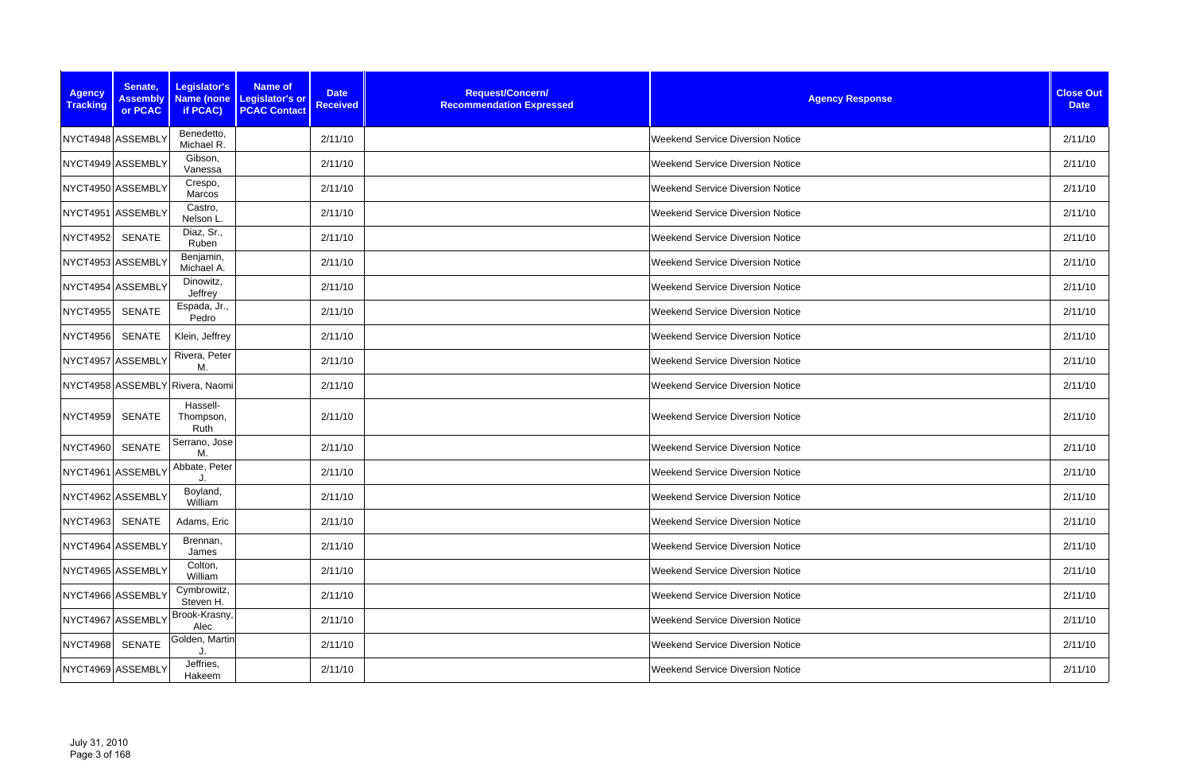| Agency Tracking | Senate, Assembly or PCAC | Legislator's Name (none if PCAC) | Name of Legislator's or PCAC Contact | Date Received | Request/Concern/ Recommendation Expressed | Agency Response | Close Out Date |
|---|---|---|---|---|---|---|---|
| NYCT4948 | ASSEMBLY | Benedetto, Michael R. | | 2/11/10 | | Weekend Service Diversion Notice | 2/11/10 |
| NYCT4949 | ASSEMBLY | Gibson, Vanessa | | 2/11/10 | | Weekend Service Diversion Notice | 2/11/10 |
| NYCT4950 | ASSEMBLY | Crespo, Marcos | | 2/11/10 | | Weekend Service Diversion Notice | 2/11/10 |
| NYCT4951 | ASSEMBLY | Castro, Nelson L. | | 2/11/10 | | Weekend Service Diversion Notice | 2/11/10 |
| NYCT4952 | SENATE | Diaz, Sr., Ruben | | 2/11/10 | | Weekend Service Diversion Notice | 2/11/10 |
| NYCT4953 | ASSEMBLY | Benjamin, Michael A. | | 2/11/10 | | Weekend Service Diversion Notice | 2/11/10 |
| NYCT4954 | ASSEMBLY | Dinowitz, Jeffrey | | 2/11/10 | | Weekend Service Diversion Notice | 2/11/10 |
| NYCT4955 | SENATE | Espada, Jr., Pedro | | 2/11/10 | | Weekend Service Diversion Notice | 2/11/10 |
| NYCT4956 | SENATE | Klein, Jeffrey | | 2/11/10 | | Weekend Service Diversion Notice | 2/11/10 |
| NYCT4957 | ASSEMBLY | Rivera, Peter M. | | 2/11/10 | | Weekend Service Diversion Notice | 2/11/10 |
| NYCT4958 | ASSEMBLY | Rivera, Naomi | | 2/11/10 | | Weekend Service Diversion Notice | 2/11/10 |
| NYCT4959 | SENATE | Hassell-Thompson, Ruth | | 2/11/10 | | Weekend Service Diversion Notice | 2/11/10 |
| NYCT4960 | SENATE | Serrano, Jose M. | | 2/11/10 | | Weekend Service Diversion Notice | 2/11/10 |
| NYCT4961 | ASSEMBLY | Abbate, Peter J. | | 2/11/10 | | Weekend Service Diversion Notice | 2/11/10 |
| NYCT4962 | ASSEMBLY | Boyland, William | | 2/11/10 | | Weekend Service Diversion Notice | 2/11/10 |
| NYCT4963 | SENATE | Adams, Eric | | 2/11/10 | | Weekend Service Diversion Notice | 2/11/10 |
| NYCT4964 | ASSEMBLY | Brennan, James | | 2/11/10 | | Weekend Service Diversion Notice | 2/11/10 |
| NYCT4965 | ASSEMBLY | Colton, William | | 2/11/10 | | Weekend Service Diversion Notice | 2/11/10 |
| NYCT4966 | ASSEMBLY | Cymbrowitz, Steven H. | | 2/11/10 | | Weekend Service Diversion Notice | 2/11/10 |
| NYCT4967 | ASSEMBLY | Brook-Krasny, Alec | | 2/11/10 | | Weekend Service Diversion Notice | 2/11/10 |
| NYCT4968 | SENATE | Golden, Martin J. | | 2/11/10 | | Weekend Service Diversion Notice | 2/11/10 |
| NYCT4969 | ASSEMBLY | Jeffries, Hakeem | | 2/11/10 | | Weekend Service Diversion Notice | 2/11/10 |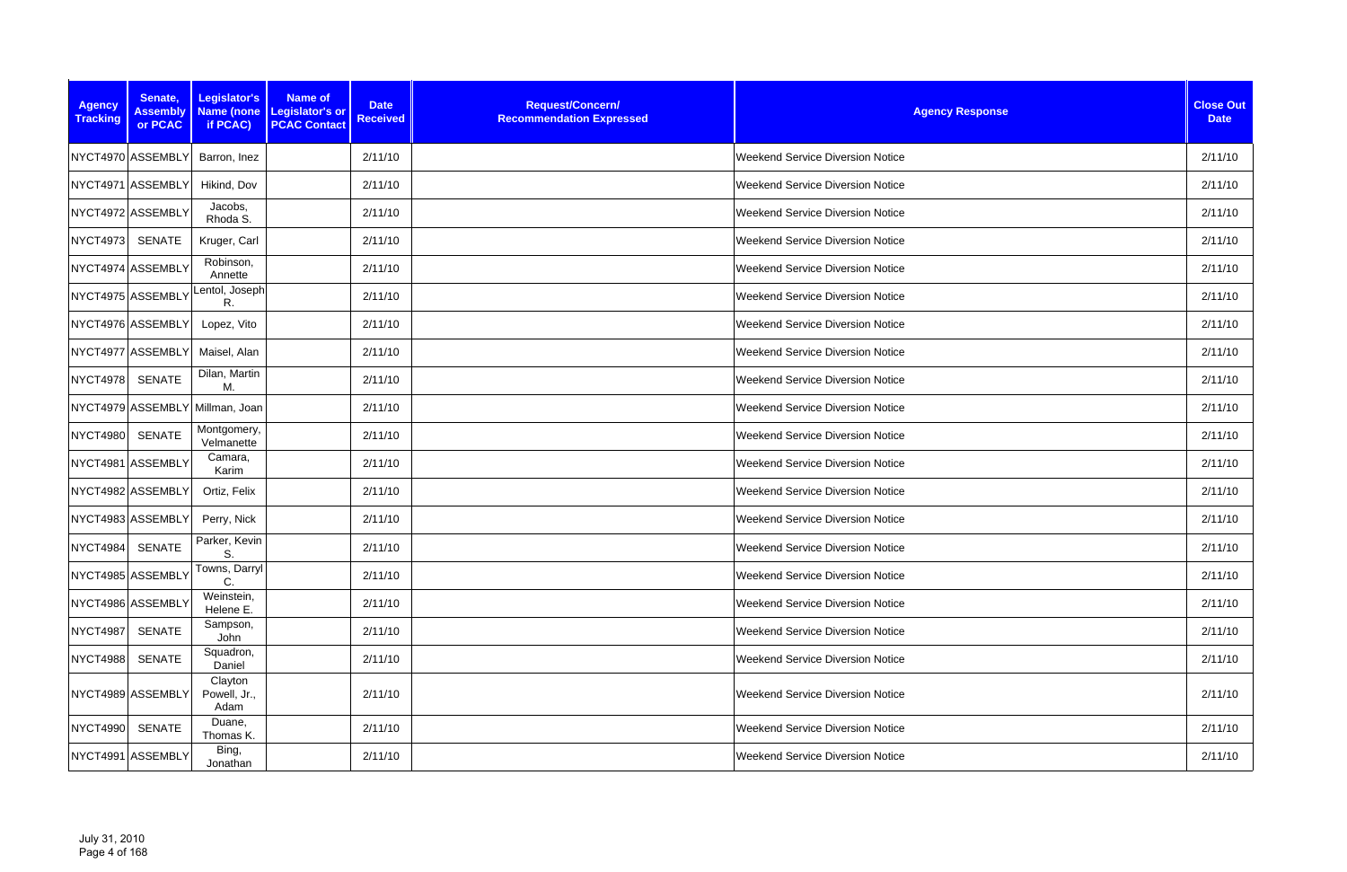| Agency Tracking | Senate, Assembly or PCAC | Legislator's Name (none if PCAC) | Name of Legislator's or PCAC Contact | Date Received | Request/Concern/ Recommendation Expressed | Agency Response | Close Out Date |
|---|---|---|---|---|---|---|---|
| NYCT4970 | ASSEMBLY | Barron, Inez | | 2/11/10 | | Weekend Service Diversion Notice | 2/11/10 |
| NYCT4971 | ASSEMBLY | Hikind, Dov | | 2/11/10 | | Weekend Service Diversion Notice | 2/11/10 |
| NYCT4972 | ASSEMBLY | Jacobs, Rhoda S. | | 2/11/10 | | Weekend Service Diversion Notice | 2/11/10 |
| NYCT4973 | SENATE | Kruger, Carl | | 2/11/10 | | Weekend Service Diversion Notice | 2/11/10 |
| NYCT4974 | ASSEMBLY | Robinson, Annette | | 2/11/10 | | Weekend Service Diversion Notice | 2/11/10 |
| NYCT4975 | ASSEMBLY | Lentol, Joseph R. | | 2/11/10 | | Weekend Service Diversion Notice | 2/11/10 |
| NYCT4976 | ASSEMBLY | Lopez, Vito | | 2/11/10 | | Weekend Service Diversion Notice | 2/11/10 |
| NYCT4977 | ASSEMBLY | Maisel, Alan | | 2/11/10 | | Weekend Service Diversion Notice | 2/11/10 |
| NYCT4978 | SENATE | Dilan, Martin M. | | 2/11/10 | | Weekend Service Diversion Notice | 2/11/10 |
| NYCT4979 | ASSEMBLY | Millman, Joan | | 2/11/10 | | Weekend Service Diversion Notice | 2/11/10 |
| NYCT4980 | SENATE | Montgomery, Velmanette | | 2/11/10 | | Weekend Service Diversion Notice | 2/11/10 |
| NYCT4981 | ASSEMBLY | Camara, Karim | | 2/11/10 | | Weekend Service Diversion Notice | 2/11/10 |
| NYCT4982 | ASSEMBLY | Ortiz, Felix | | 2/11/10 | | Weekend Service Diversion Notice | 2/11/10 |
| NYCT4983 | ASSEMBLY | Perry, Nick | | 2/11/10 | | Weekend Service Diversion Notice | 2/11/10 |
| NYCT4984 | SENATE | Parker, Kevin S. | | 2/11/10 | | Weekend Service Diversion Notice | 2/11/10 |
| NYCT4985 | ASSEMBLY | Towns, Darryl C. | | 2/11/10 | | Weekend Service Diversion Notice | 2/11/10 |
| NYCT4986 | ASSEMBLY | Weinstein, Helene E. | | 2/11/10 | | Weekend Service Diversion Notice | 2/11/10 |
| NYCT4987 | SENATE | Sampson, John | | 2/11/10 | | Weekend Service Diversion Notice | 2/11/10 |
| NYCT4988 | SENATE | Squadron, Daniel | | 2/11/10 | | Weekend Service Diversion Notice | 2/11/10 |
| NYCT4989 | ASSEMBLY | Clayton Powell, Jr., Adam | | 2/11/10 | | Weekend Service Diversion Notice | 2/11/10 |
| NYCT4990 | SENATE | Duane, Thomas K. | | 2/11/10 | | Weekend Service Diversion Notice | 2/11/10 |
| NYCT4991 | ASSEMBLY | Bing, Jonathan | | 2/11/10 | | Weekend Service Diversion Notice | 2/11/10 |

July 31, 2010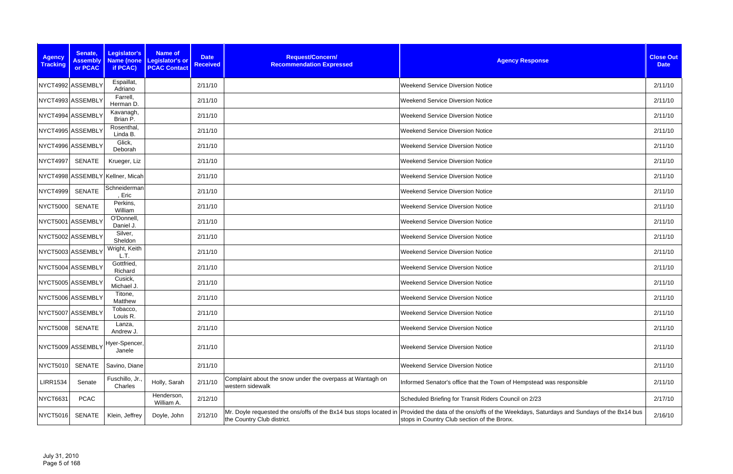| Agency Tracking | Senate, Assembly or PCAC | Legislator's Name (none if PCAC) | Name of Legislator's or PCAC Contact | Date Received | Request/Concern/ Recommendation Expressed | Agency Response | Close Out Date |
|---|---|---|---|---|---|---|---|
| NYCT4992 | ASSEMBLY | Espaillat, Adriano | | 2/11/10 | | Weekend Service Diversion Notice | 2/11/10 |
| NYCT4993 | ASSEMBLY | Farrell, Herman D. | | 2/11/10 | | Weekend Service Diversion Notice | 2/11/10 |
| NYCT4994 | ASSEMBLY | Kavanagh, Brian P. | | 2/11/10 | | Weekend Service Diversion Notice | 2/11/10 |
| NYCT4995 | ASSEMBLY | Rosenthal, Linda B. | | 2/11/10 | | Weekend Service Diversion Notice | 2/11/10 |
| NYCT4996 | ASSEMBLY | Glick, Deborah | | 2/11/10 | | Weekend Service Diversion Notice | 2/11/10 |
| NYCT4997 | SENATE | Krueger, Liz | | 2/11/10 | | Weekend Service Diversion Notice | 2/11/10 |
| NYCT4998 | ASSEMBLY | Kellner, Micah | | 2/11/10 | | Weekend Service Diversion Notice | 2/11/10 |
| NYCT4999 | SENATE | Schneiderman, Eric | | 2/11/10 | | Weekend Service Diversion Notice | 2/11/10 |
| NYCT5000 | SENATE | Perkins, William | | 2/11/10 | | Weekend Service Diversion Notice | 2/11/10 |
| NYCT5001 | ASSEMBLY | O'Donnell, Daniel J. | | 2/11/10 | | Weekend Service Diversion Notice | 2/11/10 |
| NYCT5002 | ASSEMBLY | Silver, Sheldon | | 2/11/10 | | Weekend Service Diversion Notice | 2/11/10 |
| NYCT5003 | ASSEMBLY | Wright, Keith L.T. | | 2/11/10 | | Weekend Service Diversion Notice | 2/11/10 |
| NYCT5004 | ASSEMBLY | Gottfried, Richard | | 2/11/10 | | Weekend Service Diversion Notice | 2/11/10 |
| NYCT5005 | ASSEMBLY | Cusick, Michael J. | | 2/11/10 | | Weekend Service Diversion Notice | 2/11/10 |
| NYCT5006 | ASSEMBLY | Titone, Matthew | | 2/11/10 | | Weekend Service Diversion Notice | 2/11/10 |
| NYCT5007 | ASSEMBLY | Tobacco, Louis R. | | 2/11/10 | | Weekend Service Diversion Notice | 2/11/10 |
| NYCT5008 | SENATE | Lanza, Andrew J. | | 2/11/10 | | Weekend Service Diversion Notice | 2/11/10 |
| NYCT5009 | ASSEMBLY | Hyer-Spencer, Janele | | 2/11/10 | | Weekend Service Diversion Notice | 2/11/10 |
| NYCT5010 | SENATE | Savino, Diane | | 2/11/10 | | Weekend Service Diversion Notice | 2/11/10 |
| LIRR1534 | Senate | Fuschillo, Jr., Charles | Holly, Sarah | 2/11/10 | Complaint about the snow under the overpass at Wantagh on western sidewalk | Informed Senator's office that the Town of Hempstead was responsible | 2/11/10 |
| NYCT6631 | PCAC | | Henderson, William A. | 2/12/10 | | Scheduled Briefing for Transit Riders Council on 2/23 | 2/17/10 |
| NYCT5016 | SENATE | Klein, Jeffrey | Doyle, John | 2/12/10 | Mr. Doyle requested the ons/offs of the Bx14 bus stops located in the Country Club district. | Provided the data of the ons/offs of the Weekdays, Saturdays and Sundays of the Bx14 bus stops in Country Club section of the Bronx. | 2/16/10 |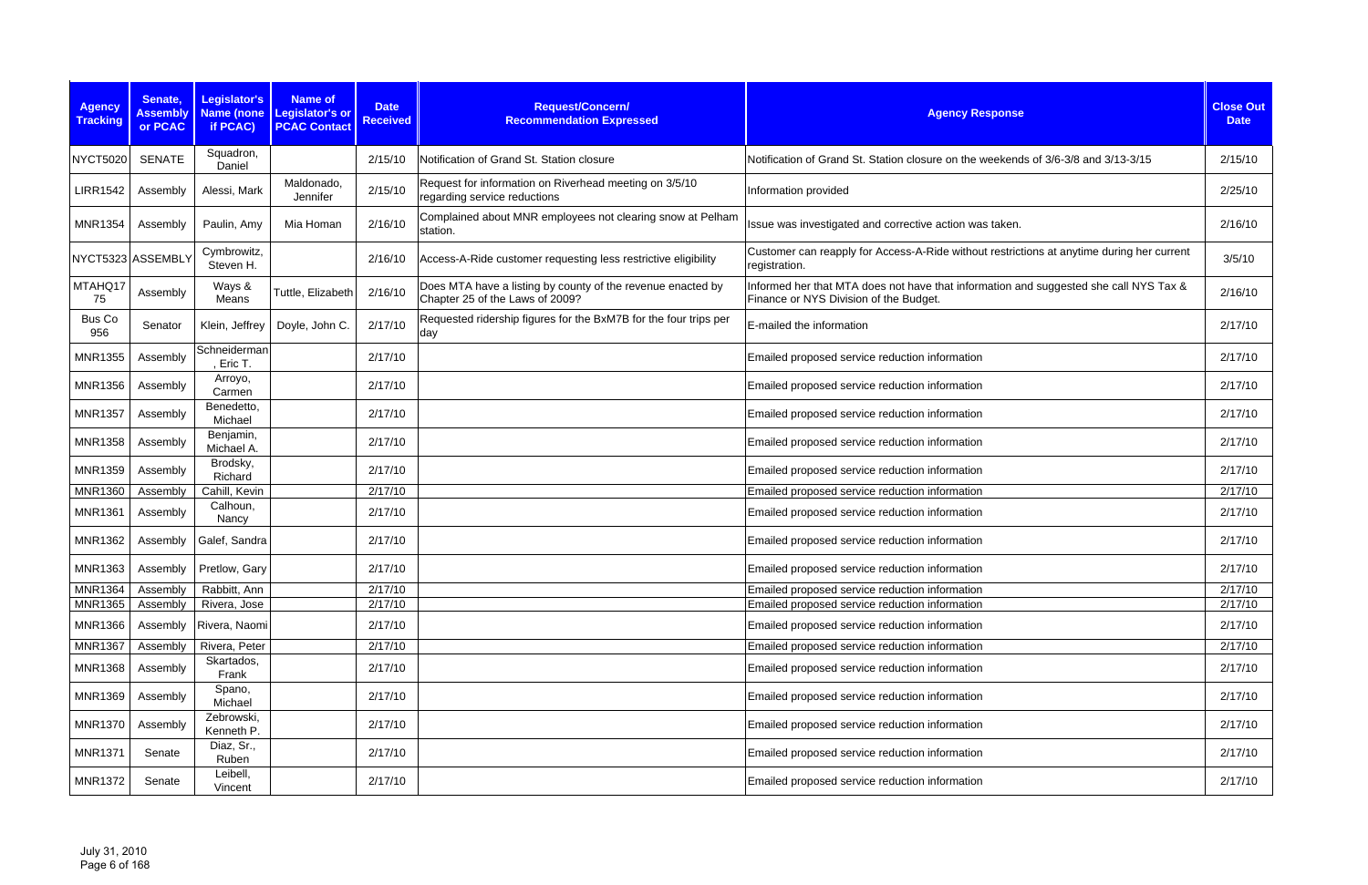| Agency Tracking | Senate, Assembly or PCAC | Legislator's Name (none if PCAC) | Name of Legislator's or PCAC Contact | Date Received | Request/Concern/ Recommendation Expressed | Agency Response | Close Out Date |
|---|---|---|---|---|---|---|---|
| NYCT5020 | SENATE | Squadron, Daniel | | 2/15/10 | Notification of Grand St. Station closure | Notification of Grand St. Station closure on the weekends of 3/6-3/8 and 3/13-3/15 | 2/15/10 |
| LIRR1542 | Assembly | Alessi, Mark | Maldonado, Jennifer | 2/15/10 | Request for information on Riverhead meeting on 3/5/10 regarding service reductions | Information provided | 2/25/10 |
| MNR1354 | Assembly | Paulin, Amy | Mia Homan | 2/16/10 | Complained about MNR employees not clearing snow at Pelham station. | Issue was investigated and corrective action was taken. | 2/16/10 |
| NYCT5323 | ASSEMBLY | Cymbrowitz, Steven H. | | 2/16/10 | Access-A-Ride customer requesting less restrictive eligibility | Customer can reapply for Access-A-Ride without restrictions at anytime during her current registration. | 3/5/10 |
| MTAHQ1775 | Assembly | Ways & Means | Tuttle, Elizabeth | 2/16/10 | Does MTA have a listing by county of the revenue enacted by Chapter 25 of the Laws of 2009? | Informed her that MTA does not have that information and suggested she call NYS Tax & Finance or NYS Division of the Budget. | 2/16/10 |
| Bus Co 956 | Senator | Klein, Jeffrey | Doyle, John C. | 2/17/10 | Requested ridership figures for the BxM7B for the four trips per day | E-mailed the information | 2/17/10 |
| MNR1355 | Assembly | Schneiderman, Eric T. | | 2/17/10 | | Emailed proposed service reduction information | 2/17/10 |
| MNR1356 | Assembly | Arroyo, Carmen | | 2/17/10 | | Emailed proposed service reduction information | 2/17/10 |
| MNR1357 | Assembly | Benedetto, Michael | | 2/17/10 | | Emailed proposed service reduction information | 2/17/10 |
| MNR1358 | Assembly | Benjamin, Michael A. | | 2/17/10 | | Emailed proposed service reduction information | 2/17/10 |
| MNR1359 | Assembly | Brodsky, Richard | | 2/17/10 | | Emailed proposed service reduction information | 2/17/10 |
| MNR1360 | Assembly | Cahill, Kevin | | 2/17/10 | | Emailed proposed service reduction information | 2/17/10 |
| MNR1361 | Assembly | Calhoun, Nancy | | 2/17/10 | | Emailed proposed service reduction information | 2/17/10 |
| MNR1362 | Assembly | Galef, Sandra | | 2/17/10 | | Emailed proposed service reduction information | 2/17/10 |
| MNR1363 | Assembly | Pretlow, Gary | | 2/17/10 | | Emailed proposed service reduction information | 2/17/10 |
| MNR1364 | Assembly | Rabbitt, Ann | | 2/17/10 | | Emailed proposed service reduction information | 2/17/10 |
| MNR1365 | Assembly | Rivera, Jose | | 2/17/10 | | Emailed proposed service reduction information | 2/17/10 |
| MNR1366 | Assembly | Rivera, Naomi | | 2/17/10 | | Emailed proposed service reduction information | 2/17/10 |
| MNR1367 | Assembly | Rivera, Peter | | 2/17/10 | | Emailed proposed service reduction information | 2/17/10 |
| MNR1368 | Assembly | Skartados, Frank | | 2/17/10 | | Emailed proposed service reduction information | 2/17/10 |
| MNR1369 | Assembly | Spano, Michael | | 2/17/10 | | Emailed proposed service reduction information | 2/17/10 |
| MNR1370 | Assembly | Zebrowski, Kenneth P. | | 2/17/10 | | Emailed proposed service reduction information | 2/17/10 |
| MNR1371 | Senate | Diaz, Sr., Ruben | | 2/17/10 | | Emailed proposed service reduction information | 2/17/10 |
| MNR1372 | Senate | Leibell, Vincent | | 2/17/10 | | Emailed proposed service reduction information | 2/17/10 |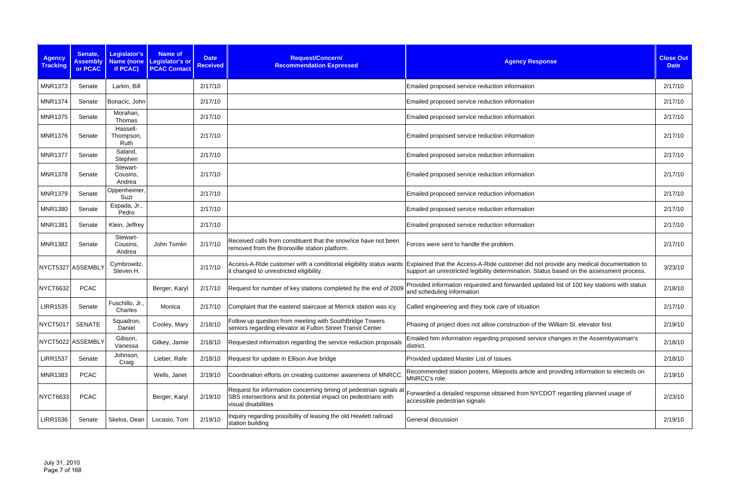| Agency Tracking | Senate, Assembly or PCAC | Legislator's Name (none if PCAC) | Name of Legislator's or PCAC Contact | Date Received | Request/Concern/ Recommendation Expressed | Agency Response | Close Out Date |
|---|---|---|---|---|---|---|---|
| MNR1373 | Senate | Larkin, Bill | | 2/17/10 | | Emailed proposed service reduction information | 2/17/10 |
| MNR1374 | Senate | Bonacic, John | | 2/17/10 | | Emailed proposed service reduction information | 2/17/10 |
| MNR1375 | Senate | Morahan, Thomas | | 2/17/10 | | Emailed proposed service reduction information | 2/17/10 |
| MNR1376 | Senate | Hassell-Thompson, Ruth | | 2/17/10 | | Emailed proposed service reduction information | 2/17/10 |
| MNR1377 | Senate | Saland, Stephen | | 2/17/10 | | Emailed proposed service reduction information | 2/17/10 |
| MNR1378 | Senate | Stewart-Cousins, Andrea | | 2/17/10 | | Emailed proposed service reduction information | 2/17/10 |
| MNR1379 | Senate | Oppenheimer, Suzi | | 2/17/10 | | Emailed proposed service reduction information | 2/17/10 |
| MNR1380 | Senate | Espada, Jr., Pedro | | 2/17/10 | | Emailed proposed service reduction information | 2/17/10 |
| MNR1381 | Senate | Klein, Jeffrey | | 2/17/10 | | Emailed proposed service reduction information | 2/17/10 |
| MNR1382 | Senate | Stewart-Cousins, Andrea | John Tomlin | 2/17/10 | Received calls from constituent that the snow/ice have not been removed from the Bronxville station platform. | Forces were sent to handle the problem. | 2/17/10 |
| NYCT5327 | ASSEMBLY | Cymbrowitz, Steven H. | | 2/17/10 | Access-A-Ride customer with a conditional eligibility status wants it changed to unrestricted eligibility. | Explained that the Access-A-Ride customer did not provide any medical documentation to support an unrestricted legibility determination. Status based on the assessment process. | 3/23/10 |
| NYCT6632 | PCAC | | Berger, Karyl | 2/17/10 | Request for number of key stations completed by the end of 2009 | Provided information requested and forwarded updated list of 100 key stations with status and scheduling information | 2/18/10 |
| LIRR1535 | Senate | Fuschillo, Jr., Charles | Monica | 2/17/10 | Complaint that the eastend staircase at Merrick station was icy | Called engineering and they took care of situation | 2/17/10 |
| NYCT5017 | SENATE | Squadron, Daniel | Cooley, Mary | 2/18/10 | Follow up question from meeting with SouthBridge Towers seniors regarding elevator at Fulton Street Transit Center | Phasing of project does not allow construction of the William St. elevator first | 2/19/10 |
| NYCT5022 | ASSEMBLY | Gibson, Vanessa | Gilkey, Jamie | 2/18/10 | Requested information regarding the service reduction proposals | Emailed him information regarding proposed service changes in the Assembywoman's district. | 2/18/10 |
| LIRR1537 | Senate | Johnson, Craig | Lieber, Rafe | 2/18/10 | Request for update in Ellison Ave bridge | Provided updated Master List of Issues | 2/18/10 |
| MNR1383 | PCAC | | Wells, Janet | 2/19/10 | Coordination efforts on creating customer awareness of MNRCC. | Recommended station posters, Mileposts article and providing information to electeds on MNRCC's role. | 2/19/10 |
| NYCT6633 | PCAC | | Berger, Karyl | 2/19/10 | Request for information concerning timing of pedestrian signals at SBS intersections and its potential impact on pedestrians with visual disabilities | Forwarded a detailed response obtained from NYCDOT regarding planned usage of accessible pedestrian signals | 2/23/10 |
| LIRR1536 | Senate | Skelos, Dean | Locasio, Tom | 2/19/10 | Inquiry regarding possibility of leasing the old Hewlett railroad station building | General discussion | 2/19/10 |

July 31, 2010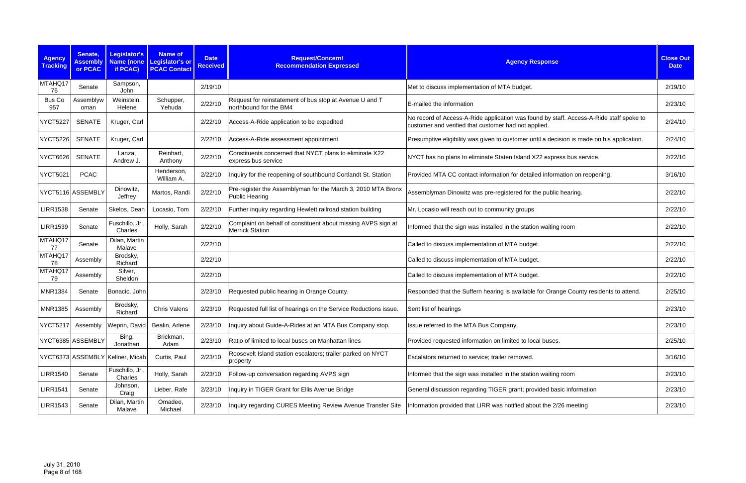| Agency Tracking | Senate, Assembly or PCAC | Legislator's Name (none if PCAC) | Name of Legislator's or PCAC Contact | Date Received | Request/Concern/ Recommendation Expressed | Agency Response | Close Out Date |
|---|---|---|---|---|---|---|---|
| MTAHQ1776 | Senate | Sampson, John | | 2/19/10 | | Met to discuss implementation of MTA budget. | 2/19/10 |
| Bus Co 957 | Assemblywoman | Weinstein, Helene | Schupper, Yehuda | 2/22/10 | Request for reinstatement of bus stop at Avenue U and T northbound for the BM4 | E-mailed the information | 2/23/10 |
| NYCT5227 | SENATE | Kruger, Carl | | 2/22/10 | Access-A-Ride application to be expedited | No record of Access-A-Ride application was found by staff. Access-A-Ride staff spoke to customer and verified that customer had not applied. | 2/24/10 |
| NYCT5226 | SENATE | Kruger, Carl | | 2/22/10 | Access-A-Ride assessment appointment | Presumptive eligibility was given to customer until a decision is made on his application. | 2/24/10 |
| NYCT6626 | SENATE | Lanza, Andrew J. | Reinhart, Anthony | 2/22/10 | Constituents concerned that NYCT plans to eliminate X22 express bus service | NYCT has no plans to eliminate Staten Island X22 express bus service. | 2/22/10 |
| NYCT5021 | PCAC | | Henderson, William A. | 2/22/10 | Inquiry for the reopening of southbound Cortlandt St. Station | Provided MTA CC contact information for detailed information on reopening. | 3/16/10 |
| NYCT5116 | ASSEMBLY | Dinowitz, Jeffrey | Martos, Randi | 2/22/10 | Pre-register the Assemblyman for the March 3, 2010 MTA Bronx Public Hearing | Assemblyman Dinowitz was pre-registered for the public hearing. | 2/22/10 |
| LIRR1538 | Senate | Skelos, Dean | Locasio, Tom | 2/22/10 | Further inquiry regarding Hewlett railroad station building | Mr. Locasio will reach out to community groups | 2/22/10 |
| LIRR1539 | Senate | Fuschillo, Jr., Charles | Holly, Sarah | 2/22/10 | Complaint on behalf of constituent about missing AVPS sign at Merrick Station | Informed that the sign was installed in the station waiting room | 2/22/10 |
| MTAHQ1777 | Senate | Dilan, Martin Malave | | 2/22/10 | | Called to discuss implementation of MTA budget. | 2/22/10 |
| MTAHQ1778 | Assembly | Brodsky, Richard | | 2/22/10 | | Called to discuss implementation of MTA budget. | 2/22/10 |
| MTAHQ1779 | Assembly | Silver, Sheldon | | 2/22/10 | | Called to discuss implementation of MTA budget. | 2/22/10 |
| MNR1384 | Senate | Bonacic, John | | 2/23/10 | Requested public hearing in Orange County. | Responded that the Suffern hearing is available for Orange County residents to attend. | 2/25/10 |
| MNR1385 | Assembly | Brodsky, Richard | Chris Valens | 2/23/10 | Requested full list of hearings on the Service Reductions issue. | Sent list of hearings | 2/23/10 |
| NYCT5217 | Assembly | Weprin, David | Bealin, Arlene | 2/23/10 | Inquiry about Guide-A-Rides at an MTA Bus Company stop. | Issue referred to the MTA Bus Company. | 2/23/10 |
| NYCT6385 | ASSEMBLY | Bing, Jonathan | Brickman, Adam | 2/23/10 | Ratio of limited to local buses on Manhattan lines | Provided requested information on limited to local buses. | 2/25/10 |
| NYCT6373 | ASSEMBLY | Kellner, Micah | Curtis, Paul | 2/23/10 | Roosevelt Island station escalators; trailer parked on NYCT property | Escalators returned to service; trailer removed. | 3/16/10 |
| LIRR1540 | Senate | Fuschillo, Jr., Charles | Holly, Sarah | 2/23/10 | Follow-up conversation regarding AVPS sign | Informed that the sign was installed in the station waiting room | 2/23/10 |
| LIRR1541 | Senate | Johnson, Craig | Lieber, Rafe | 2/23/10 | Inquiry in TIGER Grant for Ellis Avenue Bridge | General discussion regarding TIGER grant; provided basic information | 2/23/10 |
| LIRR1543 | Senate | Dilan, Martin Malave | Omadee, Michael | 2/23/10 | Inquiry regarding CURES Meeting Review Avenue Transfer Site | Information provided that LIRR was notified about the 2/26 meeting | 2/23/10 |

July 31, 2010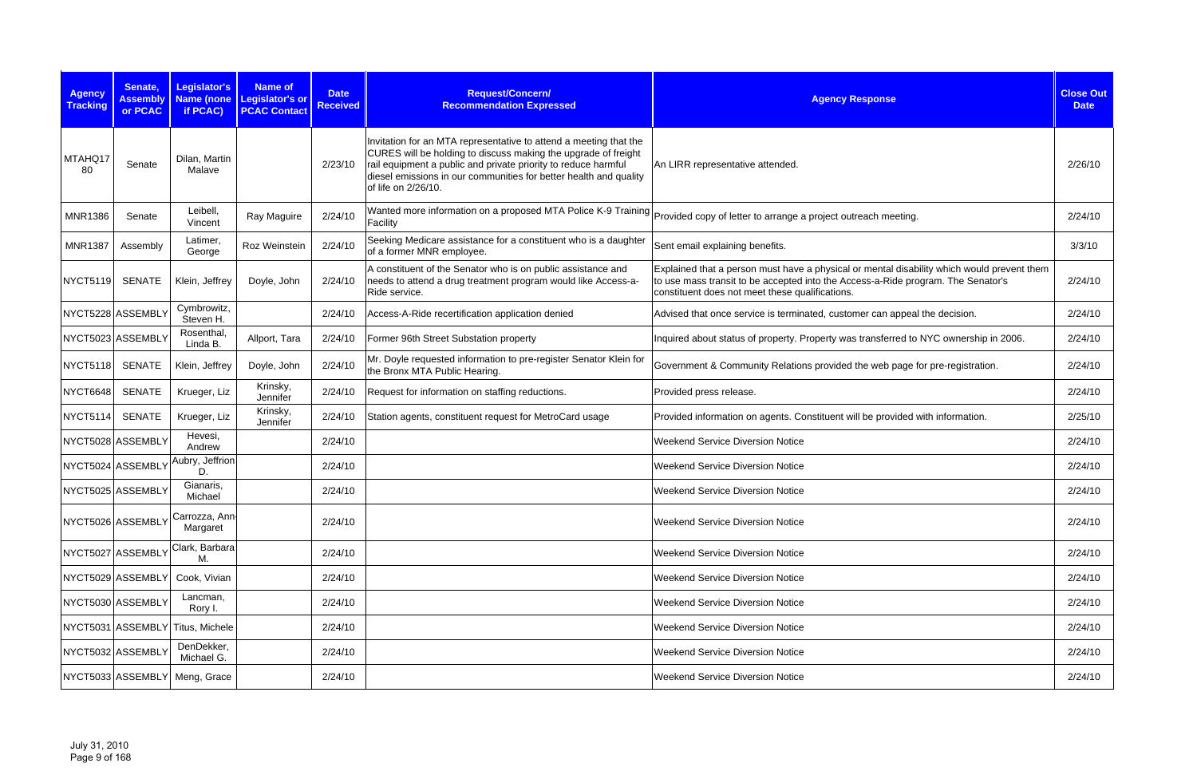| Agency Tracking | Senate, Assembly or PCAC | Legislator's Name (none if PCAC) | Name of Legislator's or PCAC Contact | Date Received | Request/Concern/ Recommendation Expressed | Agency Response | Close Out Date |
|---|---|---|---|---|---|---|---|
| MTAHQ1780 | Senate | Dilan, Martin Malave | | 2/23/10 | Invitation for an MTA representative to attend a meeting that the CURES will be holding to discuss making the upgrade of freight rail equipment a public and private priority to reduce harmful diesel emissions in our communities for better health and quality of life on 2/26/10. | An LIRR representative attended. | 2/26/10 |
| MNR1386 | Senate | Leibell, Vincent | Ray Maguire | 2/24/10 | Wanted more information on a proposed MTA Police K-9 Training Facility | Provided copy of letter to arrange a project outreach meeting. | 2/24/10 |
| MNR1387 | Assembly | Latimer, George | Roz Weinstein | 2/24/10 | Seeking Medicare assistance for a constituent who is a daughter of a former MNR employee. | Sent email explaining benefits. | 3/3/10 |
| NYCT5119 | SENATE | Klein, Jeffrey | Doyle, John | 2/24/10 | A constituent of the Senator who is on public assistance and needs to attend a drug treatment program would like Access-a-Ride service. | Explained that a person must have a physical or mental disability which would prevent them to use mass transit to be accepted into the Access-a-Ride program. The Senator's constituent does not meet these qualifications. | 2/24/10 |
| NYCT5228 | ASSEMBLY | Cymbrowitz, Steven H. | | 2/24/10 | Access-A-Ride recertification application denied | Advised that once service is terminated, customer can appeal the decision. | 2/24/10 |
| NYCT5023 | ASSEMBLY | Rosenthal, Linda B. | Allport, Tara | 2/24/10 | Former 96th Street Substation property | Inquired about status of property. Property was transferred to NYC ownership in 2006. | 2/24/10 |
| NYCT5118 | SENATE | Klein, Jeffrey | Doyle, John | 2/24/10 | Mr. Doyle requested information to pre-register Senator Klein for the Bronx MTA Public Hearing. | Government & Community Relations provided the web page for pre-registration. | 2/24/10 |
| NYCT6648 | SENATE | Krueger, Liz | Krinsky, Jennifer | 2/24/10 | Request for information on staffing reductions. | Provided press release. | 2/24/10 |
| NYCT5114 | SENATE | Krueger, Liz | Krinsky, Jennifer | 2/24/10 | Station agents, constituent request for MetroCard usage | Provided information on agents. Constituent will be provided with information. | 2/25/10 |
| NYCT5028 | ASSEMBLY | Hevesi, Andrew | | 2/24/10 | | Weekend Service Diversion Notice | 2/24/10 |
| NYCT5024 | ASSEMBLY | Aubry, Jeffrion D. | | 2/24/10 | | Weekend Service Diversion Notice | 2/24/10 |
| NYCT5025 | ASSEMBLY | Gianaris, Michael | | 2/24/10 | | Weekend Service Diversion Notice | 2/24/10 |
| NYCT5026 | ASSEMBLY | Carrozza, Ann-Margaret | | 2/24/10 | | Weekend Service Diversion Notice | 2/24/10 |
| NYCT5027 | ASSEMBLY | Clark, Barbara M. | | 2/24/10 | | Weekend Service Diversion Notice | 2/24/10 |
| NYCT5029 | ASSEMBLY | Cook, Vivian | | 2/24/10 | | Weekend Service Diversion Notice | 2/24/10 |
| NYCT5030 | ASSEMBLY | Lancman, Rory I. | | 2/24/10 | | Weekend Service Diversion Notice | 2/24/10 |
| NYCT5031 | ASSEMBLY | Titus, Michele | | 2/24/10 | | Weekend Service Diversion Notice | 2/24/10 |
| NYCT5032 | ASSEMBLY | DenDekker, Michael G. | | 2/24/10 | | Weekend Service Diversion Notice | 2/24/10 |
| NYCT5033 | ASSEMBLY | Meng, Grace | | 2/24/10 | | Weekend Service Diversion Notice | 2/24/10 |

July 31, 2010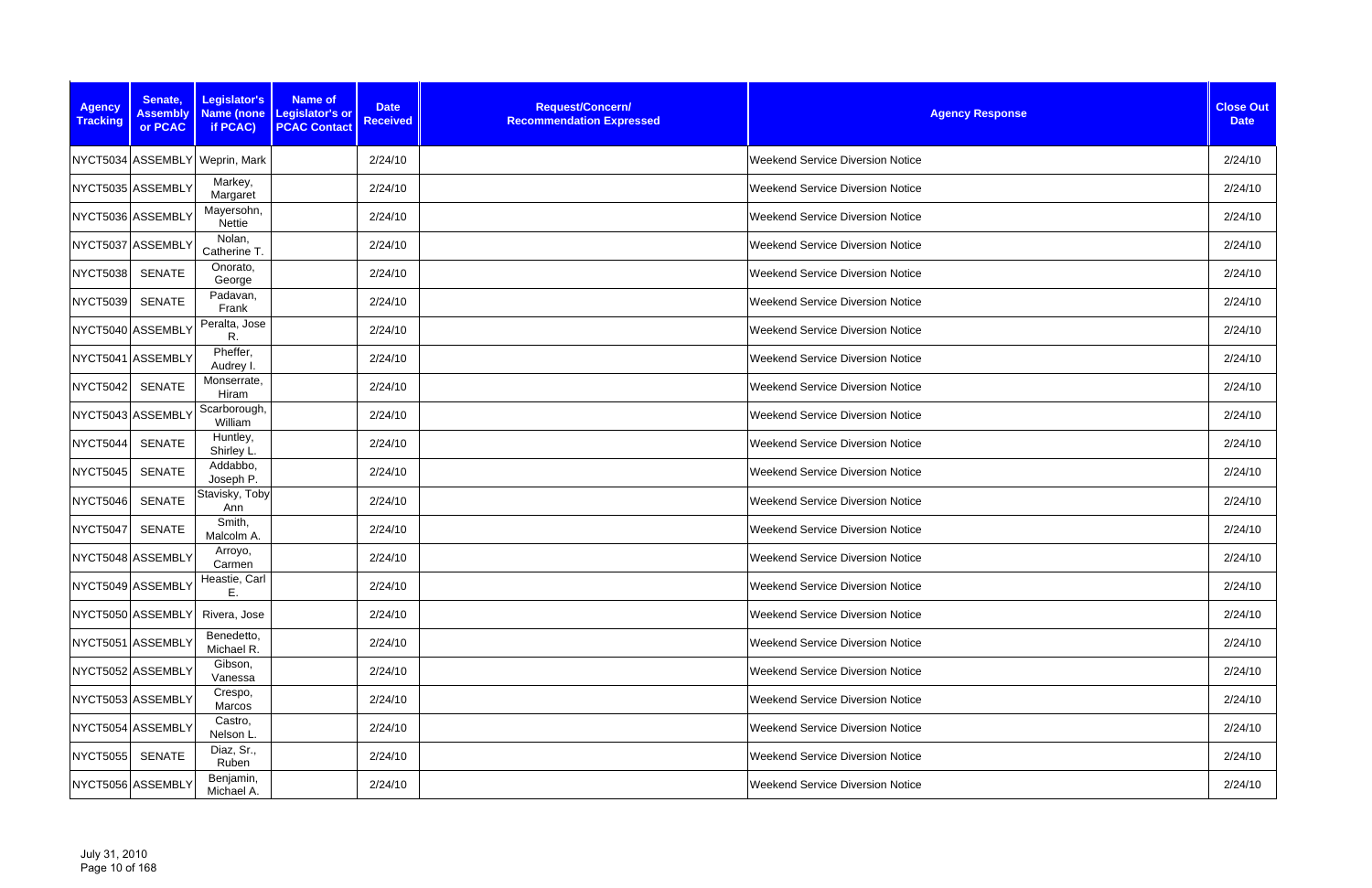| Agency Tracking | Senate, Assembly or PCAC | Legislator's Name (none if PCAC) | Name of Legislator's or PCAC Contact | Date Received | Request/Concern/ Recommendation Expressed | Agency Response | Close Out Date |
|---|---|---|---|---|---|---|---|
| NYCT5034 | ASSEMBLY | Weprin, Mark | | 2/24/10 | | Weekend Service Diversion Notice | 2/24/10 |
| NYCT5035 | ASSEMBLY | Markey, Margaret | | 2/24/10 | | Weekend Service Diversion Notice | 2/24/10 |
| NYCT5036 | ASSEMBLY | Mayersohn, Nettie | | 2/24/10 | | Weekend Service Diversion Notice | 2/24/10 |
| NYCT5037 | ASSEMBLY | Nolan, Catherine T. | | 2/24/10 | | Weekend Service Diversion Notice | 2/24/10 |
| NYCT5038 | SENATE | Onorato, George | | 2/24/10 | | Weekend Service Diversion Notice | 2/24/10 |
| NYCT5039 | SENATE | Padavan, Frank | | 2/24/10 | | Weekend Service Diversion Notice | 2/24/10 |
| NYCT5040 | ASSEMBLY | Peralta, Jose R. | | 2/24/10 | | Weekend Service Diversion Notice | 2/24/10 |
| NYCT5041 | ASSEMBLY | Pheffer, Audrey I. | | 2/24/10 | | Weekend Service Diversion Notice | 2/24/10 |
| NYCT5042 | SENATE | Monserrate, Hiram | | 2/24/10 | | Weekend Service Diversion Notice | 2/24/10 |
| NYCT5043 | ASSEMBLY | Scarborough, William | | 2/24/10 | | Weekend Service Diversion Notice | 2/24/10 |
| NYCT5044 | SENATE | Huntley, Shirley L. | | 2/24/10 | | Weekend Service Diversion Notice | 2/24/10 |
| NYCT5045 | SENATE | Addabbo, Joseph P. | | 2/24/10 | | Weekend Service Diversion Notice | 2/24/10 |
| NYCT5046 | SENATE | Stavisky, Toby Ann | | 2/24/10 | | Weekend Service Diversion Notice | 2/24/10 |
| NYCT5047 | SENATE | Smith, Malcolm A. | | 2/24/10 | | Weekend Service Diversion Notice | 2/24/10 |
| NYCT5048 | ASSEMBLY | Arroyo, Carmen | | 2/24/10 | | Weekend Service Diversion Notice | 2/24/10 |
| NYCT5049 | ASSEMBLY | Heastie, Carl E. | | 2/24/10 | | Weekend Service Diversion Notice | 2/24/10 |
| NYCT5050 | ASSEMBLY | Rivera, Jose | | 2/24/10 | | Weekend Service Diversion Notice | 2/24/10 |
| NYCT5051 | ASSEMBLY | Benedetto, Michael R. | | 2/24/10 | | Weekend Service Diversion Notice | 2/24/10 |
| NYCT5052 | ASSEMBLY | Gibson, Vanessa | | 2/24/10 | | Weekend Service Diversion Notice | 2/24/10 |
| NYCT5053 | ASSEMBLY | Crespo, Marcos | | 2/24/10 | | Weekend Service Diversion Notice | 2/24/10 |
| NYCT5054 | ASSEMBLY | Castro, Nelson L. | | 2/24/10 | | Weekend Service Diversion Notice | 2/24/10 |
| NYCT5055 | SENATE | Diaz, Sr., Ruben | | 2/24/10 | | Weekend Service Diversion Notice | 2/24/10 |
| NYCT5056 | ASSEMBLY | Benjamin, Michael A. | | 2/24/10 | | Weekend Service Diversion Notice | 2/24/10 |

July 31, 2010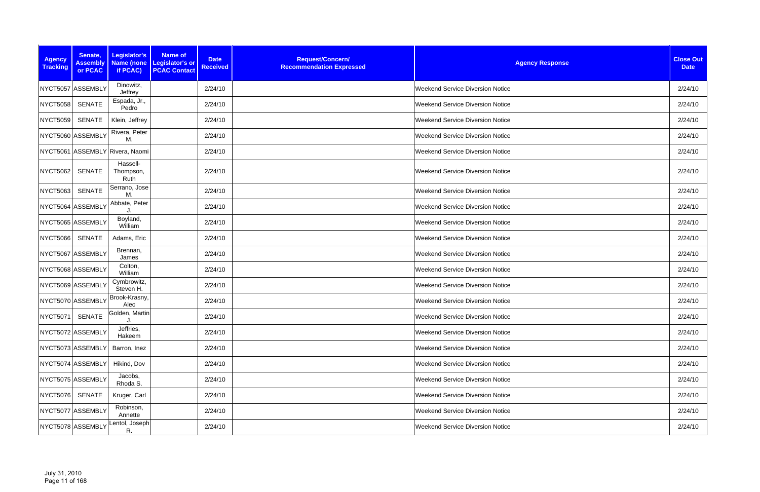| Agency Tracking | Senate, Assembly or PCAC | Legislator's Name (none if PCAC) | Name of Legislator's or PCAC Contact | Date Received | Request/Concern/ Recommendation Expressed | Agency Response | Close Out Date |
|---|---|---|---|---|---|---|---|
| NYCT5057 | ASSEMBLY | Dinowitz, Jeffrey | | 2/24/10 | | Weekend Service Diversion Notice | 2/24/10 |
| NYCT5058 | SENATE | Espada, Jr., Pedro | | 2/24/10 | | Weekend Service Diversion Notice | 2/24/10 |
| NYCT5059 | SENATE | Klein, Jeffrey | | 2/24/10 | | Weekend Service Diversion Notice | 2/24/10 |
| NYCT5060 | ASSEMBLY | Rivera, Peter M. | | 2/24/10 | | Weekend Service Diversion Notice | 2/24/10 |
| NYCT5061 | ASSEMBLY | Rivera, Naomi | | 2/24/10 | | Weekend Service Diversion Notice | 2/24/10 |
| NYCT5062 | SENATE | Hassell-Thompson, Ruth | | 2/24/10 | | Weekend Service Diversion Notice | 2/24/10 |
| NYCT5063 | SENATE | Serrano, Jose M. | | 2/24/10 | | Weekend Service Diversion Notice | 2/24/10 |
| NYCT5064 | ASSEMBLY | Abbate, Peter J. | | 2/24/10 | | Weekend Service Diversion Notice | 2/24/10 |
| NYCT5065 | ASSEMBLY | Boyland, William | | 2/24/10 | | Weekend Service Diversion Notice | 2/24/10 |
| NYCT5066 | SENATE | Adams, Eric | | 2/24/10 | | Weekend Service Diversion Notice | 2/24/10 |
| NYCT5067 | ASSEMBLY | Brennan, James | | 2/24/10 | | Weekend Service Diversion Notice | 2/24/10 |
| NYCT5068 | ASSEMBLY | Colton, William | | 2/24/10 | | Weekend Service Diversion Notice | 2/24/10 |
| NYCT5069 | ASSEMBLY | Cymbrowitz, Steven H. | | 2/24/10 | | Weekend Service Diversion Notice | 2/24/10 |
| NYCT5070 | ASSEMBLY | Brook-Krasny, Alec | | 2/24/10 | | Weekend Service Diversion Notice | 2/24/10 |
| NYCT5071 | SENATE | Golden, Martin J. | | 2/24/10 | | Weekend Service Diversion Notice | 2/24/10 |
| NYCT5072 | ASSEMBLY | Jeffries, Hakeem | | 2/24/10 | | Weekend Service Diversion Notice | 2/24/10 |
| NYCT5073 | ASSEMBLY | Barron, Inez | | 2/24/10 | | Weekend Service Diversion Notice | 2/24/10 |
| NYCT5074 | ASSEMBLY | Hikind, Dov | | 2/24/10 | | Weekend Service Diversion Notice | 2/24/10 |
| NYCT5075 | ASSEMBLY | Jacobs, Rhoda S. | | 2/24/10 | | Weekend Service Diversion Notice | 2/24/10 |
| NYCT5076 | SENATE | Kruger, Carl | | 2/24/10 | | Weekend Service Diversion Notice | 2/24/10 |
| NYCT5077 | ASSEMBLY | Robinson, Annette | | 2/24/10 | | Weekend Service Diversion Notice | 2/24/10 |
| NYCT5078 | ASSEMBLY | Lentol, Joseph R. | | 2/24/10 | | Weekend Service Diversion Notice | 2/24/10 |

July 31, 2010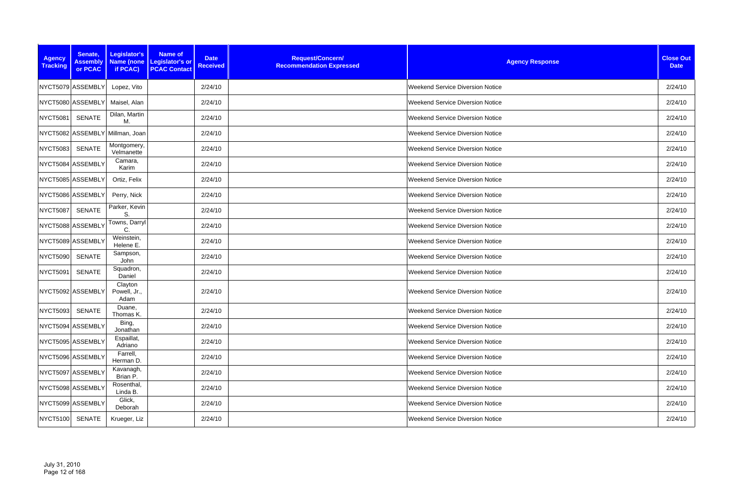| Agency Tracking | Senate, Assembly or PCAC | Legislator's Name (none if PCAC) | Name of Legislator's or PCAC Contact | Date Received | Request/Concern/ Recommendation Expressed | Agency Response | Close Out Date |
|---|---|---|---|---|---|---|---|
| NYCT5079 | ASSEMBLY | Lopez, Vito | | 2/24/10 | | Weekend Service Diversion Notice | 2/24/10 |
| NYCT5080 | ASSEMBLY | Maisel, Alan | | 2/24/10 | | Weekend Service Diversion Notice | 2/24/10 |
| NYCT5081 | SENATE | Dilan, Martin M. | | 2/24/10 | | Weekend Service Diversion Notice | 2/24/10 |
| NYCT5082 | ASSEMBLY | Millman, Joan | | 2/24/10 | | Weekend Service Diversion Notice | 2/24/10 |
| NYCT5083 | SENATE | Montgomery, Velmanette | | 2/24/10 | | Weekend Service Diversion Notice | 2/24/10 |
| NYCT5084 | ASSEMBLY | Camara, Karim | | 2/24/10 | | Weekend Service Diversion Notice | 2/24/10 |
| NYCT5085 | ASSEMBLY | Ortiz, Felix | | 2/24/10 | | Weekend Service Diversion Notice | 2/24/10 |
| NYCT5086 | ASSEMBLY | Perry, Nick | | 2/24/10 | | Weekend Service Diversion Notice | 2/24/10 |
| NYCT5087 | SENATE | Parker, Kevin S. | | 2/24/10 | | Weekend Service Diversion Notice | 2/24/10 |
| NYCT5088 | ASSEMBLY | Towns, Darryl C. | | 2/24/10 | | Weekend Service Diversion Notice | 2/24/10 |
| NYCT5089 | ASSEMBLY | Weinstein, Helene E. | | 2/24/10 | | Weekend Service Diversion Notice | 2/24/10 |
| NYCT5090 | SENATE | Sampson, John | | 2/24/10 | | Weekend Service Diversion Notice | 2/24/10 |
| NYCT5091 | SENATE | Squadron, Daniel | | 2/24/10 | | Weekend Service Diversion Notice | 2/24/10 |
| NYCT5092 | ASSEMBLY | Clayton Powell, Jr., Adam | | 2/24/10 | | Weekend Service Diversion Notice | 2/24/10 |
| NYCT5093 | SENATE | Duane, Thomas K. | | 2/24/10 | | Weekend Service Diversion Notice | 2/24/10 |
| NYCT5094 | ASSEMBLY | Bing, Jonathan | | 2/24/10 | | Weekend Service Diversion Notice | 2/24/10 |
| NYCT5095 | ASSEMBLY | Espaillat, Adriano | | 2/24/10 | | Weekend Service Diversion Notice | 2/24/10 |
| NYCT5096 | ASSEMBLY | Farrell, Herman D. | | 2/24/10 | | Weekend Service Diversion Notice | 2/24/10 |
| NYCT5097 | ASSEMBLY | Kavanagh, Brian P. | | 2/24/10 | | Weekend Service Diversion Notice | 2/24/10 |
| NYCT5098 | ASSEMBLY | Rosenthal, Linda B. | | 2/24/10 | | Weekend Service Diversion Notice | 2/24/10 |
| NYCT5099 | ASSEMBLY | Glick, Deborah | | 2/24/10 | | Weekend Service Diversion Notice | 2/24/10 |
| NYCT5100 | SENATE | Krueger, Liz | | 2/24/10 | | Weekend Service Diversion Notice | 2/24/10 |

July 31, 2010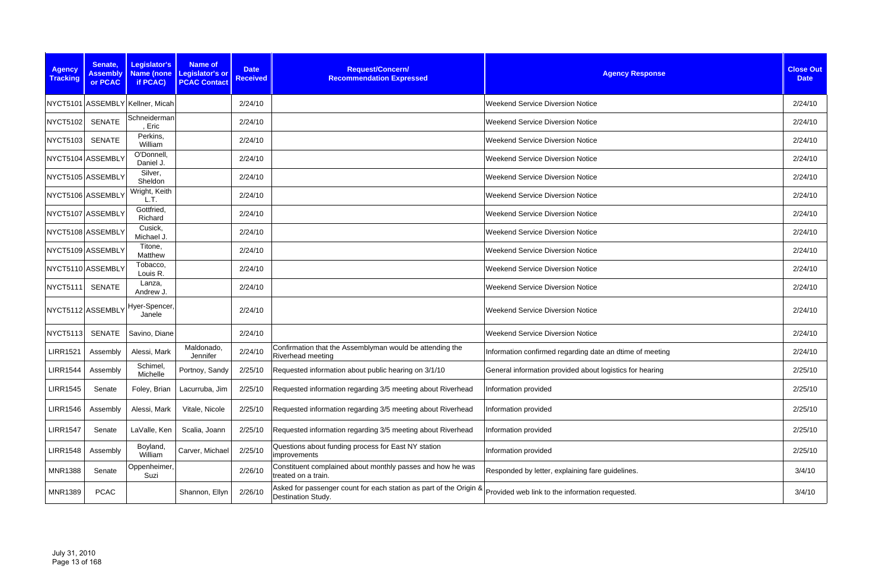| Agency Tracking | Senate, Assembly or PCAC | Legislator's Name (none if PCAC) | Name of Legislator's or PCAC Contact | Date Received | Request/Concern/ Recommendation Expressed | Agency Response | Close Out Date |
|---|---|---|---|---|---|---|---|
| NYCT5101 | ASSEMBLY | Kellner, Micah | | 2/24/10 | | Weekend Service Diversion Notice | 2/24/10 |
| NYCT5102 | SENATE | Schneiderman, Eric | | 2/24/10 | | Weekend Service Diversion Notice | 2/24/10 |
| NYCT5103 | SENATE | Perkins, William | | 2/24/10 | | Weekend Service Diversion Notice | 2/24/10 |
| NYCT5104 | ASSEMBLY | O'Donnell, Daniel J. | | 2/24/10 | | Weekend Service Diversion Notice | 2/24/10 |
| NYCT5105 | ASSEMBLY | Silver, Sheldon | | 2/24/10 | | Weekend Service Diversion Notice | 2/24/10 |
| NYCT5106 | ASSEMBLY | Wright, Keith L.T. | | 2/24/10 | | Weekend Service Diversion Notice | 2/24/10 |
| NYCT5107 | ASSEMBLY | Gottfried, Richard | | 2/24/10 | | Weekend Service Diversion Notice | 2/24/10 |
| NYCT5108 | ASSEMBLY | Cusick, Michael J. | | 2/24/10 | | Weekend Service Diversion Notice | 2/24/10 |
| NYCT5109 | ASSEMBLY | Titone, Matthew | | 2/24/10 | | Weekend Service Diversion Notice | 2/24/10 |
| NYCT5110 | ASSEMBLY | Tobacco, Louis R. | | 2/24/10 | | Weekend Service Diversion Notice | 2/24/10 |
| NYCT5111 | SENATE | Lanza, Andrew J. | | 2/24/10 | | Weekend Service Diversion Notice | 2/24/10 |
| NYCT5112 | ASSEMBLY | Hyer-Spencer, Janele | | 2/24/10 | | Weekend Service Diversion Notice | 2/24/10 |
| NYCT5113 | SENATE | Savino, Diane | | 2/24/10 | | Weekend Service Diversion Notice | 2/24/10 |
| LIRR1521 | Assembly | Alessi, Mark | Maldonado, Jennifer | 2/24/10 | Confirmation that the Assemblyman would be attending the Riverhead meeting | Information confirmed regarding date an dtime of meeting | 2/24/10 |
| LIRR1544 | Assembly | Schimel, Michelle | Portnoy, Sandy | 2/25/10 | Requested information about public hearing on 3/1/10 | General information provided about logistics for hearing | 2/25/10 |
| LIRR1545 | Senate | Foley, Brian | Lacurruba, Jim | 2/25/10 | Requested information regarding 3/5 meeting about Riverhead | Information provided | 2/25/10 |
| LIRR1546 | Assembly | Alessi, Mark | Vitale, Nicole | 2/25/10 | Requested information regarding 3/5 meeting about Riverhead | Information provided | 2/25/10 |
| LIRR1547 | Senate | LaValle, Ken | Scalia, Joann | 2/25/10 | Requested information regarding 3/5 meeting about Riverhead | Information provided | 2/25/10 |
| LIRR1548 | Assembly | Boyland, William | Carver, Michael | 2/25/10 | Questions about funding process for East NY station improvements | Information provided | 2/25/10 |
| MNR1388 | Senate | Oppenheimer, Suzi | | 2/26/10 | Constituent complained about monthly passes and how he was treated on a train. | Responded by letter, explaining fare guidelines. | 3/4/10 |
| MNR1389 | PCAC | | Shannon, Ellyn | 2/26/10 | Asked for passenger count for each station as part of the Origin & Destination Study. | Provided web link to the information requested. | 3/4/10 |

July 31, 2010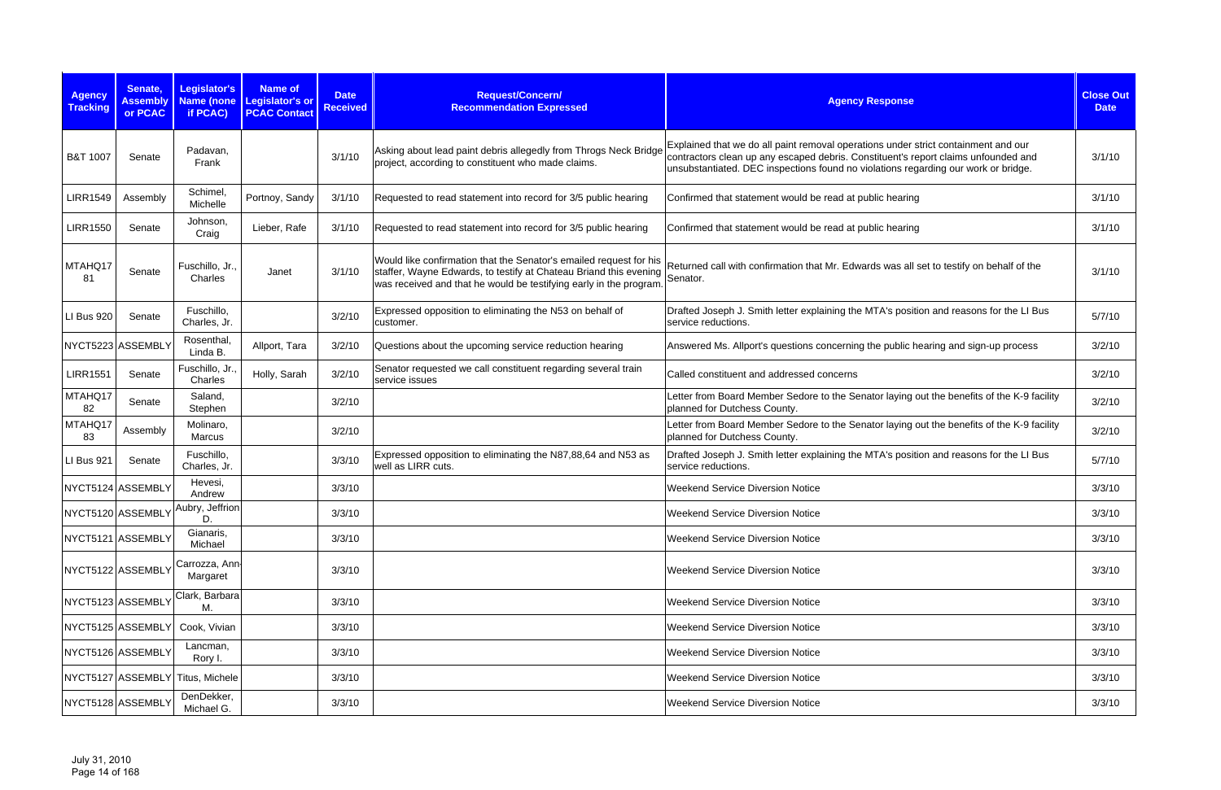| Agency Tracking | Senate, Assembly or PCAC | Legislator's Name (none if PCAC) | Name of Legislator's or PCAC Contact | Date Received | Request/Concern/ Recommendation Expressed | Agency Response | Close Out Date |
|---|---|---|---|---|---|---|---|
| B&T 1007 | Senate | Padavan, Frank | | 3/1/10 | Asking about lead paint debris allegedly from Throgs Neck Bridge project, according to constituent who made claims. | Explained that we do all paint removal operations under strict containment and our contractors clean up any escaped debris. Constituent's report claims unfounded and unsubstantiated. DEC inspections found no violations regarding our work or bridge. | 3/1/10 |
| LIRR1549 | Assembly | Schimel, Michelle | Portnoy, Sandy | 3/1/10 | Requested to read statement into record for 3/5 public hearing | Confirmed that statement would be read at public hearing | 3/1/10 |
| LIRR1550 | Senate | Johnson, Craig | Lieber, Rafe | 3/1/10 | Requested to read statement into record for 3/5 public hearing | Confirmed that statement would be read at public hearing | 3/1/10 |
| MTAHQ1781 | Senate | Fuschillo, Jr., Charles | Janet | 3/1/10 | Would like confirmation that the Senator's emailed request for his staffer, Wayne Edwards, to testify at Chateau Briand this evening was received and that he would be testifying early in the program. | Returned call with confirmation that Mr. Edwards was all set to testify on behalf of the Senator. | 3/1/10 |
| LI Bus 920 | Senate | Fuschillo, Charles, Jr. | | 3/2/10 | Expressed opposition to eliminating the N53 on behalf of customer. | Drafted Joseph J. Smith letter explaining the MTA's position and reasons for the LI Bus service reductions. | 5/7/10 |
| NYCT5223 | ASSEMBLY | Rosenthal, Linda B. | Allport, Tara | 3/2/10 | Questions about the upcoming service reduction hearing | Answered Ms. Allport's questions concerning the public hearing and sign-up process | 3/2/10 |
| LIRR1551 | Senate | Fuschillo, Jr., Charles | Holly, Sarah | 3/2/10 | Senator requested we call constituent regarding several train service issues | Called constituent and addressed concerns | 3/2/10 |
| MTAHQ1782 | Senate | Saland, Stephen | | 3/2/10 | | Letter from Board Member Sedore to the Senator laying out the benefits of the K-9 facility planned for Dutchess County. | 3/2/10 |
| MTAHQ1783 | Assembly | Molinaro, Marcus | | 3/2/10 | | Letter from Board Member Sedore to the Senator laying out the benefits of the K-9 facility planned for Dutchess County. | 3/2/10 |
| LI Bus 921 | Senate | Fuschillo, Charles, Jr | | 3/3/10 | Expressed opposition to eliminating the N87,88,64 and N53 as well as LIRR cuts. | Drafted Joseph J. Smith letter explaining the MTA's position and reasons for the LI Bus service reductions. | 5/7/10 |
| NYCT5124 | ASSEMBLY | Hevesi, Andrew | | 3/3/10 | | Weekend Service Diversion Notice | 3/3/10 |
| NYCT5120 | ASSEMBLY | Aubry, Jeffrion D. | | 3/3/10 | | Weekend Service Diversion Notice | 3/3/10 |
| NYCT5121 | ASSEMBLY | Gianaris, Michael | | 3/3/10 | | Weekend Service Diversion Notice | 3/3/10 |
| NYCT5122 | ASSEMBLY | Carrozza, Ann-Margaret | | 3/3/10 | | Weekend Service Diversion Notice | 3/3/10 |
| NYCT5123 | ASSEMBLY | Clark, Barbara M. | | 3/3/10 | | Weekend Service Diversion Notice | 3/3/10 |
| NYCT5125 | ASSEMBLY | Cook, Vivian | | 3/3/10 | | Weekend Service Diversion Notice | 3/3/10 |
| NYCT5126 | ASSEMBLY | Lancman, Rory I. | | 3/3/10 | | Weekend Service Diversion Notice | 3/3/10 |
| NYCT5127 | ASSEMBLY | Titus, Michele | | 3/3/10 | | Weekend Service Diversion Notice | 3/3/10 |
| NYCT5128 | ASSEMBLY | DenDekker, Michael G. | | 3/3/10 | | Weekend Service Diversion Notice | 3/3/10 |

July 31, 2010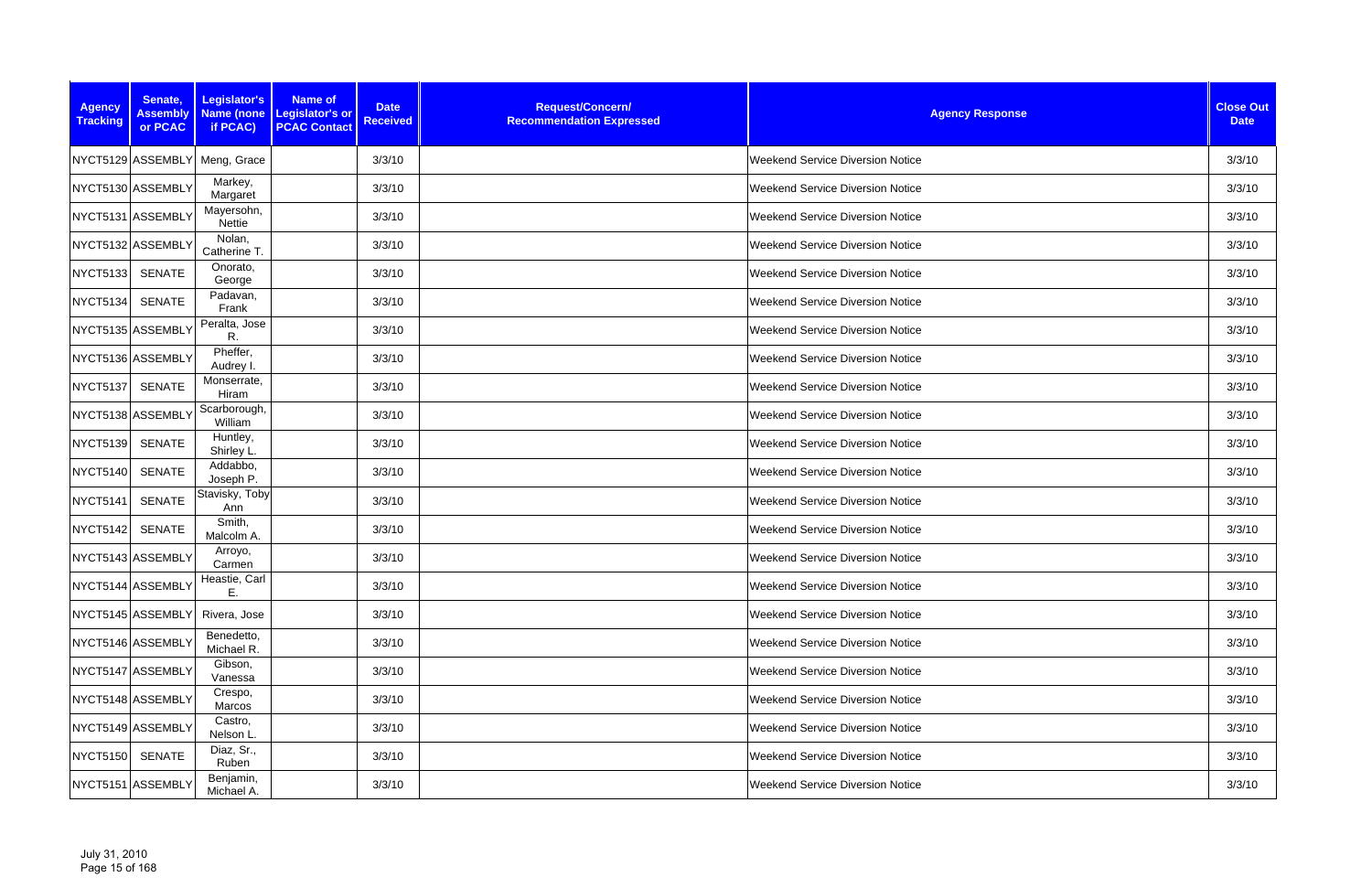| Agency Tracking | Senate, Assembly or PCAC | Legislator's Name (none if PCAC) | Name of Legislator's or PCAC Contact | Date Received | Request/Concern/ Recommendation Expressed | Agency Response | Close Out Date |
|---|---|---|---|---|---|---|---|
| NYCT5129 | ASSEMBLY | Meng, Grace | | 3/3/10 | | Weekend Service Diversion Notice | 3/3/10 |
| NYCT5130 | ASSEMBLY | Markey, Margaret | | 3/3/10 | | Weekend Service Diversion Notice | 3/3/10 |
| NYCT5131 | ASSEMBLY | Mayersohn, Nettie | | 3/3/10 | | Weekend Service Diversion Notice | 3/3/10 |
| NYCT5132 | ASSEMBLY | Nolan, Catherine T. | | 3/3/10 | | Weekend Service Diversion Notice | 3/3/10 |
| NYCT5133 | SENATE | Onorato, George | | 3/3/10 | | Weekend Service Diversion Notice | 3/3/10 |
| NYCT5134 | SENATE | Padavan, Frank | | 3/3/10 | | Weekend Service Diversion Notice | 3/3/10 |
| NYCT5135 | ASSEMBLY | Peralta, Jose R. | | 3/3/10 | | Weekend Service Diversion Notice | 3/3/10 |
| NYCT5136 | ASSEMBLY | Pheffer, Audrey I. | | 3/3/10 | | Weekend Service Diversion Notice | 3/3/10 |
| NYCT5137 | SENATE | Monserrate, Hiram | | 3/3/10 | | Weekend Service Diversion Notice | 3/3/10 |
| NYCT5138 | ASSEMBLY | Scarborough, William | | 3/3/10 | | Weekend Service Diversion Notice | 3/3/10 |
| NYCT5139 | SENATE | Huntley, Shirley L. | | 3/3/10 | | Weekend Service Diversion Notice | 3/3/10 |
| NYCT5140 | SENATE | Addabbo, Joseph P. | | 3/3/10 | | Weekend Service Diversion Notice | 3/3/10 |
| NYCT5141 | SENATE | Stavisky, Toby Ann | | 3/3/10 | | Weekend Service Diversion Notice | 3/3/10 |
| NYCT5142 | SENATE | Smith, Malcolm A. | | 3/3/10 | | Weekend Service Diversion Notice | 3/3/10 |
| NYCT5143 | ASSEMBLY | Arroyo, Carmen | | 3/3/10 | | Weekend Service Diversion Notice | 3/3/10 |
| NYCT5144 | ASSEMBLY | Heastie, Carl E. | | 3/3/10 | | Weekend Service Diversion Notice | 3/3/10 |
| NYCT5145 | ASSEMBLY | Rivera, Jose | | 3/3/10 | | Weekend Service Diversion Notice | 3/3/10 |
| NYCT5146 | ASSEMBLY | Benedetto, Michael R. | | 3/3/10 | | Weekend Service Diversion Notice | 3/3/10 |
| NYCT5147 | ASSEMBLY | Gibson, Vanessa | | 3/3/10 | | Weekend Service Diversion Notice | 3/3/10 |
| NYCT5148 | ASSEMBLY | Crespo, Marcos | | 3/3/10 | | Weekend Service Diversion Notice | 3/3/10 |
| NYCT5149 | ASSEMBLY | Castro, Nelson L. | | 3/3/10 | | Weekend Service Diversion Notice | 3/3/10 |
| NYCT5150 | SENATE | Diaz, Sr., Ruben | | 3/3/10 | | Weekend Service Diversion Notice | 3/3/10 |
| NYCT5151 | ASSEMBLY | Benjamin, Michael A. | | 3/3/10 | | Weekend Service Diversion Notice | 3/3/10 |

July 31, 2010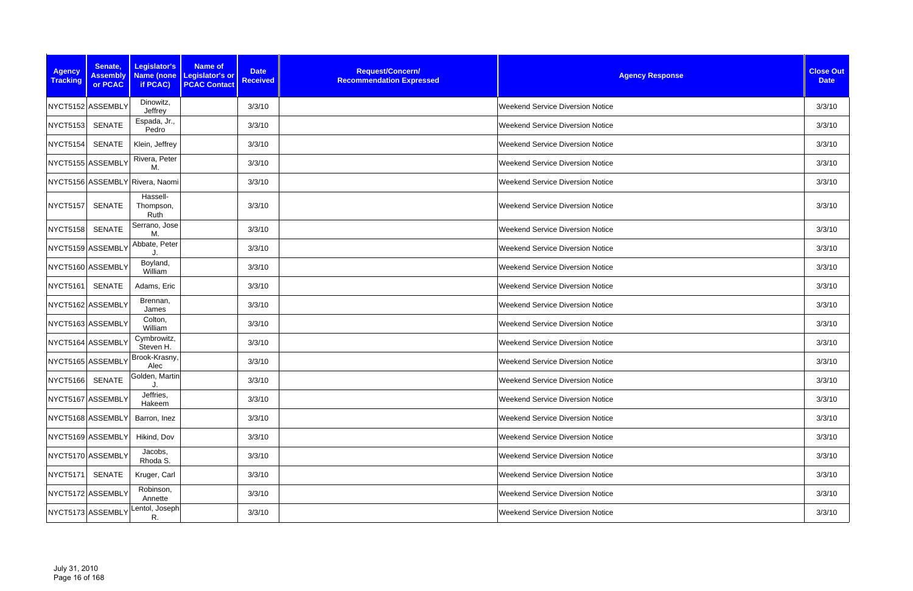| Agency Tracking | Senate, Assembly or PCAC | Legislator's Name (none if PCAC) | Name of Legislator's or PCAC Contact | Date Received | Request/Concern/ Recommendation Expressed | Agency Response | Close Out Date |
|---|---|---|---|---|---|---|---|
| NYCT5152 | ASSEMBLY | Dinowitz, Jeffrey | | 3/3/10 | | Weekend Service Diversion Notice | 3/3/10 |
| NYCT5153 | SENATE | Espada, Jr., Pedro | | 3/3/10 | | Weekend Service Diversion Notice | 3/3/10 |
| NYCT5154 | SENATE | Klein, Jeffrey | | 3/3/10 | | Weekend Service Diversion Notice | 3/3/10 |
| NYCT5155 | ASSEMBLY | Rivera, Peter M. | | 3/3/10 | | Weekend Service Diversion Notice | 3/3/10 |
| NYCT5156 | ASSEMBLY | Rivera, Naomi | | 3/3/10 | | Weekend Service Diversion Notice | 3/3/10 |
| NYCT5157 | SENATE | Hassell-Thompson, Ruth | | 3/3/10 | | Weekend Service Diversion Notice | 3/3/10 |
| NYCT5158 | SENATE | Serrano, Jose M. | | 3/3/10 | | Weekend Service Diversion Notice | 3/3/10 |
| NYCT5159 | ASSEMBLY | Abbate, Peter J. | | 3/3/10 | | Weekend Service Diversion Notice | 3/3/10 |
| NYCT5160 | ASSEMBLY | Boyland, William | | 3/3/10 | | Weekend Service Diversion Notice | 3/3/10 |
| NYCT5161 | SENATE | Adams, Eric | | 3/3/10 | | Weekend Service Diversion Notice | 3/3/10 |
| NYCT5162 | ASSEMBLY | Brennan, James | | 3/3/10 | | Weekend Service Diversion Notice | 3/3/10 |
| NYCT5163 | ASSEMBLY | Colton, William | | 3/3/10 | | Weekend Service Diversion Notice | 3/3/10 |
| NYCT5164 | ASSEMBLY | Cymbrowitz, Steven H. | | 3/3/10 | | Weekend Service Diversion Notice | 3/3/10 |
| NYCT5165 | ASSEMBLY | Brook-Krasny, Alec | | 3/3/10 | | Weekend Service Diversion Notice | 3/3/10 |
| NYCT5166 | SENATE | Golden, Martin J. | | 3/3/10 | | Weekend Service Diversion Notice | 3/3/10 |
| NYCT5167 | ASSEMBLY | Jeffries, Hakeem | | 3/3/10 | | Weekend Service Diversion Notice | 3/3/10 |
| NYCT5168 | ASSEMBLY | Barron, Inez | | 3/3/10 | | Weekend Service Diversion Notice | 3/3/10 |
| NYCT5169 | ASSEMBLY | Hikind, Dov | | 3/3/10 | | Weekend Service Diversion Notice | 3/3/10 |
| NYCT5170 | ASSEMBLY | Jacobs, Rhoda S. | | 3/3/10 | | Weekend Service Diversion Notice | 3/3/10 |
| NYCT5171 | SENATE | Kruger, Carl | | 3/3/10 | | Weekend Service Diversion Notice | 3/3/10 |
| NYCT5172 | ASSEMBLY | Robinson, Annette | | 3/3/10 | | Weekend Service Diversion Notice | 3/3/10 |
| NYCT5173 | ASSEMBLY | Lentol, Joseph R. | | 3/3/10 | | Weekend Service Diversion Notice | 3/3/10 |

July 31, 2010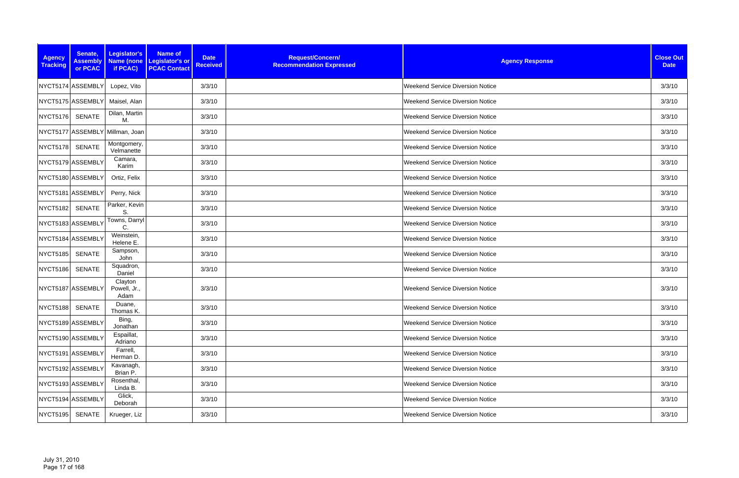| Agency Tracking | Senate, Assembly or PCAC | Legislator's Name (none if PCAC) | Name of Legislator's or PCAC Contact | Date Received | Request/Concern/ Recommendation Expressed | Agency Response | Close Out Date |
|---|---|---|---|---|---|---|---|
| NYCT5174 | ASSEMBLY | Lopez, Vito | | 3/3/10 | | Weekend Service Diversion Notice | 3/3/10 |
| NYCT5175 | ASSEMBLY | Maisel, Alan | | 3/3/10 | | Weekend Service Diversion Notice | 3/3/10 |
| NYCT5176 | SENATE | Dilan, Martin M. | | 3/3/10 | | Weekend Service Diversion Notice | 3/3/10 |
| NYCT5177 | ASSEMBLY | Millman, Joan | | 3/3/10 | | Weekend Service Diversion Notice | 3/3/10 |
| NYCT5178 | SENATE | Montgomery, Velmanette | | 3/3/10 | | Weekend Service Diversion Notice | 3/3/10 |
| NYCT5179 | ASSEMBLY | Camara, Karim | | 3/3/10 | | Weekend Service Diversion Notice | 3/3/10 |
| NYCT5180 | ASSEMBLY | Ortiz, Felix | | 3/3/10 | | Weekend Service Diversion Notice | 3/3/10 |
| NYCT5181 | ASSEMBLY | Perry, Nick | | 3/3/10 | | Weekend Service Diversion Notice | 3/3/10 |
| NYCT5182 | SENATE | Parker, Kevin S. | | 3/3/10 | | Weekend Service Diversion Notice | 3/3/10 |
| NYCT5183 | ASSEMBLY | Towns, Darryl C. | | 3/3/10 | | Weekend Service Diversion Notice | 3/3/10 |
| NYCT5184 | ASSEMBLY | Weinstein, Helene E. | | 3/3/10 | | Weekend Service Diversion Notice | 3/3/10 |
| NYCT5185 | SENATE | Sampson, John | | 3/3/10 | | Weekend Service Diversion Notice | 3/3/10 |
| NYCT5186 | SENATE | Squadron, Daniel | | 3/3/10 | | Weekend Service Diversion Notice | 3/3/10 |
| NYCT5187 | ASSEMBLY | Clayton Powell, Jr., Adam | | 3/3/10 | | Weekend Service Diversion Notice | 3/3/10 |
| NYCT5188 | SENATE | Duane, Thomas K. | | 3/3/10 | | Weekend Service Diversion Notice | 3/3/10 |
| NYCT5189 | ASSEMBLY | Bing, Jonathan | | 3/3/10 | | Weekend Service Diversion Notice | 3/3/10 |
| NYCT5190 | ASSEMBLY | Espaillat, Adriano | | 3/3/10 | | Weekend Service Diversion Notice | 3/3/10 |
| NYCT5191 | ASSEMBLY | Farrell, Herman D. | | 3/3/10 | | Weekend Service Diversion Notice | 3/3/10 |
| NYCT5192 | ASSEMBLY | Kavanagh, Brian P. | | 3/3/10 | | Weekend Service Diversion Notice | 3/3/10 |
| NYCT5193 | ASSEMBLY | Rosenthal, Linda B. | | 3/3/10 | | Weekend Service Diversion Notice | 3/3/10 |
| NYCT5194 | ASSEMBLY | Glick, Deborah | | 3/3/10 | | Weekend Service Diversion Notice | 3/3/10 |
| NYCT5195 | SENATE | Krueger, Liz | | 3/3/10 | | Weekend Service Diversion Notice | 3/3/10 |

July 31, 2010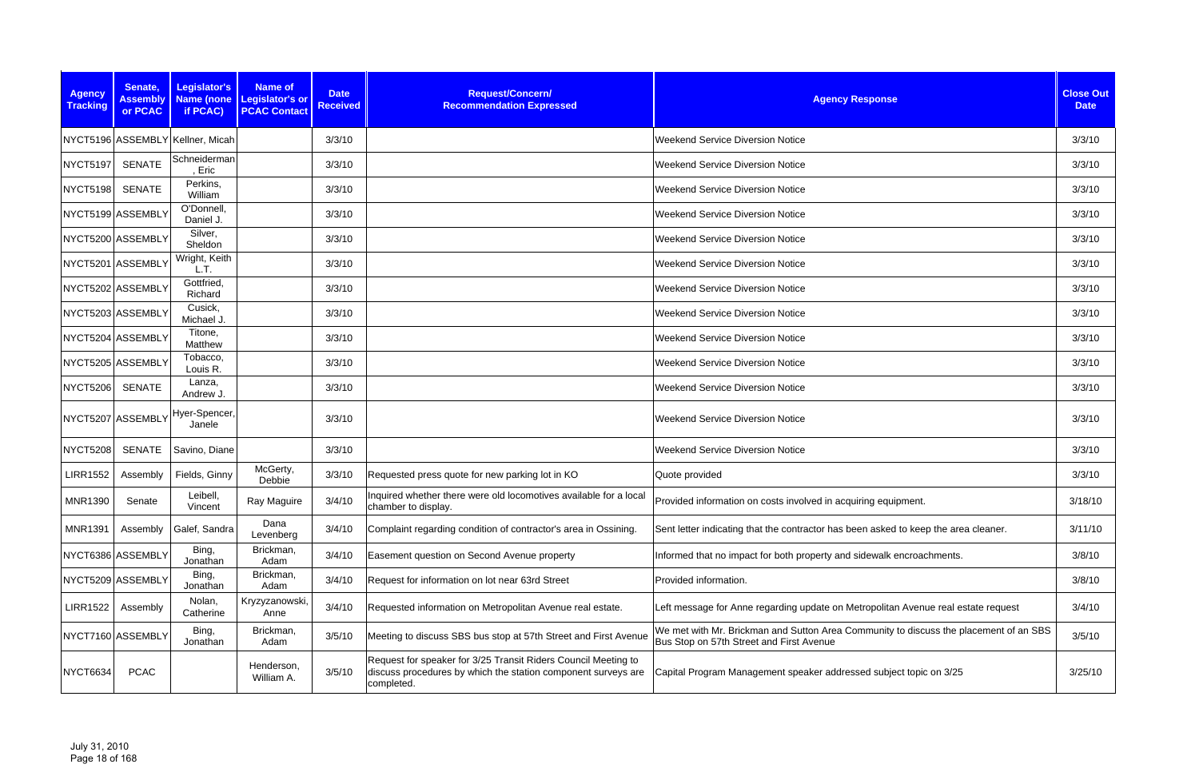| Agency Tracking | Senate, Assembly or PCAC | Legislator's Name (none if PCAC) | Name of Legislator's or PCAC Contact | Date Received | Request/Concern/ Recommendation Expressed | Agency Response | Close Out Date |
|---|---|---|---|---|---|---|---|
| NYCT5196 | ASSEMBLY | Kellner, Micah | | 3/3/10 | | Weekend Service Diversion Notice | 3/3/10 |
| NYCT5197 | SENATE | Schneiderman, Eric | | 3/3/10 | | Weekend Service Diversion Notice | 3/3/10 |
| NYCT5198 | SENATE | Perkins, William | | 3/3/10 | | Weekend Service Diversion Notice | 3/3/10 |
| NYCT5199 | ASSEMBLY | O'Donnell, Daniel J. | | 3/3/10 | | Weekend Service Diversion Notice | 3/3/10 |
| NYCT5200 | ASSEMBLY | Silver, Sheldon | | 3/3/10 | | Weekend Service Diversion Notice | 3/3/10 |
| NYCT5201 | ASSEMBLY | Wright, Keith L.T. | | 3/3/10 | | Weekend Service Diversion Notice | 3/3/10 |
| NYCT5202 | ASSEMBLY | Gottfried, Richard | | 3/3/10 | | Weekend Service Diversion Notice | 3/3/10 |
| NYCT5203 | ASSEMBLY | Cusick, Michael J. | | 3/3/10 | | Weekend Service Diversion Notice | 3/3/10 |
| NYCT5204 | ASSEMBLY | Titone, Matthew | | 3/3/10 | | Weekend Service Diversion Notice | 3/3/10 |
| NYCT5205 | ASSEMBLY | Tobacco, Louis R. | | 3/3/10 | | Weekend Service Diversion Notice | 3/3/10 |
| NYCT5206 | SENATE | Lanza, Andrew J. | | 3/3/10 | | Weekend Service Diversion Notice | 3/3/10 |
| NYCT5207 | ASSEMBLY | Hyer-Spencer, Janele | | 3/3/10 | | Weekend Service Diversion Notice | 3/3/10 |
| NYCT5208 | SENATE | Savino, Diane | | 3/3/10 | | Weekend Service Diversion Notice | 3/3/10 |
| LIRR1552 | Assembly | Fields, Ginny | McGerty, Debbie | 3/3/10 | Requested press quote for new parking lot in KO | Quote provided | 3/3/10 |
| MNR1390 | Senate | Leibell, Vincent | Ray Maguire | 3/4/10 | Inquired whether there were old locomotives available for a local chamber to display. | Provided information on costs involved in acquiring equipment. | 3/18/10 |
| MNR1391 | Assembly | Galef, Sandra | Dana Levenberg | 3/4/10 | Complaint regarding condition of contractor's area in Ossining. | Sent letter indicating that the contractor has been asked to keep the area cleaner. | 3/11/10 |
| NYCT6386 | ASSEMBLY | Bing, Jonathan | Brickman, Adam | 3/4/10 | Easement question on Second Avenue property | Informed that no impact for both property and sidewalk encroachments. | 3/8/10 |
| NYCT5209 | ASSEMBLY | Bing, Jonathan | Brickman, Adam | 3/4/10 | Request for information on lot near 63rd Street | Provided information. | 3/8/10 |
| LIRR1522 | Assembly | Nolan, Catherine | Kryzyzanowski, Anne | 3/4/10 | Requested information on Metropolitan Avenue real estate. | Left message for Anne regarding update on Metropolitan Avenue real estate request | 3/4/10 |
| NYCT7160 | ASSEMBLY | Bing, Jonathan | Brickman, Adam | 3/5/10 | Meeting to discuss SBS bus stop at 57th Street and First Avenue | We met with Mr. Brickman and Sutton Area Community to discuss the placement of an SBS Bus Stop on 57th Street and First Avenue | 3/5/10 |
| NYCT6634 | PCAC | | Henderson, William A. | 3/5/10 | Request for speaker for 3/25 Transit Riders Council Meeting to discuss procedures by which the station component surveys are completed. | Capital Program Management speaker addressed subject topic on 3/25 | 3/25/10 |

July 31, 2010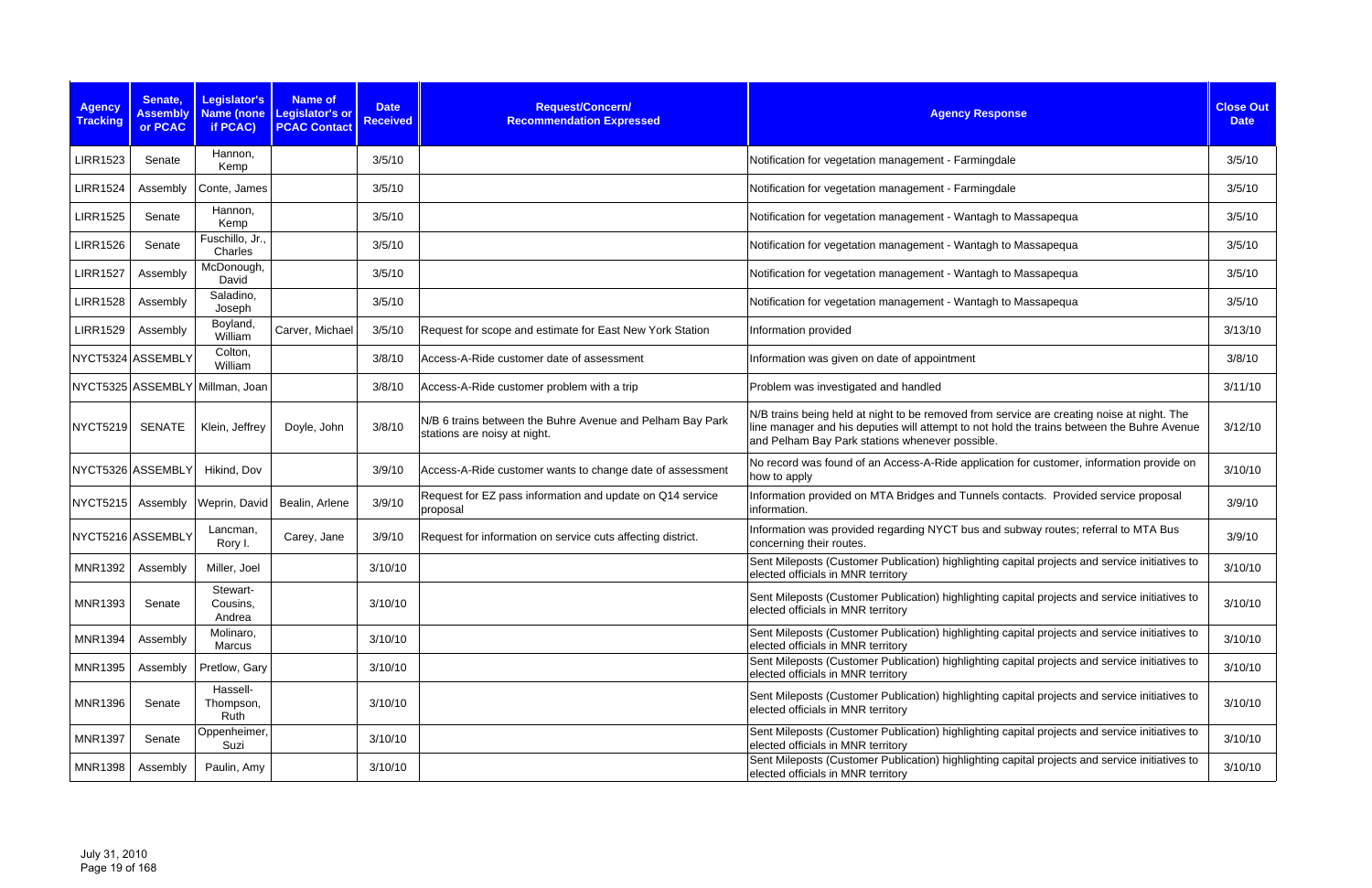| Agency Tracking | Senate, Assembly or PCAC | Legislator's Name (none if PCAC) | Name of Legislator's or PCAC Contact | Date Received | Request/Concern/ Recommendation Expressed | Agency Response | Close Out Date |
|---|---|---|---|---|---|---|---|
| LIRR1523 | Senate | Hannon, Kemp | | 3/5/10 | | Notification for vegetation management - Farmingdale | 3/5/10 |
| LIRR1524 | Assembly | Conte, James | | 3/5/10 | | Notification for vegetation management - Farmingdale | 3/5/10 |
| LIRR1525 | Senate | Hannon, Kemp | | 3/5/10 | | Notification for vegetation management - Wantagh to Massapequa | 3/5/10 |
| LIRR1526 | Senate | Fuschillo, Jr., Charles | | 3/5/10 | | Notification for vegetation management - Wantagh to Massapequa | 3/5/10 |
| LIRR1527 | Assembly | McDonough, David | | 3/5/10 | | Notification for vegetation management - Wantagh to Massapequa | 3/5/10 |
| LIRR1528 | Assembly | Saladino, Joseph | | 3/5/10 | | Notification for vegetation management - Wantagh to Massapequa | 3/5/10 |
| LIRR1529 | Assembly | Boyland, William | Carver, Michael | 3/5/10 | Request for scope and estimate for East New York Station | Information provided | 3/13/10 |
| NYCT5324 | ASSEMBLY | Colton, William | | 3/8/10 | Access-A-Ride customer date of assessment | Information was given on date of appointment | 3/8/10 |
| NYCT5325 | ASSEMBLY | Millman, Joan | | 3/8/10 | Access-A-Ride customer problem with a trip | Problem was investigated and handled | 3/11/10 |
| NYCT5219 | SENATE | Klein, Jeffrey | Doyle, John | 3/8/10 | N/B 6 trains between the Buhre Avenue and Pelham Bay Park stations are noisy at night. | N/B trains being held at night to be removed from service are creating noise at night. The line manager and his deputies will attempt to not hold the trains between the Buhre Avenue and Pelham Bay Park stations whenever possible. | 3/12/10 |
| NYCT5326 | ASSEMBLY | Hikind, Dov | | 3/9/10 | Access-A-Ride customer wants to change date of assessment | No record was found of an Access-A-Ride application for customer, information provide on how to apply | 3/10/10 |
| NYCT5215 | Assembly | Weprin, David | Bealin, Arlene | 3/9/10 | Request for EZ pass information and update on Q14 service proposal | Information provided on MTA Bridges and Tunnels contacts. Provided service proposal information. | 3/9/10 |
| NYCT5216 | ASSEMBLY | Lancman, Rory I. | Carey, Jane | 3/9/10 | Request for information on service cuts affecting district. | Information was provided regarding NYCT bus and subway routes; referral to MTA Bus concerning their routes. | 3/9/10 |
| MNR1392 | Assembly | Miller, Joel | | 3/10/10 | | Sent Mileposts (Customer Publication) highlighting capital projects and service initiatives to elected officials in MNR territory | 3/10/10 |
| MNR1393 | Senate | Stewart-Cousins, Andrea | | 3/10/10 | | Sent Mileposts (Customer Publication) highlighting capital projects and service initiatives to elected officials in MNR territory | 3/10/10 |
| MNR1394 | Assembly | Molinaro, Marcus | | 3/10/10 | | Sent Mileposts (Customer Publication) highlighting capital projects and service initiatives to elected officials in MNR territory | 3/10/10 |
| MNR1395 | Assembly | Pretlow, Gary | | 3/10/10 | | Sent Mileposts (Customer Publication) highlighting capital projects and service initiatives to elected officials in MNR territory | 3/10/10 |
| MNR1396 | Senate | Hassell-Thompson, Ruth | | 3/10/10 | | Sent Mileposts (Customer Publication) highlighting capital projects and service initiatives to elected officials in MNR territory | 3/10/10 |
| MNR1397 | Senate | Oppenheimer, Suzi | | 3/10/10 | | Sent Mileposts (Customer Publication) highlighting capital projects and service initiatives to elected officials in MNR territory | 3/10/10 |
| MNR1398 | Assembly | Paulin, Amy | | 3/10/10 | | Sent Mileposts (Customer Publication) highlighting capital projects and service initiatives to elected officials in MNR territory | 3/10/10 |

July 31, 2010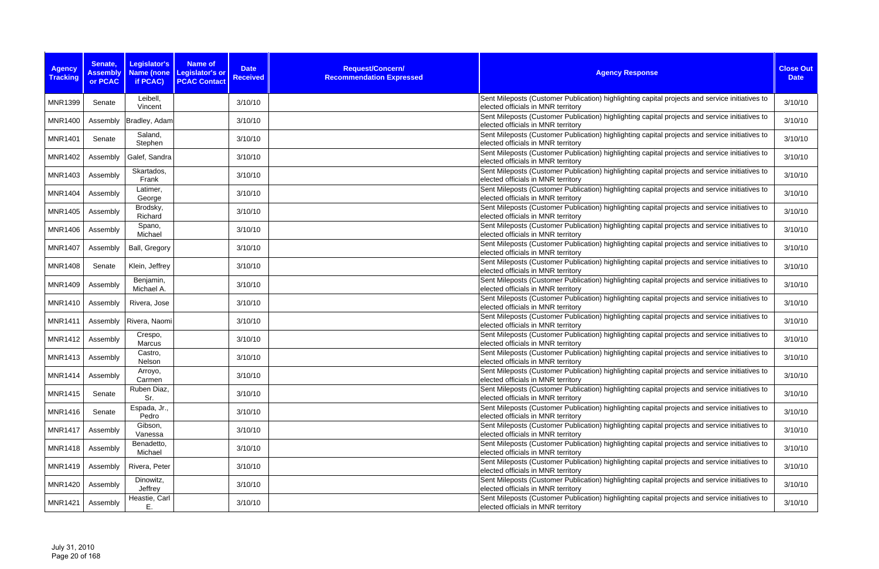| Agency Tracking | Senate, Assembly or PCAC | Legislator's Name (none if PCAC) | Name of Legislator's or PCAC Contact | Date Received | Request/Concern/ Recommendation Expressed | Agency Response | Close Out Date |
|---|---|---|---|---|---|---|---|
| MNR1399 | Senate | Leibell, Vincent | | 3/10/10 | | Sent Mileposts (Customer Publication) highlighting capital projects and service initiatives to elected officials in MNR territory | 3/10/10 |
| MNR1400 | Assembly | Bradley, Adam | | 3/10/10 | | Sent Mileposts (Customer Publication) highlighting capital projects and service initiatives to elected officials in MNR territory | 3/10/10 |
| MNR1401 | Senate | Saland, Stephen | | 3/10/10 | | Sent Mileposts (Customer Publication) highlighting capital projects and service initiatives to elected officials in MNR territory | 3/10/10 |
| MNR1402 | Assembly | Galef, Sandra | | 3/10/10 | | Sent Mileposts (Customer Publication) highlighting capital projects and service initiatives to elected officials in MNR territory | 3/10/10 |
| MNR1403 | Assembly | Skartados, Frank | | 3/10/10 | | Sent Mileposts (Customer Publication) highlighting capital projects and service initiatives to elected officials in MNR territory | 3/10/10 |
| MNR1404 | Assembly | Latimer, George | | 3/10/10 | | Sent Mileposts (Customer Publication) highlighting capital projects and service initiatives to elected officials in MNR territory | 3/10/10 |
| MNR1405 | Assembly | Brodsky, Richard | | 3/10/10 | | Sent Mileposts (Customer Publication) highlighting capital projects and service initiatives to elected officials in MNR territory | 3/10/10 |
| MNR1406 | Assembly | Spano, Michael | | 3/10/10 | | Sent Mileposts (Customer Publication) highlighting capital projects and service initiatives to elected officials in MNR territory | 3/10/10 |
| MNR1407 | Assembly | Ball, Gregory | | 3/10/10 | | Sent Mileposts (Customer Publication) highlighting capital projects and service initiatives to elected officials in MNR territory | 3/10/10 |
| MNR1408 | Senate | Klein, Jeffrey | | 3/10/10 | | Sent Mileposts (Customer Publication) highlighting capital projects and service initiatives to elected officials in MNR territory | 3/10/10 |
| MNR1409 | Assembly | Benjamin, Michael A. | | 3/10/10 | | Sent Mileposts (Customer Publication) highlighting capital projects and service initiatives to elected officials in MNR territory | 3/10/10 |
| MNR1410 | Assembly | Rivera, Jose | | 3/10/10 | | Sent Mileposts (Customer Publication) highlighting capital projects and service initiatives to elected officials in MNR territory | 3/10/10 |
| MNR1411 | Assembly | Rivera, Naomi | | 3/10/10 | | Sent Mileposts (Customer Publication) highlighting capital projects and service initiatives to elected officials in MNR territory | 3/10/10 |
| MNR1412 | Assembly | Crespo, Marcus | | 3/10/10 | | Sent Mileposts (Customer Publication) highlighting capital projects and service initiatives to elected officials in MNR territory | 3/10/10 |
| MNR1413 | Assembly | Castro, Nelson | | 3/10/10 | | Sent Mileposts (Customer Publication) highlighting capital projects and service initiatives to elected officials in MNR territory | 3/10/10 |
| MNR1414 | Assembly | Arroyo, Carmen | | 3/10/10 | | Sent Mileposts (Customer Publication) highlighting capital projects and service initiatives to elected officials in MNR territory | 3/10/10 |
| MNR1415 | Senate | Ruben Diaz, Sr. | | 3/10/10 | | Sent Mileposts (Customer Publication) highlighting capital projects and service initiatives to elected officials in MNR territory | 3/10/10 |
| MNR1416 | Senate | Espada, Jr., Pedro | | 3/10/10 | | Sent Mileposts (Customer Publication) highlighting capital projects and service initiatives to elected officials in MNR territory | 3/10/10 |
| MNR1417 | Assembly | Gibson, Vanessa | | 3/10/10 | | Sent Mileposts (Customer Publication) highlighting capital projects and service initiatives to elected officials in MNR territory | 3/10/10 |
| MNR1418 | Assembly | Benadetto, Michael | | 3/10/10 | | Sent Mileposts (Customer Publication) highlighting capital projects and service initiatives to elected officials in MNR territory | 3/10/10 |
| MNR1419 | Assembly | Rivera, Peter | | 3/10/10 | | Sent Mileposts (Customer Publication) highlighting capital projects and service initiatives to elected officials in MNR territory | 3/10/10 |
| MNR1420 | Assembly | Dinowitz, Jeffrey | | 3/10/10 | | Sent Mileposts (Customer Publication) highlighting capital projects and service initiatives to elected officials in MNR territory | 3/10/10 |
| MNR1421 | Assembly | Heastie, Carl E. | | 3/10/10 | | Sent Mileposts (Customer Publication) highlighting capital projects and service initiatives to elected officials in MNR territory | 3/10/10 |

July 31, 2010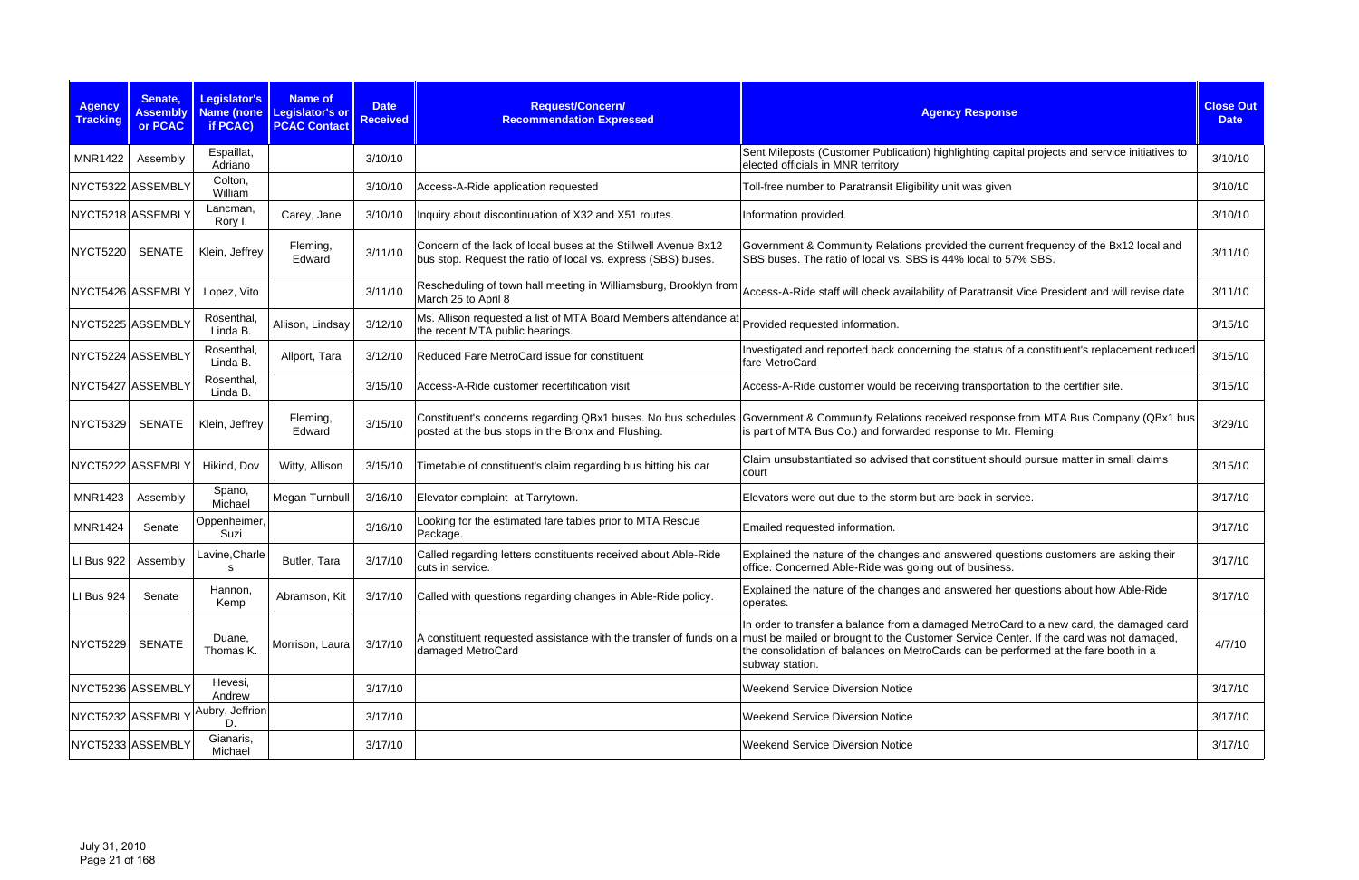| Agency Tracking | Senate, Assembly or PCAC | Legislator's Name (none if PCAC) | Name of Legislator's or PCAC Contact | Date Received | Request/Concern/ Recommendation Expressed | Agency Response | Close Out Date |
|---|---|---|---|---|---|---|---|
| MNR1422 | Assembly | Espaillat, Adriano | | 3/10/10 | | Sent Mileposts (Customer Publication) highlighting capital projects and service initiatives to elected officials in MNR territory | 3/10/10 |
| NYCT5322 | ASSEMBLY | Colton, William | | 3/10/10 | Access-A-Ride application requested | Toll-free number to Paratransit Eligibility unit was given | 3/10/10 |
| NYCT5218 | ASSEMBLY | Lancman, Rory I. | Carey, Jane | 3/10/10 | Inquiry about discontinuation of X32 and X51 routes. | Information provided. | 3/10/10 |
| NYCT5220 | SENATE | Klein, Jeffrey | Fleming, Edward | 3/11/10 | Concern of the lack of local buses at the Stillwell Avenue Bx12 bus stop. Request the ratio of local vs. express (SBS) buses. | Government & Community Relations provided the current frequency of the Bx12 local and SBS buses. The ratio of local vs. SBS is 44% local to 57% SBS. | 3/11/10 |
| NYCT5426 | ASSEMBLY | Lopez, Vito | | 3/11/10 | Rescheduling of town hall meeting in Williamsburg, Brooklyn from March 25 to April 8 | Access-A-Ride staff will check availability of Paratransit Vice President and will revise date | 3/11/10 |
| NYCT5225 | ASSEMBLY | Rosenthal, Linda B. | Allison, Lindsay | 3/12/10 | Ms. Allison requested a list of MTA Board Members attendance at the recent MTA public hearings. | Provided requested information. | 3/15/10 |
| NYCT5224 | ASSEMBLY | Rosenthal, Linda B. | Allport, Tara | 3/12/10 | Reduced Fare MetroCard issue for constituent | Investigated and reported back concerning the status of a constituent's replacement reduced fare MetroCard | 3/15/10 |
| NYCT5427 | ASSEMBLY | Rosenthal, Linda B. | | 3/15/10 | Access-A-Ride customer recertification visit | Access-A-Ride customer would be receiving transportation to the certifier site. | 3/15/10 |
| NYCT5329 | SENATE | Klein, Jeffrey | Fleming, Edward | 3/15/10 | Constituent's concerns regarding QBx1 buses. No bus schedules posted at the bus stops in the Bronx and Flushing. | Government & Community Relations received response from MTA Bus Company (QBx1 bus is part of MTA Bus Co.) and forwarded response to Mr. Fleming. | 3/29/10 |
| NYCT5222 | ASSEMBLY | Hikind, Dov | Witty, Allison | 3/15/10 | Timetable of constituent's claim regarding bus hitting his car | Claim unsubstantiated so advised that constituent should pursue matter in small claims court | 3/15/10 |
| MNR1423 | Assembly | Spano, Michael | Megan Turnbull | 3/16/10 | Elevator complaint at Tarrytown. | Elevators were out due to the storm but are back in service. | 3/17/10 |
| MNR1424 | Senate | Oppenheimer, Suzi | | 3/16/10 | Looking for the estimated fare tables prior to MTA Rescue Package. | Emailed requested information. | 3/17/10 |
| LI Bus 922 | Assembly | Lavine,Charles | Butler, Tara | 3/17/10 | Called regarding letters constituents received about Able-Ride cuts in service. | Explained the nature of the changes and answered questions customers are asking their office. Concerned Able-Ride was going out of business. | 3/17/10 |
| LI Bus 924 | Senate | Hannon, Kemp | Abramson, Kit | 3/17/10 | Called with questions regarding changes in Able-Ride policy. | Explained the nature of the changes and answered her questions about how Able-Ride operates. | 3/17/10 |
| NYCT5229 | SENATE | Duane, Thomas K. | Morrison, Laura | 3/17/10 | A constituent requested assistance with the transfer of funds on a damaged MetroCard | In order to transfer a balance from a damaged MetroCard to a new card, the damaged card must be mailed or brought to the Customer Service Center. If the card was not damaged, the consolidation of balances on MetroCards can be performed at the fare booth in a subway station. | 4/7/10 |
| NYCT5236 | ASSEMBLY | Hevesi, Andrew | | 3/17/10 | | Weekend Service Diversion Notice | 3/17/10 |
| NYCT5232 | ASSEMBLY | Aubry, Jeffrion D. | | 3/17/10 | | Weekend Service Diversion Notice | 3/17/10 |
| NYCT5233 | ASSEMBLY | Gianaris, Michael | | 3/17/10 | | Weekend Service Diversion Notice | 3/17/10 |

July 31, 2010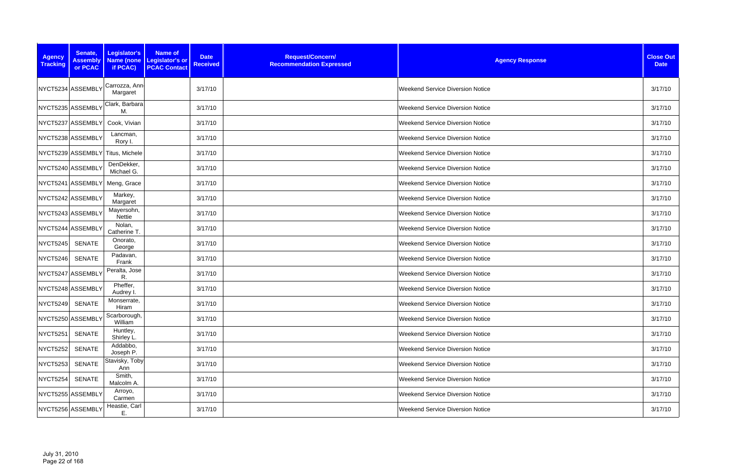| Agency Tracking | Senate, Assembly or PCAC | Legislator's Name (none if PCAC) | Name of Legislator's or PCAC Contact | Date Received | Request/Concern/ Recommendation Expressed | Agency Response | Close Out Date |
|---|---|---|---|---|---|---|---|
| NYCT5234 | ASSEMBLY | Carrozza, Ann-Margaret | | 3/17/10 | | Weekend Service Diversion Notice | 3/17/10 |
| NYCT5235 | ASSEMBLY | Clark, Barbara M. | | 3/17/10 | | Weekend Service Diversion Notice | 3/17/10 |
| NYCT5237 | ASSEMBLY | Cook, Vivian | | 3/17/10 | | Weekend Service Diversion Notice | 3/17/10 |
| NYCT5238 | ASSEMBLY | Lancman, Rory I. | | 3/17/10 | | Weekend Service Diversion Notice | 3/17/10 |
| NYCT5239 | ASSEMBLY | Titus, Michele | | 3/17/10 | | Weekend Service Diversion Notice | 3/17/10 |
| NYCT5240 | ASSEMBLY | DenDekker, Michael G. | | 3/17/10 | | Weekend Service Diversion Notice | 3/17/10 |
| NYCT5241 | ASSEMBLY | Meng, Grace | | 3/17/10 | | Weekend Service Diversion Notice | 3/17/10 |
| NYCT5242 | ASSEMBLY | Markey, Margaret | | 3/17/10 | | Weekend Service Diversion Notice | 3/17/10 |
| NYCT5243 | ASSEMBLY | Mayersohn, Nettie | | 3/17/10 | | Weekend Service Diversion Notice | 3/17/10 |
| NYCT5244 | ASSEMBLY | Nolan, Catherine T. | | 3/17/10 | | Weekend Service Diversion Notice | 3/17/10 |
| NYCT5245 | SENATE | Onorato, George | | 3/17/10 | | Weekend Service Diversion Notice | 3/17/10 |
| NYCT5246 | SENATE | Padavan, Frank | | 3/17/10 | | Weekend Service Diversion Notice | 3/17/10 |
| NYCT5247 | ASSEMBLY | Peralta, Jose R. | | 3/17/10 | | Weekend Service Diversion Notice | 3/17/10 |
| NYCT5248 | ASSEMBLY | Pheffer, Audrey I. | | 3/17/10 | | Weekend Service Diversion Notice | 3/17/10 |
| NYCT5249 | SENATE | Monserrate, Hiram | | 3/17/10 | | Weekend Service Diversion Notice | 3/17/10 |
| NYCT5250 | ASSEMBLY | Scarborough, William | | 3/17/10 | | Weekend Service Diversion Notice | 3/17/10 |
| NYCT5251 | SENATE | Huntley, Shirley L. | | 3/17/10 | | Weekend Service Diversion Notice | 3/17/10 |
| NYCT5252 | SENATE | Addabbo, Joseph P. | | 3/17/10 | | Weekend Service Diversion Notice | 3/17/10 |
| NYCT5253 | SENATE | Stavisky, Toby Ann | | 3/17/10 | | Weekend Service Diversion Notice | 3/17/10 |
| NYCT5254 | SENATE | Smith, Malcolm A. | | 3/17/10 | | Weekend Service Diversion Notice | 3/17/10 |
| NYCT5255 | ASSEMBLY | Arroyo, Carmen | | 3/17/10 | | Weekend Service Diversion Notice | 3/17/10 |
| NYCT5256 | ASSEMBLY | Heastie, Carl E. | | 3/17/10 | | Weekend Service Diversion Notice | 3/17/10 |

July 31, 2010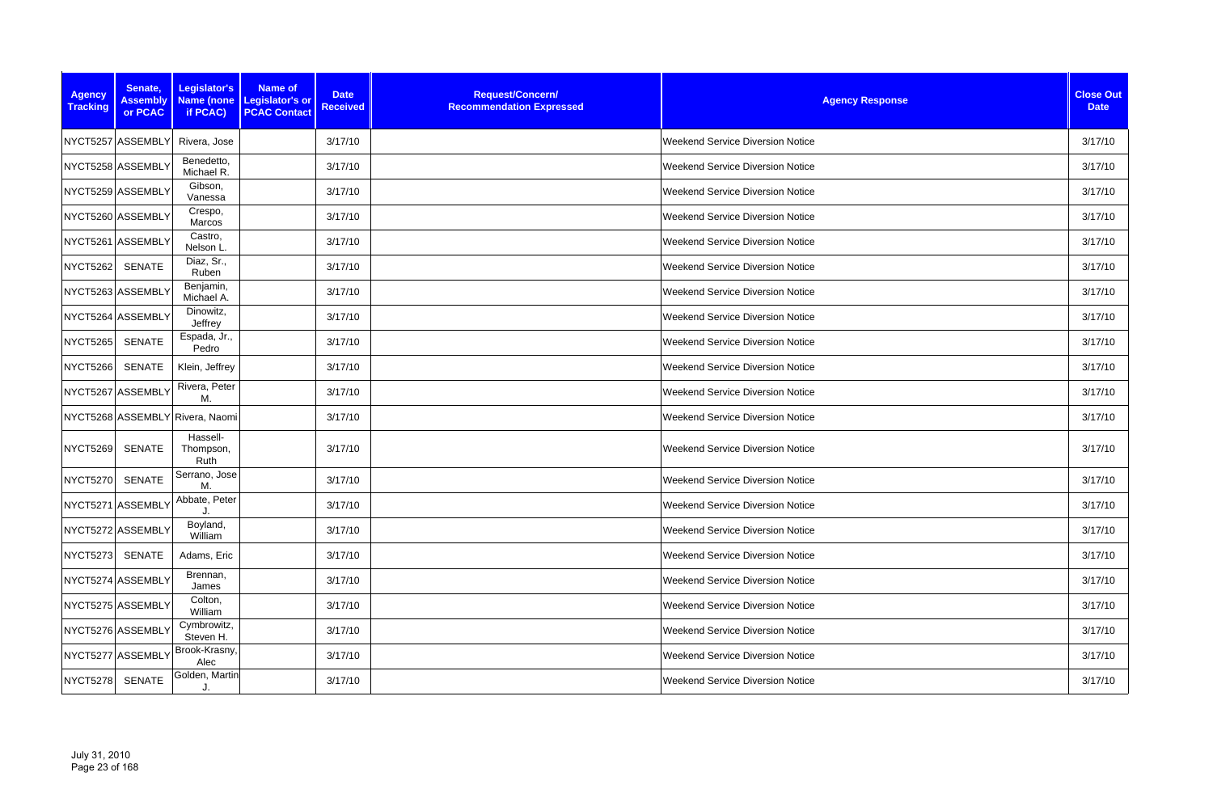| Agency Tracking | Senate, Assembly or PCAC | Legislator's Name (none if PCAC) | Name of Legislator's or PCAC Contact | Date Received | Request/Concern/ Recommendation Expressed | Agency Response | Close Out Date |
|---|---|---|---|---|---|---|---|
| NYCT5257 | ASSEMBLY | Rivera, Jose | | 3/17/10 | | Weekend Service Diversion Notice | 3/17/10 |
| NYCT5258 | ASSEMBLY | Benedetto, Michael R. | | 3/17/10 | | Weekend Service Diversion Notice | 3/17/10 |
| NYCT5259 | ASSEMBLY | Gibson, Vanessa | | 3/17/10 | | Weekend Service Diversion Notice | 3/17/10 |
| NYCT5260 | ASSEMBLY | Crespo, Marcos | | 3/17/10 | | Weekend Service Diversion Notice | 3/17/10 |
| NYCT5261 | ASSEMBLY | Castro, Nelson L. | | 3/17/10 | | Weekend Service Diversion Notice | 3/17/10 |
| NYCT5262 | SENATE | Diaz, Sr., Ruben | | 3/17/10 | | Weekend Service Diversion Notice | 3/17/10 |
| NYCT5263 | ASSEMBLY | Benjamin, Michael A. | | 3/17/10 | | Weekend Service Diversion Notice | 3/17/10 |
| NYCT5264 | ASSEMBLY | Dinowitz, Jeffrey | | 3/17/10 | | Weekend Service Diversion Notice | 3/17/10 |
| NYCT5265 | SENATE | Espada, Jr., Pedro | | 3/17/10 | | Weekend Service Diversion Notice | 3/17/10 |
| NYCT5266 | SENATE | Klein, Jeffrey | | 3/17/10 | | Weekend Service Diversion Notice | 3/17/10 |
| NYCT5267 | ASSEMBLY | Rivera, Peter M. | | 3/17/10 | | Weekend Service Diversion Notice | 3/17/10 |
| NYCT5268 | ASSEMBLY | Rivera, Naomi | | 3/17/10 | | Weekend Service Diversion Notice | 3/17/10 |
| NYCT5269 | SENATE | Hassell-Thompson, Ruth | | 3/17/10 | | Weekend Service Diversion Notice | 3/17/10 |
| NYCT5270 | SENATE | Serrano, Jose M. | | 3/17/10 | | Weekend Service Diversion Notice | 3/17/10 |
| NYCT5271 | ASSEMBLY | Abbate, Peter J. | | 3/17/10 | | Weekend Service Diversion Notice | 3/17/10 |
| NYCT5272 | ASSEMBLY | Boyland, William | | 3/17/10 | | Weekend Service Diversion Notice | 3/17/10 |
| NYCT5273 | SENATE | Adams, Eric | | 3/17/10 | | Weekend Service Diversion Notice | 3/17/10 |
| NYCT5274 | ASSEMBLY | Brennan, James | | 3/17/10 | | Weekend Service Diversion Notice | 3/17/10 |
| NYCT5275 | ASSEMBLY | Colton, William | | 3/17/10 | | Weekend Service Diversion Notice | 3/17/10 |
| NYCT5276 | ASSEMBLY | Cymbrowitz, Steven H. | | 3/17/10 | | Weekend Service Diversion Notice | 3/17/10 |
| NYCT5277 | ASSEMBLY | Brook-Krasny, Alec | | 3/17/10 | | Weekend Service Diversion Notice | 3/17/10 |
| NYCT5278 | SENATE | Golden, Martin J. | | 3/17/10 | | Weekend Service Diversion Notice | 3/17/10 |

July 31, 2010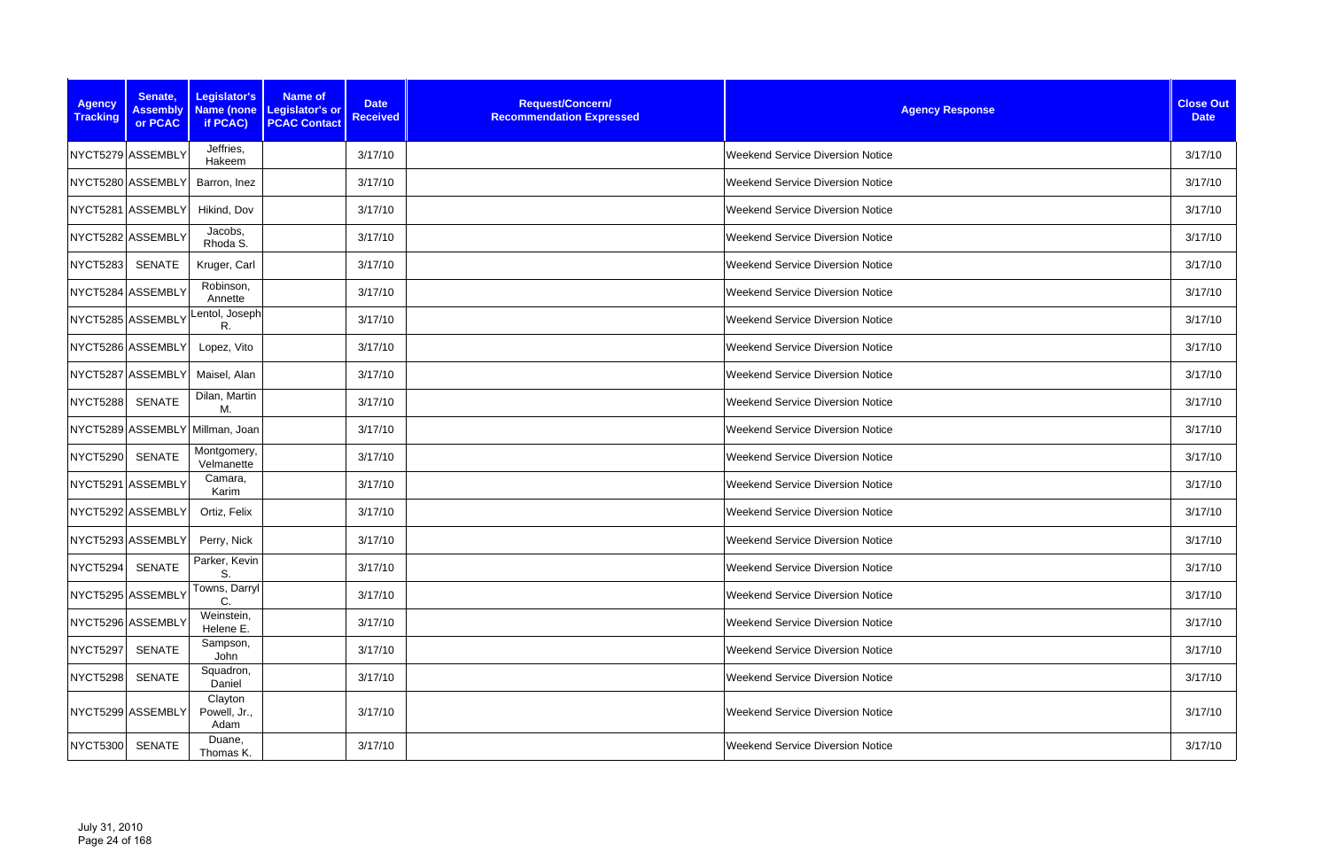| Agency Tracking | Senate, Assembly or PCAC | Legislator's Name (none if PCAC) | Name of Legislator's or PCAC Contact | Date Received | Request/Concern/ Recommendation Expressed | Agency Response | Close Out Date |
|---|---|---|---|---|---|---|---|
| NYCT5279 | ASSEMBLY | Jeffries, Hakeem | | 3/17/10 | | Weekend Service Diversion Notice | 3/17/10 |
| NYCT5280 | ASSEMBLY | Barron, Inez | | 3/17/10 | | Weekend Service Diversion Notice | 3/17/10 |
| NYCT5281 | ASSEMBLY | Hikind, Dov | | 3/17/10 | | Weekend Service Diversion Notice | 3/17/10 |
| NYCT5282 | ASSEMBLY | Jacobs, Rhoda S. | | 3/17/10 | | Weekend Service Diversion Notice | 3/17/10 |
| NYCT5283 | SENATE | Kruger, Carl | | 3/17/10 | | Weekend Service Diversion Notice | 3/17/10 |
| NYCT5284 | ASSEMBLY | Robinson, Annette | | 3/17/10 | | Weekend Service Diversion Notice | 3/17/10 |
| NYCT5285 | ASSEMBLY | Lentol, Joseph R. | | 3/17/10 | | Weekend Service Diversion Notice | 3/17/10 |
| NYCT5286 | ASSEMBLY | Lopez, Vito | | 3/17/10 | | Weekend Service Diversion Notice | 3/17/10 |
| NYCT5287 | ASSEMBLY | Maisel, Alan | | 3/17/10 | | Weekend Service Diversion Notice | 3/17/10 |
| NYCT5288 | SENATE | Dilan, Martin M. | | 3/17/10 | | Weekend Service Diversion Notice | 3/17/10 |
| NYCT5289 | ASSEMBLY | Millman, Joan | | 3/17/10 | | Weekend Service Diversion Notice | 3/17/10 |
| NYCT5290 | SENATE | Montgomery, Velmanette | | 3/17/10 | | Weekend Service Diversion Notice | 3/17/10 |
| NYCT5291 | ASSEMBLY | Camara, Karim | | 3/17/10 | | Weekend Service Diversion Notice | 3/17/10 |
| NYCT5292 | ASSEMBLY | Ortiz, Felix | | 3/17/10 | | Weekend Service Diversion Notice | 3/17/10 |
| NYCT5293 | ASSEMBLY | Perry, Nick | | 3/17/10 | | Weekend Service Diversion Notice | 3/17/10 |
| NYCT5294 | SENATE | Parker, Kevin S. | | 3/17/10 | | Weekend Service Diversion Notice | 3/17/10 |
| NYCT5295 | ASSEMBLY | Towns, Darryl C. | | 3/17/10 | | Weekend Service Diversion Notice | 3/17/10 |
| NYCT5296 | ASSEMBLY | Weinstein, Helene E. | | 3/17/10 | | Weekend Service Diversion Notice | 3/17/10 |
| NYCT5297 | SENATE | Sampson, John | | 3/17/10 | | Weekend Service Diversion Notice | 3/17/10 |
| NYCT5298 | SENATE | Squadron, Daniel | | 3/17/10 | | Weekend Service Diversion Notice | 3/17/10 |
| NYCT5299 | ASSEMBLY | Clayton Powell, Jr., Adam | | 3/17/10 | | Weekend Service Diversion Notice | 3/17/10 |
| NYCT5300 | SENATE | Duane, Thomas K. | | 3/17/10 | | Weekend Service Diversion Notice | 3/17/10 |

July 31, 2010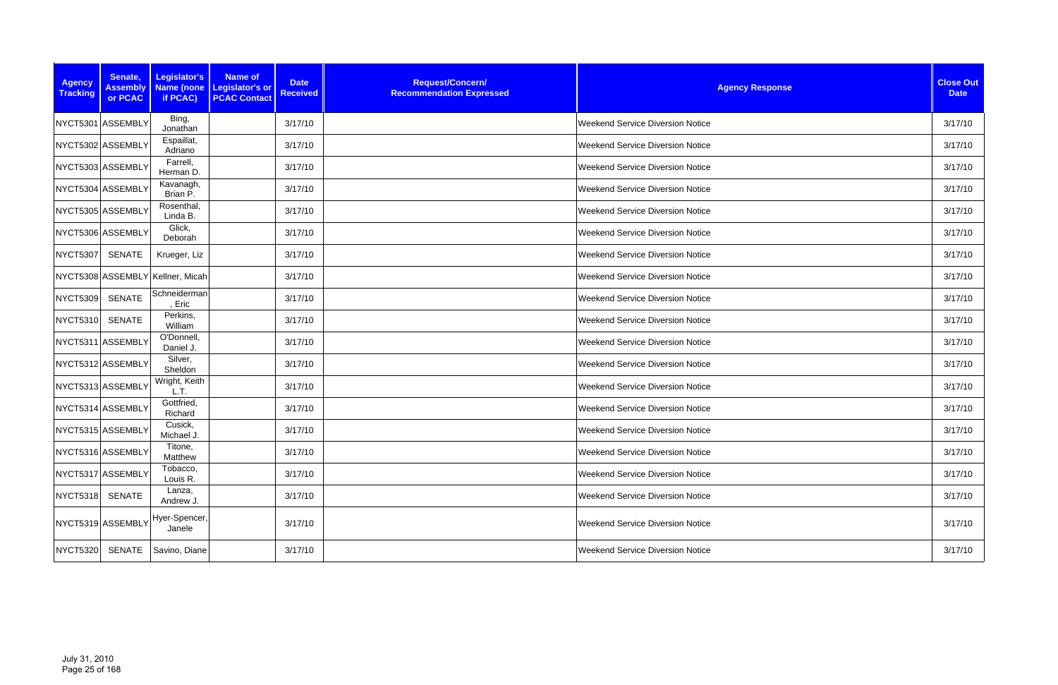| Agency Tracking | Senate, Assembly or PCAC | Legislator's Name (none if PCAC) | Name of Legislator's or PCAC Contact | Date Received | Request/Concern/ Recommendation Expressed | Agency Response | Close Out Date |
|---|---|---|---|---|---|---|---|
| NYCT5301 | ASSEMBLY | Bing, Jonathan | | 3/17/10 | | Weekend Service Diversion Notice | 3/17/10 |
| NYCT5302 | ASSEMBLY | Espaillat, Adriano | | 3/17/10 | | Weekend Service Diversion Notice | 3/17/10 |
| NYCT5303 | ASSEMBLY | Farrell, Herman D. | | 3/17/10 | | Weekend Service Diversion Notice | 3/17/10 |
| NYCT5304 | ASSEMBLY | Kavanagh, Brian P. | | 3/17/10 | | Weekend Service Diversion Notice | 3/17/10 |
| NYCT5305 | ASSEMBLY | Rosenthal, Linda B. | | 3/17/10 | | Weekend Service Diversion Notice | 3/17/10 |
| NYCT5306 | ASSEMBLY | Glick, Deborah | | 3/17/10 | | Weekend Service Diversion Notice | 3/17/10 |
| NYCT5307 | SENATE | Krueger, Liz | | 3/17/10 | | Weekend Service Diversion Notice | 3/17/10 |
| NYCT5308 | ASSEMBLY | Kellner, Micah | | 3/17/10 | | Weekend Service Diversion Notice | 3/17/10 |
| NYCT5309 | SENATE | Schneiderman, Eric | | 3/17/10 | | Weekend Service Diversion Notice | 3/17/10 |
| NYCT5310 | SENATE | Perkins, William | | 3/17/10 | | Weekend Service Diversion Notice | 3/17/10 |
| NYCT5311 | ASSEMBLY | O'Donnell, Daniel J. | | 3/17/10 | | Weekend Service Diversion Notice | 3/17/10 |
| NYCT5312 | ASSEMBLY | Silver, Sheldon | | 3/17/10 | | Weekend Service Diversion Notice | 3/17/10 |
| NYCT5313 | ASSEMBLY | Wright, Keith L.T. | | 3/17/10 | | Weekend Service Diversion Notice | 3/17/10 |
| NYCT5314 | ASSEMBLY | Gottfried, Richard | | 3/17/10 | | Weekend Service Diversion Notice | 3/17/10 |
| NYCT5315 | ASSEMBLY | Cusick, Michael J. | | 3/17/10 | | Weekend Service Diversion Notice | 3/17/10 |
| NYCT5316 | ASSEMBLY | Titone, Matthew | | 3/17/10 | | Weekend Service Diversion Notice | 3/17/10 |
| NYCT5317 | ASSEMBLY | Tobacco, Louis R. | | 3/17/10 | | Weekend Service Diversion Notice | 3/17/10 |
| NYCT5318 | SENATE | Lanza, Andrew J. | | 3/17/10 | | Weekend Service Diversion Notice | 3/17/10 |
| NYCT5319 | ASSEMBLY | Hyer-Spencer, Janele | | 3/17/10 | | Weekend Service Diversion Notice | 3/17/10 |
| NYCT5320 | SENATE | Savino, Diane | | 3/17/10 | | Weekend Service Diversion Notice | 3/17/10 |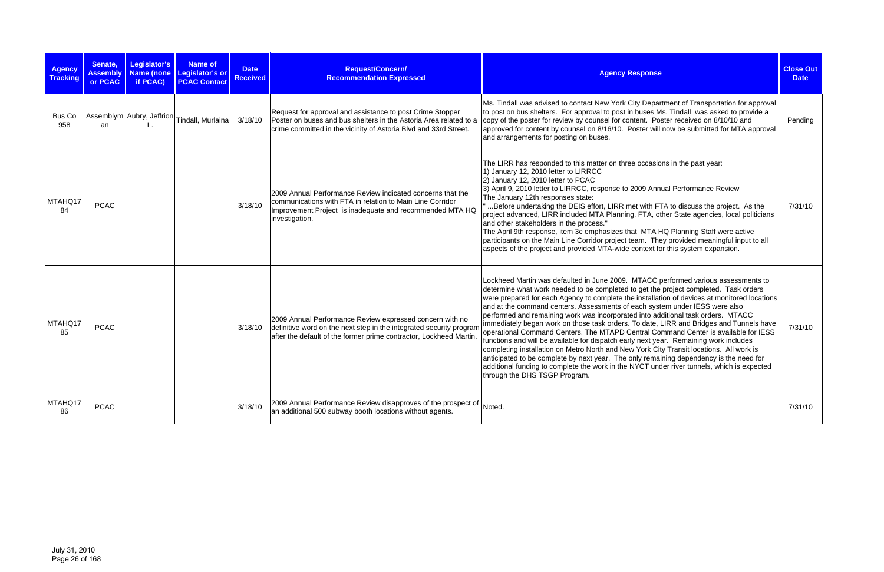| Agency Tracking | Senate, Assembly or PCAC | Legislator's Name (none if PCAC) | Name of Legislator's or PCAC Contact | Date Received | Request/Concern/ Recommendation Expressed | Agency Response | Close Out Date |
|---|---|---|---|---|---|---|---|
| Bus Co 958 | Assemblyman | Aubry, Jeffrion L. | Tindall, Murlaina | 3/18/10 | Request for approval and assistance to post Crime Stopper Poster on buses and bus shelters in the Astoria Area related to a crime committed in the vicinity of Astoria Blvd and 33rd Street. | Ms. Tindall was advised to contact New York City Department of Transportation for approval to post on bus shelters. For approval to post in buses Ms. Tindall was asked to provide a copy of the poster for review by counsel for content. Poster received on 8/10/10 and approved for content by counsel on 8/16/10. Poster will now be submitted for MTA approval and arrangements for posting on buses. | Pending |
| MTAHQ1784 | PCAC | | | 3/18/10 | 2009 Annual Performance Review indicated concerns that the communications with FTA in relation to Main Line Corridor Improvement Project is inadequate and recommended MTA HQ investigation. | The LIRR has responded to this matter on three occasions in the past year:<br>1) January 12, 2010 letter to LIRRCC<br>2) January 12, 2010 letter to PCAC<br>3) April 9, 2010 letter to LIRRCC, response to 2009 Annual Performance Review<br>The January 12th responses state:<br>" ...Before undertaking the DEIS effort, LIRR met with FTA to discuss the project. As the project advanced, LIRR included MTA Planning, FTA, other State agencies, local politicians and other stakeholders in the process."<br>The April 9th response, item 3c emphasizes that MTA HQ Planning Staff were active participants on the Main Line Corridor project team. They provided meaningful input to all aspects of the project and provided MTA-wide context for this system expansion. | 7/31/10 |
| MTAHQ1785 | PCAC | | | 3/18/10 | 2009 Annual Performance Review expressed concern with no definitive word on the next step in the integrated security program after the default of the former prime contractor, Lockheed Martin. | Lockheed Martin was defaulted in June 2009. MTACC performed various assessments to determine what work needed to be completed to get the project completed. Task orders were prepared for each Agency to complete the installation of devices at monitored locations and at the command centers. Assessments of each system under IESS were also performed and remaining work was incorporated into additional task orders. MTACC immediately began work on those task orders. To date, LIRR and Bridges and Tunnels have operational Command Centers. The MTAPD Central Command Center is available for IESS functions and will be available for dispatch early next year. Remaining work includes completing installation on Metro North and New York City Transit locations. All work is anticipated to be complete by next year. The only remaining dependency is the need for additional funding to complete the work in the NYCT under river tunnels, which is expected through the DHS TSGP Program. | 7/31/10 |
| MTAHQ1786 | PCAC | | | 3/18/10 | 2009 Annual Performance Review disapproves of the prospect of an additional 500 subway booth locations without agents. | Noted. | 7/31/10 |

July 31, 2010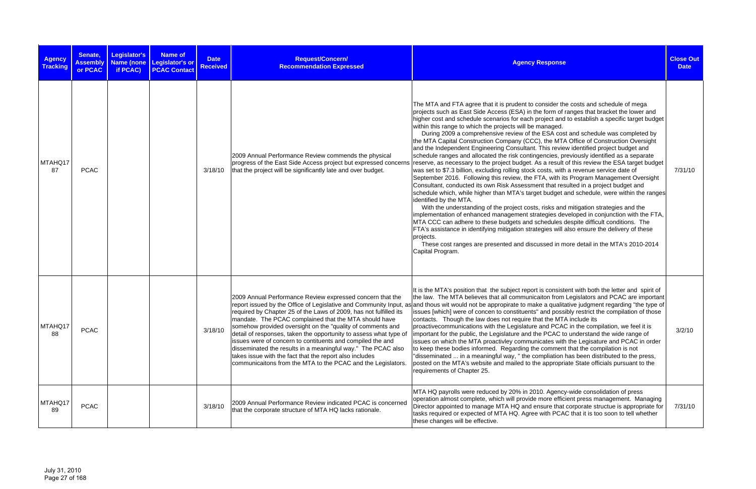| Agency Tracking | Senate, Assembly or PCAC | Legislator's Name (none if PCAC) | Name of Legislator's or PCAC Contact | Date Received | Request/Concern/ Recommendation Expressed | Agency Response | Close Out Date |
|---|---|---|---|---|---|---|---|
| MTAHQ1787 | PCAC | | | 3/18/10 | 2009 Annual Performance Review commends the physical progress of the East Side Access project but expressed concerns that the project will be significantly late and over budget. | The MTA and FTA agree that it is prudent to consider the costs and schedule of mega projects such as East Side Access (ESA) in the form of ranges that bracket the lower and higher cost and schedule scenarios for each project and to establish a specific target budget within this range to which the projects will be managed.<br>During 2009 a comprehensive review of the ESA cost and schedule was completed by the MTA Capital Construction Company (CCC), the MTA Office of Construction Oversight and the Independent Engineering Consultant. This review identified project budget and schedule ranges and allocated the risk contingencies, previously identified as a separate reserve, as necessary to the project budget. As a result of this review the ESA target budget was set to $7.3 billion, excluding rolling stock costs, with a revenue service date of September 2016. Following this review, the FTA, with its Program Management Oversight Consultant, conducted its own Risk Assessment that resulted in a project budget and schedule which, while higher than MTA's target budget and schedule, were within the ranges identified by the MTA.<br>With the understanding of the project costs, risks and mitigation strategies and the implementation of enhanced management strategies developed in conjunction with the FTA, MTA CCC can adhere to these budgets and schedules despite difficult conditions. The FTA's assistance in identifying mitigation strategies will also ensure the delivery of these projects.<br>These cost ranges are presented and discussed in more detail in the MTA's 2010-2014 Capital Program. | 7/31/10 |
| MTAHQ1788 | PCAC | | | 3/18/10 | 2009 Annual Performance Review expressed concern that the report issued by the Office of Legislative and Community Input, as required by Chapter 25 of the Laws of 2009, has not fulfilled its mandate. The PCAC complained that the MTA should have somehow provided oversight on the "quality of comments and detail of responses, taken the opportunity to assess what type of issues were of concern to contituents and compiled the and disseminated the results in a meaningful way." The PCAC also takes issue with the fact that the report also includes communicaitons from the MTA to the PCAC and the Legislators. | It is the MTA's position that the subject report is consistent with both the letter and spirit of the law. The MTA believes that all communicaiton from Legislators and PCAC are important and thous wit would not be appropirate to make a qualitative judgment regarding "the type of issues [which] were of concen to constituents" and possibly restrict the compilation of those contacts. Though the law does not require that the MTA include its proactivecommunications with the Legislature and PCAC in the compilation, we feel it is important for the public, the Legislature and the PCAC to understand the wide range of issues on which the MTA proactivley communicates with the Legisature and PCAC in order to keep these bodies informed. Regarding the comment that the compilation is not "disseminated ... in a meaningful way, " the compliation has been distributed to the press, posted on the MTA's website and mailed to the appropriate State officials pursuant to the requirements of Chapter 25. | 3/2/10 |
| MTAHQ1789 | PCAC | | | 3/18/10 | 2009 Annual Performance Review indicated PCAC is concerned that the corporate structure of MTA HQ lacks rationale. | MTA HQ payrolls were reduced by 20% in 2010. Agency-wide consolidation of press operation almost complete, which will provide more efficient press management. Managing Director appointed to manage MTA HQ and ensure that corporate structue is appropriate for tasks required or expected of MTA HQ. Agree with PCAC that it is too soon to tell whether these changes will be effective. | 7/31/10 |

July 31, 2010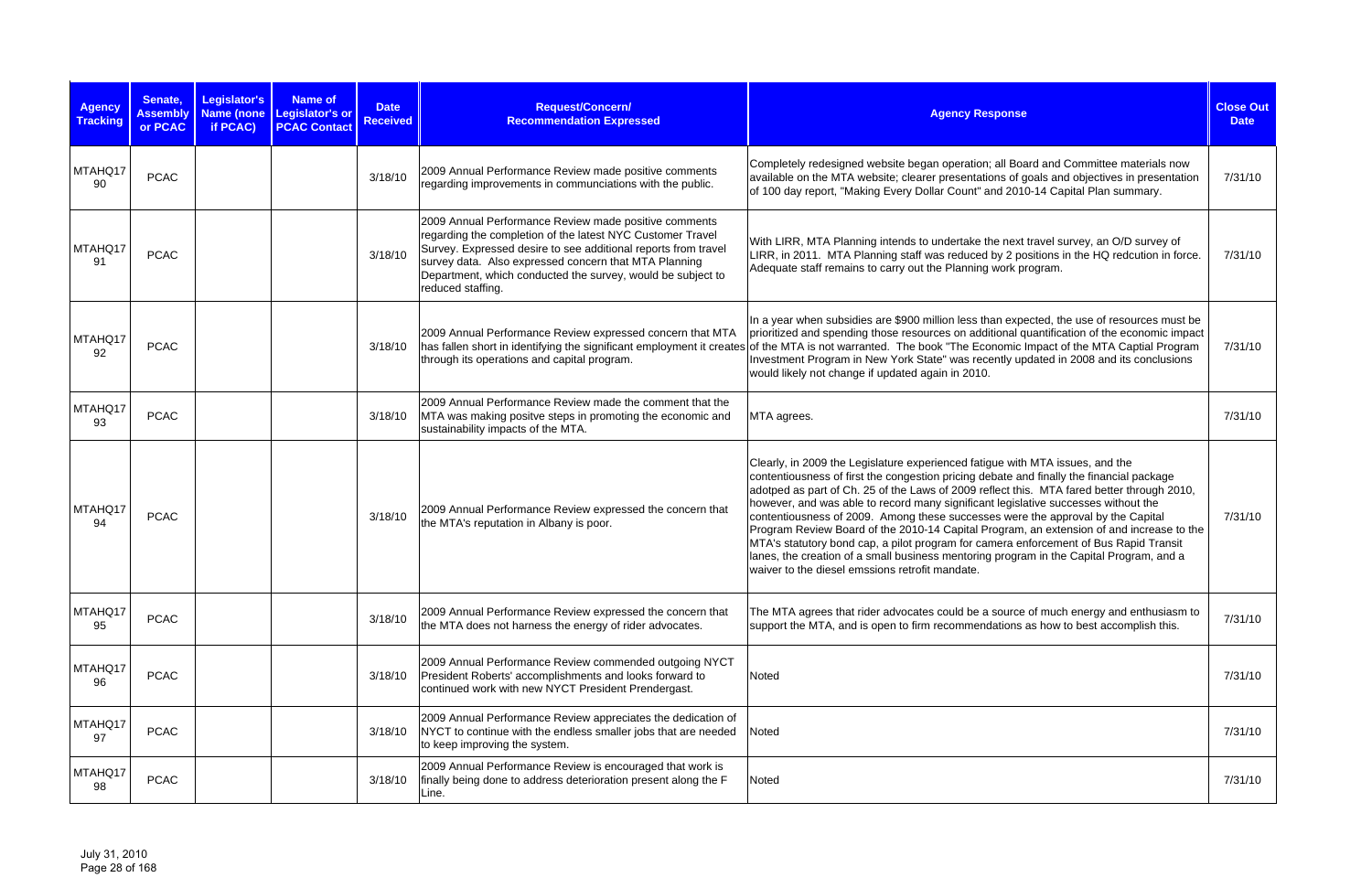| Agency Tracking | Senate, Assembly or PCAC | Legislator's Name (none if PCAC) | Name of Legislator's or PCAC Contact | Date Received | Request/Concern/ Recommendation Expressed | Agency Response | Close Out Date |
|---|---|---|---|---|---|---|---|
| MTAHQ1790 | PCAC | | | 3/18/10 | 2009 Annual Performance Review made positive comments regarding improvements in communciations with the public. | Completely redesigned website began operation; all Board and Committee materials now available on the MTA website; clearer presentations of goals and objectives in presentation of 100 day report, "Making Every Dollar Count" and 2010-14 Capital Plan summary. | 7/31/10 |
| MTAHQ1791 | PCAC | | | 3/18/10 | 2009 Annual Performance Review made positive comments regarding the completion of the latest NYC Customer Travel Survey. Expressed desire to see additional reports from travel survey data. Also expressed concern that MTA Planning Department, which conducted the survey, would be subject to reduced staffing. | With LIRR, MTA Planning intends to undertake the next travel survey, an O/D survey of LIRR, in 2011. MTA Planning staff was reduced by 2 positions in the HQ redcution in force. Adequate staff remains to carry out the Planning work program. | 7/31/10 |
| MTAHQ1792 | PCAC | | | 3/18/10 | 2009 Annual Performance Review expressed concern that MTA has fallen short in identifying the significant employment it creates through its operations and capital program. | In a year when subsidies are $900 million less than expected, the use of resources must be prioritized and spending those resources on additional quantification of the economic impact of the MTA is not warranted. The book "The Economic Impact of the MTA Captial Program Investment Program in New York State" was recently updated in 2008 and its conclusions would likely not change if updated again in 2010. | 7/31/10 |
| MTAHQ1793 | PCAC | | | 3/18/10 | 2009 Annual Performance Review made the comment that the MTA was making positve steps in promoting the economic and sustainability impacts of the MTA. | MTA agrees. | 7/31/10 |
| MTAHQ1794 | PCAC | | | 3/18/10 | 2009 Annual Performance Review expressed the concern that the MTA's reputation in Albany is poor. | Clearly, in 2009 the Legislature experienced fatigue with MTA issues, and the contentiousness of first the congestion pricing debate and finally the financial package adotped as part of Ch. 25 of the Laws of 2009 reflect this. MTA fared better through 2010, however, and was able to record many significant legislative successes without the contentiousness of 2009. Among these successes were the approval by the Capital Program Review Board of the 2010-14 Capital Program, an extension of and increase to the MTA's statutory bond cap, a pilot program for camera enforcement of Bus Rapid Transit lanes, the creation of a small business mentoring program in the Capital Program, and a waiver to the diesel emssions retrofit mandate. | 7/31/10 |
| MTAHQ1795 | PCAC | | | 3/18/10 | 2009 Annual Performance Review expressed the concern that the MTA does not harness the energy of rider advocates. | The MTA agrees that rider advocates could be a source of much energy and enthusiasm to support the MTA, and is open to firm recommendations as how to best accomplish this. | 7/31/10 |
| MTAHQ1796 | PCAC | | | 3/18/10 | 2009 Annual Performance Review commended outgoing NYCT President Roberts' accomplishments and looks forward to continued work with new NYCT President Prendergast. | Noted | 7/31/10 |
| MTAHQ1797 | PCAC | | | 3/18/10 | 2009 Annual Performance Review appreciates the dedication of NYCT to continue with the endless smaller jobs that are needed to keep improving the system. | Noted | 7/31/10 |
| MTAHQ1798 | PCAC | | | 3/18/10 | 2009 Annual Performance Review is encouraged that work is finally being done to address deterioration present along the F Line. | Noted | 7/31/10 |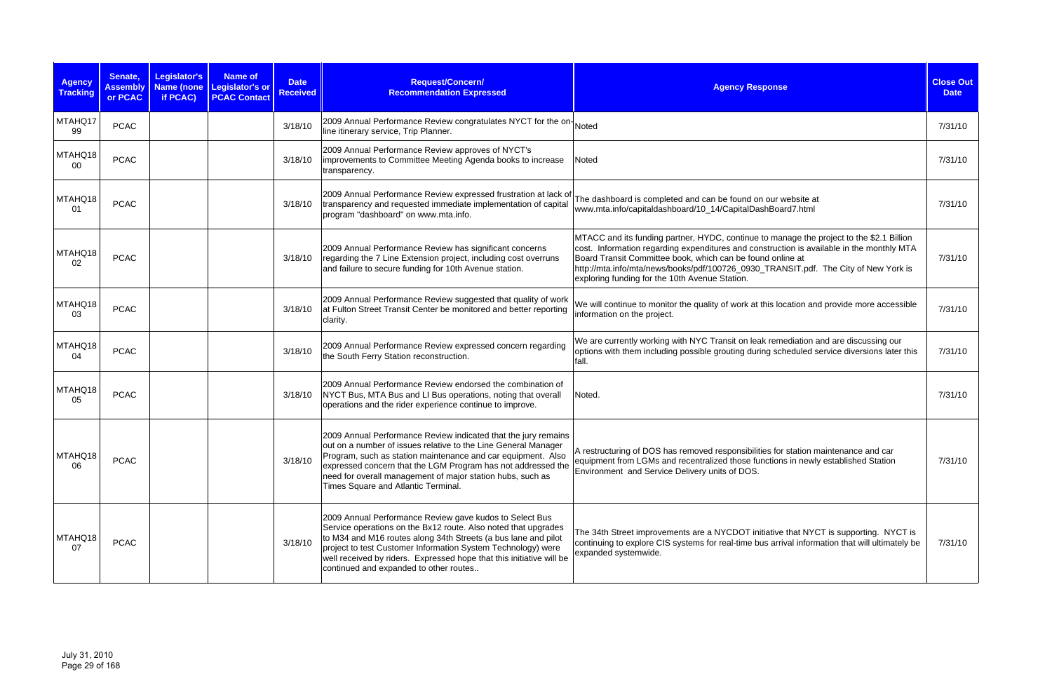| Agency Tracking | Senate, Assembly or PCAC | Legislator's Name (none if PCAC) | Name of Legislator's or PCAC Contact | Date Received | Request/Concern/ Recommendation Expressed | Agency Response | Close Out Date |
|---|---|---|---|---|---|---|---|
| MTAHQ1799 | PCAC | | | 3/18/10 | 2009 Annual Performance Review congratulates NYCT for the on-line itinerary service, Trip Planner. | Noted | 7/31/10 |
| MTAHQ1800 | PCAC | | | 3/18/10 | 2009 Annual Performance Review approves of NYCT's improvements to Committee Meeting Agenda books to increase transparency. | Noted | 7/31/10 |
| MTAHQ1801 | PCAC | | | 3/18/10 | 2009 Annual Performance Review expressed frustration at lack of transparency and requested immediate implementation of capital program "dashboard" on www.mta.info. | The dashboard is completed and can be found on our website at www.mta.info/capitaldashboard/10_14/CapitalDashBoard7.html | 7/31/10 |
| MTAHQ1802 | PCAC | | | 3/18/10 | 2009 Annual Performance Review has significant concerns regarding the 7 Line Extension project, including cost overruns and failure to secure funding for 10th Avenue station. | MTACC and its funding partner, HYDC, continue to manage the project to the $2.1 Billion cost. Information regarding expenditures and construction is available in the monthly MTA Board Transit Committee book, which can be found online at http://mta.info/mta/news/books/pdf/100726_0930_TRANSIT.pdf. The City of New York is exploring funding for the 10th Avenue Station. | 7/31/10 |
| MTAHQ1803 | PCAC | | | 3/18/10 | 2009 Annual Performance Review suggested that quality of work at Fulton Street Transit Center be monitored and better reporting clarity. | We will continue to monitor the quality of work at this location and provide more accessible information on the project. | 7/31/10 |
| MTAHQ1804 | PCAC | | | 3/18/10 | 2009 Annual Performance Review expressed concern regarding the South Ferry Station reconstruction. | We are currently working with NYC Transit on leak remediation and are discussing our options with them including possible grouting during scheduled service diversions later this fall. | 7/31/10 |
| MTAHQ1805 | PCAC | | | 3/18/10 | 2009 Annual Performance Review endorsed the combination of NYCT Bus, MTA Bus and LI Bus operations, noting that overall operations and the rider experience continue to improve. | Noted. | 7/31/10 |
| MTAHQ1806 | PCAC | | | 3/18/10 | 2009 Annual Performance Review indicated that the jury remains out on a number of issues relative to the Line General Manager Program, such as station maintenance and car equipment. Also expressed concern that the LGM Program has not addressed the need for overall management of major station hubs, such as Times Square and Atlantic Terminal. | A restructuring of DOS has removed responsibilities for station maintenance and car equipment from LGMs and recentralized those functions in newly established Station Environment and Service Delivery units of DOS. | 7/31/10 |
| MTAHQ1807 | PCAC | | | 3/18/10 | 2009 Annual Performance Review gave kudos to Select Bus Service operations on the Bx12 route. Also noted that upgrades to M34 and M16 routes along 34th Streets (a bus lane and pilot project to test Customer Information System Technology) were well received by riders. Expressed hope that this initiative will be continued and expanded to other routes.. | The 34th Street improvements are a NYCDOT initiative that NYCT is supporting. NYCT is continuing to explore CIS systems for real-time bus arrival information that will ultimately be expanded systemwide. | 7/31/10 |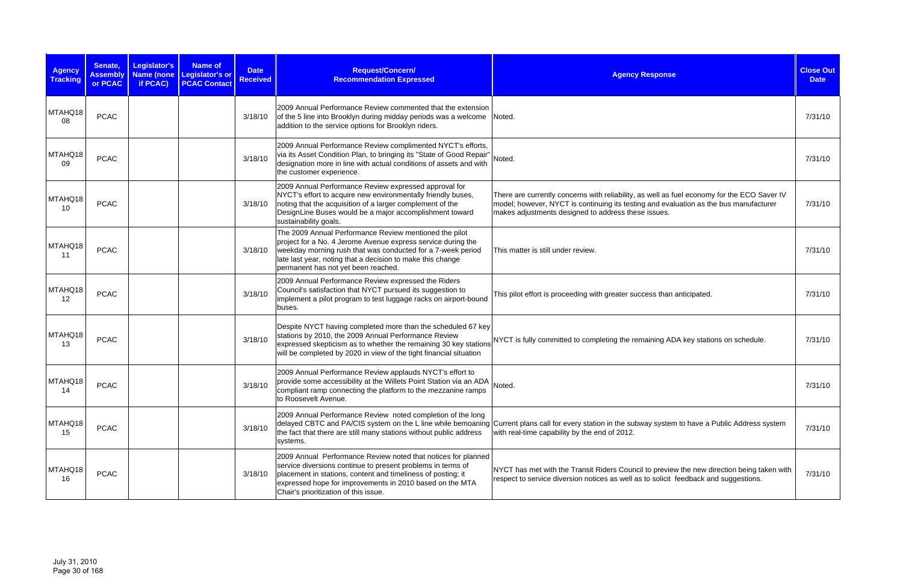| Agency Tracking | Senate, Assembly or PCAC | Legislator's Name (none if PCAC) | Name of Legislator's or PCAC Contact | Date Received | Request/Concern/ Recommendation Expressed | Agency Response | Close Out Date |
|---|---|---|---|---|---|---|---|
| MTAHQ18 08 | PCAC | | | 3/18/10 | 2009 Annual Performance Review commented that the extension of the 5 line into Brooklyn during midday periods was a welcome addition to the service options for Brooklyn riders. | Noted. | 7/31/10 |
| MTAHQ18 09 | PCAC | | | 3/18/10 | 2009 Annual Performance Review complimented NYCT's efforts, via its Asset Condition Plan, to bringing its "State of Good Repair" designation more in line with actual conditions of assets and with the customer experience. | Noted. | 7/31/10 |
| MTAHQ18 10 | PCAC | | | 3/18/10 | 2009 Annual Performance Review expressed approval for NYCT's effort to acquire new environmentally friendly buses, noting that the acquisition of a larger complement of the DesignLine Buses would be a major accomplishment toward sustainability goals. | There are currently concerns with reliability, as well as fuel economy for the ECO Saver IV model; however, NYCT is continuing its testing and evaluation as the bus manufacturer makes adjustments designed to address these issues. | 7/31/10 |
| MTAHQ18 11 | PCAC | | | 3/18/10 | The 2009 Annual Performance Review mentioned the pilot project for a No. 4 Jerome Avenue express service during the weekday morning rush that was conducted for a 7-week period late last year, noting that a decision to make this change permanent has not yet been reached. | This matter is still under review. | 7/31/10 |
| MTAHQ18 12 | PCAC | | | 3/18/10 | 2009 Annual Performance Review expressed the Riders Council's satisfaction that NYCT pursued its suggestion to implement a pilot program to test luggage racks on airport-bound buses. | This pilot effort is proceeding with greater success than anticipated. | 7/31/10 |
| MTAHQ18 13 | PCAC | | | 3/18/10 | Despite NYCT having completed more than the scheduled 67 key stations by 2010, the 2009 Annual Performance Review expressed skepticism as to whether the remaining 30 key stations will be completed by 2020 in view of the tight financial situation | NYCT is fully committed to completing the remaining ADA key stations on schedule. | 7/31/10 |
| MTAHQ18 14 | PCAC | | | 3/18/10 | 2009 Annual Performance Review applauds NYCT's effort to provide some accessibility at the Willets Point Station via an ADA compliant ramp connecting the platform to the mezzanine ramps to Roosevelt Avenue. | Noted. | 7/31/10 |
| MTAHQ18 15 | PCAC | | | 3/18/10 | 2009 Annual Performance Review noted completion of the long delayed CBTC and PA/CIS system on the L line while bemoaning the fact that there are still many stations without public address systems. | Current plans call for every station in the subway system to have a Public Address system with real-time capability by the end of 2012. | 7/31/10 |
| MTAHQ18 16 | PCAC | | | 3/18/10 | 2009 Annual Performance Review noted that notices for planned service diversions continue to present problems in terms of placement in stations, content and timeliness of posting; it expressed hope for improvements in 2010 based on the MTA Chair's prioritization of this issue. | NYCT has met with the Transit Riders Council to preview the new direction being taken with respect to service diversion notices as well as to solicit feedback and suggestions. | 7/31/10 |

July 31, 2010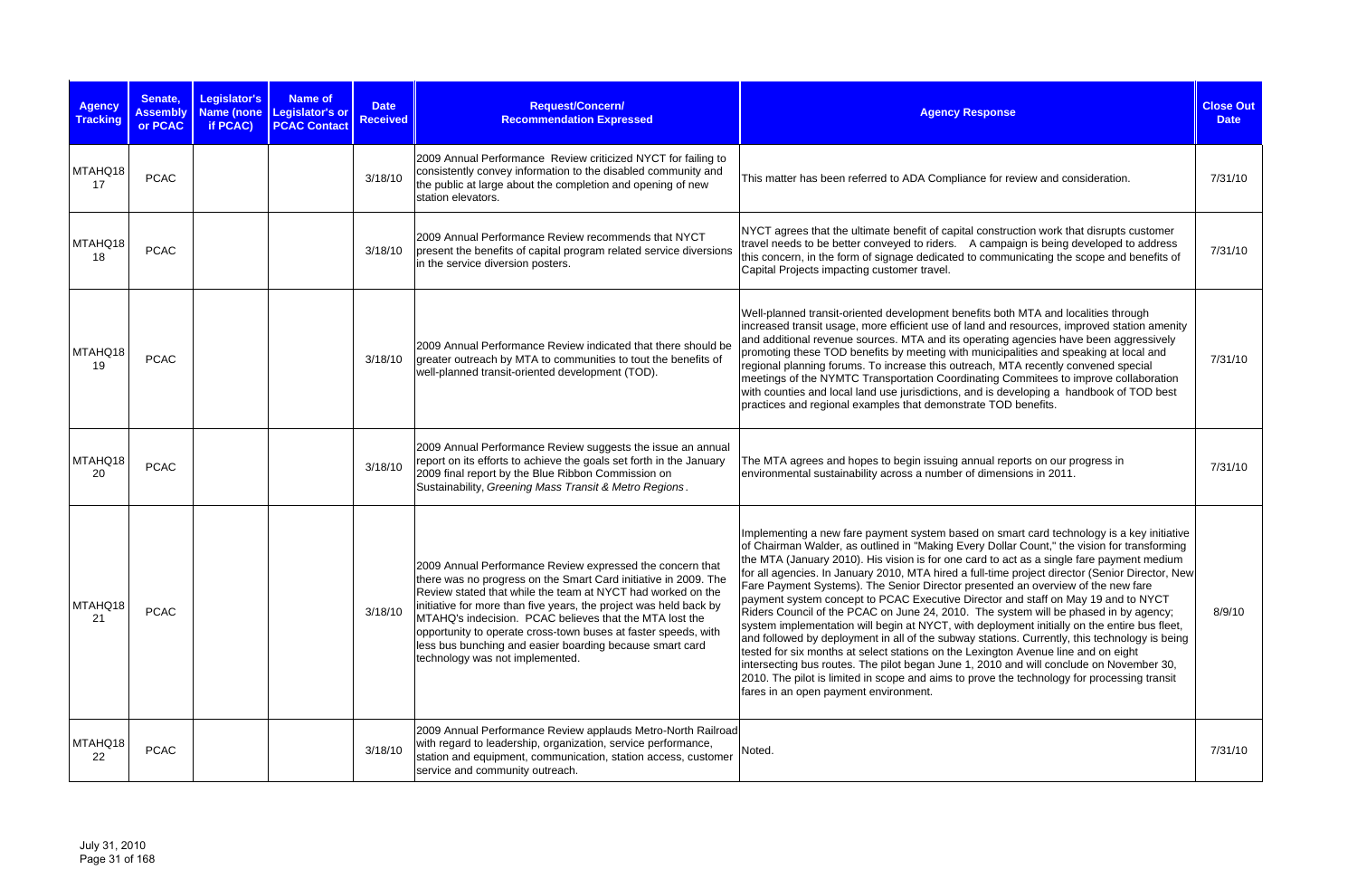| Agency Tracking | Senate, Assembly or PCAC | Legislator's Name (none if PCAC) | Name of Legislator's or PCAC Contact | Date Received | Request/Concern/ Recommendation Expressed | Agency Response | Close Out Date |
|---|---|---|---|---|---|---|---|
| MTAHQ18 17 | PCAC | | | 3/18/10 | 2009 Annual Performance Review criticized NYCT for failing to consistently convey information to the disabled community and the public at large about the completion and opening of new station elevators. | This matter has been referred to ADA Compliance for review and consideration. | 7/31/10 |
| MTAHQ18 18 | PCAC | | | 3/18/10 | 2009 Annual Performance Review recommends that NYCT present the benefits of capital program related service diversions in the service diversion posters. | NYCT agrees that the ultimate benefit of capital construction work that disrupts customer travel needs to be better conveyed to riders. A campaign is being developed to address this concern, in the form of signage dedicated to communicating the scope and benefits of Capital Projects impacting customer travel. | 7/31/10 |
| MTAHQ18 19 | PCAC | | | 3/18/10 | 2009 Annual Performance Review indicated that there should be greater outreach by MTA to communities to tout the benefits of well-planned transit-oriented development (TOD). | Well-planned transit-oriented development benefits both MTA and localities through increased transit usage, more efficient use of land and resources, improved station amenity and additional revenue sources. MTA and its operating agencies have been aggressively promoting these TOD benefits by meeting with municipalities and speaking at local and regional planning forums. To increase this outreach, MTA recently convened special meetings of the NYMTC Transportation Coordinating Commitees to improve collaboration with counties and local land use jurisdictions, and is developing a handbook of TOD best practices and regional examples that demonstrate TOD benefits. | 7/31/10 |
| MTAHQ18 20 | PCAC | | | 3/18/10 | 2009 Annual Performance Review suggests the issue an annual report on its efforts to achieve the goals set forth in the January 2009 final report by the Blue Ribbon Commission on Sustainability, *Greening Mass Transit & Metro Regions*. | The MTA agrees and hopes to begin issuing annual reports on our progress in environmental sustainability across a number of dimensions in 2011. | 7/31/10 |
| MTAHQ18 21 | PCAC | | | 3/18/10 | 2009 Annual Performance Review expressed the concern that there was no progress on the Smart Card initiative in 2009. The Review stated that while the team at NYCT had worked on the initiative for more than five years, the project was held back by MTAHQ's indecision. PCAC believes that the MTA lost the opportunity to operate cross-town buses at faster speeds, with less bus bunching and easier boarding because smart card technology was not implemented. | Implementing a new fare payment system based on smart card technology is a key initiative of Chairman Walder, as outlined in "Making Every Dollar Count," the vision for transforming the MTA (January 2010). His vision is for one card to act as a single fare payment medium for all agencies. In January 2010, MTA hired a full-time project director (Senior Director, New Fare Payment Systems). The Senior Director presented an overview of the new fare payment system concept to PCAC Executive Director and staff on May 19 and to NYCT Riders Council of the PCAC on June 24, 2010. The system will be phased in by agency; system implementation will begin at NYCT, with deployment initially on the entire bus fleet, and followed by deployment in all of the subway stations. Currently, this technology is being tested for six months at select stations on the Lexington Avenue line and on eight intersecting bus routes. The pilot began June 1, 2010 and will conclude on November 30, 2010. The pilot is limited in scope and aims to prove the technology for processing transit fares in an open payment environment. | 8/9/10 |
| MTAHQ18 22 | PCAC | | | 3/18/10 | 2009 Annual Performance Review applauds Metro-North Railroad with regard to leadership, organization, service performance, station and equipment, communication, station access, customer service and community outreach. | Noted. | 7/31/10 |

July 31, 2010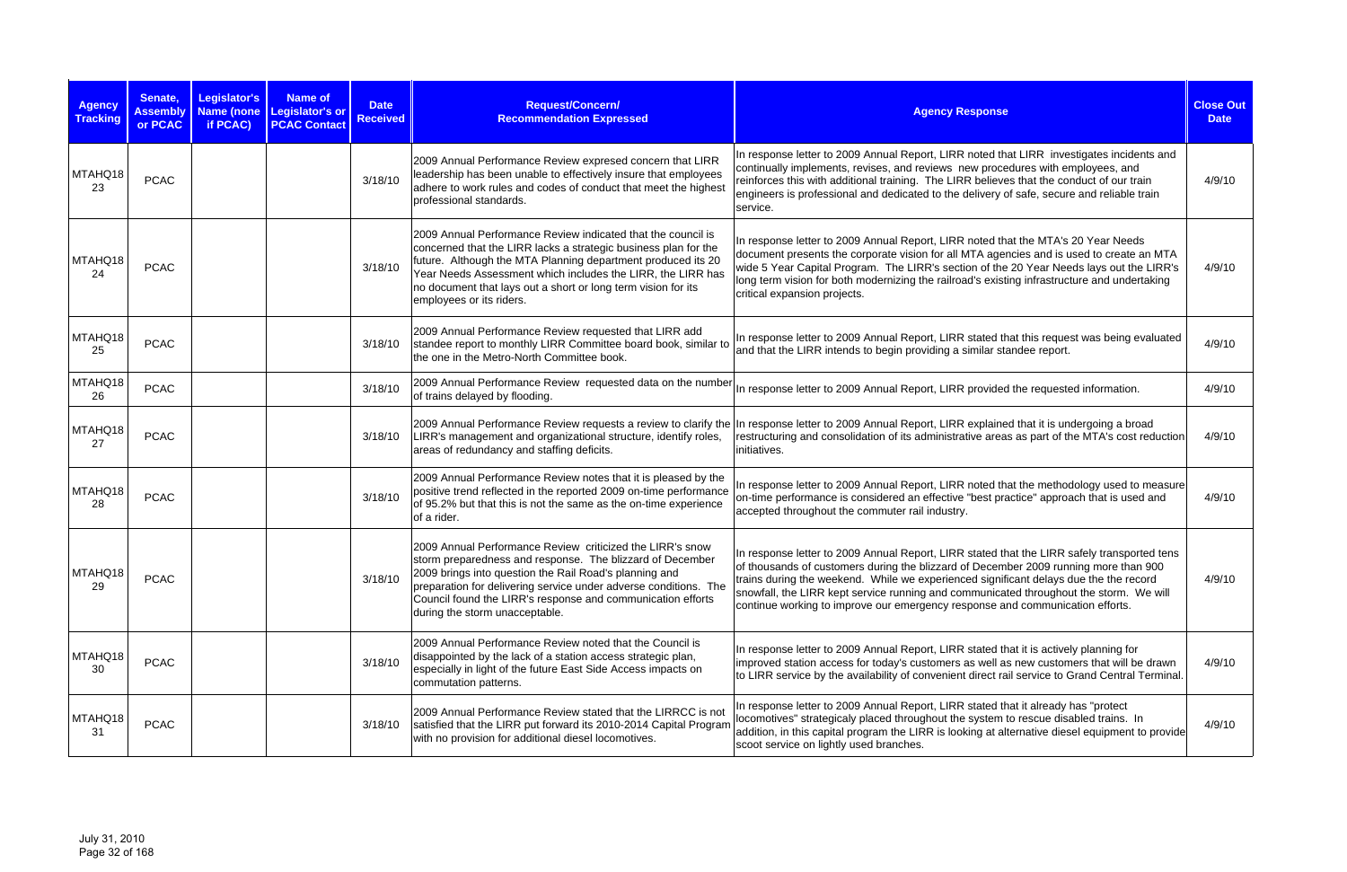| Agency Tracking | Senate, Assembly or PCAC | Legislator's Name (none if PCAC) | Name of Legislator's or PCAC Contact | Date Received | Request/Concern/ Recommendation Expressed | Agency Response | Close Out Date |
|---|---|---|---|---|---|---|---|
| MTAHQ1823 | PCAC | | | 3/18/10 | 2009 Annual Performance Review expresed concern that LIRR leadership has been unable to effectively insure that employees adhere to work rules and codes of conduct that meet the highest professional standards. | In response letter to 2009 Annual Report, LIRR noted that LIRR investigates incidents and continually implements, revises, and reviews new procedures with employees, and reinforces this with additional training. The LIRR believes that the conduct of our train engineers is professional and dedicated to the delivery of safe, secure and reliable train service. | 4/9/10 |
| MTAHQ1824 | PCAC | | | 3/18/10 | 2009 Annual Performance Review indicated that the council is concerned that the LIRR lacks a strategic business plan for the future. Although the MTA Planning department produced its 20 Year Needs Assessment which includes the LIRR, the LIRR has no document that lays out a short or long term vision for its employees or its riders. | In response letter to 2009 Annual Report, LIRR noted that the MTA's 20 Year Needs document presents the corporate vision for all MTA agencies and is used to create an MTA wide 5 Year Capital Program. The LIRR's section of the 20 Year Needs lays out the LIRR's long term vision for both modernizing the railroad's existing infrastructure and undertaking critical expansion projects. | 4/9/10 |
| MTAHQ1825 | PCAC | | | 3/18/10 | 2009 Annual Performance Review requested that LIRR add standee report to monthly LIRR Committee board book, similar to the one in the Metro-North Committee book. | In response letter to 2009 Annual Report, LIRR stated that this request was being evaluated and that the LIRR intends to begin providing a similar standee report. | 4/9/10 |
| MTAHQ1826 | PCAC | | | 3/18/10 | 2009 Annual Performance Review requested data on the number of trains delayed by flooding. | In response letter to 2009 Annual Report, LIRR provided the requested information. | 4/9/10 |
| MTAHQ1827 | PCAC | | | 3/18/10 | 2009 Annual Performance Review requests a review to clarify the LIRR's management and organizational structure, identify roles, areas of redundancy and staffing deficits. | In response letter to 2009 Annual Report, LIRR explained that it is undergoing a broad restructuring and consolidation of its administrative areas as part of the MTA's cost reduction initiatives. | 4/9/10 |
| MTAHQ1828 | PCAC | | | 3/18/10 | 2009 Annual Performance Review notes that it is pleased by the positive trend reflected in the reported 2009 on-time performance of 95.2% but that this is not the same as the on-time experience of a rider. | In response letter to 2009 Annual Report, LIRR noted that the methodology used to measure on-time performance is considered an effective "best practice" approach that is used and accepted throughout the commuter rail industry. | 4/9/10 |
| MTAHQ1829 | PCAC | | | 3/18/10 | 2009 Annual Performance Review criticized the LIRR's snow storm preparedness and response. The blizzard of December 2009 brings into question the Rail Road's planning and preparation for delivering service under adverse conditions. The Council found the LIRR's response and communication efforts during the storm unacceptable. | In response letter to 2009 Annual Report, LIRR stated that the LIRR safely transported tens of thousands of customers during the blizzard of December 2009 running more than 900 trains during the weekend. While we experienced significant delays due the the record snowfall, the LIRR kept service running and communicated throughout the storm. We will continue working to improve our emergency response and communication efforts. | 4/9/10 |
| MTAHQ1830 | PCAC | | | 3/18/10 | 2009 Annual Performance Review noted that the Council is disappointed by the lack of a station access strategic plan, especially in light of the future East Side Access impacts on commutation patterns. | In response letter to 2009 Annual Report, LIRR stated that it is actively planning for improved station access for today's customers as well as new customers that will be drawn to LIRR service by the availability of convenient direct rail service to Grand Central Terminal. | 4/9/10 |
| MTAHQ1831 | PCAC | | | 3/18/10 | 2009 Annual Performance Review stated that the LIRRCC is not satisfied that the LIRR put forward its 2010-2014 Capital Program with no provision for additional diesel locomotives. | In response letter to 2009 Annual Report, LIRR stated that it already has "protect locomotives" strategicaly placed throughout the system to rescue disabled trains. In addition, in this capital program the LIRR is looking at alternative diesel equipment to provide scoot service on lightly used branches. | 4/9/10 |

July 31, 2010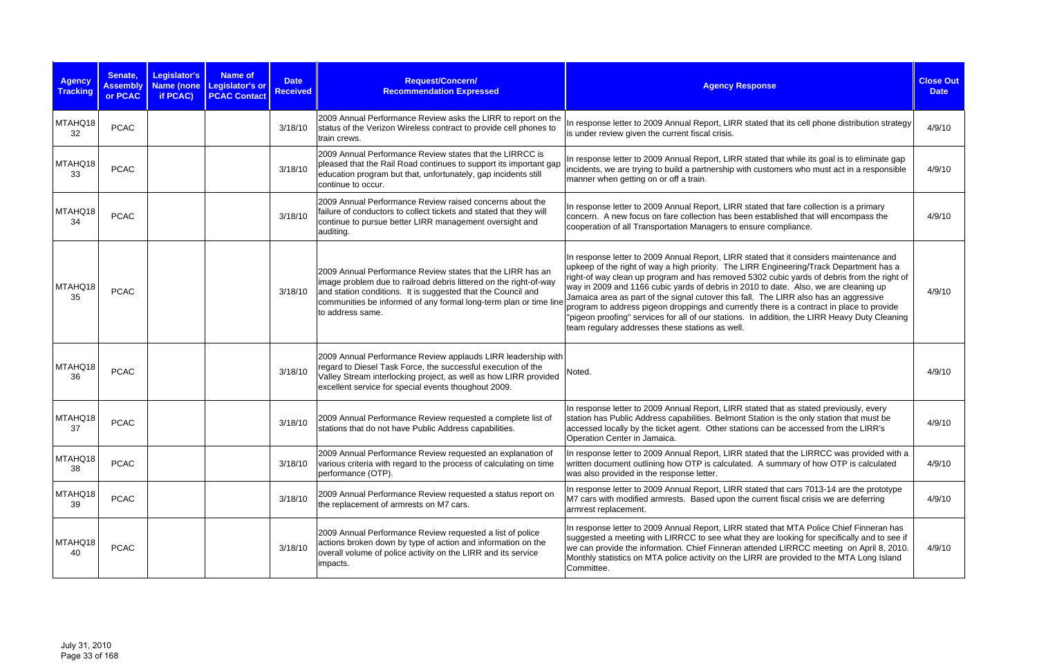| Agency Tracking | Senate, Assembly or PCAC | Legislator's Name (none if PCAC) | Name of Legislator's or PCAC Contact | Date Received | Request/Concern/ Recommendation Expressed | Agency Response | Close Out Date |
|---|---|---|---|---|---|---|---|
| MTAHQ1832 | PCAC | | | 3/18/10 | 2009 Annual Performance Review asks the LIRR to report on the status of the Verizon Wireless contract to provide cell phones to train crews. | In response letter to 2009 Annual Report, LIRR stated that its cell phone distribution strategy is under review given the current fiscal crisis. | 4/9/10 |
| MTAHQ1833 | PCAC | | | 3/18/10 | 2009 Annual Performance Review states that the LIRRCC is pleased that the Rail Road continues to support its important gap education program but that, unfortunately, gap incidents still continue to occur. | In response letter to 2009 Annual Report, LIRR stated that while its goal is to eliminate gap incidents, we are trying to build a partnership with customers who must act in a responsible manner when getting on or off a train. | 4/9/10 |
| MTAHQ1834 | PCAC | | | 3/18/10 | 2009 Annual Performance Review raised concerns about the failure of conductors to collect tickets and stated that they will continue to pursue better LIRR management oversight and auditing. | In response letter to 2009 Annual Report, LIRR stated that fare collection is a primary concern. A new focus on fare collection has been established that will encompass the cooperation of all Transportation Managers to ensure compliance. | 4/9/10 |
| MTAHQ1835 | PCAC | | | 3/18/10 | 2009 Annual Performance Review states that the LIRR has an image problem due to railroad debris littered on the right-of-way and station conditions. It is suggested that the Council and communities be informed of any formal long-term plan or time line to address same. | In response letter to 2009 Annual Report, LIRR stated that it considers maintenance and upkeep of the right of way a high priority. The LIRR Engineering/Track Department has a right-of way clean up program and has removed 5302 cubic yards of debris from the right of way in 2009 and 1166 cubic yards of debris in 2010 to date. Also, we are cleaning up Jamaica area as part of the signal cutover this fall. The LIRR also has an aggressive program to address pigeon droppings and currently there is a contract in place to provide "pigeon proofing" services for all of our stations. In addition, the LIRR Heavy Duty Cleaning team regulary addresses these stations as well. | 4/9/10 |
| MTAHQ1836 | PCAC | | | 3/18/10 | 2009 Annual Performance Review applauds LIRR leadership with regard to Diesel Task Force, the successful execution of the Valley Stream interlocking project, as well as how LIRR provided excellent service for special events thoughout 2009. | Noted. | 4/9/10 |
| MTAHQ1837 | PCAC | | | 3/18/10 | 2009 Annual Performance Review requested a complete list of stations that do not have Public Address capabilities. | In response letter to 2009 Annual Report, LIRR stated that as stated previously, every station has Public Address capabilities. Belmont Station is the only station that must be accessed locally by the ticket agent. Other stations can be accessed from the LIRR's Operation Center in Jamaica. | 4/9/10 |
| MTAHQ1838 | PCAC | | | 3/18/10 | 2009 Annual Performance Review requested an explanation of various criteria with regard to the process of calculating on time performance (OTP). | In response letter to 2009 Annual Report, LIRR stated that the LIRRCC was provided with a written document outlining how OTP is calculated. A summary of how OTP is calculated was also provided in the response letter. | 4/9/10 |
| MTAHQ1839 | PCAC | | | 3/18/10 | 2009 Annual Performance Review requested a status report on the replacement of armrests on M7 cars. | In response letter to 2009 Annual Report, LIRR stated that cars 7013-14 are the prototype M7 cars with modified armrests. Based upon the current fiscal crisis we are deferring armrest replacement. | 4/9/10 |
| MTAHQ1840 | PCAC | | | 3/18/10 | 2009 Annual Performance Review requested a list of police actions broken down by type of action and information on the overall volume of police activity on the LIRR and its service impacts. | In response letter to 2009 Annual Report, LIRR stated that MTA Police Chief Finneran has suggested a meeting with LIRRCC to see what they are looking for specifically and to see if we can provide the information. Chief Finneran attended LIRRCC meeting on April 8, 2010. Monthly statistics on MTA police activity on the LIRR are provided to the MTA Long Island Committee. | 4/9/10 |

July 31, 2010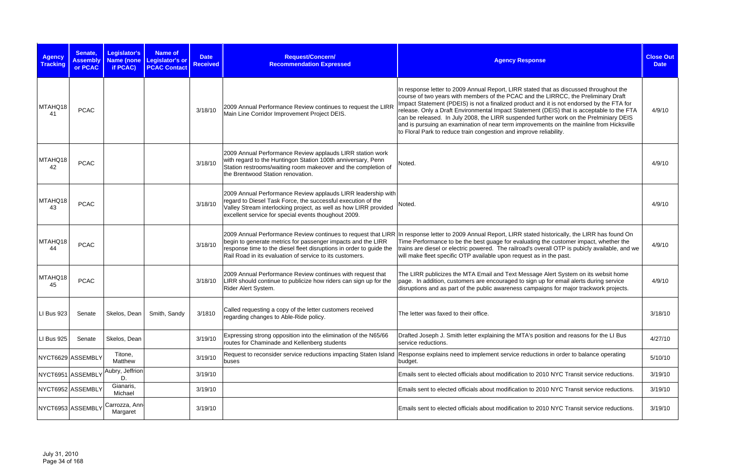| Agency Tracking | Senate, Assembly or PCAC | Legislator's Name (none if PCAC) | Name of Legislator's or PCAC Contact | Date Received | Request/Concern/ Recommendation Expressed | Agency Response | Close Out Date |
|---|---|---|---|---|---|---|---|
| MTAHQ18 41 | PCAC | | | 3/18/10 | 2009 Annual Performance Review continues to request the LIRR Main Line Corridor Improvement Project DEIS. | In response letter to 2009 Annual Report, LIRR stated that as discussed throughout the course of two years with members of the PCAC and the LIRRCC, the Preliminary Draft Impact Statement (PDEIS) is not a finalized product and it is not endorsed by the FTA for release. Only a Draft Environmental Impact Statement (DEIS) that is acceptable to the FTA can be released. In July 2008, the LIRR suspended further work on the Prelminiary DEIS and is pursuing an examination of near term improvements on the mainline from Hicksville to Floral Park to reduce train congestion and improve reliability. | 4/9/10 |
| MTAHQ18 42 | PCAC | | | 3/18/10 | 2009 Annual Performance Review applauds LIRR station work with regard to the Huntingon Station 100th anniversary, Penn Station restrooms/waiting room makeover and the completion of the Brentwood Station renovation. | Noted. | 4/9/10 |
| MTAHQ18 43 | PCAC | | | 3/18/10 | 2009 Annual Performance Review applauds LIRR leadership with regard to Diesel Task Force, the successful execution of the Valley Stream interlocking project, as well as how LIRR provided excellent service for special events thoughout 2009. | Noted. | 4/9/10 |
| MTAHQ18 44 | PCAC | | | 3/18/10 | 2009 Annual Performance Review continues to request that LIRR begin to generate metrics for passenger impacts and the LIRR response time to the diesel fleet disruptions in order to guide the Rail Road in its evaluation of service to its customers. | In response letter to 2009 Annual Report, LIRR stated historically, the LIRR has found On Time Performance to be the best guage for evaluating the customer impact, whether the trains are diesel or electric powered. The railroad's overall OTP is publicly available, and we will make fleet specific OTP available upon request as in the past. | 4/9/10 |
| MTAHQ18 45 | PCAC | | | 3/18/10 | 2009 Annual Performance Review continues with request that LIRR should continue to publicize how riders can sign up for the Rider Alert System. | The LIRR publicizes the MTA Email and Text Message Alert System on its websit home page. In addition, customers are encouraged to sign up for email alerts during service disruptions and as part of the public awareness campaigns for major trackwork projects. | 4/9/10 |
| LI Bus 923 | Senate | Skelos, Dean | Smith, Sandy | 3/1810 | Called requesting a copy of the letter customers received regarding changes to Able-Ride policy. | The letter was faxed to their office. | 3/18/10 |
| LI Bus 925 | Senate | Skelos, Dean | | 3/19/10 | Expressing strong opposition into the elimination of the N65/66 routes for Chaminade and Kellenberg students | Drafted Joseph J. Smith letter explaining the MTA's position and reasons for the LI Bus service reductions. | 4/27/10 |
| NYCT6629 | ASSEMBLY | Titone, Matthew | | 3/19/10 | Request to reconsider service reductions impacting Staten Island buses | Response explains need to implement service reductions in order to balance operating budget. | 5/10/10 |
| NYCT6951 | ASSEMBLY | Aubry, Jeffrion D. | | 3/19/10 | | Emails sent to elected officials about modification to 2010 NYC Transit service reductions. | 3/19/10 |
| NYCT6952 | ASSEMBLY | Gianaris, Michael | | 3/19/10 | | Emails sent to elected officials about modification to 2010 NYC Transit service reductions. | 3/19/10 |
| NYCT6953 | ASSEMBLY | Carrozza, Ann-Margaret | | 3/19/10 | | Emails sent to elected officials about modification to 2010 NYC Transit service reductions. | 3/19/10 |

July 31, 2010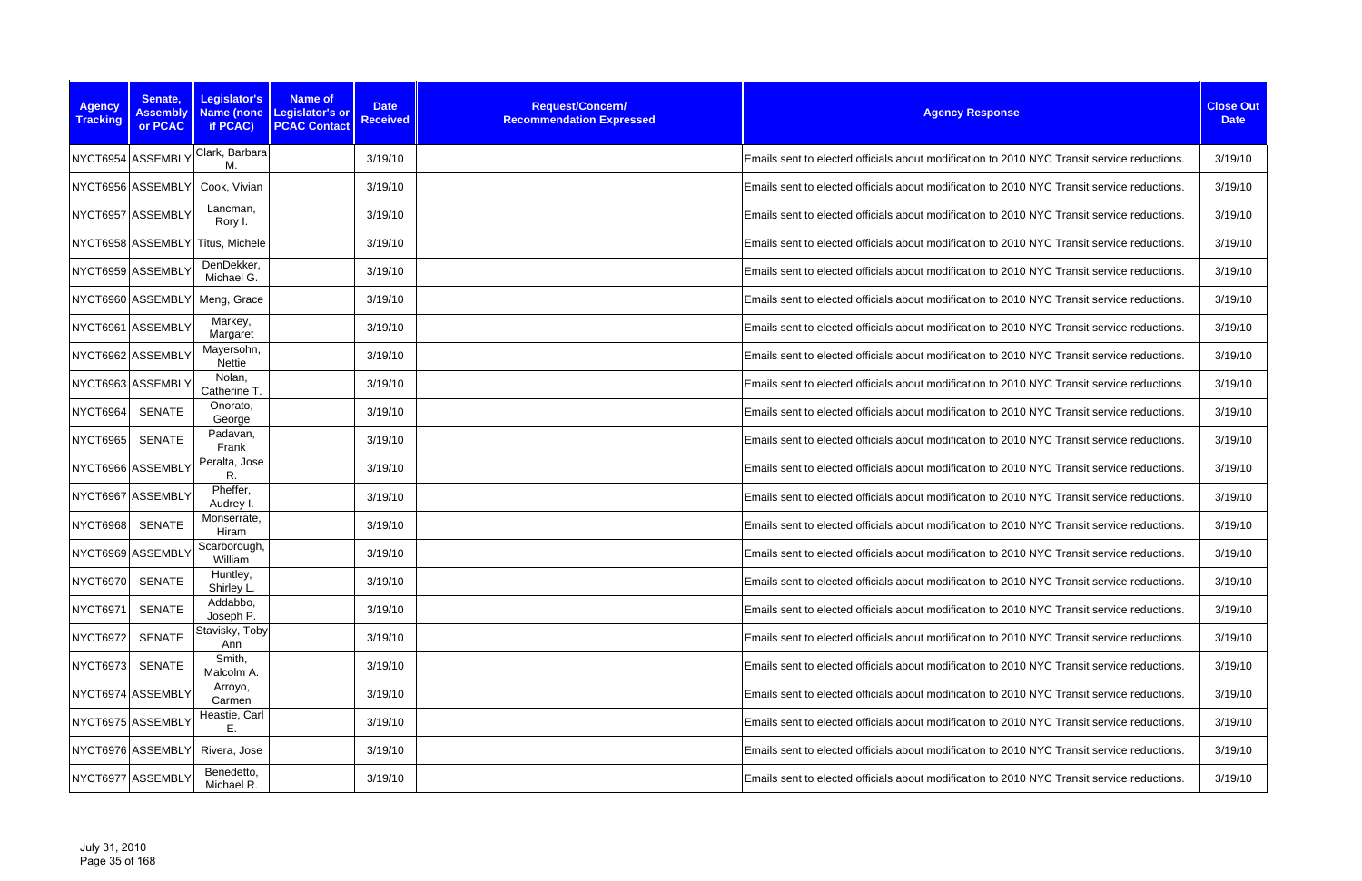| Agency Tracking | Senate, Assembly or PCAC | Legislator's Name (none if PCAC) | Name of Legislator's or PCAC Contact | Date Received | Request/Concern/ Recommendation Expressed | Agency Response | Close Out Date |
|---|---|---|---|---|---|---|---|
| NYCT6954 | ASSEMBLY | Clark, Barbara M. | | 3/19/10 | | Emails sent to elected officials about modification to 2010 NYC Transit service reductions. | 3/19/10 |
| NYCT6956 | ASSEMBLY | Cook, Vivian | | 3/19/10 | | Emails sent to elected officials about modification to 2010 NYC Transit service reductions. | 3/19/10 |
| NYCT6957 | ASSEMBLY | Lancman, Rory I. | | 3/19/10 | | Emails sent to elected officials about modification to 2010 NYC Transit service reductions. | 3/19/10 |
| NYCT6958 | ASSEMBLY | Titus, Michele | | 3/19/10 | | Emails sent to elected officials about modification to 2010 NYC Transit service reductions. | 3/19/10 |
| NYCT6959 | ASSEMBLY | DenDekker, Michael G. | | 3/19/10 | | Emails sent to elected officials about modification to 2010 NYC Transit service reductions. | 3/19/10 |
| NYCT6960 | ASSEMBLY | Meng, Grace | | 3/19/10 | | Emails sent to elected officials about modification to 2010 NYC Transit service reductions. | 3/19/10 |
| NYCT6961 | ASSEMBLY | Markey, Margaret | | 3/19/10 | | Emails sent to elected officials about modification to 2010 NYC Transit service reductions. | 3/19/10 |
| NYCT6962 | ASSEMBLY | Mayersohn, Nettie | | 3/19/10 | | Emails sent to elected officials about modification to 2010 NYC Transit service reductions. | 3/19/10 |
| NYCT6963 | ASSEMBLY | Nolan, Catherine T. | | 3/19/10 | | Emails sent to elected officials about modification to 2010 NYC Transit service reductions. | 3/19/10 |
| NYCT6964 | SENATE | Onorato, George | | 3/19/10 | | Emails sent to elected officials about modification to 2010 NYC Transit service reductions. | 3/19/10 |
| NYCT6965 | SENATE | Padavan, Frank | | 3/19/10 | | Emails sent to elected officials about modification to 2010 NYC Transit service reductions. | 3/19/10 |
| NYCT6966 | ASSEMBLY | Peralta, Jose R. | | 3/19/10 | | Emails sent to elected officials about modification to 2010 NYC Transit service reductions. | 3/19/10 |
| NYCT6967 | ASSEMBLY | Pheffer, Audrey I. | | 3/19/10 | | Emails sent to elected officials about modification to 2010 NYC Transit service reductions. | 3/19/10 |
| NYCT6968 | SENATE | Monserrate, Hiram | | 3/19/10 | | Emails sent to elected officials about modification to 2010 NYC Transit service reductions. | 3/19/10 |
| NYCT6969 | ASSEMBLY | Scarborough, William | | 3/19/10 | | Emails sent to elected officials about modification to 2010 NYC Transit service reductions. | 3/19/10 |
| NYCT6970 | SENATE | Huntley, Shirley L. | | 3/19/10 | | Emails sent to elected officials about modification to 2010 NYC Transit service reductions. | 3/19/10 |
| NYCT6971 | SENATE | Addabbo, Joseph P. | | 3/19/10 | | Emails sent to elected officials about modification to 2010 NYC Transit service reductions. | 3/19/10 |
| NYCT6972 | SENATE | Stavisky, Toby Ann | | 3/19/10 | | Emails sent to elected officials about modification to 2010 NYC Transit service reductions. | 3/19/10 |
| NYCT6973 | SENATE | Smith, Malcolm A. | | 3/19/10 | | Emails sent to elected officials about modification to 2010 NYC Transit service reductions. | 3/19/10 |
| NYCT6974 | ASSEMBLY | Arroyo, Carmen | | 3/19/10 | | Emails sent to elected officials about modification to 2010 NYC Transit service reductions. | 3/19/10 |
| NYCT6975 | ASSEMBLY | Heastie, Carl E. | | 3/19/10 | | Emails sent to elected officials about modification to 2010 NYC Transit service reductions. | 3/19/10 |
| NYCT6976 | ASSEMBLY | Rivera, Jose | | 3/19/10 | | Emails sent to elected officials about modification to 2010 NYC Transit service reductions. | 3/19/10 |
| NYCT6977 | ASSEMBLY | Benedetto, Michael R. | | 3/19/10 | | Emails sent to elected officials about modification to 2010 NYC Transit service reductions. | 3/19/10 |

July 31, 2010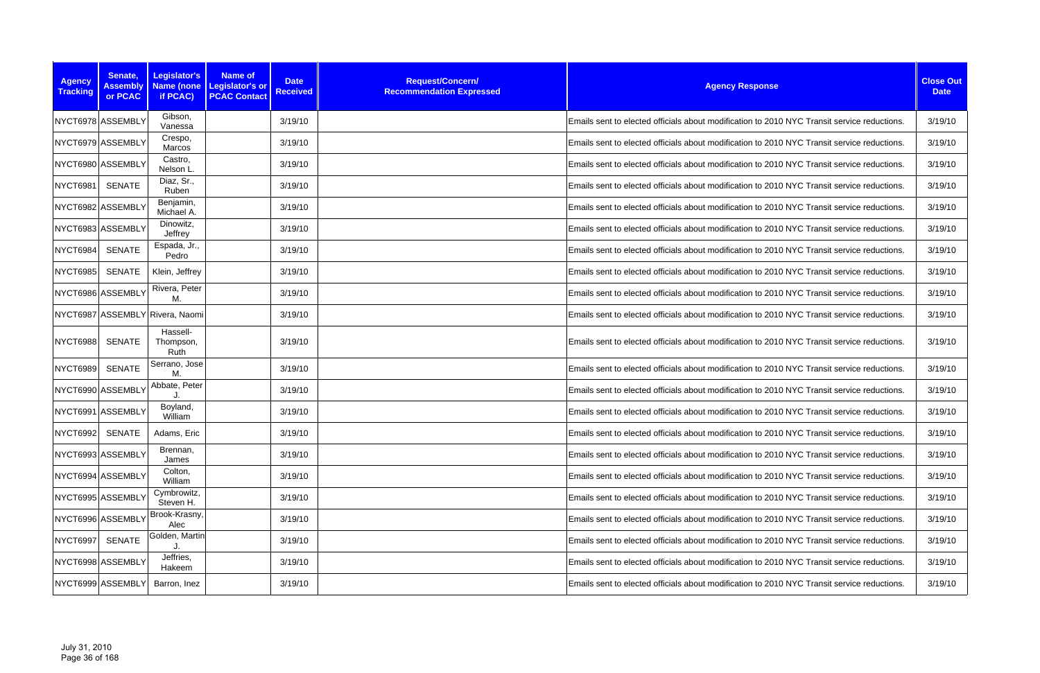| Agency Tracking | Senate, Assembly or PCAC | Legislator's Name (none if PCAC) | Name of Legislator's or PCAC Contact | Date Received | Request/Concern/ Recommendation Expressed | Agency Response | Close Out Date |
|---|---|---|---|---|---|---|---|
| NYCT6978 | ASSEMBLY | Gibson, Vanessa | | 3/19/10 | | Emails sent to elected officials about modification to 2010 NYC Transit service reductions. | 3/19/10 |
| NYCT6979 | ASSEMBLY | Crespo, Marcos | | 3/19/10 | | Emails sent to elected officials about modification to 2010 NYC Transit service reductions. | 3/19/10 |
| NYCT6980 | ASSEMBLY | Castro, Nelson L. | | 3/19/10 | | Emails sent to elected officials about modification to 2010 NYC Transit service reductions. | 3/19/10 |
| NYCT6981 | SENATE | Diaz, Sr., Ruben | | 3/19/10 | | Emails sent to elected officials about modification to 2010 NYC Transit service reductions. | 3/19/10 |
| NYCT6982 | ASSEMBLY | Benjamin, Michael A. | | 3/19/10 | | Emails sent to elected officials about modification to 2010 NYC Transit service reductions. | 3/19/10 |
| NYCT6983 | ASSEMBLY | Dinowitz, Jeffrey | | 3/19/10 | | Emails sent to elected officials about modification to 2010 NYC Transit service reductions. | 3/19/10 |
| NYCT6984 | SENATE | Espada, Jr., Pedro | | 3/19/10 | | Emails sent to elected officials about modification to 2010 NYC Transit service reductions. | 3/19/10 |
| NYCT6985 | SENATE | Klein, Jeffrey | | 3/19/10 | | Emails sent to elected officials about modification to 2010 NYC Transit service reductions. | 3/19/10 |
| NYCT6986 | ASSEMBLY | Rivera, Peter M. | | 3/19/10 | | Emails sent to elected officials about modification to 2010 NYC Transit service reductions. | 3/19/10 |
| NYCT6987 | ASSEMBLY | Rivera, Naomi | | 3/19/10 | | Emails sent to elected officials about modification to 2010 NYC Transit service reductions. | 3/19/10 |
| NYCT6988 | SENATE | Hassell-Thompson, Ruth | | 3/19/10 | | Emails sent to elected officials about modification to 2010 NYC Transit service reductions. | 3/19/10 |
| NYCT6989 | SENATE | Serrano, Jose M. | | 3/19/10 | | Emails sent to elected officials about modification to 2010 NYC Transit service reductions. | 3/19/10 |
| NYCT6990 | ASSEMBLY | Abbate, Peter J. | | 3/19/10 | | Emails sent to elected officials about modification to 2010 NYC Transit service reductions. | 3/19/10 |
| NYCT6991 | ASSEMBLY | Boyland, William | | 3/19/10 | | Emails sent to elected officials about modification to 2010 NYC Transit service reductions. | 3/19/10 |
| NYCT6992 | SENATE | Adams, Eric | | 3/19/10 | | Emails sent to elected officials about modification to 2010 NYC Transit service reductions. | 3/19/10 |
| NYCT6993 | ASSEMBLY | Brennan, James | | 3/19/10 | | Emails sent to elected officials about modification to 2010 NYC Transit service reductions. | 3/19/10 |
| NYCT6994 | ASSEMBLY | Colton, William | | 3/19/10 | | Emails sent to elected officials about modification to 2010 NYC Transit service reductions. | 3/19/10 |
| NYCT6995 | ASSEMBLY | Cymbrowitz, Steven H. | | 3/19/10 | | Emails sent to elected officials about modification to 2010 NYC Transit service reductions. | 3/19/10 |
| NYCT6996 | ASSEMBLY | Brook-Krasny, Alec | | 3/19/10 | | Emails sent to elected officials about modification to 2010 NYC Transit service reductions. | 3/19/10 |
| NYCT6997 | SENATE | Golden, Martin J. | | 3/19/10 | | Emails sent to elected officials about modification to 2010 NYC Transit service reductions. | 3/19/10 |
| NYCT6998 | ASSEMBLY | Jeffries, Hakeem | | 3/19/10 | | Emails sent to elected officials about modification to 2010 NYC Transit service reductions. | 3/19/10 |
| NYCT6999 | ASSEMBLY | Barron, Inez | | 3/19/10 | | Emails sent to elected officials about modification to 2010 NYC Transit service reductions. | 3/19/10 |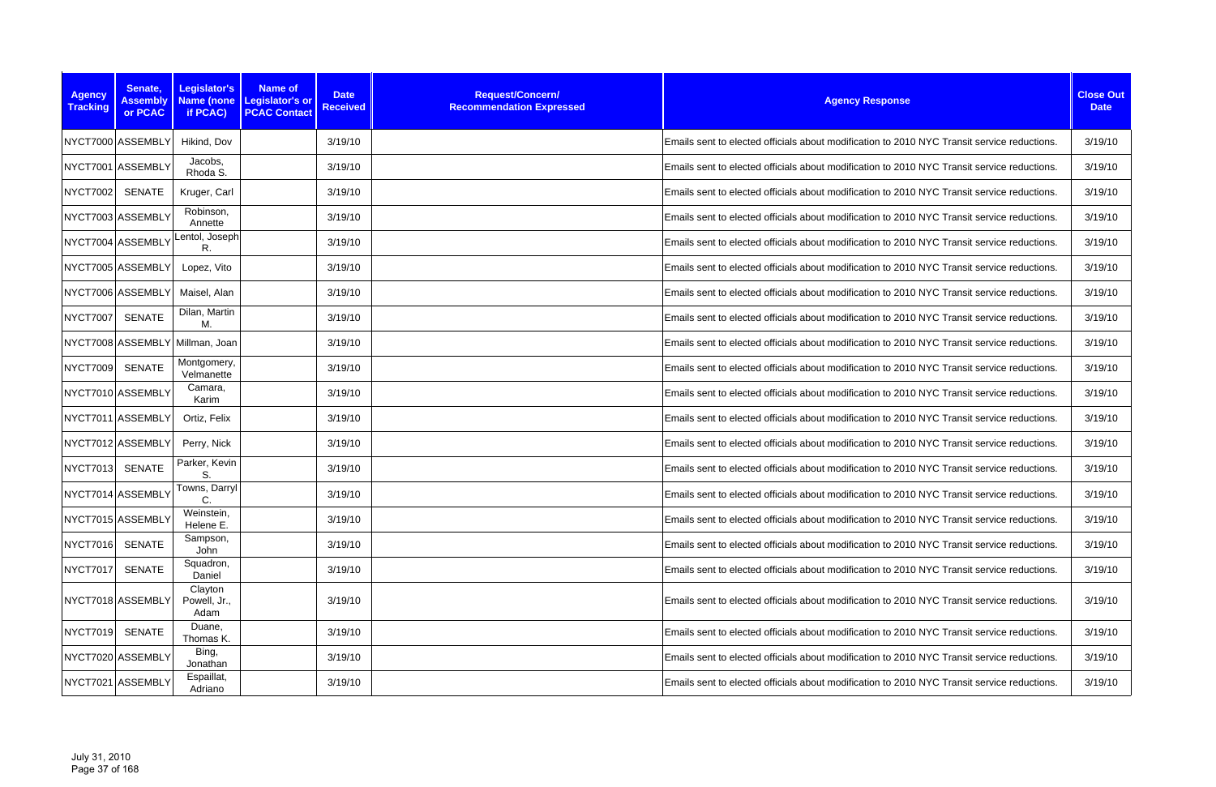| Agency Tracking | Senate, Assembly or PCAC | Legislator's Name (none if PCAC) | Name of Legislator's or PCAC Contact | Date Received | Request/Concern/ Recommendation Expressed | Agency Response | Close Out Date |
|---|---|---|---|---|---|---|---|
| NYCT7000 | ASSEMBLY | Hikind, Dov | | 3/19/10 | | Emails sent to elected officials about modification to 2010 NYC Transit service reductions. | 3/19/10 |
| NYCT7001 | ASSEMBLY | Jacobs, Rhoda S. | | 3/19/10 | | Emails sent to elected officials about modification to 2010 NYC Transit service reductions. | 3/19/10 |
| NYCT7002 | SENATE | Kruger, Carl | | 3/19/10 | | Emails sent to elected officials about modification to 2010 NYC Transit service reductions. | 3/19/10 |
| NYCT7003 | ASSEMBLY | Robinson, Annette | | 3/19/10 | | Emails sent to elected officials about modification to 2010 NYC Transit service reductions. | 3/19/10 |
| NYCT7004 | ASSEMBLY | Lentol, Joseph R. | | 3/19/10 | | Emails sent to elected officials about modification to 2010 NYC Transit service reductions. | 3/19/10 |
| NYCT7005 | ASSEMBLY | Lopez, Vito | | 3/19/10 | | Emails sent to elected officials about modification to 2010 NYC Transit service reductions. | 3/19/10 |
| NYCT7006 | ASSEMBLY | Maisel, Alan | | 3/19/10 | | Emails sent to elected officials about modification to 2010 NYC Transit service reductions. | 3/19/10 |
| NYCT7007 | SENATE | Dilan, Martin M. | | 3/19/10 | | Emails sent to elected officials about modification to 2010 NYC Transit service reductions. | 3/19/10 |
| NYCT7008 | ASSEMBLY | Millman, Joan | | 3/19/10 | | Emails sent to elected officials about modification to 2010 NYC Transit service reductions. | 3/19/10 |
| NYCT7009 | SENATE | Montgomery, Velmanette | | 3/19/10 | | Emails sent to elected officials about modification to 2010 NYC Transit service reductions. | 3/19/10 |
| NYCT7010 | ASSEMBLY | Camara, Karim | | 3/19/10 | | Emails sent to elected officials about modification to 2010 NYC Transit service reductions. | 3/19/10 |
| NYCT7011 | ASSEMBLY | Ortiz, Felix | | 3/19/10 | | Emails sent to elected officials about modification to 2010 NYC Transit service reductions. | 3/19/10 |
| NYCT7012 | ASSEMBLY | Perry, Nick | | 3/19/10 | | Emails sent to elected officials about modification to 2010 NYC Transit service reductions. | 3/19/10 |
| NYCT7013 | SENATE | Parker, Kevin S. | | 3/19/10 | | Emails sent to elected officials about modification to 2010 NYC Transit service reductions. | 3/19/10 |
| NYCT7014 | ASSEMBLY | Towns, Darryl C. | | 3/19/10 | | Emails sent to elected officials about modification to 2010 NYC Transit service reductions. | 3/19/10 |
| NYCT7015 | ASSEMBLY | Weinstein, Helene E. | | 3/19/10 | | Emails sent to elected officials about modification to 2010 NYC Transit service reductions. | 3/19/10 |
| NYCT7016 | SENATE | Sampson, John | | 3/19/10 | | Emails sent to elected officials about modification to 2010 NYC Transit service reductions. | 3/19/10 |
| NYCT7017 | SENATE | Squadron, Daniel | | 3/19/10 | | Emails sent to elected officials about modification to 2010 NYC Transit service reductions. | 3/19/10 |
| NYCT7018 | ASSEMBLY | Clayton Powell, Jr., Adam | | 3/19/10 | | Emails sent to elected officials about modification to 2010 NYC Transit service reductions. | 3/19/10 |
| NYCT7019 | SENATE | Duane, Thomas K. | | 3/19/10 | | Emails sent to elected officials about modification to 2010 NYC Transit service reductions. | 3/19/10 |
| NYCT7020 | ASSEMBLY | Bing, Jonathan | | 3/19/10 | | Emails sent to elected officials about modification to 2010 NYC Transit service reductions. | 3/19/10 |
| NYCT7021 | ASSEMBLY | Espaillat, Adriano | | 3/19/10 | | Emails sent to elected officials about modification to 2010 NYC Transit service reductions. | 3/19/10 |

July 31, 2010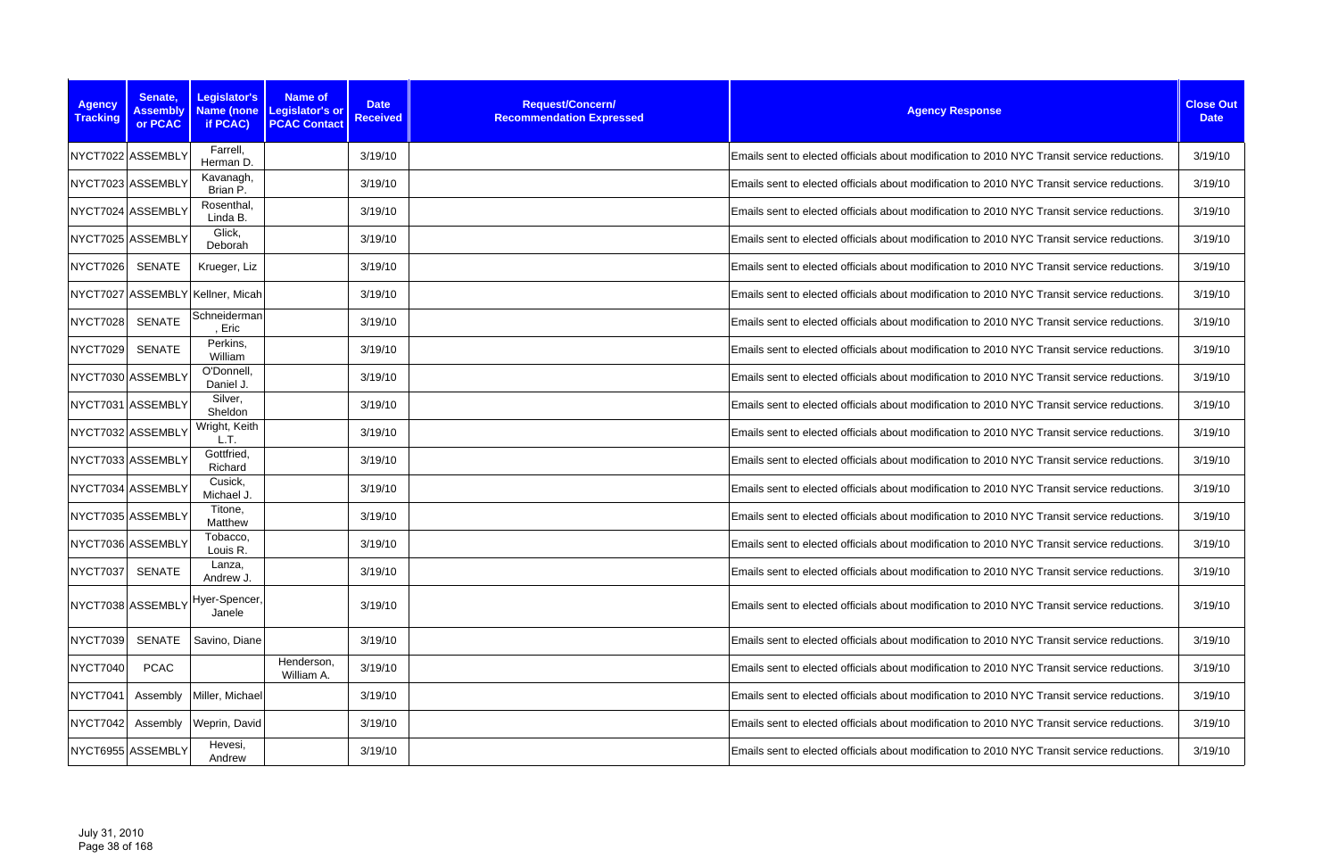| Agency Tracking | Senate, Assembly or PCAC | Legislator's Name (none if PCAC) | Name of Legislator's or PCAC Contact | Date Received | Request/Concern/ Recommendation Expressed | Agency Response | Close Out Date |
|---|---|---|---|---|---|---|---|
| NYCT7022 | ASSEMBLY | Farrell, Herman D. | | 3/19/10 | | Emails sent to elected officials about modification to 2010 NYC Transit service reductions. | 3/19/10 |
| NYCT7023 | ASSEMBLY | Kavanagh, Brian P. | | 3/19/10 | | Emails sent to elected officials about modification to 2010 NYC Transit service reductions. | 3/19/10 |
| NYCT7024 | ASSEMBLY | Rosenthal, Linda B. | | 3/19/10 | | Emails sent to elected officials about modification to 2010 NYC Transit service reductions. | 3/19/10 |
| NYCT7025 | ASSEMBLY | Glick, Deborah | | 3/19/10 | | Emails sent to elected officials about modification to 2010 NYC Transit service reductions. | 3/19/10 |
| NYCT7026 | SENATE | Krueger, Liz | | 3/19/10 | | Emails sent to elected officials about modification to 2010 NYC Transit service reductions. | 3/19/10 |
| NYCT7027 | ASSEMBLY | Kellner, Micah | | 3/19/10 | | Emails sent to elected officials about modification to 2010 NYC Transit service reductions. | 3/19/10 |
| NYCT7028 | SENATE | Schneiderman, Eric | | 3/19/10 | | Emails sent to elected officials about modification to 2010 NYC Transit service reductions. | 3/19/10 |
| NYCT7029 | SENATE | Perkins, William | | 3/19/10 | | Emails sent to elected officials about modification to 2010 NYC Transit service reductions. | 3/19/10 |
| NYCT7030 | ASSEMBLY | O'Donnell, Daniel J. | | 3/19/10 | | Emails sent to elected officials about modification to 2010 NYC Transit service reductions. | 3/19/10 |
| NYCT7031 | ASSEMBLY | Silver, Sheldon | | 3/19/10 | | Emails sent to elected officials about modification to 2010 NYC Transit service reductions. | 3/19/10 |
| NYCT7032 | ASSEMBLY | Wright, Keith L.T. | | 3/19/10 | | Emails sent to elected officials about modification to 2010 NYC Transit service reductions. | 3/19/10 |
| NYCT7033 | ASSEMBLY | Gottfried, Richard | | 3/19/10 | | Emails sent to elected officials about modification to 2010 NYC Transit service reductions. | 3/19/10 |
| NYCT7034 | ASSEMBLY | Cusick, Michael J. | | 3/19/10 | | Emails sent to elected officials about modification to 2010 NYC Transit service reductions. | 3/19/10 |
| NYCT7035 | ASSEMBLY | Titone, Matthew | | 3/19/10 | | Emails sent to elected officials about modification to 2010 NYC Transit service reductions. | 3/19/10 |
| NYCT7036 | ASSEMBLY | Tobacco, Louis R. | | 3/19/10 | | Emails sent to elected officials about modification to 2010 NYC Transit service reductions. | 3/19/10 |
| NYCT7037 | SENATE | Lanza, Andrew J. | | 3/19/10 | | Emails sent to elected officials about modification to 2010 NYC Transit service reductions. | 3/19/10 |
| NYCT7038 | ASSEMBLY | Hyer-Spencer, Janele | | 3/19/10 | | Emails sent to elected officials about modification to 2010 NYC Transit service reductions. | 3/19/10 |
| NYCT7039 | SENATE | Savino, Diane | | 3/19/10 | | Emails sent to elected officials about modification to 2010 NYC Transit service reductions. | 3/19/10 |
| NYCT7040 | PCAC | | Henderson, William A. | 3/19/10 | | Emails sent to elected officials about modification to 2010 NYC Transit service reductions. | 3/19/10 |
| NYCT7041 | Assembly | Miller, Michael | | 3/19/10 | | Emails sent to elected officials about modification to 2010 NYC Transit service reductions. | 3/19/10 |
| NYCT7042 | Assembly | Weprin, David | | 3/19/10 | | Emails sent to elected officials about modification to 2010 NYC Transit service reductions. | 3/19/10 |
| NYCT6955 | ASSEMBLY | Hevesi, Andrew | | 3/19/10 | | Emails sent to elected officials about modification to 2010 NYC Transit service reductions. | 3/19/10 |

July 31, 2010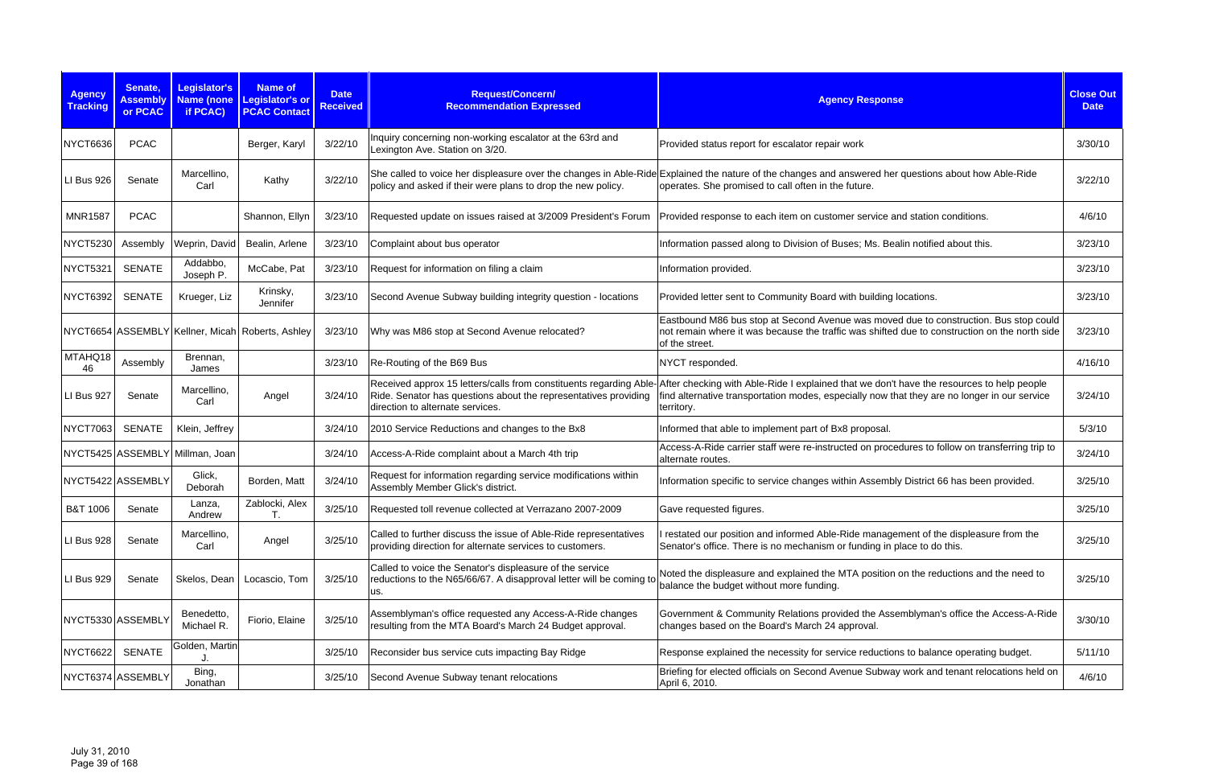| Agency Tracking | Senate, Assembly or PCAC | Legislator's Name (none if PCAC) | Name of Legislator's or PCAC Contact | Date Received | Request/Concern/ Recommendation Expressed | Agency Response | Close Out Date |
|---|---|---|---|---|---|---|---|
| NYCT6636 | PCAC | | Berger, Karyl | 3/22/10 | Inquiry concerning non-working escalator at the 63rd and Lexington Ave. Station on 3/20. | Provided status report for escalator repair work | 3/30/10 |
| LI Bus 926 | Senate | Marcellino, Carl | Kathy | 3/22/10 | She called to voice her displeasure over the changes in Able-Ride policy and asked if their were plans to drop the new policy. | Explained the nature of the changes and answered her questions about how Able-Ride operates. She promised to call often in the future. | 3/22/10 |
| MNR1587 | PCAC | | Shannon, Ellyn | 3/23/10 | Requested update on issues raised at 3/2009 President's Forum | Provided response to each item on customer service and station conditions. | 4/6/10 |
| NYCT5230 | Assembly | Weprin, David | Bealin, Arlene | 3/23/10 | Complaint about bus operator | Information passed along to Division of Buses; Ms. Bealin notified about this. | 3/23/10 |
| NYCT5321 | SENATE | Addabbo, Joseph P. | McCabe, Pat | 3/23/10 | Request for information on filing a claim | Information provided. | 3/23/10 |
| NYCT6392 | SENATE | Krueger, Liz | Krinsky, Jennifer | 3/23/10 | Second Avenue Subway building integrity question - locations | Provided letter sent to Community Board with building locations. | 3/23/10 |
| NYCT6654 | ASSEMBLY | Kellner, Micah | Roberts, Ashley | 3/23/10 | Why was M86 stop at Second Avenue relocated? | Eastbound M86 bus stop at Second Avenue was moved due to construction. Bus stop could not remain where it was because the traffic was shifted due to construction on the north side of the street. | 3/23/10 |
| MTAHQ1846 | Assembly | Brennan, James | | 3/23/10 | Re-Routing of the B69 Bus | NYCT responded. | 4/16/10 |
| LI Bus 927 | Senate | Marcellino, Carl | Angel | 3/24/10 | Received approx 15 letters/calls from constituents regarding Able-Ride. Senator has questions about the representatives providing direction to alternate services. | After checking with Able-Ride I explained that we don't have the resources to help people find alternative transportation modes, especially now that they are no longer in our service territory. | 3/24/10 |
| NYCT7063 | SENATE | Klein, Jeffrey | | 3/24/10 | 2010 Service Reductions and changes to the Bx8 | Informed that able to implement part of Bx8 proposal. | 5/3/10 |
| NYCT5425 | ASSEMBLY | Millman, Joan | | 3/24/10 | Access-A-Ride complaint about a March 4th trip | Access-A-Ride carrier staff were re-instructed on procedures to follow on transferring trip to alternate routes. | 3/24/10 |
| NYCT5422 | ASSEMBLY | Glick, Deborah | Borden, Matt | 3/24/10 | Request for information regarding service modifications within Assembly Member Glick's district. | Information specific to service changes within Assembly District 66 has been provided. | 3/25/10 |
| B&T 1006 | Senate | Lanza, Andrew | Zablocki, Alex T. | 3/25/10 | Requested toll revenue collected at Verrazano 2007-2009 | Gave requested figures. | 3/25/10 |
| LI Bus 928 | Senate | Marcellino, Carl | Angel | 3/25/10 | Called to further discuss the issue of Able-Ride representatives providing direction for alternate services to customers. | I restated our position and informed Able-Ride management of the displeasure from the Senator's office. There is no mechanism or funding in place to do this. | 3/25/10 |
| LI Bus 929 | Senate | Skelos, Dean | Locascio, Tom | 3/25/10 | Called to voice the Senator's displeasure of the service reductions to the N65/66/67. A disapproval letter will be coming to us. | Noted the displeasure and explained the MTA position on the reductions and the need to balance the budget without more funding. | 3/25/10 |
| NYCT5330 | ASSEMBLY | Benedetto, Michael R. | Fiorio, Elaine | 3/25/10 | Assemblyman's office requested any Access-A-Ride changes resulting from the MTA Board's March 24 Budget approval. | Government & Community Relations provided the Assemblyman's office the Access-A-Ride changes based on the Board's March 24 approval. | 3/30/10 |
| NYCT6622 | SENATE | Golden, Martin J. | | 3/25/10 | Reconsider bus service cuts impacting Bay Ridge | Response explained the necessity for service reductions to balance operating budget. | 5/11/10 |
| NYCT6374 | ASSEMBLY | Bing, Jonathan | | 3/25/10 | Second Avenue Subway tenant relocations | Briefing for elected officials on Second Avenue Subway work and tenant relocations held on April 6, 2010. | 4/6/10 |

July 31, 2010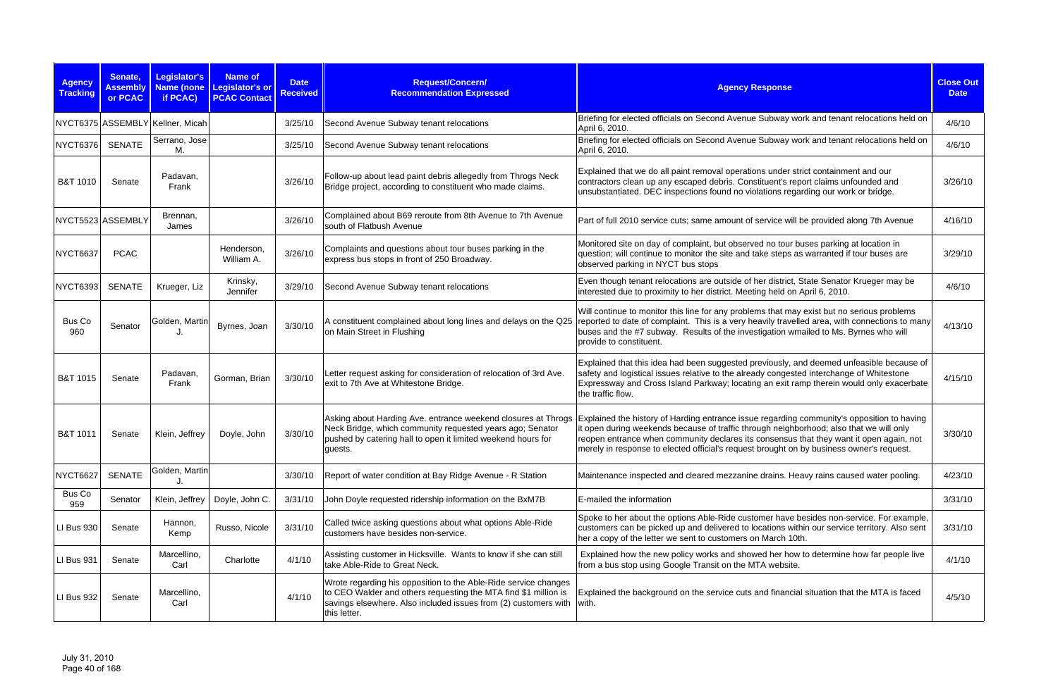| Agency Tracking | Senate, Assembly or PCAC | Legislator's Name (none if PCAC) | Name of Legislator's or PCAC Contact | Date Received | Request/Concern/ Recommendation Expressed | Agency Response | Close Out Date |
|---|---|---|---|---|---|---|---|
| NYCT6375 | ASSEMBLY | Kellner, Micah | | 3/25/10 | Second Avenue Subway tenant relocations | Briefing for elected officials on Second Avenue Subway work and tenant relocations held on April 6, 2010. | 4/6/10 |
| NYCT6376 | SENATE | Serrano, Jose M. | | 3/25/10 | Second Avenue Subway tenant relocations | Briefing for elected officials on Second Avenue Subway work and tenant relocations held on April 6, 2010. | 4/6/10 |
| B&T 1010 | Senate | Padavan, Frank | | 3/26/10 | Follow-up about lead paint debris allegedly from Throgs Neck Bridge project, according to constituent who made claims. | Explained that we do all paint removal operations under strict containment and our contractors clean up any escaped debris. Constituent's report claims unfounded and unsubstantiated. DEC inspections found no violations regarding our work or bridge. | 3/26/10 |
| NYCT5523 | ASSEMBLY | Brennan, James | | 3/26/10 | Complained about B69 reroute from 8th Avenue to 7th Avenue south of Flatbush Avenue | Part of full 2010 service cuts; same amount of service will be provided along 7th Avenue | 4/16/10 |
| NYCT6637 | PCAC | | Henderson, William A. | 3/26/10 | Complaints and questions about tour buses parking in the express bus stops in front of 250 Broadway. | Monitored site on day of complaint, but observed no tour buses parking at location in question; will continue to monitor the site and take steps as warranted if tour buses are observed parking in NYCT bus stops | 3/29/10 |
| NYCT6393 | SENATE | Krueger, Liz | Krinsky, Jennifer | 3/29/10 | Second Avenue Subway tenant relocations | Even though tenant relocations are outside of her district, State Senator Krueger may be interested due to proximity to her district. Meeting held on April 6, 2010. | 4/6/10 |
| Bus Co 960 | Senator | Golden, Martin J. | Byrnes, Joan | 3/30/10 | A constituent complained about long lines and delays on the Q25 on Main Street in Flushing | Will continue to monitor this line for any problems that may exist but no serious problems reported to date of complaint. This is a very heavily travelled area, with connections to many buses and the #7 subway. Results of the investigation wmailed to Ms. Byrnes who will provide to constituent. | 4/13/10 |
| B&T 1015 | Senate | Padavan, Frank | Gorman, Brian | 3/30/10 | Letter request asking for consideration of relocation of 3rd Ave. exit to 7th Ave at Whitestone Bridge. | Explained that this idea had been suggested previously, and deemed unfeasible because of safety and logistical issues relative to the already congested interchange of Whitestone Expressway and Cross Island Parkway; locating an exit ramp therein would only exacerbate the traffic flow. | 4/15/10 |
| B&T 1011 | Senate | Klein, Jeffrey | Doyle, John | 3/30/10 | Asking about Harding Ave. entrance weekend closures at Throgs Neck Bridge, which community requested years ago; Senator pushed by catering hall to open it limited weekend hours for guests. | Explained the history of Harding entrance issue regarding community's opposition to having it open during weekends because of traffic through neighborhood; also that we will only reopen entrance when community declares its consensus that they want it open again, not merely in response to elected official's request brought on by business owner's request. | 3/30/10 |
| NYCT6627 | SENATE | Golden, Martin J. | | 3/30/10 | Report of water condition at Bay Ridge Avenue - R Station | Maintenance inspected and cleared mezzanine drains. Heavy rains caused water pooling. | 4/23/10 |
| Bus Co 959 | Senator | Klein, Jeffrey | Doyle, John C. | 3/31/10 | John Doyle requested ridership information on the BxM7B | E-mailed the information | 3/31/10 |
| LI Bus 930 | Senate | Hannon, Kemp | Russo, Nicole | 3/31/10 | Called twice asking questions about what options Able-Ride customers have besides non-service. | Spoke to her about the options Able-Ride customer have besides non-service. For example, customers can be picked up and delivered to locations within our service territory. Also sent her a copy of the letter we sent to customers on March 10th. | 3/31/10 |
| LI Bus 931 | Senate | Marcellino, Carl | Charlotte | 4/1/10 | Assisting customer in Hicksville. Wants to know if she can still take Able-Ride to Great Neck. | Explained how the new policy works and showed her how to determine how far people live from a bus stop using Google Transit on the MTA website. | 4/1/10 |
| LI Bus 932 | Senate | Marcellino, Carl | | 4/1/10 | Wrote regarding his opposition to the Able-Ride service changes to CEO Walder and others requesting the MTA find $1 million is savings elsewhere. Also included issues from (2) customers with this letter. | Explained the background on the service cuts and financial situation that the MTA is faced with. | 4/5/10 |

July 31, 2010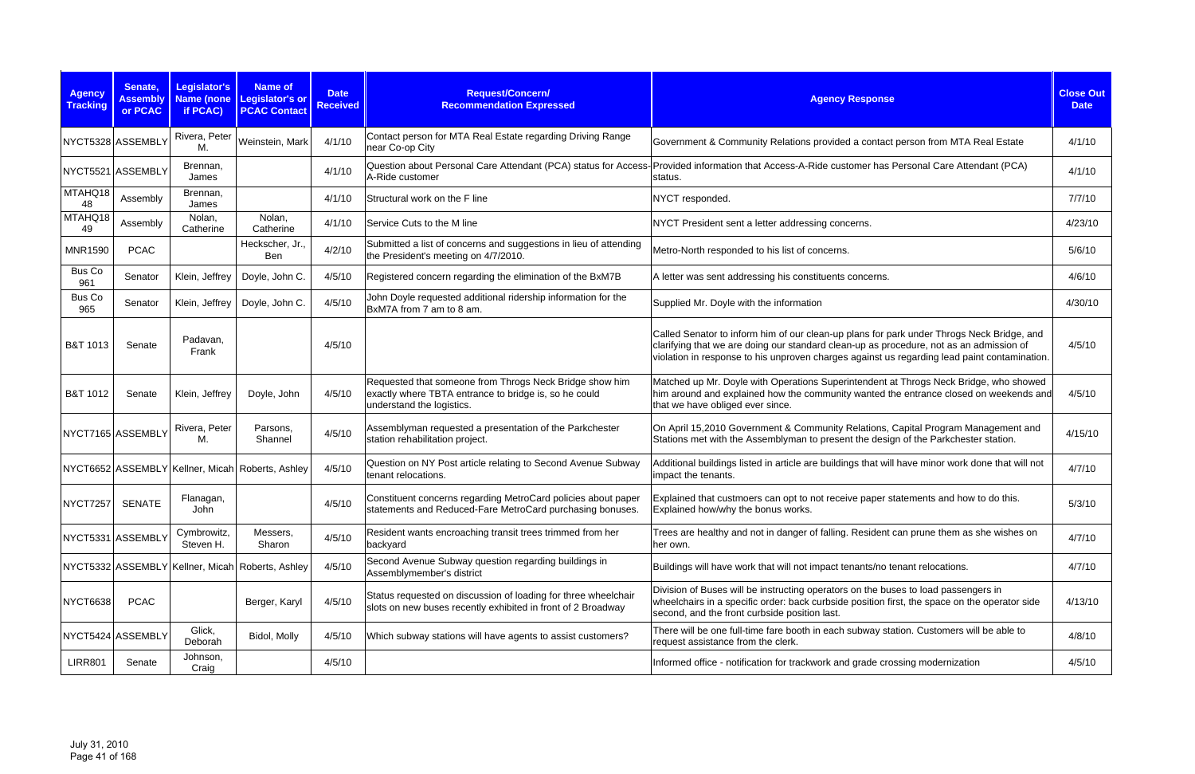| Agency Tracking | Senate, Assembly or PCAC | Legislator's Name (none if PCAC) | Name of Legislator's or PCAC Contact | Date Received | Request/Concern/ Recommendation Expressed | Agency Response | Close Out Date |
|---|---|---|---|---|---|---|---|
| NYCT5328 | ASSEMBLY | Rivera, Peter M. | Weinstein, Mark | 4/1/10 | Contact person for MTA Real Estate regarding Driving Range near Co-op City | Government & Community Relations provided a contact person from MTA Real Estate | 4/1/10 |
| NYCT5521 | ASSEMBLY | Brennan, James | | 4/1/10 | Question about Personal Care Attendant (PCA) status for Access-A-Ride customer | Provided information that Access-A-Ride customer has Personal Care Attendant (PCA) status. | 4/1/10 |
| MTAHQ1848 | Assembly | Brennan, James | | 4/1/10 | Structural work on the F line | NYCT responded. | 7/7/10 |
| MTAHQ1849 | Assembly | Nolan, Catherine | Nolan, Catherine | 4/1/10 | Service Cuts to the M line | NYCT President sent a letter addressing concerns. | 4/23/10 |
| MNR1590 | PCAC | | Heckscher, Jr., Ben | 4/2/10 | Submitted a list of concerns and suggestions in lieu of attending the President's meeting on 4/7/2010. | Metro-North responded to his list of concerns. | 5/6/10 |
| Bus Co 961 | Senator | Klein, Jeffrey | Doyle, John C. | 4/5/10 | Registered concern regarding the elimination of the BxM7B | A letter was sent addressing his constituents concerns. | 4/6/10 |
| Bus Co 965 | Senator | Klein, Jeffrey | Doyle, John C. | 4/5/10 | John Doyle requested additional ridership information for the BxM7A from 7 am to 8 am. | Supplied Mr. Doyle with the information | 4/30/10 |
| B&T 1013 | Senate | Padavan, Frank | | 4/5/10 | | Called Senator to inform him of our clean-up plans for park under Throgs Neck Bridge, and clarifying that we are doing our standard clean-up as procedure, not as an admission of violation in response to his unproven charges against us regarding lead paint contamination. | 4/5/10 |
| B&T 1012 | Senate | Klein, Jeffrey | Doyle, John | 4/5/10 | Requested that someone from Throgs Neck Bridge show him exactly where TBTA entrance to bridge is, so he could understand the logistics. | Matched up Mr. Doyle with Operations Superintendent at Throgs Neck Bridge, who showed him around and explained how the community wanted the entrance closed on weekends and that we have obliged ever since. | 4/5/10 |
| NYCT7165 | ASSEMBLY | Rivera, Peter M. | Parsons, Shannel | 4/5/10 | Assemblyman requested a presentation of the Parkchester station rehabilitation project. | On April 15,2010 Government & Community Relations, Capital Program Management and Stations met with the Assemblyman to present the design of the Parkchester station. | 4/15/10 |
| NYCT6652 | ASSEMBLY | Kellner, Micah | Roberts, Ashley | 4/5/10 | Question on NY Post article relating to Second Avenue Subway tenant relocations. | Additional buildings listed in article are buildings that will have minor work done that will not impact the tenants. | 4/7/10 |
| NYCT7257 | SENATE | Flanagan, John | | 4/5/10 | Constituent concerns regarding MetroCard policies about paper statements and Reduced-Fare MetroCard purchasing bonuses. | Explained that custmoers can opt to not receive paper statements and how to do this. Explained how/why the bonus works. | 5/3/10 |
| NYCT5331 | ASSEMBLY | Cymbrowitz, Steven H. | Messers, Sharon | 4/5/10 | Resident wants encroaching transit trees trimmed from her backyard | Trees are healthy and not in danger of falling. Resident can prune them as she wishes on her own. | 4/7/10 |
| NYCT5332 | ASSEMBLY | Kellner, Micah | Roberts, Ashley | 4/5/10 | Second Avenue Subway question regarding buildings in Assemblymember's district | Buildings will have work that will not impact tenants/no tenant relocations. | 4/7/10 |
| NYCT6638 | PCAC | | Berger, Karyl | 4/5/10 | Status requested on discussion of loading for three wheelchair slots on new buses recently exhibited in front of 2 Broadway | Division of Buses will be instructing operators on the buses to load passengers in wheelchairs in a specific order: back curbside position first, the space on the operator side second, and the front curbside position last. | 4/13/10 |
| NYCT5424 | ASSEMBLY | Glick, Deborah | Bidol, Molly | 4/5/10 | Which subway stations will have agents to assist customers? | There will be one full-time fare booth in each subway station. Customers will be able to request assistance from the clerk. | 4/8/10 |
| LIRR801 | Senate | Johnson, Craig | | 4/5/10 | | Informed office - notification for trackwork and grade crossing modernization | 4/5/10 |

July 31, 2010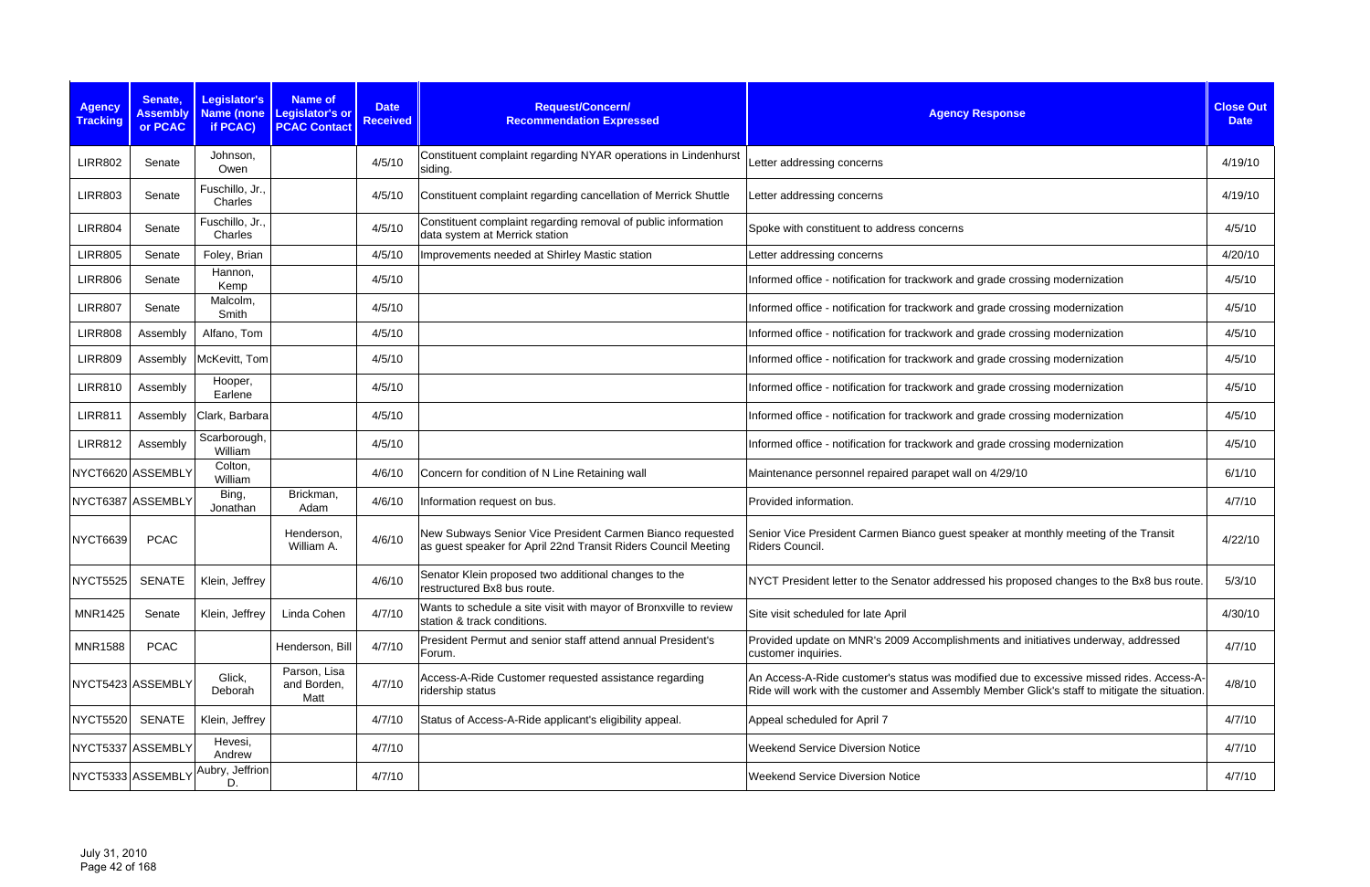| Agency Tracking | Senate, Assembly or PCAC | Legislator's Name (none if PCAC) | Name of Legislator's or PCAC Contact | Date Received | Request/Concern/ Recommendation Expressed | Agency Response | Close Out Date |
|---|---|---|---|---|---|---|---|
| LIRR802 | Senate | Johnson, Owen | | 4/5/10 | Constituent complaint regarding NYAR operations in Lindenhurst siding. | Letter addressing concerns | 4/19/10 |
| LIRR803 | Senate | Fuschillo, Jr., Charles | | 4/5/10 | Constituent complaint regarding cancellation of Merrick Shuttle | Letter addressing concerns | 4/19/10 |
| LIRR804 | Senate | Fuschillo, Jr., Charles | | 4/5/10 | Constituent complaint regarding removal of public information data system at Merrick station | Spoke with constituent to address concerns | 4/5/10 |
| LIRR805 | Senate | Foley, Brian | | 4/5/10 | Improvements needed at Shirley Mastic station | Letter addressing concerns | 4/20/10 |
| LIRR806 | Senate | Hannon, Kemp | | 4/5/10 | | Informed office - notification for trackwork and grade crossing modernization | 4/5/10 |
| LIRR807 | Senate | Malcolm, Smith | | 4/5/10 | | Informed office - notification for trackwork and grade crossing modernization | 4/5/10 |
| LIRR808 | Assembly | Alfano, Tom | | 4/5/10 | | Informed office - notification for trackwork and grade crossing modernization | 4/5/10 |
| LIRR809 | Assembly | McKevitt, Tom | | 4/5/10 | | Informed office - notification for trackwork and grade crossing modernization | 4/5/10 |
| LIRR810 | Assembly | Hooper, Earlene | | 4/5/10 | | Informed office - notification for trackwork and grade crossing modernization | 4/5/10 |
| LIRR811 | Assembly | Clark, Barbara | | 4/5/10 | | Informed office - notification for trackwork and grade crossing modernization | 4/5/10 |
| LIRR812 | Assembly | Scarborough, William | | 4/5/10 | | Informed office - notification for trackwork and grade crossing modernization | 4/5/10 |
| NYCT6620 | ASSEMBLY | Colton, William | | 4/6/10 | Concern for condition of N Line Retaining wall | Maintenance personnel repaired parapet wall on 4/29/10 | 6/1/10 |
| NYCT6387 | ASSEMBLY | Bing, Jonathan | Brickman, Adam | 4/6/10 | Information request on bus. | Provided information. | 4/7/10 |
| NYCT6639 | PCAC | | Henderson, William A. | 4/6/10 | New Subways Senior Vice President Carmen Bianco requested as guest speaker for April 22nd Transit Riders Council Meeting | Senior Vice President Carmen Bianco guest speaker at monthly meeting of the Transit Riders Council. | 4/22/10 |
| NYCT5525 | SENATE | Klein, Jeffrey | | 4/6/10 | Senator Klein proposed two additional changes to the restructured Bx8 bus route. | NYCT President letter to the Senator addressed his proposed changes to the Bx8 bus route. | 5/3/10 |
| MNR1425 | Senate | Klein, Jeffrey | Linda Cohen | 4/7/10 | Wants to schedule a site visit with mayor of Bronxville to review station & track conditions. | Site visit scheduled for late April | 4/30/10 |
| MNR1588 | PCAC | | Henderson, Bill | 4/7/10 | President Permut and senior staff attend annual President's Forum. | Provided update on MNR's 2009 Accomplishments and initiatives underway, addressed customer inquiries. | 4/7/10 |
| NYCT5423 | ASSEMBLY | Glick, Deborah | Parson, Lisa and Borden, Matt | 4/7/10 | Access-A-Ride Customer requested assistance regarding ridership status | An Access-A-Ride customer's status was modified due to excessive missed rides. Access-A-Ride will work with the customer and Assembly Member Glick's staff to mitigate the situation. | 4/8/10 |
| NYCT5520 | SENATE | Klein, Jeffrey | | 4/7/10 | Status of Access-A-Ride applicant's eligibility appeal. | Appeal scheduled for April 7 | 4/7/10 |
| NYCT5337 | ASSEMBLY | Hevesi, Andrew | | 4/7/10 | | Weekend Service Diversion Notice | 4/7/10 |
| NYCT5333 | ASSEMBLY | Aubry, Jeffrion D. | | 4/7/10 | | Weekend Service Diversion Notice | 4/7/10 |

July 31, 2010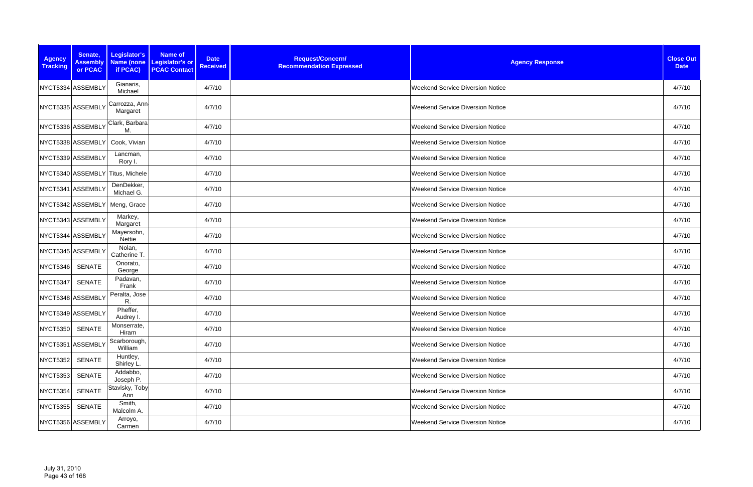| Agency Tracking | Senate, Assembly or PCAC | Legislator's Name (none if PCAC) | Name of Legislator's or PCAC Contact | Date Received | Request/Concern/ Recommendation Expressed | Agency Response | Close Out Date |
|---|---|---|---|---|---|---|---|
| NYCT5334 | ASSEMBLY | Gianaris, Michael | | 4/7/10 | | Weekend Service Diversion Notice | 4/7/10 |
| NYCT5335 | ASSEMBLY | Carrozza, Ann-Margaret | | 4/7/10 | | Weekend Service Diversion Notice | 4/7/10 |
| NYCT5336 | ASSEMBLY | Clark, Barbara M. | | 4/7/10 | | Weekend Service Diversion Notice | 4/7/10 |
| NYCT5338 | ASSEMBLY | Cook, Vivian | | 4/7/10 | | Weekend Service Diversion Notice | 4/7/10 |
| NYCT5339 | ASSEMBLY | Lancman, Rory I. | | 4/7/10 | | Weekend Service Diversion Notice | 4/7/10 |
| NYCT5340 | ASSEMBLY | Titus, Michele | | 4/7/10 | | Weekend Service Diversion Notice | 4/7/10 |
| NYCT5341 | ASSEMBLY | DenDekker, Michael G. | | 4/7/10 | | Weekend Service Diversion Notice | 4/7/10 |
| NYCT5342 | ASSEMBLY | Meng, Grace | | 4/7/10 | | Weekend Service Diversion Notice | 4/7/10 |
| NYCT5343 | ASSEMBLY | Markey, Margaret | | 4/7/10 | | Weekend Service Diversion Notice | 4/7/10 |
| NYCT5344 | ASSEMBLY | Mayersohn, Nettie | | 4/7/10 | | Weekend Service Diversion Notice | 4/7/10 |
| NYCT5345 | ASSEMBLY | Nolan, Catherine T. | | 4/7/10 | | Weekend Service Diversion Notice | 4/7/10 |
| NYCT5346 | SENATE | Onorato, George | | 4/7/10 | | Weekend Service Diversion Notice | 4/7/10 |
| NYCT5347 | SENATE | Padavan, Frank | | 4/7/10 | | Weekend Service Diversion Notice | 4/7/10 |
| NYCT5348 | ASSEMBLY | Peralta, Jose R. | | 4/7/10 | | Weekend Service Diversion Notice | 4/7/10 |
| NYCT5349 | ASSEMBLY | Pheffer, Audrey I. | | 4/7/10 | | Weekend Service Diversion Notice | 4/7/10 |
| NYCT5350 | SENATE | Monserrate, Hiram | | 4/7/10 | | Weekend Service Diversion Notice | 4/7/10 |
| NYCT5351 | ASSEMBLY | Scarborough, William | | 4/7/10 | | Weekend Service Diversion Notice | 4/7/10 |
| NYCT5352 | SENATE | Huntley, Shirley L. | | 4/7/10 | | Weekend Service Diversion Notice | 4/7/10 |
| NYCT5353 | SENATE | Addabbo, Joseph P. | | 4/7/10 | | Weekend Service Diversion Notice | 4/7/10 |
| NYCT5354 | SENATE | Stavisky, Toby Ann | | 4/7/10 | | Weekend Service Diversion Notice | 4/7/10 |
| NYCT5355 | SENATE | Smith, Malcolm A. | | 4/7/10 | | Weekend Service Diversion Notice | 4/7/10 |
| NYCT5356 | ASSEMBLY | Arroyo, Carmen | | 4/7/10 | | Weekend Service Diversion Notice | 4/7/10 |

July 31, 2010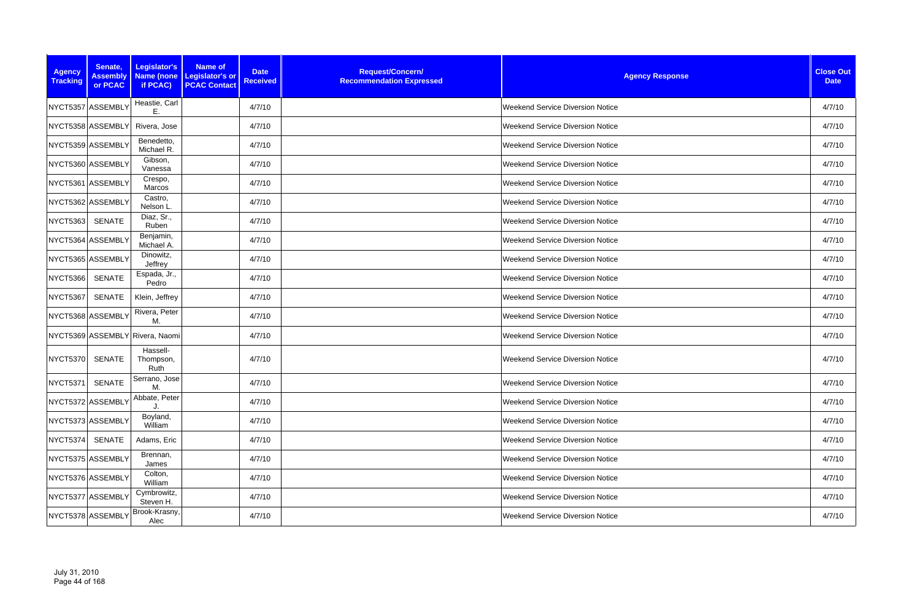| Agency Tracking | Senate, Assembly or PCAC | Legislator's Name (none if PCAC) | Name of Legislator's or PCAC Contact | Date Received | Request/Concern/ Recommendation Expressed | Agency Response | Close Out Date |
|---|---|---|---|---|---|---|---|
| NYCT5357 | ASSEMBLY | Heastie, Carl E. | | 4/7/10 | | Weekend Service Diversion Notice | 4/7/10 |
| NYCT5358 | ASSEMBLY | Rivera, Jose | | 4/7/10 | | Weekend Service Diversion Notice | 4/7/10 |
| NYCT5359 | ASSEMBLY | Benedetto, Michael R. | | 4/7/10 | | Weekend Service Diversion Notice | 4/7/10 |
| NYCT5360 | ASSEMBLY | Gibson, Vanessa | | 4/7/10 | | Weekend Service Diversion Notice | 4/7/10 |
| NYCT5361 | ASSEMBLY | Crespo, Marcos | | 4/7/10 | | Weekend Service Diversion Notice | 4/7/10 |
| NYCT5362 | ASSEMBLY | Castro, Nelson L. | | 4/7/10 | | Weekend Service Diversion Notice | 4/7/10 |
| NYCT5363 | SENATE | Diaz, Sr., Ruben | | 4/7/10 | | Weekend Service Diversion Notice | 4/7/10 |
| NYCT5364 | ASSEMBLY | Benjamin, Michael A. | | 4/7/10 | | Weekend Service Diversion Notice | 4/7/10 |
| NYCT5365 | ASSEMBLY | Dinowitz, Jeffrey | | 4/7/10 | | Weekend Service Diversion Notice | 4/7/10 |
| NYCT5366 | SENATE | Espada, Jr., Pedro | | 4/7/10 | | Weekend Service Diversion Notice | 4/7/10 |
| NYCT5367 | SENATE | Klein, Jeffrey | | 4/7/10 | | Weekend Service Diversion Notice | 4/7/10 |
| NYCT5368 | ASSEMBLY | Rivera, Peter M. | | 4/7/10 | | Weekend Service Diversion Notice | 4/7/10 |
| NYCT5369 | ASSEMBLY | Rivera, Naomi | | 4/7/10 | | Weekend Service Diversion Notice | 4/7/10 |
| NYCT5370 | SENATE | Hassell-Thompson, Ruth | | 4/7/10 | | Weekend Service Diversion Notice | 4/7/10 |
| NYCT5371 | SENATE | Serrano, Jose M. | | 4/7/10 | | Weekend Service Diversion Notice | 4/7/10 |
| NYCT5372 | ASSEMBLY | Abbate, Peter J. | | 4/7/10 | | Weekend Service Diversion Notice | 4/7/10 |
| NYCT5373 | ASSEMBLY | Boyland, William | | 4/7/10 | | Weekend Service Diversion Notice | 4/7/10 |
| NYCT5374 | SENATE | Adams, Eric | | 4/7/10 | | Weekend Service Diversion Notice | 4/7/10 |
| NYCT5375 | ASSEMBLY | Brennan, James | | 4/7/10 | | Weekend Service Diversion Notice | 4/7/10 |
| NYCT5376 | ASSEMBLY | Colton, William | | 4/7/10 | | Weekend Service Diversion Notice | 4/7/10 |
| NYCT5377 | ASSEMBLY | Cymbrowitz, Steven H. | | 4/7/10 | | Weekend Service Diversion Notice | 4/7/10 |
| NYCT5378 | ASSEMBLY | Brook-Krasny, Alec | | 4/7/10 | | Weekend Service Diversion Notice | 4/7/10 |

July 31, 2010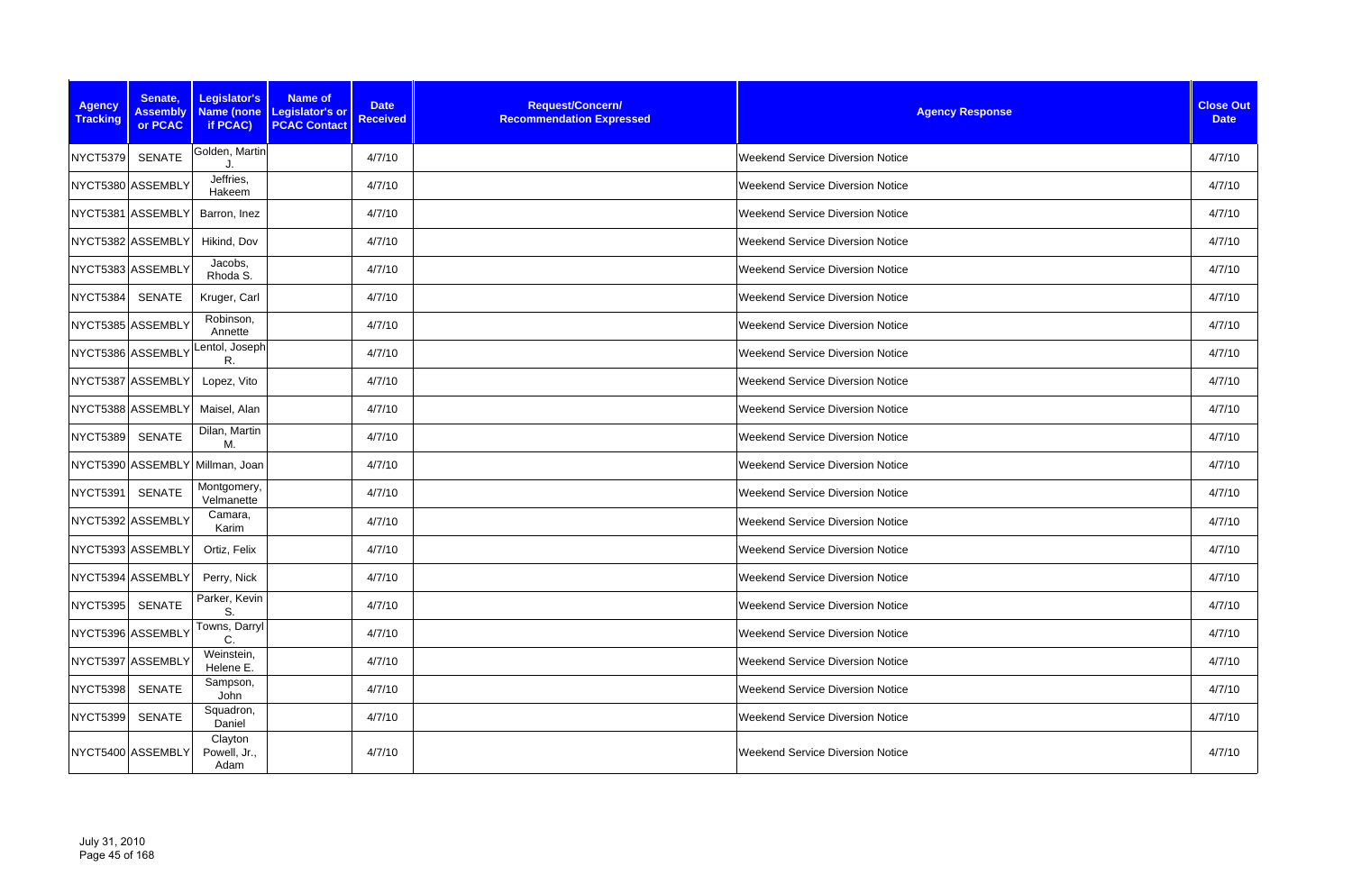| Agency Tracking | Senate, Assembly or PCAC | Legislator's Name (none if PCAC) | Name of Legislator's or PCAC Contact | Date Received | Request/Concern/ Recommendation Expressed | Agency Response | Close Out Date |
|---|---|---|---|---|---|---|---|
| NYCT5379 | SENATE | Golden, Martin J. | | 4/7/10 | | Weekend Service Diversion Notice | 4/7/10 |
| NYCT5380 | ASSEMBLY | Jeffries, Hakeem | | 4/7/10 | | Weekend Service Diversion Notice | 4/7/10 |
| NYCT5381 | ASSEMBLY | Barron, Inez | | 4/7/10 | | Weekend Service Diversion Notice | 4/7/10 |
| NYCT5382 | ASSEMBLY | Hikind, Dov | | 4/7/10 | | Weekend Service Diversion Notice | 4/7/10 |
| NYCT5383 | ASSEMBLY | Jacobs, Rhoda S. | | 4/7/10 | | Weekend Service Diversion Notice | 4/7/10 |
| NYCT5384 | SENATE | Kruger, Carl | | 4/7/10 | | Weekend Service Diversion Notice | 4/7/10 |
| NYCT5385 | ASSEMBLY | Robinson, Annette | | 4/7/10 | | Weekend Service Diversion Notice | 4/7/10 |
| NYCT5386 | ASSEMBLY | Lentol, Joseph R. | | 4/7/10 | | Weekend Service Diversion Notice | 4/7/10 |
| NYCT5387 | ASSEMBLY | Lopez, Vito | | 4/7/10 | | Weekend Service Diversion Notice | 4/7/10 |
| NYCT5388 | ASSEMBLY | Maisel, Alan | | 4/7/10 | | Weekend Service Diversion Notice | 4/7/10 |
| NYCT5389 | SENATE | Dilan, Martin M. | | 4/7/10 | | Weekend Service Diversion Notice | 4/7/10 |
| NYCT5390 | ASSEMBLY | Millman, Joan | | 4/7/10 | | Weekend Service Diversion Notice | 4/7/10 |
| NYCT5391 | SENATE | Montgomery, Velmanette | | 4/7/10 | | Weekend Service Diversion Notice | 4/7/10 |
| NYCT5392 | ASSEMBLY | Camara, Karim | | 4/7/10 | | Weekend Service Diversion Notice | 4/7/10 |
| NYCT5393 | ASSEMBLY | Ortiz, Felix | | 4/7/10 | | Weekend Service Diversion Notice | 4/7/10 |
| NYCT5394 | ASSEMBLY | Perry, Nick | | 4/7/10 | | Weekend Service Diversion Notice | 4/7/10 |
| NYCT5395 | SENATE | Parker, Kevin S. | | 4/7/10 | | Weekend Service Diversion Notice | 4/7/10 |
| NYCT5396 | ASSEMBLY | Towns, Darryl C. | | 4/7/10 | | Weekend Service Diversion Notice | 4/7/10 |
| NYCT5397 | ASSEMBLY | Weinstein, Helene E. | | 4/7/10 | | Weekend Service Diversion Notice | 4/7/10 |
| NYCT5398 | SENATE | Sampson, John | | 4/7/10 | | Weekend Service Diversion Notice | 4/7/10 |
| NYCT5399 | SENATE | Squadron, Daniel | | 4/7/10 | | Weekend Service Diversion Notice | 4/7/10 |
| NYCT5400 | ASSEMBLY | Clayton Powell, Jr., Adam | | 4/7/10 | | Weekend Service Diversion Notice | 4/7/10 |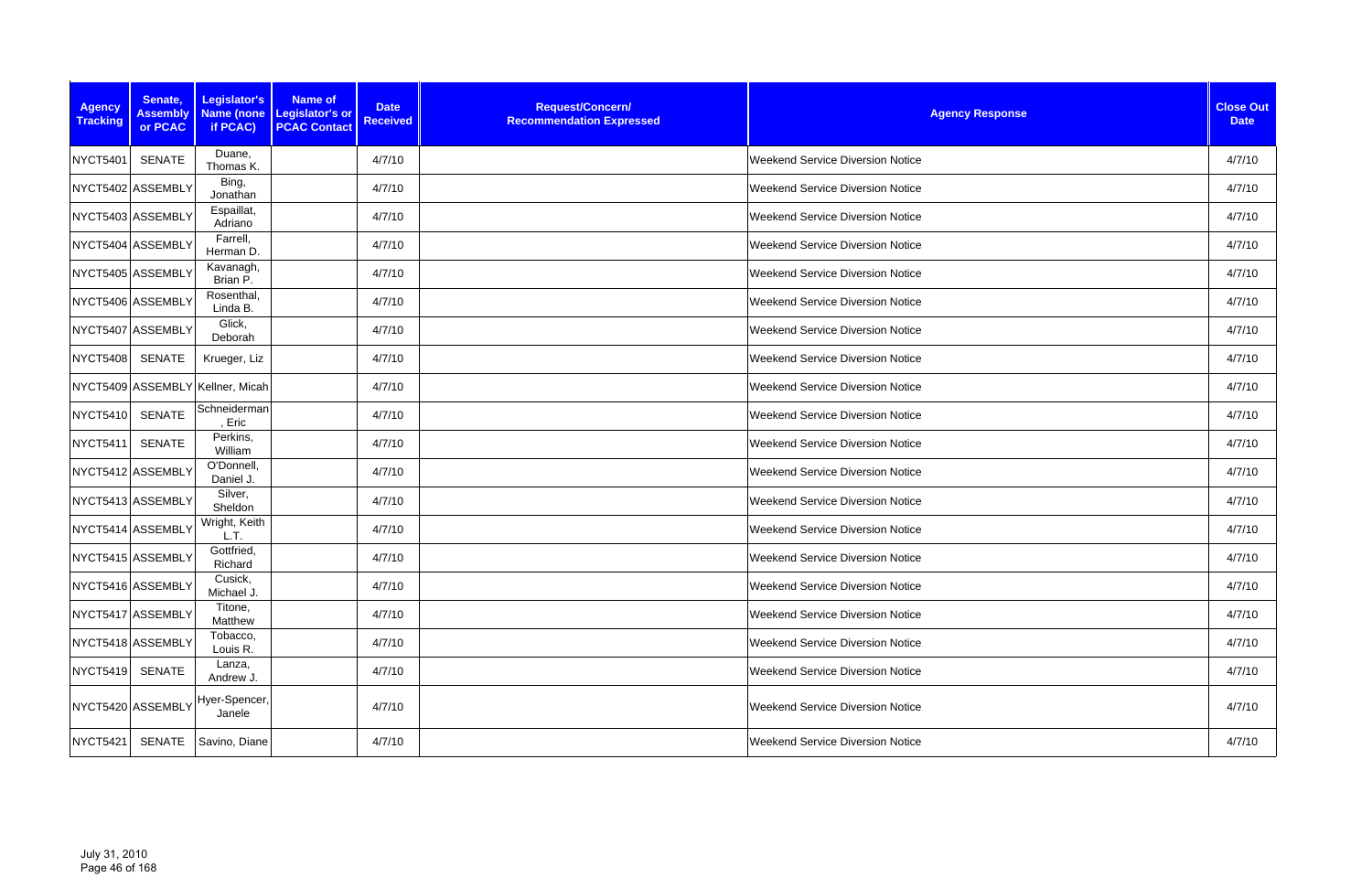| Agency Tracking | Senate, Assembly or PCAC | Legislator's Name (none if PCAC) | Name of Legislator's or PCAC Contact | Date Received | Request/Concern/ Recommendation Expressed | Agency Response | Close Out Date |
|---|---|---|---|---|---|---|---|
| NYCT5401 | SENATE | Duane, Thomas K. | | 4/7/10 | | Weekend Service Diversion Notice | 4/7/10 |
| NYCT5402 | ASSEMBLY | Bing, Jonathan | | 4/7/10 | | Weekend Service Diversion Notice | 4/7/10 |
| NYCT5403 | ASSEMBLY | Espaillat, Adriano | | 4/7/10 | | Weekend Service Diversion Notice | 4/7/10 |
| NYCT5404 | ASSEMBLY | Farrell, Herman D. | | 4/7/10 | | Weekend Service Diversion Notice | 4/7/10 |
| NYCT5405 | ASSEMBLY | Kavanagh, Brian P. | | 4/7/10 | | Weekend Service Diversion Notice | 4/7/10 |
| NYCT5406 | ASSEMBLY | Rosenthal, Linda B. | | 4/7/10 | | Weekend Service Diversion Notice | 4/7/10 |
| NYCT5407 | ASSEMBLY | Glick, Deborah | | 4/7/10 | | Weekend Service Diversion Notice | 4/7/10 |
| NYCT5408 | SENATE | Krueger, Liz | | 4/7/10 | | Weekend Service Diversion Notice | 4/7/10 |
| NYCT5409 | ASSEMBLY | Kellner, Micah | | 4/7/10 | | Weekend Service Diversion Notice | 4/7/10 |
| NYCT5410 | SENATE | Schneiderman, Eric | | 4/7/10 | | Weekend Service Diversion Notice | 4/7/10 |
| NYCT5411 | SENATE | Perkins, William | | 4/7/10 | | Weekend Service Diversion Notice | 4/7/10 |
| NYCT5412 | ASSEMBLY | O'Donnell, Daniel J. | | 4/7/10 | | Weekend Service Diversion Notice | 4/7/10 |
| NYCT5413 | ASSEMBLY | Silver, Sheldon | | 4/7/10 | | Weekend Service Diversion Notice | 4/7/10 |
| NYCT5414 | ASSEMBLY | Wright, Keith L.T. | | 4/7/10 | | Weekend Service Diversion Notice | 4/7/10 |
| NYCT5415 | ASSEMBLY | Gottfried, Richard | | 4/7/10 | | Weekend Service Diversion Notice | 4/7/10 |
| NYCT5416 | ASSEMBLY | Cusick, Michael J. | | 4/7/10 | | Weekend Service Diversion Notice | 4/7/10 |
| NYCT5417 | ASSEMBLY | Titone, Matthew | | 4/7/10 | | Weekend Service Diversion Notice | 4/7/10 |
| NYCT5418 | ASSEMBLY | Tobacco, Louis R. | | 4/7/10 | | Weekend Service Diversion Notice | 4/7/10 |
| NYCT5419 | SENATE | Lanza, Andrew J. | | 4/7/10 | | Weekend Service Diversion Notice | 4/7/10 |
| NYCT5420 | ASSEMBLY | Hyer-Spencer, Janele | | 4/7/10 | | Weekend Service Diversion Notice | 4/7/10 |
| NYCT5421 | SENATE | Savino, Diane | | 4/7/10 | | Weekend Service Diversion Notice | 4/7/10 |

July 31, 2010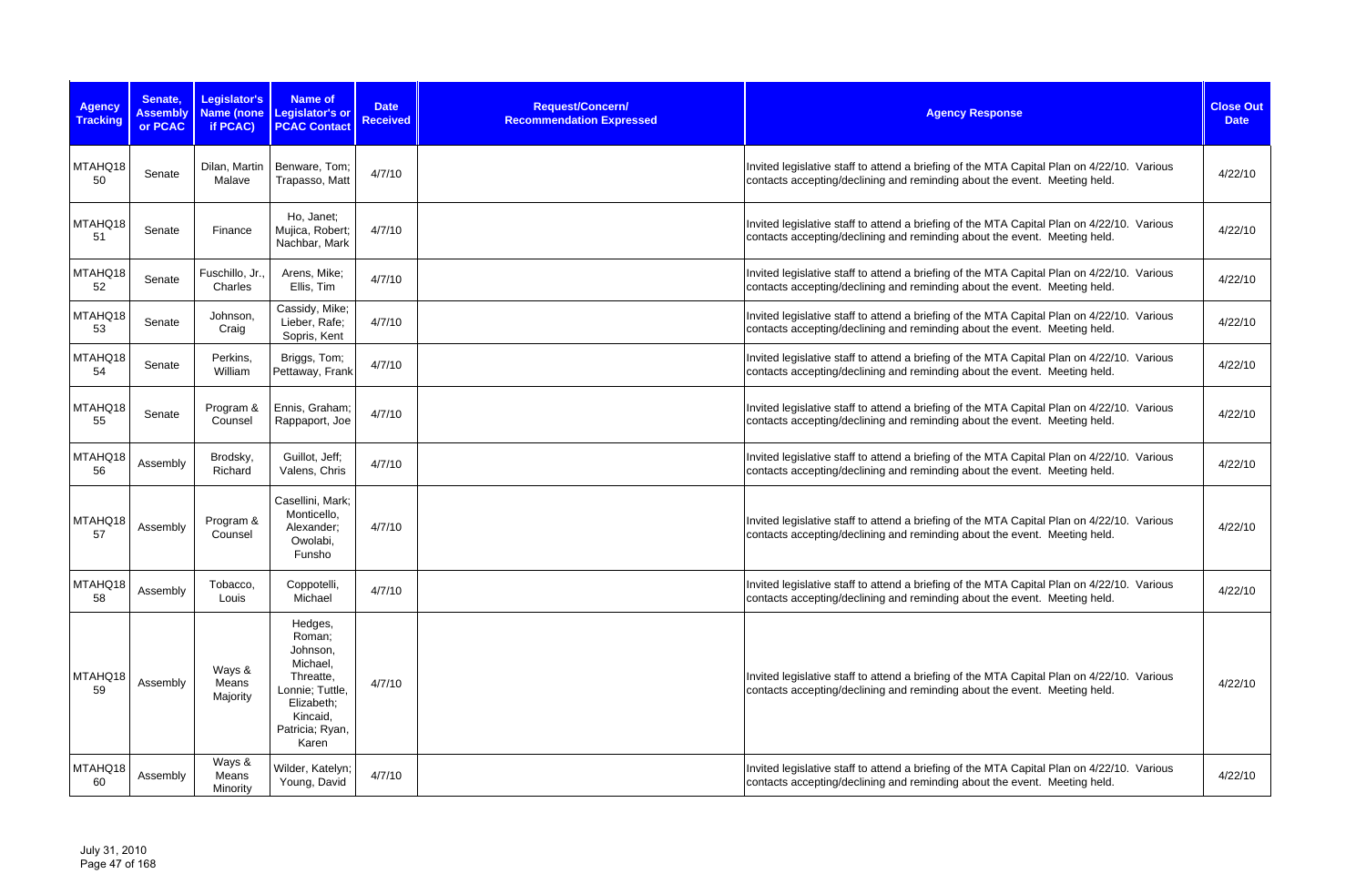| Agency Tracking | Senate, Assembly or PCAC | Legislator's Name (none if PCAC) | Name of Legislator's or PCAC Contact | Date Received | Request/Concern/ Recommendation Expressed | Agency Response | Close Out Date |
|---|---|---|---|---|---|---|---|
| MTAHQ18 50 | Senate | Dilan, Martin Malave | Benware, Tom; Trapasso, Matt | 4/7/10 | | Invited legislative staff to attend a briefing of the MTA Capital Plan on 4/22/10. Various contacts accepting/declining and reminding about the event. Meeting held. | 4/22/10 |
| MTAHQ18 51 | Senate | Finance | Ho, Janet; Mujica, Robert; Nachbar, Mark | 4/7/10 | | Invited legislative staff to attend a briefing of the MTA Capital Plan on 4/22/10. Various contacts accepting/declining and reminding about the event. Meeting held. | 4/22/10 |
| MTAHQ18 52 | Senate | Fuschillo, Jr., Charles | Arens, Mike; Ellis, Tim | 4/7/10 | | Invited legislative staff to attend a briefing of the MTA Capital Plan on 4/22/10. Various contacts accepting/declining and reminding about the event. Meeting held. | 4/22/10 |
| MTAHQ18 53 | Senate | Johnson, Craig | Cassidy, Mike; Lieber, Rafe; Sopris, Kent | 4/7/10 | | Invited legislative staff to attend a briefing of the MTA Capital Plan on 4/22/10. Various contacts accepting/declining and reminding about the event. Meeting held. | 4/22/10 |
| MTAHQ18 54 | Senate | Perkins, William | Briggs, Tom; Pettaway, Frank | 4/7/10 | | Invited legislative staff to attend a briefing of the MTA Capital Plan on 4/22/10. Various contacts accepting/declining and reminding about the event. Meeting held. | 4/22/10 |
| MTAHQ18 55 | Senate | Program & Counsel | Ennis, Graham; Rappaport, Joe | 4/7/10 | | Invited legislative staff to attend a briefing of the MTA Capital Plan on 4/22/10. Various contacts accepting/declining and reminding about the event. Meeting held. | 4/22/10 |
| MTAHQ18 56 | Assembly | Brodsky, Richard | Guillot, Jeff; Valens, Chris | 4/7/10 | | Invited legislative staff to attend a briefing of the MTA Capital Plan on 4/22/10. Various contacts accepting/declining and reminding about the event. Meeting held. | 4/22/10 |
| MTAHQ18 57 | Assembly | Program & Counsel | Casellini, Mark; Monticello, Alexander; Owolabi, Funsho | 4/7/10 | | Invited legislative staff to attend a briefing of the MTA Capital Plan on 4/22/10. Various contacts accepting/declining and reminding about the event. Meeting held. | 4/22/10 |
| MTAHQ18 58 | Assembly | Tobacco, Louis | Coppotelli, Michael | 4/7/10 | | Invited legislative staff to attend a briefing of the MTA Capital Plan on 4/22/10. Various contacts accepting/declining and reminding about the event. Meeting held. | 4/22/10 |
| MTAHQ18 59 | Assembly | Ways & Means Majority | Hedges, Roman; Johnson, Michael, Threatte, Lonnie; Tuttle, Elizabeth; Kincaid, Patricia; Ryan, Karen | 4/7/10 | | Invited legislative staff to attend a briefing of the MTA Capital Plan on 4/22/10. Various contacts accepting/declining and reminding about the event. Meeting held. | 4/22/10 |
| MTAHQ18 60 | Assembly | Ways & Means Minority | Wilder, Katelyn; Young, David | 4/7/10 | | Invited legislative staff to attend a briefing of the MTA Capital Plan on 4/22/10. Various contacts accepting/declining and reminding about the event. Meeting held. | 4/22/10 |

July 31, 2010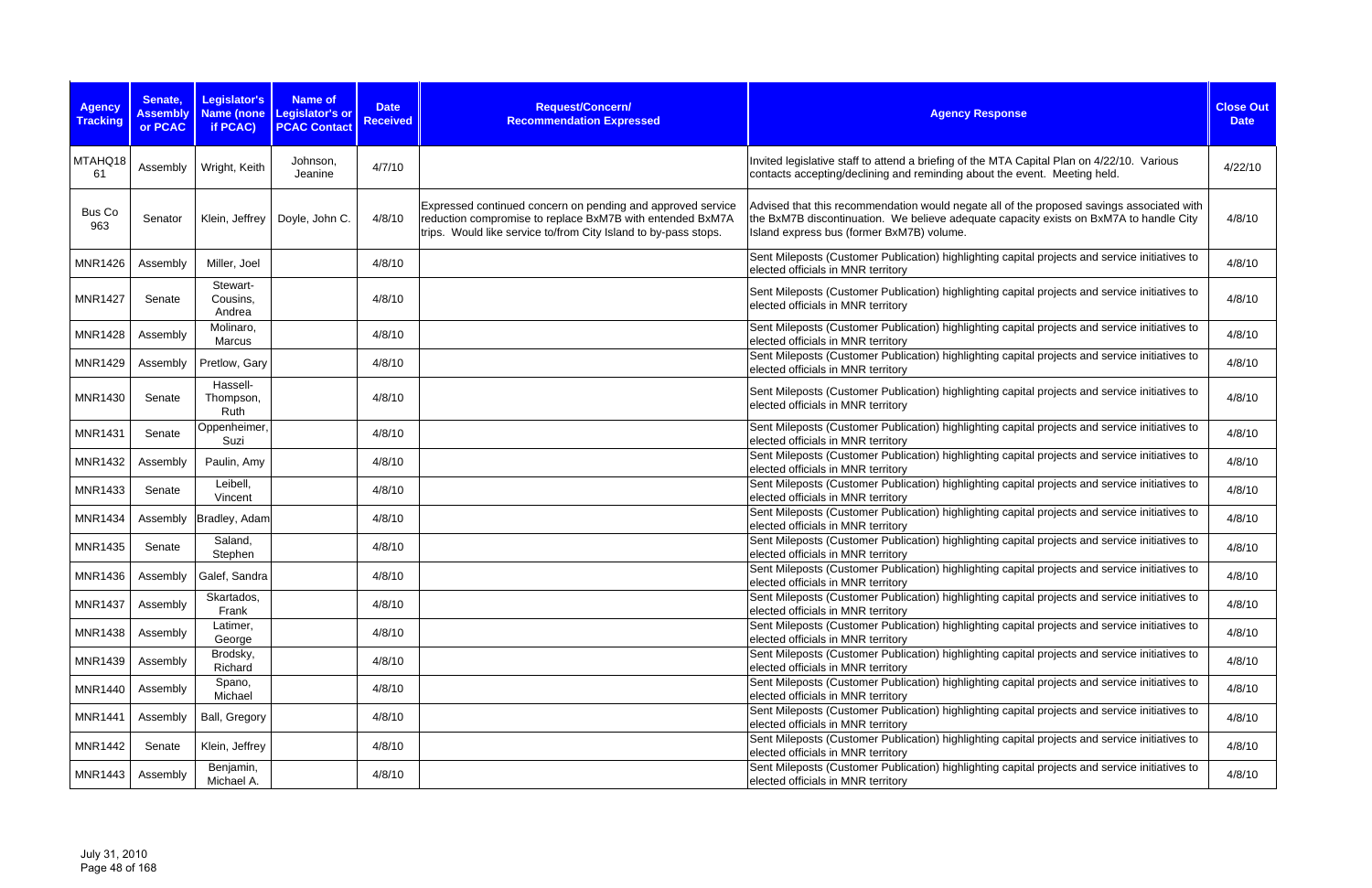| Agency Tracking | Senate, Assembly or PCAC | Legislator's Name (none if PCAC) | Name of Legislator's or PCAC Contact | Date Received | Request/Concern/ Recommendation Expressed | Agency Response | Close Out Date |
|---|---|---|---|---|---|---|---|
| MTAHQ1861 | Assembly | Wright, Keith | Johnson, Jeanine | 4/7/10 | | Invited legislative staff to attend a briefing of the MTA Capital Plan on 4/22/10. Various contacts accepting/declining and reminding about the event. Meeting held. | 4/22/10 |
| Bus Co 963 | Senator | Klein, Jeffrey | Doyle, John C. | 4/8/10 | Expressed continued concern on pending and approved service reduction compromise to replace BxM7B with entended BxM7A trips. Would like service to/from City Island to by-pass stops. | Advised that this recommendation would negate all of the proposed savings associated with the BxM7B discontinuation. We believe adequate capacity exists on BxM7A to handle City Island express bus (former BxM7B) volume. | 4/8/10 |
| MNR1426 | Assembly | Miller, Joel | | 4/8/10 | | Sent Mileposts (Customer Publication) highlighting capital projects and service initiatives to elected officials in MNR territory | 4/8/10 |
| MNR1427 | Senate | Stewart-Cousins, Andrea | | 4/8/10 | | Sent Mileposts (Customer Publication) highlighting capital projects and service initiatives to elected officials in MNR territory | 4/8/10 |
| MNR1428 | Assembly | Molinaro, Marcus | | 4/8/10 | | Sent Mileposts (Customer Publication) highlighting capital projects and service initiatives to elected officials in MNR territory | 4/8/10 |
| MNR1429 | Assembly | Pretlow, Gary | | 4/8/10 | | Sent Mileposts (Customer Publication) highlighting capital projects and service initiatives to elected officials in MNR territory | 4/8/10 |
| MNR1430 | Senate | Hassell-Thompson, Ruth | | 4/8/10 | | Sent Mileposts (Customer Publication) highlighting capital projects and service initiatives to elected officials in MNR territory | 4/8/10 |
| MNR1431 | Senate | Oppenheimer, Suzi | | 4/8/10 | | Sent Mileposts (Customer Publication) highlighting capital projects and service initiatives to elected officials in MNR territory | 4/8/10 |
| MNR1432 | Assembly | Paulin, Amy | | 4/8/10 | | Sent Mileposts (Customer Publication) highlighting capital projects and service initiatives to elected officials in MNR territory | 4/8/10 |
| MNR1433 | Senate | Leibell, Vincent | | 4/8/10 | | Sent Mileposts (Customer Publication) highlighting capital projects and service initiatives to elected officials in MNR territory | 4/8/10 |
| MNR1434 | Assembly | Bradley, Adam | | 4/8/10 | | Sent Mileposts (Customer Publication) highlighting capital projects and service initiatives to elected officials in MNR territory | 4/8/10 |
| MNR1435 | Senate | Saland, Stephen | | 4/8/10 | | Sent Mileposts (Customer Publication) highlighting capital projects and service initiatives to elected officials in MNR territory | 4/8/10 |
| MNR1436 | Assembly | Galef, Sandra | | 4/8/10 | | Sent Mileposts (Customer Publication) highlighting capital projects and service initiatives to elected officials in MNR territory | 4/8/10 |
| MNR1437 | Assembly | Skartados, Frank | | 4/8/10 | | Sent Mileposts (Customer Publication) highlighting capital projects and service initiatives to elected officials in MNR territory | 4/8/10 |
| MNR1438 | Assembly | Latimer, George | | 4/8/10 | | Sent Mileposts (Customer Publication) highlighting capital projects and service initiatives to elected officials in MNR territory | 4/8/10 |
| MNR1439 | Assembly | Brodsky, Richard | | 4/8/10 | | Sent Mileposts (Customer Publication) highlighting capital projects and service initiatives to elected officials in MNR territory | 4/8/10 |
| MNR1440 | Assembly | Spano, Michael | | 4/8/10 | | Sent Mileposts (Customer Publication) highlighting capital projects and service initiatives to elected officials in MNR territory | 4/8/10 |
| MNR1441 | Assembly | Ball, Gregory | | 4/8/10 | | Sent Mileposts (Customer Publication) highlighting capital projects and service initiatives to elected officials in MNR territory | 4/8/10 |
| MNR1442 | Senate | Klein, Jeffrey | | 4/8/10 | | Sent Mileposts (Customer Publication) highlighting capital projects and service initiatives to elected officials in MNR territory | 4/8/10 |
| MNR1443 | Assembly | Benjamin, Michael A. | | 4/8/10 | | Sent Mileposts (Customer Publication) highlighting capital projects and service initiatives to elected officials in MNR territory | 4/8/10 |

July 31, 2010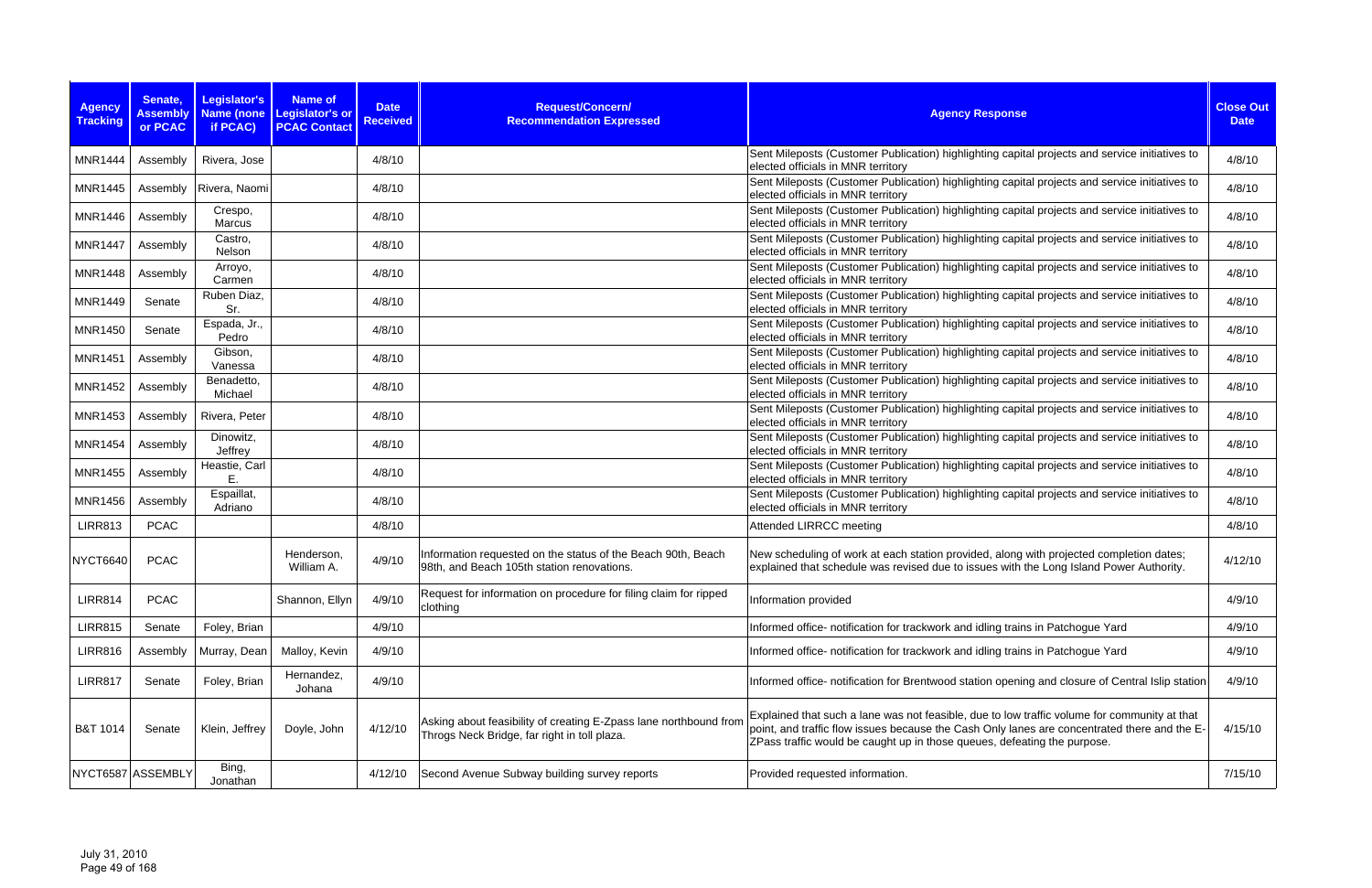| Agency Tracking | Senate, Assembly or PCAC | Legislator's Name (none if PCAC) | Name of Legislator's or PCAC Contact | Date Received | Request/Concern/ Recommendation Expressed | Agency Response | Close Out Date |
|---|---|---|---|---|---|---|---|
| MNR1444 | Assembly | Rivera, Jose | | 4/8/10 | | Sent Mileposts (Customer Publication) highlighting capital projects and service initiatives to elected officials in MNR territory | 4/8/10 |
| MNR1445 | Assembly | Rivera, Naomi | | 4/8/10 | | Sent Mileposts (Customer Publication) highlighting capital projects and service initiatives to elected officials in MNR territory | 4/8/10 |
| MNR1446 | Assembly | Crespo, Marcus | | 4/8/10 | | Sent Mileposts (Customer Publication) highlighting capital projects and service initiatives to elected officials in MNR territory | 4/8/10 |
| MNR1447 | Assembly | Castro, Nelson | | 4/8/10 | | Sent Mileposts (Customer Publication) highlighting capital projects and service initiatives to elected officials in MNR territory | 4/8/10 |
| MNR1448 | Assembly | Arroyo, Carmen | | 4/8/10 | | Sent Mileposts (Customer Publication) highlighting capital projects and service initiatives to elected officials in MNR territory | 4/8/10 |
| MNR1449 | Senate | Ruben Diaz, Sr. | | 4/8/10 | | Sent Mileposts (Customer Publication) highlighting capital projects and service initiatives to elected officials in MNR territory | 4/8/10 |
| MNR1450 | Senate | Espada, Jr., Pedro | | 4/8/10 | | Sent Mileposts (Customer Publication) highlighting capital projects and service initiatives to elected officials in MNR territory | 4/8/10 |
| MNR1451 | Assembly | Gibson, Vanessa | | 4/8/10 | | Sent Mileposts (Customer Publication) highlighting capital projects and service initiatives to elected officials in MNR territory | 4/8/10 |
| MNR1452 | Assembly | Benadetto, Michael | | 4/8/10 | | Sent Mileposts (Customer Publication) highlighting capital projects and service initiatives to elected officials in MNR territory | 4/8/10 |
| MNR1453 | Assembly | Rivera, Peter | | 4/8/10 | | Sent Mileposts (Customer Publication) highlighting capital projects and service initiatives to elected officials in MNR territory | 4/8/10 |
| MNR1454 | Assembly | Dinowitz, Jeffrey | | 4/8/10 | | Sent Mileposts (Customer Publication) highlighting capital projects and service initiatives to elected officials in MNR territory | 4/8/10 |
| MNR1455 | Assembly | Heastie, Carl E. | | 4/8/10 | | Sent Mileposts (Customer Publication) highlighting capital projects and service initiatives to elected officials in MNR territory | 4/8/10 |
| MNR1456 | Assembly | Espaillat, Adriano | | 4/8/10 | | Sent Mileposts (Customer Publication) highlighting capital projects and service initiatives to elected officials in MNR territory | 4/8/10 |
| LIRR813 | PCAC | | | 4/8/10 | | Attended LIRRCC meeting | 4/8/10 |
| NYCT6640 | PCAC | | Henderson, William A. | 4/9/10 | Information requested on the status of the Beach 90th, Beach 98th, and Beach 105th station renovations. | New scheduling of work at each station provided, along with projected completion dates; explained that schedule was revised due to issues with the Long Island Power Authority. | 4/12/10 |
| LIRR814 | PCAC | | Shannon, Ellyn | 4/9/10 | Request for information on procedure for filing claim for ripped clothing | Information provided | 4/9/10 |
| LIRR815 | Senate | Foley, Brian | | 4/9/10 | | Informed office- notification for trackwork and idling trains in Patchogue Yard | 4/9/10 |
| LIRR816 | Assembly | Murray, Dean | Malloy, Kevin | 4/9/10 | | Informed office- notification for trackwork and idling trains in Patchogue Yard | 4/9/10 |
| LIRR817 | Senate | Foley, Brian | Hernandez, Johana | 4/9/10 | | Informed office- notification for Brentwood station opening and closure of Central Islip station | 4/9/10 |
| B&T 1014 | Senate | Klein, Jeffrey | Doyle, John | 4/12/10 | Asking about feasibility of creating E-Zpass lane northbound from Throgs Neck Bridge, far right in toll plaza. | Explained that such a lane was not feasible, due to low traffic volume for community at that point, and traffic flow issues because the Cash Only lanes are concentrated there and the E-ZPass traffic would be caught up in those queues, defeating the purpose. | 4/15/10 |
| NYCT6587 | ASSEMBLY | Bing, Jonathan | | 4/12/10 | Second Avenue Subway building survey reports | Provided requested information. | 7/15/10 |

July 31, 2010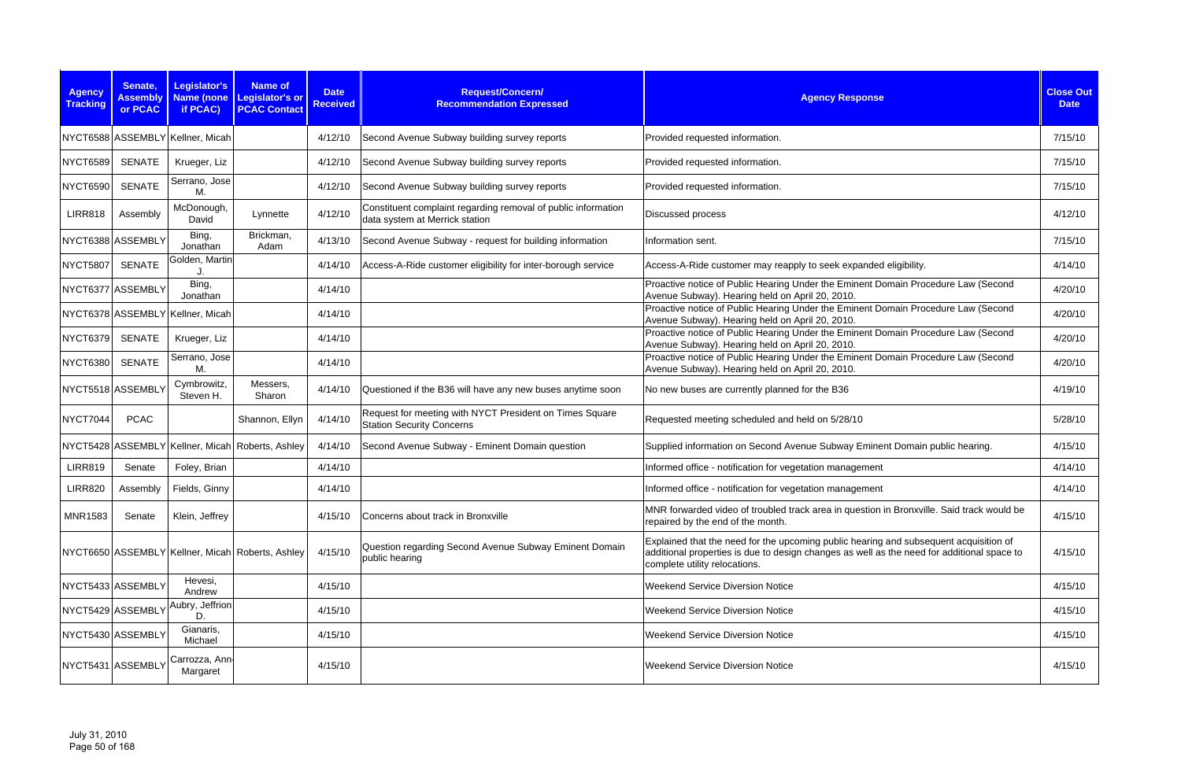| Agency Tracking | Senate, Assembly or PCAC | Legislator's Name (none if PCAC) | Name of Legislator's or PCAC Contact | Date Received | Request/Concern/ Recommendation Expressed | Agency Response | Close Out Date |
|---|---|---|---|---|---|---|---|
| NYCT6588 | ASSEMBLY | Kellner, Micah | | 4/12/10 | Second Avenue Subway building survey reports | Provided requested information. | 7/15/10 |
| NYCT6589 | SENATE | Krueger, Liz | | 4/12/10 | Second Avenue Subway building survey reports | Provided requested information. | 7/15/10 |
| NYCT6590 | SENATE | Serrano, Jose M. | | 4/12/10 | Second Avenue Subway building survey reports | Provided requested information. | 7/15/10 |
| LIRR818 | Assembly | McDonough, David | Lynnette | 4/12/10 | Constituent complaint regarding removal of public information data system at Merrick station | Discussed process | 4/12/10 |
| NYCT6388 | ASSEMBLY | Bing, Jonathan | Brickman, Adam | 4/13/10 | Second Avenue Subway - request for building information | Information sent. | 7/15/10 |
| NYCT5807 | SENATE | Golden, Martin J. | | 4/14/10 | Access-A-Ride customer eligibility for inter-borough service | Access-A-Ride customer may reapply to seek expanded eligibility. | 4/14/10 |
| NYCT6377 | ASSEMBLY | Bing, Jonathan | | 4/14/10 | | Proactive notice of Public Hearing Under the Eminent Domain Procedure Law (Second Avenue Subway). Hearing held on April 20, 2010. | 4/20/10 |
| NYCT6378 | ASSEMBLY | Kellner, Micah | | 4/14/10 | | Proactive notice of Public Hearing Under the Eminent Domain Procedure Law (Second Avenue Subway). Hearing held on April 20, 2010. | 4/20/10 |
| NYCT6379 | SENATE | Krueger, Liz | | 4/14/10 | | Proactive notice of Public Hearing Under the Eminent Domain Procedure Law (Second Avenue Subway). Hearing held on April 20, 2010. | 4/20/10 |
| NYCT6380 | SENATE | Serrano, Jose M. | | 4/14/10 | | Proactive notice of Public Hearing Under the Eminent Domain Procedure Law (Second Avenue Subway). Hearing held on April 20, 2010. | 4/20/10 |
| NYCT5518 | ASSEMBLY | Cymbrowitz, Steven H. | Messers, Sharon | 4/14/10 | Questioned if the B36 will have any new buses anytime soon | No new buses are currently planned for the B36 | 4/19/10 |
| NYCT7044 | PCAC | | Shannon, Ellyn | 4/14/10 | Request for meeting with NYCT President on Times Square Station Security Concerns | Requested meeting scheduled and held on 5/28/10 | 5/28/10 |
| NYCT5428 | ASSEMBLY | Kellner, Micah | Roberts, Ashley | 4/14/10 | Second Avenue Subway - Eminent Domain question | Supplied information on Second Avenue Subway Eminent Domain public hearing. | 4/15/10 |
| LIRR819 | Senate | Foley, Brian | | 4/14/10 | | Informed office - notification for vegetation management | 4/14/10 |
| LIRR820 | Assembly | Fields, Ginny | | 4/14/10 | | Informed office - notification for vegetation management | 4/14/10 |
| MNR1583 | Senate | Klein, Jeffrey | | 4/15/10 | Concerns about track in Bronxville | MNR forwarded video of troubled track area in question in Bronxville. Said track would be repaired by the end of the month. | 4/15/10 |
| NYCT6650 | ASSEMBLY | Kellner, Micah | Roberts, Ashley | 4/15/10 | Question regarding Second Avenue Subway Eminent Domain public hearing | Explained that the need for the upcoming public hearing and subsequent acquisition of additional properties is due to design changes as well as the need for additional space to complete utility relocations. | 4/15/10 |
| NYCT5433 | ASSEMBLY | Hevesi, Andrew | | 4/15/10 | | Weekend Service Diversion Notice | 4/15/10 |
| NYCT5429 | ASSEMBLY | Aubry, Jeffrion D. | | 4/15/10 | | Weekend Service Diversion Notice | 4/15/10 |
| NYCT5430 | ASSEMBLY | Gianaris, Michael | | 4/15/10 | | Weekend Service Diversion Notice | 4/15/10 |
| NYCT5431 | ASSEMBLY | Carrozza, Ann-Margaret | | 4/15/10 | | Weekend Service Diversion Notice | 4/15/10 |

July 31, 2010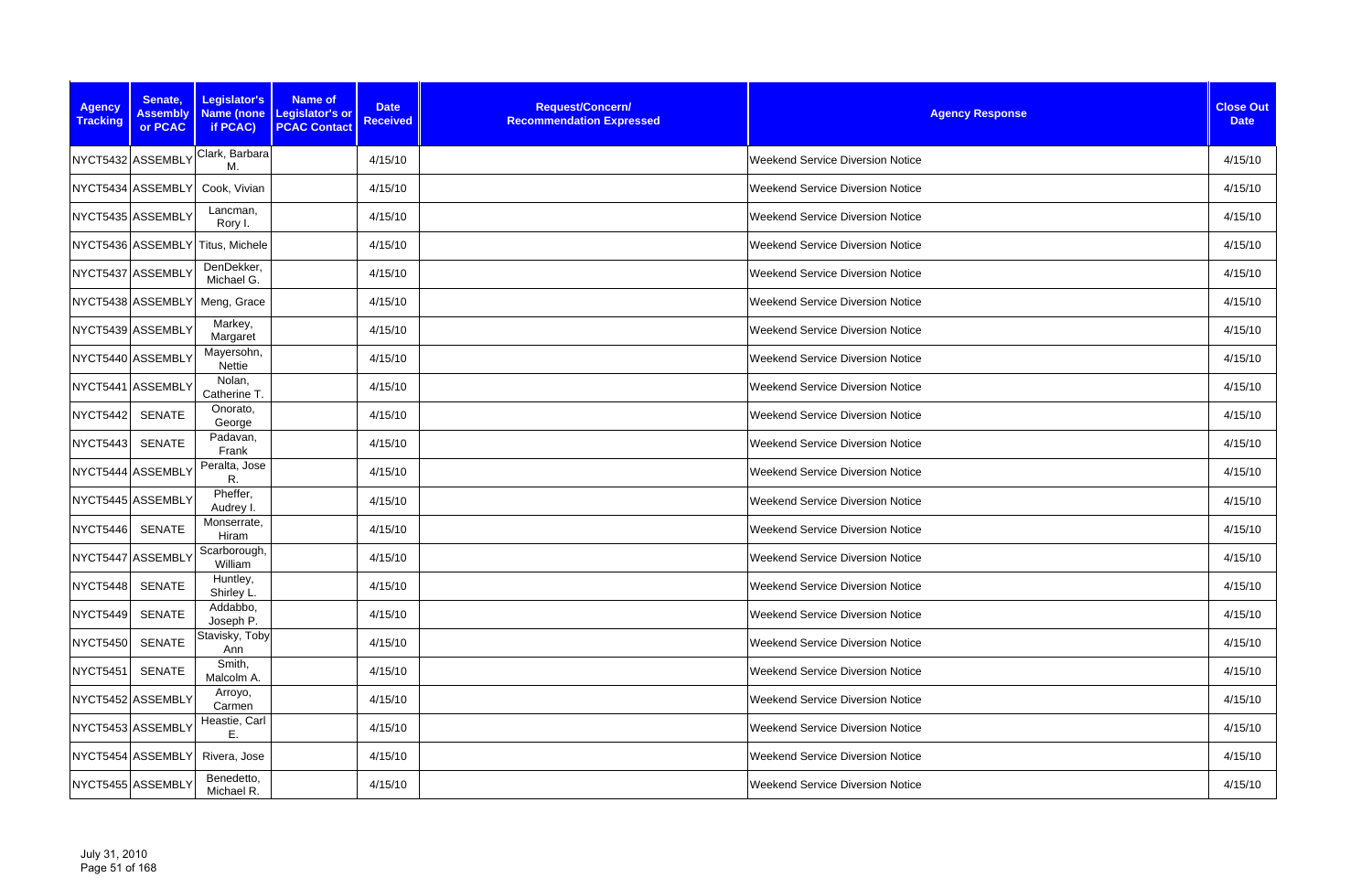| Agency Tracking | Senate, Assembly or PCAC | Legislator's Name (none if PCAC) | Name of Legislator's or PCAC Contact | Date Received | Request/Concern/ Recommendation Expressed | Agency Response | Close Out Date |
|---|---|---|---|---|---|---|---|
| NYCT5432 | ASSEMBLY | Clark, Barbara M. | | 4/15/10 | | Weekend Service Diversion Notice | 4/15/10 |
| NYCT5434 | ASSEMBLY | Cook, Vivian | | 4/15/10 | | Weekend Service Diversion Notice | 4/15/10 |
| NYCT5435 | ASSEMBLY | Lancman, Rory I. | | 4/15/10 | | Weekend Service Diversion Notice | 4/15/10 |
| NYCT5436 | ASSEMBLY | Titus, Michele | | 4/15/10 | | Weekend Service Diversion Notice | 4/15/10 |
| NYCT5437 | ASSEMBLY | DenDekker, Michael G. | | 4/15/10 | | Weekend Service Diversion Notice | 4/15/10 |
| NYCT5438 | ASSEMBLY | Meng, Grace | | 4/15/10 | | Weekend Service Diversion Notice | 4/15/10 |
| NYCT5439 | ASSEMBLY | Markey, Margaret | | 4/15/10 | | Weekend Service Diversion Notice | 4/15/10 |
| NYCT5440 | ASSEMBLY | Mayersohn, Nettie | | 4/15/10 | | Weekend Service Diversion Notice | 4/15/10 |
| NYCT5441 | ASSEMBLY | Nolan, Catherine T. | | 4/15/10 | | Weekend Service Diversion Notice | 4/15/10 |
| NYCT5442 | SENATE | Onorato, George | | 4/15/10 | | Weekend Service Diversion Notice | 4/15/10 |
| NYCT5443 | SENATE | Padavan, Frank | | 4/15/10 | | Weekend Service Diversion Notice | 4/15/10 |
| NYCT5444 | ASSEMBLY | Peralta, Jose R. | | 4/15/10 | | Weekend Service Diversion Notice | 4/15/10 |
| NYCT5445 | ASSEMBLY | Pheffer, Audrey I. | | 4/15/10 | | Weekend Service Diversion Notice | 4/15/10 |
| NYCT5446 | SENATE | Monserrate, Hiram | | 4/15/10 | | Weekend Service Diversion Notice | 4/15/10 |
| NYCT5447 | ASSEMBLY | Scarborough, William | | 4/15/10 | | Weekend Service Diversion Notice | 4/15/10 |
| NYCT5448 | SENATE | Huntley, Shirley L. | | 4/15/10 | | Weekend Service Diversion Notice | 4/15/10 |
| NYCT5449 | SENATE | Addabbo, Joseph P. | | 4/15/10 | | Weekend Service Diversion Notice | 4/15/10 |
| NYCT5450 | SENATE | Stavisky, Toby Ann | | 4/15/10 | | Weekend Service Diversion Notice | 4/15/10 |
| NYCT5451 | SENATE | Smith, Malcolm A. | | 4/15/10 | | Weekend Service Diversion Notice | 4/15/10 |
| NYCT5452 | ASSEMBLY | Arroyo, Carmen | | 4/15/10 | | Weekend Service Diversion Notice | 4/15/10 |
| NYCT5453 | ASSEMBLY | Heastie, Carl E. | | 4/15/10 | | Weekend Service Diversion Notice | 4/15/10 |
| NYCT5454 | ASSEMBLY | Rivera, Jose | | 4/15/10 | | Weekend Service Diversion Notice | 4/15/10 |
| NYCT5455 | ASSEMBLY | Benedetto, Michael R. | | 4/15/10 | | Weekend Service Diversion Notice | 4/15/10 |

July 31, 2010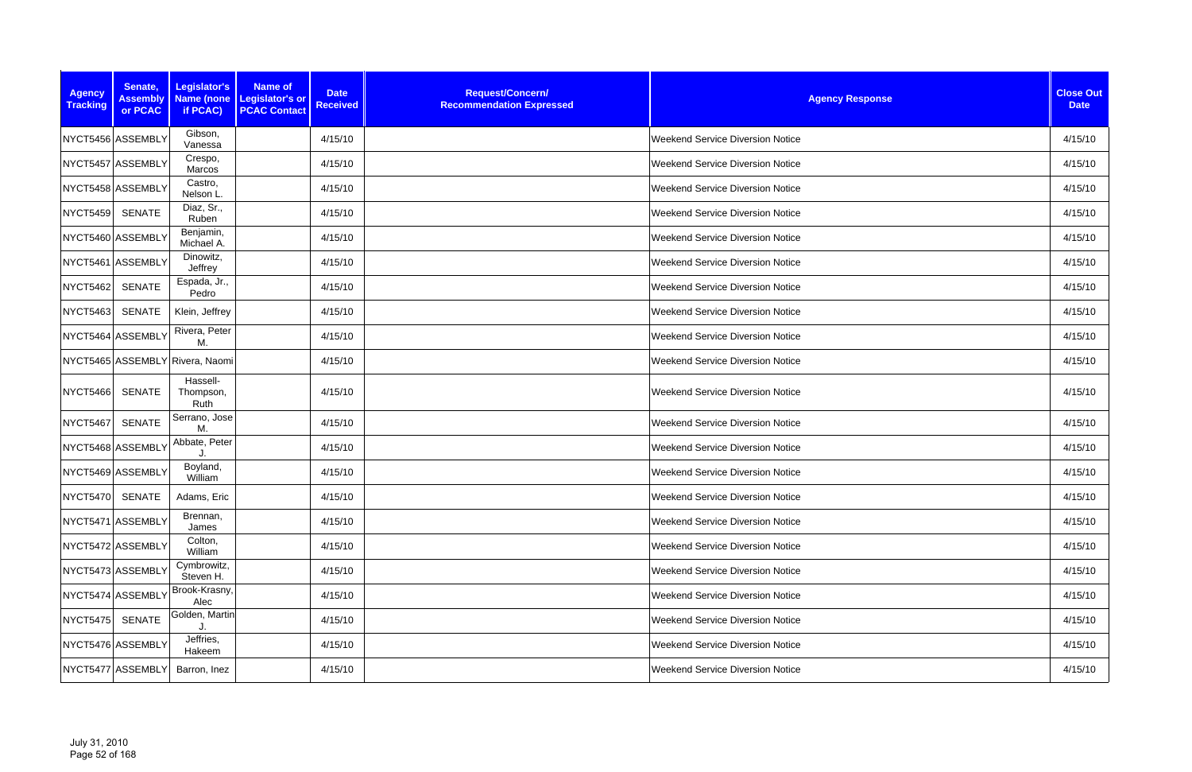| Agency Tracking | Senate, Assembly or PCAC | Legislator's Name (none if PCAC) | Name of Legislator's or PCAC Contact | Date Received | Request/Concern/ Recommendation Expressed | Agency Response | Close Out Date |
|---|---|---|---|---|---|---|---|
| NYCT5456 | ASSEMBLY | Gibson, Vanessa | | 4/15/10 | | Weekend Service Diversion Notice | 4/15/10 |
| NYCT5457 | ASSEMBLY | Crespo, Marcos | | 4/15/10 | | Weekend Service Diversion Notice | 4/15/10 |
| NYCT5458 | ASSEMBLY | Castro, Nelson L. | | 4/15/10 | | Weekend Service Diversion Notice | 4/15/10 |
| NYCT5459 | SENATE | Diaz, Sr., Ruben | | 4/15/10 | | Weekend Service Diversion Notice | 4/15/10 |
| NYCT5460 | ASSEMBLY | Benjamin, Michael A. | | 4/15/10 | | Weekend Service Diversion Notice | 4/15/10 |
| NYCT5461 | ASSEMBLY | Dinowitz, Jeffrey | | 4/15/10 | | Weekend Service Diversion Notice | 4/15/10 |
| NYCT5462 | SENATE | Espada, Jr., Pedro | | 4/15/10 | | Weekend Service Diversion Notice | 4/15/10 |
| NYCT5463 | SENATE | Klein, Jeffrey | | 4/15/10 | | Weekend Service Diversion Notice | 4/15/10 |
| NYCT5464 | ASSEMBLY | Rivera, Peter M. | | 4/15/10 | | Weekend Service Diversion Notice | 4/15/10 |
| NYCT5465 | ASSEMBLY | Rivera, Naomi | | 4/15/10 | | Weekend Service Diversion Notice | 4/15/10 |
| NYCT5466 | SENATE | Hassell-Thompson, Ruth | | 4/15/10 | | Weekend Service Diversion Notice | 4/15/10 |
| NYCT5467 | SENATE | Serrano, Jose M. | | 4/15/10 | | Weekend Service Diversion Notice | 4/15/10 |
| NYCT5468 | ASSEMBLY | Abbate, Peter J. | | 4/15/10 | | Weekend Service Diversion Notice | 4/15/10 |
| NYCT5469 | ASSEMBLY | Boyland, William | | 4/15/10 | | Weekend Service Diversion Notice | 4/15/10 |
| NYCT5470 | SENATE | Adams, Eric | | 4/15/10 | | Weekend Service Diversion Notice | 4/15/10 |
| NYCT5471 | ASSEMBLY | Brennan, James | | 4/15/10 | | Weekend Service Diversion Notice | 4/15/10 |
| NYCT5472 | ASSEMBLY | Colton, William | | 4/15/10 | | Weekend Service Diversion Notice | 4/15/10 |
| NYCT5473 | ASSEMBLY | Cymbrowitz, Steven H. | | 4/15/10 | | Weekend Service Diversion Notice | 4/15/10 |
| NYCT5474 | ASSEMBLY | Brook-Krasny, Alec | | 4/15/10 | | Weekend Service Diversion Notice | 4/15/10 |
| NYCT5475 | SENATE | Golden, Martin J. | | 4/15/10 | | Weekend Service Diversion Notice | 4/15/10 |
| NYCT5476 | ASSEMBLY | Jeffries, Hakeem | | 4/15/10 | | Weekend Service Diversion Notice | 4/15/10 |
| NYCT5477 | ASSEMBLY | Barron, Inez | | 4/15/10 | | Weekend Service Diversion Notice | 4/15/10 |

July 31, 2010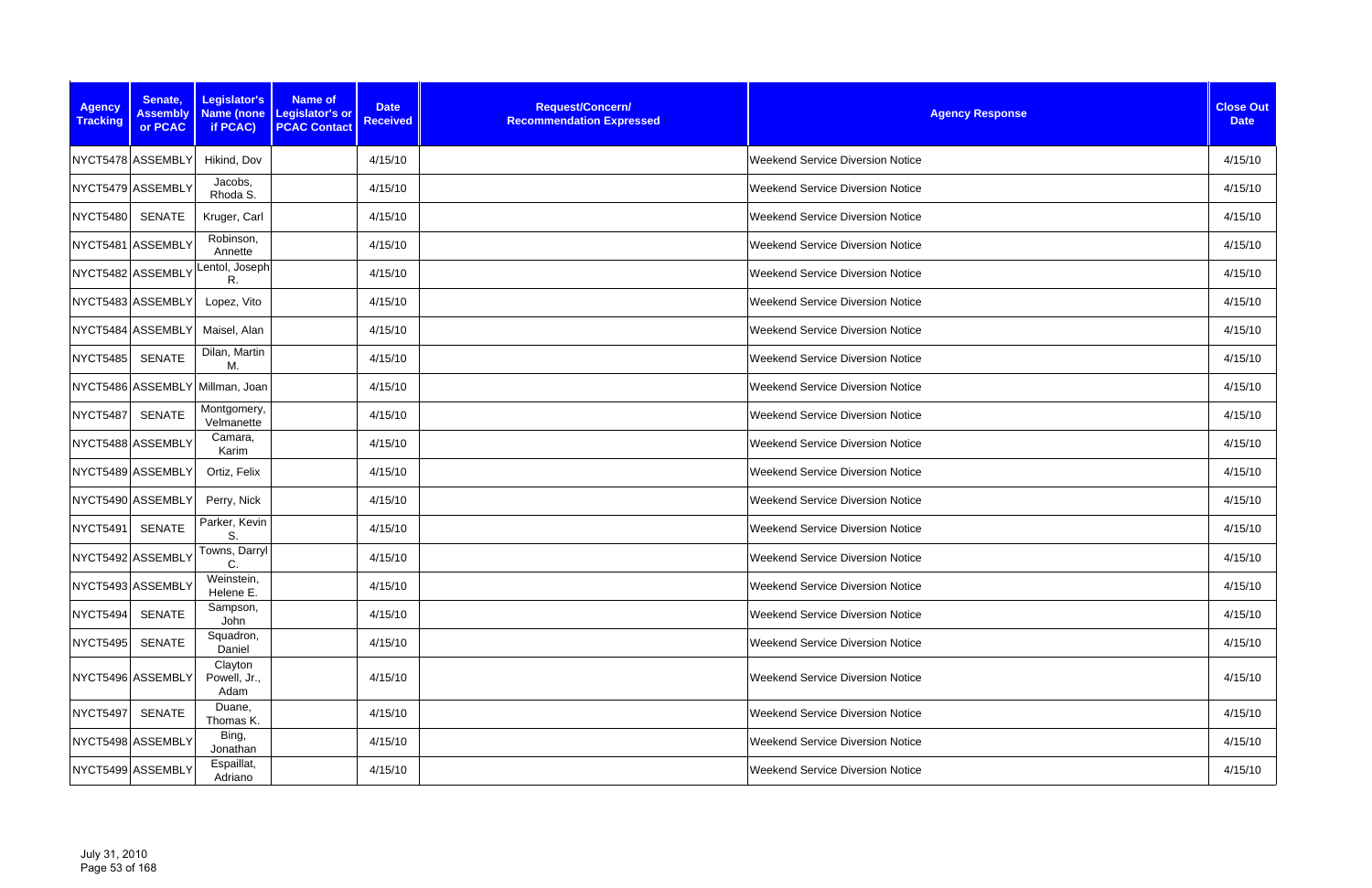| Agency Tracking | Senate, Assembly or PCAC | Legislator's Name (none if PCAC) | Name of Legislator's or PCAC Contact | Date Received | Request/Concern/ Recommendation Expressed | Agency Response | Close Out Date |
|---|---|---|---|---|---|---|---|
| NYCT5478 | ASSEMBLY | Hikind, Dov | | 4/15/10 | | Weekend Service Diversion Notice | 4/15/10 |
| NYCT5479 | ASSEMBLY | Jacobs, Rhoda S. | | 4/15/10 | | Weekend Service Diversion Notice | 4/15/10 |
| NYCT5480 | SENATE | Kruger, Carl | | 4/15/10 | | Weekend Service Diversion Notice | 4/15/10 |
| NYCT5481 | ASSEMBLY | Robinson, Annette | | 4/15/10 | | Weekend Service Diversion Notice | 4/15/10 |
| NYCT5482 | ASSEMBLY | Lentol, Joseph R. | | 4/15/10 | | Weekend Service Diversion Notice | 4/15/10 |
| NYCT5483 | ASSEMBLY | Lopez, Vito | | 4/15/10 | | Weekend Service Diversion Notice | 4/15/10 |
| NYCT5484 | ASSEMBLY | Maisel, Alan | | 4/15/10 | | Weekend Service Diversion Notice | 4/15/10 |
| NYCT5485 | SENATE | Dilan, Martin M. | | 4/15/10 | | Weekend Service Diversion Notice | 4/15/10 |
| NYCT5486 | ASSEMBLY | Millman, Joan | | 4/15/10 | | Weekend Service Diversion Notice | 4/15/10 |
| NYCT5487 | SENATE | Montgomery, Velmanette | | 4/15/10 | | Weekend Service Diversion Notice | 4/15/10 |
| NYCT5488 | ASSEMBLY | Camara, Karim | | 4/15/10 | | Weekend Service Diversion Notice | 4/15/10 |
| NYCT5489 | ASSEMBLY | Ortiz, Felix | | 4/15/10 | | Weekend Service Diversion Notice | 4/15/10 |
| NYCT5490 | ASSEMBLY | Perry, Nick | | 4/15/10 | | Weekend Service Diversion Notice | 4/15/10 |
| NYCT5491 | SENATE | Parker, Kevin S. | | 4/15/10 | | Weekend Service Diversion Notice | 4/15/10 |
| NYCT5492 | ASSEMBLY | Towns, Darryl C. | | 4/15/10 | | Weekend Service Diversion Notice | 4/15/10 |
| NYCT5493 | ASSEMBLY | Weinstein, Helene E. | | 4/15/10 | | Weekend Service Diversion Notice | 4/15/10 |
| NYCT5494 | SENATE | Sampson, John | | 4/15/10 | | Weekend Service Diversion Notice | 4/15/10 |
| NYCT5495 | SENATE | Squadron, Daniel | | 4/15/10 | | Weekend Service Diversion Notice | 4/15/10 |
| NYCT5496 | ASSEMBLY | Clayton Powell, Jr., Adam | | 4/15/10 | | Weekend Service Diversion Notice | 4/15/10 |
| NYCT5497 | SENATE | Duane, Thomas K. | | 4/15/10 | | Weekend Service Diversion Notice | 4/15/10 |
| NYCT5498 | ASSEMBLY | Bing, Jonathan | | 4/15/10 | | Weekend Service Diversion Notice | 4/15/10 |
| NYCT5499 | ASSEMBLY | Espaillat, Adriano | | 4/15/10 | | Weekend Service Diversion Notice | 4/15/10 |

July 31, 2010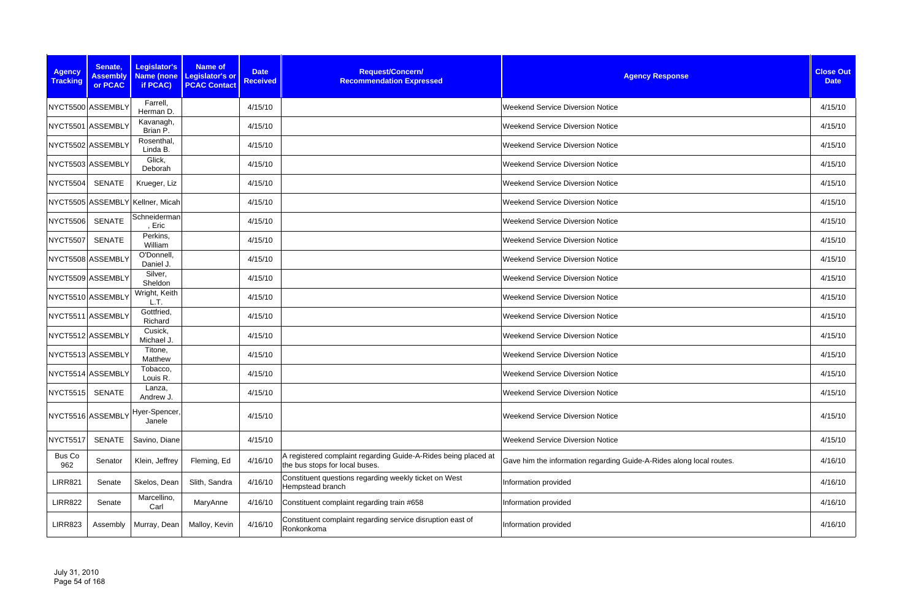| Agency Tracking | Senate, Assembly or PCAC | Legislator's Name (none if PCAC) | Name of Legislator's or PCAC Contact | Date Received | Request/Concern/ Recommendation Expressed | Agency Response | Close Out Date |
|---|---|---|---|---|---|---|---|
| NYCT5500 | ASSEMBLY | Farrell, Herman D. | | 4/15/10 | | Weekend Service Diversion Notice | 4/15/10 |
| NYCT5501 | ASSEMBLY | Kavanagh, Brian P. | | 4/15/10 | | Weekend Service Diversion Notice | 4/15/10 |
| NYCT5502 | ASSEMBLY | Rosenthal, Linda B. | | 4/15/10 | | Weekend Service Diversion Notice | 4/15/10 |
| NYCT5503 | ASSEMBLY | Glick, Deborah | | 4/15/10 | | Weekend Service Diversion Notice | 4/15/10 |
| NYCT5504 | SENATE | Krueger, Liz | | 4/15/10 | | Weekend Service Diversion Notice | 4/15/10 |
| NYCT5505 | ASSEMBLY | Kellner, Micah | | 4/15/10 | | Weekend Service Diversion Notice | 4/15/10 |
| NYCT5506 | SENATE | Schneiderman, Eric | | 4/15/10 | | Weekend Service Diversion Notice | 4/15/10 |
| NYCT5507 | SENATE | Perkins, William | | 4/15/10 | | Weekend Service Diversion Notice | 4/15/10 |
| NYCT5508 | ASSEMBLY | O'Donnell, Daniel J. | | 4/15/10 | | Weekend Service Diversion Notice | 4/15/10 |
| NYCT5509 | ASSEMBLY | Silver, Sheldon | | 4/15/10 | | Weekend Service Diversion Notice | 4/15/10 |
| NYCT5510 | ASSEMBLY | Wright, Keith L.T. | | 4/15/10 | | Weekend Service Diversion Notice | 4/15/10 |
| NYCT5511 | ASSEMBLY | Gottfried, Richard | | 4/15/10 | | Weekend Service Diversion Notice | 4/15/10 |
| NYCT5512 | ASSEMBLY | Cusick, Michael J. | | 4/15/10 | | Weekend Service Diversion Notice | 4/15/10 |
| NYCT5513 | ASSEMBLY | Titone, Matthew | | 4/15/10 | | Weekend Service Diversion Notice | 4/15/10 |
| NYCT5514 | ASSEMBLY | Tobacco, Louis R. | | 4/15/10 | | Weekend Service Diversion Notice | 4/15/10 |
| NYCT5515 | SENATE | Lanza, Andrew J. | | 4/15/10 | | Weekend Service Diversion Notice | 4/15/10 |
| NYCT5516 | ASSEMBLY | Hyer-Spencer, Janele | | 4/15/10 | | Weekend Service Diversion Notice | 4/15/10 |
| NYCT5517 | SENATE | Savino, Diane | | 4/15/10 | | Weekend Service Diversion Notice | 4/15/10 |
| Bus Co 962 | Senator | Klein, Jeffrey | Fleming, Ed | 4/16/10 | A registered complaint regarding Guide-A-Rides being placed at the bus stops for local buses. | Gave him the information regarding Guide-A-Rides along local routes. | 4/16/10 |
| LIRR821 | Senate | Skelos, Dean | Slith, Sandra | 4/16/10 | Constituent questions regarding weekly ticket on West Hempstead branch | Information provided | 4/16/10 |
| LIRR822 | Senate | Marcellino, Carl | MaryAnne | 4/16/10 | Constituent complaint regarding train #658 | Information provided | 4/16/10 |
| LIRR823 | Assembly | Murray, Dean | Malloy, Kevin | 4/16/10 | Constituent complaint regarding service disruption east of Ronkonkoma | Information provided | 4/16/10 |

July 31, 2010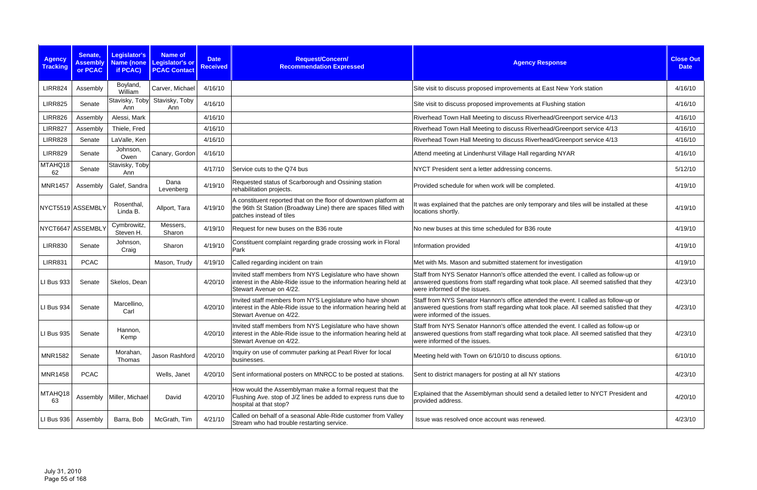| Agency Tracking | Senate, Assembly or PCAC | Legislator's Name (none if PCAC) | Name of Legislator's or PCAC Contact | Date Received | Request/Concern/ Recommendation Expressed | Agency Response | Close Out Date |
|---|---|---|---|---|---|---|---|
| LIRR824 | Assembly | Boyland, William | Carver, Michael | 4/16/10 | | Site visit to discuss proposed improvements at East New York station | 4/16/10 |
| LIRR825 | Senate | Stavisky, Toby Ann | Stavisky, Toby Ann | 4/16/10 | | Site visit to discuss proposed improvements at Flushing station | 4/16/10 |
| LIRR826 | Assembly | Alessi, Mark | | 4/16/10 | | Riverhead Town Hall Meeting to discuss Riverhead/Greenport service 4/13 | 4/16/10 |
| LIRR827 | Assembly | Thiele, Fred | | 4/16/10 | | Riverhead Town Hall Meeting to discuss Riverhead/Greenport service 4/13 | 4/16/10 |
| LIRR828 | Senate | LaValle, Ken | | 4/16/10 | | Riverhead Town Hall Meeting to discuss Riverhead/Greenport service 4/13 | 4/16/10 |
| LIRR829 | Senate | Johnson, Owen | Canary, Gordon | 4/16/10 | | Attend meeting at Lindenhurst Village Hall regarding NYAR | 4/16/10 |
| MTAHQ1862 | Senate | Stavisky, Toby Ann | | 4/17/10 | Service cuts to the Q74 bus | NYCT President sent a letter addressing concerns. | 5/12/10 |
| MNR1457 | Assembly | Galef, Sandra | Dana Levenberg | 4/19/10 | Requested status of Scarborough and Ossining station rehabilitation projects. | Provided schedule for when work will be completed. | 4/19/10 |
| NYCT5519 | ASSEMBLY | Rosenthal, Linda B. | Allport, Tara | 4/19/10 | A constituent reported that on the floor of downtown platform at the 96th St Station (Broadway Line) there are spaces filled with patches instead of tiles | It was explained that the patches are only temporary and tiles will be installed at these locations shortly. | 4/19/10 |
| NYCT6647 | ASSEMBLY | Cymbrowitz, Steven H. | Messers, Sharon | 4/19/10 | Request for new buses on the B36 route | No new buses at this time scheduled for B36 route | 4/19/10 |
| LIRR830 | Senate | Johnson, Craig | Sharon | 4/19/10 | Constituent complaint regarding grade crossing work in Floral Park | Information provided | 4/19/10 |
| LIRR831 | PCAC | | Mason, Trudy | 4/19/10 | Called regarding incident on train | Met with Ms. Mason and submitted statement for investigation | 4/19/10 |
| LI Bus 933 | Senate | Skelos, Dean | | 4/20/10 | Invited staff members from NYS Legislature who have shown interest in the Able-Ride issue to the information hearing held at Stewart Avenue on 4/22. | Staff from NYS Senator Hannon's office attended the event. I called as follow-up or answered questions from staff regarding what took place. All seemed satisfied that they were informed of the issues. | 4/23/10 |
| LI Bus 934 | Senate | Marcellino, Carl | | 4/20/10 | Invited staff members from NYS Legislature who have shown interest in the Able-Ride issue to the information hearing held at Stewart Avenue on 4/22. | Staff from NYS Senator Hannon's office attended the event. I called as follow-up or answered questions from staff regarding what took place. All seemed satisfied that they were informed of the issues. | 4/23/10 |
| LI Bus 935 | Senate | Hannon, Kemp | | 4/20/10 | Invited staff members from NYS Legislature who have shown interest in the Able-Ride issue to the information hearing held at Stewart Avenue on 4/22. | Staff from NYS Senator Hannon's office attended the event. I called as follow-up or answered questions from staff regarding what took place. All seemed satisfied that they were informed of the issues. | 4/23/10 |
| MNR1582 | Senate | Morahan, Thomas | Jason Rashford | 4/20/10 | Inquiry on use of commuter parking at Pearl River for local businesses. | Meeting held with Town on 6/10/10 to discuss options. | 6/10/10 |
| MNR1458 | PCAC | | Wells, Janet | 4/20/10 | Sent informational posters on MNRCC to be posted at stations. | Sent to district managers for posting at all NY stations | 4/23/10 |
| MTAHQ1863 | Assembly | Miller, Michael | David | 4/20/10 | How would the Assemblyman make a formal request that the Flushing Ave. stop of J/Z lines be added to express runs due to hospital at that stop? | Explained that the Assemblyman should send a detailed letter to NYCT President and provided address. | 4/20/10 |
| LI Bus 936 | Assembly | Barra, Bob | McGrath, Tim | 4/21/10 | Called on behalf of a seasonal Able-Ride customer from Valley Stream who had trouble restarting service. | Issue was resolved once account was renewed. | 4/23/10 |

July 31, 2010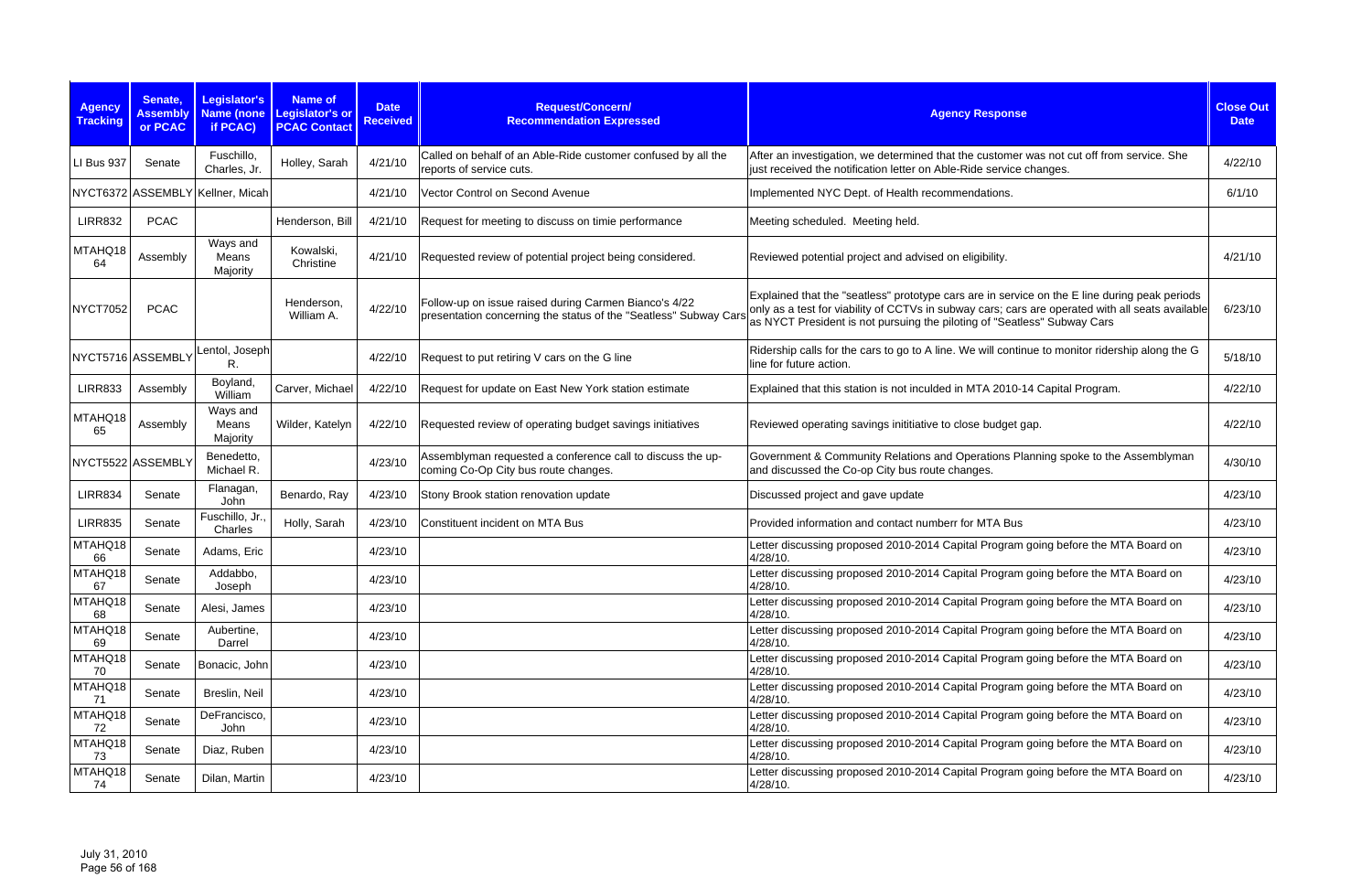| Agency Tracking | Senate, Assembly or PCAC | Legislator's Name (none if PCAC) | Name of Legislator's or PCAC Contact | Date Received | Request/Concern/ Recommendation Expressed | Agency Response | Close Out Date |
|---|---|---|---|---|---|---|---|
| LI Bus 937 | Senate | Fuschillo, Charles, Jr. | Holley, Sarah | 4/21/10 | Called on behalf of an Able-Ride customer confused by all the reports of service cuts. | After an investigation, we determined that the customer was not cut off from service. She just received the notification letter on Able-Ride service changes. | 4/22/10 |
| NYCT6372 | ASSEMBLY | Kellner, Micah | | 4/21/10 | Vector Control on Second Avenue | Implemented NYC Dept. of Health recommendations. | 6/1/10 |
| LIRR832 | PCAC | | Henderson, Bill | 4/21/10 | Request for meeting to discuss on timie performance | Meeting scheduled. Meeting held. | |
| MTAHQ1864 | Assembly | Ways and Means Majority | Kowalski, Christine | 4/21/10 | Requested review of potential project being considered. | Reviewed potential project and advised on eligibility. | 4/21/10 |
| NYCT7052 | PCAC | | Henderson, William A. | 4/22/10 | Follow-up on issue raised during Carmen Bianco's 4/22 presentation concerning the status of the "Seatless" Subway Cars | Explained that the "seatless" prototype cars are in service on the E line during peak periods only as a test for viability of CCTVs in subway cars; cars are operated with all seats available as NYCT President is not pursuing the piloting of "Seatless" Subway Cars | 6/23/10 |
| NYCT5716 | ASSEMBLY | Lentol, Joseph R. | | 4/22/10 | Request to put retiring V cars on the G line | Ridership calls for the cars to go to A line. We will continue to monitor ridership along the G line for future action. | 5/18/10 |
| LIRR833 | Assembly | Boyland, William | Carver, Michael | 4/22/10 | Request for update on East New York station estimate | Explained that this station is not inculded in MTA 2010-14 Capital Program. | 4/22/10 |
| MTAHQ1865 | Assembly | Ways and Means Majority | Wilder, Katelyn | 4/22/10 | Requested review of operating budget savings initiatives | Reviewed operating savings inititiative to close budget gap. | 4/22/10 |
| NYCT5522 | ASSEMBLY | Benedetto, Michael R. | | 4/23/10 | Assemblyman requested a conference call to discuss the up-coming Co-Op City bus route changes. | Government & Community Relations and Operations Planning spoke to the Assemblyman and discussed the Co-op City bus route changes. | 4/30/10 |
| LIRR834 | Senate | Flanagan, John | Benardo, Ray | 4/23/10 | Stony Brook station renovation update | Discussed project and gave update | 4/23/10 |
| LIRR835 | Senate | Fuschillo, Jr., Charles | Holly, Sarah | 4/23/10 | Constituent incident on MTA Bus | Provided information and contact numberr for MTA Bus | 4/23/10 |
| MTAHQ1866 | Senate | Adams, Eric | | 4/23/10 | | Letter discussing proposed 2010-2014 Capital Program going before the MTA Board on 4/28/10. | 4/23/10 |
| MTAHQ1867 | Senate | Addabbo, Joseph | | 4/23/10 | | Letter discussing proposed 2010-2014 Capital Program going before the MTA Board on 4/28/10. | 4/23/10 |
| MTAHQ1868 | Senate | Alesi, James | | 4/23/10 | | Letter discussing proposed 2010-2014 Capital Program going before the MTA Board on 4/28/10. | 4/23/10 |
| MTAHQ1869 | Senate | Aubertine, Darrel | | 4/23/10 | | Letter discussing proposed 2010-2014 Capital Program going before the MTA Board on 4/28/10. | 4/23/10 |
| MTAHQ1870 | Senate | Bonacic, John | | 4/23/10 | | Letter discussing proposed 2010-2014 Capital Program going before the MTA Board on 4/28/10. | 4/23/10 |
| MTAHQ1871 | Senate | Breslin, Neil | | 4/23/10 | | Letter discussing proposed 2010-2014 Capital Program going before the MTA Board on 4/28/10. | 4/23/10 |
| MTAHQ1872 | Senate | DeFrancisco, John | | 4/23/10 | | Letter discussing proposed 2010-2014 Capital Program going before the MTA Board on 4/28/10. | 4/23/10 |
| MTAHQ1873 | Senate | Diaz, Ruben | | 4/23/10 | | Letter discussing proposed 2010-2014 Capital Program going before the MTA Board on 4/28/10. | 4/23/10 |
| MTAHQ1874 | Senate | Dilan, Martin | | 4/23/10 | | Letter discussing proposed 2010-2014 Capital Program going before the MTA Board on 4/28/10. | 4/23/10 |

July 31, 2010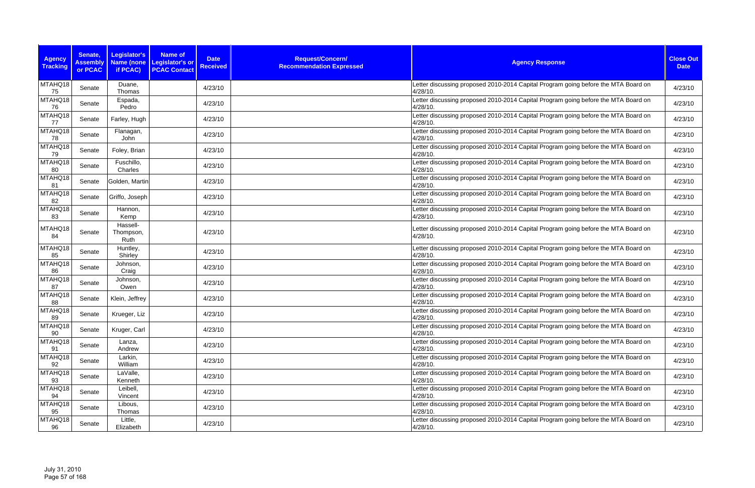| Agency Tracking | Senate, Assembly or PCAC | Legislator's Name (none if PCAC) | Name of Legislator's or PCAC Contact | Date Received | Request/Concern/ Recommendation Expressed | Agency Response | Close Out Date |
|---|---|---|---|---|---|---|---|
| MTAHQ1875 | Senate | Duane, Thomas | | 4/23/10 | | Letter discussing proposed 2010-2014 Capital Program going before the MTA Board on 4/28/10. | 4/23/10 |
| MTAHQ1876 | Senate | Espada, Pedro | | 4/23/10 | | Letter discussing proposed 2010-2014 Capital Program going before the MTA Board on 4/28/10. | 4/23/10 |
| MTAHQ1877 | Senate | Farley, Hugh | | 4/23/10 | | Letter discussing proposed 2010-2014 Capital Program going before the MTA Board on 4/28/10. | 4/23/10 |
| MTAHQ1878 | Senate | Flanagan, John | | 4/23/10 | | Letter discussing proposed 2010-2014 Capital Program going before the MTA Board on 4/28/10. | 4/23/10 |
| MTAHQ1879 | Senate | Foley, Brian | | 4/23/10 | | Letter discussing proposed 2010-2014 Capital Program going before the MTA Board on 4/28/10. | 4/23/10 |
| MTAHQ1880 | Senate | Fuschillo, Charles | | 4/23/10 | | Letter discussing proposed 2010-2014 Capital Program going before the MTA Board on 4/28/10. | 4/23/10 |
| MTAHQ1881 | Senate | Golden, Martin | | 4/23/10 | | Letter discussing proposed 2010-2014 Capital Program going before the MTA Board on 4/28/10. | 4/23/10 |
| MTAHQ1882 | Senate | Griffo, Joseph | | 4/23/10 | | Letter discussing proposed 2010-2014 Capital Program going before the MTA Board on 4/28/10. | 4/23/10 |
| MTAHQ1883 | Senate | Hannon, Kemp | | 4/23/10 | | Letter discussing proposed 2010-2014 Capital Program going before the MTA Board on 4/28/10. | 4/23/10 |
| MTAHQ1884 | Senate | Hassell-Thompson, Ruth | | 4/23/10 | | Letter discussing proposed 2010-2014 Capital Program going before the MTA Board on 4/28/10. | 4/23/10 |
| MTAHQ1885 | Senate | Huntley, Shirley | | 4/23/10 | | Letter discussing proposed 2010-2014 Capital Program going before the MTA Board on 4/28/10. | 4/23/10 |
| MTAHQ1886 | Senate | Johnson, Craig | | 4/23/10 | | Letter discussing proposed 2010-2014 Capital Program going before the MTA Board on 4/28/10. | 4/23/10 |
| MTAHQ1887 | Senate | Johnson, Owen | | 4/23/10 | | Letter discussing proposed 2010-2014 Capital Program going before the MTA Board on 4/28/10. | 4/23/10 |
| MTAHQ1888 | Senate | Klein, Jeffrey | | 4/23/10 | | Letter discussing proposed 2010-2014 Capital Program going before the MTA Board on 4/28/10. | 4/23/10 |
| MTAHQ1889 | Senate | Krueger, Liz | | 4/23/10 | | Letter discussing proposed 2010-2014 Capital Program going before the MTA Board on 4/28/10. | 4/23/10 |
| MTAHQ1890 | Senate | Kruger, Carl | | 4/23/10 | | Letter discussing proposed 2010-2014 Capital Program going before the MTA Board on 4/28/10. | 4/23/10 |
| MTAHQ1891 | Senate | Lanza, Andrew | | 4/23/10 | | Letter discussing proposed 2010-2014 Capital Program going before the MTA Board on 4/28/10. | 4/23/10 |
| MTAHQ1892 | Senate | Larkin, William | | 4/23/10 | | Letter discussing proposed 2010-2014 Capital Program going before the MTA Board on 4/28/10. | 4/23/10 |
| MTAHQ1893 | Senate | LaValle, Kenneth | | 4/23/10 | | Letter discussing proposed 2010-2014 Capital Program going before the MTA Board on 4/28/10. | 4/23/10 |
| MTAHQ1894 | Senate | Leibell, Vincent | | 4/23/10 | | Letter discussing proposed 2010-2014 Capital Program going before the MTA Board on 4/28/10. | 4/23/10 |
| MTAHQ1895 | Senate | Libous, Thomas | | 4/23/10 | | Letter discussing proposed 2010-2014 Capital Program going before the MTA Board on 4/28/10. | 4/23/10 |
| MTAHQ1896 | Senate | Little, Elizabeth | | 4/23/10 | | Letter discussing proposed 2010-2014 Capital Program going before the MTA Board on 4/28/10. | 4/23/10 |

July 31, 2010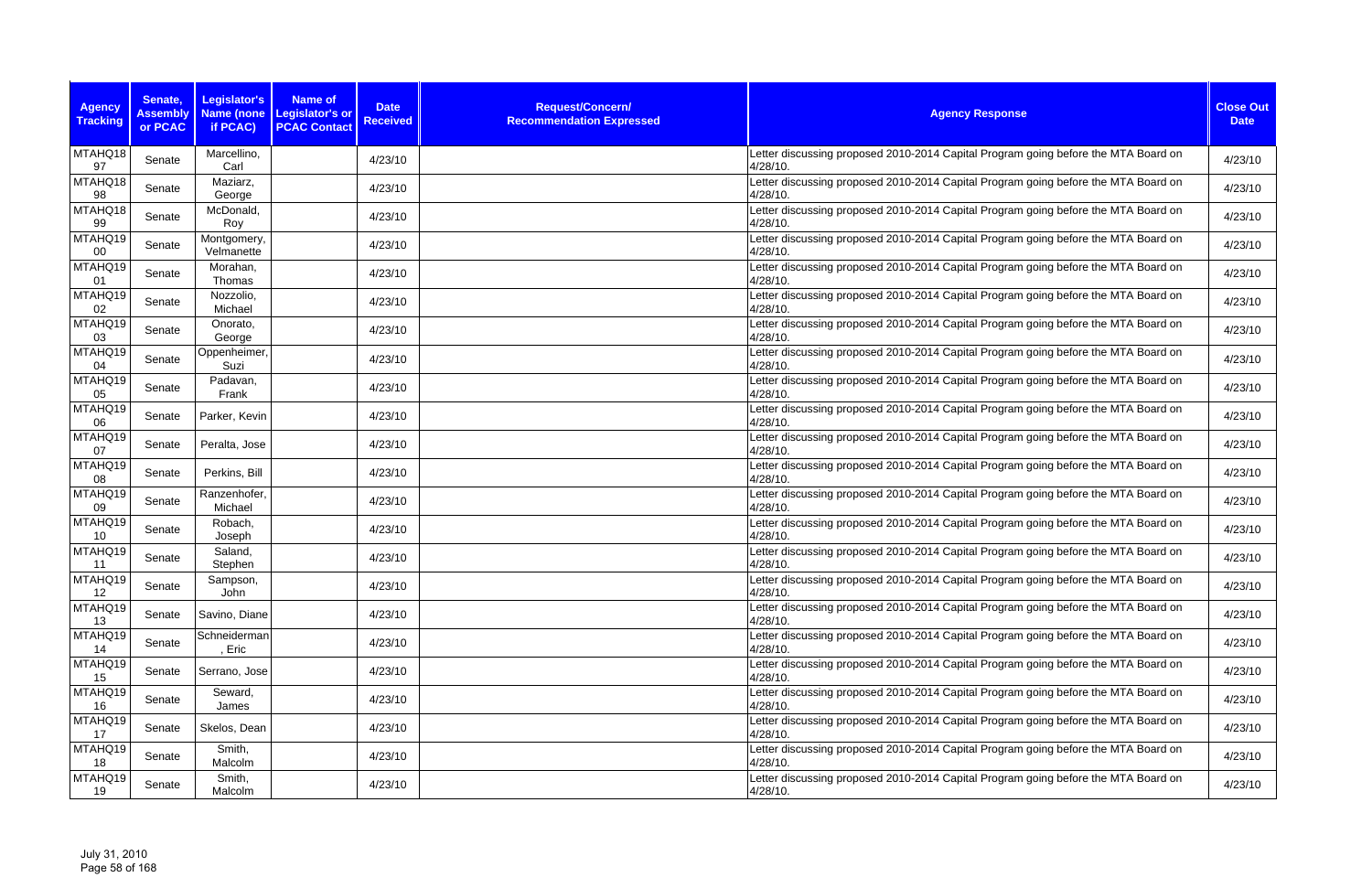| Agency Tracking | Senate, Assembly or PCAC | Legislator's Name (none if PCAC) | Name of Legislator's or PCAC Contact | Date Received | Request/Concern/ Recommendation Expressed | Agency Response | Close Out Date |
|---|---|---|---|---|---|---|---|
| MTAHQ1897 | Senate | Marcellino, Carl | | 4/23/10 | | Letter discussing proposed 2010-2014 Capital Program going before the MTA Board on 4/28/10. | 4/23/10 |
| MTAHQ1898 | Senate | Maziarz, George | | 4/23/10 | | Letter discussing proposed 2010-2014 Capital Program going before the MTA Board on 4/28/10. | 4/23/10 |
| MTAHQ1899 | Senate | McDonald, Roy | | 4/23/10 | | Letter discussing proposed 2010-2014 Capital Program going before the MTA Board on 4/28/10. | 4/23/10 |
| MTAHQ1900 | Senate | Montgomery, Velmanette | | 4/23/10 | | Letter discussing proposed 2010-2014 Capital Program going before the MTA Board on 4/28/10. | 4/23/10 |
| MTAHQ1901 | Senate | Morahan, Thomas | | 4/23/10 | | Letter discussing proposed 2010-2014 Capital Program going before the MTA Board on 4/28/10. | 4/23/10 |
| MTAHQ1902 | Senate | Nozzolio, Michael | | 4/23/10 | | Letter discussing proposed 2010-2014 Capital Program going before the MTA Board on 4/28/10. | 4/23/10 |
| MTAHQ1903 | Senate | Onorato, George | | 4/23/10 | | Letter discussing proposed 2010-2014 Capital Program going before the MTA Board on 4/28/10. | 4/23/10 |
| MTAHQ1904 | Senate | Oppenheimer, Suzi | | 4/23/10 | | Letter discussing proposed 2010-2014 Capital Program going before the MTA Board on 4/28/10. | 4/23/10 |
| MTAHQ1905 | Senate | Padavan, Frank | | 4/23/10 | | Letter discussing proposed 2010-2014 Capital Program going before the MTA Board on 4/28/10. | 4/23/10 |
| MTAHQ1906 | Senate | Parker, Kevin | | 4/23/10 | | Letter discussing proposed 2010-2014 Capital Program going before the MTA Board on 4/28/10. | 4/23/10 |
| MTAHQ1907 | Senate | Peralta, Jose | | 4/23/10 | | Letter discussing proposed 2010-2014 Capital Program going before the MTA Board on 4/28/10. | 4/23/10 |
| MTAHQ1908 | Senate | Perkins, Bill | | 4/23/10 | | Letter discussing proposed 2010-2014 Capital Program going before the MTA Board on 4/28/10. | 4/23/10 |
| MTAHQ1909 | Senate | Ranzenhofer, Michael | | 4/23/10 | | Letter discussing proposed 2010-2014 Capital Program going before the MTA Board on 4/28/10. | 4/23/10 |
| MTAHQ1910 | Senate | Robach, Joseph | | 4/23/10 | | Letter discussing proposed 2010-2014 Capital Program going before the MTA Board on 4/28/10. | 4/23/10 |
| MTAHQ1911 | Senate | Saland, Stephen | | 4/23/10 | | Letter discussing proposed 2010-2014 Capital Program going before the MTA Board on 4/28/10. | 4/23/10 |
| MTAHQ1912 | Senate | Sampson, John | | 4/23/10 | | Letter discussing proposed 2010-2014 Capital Program going before the MTA Board on 4/28/10. | 4/23/10 |
| MTAHQ1913 | Senate | Savino, Diane | | 4/23/10 | | Letter discussing proposed 2010-2014 Capital Program going before the MTA Board on 4/28/10. | 4/23/10 |
| MTAHQ1914 | Senate | Schneiderman, Eric | | 4/23/10 | | Letter discussing proposed 2010-2014 Capital Program going before the MTA Board on 4/28/10. | 4/23/10 |
| MTAHQ1915 | Senate | Serrano, Jose | | 4/23/10 | | Letter discussing proposed 2010-2014 Capital Program going before the MTA Board on 4/28/10. | 4/23/10 |
| MTAHQ1916 | Senate | Seward, James | | 4/23/10 | | Letter discussing proposed 2010-2014 Capital Program going before the MTA Board on 4/28/10. | 4/23/10 |
| MTAHQ1917 | Senate | Skelos, Dean | | 4/23/10 | | Letter discussing proposed 2010-2014 Capital Program going before the MTA Board on 4/28/10. | 4/23/10 |
| MTAHQ1918 | Senate | Smith, Malcolm | | 4/23/10 | | Letter discussing proposed 2010-2014 Capital Program going before the MTA Board on 4/28/10. | 4/23/10 |
| MTAHQ1919 | Senate | Smith, Malcolm | | 4/23/10 | | Letter discussing proposed 2010-2014 Capital Program going before the MTA Board on 4/28/10. | 4/23/10 |

July 31, 2010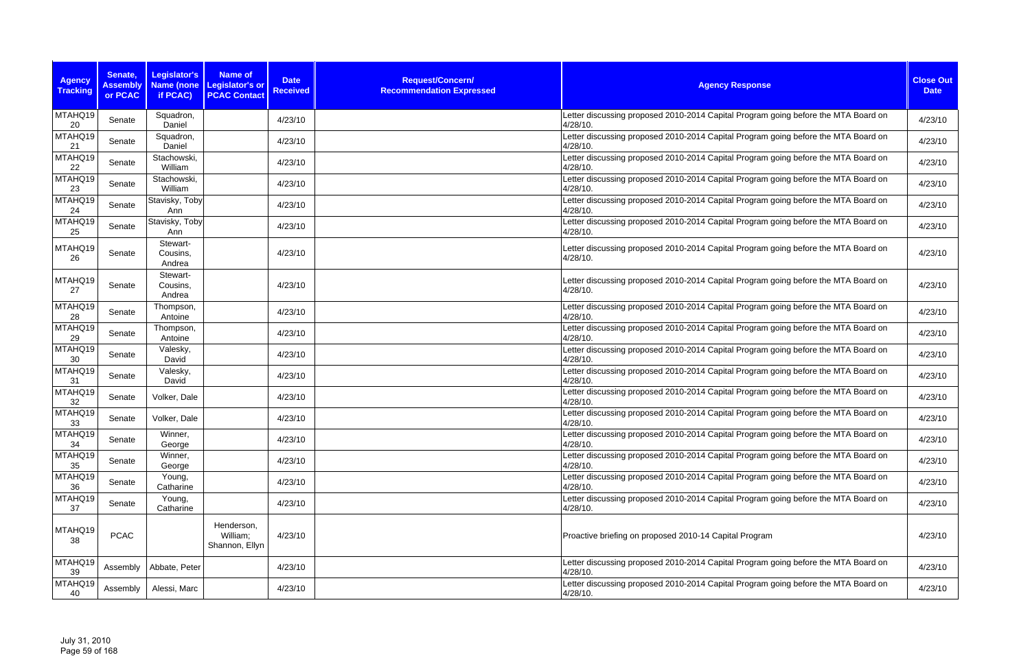| Agency Tracking | Senate, Assembly or PCAC | Legislator's Name (none if PCAC) | Name of Legislator's or PCAC Contact | Date Received | Request/Concern/ Recommendation Expressed | Agency Response | Close Out Date |
|---|---|---|---|---|---|---|---|
| MTAHQ1920 | Senate | Squadron, Daniel | | 4/23/10 | | Letter discussing proposed 2010-2014 Capital Program going before the MTA Board on 4/28/10. | 4/23/10 |
| MTAHQ1921 | Senate | Squadron, Daniel | | 4/23/10 | | Letter discussing proposed 2010-2014 Capital Program going before the MTA Board on 4/28/10. | 4/23/10 |
| MTAHQ1922 | Senate | Stachowski, William | | 4/23/10 | | Letter discussing proposed 2010-2014 Capital Program going before the MTA Board on 4/28/10. | 4/23/10 |
| MTAHQ1923 | Senate | Stachowski, William | | 4/23/10 | | Letter discussing proposed 2010-2014 Capital Program going before the MTA Board on 4/28/10. | 4/23/10 |
| MTAHQ1924 | Senate | Stavisky, Toby Ann | | 4/23/10 | | Letter discussing proposed 2010-2014 Capital Program going before the MTA Board on 4/28/10. | 4/23/10 |
| MTAHQ1925 | Senate | Stavisky, Toby Ann | | 4/23/10 | | Letter discussing proposed 2010-2014 Capital Program going before the MTA Board on 4/28/10. | 4/23/10 |
| MTAHQ1926 | Senate | Stewart-Cousins, Andrea | | 4/23/10 | | Letter discussing proposed 2010-2014 Capital Program going before the MTA Board on 4/28/10. | 4/23/10 |
| MTAHQ1927 | Senate | Stewart-Cousins, Andrea | | 4/23/10 | | Letter discussing proposed 2010-2014 Capital Program going before the MTA Board on 4/28/10. | 4/23/10 |
| MTAHQ1928 | Senate | Thompson, Antoine | | 4/23/10 | | Letter discussing proposed 2010-2014 Capital Program going before the MTA Board on 4/28/10. | 4/23/10 |
| MTAHQ1929 | Senate | Thompson, Antoine | | 4/23/10 | | Letter discussing proposed 2010-2014 Capital Program going before the MTA Board on 4/28/10. | 4/23/10 |
| MTAHQ1930 | Senate | Valesky, David | | 4/23/10 | | Letter discussing proposed 2010-2014 Capital Program going before the MTA Board on 4/28/10. | 4/23/10 |
| MTAHQ1931 | Senate | Valesky, David | | 4/23/10 | | Letter discussing proposed 2010-2014 Capital Program going before the MTA Board on 4/28/10. | 4/23/10 |
| MTAHQ1932 | Senate | Volker, Dale | | 4/23/10 | | Letter discussing proposed 2010-2014 Capital Program going before the MTA Board on 4/28/10. | 4/23/10 |
| MTAHQ1933 | Senate | Volker, Dale | | 4/23/10 | | Letter discussing proposed 2010-2014 Capital Program going before the MTA Board on 4/28/10. | 4/23/10 |
| MTAHQ1934 | Senate | Winner, George | | 4/23/10 | | Letter discussing proposed 2010-2014 Capital Program going before the MTA Board on 4/28/10. | 4/23/10 |
| MTAHQ1935 | Senate | Winner, George | | 4/23/10 | | Letter discussing proposed 2010-2014 Capital Program going before the MTA Board on 4/28/10. | 4/23/10 |
| MTAHQ1936 | Senate | Young, Catharine | | 4/23/10 | | Letter discussing proposed 2010-2014 Capital Program going before the MTA Board on 4/28/10. | 4/23/10 |
| MTAHQ1937 | Senate | Young, Catharine | | 4/23/10 | | Letter discussing proposed 2010-2014 Capital Program going before the MTA Board on 4/28/10. | 4/23/10 |
| MTAHQ1938 | PCAC | | Henderson, William; Shannon, Ellyn | 4/23/10 | | Proactive briefing on proposed 2010-14 Capital Program | 4/23/10 |
| MTAHQ1939 | Assembly | Abbate, Peter | | 4/23/10 | | Letter discussing proposed 2010-2014 Capital Program going before the MTA Board on 4/28/10. | 4/23/10 |
| MTAHQ1940 | Assembly | Alessi, Marc | | 4/23/10 | | Letter discussing proposed 2010-2014 Capital Program going before the MTA Board on 4/28/10. | 4/23/10 |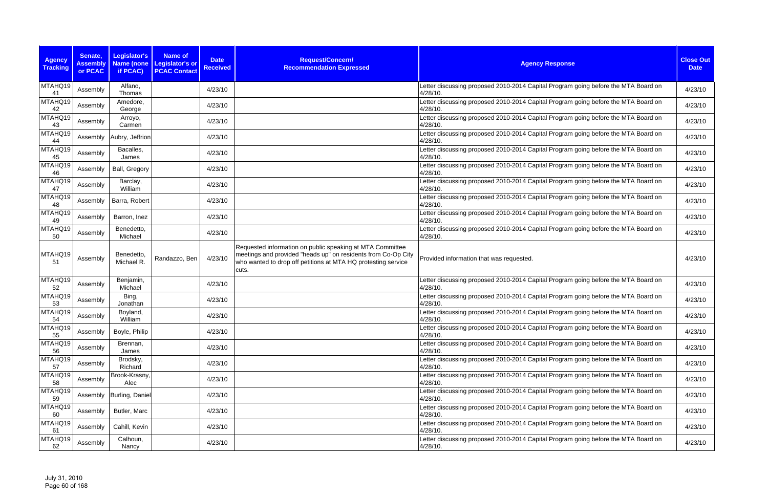| Agency Tracking | Senate, Assembly or PCAC | Legislator's Name (none if PCAC) | Name of Legislator's or PCAC Contact | Date Received | Request/Concern/ Recommendation Expressed | Agency Response | Close Out Date |
|---|---|---|---|---|---|---|---|
| MTAHQ19 41 | Assembly | Alfano, Thomas | | 4/23/10 | | Letter discussing proposed 2010-2014 Capital Program going before the MTA Board on 4/28/10. | 4/23/10 |
| MTAHQ19 42 | Assembly | Amedore, George | | 4/23/10 | | Letter discussing proposed 2010-2014 Capital Program going before the MTA Board on 4/28/10. | 4/23/10 |
| MTAHQ19 43 | Assembly | Arroyo, Carmen | | 4/23/10 | | Letter discussing proposed 2010-2014 Capital Program going before the MTA Board on 4/28/10. | 4/23/10 |
| MTAHQ19 44 | Assembly | Aubry, Jeffrion | | 4/23/10 | | Letter discussing proposed 2010-2014 Capital Program going before the MTA Board on 4/28/10. | 4/23/10 |
| MTAHQ19 45 | Assembly | Bacalles, James | | 4/23/10 | | Letter discussing proposed 2010-2014 Capital Program going before the MTA Board on 4/28/10. | 4/23/10 |
| MTAHQ19 46 | Assembly | Ball, Gregory | | 4/23/10 | | Letter discussing proposed 2010-2014 Capital Program going before the MTA Board on 4/28/10. | 4/23/10 |
| MTAHQ19 47 | Assembly | Barclay, William | | 4/23/10 | | Letter discussing proposed 2010-2014 Capital Program going before the MTA Board on 4/28/10. | 4/23/10 |
| MTAHQ19 48 | Assembly | Barra, Robert | | 4/23/10 | | Letter discussing proposed 2010-2014 Capital Program going before the MTA Board on 4/28/10. | 4/23/10 |
| MTAHQ19 49 | Assembly | Barron, Inez | | 4/23/10 | | Letter discussing proposed 2010-2014 Capital Program going before the MTA Board on 4/28/10. | 4/23/10 |
| MTAHQ19 50 | Assembly | Benedetto, Michael | | 4/23/10 | | Letter discussing proposed 2010-2014 Capital Program going before the MTA Board on 4/28/10. | 4/23/10 |
| MTAHQ19 51 | Assembly | Benedetto, Michael R. | Randazzo, Ben | 4/23/10 | Requested information on public speaking at MTA Committee meetings and provided "heads up" on residents from Co-Op City who wanted to drop off petitions at MTA HQ protesting service cuts. | Provided information that was requested. | 4/23/10 |
| MTAHQ19 52 | Assembly | Benjamin, Michael | | 4/23/10 | | Letter discussing proposed 2010-2014 Capital Program going before the MTA Board on 4/28/10. | 4/23/10 |
| MTAHQ19 53 | Assembly | Bing, Jonathan | | 4/23/10 | | Letter discussing proposed 2010-2014 Capital Program going before the MTA Board on 4/28/10. | 4/23/10 |
| MTAHQ19 54 | Assembly | Boyland, William | | 4/23/10 | | Letter discussing proposed 2010-2014 Capital Program going before the MTA Board on 4/28/10. | 4/23/10 |
| MTAHQ19 55 | Assembly | Boyle, Philip | | 4/23/10 | | Letter discussing proposed 2010-2014 Capital Program going before the MTA Board on 4/28/10. | 4/23/10 |
| MTAHQ19 56 | Assembly | Brennan, James | | 4/23/10 | | Letter discussing proposed 2010-2014 Capital Program going before the MTA Board on 4/28/10. | 4/23/10 |
| MTAHQ19 57 | Assembly | Brodsky, Richard | | 4/23/10 | | Letter discussing proposed 2010-2014 Capital Program going before the MTA Board on 4/28/10. | 4/23/10 |
| MTAHQ19 58 | Assembly | Brook-Krasny, Alec | | 4/23/10 | | Letter discussing proposed 2010-2014 Capital Program going before the MTA Board on 4/28/10. | 4/23/10 |
| MTAHQ19 59 | Assembly | Burling, Daniel | | 4/23/10 | | Letter discussing proposed 2010-2014 Capital Program going before the MTA Board on 4/28/10. | 4/23/10 |
| MTAHQ19 60 | Assembly | Butler, Marc | | 4/23/10 | | Letter discussing proposed 2010-2014 Capital Program going before the MTA Board on 4/28/10. | 4/23/10 |
| MTAHQ19 61 | Assembly | Cahill, Kevin | | 4/23/10 | | Letter discussing proposed 2010-2014 Capital Program going before the MTA Board on 4/28/10. | 4/23/10 |
| MTAHQ19 62 | Assembly | Calhoun, Nancy | | 4/23/10 | | Letter discussing proposed 2010-2014 Capital Program going before the MTA Board on 4/28/10. | 4/23/10 |

July 31, 2010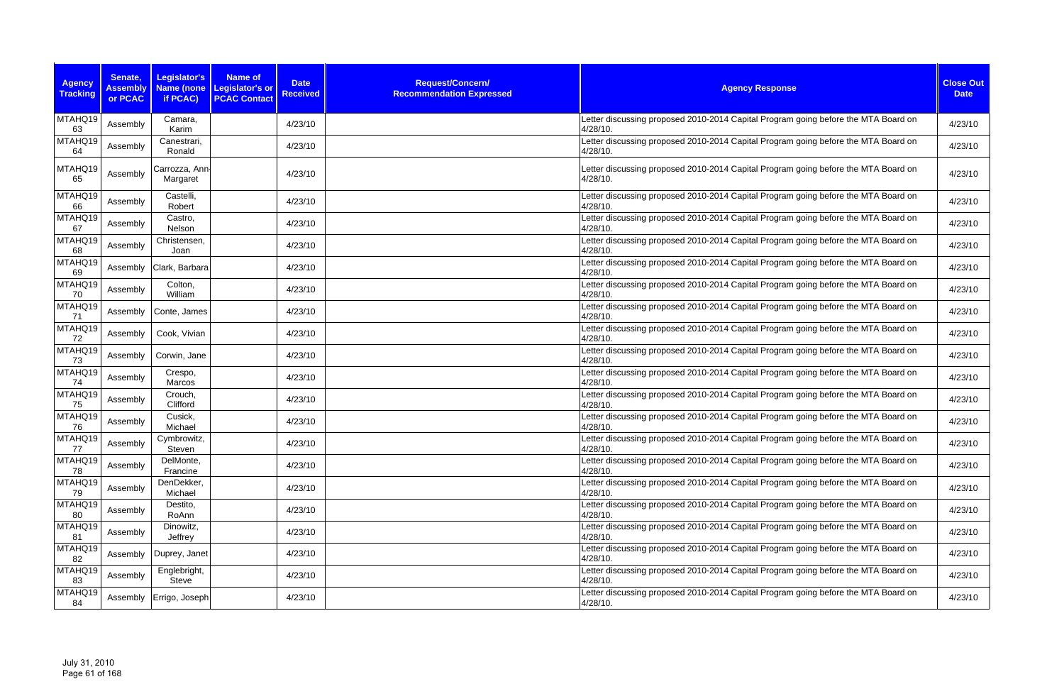| Agency Tracking | Senate, Assembly or PCAC | Legislator's Name (none if PCAC) | Name of Legislator's or PCAC Contact | Date Received | Request/Concern/ Recommendation Expressed | Agency Response | Close Out Date |
|---|---|---|---|---|---|---|---|
| MTAHQ19 63 | Assembly | Camara, Karim | | 4/23/10 | | Letter discussing proposed 2010-2014 Capital Program going before the MTA Board on 4/28/10. | 4/23/10 |
| MTAHQ19 64 | Assembly | Canestrari, Ronald | | 4/23/10 | | Letter discussing proposed 2010-2014 Capital Program going before the MTA Board on 4/28/10. | 4/23/10 |
| MTAHQ19 65 | Assembly | Carrozza, Ann-Margaret | | 4/23/10 | | Letter discussing proposed 2010-2014 Capital Program going before the MTA Board on 4/28/10. | 4/23/10 |
| MTAHQ19 66 | Assembly | Castelli, Robert | | 4/23/10 | | Letter discussing proposed 2010-2014 Capital Program going before the MTA Board on 4/28/10. | 4/23/10 |
| MTAHQ19 67 | Assembly | Castro, Nelson | | 4/23/10 | | Letter discussing proposed 2010-2014 Capital Program going before the MTA Board on 4/28/10. | 4/23/10 |
| MTAHQ19 68 | Assembly | Christensen, Joan | | 4/23/10 | | Letter discussing proposed 2010-2014 Capital Program going before the MTA Board on 4/28/10. | 4/23/10 |
| MTAHQ19 69 | Assembly | Clark, Barbara | | 4/23/10 | | Letter discussing proposed 2010-2014 Capital Program going before the MTA Board on 4/28/10. | 4/23/10 |
| MTAHQ19 70 | Assembly | Colton, William | | 4/23/10 | | Letter discussing proposed 2010-2014 Capital Program going before the MTA Board on 4/28/10. | 4/23/10 |
| MTAHQ19 71 | Assembly | Conte, James | | 4/23/10 | | Letter discussing proposed 2010-2014 Capital Program going before the MTA Board on 4/28/10. | 4/23/10 |
| MTAHQ19 72 | Assembly | Cook, Vivian | | 4/23/10 | | Letter discussing proposed 2010-2014 Capital Program going before the MTA Board on 4/28/10. | 4/23/10 |
| MTAHQ19 73 | Assembly | Corwin, Jane | | 4/23/10 | | Letter discussing proposed 2010-2014 Capital Program going before the MTA Board on 4/28/10. | 4/23/10 |
| MTAHQ19 74 | Assembly | Crespo, Marcos | | 4/23/10 | | Letter discussing proposed 2010-2014 Capital Program going before the MTA Board on 4/28/10. | 4/23/10 |
| MTAHQ19 75 | Assembly | Crouch, Clifford | | 4/23/10 | | Letter discussing proposed 2010-2014 Capital Program going before the MTA Board on 4/28/10. | 4/23/10 |
| MTAHQ19 76 | Assembly | Cusick, Michael | | 4/23/10 | | Letter discussing proposed 2010-2014 Capital Program going before the MTA Board on 4/28/10. | 4/23/10 |
| MTAHQ19 77 | Assembly | Cymbrowitz, Steven | | 4/23/10 | | Letter discussing proposed 2010-2014 Capital Program going before the MTA Board on 4/28/10. | 4/23/10 |
| MTAHQ19 78 | Assembly | DelMonte, Francine | | 4/23/10 | | Letter discussing proposed 2010-2014 Capital Program going before the MTA Board on 4/28/10. | 4/23/10 |
| MTAHQ19 79 | Assembly | DenDekker, Michael | | 4/23/10 | | Letter discussing proposed 2010-2014 Capital Program going before the MTA Board on 4/28/10. | 4/23/10 |
| MTAHQ19 80 | Assembly | Destito, RoAnn | | 4/23/10 | | Letter discussing proposed 2010-2014 Capital Program going before the MTA Board on 4/28/10. | 4/23/10 |
| MTAHQ19 81 | Assembly | Dinowitz, Jeffrey | | 4/23/10 | | Letter discussing proposed 2010-2014 Capital Program going before the MTA Board on 4/28/10. | 4/23/10 |
| MTAHQ19 82 | Assembly | Duprey, Janet | | 4/23/10 | | Letter discussing proposed 2010-2014 Capital Program going before the MTA Board on 4/28/10. | 4/23/10 |
| MTAHQ19 83 | Assembly | Englebright, Steve | | 4/23/10 | | Letter discussing proposed 2010-2014 Capital Program going before the MTA Board on 4/28/10. | 4/23/10 |
| MTAHQ19 84 | Assembly | Errigo, Joseph | | 4/23/10 | | Letter discussing proposed 2010-2014 Capital Program going before the MTA Board on 4/28/10. | 4/23/10 |

July 31, 2010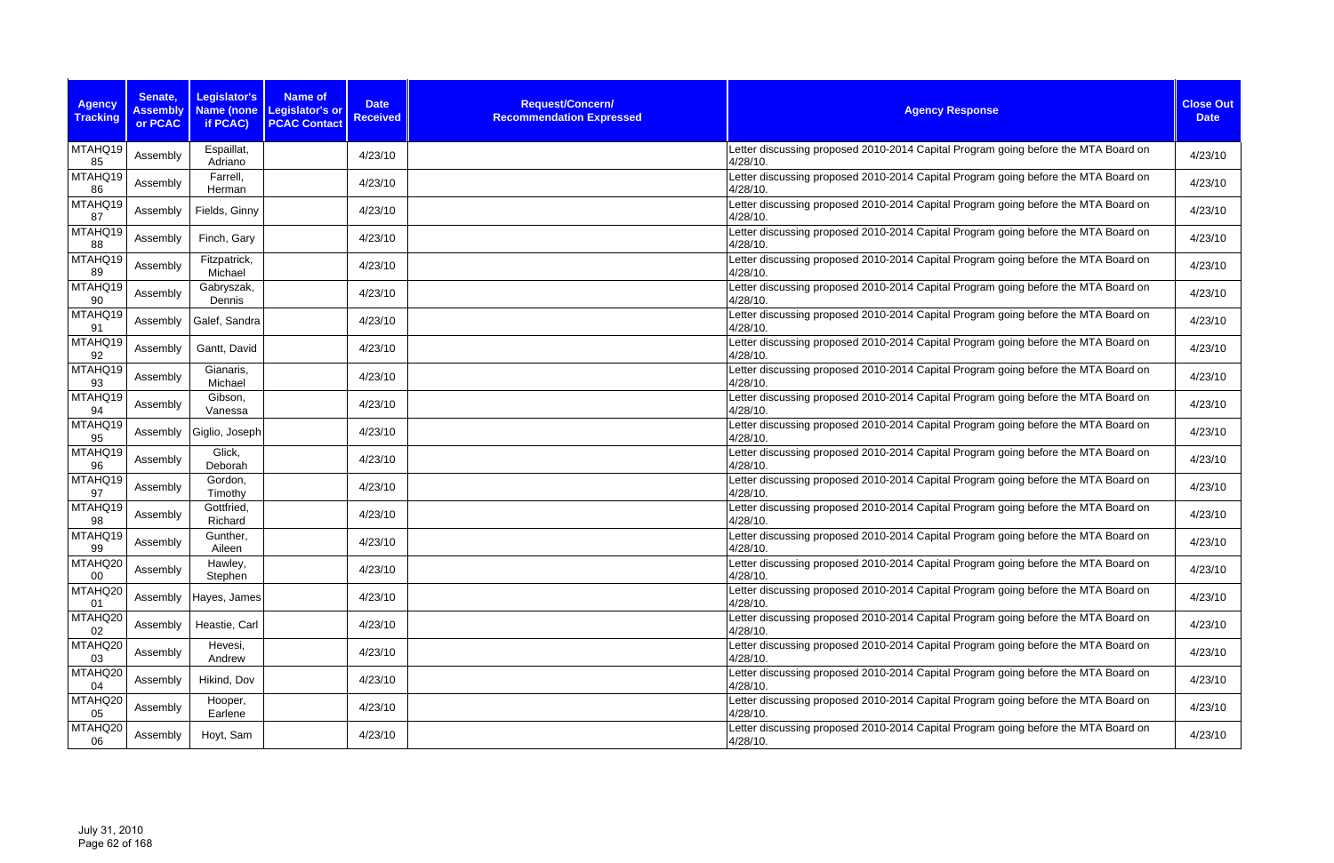| Agency Tracking | Senate, Assembly or PCAC | Legislator's Name (none if PCAC) | Name of Legislator's or PCAC Contact | Date Received | Request/Concern/ Recommendation Expressed | Agency Response | Close Out Date |
|---|---|---|---|---|---|---|---|
| MTAHQ1985 | Assembly | Espaillat, Adriano | | 4/23/10 | | Letter discussing proposed 2010-2014 Capital Program going before the MTA Board on 4/28/10. | 4/23/10 |
| MTAHQ1986 | Assembly | Farrell, Herman | | 4/23/10 | | Letter discussing proposed 2010-2014 Capital Program going before the MTA Board on 4/28/10. | 4/23/10 |
| MTAHQ1987 | Assembly | Fields, Ginny | | 4/23/10 | | Letter discussing proposed 2010-2014 Capital Program going before the MTA Board on 4/28/10. | 4/23/10 |
| MTAHQ1988 | Assembly | Finch, Gary | | 4/23/10 | | Letter discussing proposed 2010-2014 Capital Program going before the MTA Board on 4/28/10. | 4/23/10 |
| MTAHQ1989 | Assembly | Fitzpatrick, Michael | | 4/23/10 | | Letter discussing proposed 2010-2014 Capital Program going before the MTA Board on 4/28/10. | 4/23/10 |
| MTAHQ1990 | Assembly | Gabryszak, Dennis | | 4/23/10 | | Letter discussing proposed 2010-2014 Capital Program going before the MTA Board on 4/28/10. | 4/23/10 |
| MTAHQ1991 | Assembly | Galef, Sandra | | 4/23/10 | | Letter discussing proposed 2010-2014 Capital Program going before the MTA Board on 4/28/10. | 4/23/10 |
| MTAHQ1992 | Assembly | Gantt, David | | 4/23/10 | | Letter discussing proposed 2010-2014 Capital Program going before the MTA Board on 4/28/10. | 4/23/10 |
| MTAHQ1993 | Assembly | Gianaris, Michael | | 4/23/10 | | Letter discussing proposed 2010-2014 Capital Program going before the MTA Board on 4/28/10. | 4/23/10 |
| MTAHQ1994 | Assembly | Gibson, Vanessa | | 4/23/10 | | Letter discussing proposed 2010-2014 Capital Program going before the MTA Board on 4/28/10. | 4/23/10 |
| MTAHQ1995 | Assembly | Giglio, Joseph | | 4/23/10 | | Letter discussing proposed 2010-2014 Capital Program going before the MTA Board on 4/28/10. | 4/23/10 |
| MTAHQ1996 | Assembly | Glick, Deborah | | 4/23/10 | | Letter discussing proposed 2010-2014 Capital Program going before the MTA Board on 4/28/10. | 4/23/10 |
| MTAHQ1997 | Assembly | Gordon, Timothy | | 4/23/10 | | Letter discussing proposed 2010-2014 Capital Program going before the MTA Board on 4/28/10. | 4/23/10 |
| MTAHQ1998 | Assembly | Gottfried, Richard | | 4/23/10 | | Letter discussing proposed 2010-2014 Capital Program going before the MTA Board on 4/28/10. | 4/23/10 |
| MTAHQ1999 | Assembly | Gunther, Aileen | | 4/23/10 | | Letter discussing proposed 2010-2014 Capital Program going before the MTA Board on 4/28/10. | 4/23/10 |
| MTAHQ2000 | Assembly | Hawley, Stephen | | 4/23/10 | | Letter discussing proposed 2010-2014 Capital Program going before the MTA Board on 4/28/10. | 4/23/10 |
| MTAHQ2001 | Assembly | Hayes, James | | 4/23/10 | | Letter discussing proposed 2010-2014 Capital Program going before the MTA Board on 4/28/10. | 4/23/10 |
| MTAHQ2002 | Assembly | Heastie, Carl | | 4/23/10 | | Letter discussing proposed 2010-2014 Capital Program going before the MTA Board on 4/28/10. | 4/23/10 |
| MTAHQ2003 | Assembly | Hevesi, Andrew | | 4/23/10 | | Letter discussing proposed 2010-2014 Capital Program going before the MTA Board on 4/28/10. | 4/23/10 |
| MTAHQ2004 | Assembly | Hikind, Dov | | 4/23/10 | | Letter discussing proposed 2010-2014 Capital Program going before the MTA Board on 4/28/10. | 4/23/10 |
| MTAHQ2005 | Assembly | Hooper, Earlene | | 4/23/10 | | Letter discussing proposed 2010-2014 Capital Program going before the MTA Board on 4/28/10. | 4/23/10 |
| MTAHQ2006 | Assembly | Hoyt, Sam | | 4/23/10 | | Letter discussing proposed 2010-2014 Capital Program going before the MTA Board on 4/28/10. | 4/23/10 |

July 31, 2010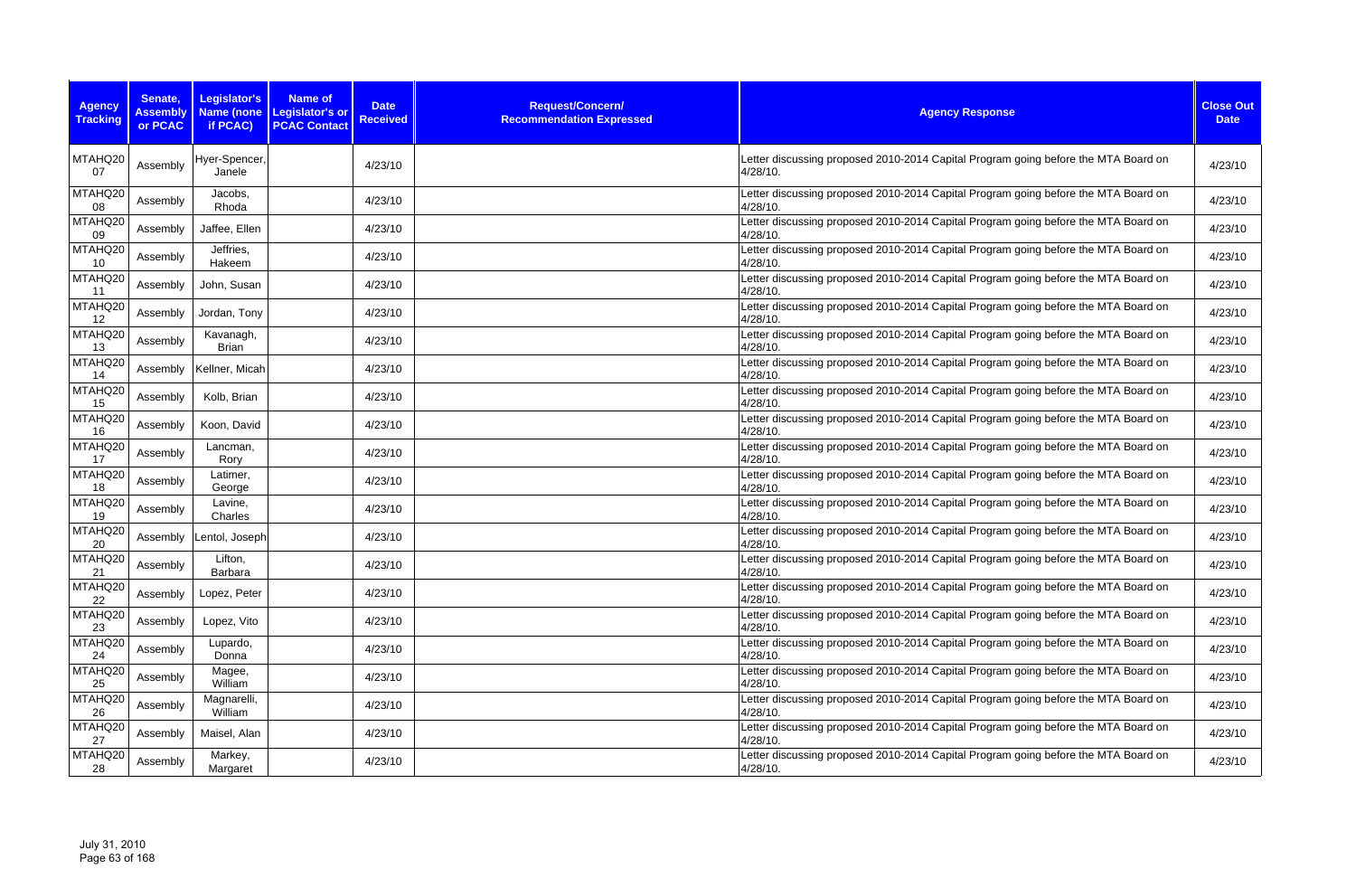| Agency Tracking | Senate, Assembly or PCAC | Legislator's Name (none if PCAC) | Name of Legislator's or PCAC Contact | Date Received | Request/Concern/ Recommendation Expressed | Agency Response | Close Out Date |
|---|---|---|---|---|---|---|---|
| MTAHQ2007 | Assembly | Hyer-Spencer, Janele | | 4/23/10 | | Letter discussing proposed 2010-2014 Capital Program going before the MTA Board on 4/28/10. | 4/23/10 |
| MTAHQ2008 | Assembly | Jacobs, Rhoda | | 4/23/10 | | Letter discussing proposed 2010-2014 Capital Program going before the MTA Board on 4/28/10. | 4/23/10 |
| MTAHQ2009 | Assembly | Jaffee, Ellen | | 4/23/10 | | Letter discussing proposed 2010-2014 Capital Program going before the MTA Board on 4/28/10. | 4/23/10 |
| MTAHQ2010 | Assembly | Jeffries, Hakeem | | 4/23/10 | | Letter discussing proposed 2010-2014 Capital Program going before the MTA Board on 4/28/10. | 4/23/10 |
| MTAHQ2011 | Assembly | John, Susan | | 4/23/10 | | Letter discussing proposed 2010-2014 Capital Program going before the MTA Board on 4/28/10. | 4/23/10 |
| MTAHQ2012 | Assembly | Jordan, Tony | | 4/23/10 | | Letter discussing proposed 2010-2014 Capital Program going before the MTA Board on 4/28/10. | 4/23/10 |
| MTAHQ2013 | Assembly | Kavanagh, Brian | | 4/23/10 | | Letter discussing proposed 2010-2014 Capital Program going before the MTA Board on 4/28/10. | 4/23/10 |
| MTAHQ2014 | Assembly | Kellner, Micah | | 4/23/10 | | Letter discussing proposed 2010-2014 Capital Program going before the MTA Board on 4/28/10. | 4/23/10 |
| MTAHQ2015 | Assembly | Kolb, Brian | | 4/23/10 | | Letter discussing proposed 2010-2014 Capital Program going before the MTA Board on 4/28/10. | 4/23/10 |
| MTAHQ2016 | Assembly | Koon, David | | 4/23/10 | | Letter discussing proposed 2010-2014 Capital Program going before the MTA Board on 4/28/10. | 4/23/10 |
| MTAHQ2017 | Assembly | Lancman, Rory | | 4/23/10 | | Letter discussing proposed 2010-2014 Capital Program going before the MTA Board on 4/28/10. | 4/23/10 |
| MTAHQ2018 | Assembly | Latimer, George | | 4/23/10 | | Letter discussing proposed 2010-2014 Capital Program going before the MTA Board on 4/28/10. | 4/23/10 |
| MTAHQ2019 | Assembly | Lavine, Charles | | 4/23/10 | | Letter discussing proposed 2010-2014 Capital Program going before the MTA Board on 4/28/10. | 4/23/10 |
| MTAHQ2020 | Assembly | Lentol, Joseph | | 4/23/10 | | Letter discussing proposed 2010-2014 Capital Program going before the MTA Board on 4/28/10. | 4/23/10 |
| MTAHQ2021 | Assembly | Lifton, Barbara | | 4/23/10 | | Letter discussing proposed 2010-2014 Capital Program going before the MTA Board on 4/28/10. | 4/23/10 |
| MTAHQ2022 | Assembly | Lopez, Peter | | 4/23/10 | | Letter discussing proposed 2010-2014 Capital Program going before the MTA Board on 4/28/10. | 4/23/10 |
| MTAHQ2023 | Assembly | Lopez, Vito | | 4/23/10 | | Letter discussing proposed 2010-2014 Capital Program going before the MTA Board on 4/28/10. | 4/23/10 |
| MTAHQ2024 | Assembly | Lupardo, Donna | | 4/23/10 | | Letter discussing proposed 2010-2014 Capital Program going before the MTA Board on 4/28/10. | 4/23/10 |
| MTAHQ2025 | Assembly | Magee, William | | 4/23/10 | | Letter discussing proposed 2010-2014 Capital Program going before the MTA Board on 4/28/10. | 4/23/10 |
| MTAHQ2026 | Assembly | Magnarelli, William | | 4/23/10 | | Letter discussing proposed 2010-2014 Capital Program going before the MTA Board on 4/28/10. | 4/23/10 |
| MTAHQ2027 | Assembly | Maisel, Alan | | 4/23/10 | | Letter discussing proposed 2010-2014 Capital Program going before the MTA Board on 4/28/10. | 4/23/10 |
| MTAHQ2028 | Assembly | Markey, Margaret | | 4/23/10 | | Letter discussing proposed 2010-2014 Capital Program going before the MTA Board on 4/28/10. | 4/23/10 |

July 31, 2010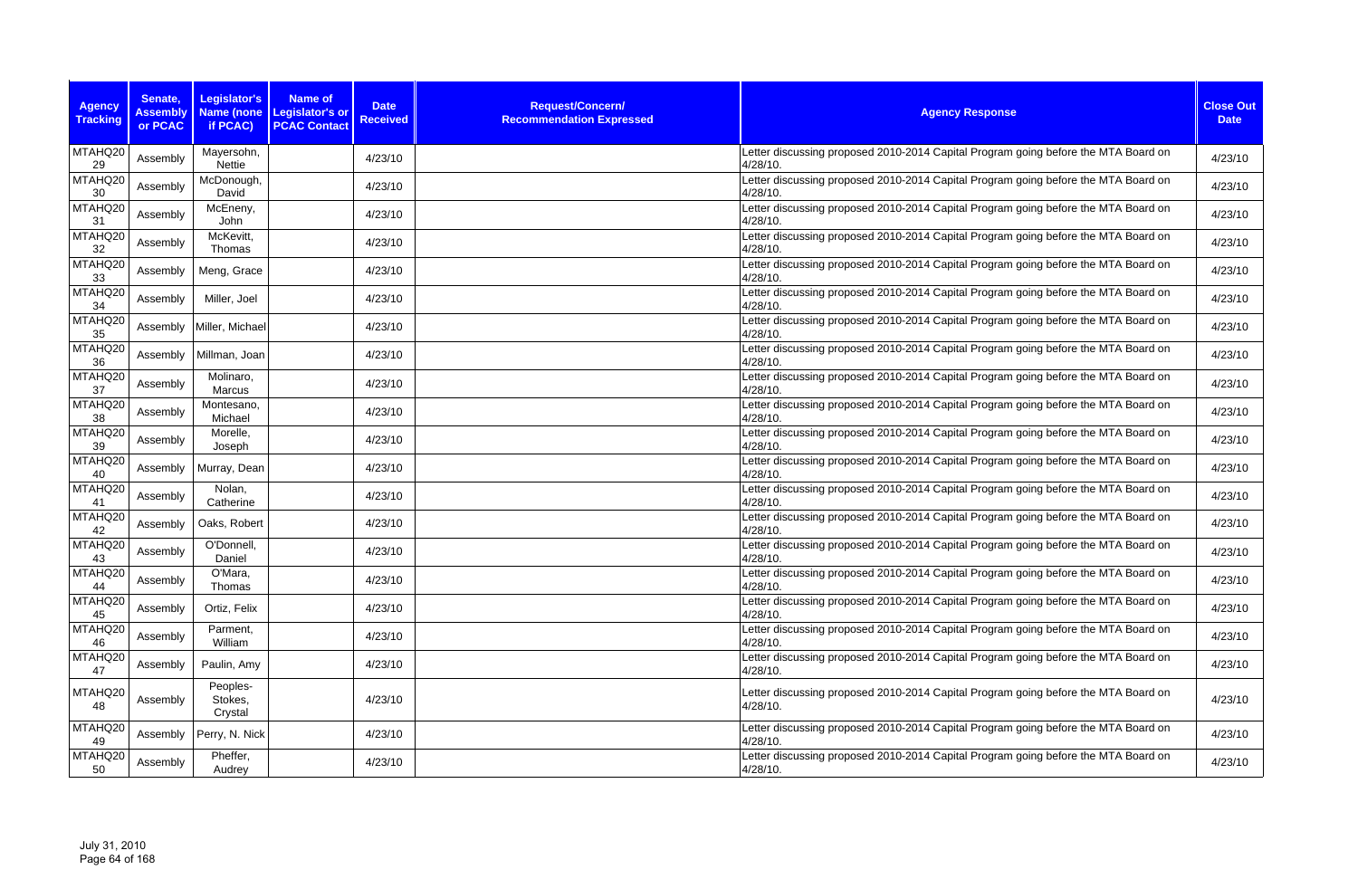| Agency Tracking | Senate, Assembly or PCAC | Legislator's Name (none if PCAC) | Name of Legislator's or PCAC Contact | Date Received | Request/Concern/ Recommendation Expressed | Agency Response | Close Out Date |
|---|---|---|---|---|---|---|---|
| MTAHQ20 29 | Assembly | Mayersohn, Nettie | | 4/23/10 | | Letter discussing proposed 2010-2014 Capital Program going before the MTA Board on 4/28/10. | 4/23/10 |
| MTAHQ20 30 | Assembly | McDonough, David | | 4/23/10 | | Letter discussing proposed 2010-2014 Capital Program going before the MTA Board on 4/28/10. | 4/23/10 |
| MTAHQ20 31 | Assembly | McEneny, John | | 4/23/10 | | Letter discussing proposed 2010-2014 Capital Program going before the MTA Board on 4/28/10. | 4/23/10 |
| MTAHQ20 32 | Assembly | McKevitt, Thomas | | 4/23/10 | | Letter discussing proposed 2010-2014 Capital Program going before the MTA Board on 4/28/10. | 4/23/10 |
| MTAHQ20 33 | Assembly | Meng, Grace | | 4/23/10 | | Letter discussing proposed 2010-2014 Capital Program going before the MTA Board on 4/28/10. | 4/23/10 |
| MTAHQ20 34 | Assembly | Miller, Joel | | 4/23/10 | | Letter discussing proposed 2010-2014 Capital Program going before the MTA Board on 4/28/10. | 4/23/10 |
| MTAHQ20 35 | Assembly | Miller, Michael | | 4/23/10 | | Letter discussing proposed 2010-2014 Capital Program going before the MTA Board on 4/28/10. | 4/23/10 |
| MTAHQ20 36 | Assembly | Millman, Joan | | 4/23/10 | | Letter discussing proposed 2010-2014 Capital Program going before the MTA Board on 4/28/10. | 4/23/10 |
| MTAHQ20 37 | Assembly | Molinaro, Marcus | | 4/23/10 | | Letter discussing proposed 2010-2014 Capital Program going before the MTA Board on 4/28/10. | 4/23/10 |
| MTAHQ20 38 | Assembly | Montesano, Michael | | 4/23/10 | | Letter discussing proposed 2010-2014 Capital Program going before the MTA Board on 4/28/10. | 4/23/10 |
| MTAHQ20 39 | Assembly | Morelle, Joseph | | 4/23/10 | | Letter discussing proposed 2010-2014 Capital Program going before the MTA Board on 4/28/10. | 4/23/10 |
| MTAHQ20 40 | Assembly | Murray, Dean | | 4/23/10 | | Letter discussing proposed 2010-2014 Capital Program going before the MTA Board on 4/28/10. | 4/23/10 |
| MTAHQ20 41 | Assembly | Nolan, Catherine | | 4/23/10 | | Letter discussing proposed 2010-2014 Capital Program going before the MTA Board on 4/28/10. | 4/23/10 |
| MTAHQ20 42 | Assembly | Oaks, Robert | | 4/23/10 | | Letter discussing proposed 2010-2014 Capital Program going before the MTA Board on 4/28/10. | 4/23/10 |
| MTAHQ20 43 | Assembly | O'Donnell, Daniel | | 4/23/10 | | Letter discussing proposed 2010-2014 Capital Program going before the MTA Board on 4/28/10. | 4/23/10 |
| MTAHQ20 44 | Assembly | O'Mara, Thomas | | 4/23/10 | | Letter discussing proposed 2010-2014 Capital Program going before the MTA Board on 4/28/10. | 4/23/10 |
| MTAHQ20 45 | Assembly | Ortiz, Felix | | 4/23/10 | | Letter discussing proposed 2010-2014 Capital Program going before the MTA Board on 4/28/10. | 4/23/10 |
| MTAHQ20 46 | Assembly | Parment, William | | 4/23/10 | | Letter discussing proposed 2010-2014 Capital Program going before the MTA Board on 4/28/10. | 4/23/10 |
| MTAHQ20 47 | Assembly | Paulin, Amy | | 4/23/10 | | Letter discussing proposed 2010-2014 Capital Program going before the MTA Board on 4/28/10. | 4/23/10 |
| MTAHQ20 48 | Assembly | Peoples-Stokes, Crystal | | 4/23/10 | | Letter discussing proposed 2010-2014 Capital Program going before the MTA Board on 4/28/10. | 4/23/10 |
| MTAHQ20 49 | Assembly | Perry, N. Nick | | 4/23/10 | | Letter discussing proposed 2010-2014 Capital Program going before the MTA Board on 4/28/10. | 4/23/10 |
| MTAHQ20 50 | Assembly | Pheffer, Audrey | | 4/23/10 | | Letter discussing proposed 2010-2014 Capital Program going before the MTA Board on 4/28/10. | 4/23/10 |

July 31, 2010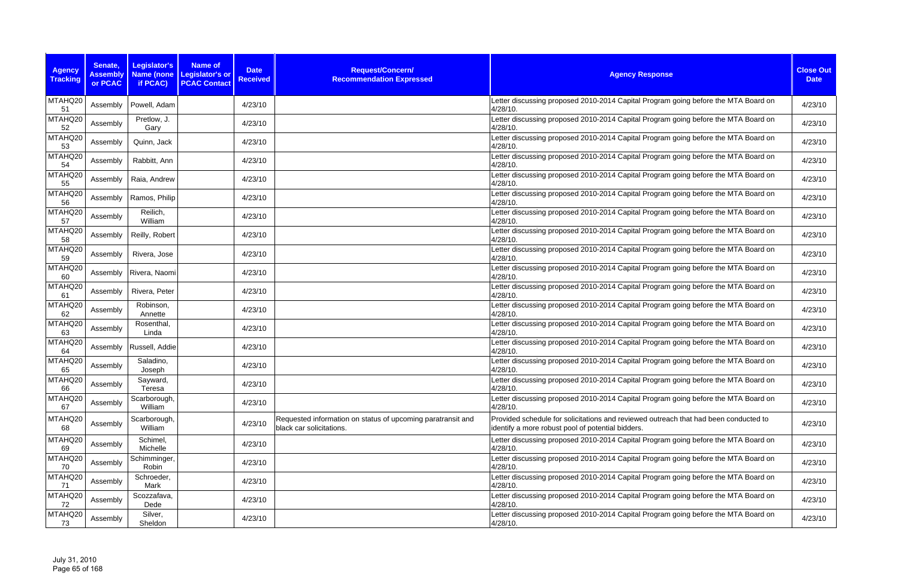| Agency Tracking | Senate, Assembly or PCAC | Legislator's Name (none if PCAC) | Name of Legislator's or PCAC Contact | Date Received | Request/Concern/ Recommendation Expressed | Agency Response | Close Out Date |
|---|---|---|---|---|---|---|---|
| MTAHQ20 51 | Assembly | Powell, Adam | | 4/23/10 | | Letter discussing proposed 2010-2014 Capital Program going before the MTA Board on 4/28/10. | 4/23/10 |
| MTAHQ20 52 | Assembly | Pretlow, J. Gary | | 4/23/10 | | Letter discussing proposed 2010-2014 Capital Program going before the MTA Board on 4/28/10. | 4/23/10 |
| MTAHQ20 53 | Assembly | Quinn, Jack | | 4/23/10 | | Letter discussing proposed 2010-2014 Capital Program going before the MTA Board on 4/28/10. | 4/23/10 |
| MTAHQ20 54 | Assembly | Rabbitt, Ann | | 4/23/10 | | Letter discussing proposed 2010-2014 Capital Program going before the MTA Board on 4/28/10. | 4/23/10 |
| MTAHQ20 55 | Assembly | Raia, Andrew | | 4/23/10 | | Letter discussing proposed 2010-2014 Capital Program going before the MTA Board on 4/28/10. | 4/23/10 |
| MTAHQ20 56 | Assembly | Ramos, Philip | | 4/23/10 | | Letter discussing proposed 2010-2014 Capital Program going before the MTA Board on 4/28/10. | 4/23/10 |
| MTAHQ20 57 | Assembly | Reilich, William | | 4/23/10 | | Letter discussing proposed 2010-2014 Capital Program going before the MTA Board on 4/28/10. | 4/23/10 |
| MTAHQ20 58 | Assembly | Reilly, Robert | | 4/23/10 | | Letter discussing proposed 2010-2014 Capital Program going before the MTA Board on 4/28/10. | 4/23/10 |
| MTAHQ20 59 | Assembly | Rivera, Jose | | 4/23/10 | | Letter discussing proposed 2010-2014 Capital Program going before the MTA Board on 4/28/10. | 4/23/10 |
| MTAHQ20 60 | Assembly | Rivera, Naomi | | 4/23/10 | | Letter discussing proposed 2010-2014 Capital Program going before the MTA Board on 4/28/10. | 4/23/10 |
| MTAHQ20 61 | Assembly | Rivera, Peter | | 4/23/10 | | Letter discussing proposed 2010-2014 Capital Program going before the MTA Board on 4/28/10. | 4/23/10 |
| MTAHQ20 62 | Assembly | Robinson, Annette | | 4/23/10 | | Letter discussing proposed 2010-2014 Capital Program going before the MTA Board on 4/28/10. | 4/23/10 |
| MTAHQ20 63 | Assembly | Rosenthal, Linda | | 4/23/10 | | Letter discussing proposed 2010-2014 Capital Program going before the MTA Board on 4/28/10. | 4/23/10 |
| MTAHQ20 64 | Assembly | Russell, Addie | | 4/23/10 | | Letter discussing proposed 2010-2014 Capital Program going before the MTA Board on 4/28/10. | 4/23/10 |
| MTAHQ20 65 | Assembly | Saladino, Joseph | | 4/23/10 | | Letter discussing proposed 2010-2014 Capital Program going before the MTA Board on 4/28/10. | 4/23/10 |
| MTAHQ20 66 | Assembly | Sayward, Teresa | | 4/23/10 | | Letter discussing proposed 2010-2014 Capital Program going before the MTA Board on 4/28/10. | 4/23/10 |
| MTAHQ20 67 | Assembly | Scarborough, William | | 4/23/10 | | Letter discussing proposed 2010-2014 Capital Program going before the MTA Board on 4/28/10. | 4/23/10 |
| MTAHQ20 68 | Assembly | Scarborough, William | | 4/23/10 | Requested information on status of upcoming paratransit and black car solicitations. | Provided schedule for solicitations and reviewed outreach that had been conducted to identify a more robust pool of potential bidders. | 4/23/10 |
| MTAHQ20 69 | Assembly | Schimel, Michelle | | 4/23/10 | | Letter discussing proposed 2010-2014 Capital Program going before the MTA Board on 4/28/10. | 4/23/10 |
| MTAHQ20 70 | Assembly | Schimminger, Robin | | 4/23/10 | | Letter discussing proposed 2010-2014 Capital Program going before the MTA Board on 4/28/10. | 4/23/10 |
| MTAHQ20 71 | Assembly | Schroeder, Mark | | 4/23/10 | | Letter discussing proposed 2010-2014 Capital Program going before the MTA Board on 4/28/10. | 4/23/10 |
| MTAHQ20 72 | Assembly | Scozzafava, Dede | | 4/23/10 | | Letter discussing proposed 2010-2014 Capital Program going before the MTA Board on 4/28/10. | 4/23/10 |
| MTAHQ20 73 | Assembly | Silver, Sheldon | | 4/23/10 | | Letter discussing proposed 2010-2014 Capital Program going before the MTA Board on 4/28/10. | 4/23/10 |

July 31, 2010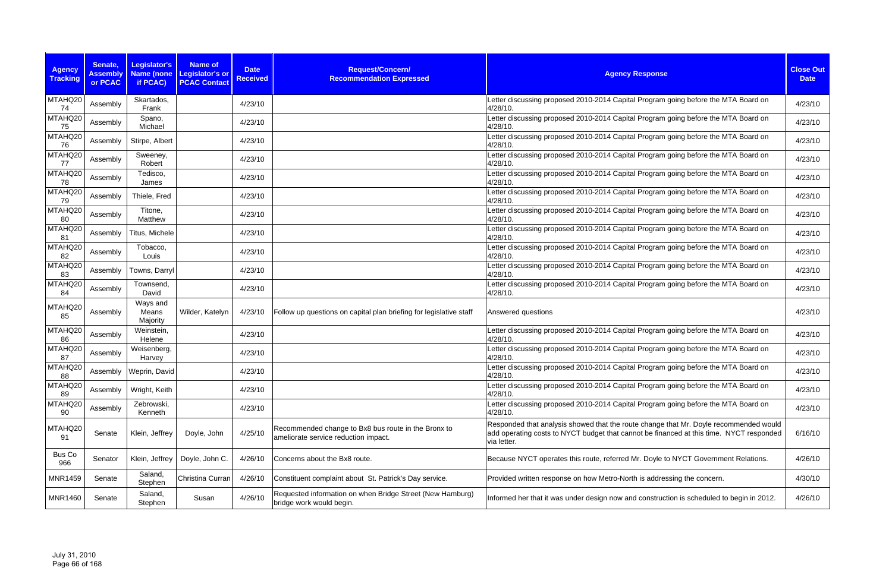| Agency Tracking | Senate, Assembly or PCAC | Legislator's Name (none if PCAC) | Name of Legislator's or PCAC Contact | Date Received | Request/Concern/ Recommendation Expressed | Agency Response | Close Out Date |
|---|---|---|---|---|---|---|---|
| MTAHQ20 74 | Assembly | Skartados, Frank | | 4/23/10 | | Letter discussing proposed 2010-2014 Capital Program going before the MTA Board on 4/28/10. | 4/23/10 |
| MTAHQ20 75 | Assembly | Spano, Michael | | 4/23/10 | | Letter discussing proposed 2010-2014 Capital Program going before the MTA Board on 4/28/10. | 4/23/10 |
| MTAHQ20 76 | Assembly | Stirpe, Albert | | 4/23/10 | | Letter discussing proposed 2010-2014 Capital Program going before the MTA Board on 4/28/10. | 4/23/10 |
| MTAHQ20 77 | Assembly | Sweeney, Robert | | 4/23/10 | | Letter discussing proposed 2010-2014 Capital Program going before the MTA Board on 4/28/10. | 4/23/10 |
| MTAHQ20 78 | Assembly | Tedisco, James | | 4/23/10 | | Letter discussing proposed 2010-2014 Capital Program going before the MTA Board on 4/28/10. | 4/23/10 |
| MTAHQ20 79 | Assembly | Thiele, Fred | | 4/23/10 | | Letter discussing proposed 2010-2014 Capital Program going before the MTA Board on 4/28/10. | 4/23/10 |
| MTAHQ20 80 | Assembly | Titone, Matthew | | 4/23/10 | | Letter discussing proposed 2010-2014 Capital Program going before the MTA Board on 4/28/10. | 4/23/10 |
| MTAHQ20 81 | Assembly | Titus, Michele | | 4/23/10 | | Letter discussing proposed 2010-2014 Capital Program going before the MTA Board on 4/28/10. | 4/23/10 |
| MTAHQ20 82 | Assembly | Tobacco, Louis | | 4/23/10 | | Letter discussing proposed 2010-2014 Capital Program going before the MTA Board on 4/28/10. | 4/23/10 |
| MTAHQ20 83 | Assembly | Towns, Darryl | | 4/23/10 | | Letter discussing proposed 2010-2014 Capital Program going before the MTA Board on 4/28/10. | 4/23/10 |
| MTAHQ20 84 | Assembly | Townsend, David | | 4/23/10 | | Letter discussing proposed 2010-2014 Capital Program going before the MTA Board on 4/28/10. | 4/23/10 |
| MTAHQ20 85 | Assembly | Ways and Means Majority | Wilder, Katelyn | 4/23/10 | Follow up questions on capital plan briefing for legislative staff | Answered questions | 4/23/10 |
| MTAHQ20 86 | Assembly | Weinstein, Helene | | 4/23/10 | | Letter discussing proposed 2010-2014 Capital Program going before the MTA Board on 4/28/10. | 4/23/10 |
| MTAHQ20 87 | Assembly | Weisenberg, Harvey | | 4/23/10 | | Letter discussing proposed 2010-2014 Capital Program going before the MTA Board on 4/28/10. | 4/23/10 |
| MTAHQ20 88 | Assembly | Weprin, David | | 4/23/10 | | Letter discussing proposed 2010-2014 Capital Program going before the MTA Board on 4/28/10. | 4/23/10 |
| MTAHQ20 89 | Assembly | Wright, Keith | | 4/23/10 | | Letter discussing proposed 2010-2014 Capital Program going before the MTA Board on 4/28/10. | 4/23/10 |
| MTAHQ20 90 | Assembly | Zebrowski, Kenneth | | 4/23/10 | | Letter discussing proposed 2010-2014 Capital Program going before the MTA Board on 4/28/10. | 4/23/10 |
| MTAHQ20 91 | Senate | Klein, Jeffrey | Doyle, John | 4/25/10 | Recommended change to Bx8 bus route in the Bronx to ameliorate service reduction impact. | Responded that analysis showed that the route change that Mr. Doyle recommended would add operating costs to NYCT budget that cannot be financed at this time. NYCT responded via letter. | 6/16/10 |
| Bus Co 966 | Senator | Klein, Jeffrey | Doyle, John C. | 4/26/10 | Concerns about the Bx8 route. | Because NYCT operates this route, referred Mr. Doyle to NYCT Government Relations. | 4/26/10 |
| MNR1459 | Senate | Saland, Stephen | Christina Curran | 4/26/10 | Constituent complaint about St. Patrick's Day service. | Provided written response on how Metro-North is addressing the concern. | 4/30/10 |
| MNR1460 | Senate | Saland, Stephen | Susan | 4/26/10 | Requested information on when Bridge Street (New Hamburg) bridge work would begin. | Informed her that it was under design now and construction is scheduled to begin in 2012. | 4/26/10 |

July 31, 2010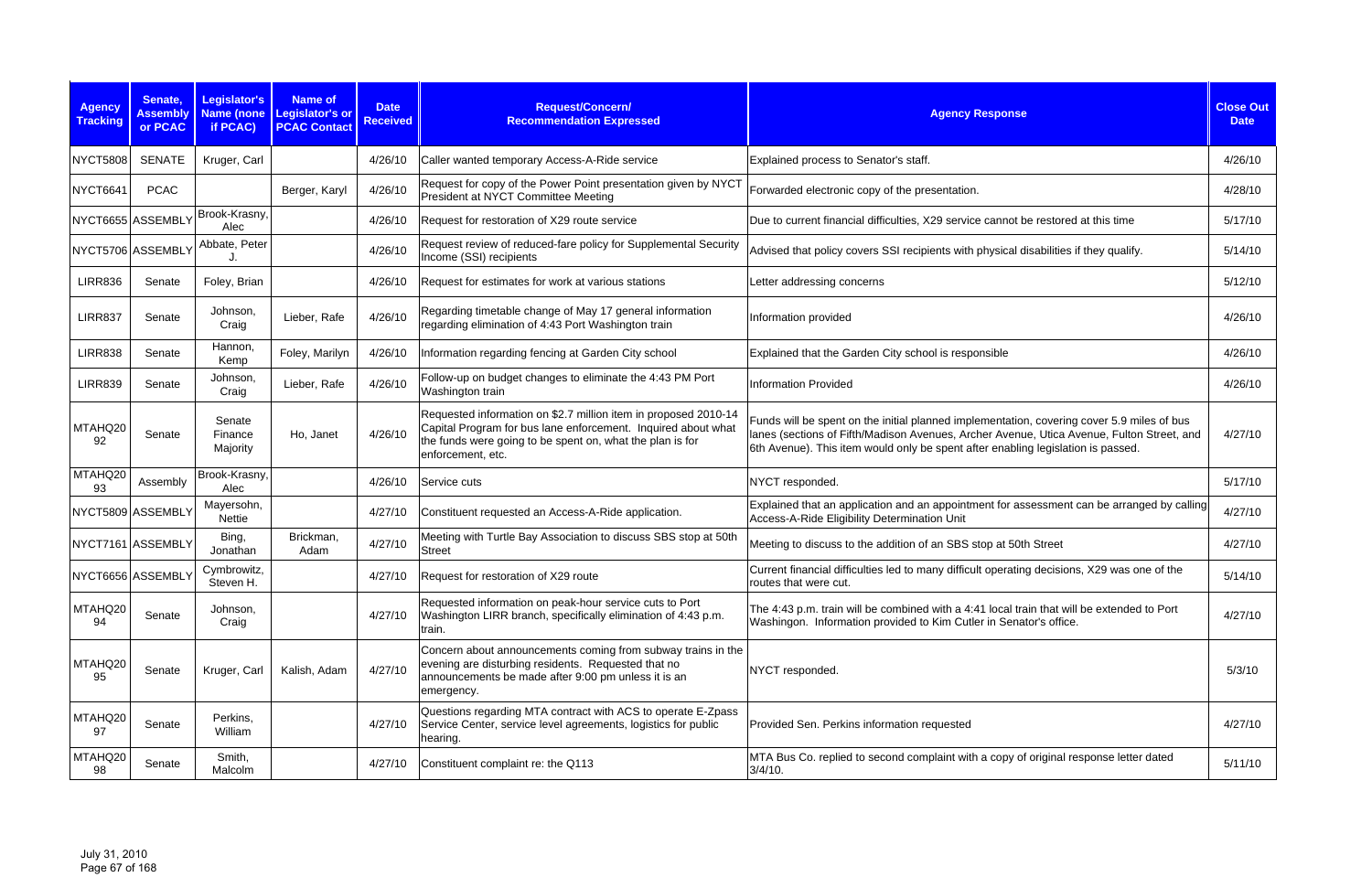| Agency Tracking | Senate, Assembly or PCAC | Legislator's Name (none if PCAC) | Name of Legislator's or PCAC Contact | Date Received | Request/Concern/ Recommendation Expressed | Agency Response | Close Out Date |
|---|---|---|---|---|---|---|---|
| NYCT5808 | SENATE | Kruger, Carl | | 4/26/10 | Caller wanted temporary Access-A-Ride service | Explained process to Senator's staff. | 4/26/10 |
| NYCT6641 | PCAC | | Berger, Karyl | 4/26/10 | Request for copy of the Power Point presentation given by NYCT President at NYCT Committee Meeting | Forwarded electronic copy of the presentation. | 4/28/10 |
| NYCT6655 | ASSEMBLY | Brook-Krasny, Alec | | 4/26/10 | Request for restoration of X29 route service | Due to current financial difficulties, X29 service cannot be restored at this time | 5/17/10 |
| NYCT5706 | ASSEMBLY | Abbate, Peter J. | | 4/26/10 | Request review of reduced-fare policy for Supplemental Security Income (SSI) recipients | Advised that policy covers SSI recipients with physical disabilities if they qualify. | 5/14/10 |
| LIRR836 | Senate | Foley, Brian | | 4/26/10 | Request for estimates for work at various stations | Letter addressing concerns | 5/12/10 |
| LIRR837 | Senate | Johnson, Craig | Lieber, Rafe | 4/26/10 | Regarding timetable change of May 17 general information regarding elimination of 4:43 Port Washington train | Information provided | 4/26/10 |
| LIRR838 | Senate | Hannon, Kemp | Foley, Marilyn | 4/26/10 | Information regarding fencing at Garden City school | Explained that the Garden City school is responsible | 4/26/10 |
| LIRR839 | Senate | Johnson, Craig | Lieber, Rafe | 4/26/10 | Follow-up on budget changes to eliminate the 4:43 PM Port Washington train | Information Provided | 4/26/10 |
| MTAHQ2092 | Senate | Senate Finance Majority | Ho, Janet | 4/26/10 | Requested information on $2.7 million item in proposed 2010-14 Capital Program for bus lane enforcement. Inquired about what the funds were going to be spent on, what the plan is for enforcement, etc. | Funds will be spent on the initial planned implementation, covering cover 5.9 miles of bus lanes (sections of Fifth/Madison Avenues, Archer Avenue, Utica Avenue, Fulton Street, and 6th Avenue). This item would only be spent after enabling legislation is passed. | 4/27/10 |
| MTAHQ2093 | Assembly | Brook-Krasny, Alec | | 4/26/10 | Service cuts | NYCT responded. | 5/17/10 |
| NYCT5809 | ASSEMBLY | Mayersohn, Nettie | | 4/27/10 | Constituent requested an Access-A-Ride application. | Explained that an application and an appointment for assessment can be arranged by calling Access-A-Ride Eligibility Determination Unit | 4/27/10 |
| NYCT7161 | ASSEMBLY | Bing, Jonathan | Brickman, Adam | 4/27/10 | Meeting with Turtle Bay Association to discuss SBS stop at 50th Street | Meeting to discuss to the addition of an SBS stop at 50th Street | 4/27/10 |
| NYCT6656 | ASSEMBLY | Cymbrowitz, Steven H. | | 4/27/10 | Request for restoration of X29 route | Current financial difficulties led to many difficult operating decisions, X29 was one of the routes that were cut. | 5/14/10 |
| MTAHQ2094 | Senate | Johnson, Craig | | 4/27/10 | Requested information on peak-hour service cuts to Port Washington LIRR branch, specifically elimination of 4:43 p.m. train. | The 4:43 p.m. train will be combined with a 4:41 local train that will be extended to Port Washingon. Information provided to Kim Cutler in Senator's office. | 4/27/10 |
| MTAHQ2095 | Senate | Kruger, Carl | Kalish, Adam | 4/27/10 | Concern about announcements coming from subway trains in the evening are disturbing residents. Requested that no announcements be made after 9:00 pm unless it is an emergency. | NYCT responded. | 5/3/10 |
| MTAHQ2097 | Senate | Perkins, William | | 4/27/10 | Questions regarding MTA contract with ACS to operate E-Zpass Service Center, service level agreements, logistics for public hearing. | Provided Sen. Perkins information requested | 4/27/10 |
| MTAHQ2098 | Senate | Smith, Malcolm | | 4/27/10 | Constituent complaint re: the Q113 | MTA Bus Co. replied to second complaint with a copy of original response letter dated 3/4/10. | 5/11/10 |

July 31, 2010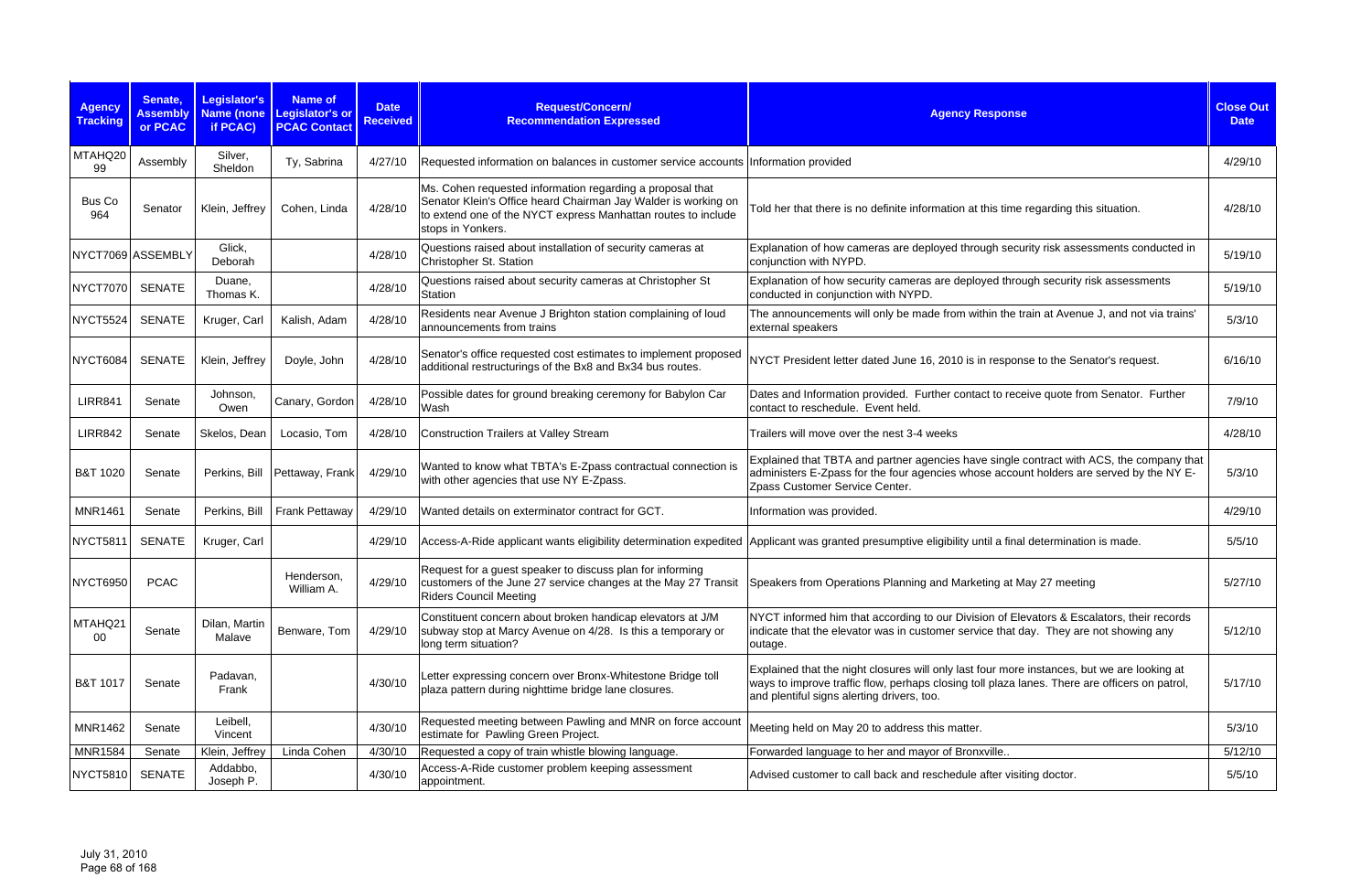| Agency Tracking | Senate, Assembly or PCAC | Legislator's Name (none if PCAC) | Name of Legislator's or PCAC Contact | Date Received | Request/Concern/ Recommendation Expressed | Agency Response | Close Out Date |
|---|---|---|---|---|---|---|---|
| MTAHQ2099 | Assembly | Silver, Sheldon | Ty, Sabrina | 4/27/10 | Requested information on balances in customer service accounts | Information provided | 4/29/10 |
| Bus Co 964 | Senator | Klein, Jeffrey | Cohen, Linda | 4/28/10 | Ms. Cohen requested information regarding a proposal that Senator Klein's Office heard Chairman Jay Walder is working on to extend one of the NYCT express Manhattan routes to include stops in Yonkers. | Told her that there is no definite information at this time regarding this situation. | 4/28/10 |
| NYCT7069 | ASSEMBLY | Glick, Deborah | | 4/28/10 | Questions raised about installation of security cameras at Christopher St. Station | Explanation of how cameras are deployed through security risk assessments conducted in conjunction with NYPD. | 5/19/10 |
| NYCT7070 | SENATE | Duane, Thomas K. | | 4/28/10 | Questions raised about security cameras at Christopher St Station | Explanation of how security cameras are deployed through security risk assessments conducted in conjunction with NYPD. | 5/19/10 |
| NYCT5524 | SENATE | Kruger, Carl | Kalish, Adam | 4/28/10 | Residents near Avenue J Brighton station complaining of loud announcements from trains | The announcements will only be made from within the train at Avenue J, and not via trains' external speakers | 5/3/10 |
| NYCT6084 | SENATE | Klein, Jeffrey | Doyle, John | 4/28/10 | Senator's office requested cost estimates to implement proposed additional restructurings of the Bx8 and Bx34 bus routes. | NYCT President letter dated June 16, 2010 is in response to the Senator's request. | 6/16/10 |
| LIRR841 | Senate | Johnson, Owen | Canary, Gordon | 4/28/10 | Possible dates for ground breaking ceremony for Babylon Car Wash | Dates and Information provided. Further contact to receive quote from Senator. Further contact to reschedule. Event held. | 7/9/10 |
| LIRR842 | Senate | Skelos, Dean | Locasio, Tom | 4/28/10 | Construction Trailers at Valley Stream | Trailers will move over the nest 3-4 weeks | 4/28/10 |
| B&T 1020 | Senate | Perkins, Bill | Pettaway, Frank | 4/29/10 | Wanted to know what TBTA's E-Zpass contractual connection is with other agencies that use NY E-Zpass. | Explained that TBTA and partner agencies have single contract with ACS, the company that administers E-Zpass for the four agencies whose account holders are served by the NY E-Zpass Customer Service Center. | 5/3/10 |
| MNR1461 | Senate | Perkins, Bill | Frank Pettaway | 4/29/10 | Wanted details on exterminator contract for GCT. | Information was provided. | 4/29/10 |
| NYCT5811 | SENATE | Kruger, Carl | | 4/29/10 | Access-A-Ride applicant wants eligibility determination expedited | Applicant was granted presumptive eligibility until a final determination is made. | 5/5/10 |
| NYCT6950 | PCAC | | Henderson, William A. | 4/29/10 | Request for a guest speaker to discuss plan for informing customers of the June 27 service changes at the May 27 Transit Riders Council Meeting | Speakers from Operations Planning and Marketing at May 27 meeting | 5/27/10 |
| MTAHQ2100 | Senate | Dilan, Martin Malave | Benware, Tom | 4/29/10 | Constituent concern about broken handicap elevators at J/M subway stop at Marcy Avenue on 4/28. Is this a temporary or long term situation? | NYCT informed him that according to our Division of Elevators & Escalators, their records indicate that the elevator was in customer service that day. They are not showing any outage. | 5/12/10 |
| B&T 1017 | Senate | Padavan, Frank | | 4/30/10 | Letter expressing concern over Bronx-Whitestone Bridge toll plaza pattern during nighttime bridge lane closures. | Explained that the night closures will only last four more instances, but we are looking at ways to improve traffic flow, perhaps closing toll plaza lanes. There are officers on patrol, and plentiful signs alerting drivers, too. | 5/17/10 |
| MNR1462 | Senate | Leibell, Vincent | | 4/30/10 | Requested meeting between Pawling and MNR on force account estimate for Pawling Green Project. | Meeting held on May 20 to address this matter. | 5/3/10 |
| MNR1584 | Senate | Klein, Jeffrey | Linda Cohen | 4/30/10 | Requested a copy of train whistle blowing language. | Forwarded language to her and mayor of Bronxville.. | 5/12/10 |
| NYCT5810 | SENATE | Addabbo, Joseph P. | | 4/30/10 | Access-A-Ride customer problem keeping assessment appointment. | Advised customer to call back and reschedule after visiting doctor. | 5/5/10 |

July 31, 2010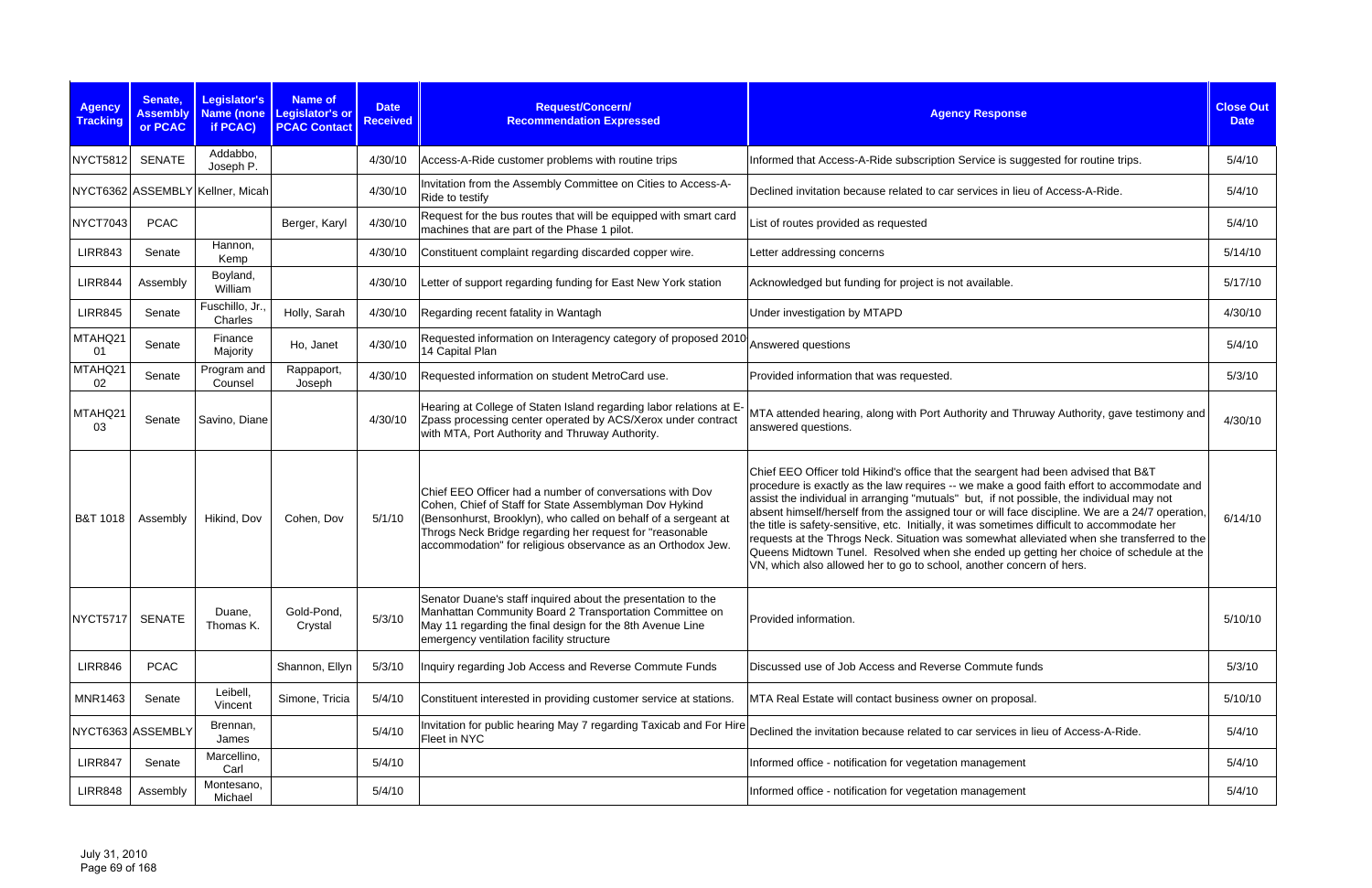| Agency Tracking | Senate, Assembly or PCAC | Legislator's Name (none if PCAC) | Name of Legislator's or PCAC Contact | Date Received | Request/Concern/ Recommendation Expressed | Agency Response | Close Out Date |
|---|---|---|---|---|---|---|---|
| NYCT5812 | SENATE | Addabbo, Joseph P. | | 4/30/10 | Access-A-Ride customer problems with routine trips | Informed that Access-A-Ride subscription Service is suggested for routine trips. | 5/4/10 |
| NYCT6362 | ASSEMBLY | Kellner, Micah | | 4/30/10 | Invitation from the Assembly Committee on Cities to Access-A-Ride to testify | Declined invitation because related to car services in lieu of Access-A-Ride. | 5/4/10 |
| NYCT7043 | PCAC | | Berger, Karyl | 4/30/10 | Request for the bus routes that will be equipped with smart card machines that are part of the Phase 1 pilot. | List of routes provided as requested | 5/4/10 |
| LIRR843 | Senate | Hannon, Kemp | | 4/30/10 | Constituent complaint regarding discarded copper wire. | Letter addressing concerns | 5/14/10 |
| LIRR844 | Assembly | Boyland, William | | 4/30/10 | Letter of support regarding funding for East New York station | Acknowledged but funding for project is not available. | 5/17/10 |
| LIRR845 | Senate | Fuschillo, Jr., Charles | Holly, Sarah | 4/30/10 | Regarding recent fatality in Wantagh | Under investigation by MTAPD | 4/30/10 |
| MTAHQ2101 | Senate | Finance Majority | Ho, Janet | 4/30/10 | Requested information on Interagency category of proposed 2010-14 Capital Plan | Answered questions | 5/4/10 |
| MTAHQ2102 | Senate | Program and Counsel | Rappaport, Joseph | 4/30/10 | Requested information on student MetroCard use. | Provided information that was requested. | 5/3/10 |
| MTAHQ2103 | Senate | Savino, Diane | | 4/30/10 | Hearing at College of Staten Island regarding labor relations at E-Zpass processing center operated by ACS/Xerox under contract with MTA, Port Authority and Thruway Authority. | MTA attended hearing, along with Port Authority and Thruway Authority, gave testimony and answered questions. | 4/30/10 |
| B&T 1018 | Assembly | Hikind, Dov | Cohen, Dov | 5/1/10 | Chief EEO Officer had a number of conversations with Dov Cohen, Chief of Staff for State Assemblyman Dov Hykind (Bensonhurst, Brooklyn), who called on behalf of a sergeant at Throgs Neck Bridge regarding her request for "reasonable accommodation" for religious observance as an Orthodox Jew. | Chief EEO Officer told Hikind's office that the seargent had been advised that B&T procedure is exactly as the law requires -- we make a good faith effort to accommodate and assist the individual in arranging "mutuals" but, if not possible, the individual may not absent himself/herself from the assigned tour or will face discipline. We are a 24/7 operation, the title is safety-sensitive, etc. Initially, it was sometimes difficult to accommodate her requests at the Throgs Neck. Situation was somewhat alleviated when she transferred to the Queens Midtown Tunel. Resolved when she ended up getting her choice of schedule at the VN, which also allowed her to go to school, another concern of hers. | 6/14/10 |
| NYCT5717 | SENATE | Duane, Thomas K. | Gold-Pond, Crystal | 5/3/10 | Senator Duane's staff inquired about the presentation to the Manhattan Community Board 2 Transportation Committee on May 11 regarding the final design for the 8th Avenue Line emergency ventilation facility structure | Provided information. | 5/10/10 |
| LIRR846 | PCAC | | Shannon, Ellyn | 5/3/10 | Inquiry regarding Job Access and Reverse Commute Funds | Discussed use of Job Access and Reverse Commute funds | 5/3/10 |
| MNR1463 | Senate | Leibell, Vincent | Simone, Tricia | 5/4/10 | Constituent interested in providing customer service at stations. | MTA Real Estate will contact business owner on proposal. | 5/10/10 |
| NYCT6363 | ASSEMBLY | Brennan, James | | 5/4/10 | Invitation for public hearing May 7 regarding Taxicab and For Hire Fleet in NYC | Declined the invitation because related to car services in lieu of Access-A-Ride. | 5/4/10 |
| LIRR847 | Senate | Marcellino, Carl | | 5/4/10 | | Informed office - notification for vegetation management | 5/4/10 |
| LIRR848 | Assembly | Montesano, Michael | | 5/4/10 | | Informed office - notification for vegetation management | 5/4/10 |

July 31, 2010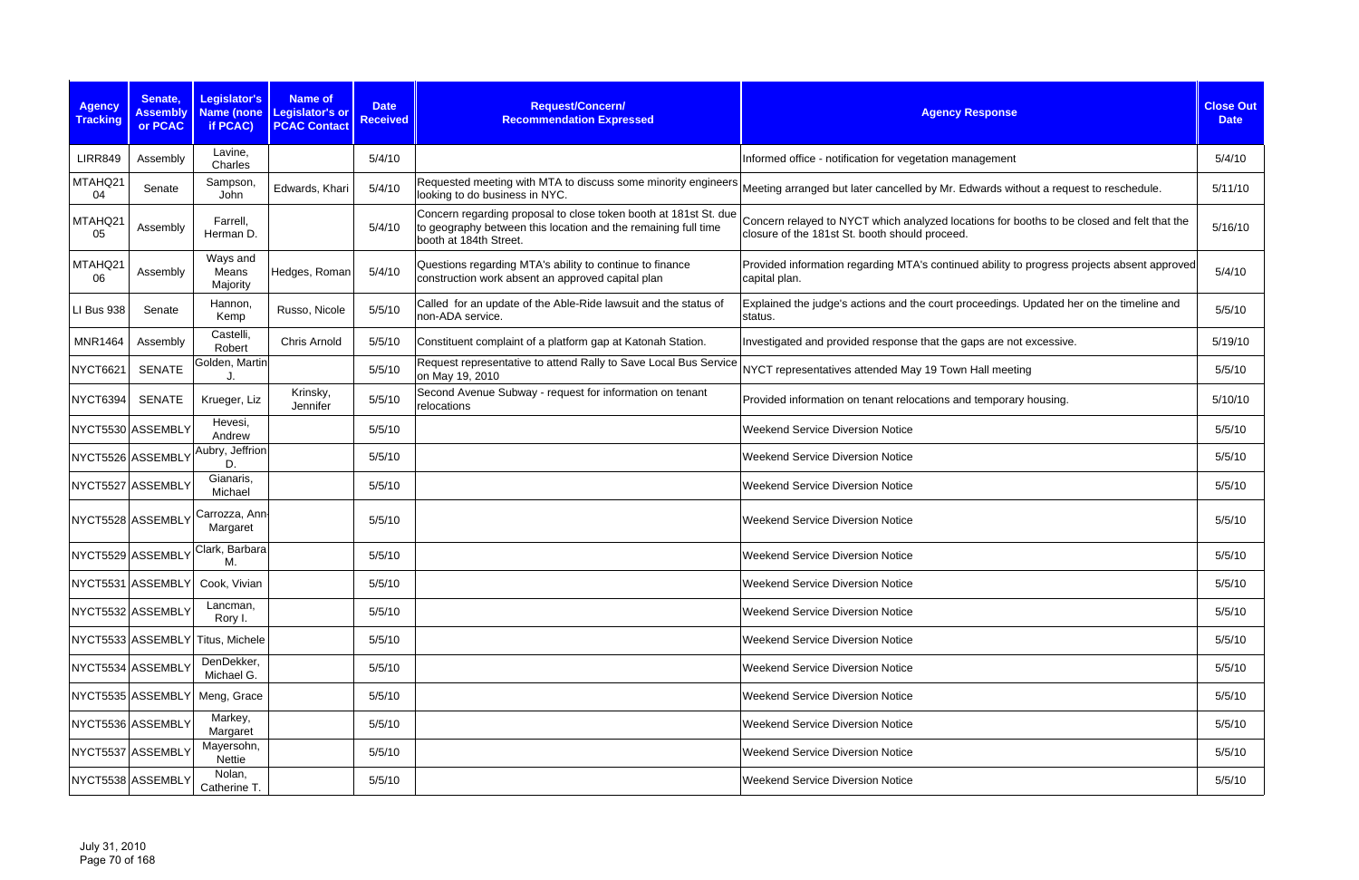| Agency Tracking | Senate, Assembly or PCAC | Legislator's Name (none if PCAC) | Name of Legislator's or PCAC Contact | Date Received | Request/Concern/ Recommendation Expressed | Agency Response | Close Out Date |
|---|---|---|---|---|---|---|---|
| LIRR849 | Assembly | Lavine, Charles | | 5/4/10 | | Informed office - notification for vegetation management | 5/4/10 |
| MTAHQ2104 | Senate | Sampson, John | Edwards, Khari | 5/4/10 | Requested meeting with MTA to discuss some minority engineers looking to do business in NYC. | Meeting arranged but later cancelled by Mr. Edwards without a request to reschedule. | 5/11/10 |
| MTAHQ2105 | Assembly | Farrell, Herman D. | | 5/4/10 | Concern regarding proposal to close token booth at 181st St. due to geography between this location and the remaining full time booth at 184th Street. | Concern relayed to NYCT which analyzed locations for booths to be closed and felt that the closure of the 181st St. booth should proceed. | 5/16/10 |
| MTAHQ2106 | Assembly | Ways and Means Majority | Hedges, Roman | 5/4/10 | Questions regarding MTA's ability to continue to finance construction work absent an approved capital plan | Provided information regarding MTA's continued ability to progress projects absent approved capital plan. | 5/4/10 |
| LI Bus 938 | Senate | Hannon, Kemp | Russo, Nicole | 5/5/10 | Called for an update of the Able-Ride lawsuit and the status of non-ADA service. | Explained the judge's actions and the court proceedings. Updated her on the timeline and status. | 5/5/10 |
| MNR1464 | Assembly | Castelli, Robert | Chris Arnold | 5/5/10 | Constituent complaint of a platform gap at Katonah Station. | Investigated and provided response that the gaps are not excessive. | 5/19/10 |
| NYCT6621 | SENATE | Golden, Martin J. | | 5/5/10 | Request representative to attend Rally to Save Local Bus Service on May 19, 2010 | NYCT representatives attended May 19 Town Hall meeting | 5/5/10 |
| NYCT6394 | SENATE | Krueger, Liz | Krinsky, Jennifer | 5/5/10 | Second Avenue Subway - request for information on tenant relocations | Provided information on tenant relocations and temporary housing. | 5/10/10 |
| NYCT5530 | ASSEMBLY | Hevesi, Andrew | | 5/5/10 | | Weekend Service Diversion Notice | 5/5/10 |
| NYCT5526 | ASSEMBLY | Aubry, Jeffrion D. | | 5/5/10 | | Weekend Service Diversion Notice | 5/5/10 |
| NYCT5527 | ASSEMBLY | Gianaris, Michael | | 5/5/10 | | Weekend Service Diversion Notice | 5/5/10 |
| NYCT5528 | ASSEMBLY | Carrozza, Ann-Margaret | | 5/5/10 | | Weekend Service Diversion Notice | 5/5/10 |
| NYCT5529 | ASSEMBLY | Clark, Barbara M. | | 5/5/10 | | Weekend Service Diversion Notice | 5/5/10 |
| NYCT5531 | ASSEMBLY | Cook, Vivian | | 5/5/10 | | Weekend Service Diversion Notice | 5/5/10 |
| NYCT5532 | ASSEMBLY | Lancman, Rory I. | | 5/5/10 | | Weekend Service Diversion Notice | 5/5/10 |
| NYCT5533 | ASSEMBLY | Titus, Michele | | 5/5/10 | | Weekend Service Diversion Notice | 5/5/10 |
| NYCT5534 | ASSEMBLY | DenDekker, Michael G. | | 5/5/10 | | Weekend Service Diversion Notice | 5/5/10 |
| NYCT5535 | ASSEMBLY | Meng, Grace | | 5/5/10 | | Weekend Service Diversion Notice | 5/5/10 |
| NYCT5536 | ASSEMBLY | Markey, Margaret | | 5/5/10 | | Weekend Service Diversion Notice | 5/5/10 |
| NYCT5537 | ASSEMBLY | Mayersohn, Nettie | | 5/5/10 | | Weekend Service Diversion Notice | 5/5/10 |
| NYCT5538 | ASSEMBLY | Nolan, Catherine T. | | 5/5/10 | | Weekend Service Diversion Notice | 5/5/10 |

July 31, 2010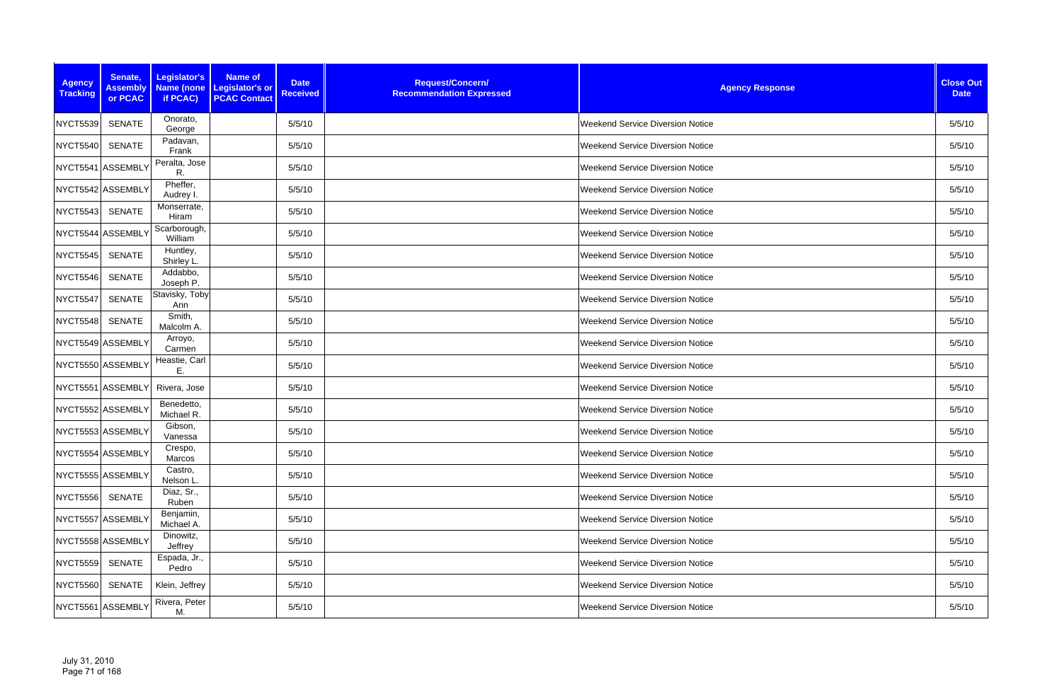| Agency Tracking | Senate, Assembly or PCAC | Legislator's Name (none if PCAC) | Name of Legislator's or PCAC Contact | Date Received | Request/Concern/ Recommendation Expressed | Agency Response | Close Out Date |
|---|---|---|---|---|---|---|---|
| NYCT5539 | SENATE | Onorato, George | | 5/5/10 | | Weekend Service Diversion Notice | 5/5/10 |
| NYCT5540 | SENATE | Padavan, Frank | | 5/5/10 | | Weekend Service Diversion Notice | 5/5/10 |
| NYCT5541 | ASSEMBLY | Peralta, Jose R. | | 5/5/10 | | Weekend Service Diversion Notice | 5/5/10 |
| NYCT5542 | ASSEMBLY | Pheffer, Audrey I. | | 5/5/10 | | Weekend Service Diversion Notice | 5/5/10 |
| NYCT5543 | SENATE | Monserrate, Hiram | | 5/5/10 | | Weekend Service Diversion Notice | 5/5/10 |
| NYCT5544 | ASSEMBLY | Scarborough, William | | 5/5/10 | | Weekend Service Diversion Notice | 5/5/10 |
| NYCT5545 | SENATE | Huntley, Shirley L. | | 5/5/10 | | Weekend Service Diversion Notice | 5/5/10 |
| NYCT5546 | SENATE | Addabbo, Joseph P. | | 5/5/10 | | Weekend Service Diversion Notice | 5/5/10 |
| NYCT5547 | SENATE | Stavisky, Toby Ann | | 5/5/10 | | Weekend Service Diversion Notice | 5/5/10 |
| NYCT5548 | SENATE | Smith, Malcolm A. | | 5/5/10 | | Weekend Service Diversion Notice | 5/5/10 |
| NYCT5549 | ASSEMBLY | Arroyo, Carmen | | 5/5/10 | | Weekend Service Diversion Notice | 5/5/10 |
| NYCT5550 | ASSEMBLY | Heastie, Carl E. | | 5/5/10 | | Weekend Service Diversion Notice | 5/5/10 |
| NYCT5551 | ASSEMBLY | Rivera, Jose | | 5/5/10 | | Weekend Service Diversion Notice | 5/5/10 |
| NYCT5552 | ASSEMBLY | Benedetto, Michael R. | | 5/5/10 | | Weekend Service Diversion Notice | 5/5/10 |
| NYCT5553 | ASSEMBLY | Gibson, Vanessa | | 5/5/10 | | Weekend Service Diversion Notice | 5/5/10 |
| NYCT5554 | ASSEMBLY | Crespo, Marcos | | 5/5/10 | | Weekend Service Diversion Notice | 5/5/10 |
| NYCT5555 | ASSEMBLY | Castro, Nelson L. | | 5/5/10 | | Weekend Service Diversion Notice | 5/5/10 |
| NYCT5556 | SENATE | Diaz, Sr., Ruben | | 5/5/10 | | Weekend Service Diversion Notice | 5/5/10 |
| NYCT5557 | ASSEMBLY | Benjamin, Michael A. | | 5/5/10 | | Weekend Service Diversion Notice | 5/5/10 |
| NYCT5558 | ASSEMBLY | Dinowitz, Jeffrey | | 5/5/10 | | Weekend Service Diversion Notice | 5/5/10 |
| NYCT5559 | SENATE | Espada, Jr., Pedro | | 5/5/10 | | Weekend Service Diversion Notice | 5/5/10 |
| NYCT5560 | SENATE | Klein, Jeffrey | | 5/5/10 | | Weekend Service Diversion Notice | 5/5/10 |
| NYCT5561 | ASSEMBLY | Rivera, Peter M. | | 5/5/10 | | Weekend Service Diversion Notice | 5/5/10 |

July 31, 2010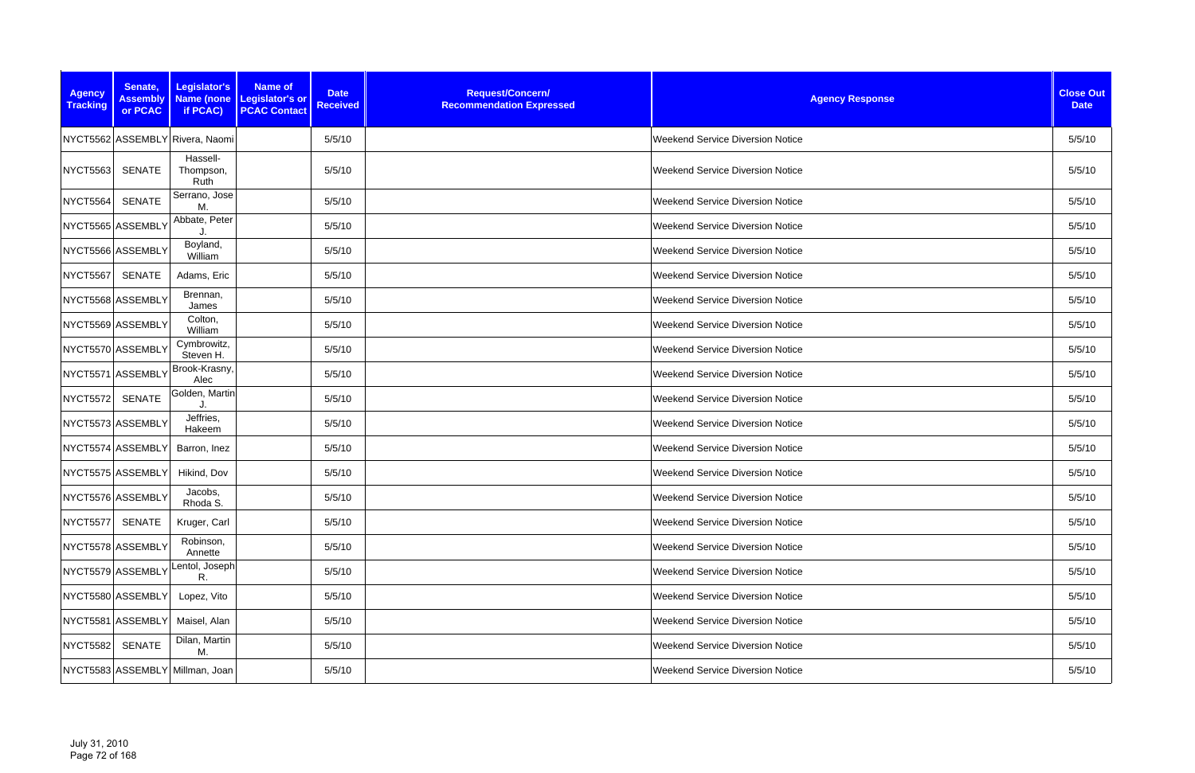| Agency Tracking | Senate, Assembly or PCAC | Legislator's Name (none if PCAC) | Name of Legislator's or PCAC Contact | Date Received | Request/Concern/ Recommendation Expressed | Agency Response | Close Out Date |
|---|---|---|---|---|---|---|---|
| NYCT5562 | ASSEMBLY | Rivera, Naomi | | 5/5/10 | | Weekend Service Diversion Notice | 5/5/10 |
| NYCT5563 | SENATE | Hassell-Thompson, Ruth | | 5/5/10 | | Weekend Service Diversion Notice | 5/5/10 |
| NYCT5564 | SENATE | Serrano, Jose M. | | 5/5/10 | | Weekend Service Diversion Notice | 5/5/10 |
| NYCT5565 | ASSEMBLY | Abbate, Peter J. | | 5/5/10 | | Weekend Service Diversion Notice | 5/5/10 |
| NYCT5566 | ASSEMBLY | Boyland, William | | 5/5/10 | | Weekend Service Diversion Notice | 5/5/10 |
| NYCT5567 | SENATE | Adams, Eric | | 5/5/10 | | Weekend Service Diversion Notice | 5/5/10 |
| NYCT5568 | ASSEMBLY | Brennan, James | | 5/5/10 | | Weekend Service Diversion Notice | 5/5/10 |
| NYCT5569 | ASSEMBLY | Colton, William | | 5/5/10 | | Weekend Service Diversion Notice | 5/5/10 |
| NYCT5570 | ASSEMBLY | Cymbrowitz, Steven H. | | 5/5/10 | | Weekend Service Diversion Notice | 5/5/10 |
| NYCT5571 | ASSEMBLY | Brook-Krasny, Alec | | 5/5/10 | | Weekend Service Diversion Notice | 5/5/10 |
| NYCT5572 | SENATE | Golden, Martin J. | | 5/5/10 | | Weekend Service Diversion Notice | 5/5/10 |
| NYCT5573 | ASSEMBLY | Jeffries, Hakeem | | 5/5/10 | | Weekend Service Diversion Notice | 5/5/10 |
| NYCT5574 | ASSEMBLY | Barron, Inez | | 5/5/10 | | Weekend Service Diversion Notice | 5/5/10 |
| NYCT5575 | ASSEMBLY | Hikind, Dov | | 5/5/10 | | Weekend Service Diversion Notice | 5/5/10 |
| NYCT5576 | ASSEMBLY | Jacobs, Rhoda S. | | 5/5/10 | | Weekend Service Diversion Notice | 5/5/10 |
| NYCT5577 | SENATE | Kruger, Carl | | 5/5/10 | | Weekend Service Diversion Notice | 5/5/10 |
| NYCT5578 | ASSEMBLY | Robinson, Annette | | 5/5/10 | | Weekend Service Diversion Notice | 5/5/10 |
| NYCT5579 | ASSEMBLY | Lentol, Joseph R. | | 5/5/10 | | Weekend Service Diversion Notice | 5/5/10 |
| NYCT5580 | ASSEMBLY | Lopez, Vito | | 5/5/10 | | Weekend Service Diversion Notice | 5/5/10 |
| NYCT5581 | ASSEMBLY | Maisel, Alan | | 5/5/10 | | Weekend Service Diversion Notice | 5/5/10 |
| NYCT5582 | SENATE | Dilan, Martin M. | | 5/5/10 | | Weekend Service Diversion Notice | 5/5/10 |
| NYCT5583 | ASSEMBLY | Millman, Joan | | 5/5/10 | | Weekend Service Diversion Notice | 5/5/10 |

July 31, 2010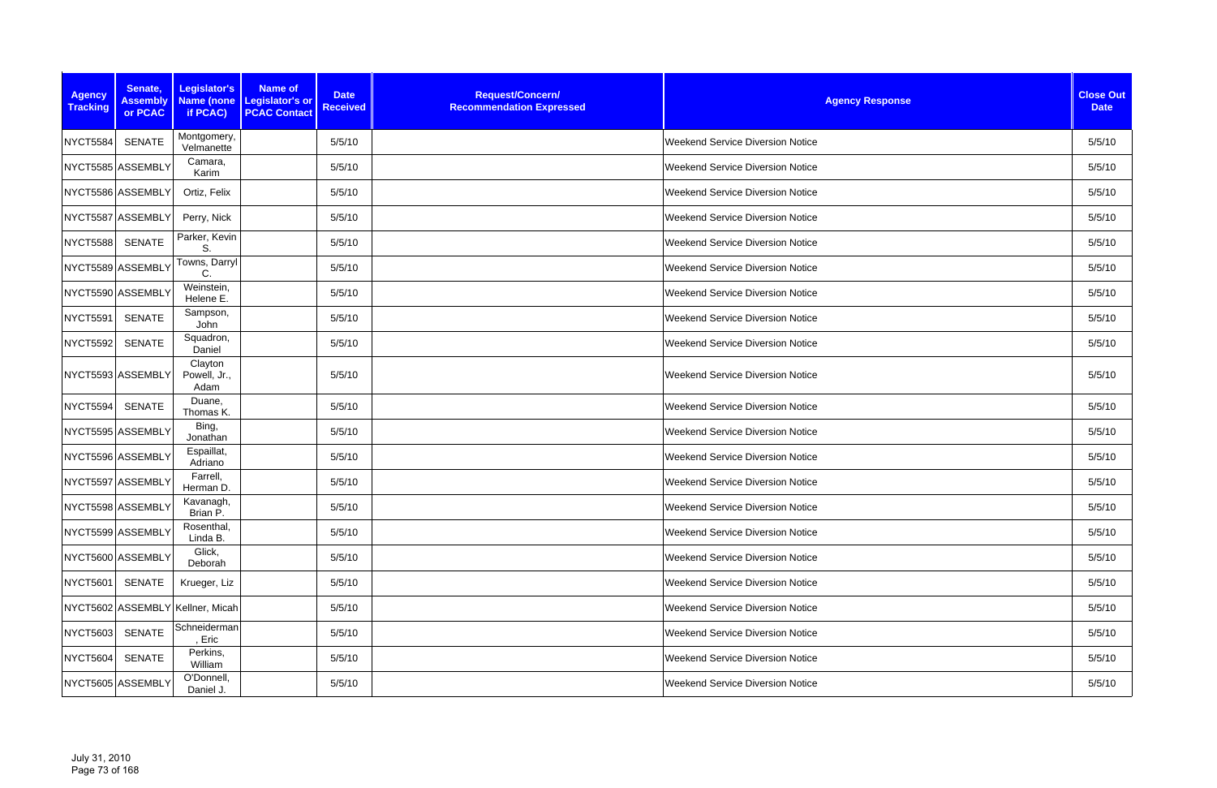| Agency Tracking | Senate, Assembly or PCAC | Legislator's Name (none if PCAC) | Name of Legislator's or PCAC Contact | Date Received | Request/Concern/ Recommendation Expressed | Agency Response | Close Out Date |
|---|---|---|---|---|---|---|---|
| NYCT5584 | SENATE | Montgomery, Velmanette | | 5/5/10 | | Weekend Service Diversion Notice | 5/5/10 |
| NYCT5585 | ASSEMBLY | Camara, Karim | | 5/5/10 | | Weekend Service Diversion Notice | 5/5/10 |
| NYCT5586 | ASSEMBLY | Ortiz, Felix | | 5/5/10 | | Weekend Service Diversion Notice | 5/5/10 |
| NYCT5587 | ASSEMBLY | Perry, Nick | | 5/5/10 | | Weekend Service Diversion Notice | 5/5/10 |
| NYCT5588 | SENATE | Parker, Kevin S. | | 5/5/10 | | Weekend Service Diversion Notice | 5/5/10 |
| NYCT5589 | ASSEMBLY | Towns, Darryl C. | | 5/5/10 | | Weekend Service Diversion Notice | 5/5/10 |
| NYCT5590 | ASSEMBLY | Weinstein, Helene E. | | 5/5/10 | | Weekend Service Diversion Notice | 5/5/10 |
| NYCT5591 | SENATE | Sampson, John | | 5/5/10 | | Weekend Service Diversion Notice | 5/5/10 |
| NYCT5592 | SENATE | Squadron, Daniel | | 5/5/10 | | Weekend Service Diversion Notice | 5/5/10 |
| NYCT5593 | ASSEMBLY | Clayton Powell, Jr., Adam | | 5/5/10 | | Weekend Service Diversion Notice | 5/5/10 |
| NYCT5594 | SENATE | Duane, Thomas K. | | 5/5/10 | | Weekend Service Diversion Notice | 5/5/10 |
| NYCT5595 | ASSEMBLY | Bing, Jonathan | | 5/5/10 | | Weekend Service Diversion Notice | 5/5/10 |
| NYCT5596 | ASSEMBLY | Espaillat, Adriano | | 5/5/10 | | Weekend Service Diversion Notice | 5/5/10 |
| NYCT5597 | ASSEMBLY | Farrell, Herman D. | | 5/5/10 | | Weekend Service Diversion Notice | 5/5/10 |
| NYCT5598 | ASSEMBLY | Kavanagh, Brian P. | | 5/5/10 | | Weekend Service Diversion Notice | 5/5/10 |
| NYCT5599 | ASSEMBLY | Rosenthal, Linda B. | | 5/5/10 | | Weekend Service Diversion Notice | 5/5/10 |
| NYCT5600 | ASSEMBLY | Glick, Deborah | | 5/5/10 | | Weekend Service Diversion Notice | 5/5/10 |
| NYCT5601 | SENATE | Krueger, Liz | | 5/5/10 | | Weekend Service Diversion Notice | 5/5/10 |
| NYCT5602 | ASSEMBLY | Kellner, Micah | | 5/5/10 | | Weekend Service Diversion Notice | 5/5/10 |
| NYCT5603 | SENATE | Schneiderman, Eric | | 5/5/10 | | Weekend Service Diversion Notice | 5/5/10 |
| NYCT5604 | SENATE | Perkins, William | | 5/5/10 | | Weekend Service Diversion Notice | 5/5/10 |
| NYCT5605 | ASSEMBLY | O'Donnell, Daniel J. | | 5/5/10 | | Weekend Service Diversion Notice | 5/5/10 |

July 31, 2010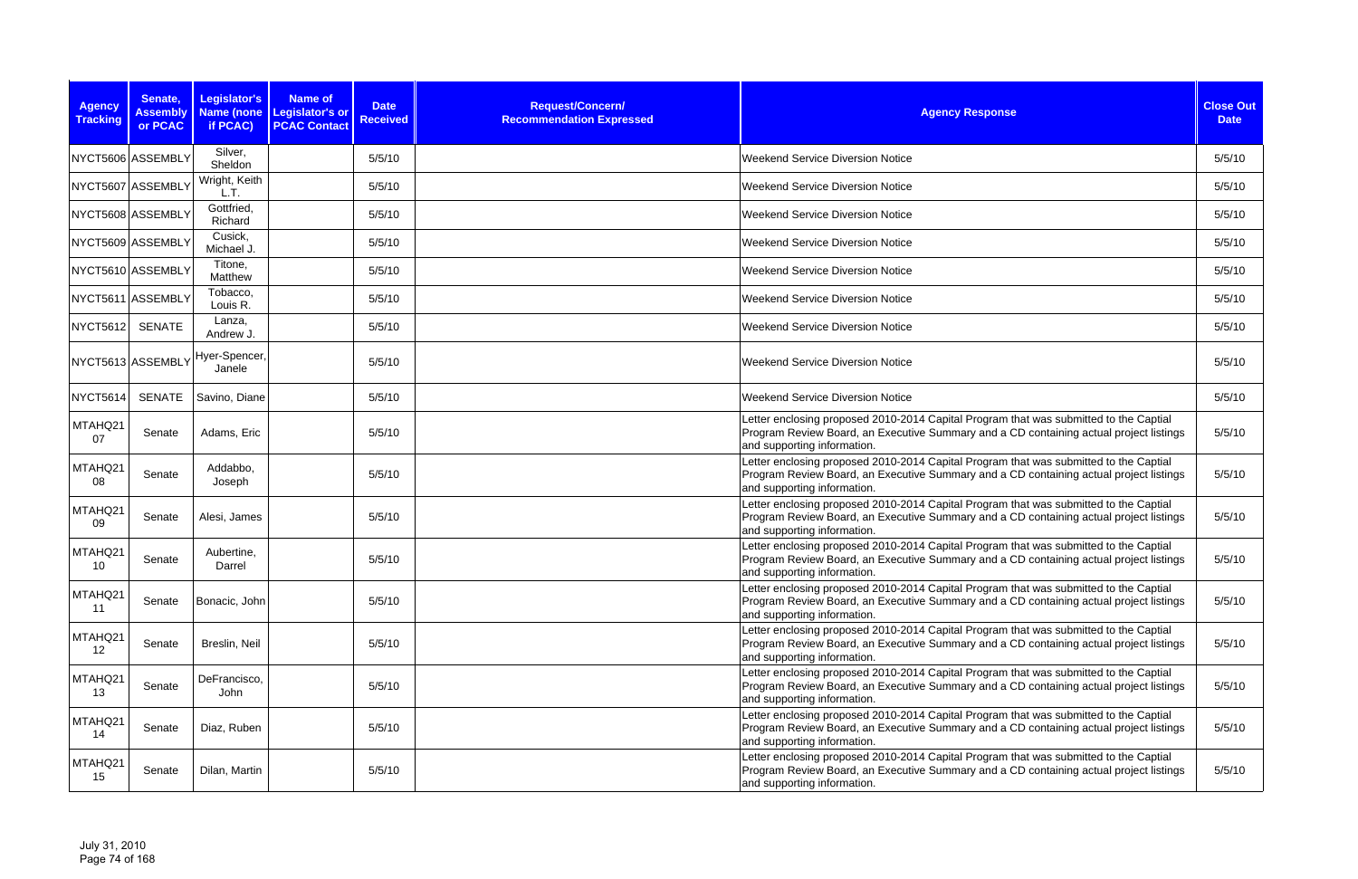| Agency Tracking | Senate, Assembly or PCAC | Legislator's Name (none if PCAC) | Name of Legislator's or PCAC Contact | Date Received | Request/Concern/ Recommendation Expressed | Agency Response | Close Out Date |
|---|---|---|---|---|---|---|---|
| NYCT5606 | ASSEMBLY | Silver, Sheldon | | 5/5/10 | | Weekend Service Diversion Notice | 5/5/10 |
| NYCT5607 | ASSEMBLY | Wright, Keith L.T. | | 5/5/10 | | Weekend Service Diversion Notice | 5/5/10 |
| NYCT5608 | ASSEMBLY | Gottfried, Richard | | 5/5/10 | | Weekend Service Diversion Notice | 5/5/10 |
| NYCT5609 | ASSEMBLY | Cusick, Michael J. | | 5/5/10 | | Weekend Service Diversion Notice | 5/5/10 |
| NYCT5610 | ASSEMBLY | Titone, Matthew | | 5/5/10 | | Weekend Service Diversion Notice | 5/5/10 |
| NYCT5611 | ASSEMBLY | Tobacco, Louis R. | | 5/5/10 | | Weekend Service Diversion Notice | 5/5/10 |
| NYCT5612 | SENATE | Lanza, Andrew J. | | 5/5/10 | | Weekend Service Diversion Notice | 5/5/10 |
| NYCT5613 | ASSEMBLY | Hyer-Spencer, Janele | | 5/5/10 | | Weekend Service Diversion Notice | 5/5/10 |
| NYCT5614 | SENATE | Savino, Diane | | 5/5/10 | | Weekend Service Diversion Notice | 5/5/10 |
| MTAHQ2107 | Senate | Adams, Eric | | 5/5/10 | | Letter enclosing proposed 2010-2014 Capital Program that was submitted to the Captial Program Review Board, an Executive Summary and a CD containing actual project listings and supporting information. | 5/5/10 |
| MTAHQ2108 | Senate | Addabbo, Joseph | | 5/5/10 | | Letter enclosing proposed 2010-2014 Capital Program that was submitted to the Captial Program Review Board, an Executive Summary and a CD containing actual project listings and supporting information. | 5/5/10 |
| MTAHQ2109 | Senate | Alesi, James | | 5/5/10 | | Letter enclosing proposed 2010-2014 Capital Program that was submitted to the Captial Program Review Board, an Executive Summary and a CD containing actual project listings and supporting information. | 5/5/10 |
| MTAHQ2110 | Senate | Aubertine, Darrel | | 5/5/10 | | Letter enclosing proposed 2010-2014 Capital Program that was submitted to the Captial Program Review Board, an Executive Summary and a CD containing actual project listings and supporting information. | 5/5/10 |
| MTAHQ2111 | Senate | Bonacic, John | | 5/5/10 | | Letter enclosing proposed 2010-2014 Capital Program that was submitted to the Captial Program Review Board, an Executive Summary and a CD containing actual project listings and supporting information. | 5/5/10 |
| MTAHQ2112 | Senate | Breslin, Neil | | 5/5/10 | | Letter enclosing proposed 2010-2014 Capital Program that was submitted to the Captial Program Review Board, an Executive Summary and a CD containing actual project listings and supporting information. | 5/5/10 |
| MTAHQ2113 | Senate | DeFrancisco, John | | 5/5/10 | | Letter enclosing proposed 2010-2014 Capital Program that was submitted to the Captial Program Review Board, an Executive Summary and a CD containing actual project listings and supporting information. | 5/5/10 |
| MTAHQ2114 | Senate | Diaz, Ruben | | 5/5/10 | | Letter enclosing proposed 2010-2014 Capital Program that was submitted to the Captial Program Review Board, an Executive Summary and a CD containing actual project listings and supporting information. | 5/5/10 |
| MTAHQ2115 | Senate | Dilan, Martin | | 5/5/10 | | Letter enclosing proposed 2010-2014 Capital Program that was submitted to the Captial Program Review Board, an Executive Summary and a CD containing actual project listings and supporting information. | 5/5/10 |

July 31, 2010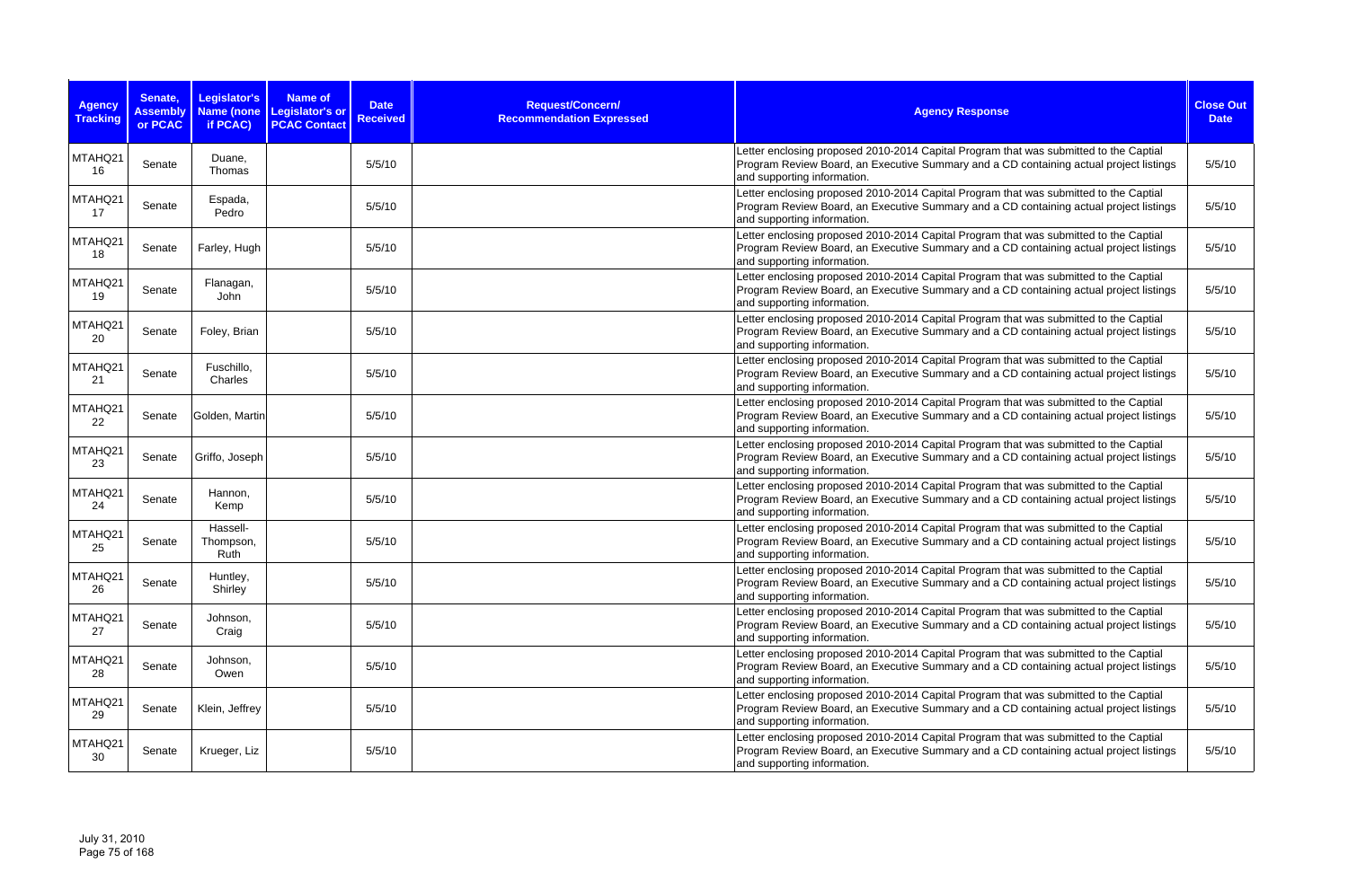| Agency Tracking | Senate, Assembly or PCAC | Legislator's Name (none if PCAC) | Name of Legislator's or PCAC Contact | Date Received | Request/Concern/ Recommendation Expressed | Agency Response | Close Out Date |
|---|---|---|---|---|---|---|---|
| MTAHQ21 16 | Senate | Duane, Thomas | | 5/5/10 | | Letter enclosing proposed 2010-2014 Capital Program that was submitted to the Captial Program Review Board, an Executive Summary and a CD containing actual project listings and supporting information. | 5/5/10 |
| MTAHQ21 17 | Senate | Espada, Pedro | | 5/5/10 | | Letter enclosing proposed 2010-2014 Capital Program that was submitted to the Captial Program Review Board, an Executive Summary and a CD containing actual project listings and supporting information. | 5/5/10 |
| MTAHQ21 18 | Senate | Farley, Hugh | | 5/5/10 | | Letter enclosing proposed 2010-2014 Capital Program that was submitted to the Captial Program Review Board, an Executive Summary and a CD containing actual project listings and supporting information. | 5/5/10 |
| MTAHQ21 19 | Senate | Flanagan, John | | 5/5/10 | | Letter enclosing proposed 2010-2014 Capital Program that was submitted to the Captial Program Review Board, an Executive Summary and a CD containing actual project listings and supporting information. | 5/5/10 |
| MTAHQ21 20 | Senate | Foley, Brian | | 5/5/10 | | Letter enclosing proposed 2010-2014 Capital Program that was submitted to the Captial Program Review Board, an Executive Summary and a CD containing actual project listings and supporting information. | 5/5/10 |
| MTAHQ21 21 | Senate | Fuschillo, Charles | | 5/5/10 | | Letter enclosing proposed 2010-2014 Capital Program that was submitted to the Captial Program Review Board, an Executive Summary and a CD containing actual project listings and supporting information. | 5/5/10 |
| MTAHQ21 22 | Senate | Golden, Martin | | 5/5/10 | | Letter enclosing proposed 2010-2014 Capital Program that was submitted to the Captial Program Review Board, an Executive Summary and a CD containing actual project listings and supporting information. | 5/5/10 |
| MTAHQ21 23 | Senate | Griffo, Joseph | | 5/5/10 | | Letter enclosing proposed 2010-2014 Capital Program that was submitted to the Captial Program Review Board, an Executive Summary and a CD containing actual project listings and supporting information. | 5/5/10 |
| MTAHQ21 24 | Senate | Hannon, Kemp | | 5/5/10 | | Letter enclosing proposed 2010-2014 Capital Program that was submitted to the Captial Program Review Board, an Executive Summary and a CD containing actual project listings and supporting information. | 5/5/10 |
| MTAHQ21 25 | Senate | Hassell-Thompson, Ruth | | 5/5/10 | | Letter enclosing proposed 2010-2014 Capital Program that was submitted to the Captial Program Review Board, an Executive Summary and a CD containing actual project listings and supporting information. | 5/5/10 |
| MTAHQ21 26 | Senate | Huntley, Shirley | | 5/5/10 | | Letter enclosing proposed 2010-2014 Capital Program that was submitted to the Captial Program Review Board, an Executive Summary and a CD containing actual project listings and supporting information. | 5/5/10 |
| MTAHQ21 27 | Senate | Johnson, Craig | | 5/5/10 | | Letter enclosing proposed 2010-2014 Capital Program that was submitted to the Captial Program Review Board, an Executive Summary and a CD containing actual project listings and supporting information. | 5/5/10 |
| MTAHQ21 28 | Senate | Johnson, Owen | | 5/5/10 | | Letter enclosing proposed 2010-2014 Capital Program that was submitted to the Captial Program Review Board, an Executive Summary and a CD containing actual project listings and supporting information. | 5/5/10 |
| MTAHQ21 29 | Senate | Klein, Jeffrey | | 5/5/10 | | Letter enclosing proposed 2010-2014 Capital Program that was submitted to the Captial Program Review Board, an Executive Summary and a CD containing actual project listings and supporting information. | 5/5/10 |
| MTAHQ21 30 | Senate | Krueger, Liz | | 5/5/10 | | Letter enclosing proposed 2010-2014 Capital Program that was submitted to the Captial Program Review Board, an Executive Summary and a CD containing actual project listings and supporting information. | 5/5/10 |

July 31, 2010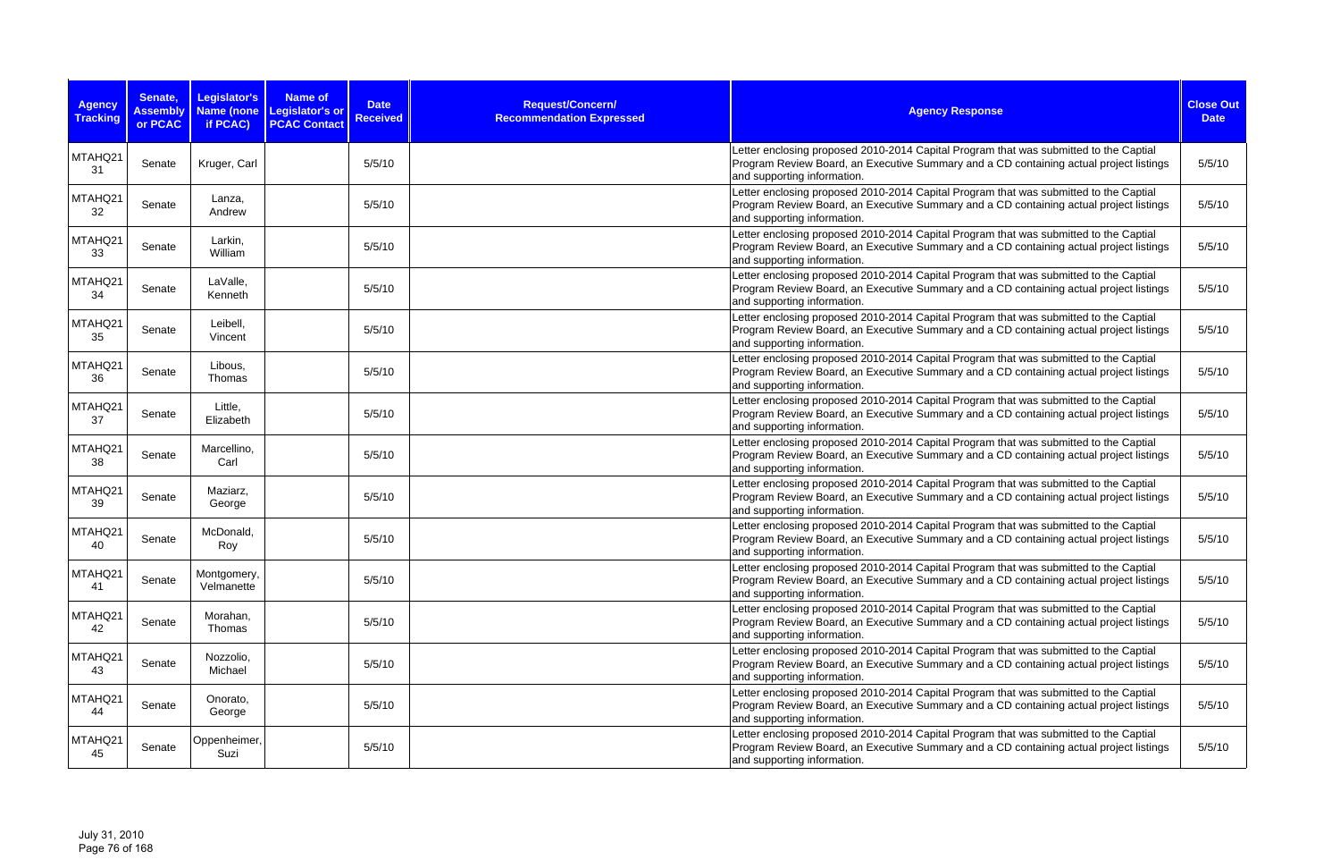| Agency Tracking | Senate, Assembly or PCAC | Legislator's Name (none if PCAC) | Name of Legislator's or PCAC Contact | Date Received | Request/Concern/ Recommendation Expressed | Agency Response | Close Out Date |
|---|---|---|---|---|---|---|---|
| MTAHQ21 31 | Senate | Kruger, Carl | | 5/5/10 | | Letter enclosing proposed 2010-2014 Capital Program that was submitted to the Captial Program Review Board, an Executive Summary and a CD containing actual project listings and supporting information. | 5/5/10 |
| MTAHQ21 32 | Senate | Lanza, Andrew | | 5/5/10 | | Letter enclosing proposed 2010-2014 Capital Program that was submitted to the Captial Program Review Board, an Executive Summary and a CD containing actual project listings and supporting information. | 5/5/10 |
| MTAHQ21 33 | Senate | Larkin, William | | 5/5/10 | | Letter enclosing proposed 2010-2014 Capital Program that was submitted to the Captial Program Review Board, an Executive Summary and a CD containing actual project listings and supporting information. | 5/5/10 |
| MTAHQ21 34 | Senate | LaValle, Kenneth | | 5/5/10 | | Letter enclosing proposed 2010-2014 Capital Program that was submitted to the Captial Program Review Board, an Executive Summary and a CD containing actual project listings and supporting information. | 5/5/10 |
| MTAHQ21 35 | Senate | Leibell, Vincent | | 5/5/10 | | Letter enclosing proposed 2010-2014 Capital Program that was submitted to the Captial Program Review Board, an Executive Summary and a CD containing actual project listings and supporting information. | 5/5/10 |
| MTAHQ21 36 | Senate | Libous, Thomas | | 5/5/10 | | Letter enclosing proposed 2010-2014 Capital Program that was submitted to the Captial Program Review Board, an Executive Summary and a CD containing actual project listings and supporting information. | 5/5/10 |
| MTAHQ21 37 | Senate | Little, Elizabeth | | 5/5/10 | | Letter enclosing proposed 2010-2014 Capital Program that was submitted to the Captial Program Review Board, an Executive Summary and a CD containing actual project listings and supporting information. | 5/5/10 |
| MTAHQ21 38 | Senate | Marcellino, Carl | | 5/5/10 | | Letter enclosing proposed 2010-2014 Capital Program that was submitted to the Captial Program Review Board, an Executive Summary and a CD containing actual project listings and supporting information. | 5/5/10 |
| MTAHQ21 39 | Senate | Maziarz, George | | 5/5/10 | | Letter enclosing proposed 2010-2014 Capital Program that was submitted to the Captial Program Review Board, an Executive Summary and a CD containing actual project listings and supporting information. | 5/5/10 |
| MTAHQ21 40 | Senate | McDonald, Roy | | 5/5/10 | | Letter enclosing proposed 2010-2014 Capital Program that was submitted to the Captial Program Review Board, an Executive Summary and a CD containing actual project listings and supporting information. | 5/5/10 |
| MTAHQ21 41 | Senate | Montgomery, Velmanette | | 5/5/10 | | Letter enclosing proposed 2010-2014 Capital Program that was submitted to the Captial Program Review Board, an Executive Summary and a CD containing actual project listings and supporting information. | 5/5/10 |
| MTAHQ21 42 | Senate | Morahan, Thomas | | 5/5/10 | | Letter enclosing proposed 2010-2014 Capital Program that was submitted to the Captial Program Review Board, an Executive Summary and a CD containing actual project listings and supporting information. | 5/5/10 |
| MTAHQ21 43 | Senate | Nozzolio, Michael | | 5/5/10 | | Letter enclosing proposed 2010-2014 Capital Program that was submitted to the Captial Program Review Board, an Executive Summary and a CD containing actual project listings and supporting information. | 5/5/10 |
| MTAHQ21 44 | Senate | Onorato, George | | 5/5/10 | | Letter enclosing proposed 2010-2014 Capital Program that was submitted to the Captial Program Review Board, an Executive Summary and a CD containing actual project listings and supporting information. | 5/5/10 |
| MTAHQ21 45 | Senate | Oppenheimer, Suzi | | 5/5/10 | | Letter enclosing proposed 2010-2014 Capital Program that was submitted to the Captial Program Review Board, an Executive Summary and a CD containing actual project listings and supporting information. | 5/5/10 |

July 31, 2010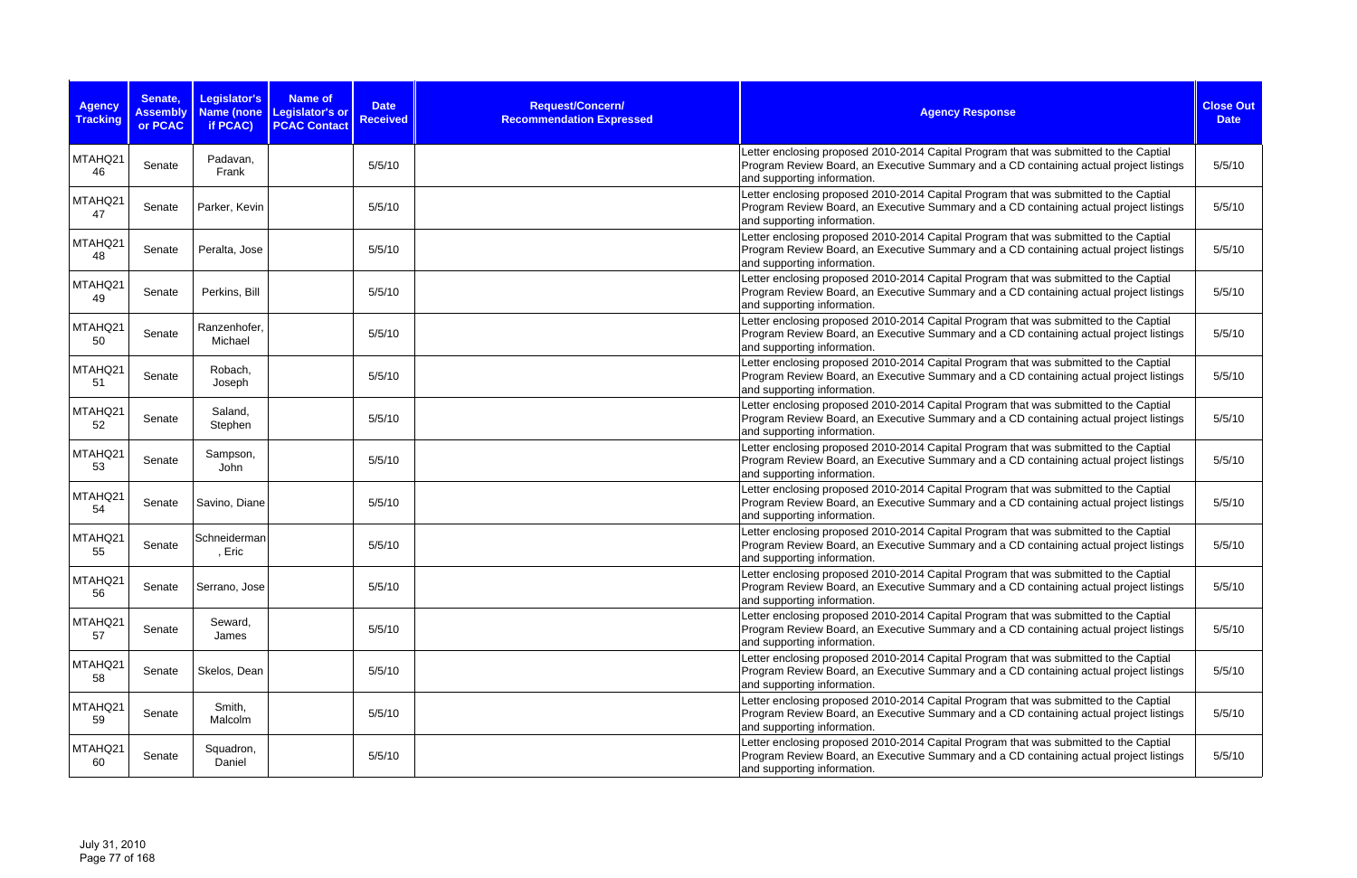| Agency Tracking | Senate, Assembly or PCAC | Legislator's Name (none if PCAC) | Name of Legislator's or PCAC Contact | Date Received | Request/Concern/ Recommendation Expressed | Agency Response | Close Out Date |
|---|---|---|---|---|---|---|---|
| MTAHQ21 46 | Senate | Padavan, Frank | | 5/5/10 | | Letter enclosing proposed 2010-2014 Capital Program that was submitted to the Captial Program Review Board, an Executive Summary and a CD containing actual project listings and supporting information. | 5/5/10 |
| MTAHQ21 47 | Senate | Parker, Kevin | | 5/5/10 | | Letter enclosing proposed 2010-2014 Capital Program that was submitted to the Captial Program Review Board, an Executive Summary and a CD containing actual project listings and supporting information. | 5/5/10 |
| MTAHQ21 48 | Senate | Peralta, Jose | | 5/5/10 | | Letter enclosing proposed 2010-2014 Capital Program that was submitted to the Captial Program Review Board, an Executive Summary and a CD containing actual project listings and supporting information. | 5/5/10 |
| MTAHQ21 49 | Senate | Perkins, Bill | | 5/5/10 | | Letter enclosing proposed 2010-2014 Capital Program that was submitted to the Captial Program Review Board, an Executive Summary and a CD containing actual project listings and supporting information. | 5/5/10 |
| MTAHQ21 50 | Senate | Ranzenhofer, Michael | | 5/5/10 | | Letter enclosing proposed 2010-2014 Capital Program that was submitted to the Captial Program Review Board, an Executive Summary and a CD containing actual project listings and supporting information. | 5/5/10 |
| MTAHQ21 51 | Senate | Robach, Joseph | | 5/5/10 | | Letter enclosing proposed 2010-2014 Capital Program that was submitted to the Captial Program Review Board, an Executive Summary and a CD containing actual project listings and supporting information. | 5/5/10 |
| MTAHQ21 52 | Senate | Saland, Stephen | | 5/5/10 | | Letter enclosing proposed 2010-2014 Capital Program that was submitted to the Captial Program Review Board, an Executive Summary and a CD containing actual project listings and supporting information. | 5/5/10 |
| MTAHQ21 53 | Senate | Sampson, John | | 5/5/10 | | Letter enclosing proposed 2010-2014 Capital Program that was submitted to the Captial Program Review Board, an Executive Summary and a CD containing actual project listings and supporting information. | 5/5/10 |
| MTAHQ21 54 | Senate | Savino, Diane | | 5/5/10 | | Letter enclosing proposed 2010-2014 Capital Program that was submitted to the Captial Program Review Board, an Executive Summary and a CD containing actual project listings and supporting information. | 5/5/10 |
| MTAHQ21 55 | Senate | Schneiderman, Eric | | 5/5/10 | | Letter enclosing proposed 2010-2014 Capital Program that was submitted to the Captial Program Review Board, an Executive Summary and a CD containing actual project listings and supporting information. | 5/5/10 |
| MTAHQ21 56 | Senate | Serrano, Jose | | 5/5/10 | | Letter enclosing proposed 2010-2014 Capital Program that was submitted to the Captial Program Review Board, an Executive Summary and a CD containing actual project listings and supporting information. | 5/5/10 |
| MTAHQ21 57 | Senate | Seward, James | | 5/5/10 | | Letter enclosing proposed 2010-2014 Capital Program that was submitted to the Captial Program Review Board, an Executive Summary and a CD containing actual project listings and supporting information. | 5/5/10 |
| MTAHQ21 58 | Senate | Skelos, Dean | | 5/5/10 | | Letter enclosing proposed 2010-2014 Capital Program that was submitted to the Captial Program Review Board, an Executive Summary and a CD containing actual project listings and supporting information. | 5/5/10 |
| MTAHQ21 59 | Senate | Smith, Malcolm | | 5/5/10 | | Letter enclosing proposed 2010-2014 Capital Program that was submitted to the Captial Program Review Board, an Executive Summary and a CD containing actual project listings and supporting information. | 5/5/10 |
| MTAHQ21 60 | Senate | Squadron, Daniel | | 5/5/10 | | Letter enclosing proposed 2010-2014 Capital Program that was submitted to the Captial Program Review Board, an Executive Summary and a CD containing actual project listings and supporting information. | 5/5/10 |

July 31, 2010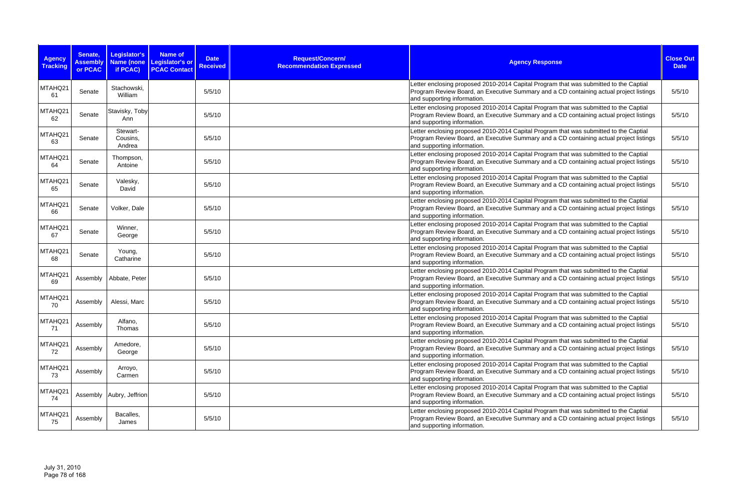| Agency Tracking | Senate, Assembly or PCAC | Legislator's Name (none if PCAC) | Name of Legislator's or PCAC Contact | Date Received | Request/Concern/ Recommendation Expressed | Agency Response | Close Out Date |
|---|---|---|---|---|---|---|---|
| MTAHQ2161 | Senate | Stachowski, William | | 5/5/10 | | Letter enclosing proposed 2010-2014 Capital Program that was submitted to the Captial Program Review Board, an Executive Summary and a CD containing actual project listings and supporting information. | 5/5/10 |
| MTAHQ2162 | Senate | Stavisky, Toby Ann | | 5/5/10 | | Letter enclosing proposed 2010-2014 Capital Program that was submitted to the Captial Program Review Board, an Executive Summary and a CD containing actual project listings and supporting information. | 5/5/10 |
| MTAHQ2163 | Senate | Stewart-Cousins, Andrea | | 5/5/10 | | Letter enclosing proposed 2010-2014 Capital Program that was submitted to the Captial Program Review Board, an Executive Summary and a CD containing actual project listings and supporting information. | 5/5/10 |
| MTAHQ2164 | Senate | Thompson, Antoine | | 5/5/10 | | Letter enclosing proposed 2010-2014 Capital Program that was submitted to the Captial Program Review Board, an Executive Summary and a CD containing actual project listings and supporting information. | 5/5/10 |
| MTAHQ2165 | Senate | Valesky, David | | 5/5/10 | | Letter enclosing proposed 2010-2014 Capital Program that was submitted to the Captial Program Review Board, an Executive Summary and a CD containing actual project listings and supporting information. | 5/5/10 |
| MTAHQ2166 | Senate | Volker, Dale | | 5/5/10 | | Letter enclosing proposed 2010-2014 Capital Program that was submitted to the Captial Program Review Board, an Executive Summary and a CD containing actual project listings and supporting information. | 5/5/10 |
| MTAHQ2167 | Senate | Winner, George | | 5/5/10 | | Letter enclosing proposed 2010-2014 Capital Program that was submitted to the Captial Program Review Board, an Executive Summary and a CD containing actual project listings and supporting information. | 5/5/10 |
| MTAHQ2168 | Senate | Young, Catharine | | 5/5/10 | | Letter enclosing proposed 2010-2014 Capital Program that was submitted to the Captial Program Review Board, an Executive Summary and a CD containing actual project listings and supporting information. | 5/5/10 |
| MTAHQ2169 | Assembly | Abbate, Peter | | 5/5/10 | | Letter enclosing proposed 2010-2014 Capital Program that was submitted to the Captial Program Review Board, an Executive Summary and a CD containing actual project listings and supporting information. | 5/5/10 |
| MTAHQ2170 | Assembly | Alessi, Marc | | 5/5/10 | | Letter enclosing proposed 2010-2014 Capital Program that was submitted to the Captial Program Review Board, an Executive Summary and a CD containing actual project listings and supporting information. | 5/5/10 |
| MTAHQ2171 | Assembly | Alfano, Thomas | | 5/5/10 | | Letter enclosing proposed 2010-2014 Capital Program that was submitted to the Captial Program Review Board, an Executive Summary and a CD containing actual project listings and supporting information. | 5/5/10 |
| MTAHQ2172 | Assembly | Amedore, George | | 5/5/10 | | Letter enclosing proposed 2010-2014 Capital Program that was submitted to the Captial Program Review Board, an Executive Summary and a CD containing actual project listings and supporting information. | 5/5/10 |
| MTAHQ2173 | Assembly | Arroyo, Carmen | | 5/5/10 | | Letter enclosing proposed 2010-2014 Capital Program that was submitted to the Captial Program Review Board, an Executive Summary and a CD containing actual project listings and supporting information. | 5/5/10 |
| MTAHQ2174 | Assembly | Aubry, Jeffrion | | 5/5/10 | | Letter enclosing proposed 2010-2014 Capital Program that was submitted to the Captial Program Review Board, an Executive Summary and a CD containing actual project listings and supporting information. | 5/5/10 |
| MTAHQ2175 | Assembly | Bacalles, James | | 5/5/10 | | Letter enclosing proposed 2010-2014 Capital Program that was submitted to the Captial Program Review Board, an Executive Summary and a CD containing actual project listings and supporting information. | 5/5/10 |

July 31, 2010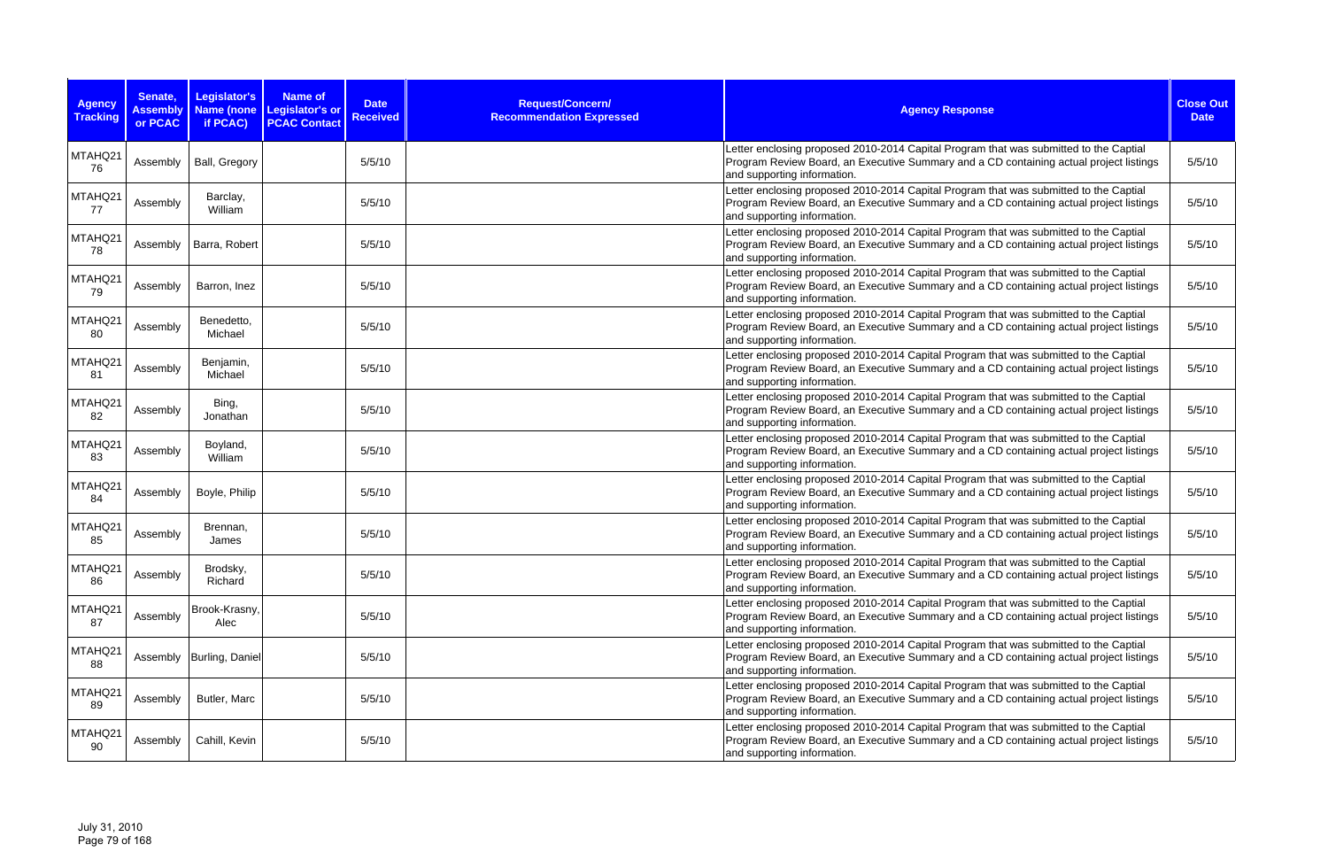| Agency Tracking | Senate, Assembly or PCAC | Legislator's Name (none if PCAC) | Name of Legislator's or PCAC Contact | Date Received | Request/Concern/ Recommendation Expressed | Agency Response | Close Out Date |
|---|---|---|---|---|---|---|---|
| MTAHQ2176 | Assembly | Ball, Gregory | | 5/5/10 | | Letter enclosing proposed 2010-2014 Capital Program that was submitted to the Captial Program Review Board, an Executive Summary and a CD containing actual project listings and supporting information. | 5/5/10 |
| MTAHQ2177 | Assembly | Barclay, William | | 5/5/10 | | Letter enclosing proposed 2010-2014 Capital Program that was submitted to the Captial Program Review Board, an Executive Summary and a CD containing actual project listings and supporting information. | 5/5/10 |
| MTAHQ2178 | Assembly | Barra, Robert | | 5/5/10 | | Letter enclosing proposed 2010-2014 Capital Program that was submitted to the Captial Program Review Board, an Executive Summary and a CD containing actual project listings and supporting information. | 5/5/10 |
| MTAHQ2179 | Assembly | Barron, Inez | | 5/5/10 | | Letter enclosing proposed 2010-2014 Capital Program that was submitted to the Captial Program Review Board, an Executive Summary and a CD containing actual project listings and supporting information. | 5/5/10 |
| MTAHQ2180 | Assembly | Benedetto, Michael | | 5/5/10 | | Letter enclosing proposed 2010-2014 Capital Program that was submitted to the Captial Program Review Board, an Executive Summary and a CD containing actual project listings and supporting information. | 5/5/10 |
| MTAHQ2181 | Assembly | Benjamin, Michael | | 5/5/10 | | Letter enclosing proposed 2010-2014 Capital Program that was submitted to the Captial Program Review Board, an Executive Summary and a CD containing actual project listings and supporting information. | 5/5/10 |
| MTAHQ2182 | Assembly | Bing, Jonathan | | 5/5/10 | | Letter enclosing proposed 2010-2014 Capital Program that was submitted to the Captial Program Review Board, an Executive Summary and a CD containing actual project listings and supporting information. | 5/5/10 |
| MTAHQ2183 | Assembly | Boyland, William | | 5/5/10 | | Letter enclosing proposed 2010-2014 Capital Program that was submitted to the Captial Program Review Board, an Executive Summary and a CD containing actual project listings and supporting information. | 5/5/10 |
| MTAHQ2184 | Assembly | Boyle, Philip | | 5/5/10 | | Letter enclosing proposed 2010-2014 Capital Program that was submitted to the Captial Program Review Board, an Executive Summary and a CD containing actual project listings and supporting information. | 5/5/10 |
| MTAHQ2185 | Assembly | Brennan, James | | 5/5/10 | | Letter enclosing proposed 2010-2014 Capital Program that was submitted to the Captial Program Review Board, an Executive Summary and a CD containing actual project listings and supporting information. | 5/5/10 |
| MTAHQ2186 | Assembly | Brodsky, Richard | | 5/5/10 | | Letter enclosing proposed 2010-2014 Capital Program that was submitted to the Captial Program Review Board, an Executive Summary and a CD containing actual project listings and supporting information. | 5/5/10 |
| MTAHQ2187 | Assembly | Brook-Krasny, Alec | | 5/5/10 | | Letter enclosing proposed 2010-2014 Capital Program that was submitted to the Captial Program Review Board, an Executive Summary and a CD containing actual project listings and supporting information. | 5/5/10 |
| MTAHQ2188 | Assembly | Burling, Daniel | | 5/5/10 | | Letter enclosing proposed 2010-2014 Capital Program that was submitted to the Captial Program Review Board, an Executive Summary and a CD containing actual project listings and supporting information. | 5/5/10 |
| MTAHQ2189 | Assembly | Butler, Marc | | 5/5/10 | | Letter enclosing proposed 2010-2014 Capital Program that was submitted to the Captial Program Review Board, an Executive Summary and a CD containing actual project listings and supporting information. | 5/5/10 |
| MTAHQ2190 | Assembly | Cahill, Kevin | | 5/5/10 | | Letter enclosing proposed 2010-2014 Capital Program that was submitted to the Captial Program Review Board, an Executive Summary and a CD containing actual project listings and supporting information. | 5/5/10 |

July 31, 2010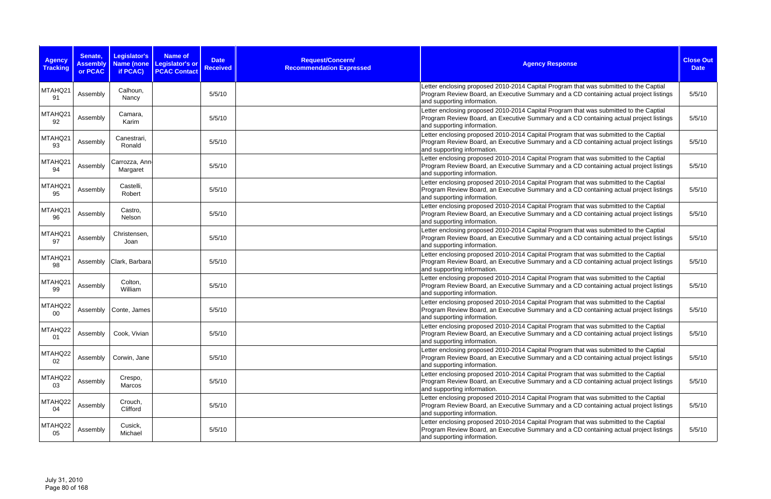| Agency Tracking | Senate, Assembly or PCAC | Legislator's Name (none if PCAC) | Name of Legislator's or PCAC Contact | Date Received | Request/Concern/ Recommendation Expressed | Agency Response | Close Out Date |
|---|---|---|---|---|---|---|---|
| MTAHQ2191 | Assembly | Calhoun, Nancy | | 5/5/10 | | Letter enclosing proposed 2010-2014 Capital Program that was submitted to the Captial Program Review Board, an Executive Summary and a CD containing actual project listings and supporting information. | 5/5/10 |
| MTAHQ2192 | Assembly | Camara, Karim | | 5/5/10 | | Letter enclosing proposed 2010-2014 Capital Program that was submitted to the Captial Program Review Board, an Executive Summary and a CD containing actual project listings and supporting information. | 5/5/10 |
| MTAHQ2193 | Assembly | Canestrari, Ronald | | 5/5/10 | | Letter enclosing proposed 2010-2014 Capital Program that was submitted to the Captial Program Review Board, an Executive Summary and a CD containing actual project listings and supporting information. | 5/5/10 |
| MTAHQ2194 | Assembly | Carrozza, Ann-Margaret | | 5/5/10 | | Letter enclosing proposed 2010-2014 Capital Program that was submitted to the Captial Program Review Board, an Executive Summary and a CD containing actual project listings and supporting information. | 5/5/10 |
| MTAHQ2195 | Assembly | Castelli, Robert | | 5/5/10 | | Letter enclosing proposed 2010-2014 Capital Program that was submitted to the Captial Program Review Board, an Executive Summary and a CD containing actual project listings and supporting information. | 5/5/10 |
| MTAHQ2196 | Assembly | Castro, Nelson | | 5/5/10 | | Letter enclosing proposed 2010-2014 Capital Program that was submitted to the Captial Program Review Board, an Executive Summary and a CD containing actual project listings and supporting information. | 5/5/10 |
| MTAHQ2197 | Assembly | Christensen, Joan | | 5/5/10 | | Letter enclosing proposed 2010-2014 Capital Program that was submitted to the Captial Program Review Board, an Executive Summary and a CD containing actual project listings and supporting information. | 5/5/10 |
| MTAHQ2198 | Assembly | Clark, Barbara | | 5/5/10 | | Letter enclosing proposed 2010-2014 Capital Program that was submitted to the Captial Program Review Board, an Executive Summary and a CD containing actual project listings and supporting information. | 5/5/10 |
| MTAHQ2199 | Assembly | Colton, William | | 5/5/10 | | Letter enclosing proposed 2010-2014 Capital Program that was submitted to the Captial Program Review Board, an Executive Summary and a CD containing actual project listings and supporting information. | 5/5/10 |
| MTAHQ2200 | Assembly | Conte, James | | 5/5/10 | | Letter enclosing proposed 2010-2014 Capital Program that was submitted to the Captial Program Review Board, an Executive Summary and a CD containing actual project listings and supporting information. | 5/5/10 |
| MTAHQ2201 | Assembly | Cook, Vivian | | 5/5/10 | | Letter enclosing proposed 2010-2014 Capital Program that was submitted to the Captial Program Review Board, an Executive Summary and a CD containing actual project listings and supporting information. | 5/5/10 |
| MTAHQ2202 | Assembly | Corwin, Jane | | 5/5/10 | | Letter enclosing proposed 2010-2014 Capital Program that was submitted to the Captial Program Review Board, an Executive Summary and a CD containing actual project listings and supporting information. | 5/5/10 |
| MTAHQ2203 | Assembly | Crespo, Marcos | | 5/5/10 | | Letter enclosing proposed 2010-2014 Capital Program that was submitted to the Captial Program Review Board, an Executive Summary and a CD containing actual project listings and supporting information. | 5/5/10 |
| MTAHQ2204 | Assembly | Crouch, Clifford | | 5/5/10 | | Letter enclosing proposed 2010-2014 Capital Program that was submitted to the Captial Program Review Board, an Executive Summary and a CD containing actual project listings and supporting information. | 5/5/10 |
| MTAHQ2205 | Assembly | Cusick, Michael | | 5/5/10 | | Letter enclosing proposed 2010-2014 Capital Program that was submitted to the Captial Program Review Board, an Executive Summary and a CD containing actual project listings and supporting information. | 5/5/10 |

July 31, 2010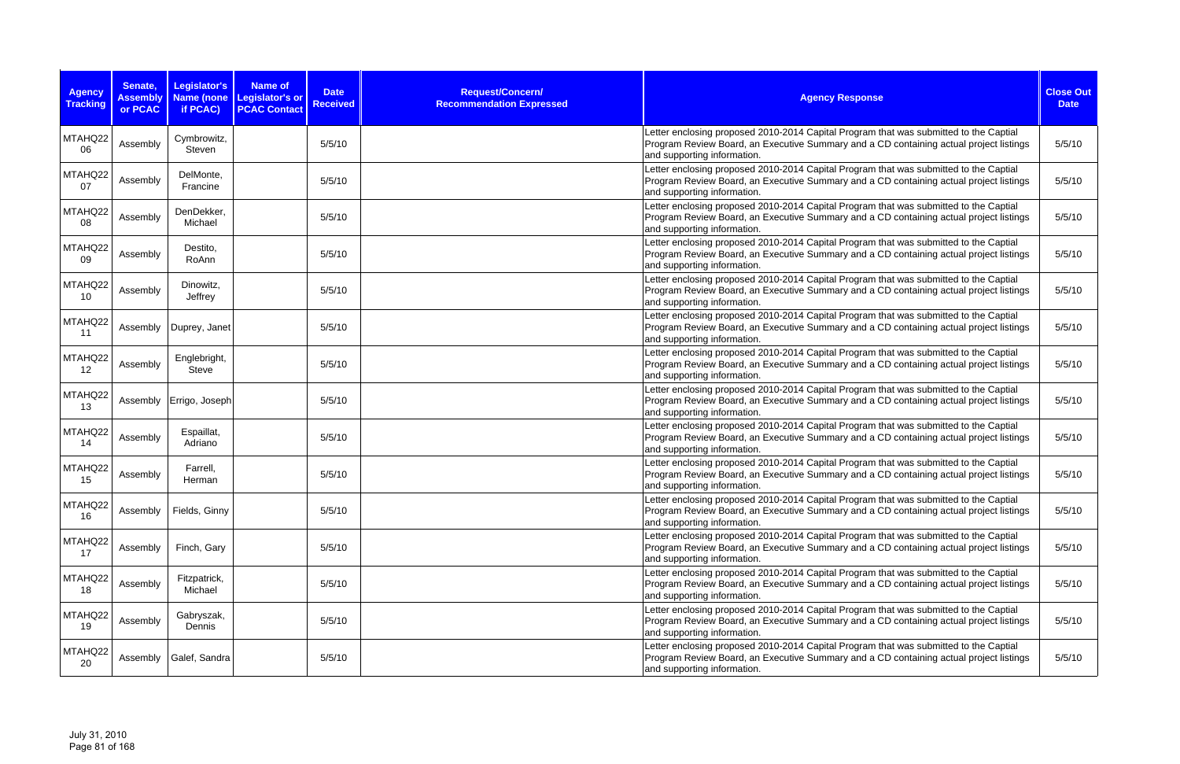| Agency Tracking | Senate, Assembly or PCAC | Legislator's Name (none if PCAC) | Name of Legislator's or PCAC Contact | Date Received | Request/Concern/ Recommendation Expressed | Agency Response | Close Out Date |
|---|---|---|---|---|---|---|---|
| MTAHQ22 06 | Assembly | Cymbrowitz, Steven | | 5/5/10 | | Letter enclosing proposed 2010-2014 Capital Program that was submitted to the Captial Program Review Board, an Executive Summary and a CD containing actual project listings and supporting information. | 5/5/10 |
| MTAHQ22 07 | Assembly | DelMonte, Francine | | 5/5/10 | | Letter enclosing proposed 2010-2014 Capital Program that was submitted to the Captial Program Review Board, an Executive Summary and a CD containing actual project listings and supporting information. | 5/5/10 |
| MTAHQ22 08 | Assembly | DenDekker, Michael | | 5/5/10 | | Letter enclosing proposed 2010-2014 Capital Program that was submitted to the Captial Program Review Board, an Executive Summary and a CD containing actual project listings and supporting information. | 5/5/10 |
| MTAHQ22 09 | Assembly | Destito, RoAnn | | 5/5/10 | | Letter enclosing proposed 2010-2014 Capital Program that was submitted to the Captial Program Review Board, an Executive Summary and a CD containing actual project listings and supporting information. | 5/5/10 |
| MTAHQ22 10 | Assembly | Dinowitz, Jeffrey | | 5/5/10 | | Letter enclosing proposed 2010-2014 Capital Program that was submitted to the Captial Program Review Board, an Executive Summary and a CD containing actual project listings and supporting information. | 5/5/10 |
| MTAHQ22 11 | Assembly | Duprey, Janet | | 5/5/10 | | Letter enclosing proposed 2010-2014 Capital Program that was submitted to the Captial Program Review Board, an Executive Summary and a CD containing actual project listings and supporting information. | 5/5/10 |
| MTAHQ22 12 | Assembly | Englebright, Steve | | 5/5/10 | | Letter enclosing proposed 2010-2014 Capital Program that was submitted to the Captial Program Review Board, an Executive Summary and a CD containing actual project listings and supporting information. | 5/5/10 |
| MTAHQ22 13 | Assembly | Errigo, Joseph | | 5/5/10 | | Letter enclosing proposed 2010-2014 Capital Program that was submitted to the Captial Program Review Board, an Executive Summary and a CD containing actual project listings and supporting information. | 5/5/10 |
| MTAHQ22 14 | Assembly | Espaillat, Adriano | | 5/5/10 | | Letter enclosing proposed 2010-2014 Capital Program that was submitted to the Captial Program Review Board, an Executive Summary and a CD containing actual project listings and supporting information. | 5/5/10 |
| MTAHQ22 15 | Assembly | Farrell, Herman | | 5/5/10 | | Letter enclosing proposed 2010-2014 Capital Program that was submitted to the Captial Program Review Board, an Executive Summary and a CD containing actual project listings and supporting information. | 5/5/10 |
| MTAHQ22 16 | Assembly | Fields, Ginny | | 5/5/10 | | Letter enclosing proposed 2010-2014 Capital Program that was submitted to the Captial Program Review Board, an Executive Summary and a CD containing actual project listings and supporting information. | 5/5/10 |
| MTAHQ22 17 | Assembly | Finch, Gary | | 5/5/10 | | Letter enclosing proposed 2010-2014 Capital Program that was submitted to the Captial Program Review Board, an Executive Summary and a CD containing actual project listings and supporting information. | 5/5/10 |
| MTAHQ22 18 | Assembly | Fitzpatrick, Michael | | 5/5/10 | | Letter enclosing proposed 2010-2014 Capital Program that was submitted to the Captial Program Review Board, an Executive Summary and a CD containing actual project listings and supporting information. | 5/5/10 |
| MTAHQ22 19 | Assembly | Gabryszak, Dennis | | 5/5/10 | | Letter enclosing proposed 2010-2014 Capital Program that was submitted to the Captial Program Review Board, an Executive Summary and a CD containing actual project listings and supporting information. | 5/5/10 |
| MTAHQ22 20 | Assembly | Galef, Sandra | | 5/5/10 | | Letter enclosing proposed 2010-2014 Capital Program that was submitted to the Captial Program Review Board, an Executive Summary and a CD containing actual project listings and supporting information. | 5/5/10 |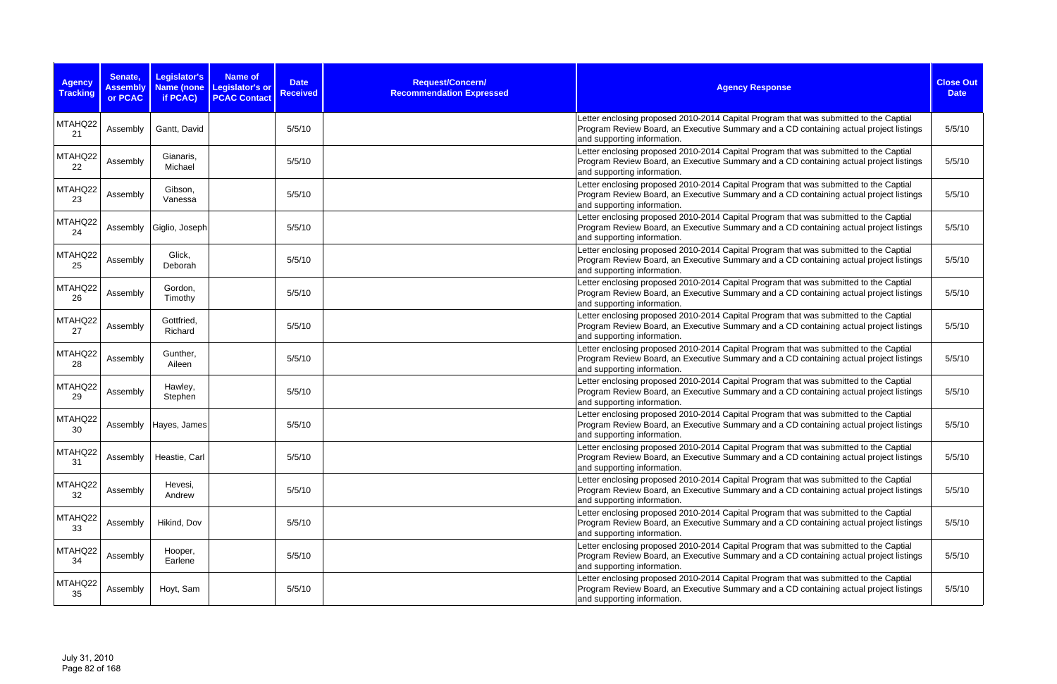| Agency Tracking | Senate, Assembly or PCAC | Legislator's Name (none if PCAC) | Name of Legislator's or PCAC Contact | Date Received | Request/Concern/ Recommendation Expressed | Agency Response | Close Out Date |
|---|---|---|---|---|---|---|---|
| MTAHQ22 21 | Assembly | Gantt, David | | 5/5/10 | | Letter enclosing proposed 2010-2014 Capital Program that was submitted to the Captial Program Review Board, an Executive Summary and a CD containing actual project listings and supporting information. | 5/5/10 |
| MTAHQ22 22 | Assembly | Gianaris, Michael | | 5/5/10 | | Letter enclosing proposed 2010-2014 Capital Program that was submitted to the Captial Program Review Board, an Executive Summary and a CD containing actual project listings and supporting information. | 5/5/10 |
| MTAHQ22 23 | Assembly | Gibson, Vanessa | | 5/5/10 | | Letter enclosing proposed 2010-2014 Capital Program that was submitted to the Captial Program Review Board, an Executive Summary and a CD containing actual project listings and supporting information. | 5/5/10 |
| MTAHQ22 24 | Assembly | Giglio, Joseph | | 5/5/10 | | Letter enclosing proposed 2010-2014 Capital Program that was submitted to the Captial Program Review Board, an Executive Summary and a CD containing actual project listings and supporting information. | 5/5/10 |
| MTAHQ22 25 | Assembly | Glick, Deborah | | 5/5/10 | | Letter enclosing proposed 2010-2014 Capital Program that was submitted to the Captial Program Review Board, an Executive Summary and a CD containing actual project listings and supporting information. | 5/5/10 |
| MTAHQ22 26 | Assembly | Gordon, Timothy | | 5/5/10 | | Letter enclosing proposed 2010-2014 Capital Program that was submitted to the Captial Program Review Board, an Executive Summary and a CD containing actual project listings and supporting information. | 5/5/10 |
| MTAHQ22 27 | Assembly | Gottfried, Richard | | 5/5/10 | | Letter enclosing proposed 2010-2014 Capital Program that was submitted to the Captial Program Review Board, an Executive Summary and a CD containing actual project listings and supporting information. | 5/5/10 |
| MTAHQ22 28 | Assembly | Gunther, Aileen | | 5/5/10 | | Letter enclosing proposed 2010-2014 Capital Program that was submitted to the Captial Program Review Board, an Executive Summary and a CD containing actual project listings and supporting information. | 5/5/10 |
| MTAHQ22 29 | Assembly | Hawley, Stephen | | 5/5/10 | | Letter enclosing proposed 2010-2014 Capital Program that was submitted to the Captial Program Review Board, an Executive Summary and a CD containing actual project listings and supporting information. | 5/5/10 |
| MTAHQ22 30 | Assembly | Hayes, James | | 5/5/10 | | Letter enclosing proposed 2010-2014 Capital Program that was submitted to the Captial Program Review Board, an Executive Summary and a CD containing actual project listings and supporting information. | 5/5/10 |
| MTAHQ22 31 | Assembly | Heastie, Carl | | 5/5/10 | | Letter enclosing proposed 2010-2014 Capital Program that was submitted to the Captial Program Review Board, an Executive Summary and a CD containing actual project listings and supporting information. | 5/5/10 |
| MTAHQ22 32 | Assembly | Hevesi, Andrew | | 5/5/10 | | Letter enclosing proposed 2010-2014 Capital Program that was submitted to the Captial Program Review Board, an Executive Summary and a CD containing actual project listings and supporting information. | 5/5/10 |
| MTAHQ22 33 | Assembly | Hikind, Dov | | 5/5/10 | | Letter enclosing proposed 2010-2014 Capital Program that was submitted to the Captial Program Review Board, an Executive Summary and a CD containing actual project listings and supporting information. | 5/5/10 |
| MTAHQ22 34 | Assembly | Hooper, Earlene | | 5/5/10 | | Letter enclosing proposed 2010-2014 Capital Program that was submitted to the Captial Program Review Board, an Executive Summary and a CD containing actual project listings and supporting information. | 5/5/10 |
| MTAHQ22 35 | Assembly | Hoyt, Sam | | 5/5/10 | | Letter enclosing proposed 2010-2014 Capital Program that was submitted to the Captial Program Review Board, an Executive Summary and a CD containing actual project listings and supporting information. | 5/5/10 |

July 31, 2010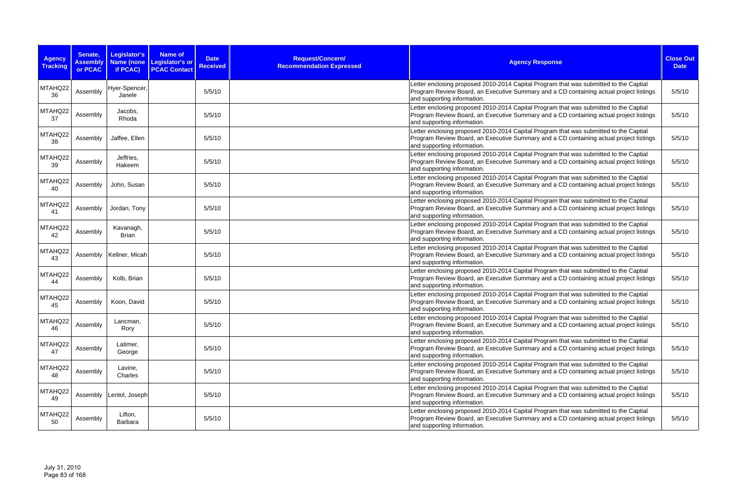| Agency Tracking | Senate, Assembly or PCAC | Legislator's Name (none if PCAC) | Name of Legislator's or PCAC Contact | Date Received | Request/Concern/ Recommendation Expressed | Agency Response | Close Out Date |
|---|---|---|---|---|---|---|---|
| MTAHQ22 36 | Assembly | Hyer-Spencer, Janele | | 5/5/10 | | Letter enclosing proposed 2010-2014 Capital Program that was submitted to the Captial Program Review Board, an Executive Summary and a CD containing actual project listings and supporting information. | 5/5/10 |
| MTAHQ22 37 | Assembly | Jacobs, Rhoda | | 5/5/10 | | Letter enclosing proposed 2010-2014 Capital Program that was submitted to the Captial Program Review Board, an Executive Summary and a CD containing actual project listings and supporting information. | 5/5/10 |
| MTAHQ22 38 | Assembly | Jaffee, Ellen | | 5/5/10 | | Letter enclosing proposed 2010-2014 Capital Program that was submitted to the Captial Program Review Board, an Executive Summary and a CD containing actual project listings and supporting information. | 5/5/10 |
| MTAHQ22 39 | Assembly | Jeffries, Hakeem | | 5/5/10 | | Letter enclosing proposed 2010-2014 Capital Program that was submitted to the Captial Program Review Board, an Executive Summary and a CD containing actual project listings and supporting information. | 5/5/10 |
| MTAHQ22 40 | Assembly | John, Susan | | 5/5/10 | | Letter enclosing proposed 2010-2014 Capital Program that was submitted to the Captial Program Review Board, an Executive Summary and a CD containing actual project listings and supporting information. | 5/5/10 |
| MTAHQ22 41 | Assembly | Jordan, Tony | | 5/5/10 | | Letter enclosing proposed 2010-2014 Capital Program that was submitted to the Captial Program Review Board, an Executive Summary and a CD containing actual project listings and supporting information. | 5/5/10 |
| MTAHQ22 42 | Assembly | Kavanagh, Brian | | 5/5/10 | | Letter enclosing proposed 2010-2014 Capital Program that was submitted to the Captial Program Review Board, an Executive Summary and a CD containing actual project listings and supporting information. | 5/5/10 |
| MTAHQ22 43 | Assembly | Kellner, Micah | | 5/5/10 | | Letter enclosing proposed 2010-2014 Capital Program that was submitted to the Captial Program Review Board, an Executive Summary and a CD containing actual project listings and supporting information. | 5/5/10 |
| MTAHQ22 44 | Assembly | Kolb, Brian | | 5/5/10 | | Letter enclosing proposed 2010-2014 Capital Program that was submitted to the Captial Program Review Board, an Executive Summary and a CD containing actual project listings and supporting information. | 5/5/10 |
| MTAHQ22 45 | Assembly | Koon, David | | 5/5/10 | | Letter enclosing proposed 2010-2014 Capital Program that was submitted to the Captial Program Review Board, an Executive Summary and a CD containing actual project listings and supporting information. | 5/5/10 |
| MTAHQ22 46 | Assembly | Lancman, Rory | | 5/5/10 | | Letter enclosing proposed 2010-2014 Capital Program that was submitted to the Captial Program Review Board, an Executive Summary and a CD containing actual project listings and supporting information. | 5/5/10 |
| MTAHQ22 47 | Assembly | Latimer, George | | 5/5/10 | | Letter enclosing proposed 2010-2014 Capital Program that was submitted to the Captial Program Review Board, an Executive Summary and a CD containing actual project listings and supporting information. | 5/5/10 |
| MTAHQ22 48 | Assembly | Lavine, Charles | | 5/5/10 | | Letter enclosing proposed 2010-2014 Capital Program that was submitted to the Captial Program Review Board, an Executive Summary and a CD containing actual project listings and supporting information. | 5/5/10 |
| MTAHQ22 49 | Assembly | Lentol, Joseph | | 5/5/10 | | Letter enclosing proposed 2010-2014 Capital Program that was submitted to the Captial Program Review Board, an Executive Summary and a CD containing actual project listings and supporting information. | 5/5/10 |
| MTAHQ22 50 | Assembly | Lifton, Barbara | | 5/5/10 | | Letter enclosing proposed 2010-2014 Capital Program that was submitted to the Captial Program Review Board, an Executive Summary and a CD containing actual project listings and supporting information. | 5/5/10 |

July 31, 2010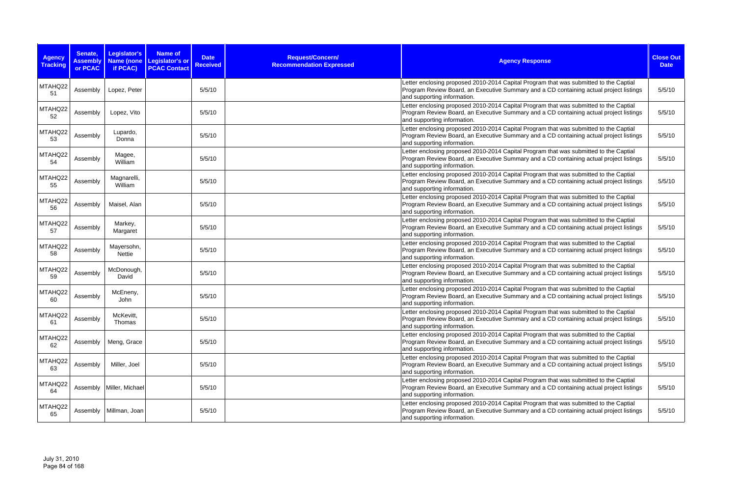| Agency Tracking | Senate, Assembly or PCAC | Legislator's Name (none if PCAC) | Name of Legislator's or PCAC Contact | Date Received | Request/Concern/ Recommendation Expressed | Agency Response | Close Out Date |
|---|---|---|---|---|---|---|---|
| MTAHQ22 51 | Assembly | Lopez, Peter | | 5/5/10 | | Letter enclosing proposed 2010-2014 Capital Program that was submitted to the Captial Program Review Board, an Executive Summary and a CD containing actual project listings and supporting information. | 5/5/10 |
| MTAHQ22 52 | Assembly | Lopez, Vito | | 5/5/10 | | Letter enclosing proposed 2010-2014 Capital Program that was submitted to the Captial Program Review Board, an Executive Summary and a CD containing actual project listings and supporting information. | 5/5/10 |
| MTAHQ22 53 | Assembly | Lupardo, Donna | | 5/5/10 | | Letter enclosing proposed 2010-2014 Capital Program that was submitted to the Captial Program Review Board, an Executive Summary and a CD containing actual project listings and supporting information. | 5/5/10 |
| MTAHQ22 54 | Assembly | Magee, William | | 5/5/10 | | Letter enclosing proposed 2010-2014 Capital Program that was submitted to the Captial Program Review Board, an Executive Summary and a CD containing actual project listings and supporting information. | 5/5/10 |
| MTAHQ22 55 | Assembly | Magnarelli, William | | 5/5/10 | | Letter enclosing proposed 2010-2014 Capital Program that was submitted to the Captial Program Review Board, an Executive Summary and a CD containing actual project listings and supporting information. | 5/5/10 |
| MTAHQ22 56 | Assembly | Maisel, Alan | | 5/5/10 | | Letter enclosing proposed 2010-2014 Capital Program that was submitted to the Captial Program Review Board, an Executive Summary and a CD containing actual project listings and supporting information. | 5/5/10 |
| MTAHQ22 57 | Assembly | Markey, Margaret | | 5/5/10 | | Letter enclosing proposed 2010-2014 Capital Program that was submitted to the Captial Program Review Board, an Executive Summary and a CD containing actual project listings and supporting information. | 5/5/10 |
| MTAHQ22 58 | Assembly | Mayersohn, Nettie | | 5/5/10 | | Letter enclosing proposed 2010-2014 Capital Program that was submitted to the Captial Program Review Board, an Executive Summary and a CD containing actual project listings and supporting information. | 5/5/10 |
| MTAHQ22 59 | Assembly | McDonough, David | | 5/5/10 | | Letter enclosing proposed 2010-2014 Capital Program that was submitted to the Captial Program Review Board, an Executive Summary and a CD containing actual project listings and supporting information. | 5/5/10 |
| MTAHQ22 60 | Assembly | McEneny, John | | 5/5/10 | | Letter enclosing proposed 2010-2014 Capital Program that was submitted to the Captial Program Review Board, an Executive Summary and a CD containing actual project listings and supporting information. | 5/5/10 |
| MTAHQ22 61 | Assembly | McKevitt, Thomas | | 5/5/10 | | Letter enclosing proposed 2010-2014 Capital Program that was submitted to the Captial Program Review Board, an Executive Summary and a CD containing actual project listings and supporting information. | 5/5/10 |
| MTAHQ22 62 | Assembly | Meng, Grace | | 5/5/10 | | Letter enclosing proposed 2010-2014 Capital Program that was submitted to the Captial Program Review Board, an Executive Summary and a CD containing actual project listings and supporting information. | 5/5/10 |
| MTAHQ22 63 | Assembly | Miller, Joel | | 5/5/10 | | Letter enclosing proposed 2010-2014 Capital Program that was submitted to the Captial Program Review Board, an Executive Summary and a CD containing actual project listings and supporting information. | 5/5/10 |
| MTAHQ22 64 | Assembly | Miller, Michael | | 5/5/10 | | Letter enclosing proposed 2010-2014 Capital Program that was submitted to the Captial Program Review Board, an Executive Summary and a CD containing actual project listings and supporting information. | 5/5/10 |
| MTAHQ22 65 | Assembly | Millman, Joan | | 5/5/10 | | Letter enclosing proposed 2010-2014 Capital Program that was submitted to the Captial Program Review Board, an Executive Summary and a CD containing actual project listings and supporting information. | 5/5/10 |

July 31, 2010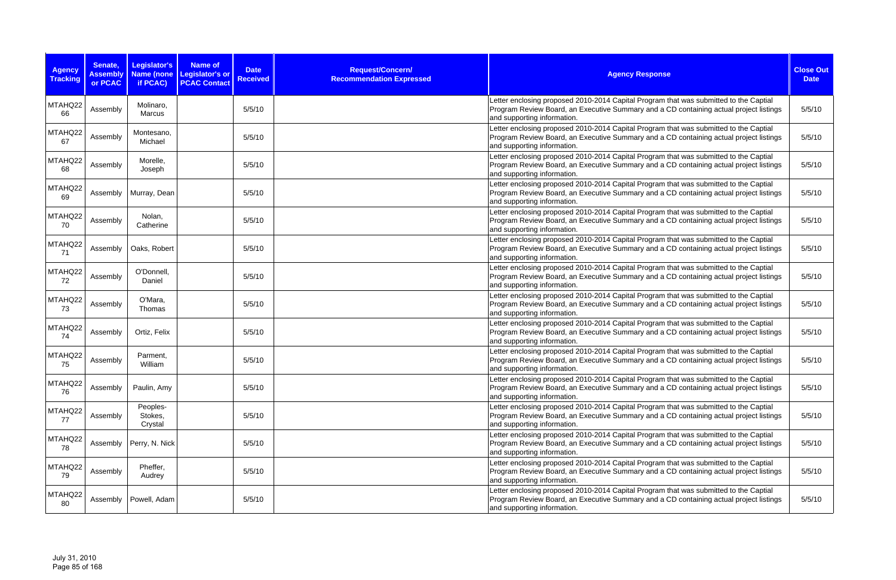| Agency Tracking | Senate, Assembly or PCAC | Legislator's Name (none if PCAC) | Name of Legislator's or PCAC Contact | Date Received | Request/Concern/ Recommendation Expressed | Agency Response | Close Out Date |
|---|---|---|---|---|---|---|---|
| MTAHQ22 66 | Assembly | Molinaro, Marcus | | 5/5/10 | | Letter enclosing proposed 2010-2014 Capital Program that was submitted to the Captial Program Review Board, an Executive Summary and a CD containing actual project listings and supporting information. | 5/5/10 |
| MTAHQ22 67 | Assembly | Montesano, Michael | | 5/5/10 | | Letter enclosing proposed 2010-2014 Capital Program that was submitted to the Captial Program Review Board, an Executive Summary and a CD containing actual project listings and supporting information. | 5/5/10 |
| MTAHQ22 68 | Assembly | Morelle, Joseph | | 5/5/10 | | Letter enclosing proposed 2010-2014 Capital Program that was submitted to the Captial Program Review Board, an Executive Summary and a CD containing actual project listings and supporting information. | 5/5/10 |
| MTAHQ22 69 | Assembly | Murray, Dean | | 5/5/10 | | Letter enclosing proposed 2010-2014 Capital Program that was submitted to the Captial Program Review Board, an Executive Summary and a CD containing actual project listings and supporting information. | 5/5/10 |
| MTAHQ22 70 | Assembly | Nolan, Catherine | | 5/5/10 | | Letter enclosing proposed 2010-2014 Capital Program that was submitted to the Captial Program Review Board, an Executive Summary and a CD containing actual project listings and supporting information. | 5/5/10 |
| MTAHQ22 71 | Assembly | Oaks, Robert | | 5/5/10 | | Letter enclosing proposed 2010-2014 Capital Program that was submitted to the Captial Program Review Board, an Executive Summary and a CD containing actual project listings and supporting information. | 5/5/10 |
| MTAHQ22 72 | Assembly | O'Donnell, Daniel | | 5/5/10 | | Letter enclosing proposed 2010-2014 Capital Program that was submitted to the Captial Program Review Board, an Executive Summary and a CD containing actual project listings and supporting information. | 5/5/10 |
| MTAHQ22 73 | Assembly | O'Mara, Thomas | | 5/5/10 | | Letter enclosing proposed 2010-2014 Capital Program that was submitted to the Captial Program Review Board, an Executive Summary and a CD containing actual project listings and supporting information. | 5/5/10 |
| MTAHQ22 74 | Assembly | Ortiz, Felix | | 5/5/10 | | Letter enclosing proposed 2010-2014 Capital Program that was submitted to the Captial Program Review Board, an Executive Summary and a CD containing actual project listings and supporting information. | 5/5/10 |
| MTAHQ22 75 | Assembly | Parment, William | | 5/5/10 | | Letter enclosing proposed 2010-2014 Capital Program that was submitted to the Captial Program Review Board, an Executive Summary and a CD containing actual project listings and supporting information. | 5/5/10 |
| MTAHQ22 76 | Assembly | Paulin, Amy | | 5/5/10 | | Letter enclosing proposed 2010-2014 Capital Program that was submitted to the Captial Program Review Board, an Executive Summary and a CD containing actual project listings and supporting information. | 5/5/10 |
| MTAHQ22 77 | Assembly | Peoples-Stokes, Crystal | | 5/5/10 | | Letter enclosing proposed 2010-2014 Capital Program that was submitted to the Captial Program Review Board, an Executive Summary and a CD containing actual project listings and supporting information. | 5/5/10 |
| MTAHQ22 78 | Assembly | Perry, N. Nick | | 5/5/10 | | Letter enclosing proposed 2010-2014 Capital Program that was submitted to the Captial Program Review Board, an Executive Summary and a CD containing actual project listings and supporting information. | 5/5/10 |
| MTAHQ22 79 | Assembly | Pheffer, Audrey | | 5/5/10 | | Letter enclosing proposed 2010-2014 Capital Program that was submitted to the Captial Program Review Board, an Executive Summary and a CD containing actual project listings and supporting information. | 5/5/10 |
| MTAHQ22 80 | Assembly | Powell, Adam | | 5/5/10 | | Letter enclosing proposed 2010-2014 Capital Program that was submitted to the Captial Program Review Board, an Executive Summary and a CD containing actual project listings and supporting information. | 5/5/10 |

July 31, 2010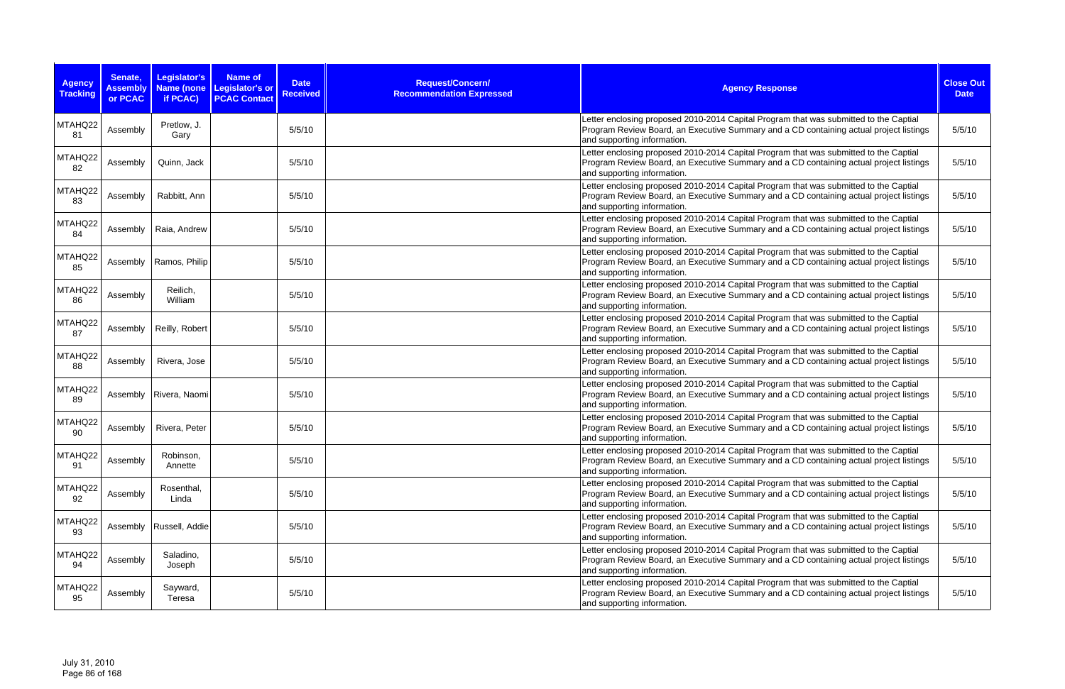| Agency Tracking | Senate, Assembly or PCAC | Legislator's Name (none if PCAC) | Name of Legislator's or PCAC Contact | Date Received | Request/Concern/ Recommendation Expressed | Agency Response | Close Out Date |
|---|---|---|---|---|---|---|---|
| MTAHQ22 81 | Assembly | Pretlow, J. Gary | | 5/5/10 | | Letter enclosing proposed 2010-2014 Capital Program that was submitted to the Captial Program Review Board, an Executive Summary and a CD containing actual project listings and supporting information. | 5/5/10 |
| MTAHQ22 82 | Assembly | Quinn, Jack | | 5/5/10 | | Letter enclosing proposed 2010-2014 Capital Program that was submitted to the Captial Program Review Board, an Executive Summary and a CD containing actual project listings and supporting information. | 5/5/10 |
| MTAHQ22 83 | Assembly | Rabbitt, Ann | | 5/5/10 | | Letter enclosing proposed 2010-2014 Capital Program that was submitted to the Captial Program Review Board, an Executive Summary and a CD containing actual project listings and supporting information. | 5/5/10 |
| MTAHQ22 84 | Assembly | Raia, Andrew | | 5/5/10 | | Letter enclosing proposed 2010-2014 Capital Program that was submitted to the Captial Program Review Board, an Executive Summary and a CD containing actual project listings and supporting information. | 5/5/10 |
| MTAHQ22 85 | Assembly | Ramos, Philip | | 5/5/10 | | Letter enclosing proposed 2010-2014 Capital Program that was submitted to the Captial Program Review Board, an Executive Summary and a CD containing actual project listings and supporting information. | 5/5/10 |
| MTAHQ22 86 | Assembly | Reilich, William | | 5/5/10 | | Letter enclosing proposed 2010-2014 Capital Program that was submitted to the Captial Program Review Board, an Executive Summary and a CD containing actual project listings and supporting information. | 5/5/10 |
| MTAHQ22 87 | Assembly | Reilly, Robert | | 5/5/10 | | Letter enclosing proposed 2010-2014 Capital Program that was submitted to the Captial Program Review Board, an Executive Summary and a CD containing actual project listings and supporting information. | 5/5/10 |
| MTAHQ22 88 | Assembly | Rivera, Jose | | 5/5/10 | | Letter enclosing proposed 2010-2014 Capital Program that was submitted to the Captial Program Review Board, an Executive Summary and a CD containing actual project listings and supporting information. | 5/5/10 |
| MTAHQ22 89 | Assembly | Rivera, Naomi | | 5/5/10 | | Letter enclosing proposed 2010-2014 Capital Program that was submitted to the Captial Program Review Board, an Executive Summary and a CD containing actual project listings and supporting information. | 5/5/10 |
| MTAHQ22 90 | Assembly | Rivera, Peter | | 5/5/10 | | Letter enclosing proposed 2010-2014 Capital Program that was submitted to the Captial Program Review Board, an Executive Summary and a CD containing actual project listings and supporting information. | 5/5/10 |
| MTAHQ22 91 | Assembly | Robinson, Annette | | 5/5/10 | | Letter enclosing proposed 2010-2014 Capital Program that was submitted to the Captial Program Review Board, an Executive Summary and a CD containing actual project listings and supporting information. | 5/5/10 |
| MTAHQ22 92 | Assembly | Rosenthal, Linda | | 5/5/10 | | Letter enclosing proposed 2010-2014 Capital Program that was submitted to the Captial Program Review Board, an Executive Summary and a CD containing actual project listings and supporting information. | 5/5/10 |
| MTAHQ22 93 | Assembly | Russell, Addie | | 5/5/10 | | Letter enclosing proposed 2010-2014 Capital Program that was submitted to the Captial Program Review Board, an Executive Summary and a CD containing actual project listings and supporting information. | 5/5/10 |
| MTAHQ22 94 | Assembly | Saladino, Joseph | | 5/5/10 | | Letter enclosing proposed 2010-2014 Capital Program that was submitted to the Captial Program Review Board, an Executive Summary and a CD containing actual project listings and supporting information. | 5/5/10 |
| MTAHQ22 95 | Assembly | Sayward, Teresa | | 5/5/10 | | Letter enclosing proposed 2010-2014 Capital Program that was submitted to the Captial Program Review Board, an Executive Summary and a CD containing actual project listings and supporting information. | 5/5/10 |

July 31, 2010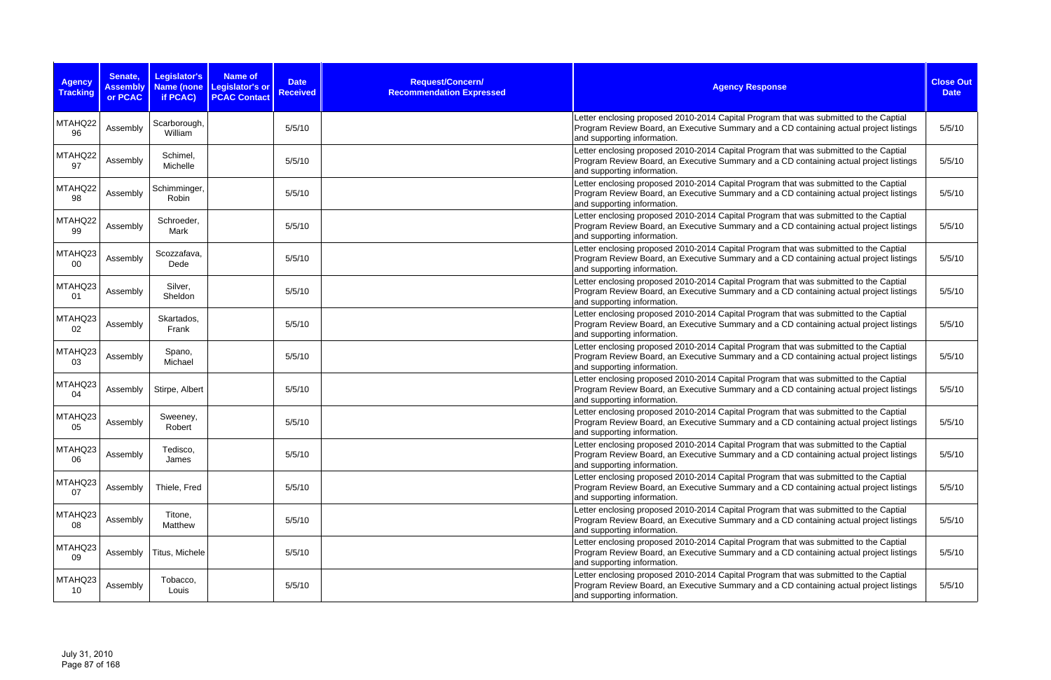| Agency Tracking | Senate, Assembly or PCAC | Legislator's Name (none if PCAC) | Name of Legislator's or PCAC Contact | Date Received | Request/Concern/ Recommendation Expressed | Agency Response | Close Out Date |
|---|---|---|---|---|---|---|---|
| MTAHQ2296 | Assembly | Scarborough, William | | 5/5/10 | | Letter enclosing proposed 2010-2014 Capital Program that was submitted to the Captial Program Review Board, an Executive Summary and a CD containing actual project listings and supporting information. | 5/5/10 |
| MTAHQ2297 | Assembly | Schimel, Michelle | | 5/5/10 | | Letter enclosing proposed 2010-2014 Capital Program that was submitted to the Captial Program Review Board, an Executive Summary and a CD containing actual project listings and supporting information. | 5/5/10 |
| MTAHQ2298 | Assembly | Schimminger, Robin | | 5/5/10 | | Letter enclosing proposed 2010-2014 Capital Program that was submitted to the Captial Program Review Board, an Executive Summary and a CD containing actual project listings and supporting information. | 5/5/10 |
| MTAHQ2299 | Assembly | Schroeder, Mark | | 5/5/10 | | Letter enclosing proposed 2010-2014 Capital Program that was submitted to the Captial Program Review Board, an Executive Summary and a CD containing actual project listings and supporting information. | 5/5/10 |
| MTAHQ2300 | Assembly | Scozzafava, Dede | | 5/5/10 | | Letter enclosing proposed 2010-2014 Capital Program that was submitted to the Captial Program Review Board, an Executive Summary and a CD containing actual project listings and supporting information. | 5/5/10 |
| MTAHQ2301 | Assembly | Silver, Sheldon | | 5/5/10 | | Letter enclosing proposed 2010-2014 Capital Program that was submitted to the Captial Program Review Board, an Executive Summary and a CD containing actual project listings and supporting information. | 5/5/10 |
| MTAHQ2302 | Assembly | Skartados, Frank | | 5/5/10 | | Letter enclosing proposed 2010-2014 Capital Program that was submitted to the Captial Program Review Board, an Executive Summary and a CD containing actual project listings and supporting information. | 5/5/10 |
| MTAHQ2303 | Assembly | Spano, Michael | | 5/5/10 | | Letter enclosing proposed 2010-2014 Capital Program that was submitted to the Captial Program Review Board, an Executive Summary and a CD containing actual project listings and supporting information. | 5/5/10 |
| MTAHQ2304 | Assembly | Stirpe, Albert | | 5/5/10 | | Letter enclosing proposed 2010-2014 Capital Program that was submitted to the Captial Program Review Board, an Executive Summary and a CD containing actual project listings and supporting information. | 5/5/10 |
| MTAHQ2305 | Assembly | Sweeney, Robert | | 5/5/10 | | Letter enclosing proposed 2010-2014 Capital Program that was submitted to the Captial Program Review Board, an Executive Summary and a CD containing actual project listings and supporting information. | 5/5/10 |
| MTAHQ2306 | Assembly | Tedisco, James | | 5/5/10 | | Letter enclosing proposed 2010-2014 Capital Program that was submitted to the Captial Program Review Board, an Executive Summary and a CD containing actual project listings and supporting information. | 5/5/10 |
| MTAHQ2307 | Assembly | Thiele, Fred | | 5/5/10 | | Letter enclosing proposed 2010-2014 Capital Program that was submitted to the Captial Program Review Board, an Executive Summary and a CD containing actual project listings and supporting information. | 5/5/10 |
| MTAHQ2308 | Assembly | Titone, Matthew | | 5/5/10 | | Letter enclosing proposed 2010-2014 Capital Program that was submitted to the Captial Program Review Board, an Executive Summary and a CD containing actual project listings and supporting information. | 5/5/10 |
| MTAHQ2309 | Assembly | Titus, Michele | | 5/5/10 | | Letter enclosing proposed 2010-2014 Capital Program that was submitted to the Captial Program Review Board, an Executive Summary and a CD containing actual project listings and supporting information. | 5/5/10 |
| MTAHQ2310 | Assembly | Tobacco, Louis | | 5/5/10 | | Letter enclosing proposed 2010-2014 Capital Program that was submitted to the Captial Program Review Board, an Executive Summary and a CD containing actual project listings and supporting information. | 5/5/10 |

July 31, 2010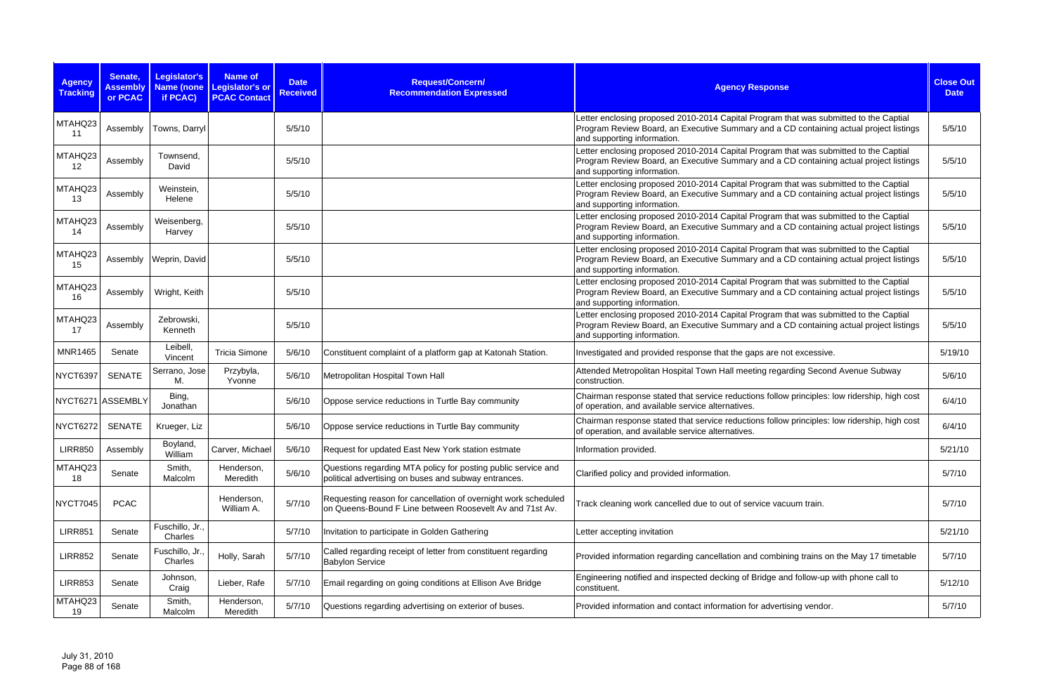| Agency Tracking | Senate, Assembly or PCAC | Legislator's Name (none if PCAC) | Name of Legislator's or PCAC Contact | Date Received | Request/Concern/ Recommendation Expressed | Agency Response | Close Out Date |
|---|---|---|---|---|---|---|---|
| MTAHQ23 11 | Assembly | Towns, Darryl | | 5/5/10 | | Letter enclosing proposed 2010-2014 Capital Program that was submitted to the Captial Program Review Board, an Executive Summary and a CD containing actual project listings and supporting information. | 5/5/10 |
| MTAHQ23 12 | Assembly | Townsend, David | | 5/5/10 | | Letter enclosing proposed 2010-2014 Capital Program that was submitted to the Captial Program Review Board, an Executive Summary and a CD containing actual project listings and supporting information. | 5/5/10 |
| MTAHQ23 13 | Assembly | Weinstein, Helene | | 5/5/10 | | Letter enclosing proposed 2010-2014 Capital Program that was submitted to the Captial Program Review Board, an Executive Summary and a CD containing actual project listings and supporting information. | 5/5/10 |
| MTAHQ23 14 | Assembly | Weisenberg, Harvey | | 5/5/10 | | Letter enclosing proposed 2010-2014 Capital Program that was submitted to the Captial Program Review Board, an Executive Summary and a CD containing actual project listings and supporting information. | 5/5/10 |
| MTAHQ23 15 | Assembly | Weprin, David | | 5/5/10 | | Letter enclosing proposed 2010-2014 Capital Program that was submitted to the Captial Program Review Board, an Executive Summary and a CD containing actual project listings and supporting information. | 5/5/10 |
| MTAHQ23 16 | Assembly | Wright, Keith | | 5/5/10 | | Letter enclosing proposed 2010-2014 Capital Program that was submitted to the Captial Program Review Board, an Executive Summary and a CD containing actual project listings and supporting information. | 5/5/10 |
| MTAHQ23 17 | Assembly | Zebrowski, Kenneth | | 5/5/10 | | Letter enclosing proposed 2010-2014 Capital Program that was submitted to the Captial Program Review Board, an Executive Summary and a CD containing actual project listings and supporting information. | 5/5/10 |
| MNR1465 | Senate | Leibell, Vincent | Tricia Simone | 5/6/10 | Constituent complaint of a platform gap at Katonah Station. | Investigated and provided response that the gaps are not excessive. | 5/19/10 |
| NYCT6397 | SENATE | Serrano, Jose M. | Przybyla, Yvonne | 5/6/10 | Metropolitan Hospital Town Hall | Attended Metropolitan Hospital Town Hall meeting regarding Second Avenue Subway construction. | 5/6/10 |
| NYCT6271 | ASSEMBLY | Bing, Jonathan | | 5/6/10 | Oppose service reductions in Turtle Bay community | Chairman response stated that service reductions follow principles: low ridership, high cost of operation, and available service alternatives. | 6/4/10 |
| NYCT6272 | SENATE | Krueger, Liz | | 5/6/10 | Oppose service reductions in Turtle Bay community | Chairman response stated that service reductions follow principles: low ridership, high cost of operation, and available service alternatives. | 6/4/10 |
| LIRR850 | Assembly | Boyland, William | Carver, Michael | 5/6/10 | Request for updated East New York station estmate | Information provided. | 5/21/10 |
| MTAHQ23 18 | Senate | Smith, Malcolm | Henderson, Meredith | 5/6/10 | Questions regarding MTA policy for posting public service and political advertising on buses and subway entrances. | Clarified policy and provided information. | 5/7/10 |
| NYCT7045 | PCAC | | Henderson, William A. | 5/7/10 | Requesting reason for cancellation of overnight work scheduled on Queens-Bound F Line between Roosevelt Av and 71st Av. | Track cleaning work cancelled due to out of service vacuum train. | 5/7/10 |
| LIRR851 | Senate | Fuschillo, Jr., Charles | | 5/7/10 | Invitation to participate in Golden Gathering | Letter accepting invitation | 5/21/10 |
| LIRR852 | Senate | Fuschillo, Jr., Charles | Holly, Sarah | 5/7/10 | Called regarding receipt of letter from constituent regarding Babylon Service | Provided information regarding cancellation and combining trains on the May 17 timetable | 5/7/10 |
| LIRR853 | Senate | Johnson, Craig | Lieber, Rafe | 5/7/10 | Email regarding on going conditions at Ellison Ave Bridge | Engineering notified and inspected decking of Bridge and follow-up with phone call to constituent. | 5/12/10 |
| MTAHQ23 19 | Senate | Smith, Malcolm | Henderson, Meredith | 5/7/10 | Questions regarding advertising on exterior of buses. | Provided information and contact information for advertising vendor. | 5/7/10 |

July 31, 2010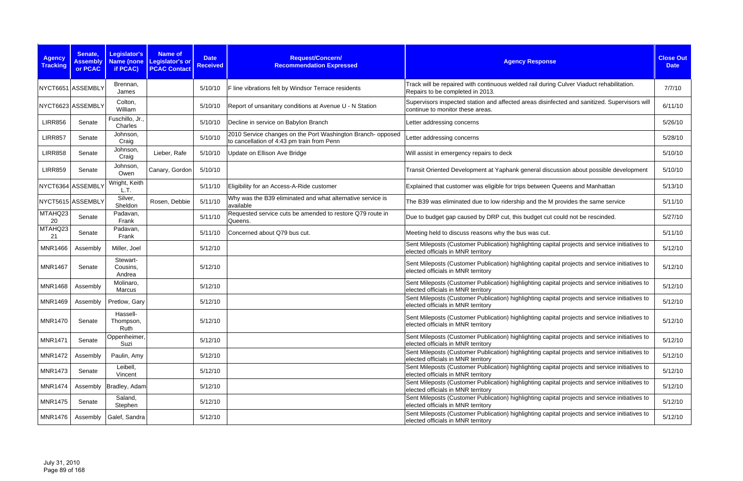| Agency Tracking | Senate, Assembly or PCAC | Legislator's Name (none if PCAC) | Name of Legislator's or PCAC Contact | Date Received | Request/Concern/ Recommendation Expressed | Agency Response | Close Out Date |
|---|---|---|---|---|---|---|---|
| NYCT6651 | ASSEMBLY | Brennan, James | | 5/10/10 | F line vibrations felt by Windsor Terrace residents | Track will be repaired with continuous welded rail during Culver Viaduct rehabilitation. Repairs to be completed in 2013. | 7/7/10 |
| NYCT6623 | ASSEMBLY | Colton, William | | 5/10/10 | Report of unsanitary conditions at Avenue U - N Station | Supervisors inspected station and affected areas disinfected and sanitized. Supervisors will continue to monitor these areas. | 6/11/10 |
| LIRR856 | Senate | Fuschillo, Jr., Charles | | 5/10/10 | Decline in service on Babylon Branch | Letter addressing concerns | 5/26/10 |
| LIRR857 | Senate | Johnson, Craig | | 5/10/10 | 2010 Service changes on the Port Washington Branch- opposed to cancellation of 4:43 pm train from Penn | Letter addressing concerns | 5/28/10 |
| LIRR858 | Senate | Johnson, Craig | Lieber, Rafe | 5/10/10 | Update on Ellison Ave Bridge | Will assist in emergency repairs to deck | 5/10/10 |
| LIRR859 | Senate | Johnson, Owen | Canary, Gordon | 5/10/10 | | Transit Oriented Development at Yaphank general discussion about possible development | 5/10/10 |
| NYCT6364 | ASSEMBLY | Wright, Keith L.T. | | 5/11/10 | Eligibility for an Access-A-Ride customer | Explained that customer was eligible for trips between Queens and Manhattan | 5/13/10 |
| NYCT5615 | ASSEMBLY | Silver, Sheldon | Rosen, Debbie | 5/11/10 | Why was the B39 eliminated and what alternative service is available | The B39 was eliminated due to low ridership and the M provides the same service | 5/11/10 |
| MTAHQ2320 | Senate | Padavan, Frank | | 5/11/10 | Requested service cuts be amended to restore Q79 route in Queens. | Due to budget gap caused by DRP cut, this budget cut could not be rescinded. | 5/27/10 |
| MTAHQ2321 | Senate | Padavan, Frank | | 5/11/10 | Concerned about Q79 bus cut. | Meeting held to discuss reasons why the bus was cut. | 5/11/10 |
| MNR1466 | Assembly | Miller, Joel | | 5/12/10 | | Sent Mileposts (Customer Publication) highlighting capital projects and service initiatives to elected officials in MNR territory | 5/12/10 |
| MNR1467 | Senate | Stewart-Cousins, Andrea | | 5/12/10 | | Sent Mileposts (Customer Publication) highlighting capital projects and service initiatives to elected officials in MNR territory | 5/12/10 |
| MNR1468 | Assembly | Molinaro, Marcus | | 5/12/10 | | Sent Mileposts (Customer Publication) highlighting capital projects and service initiatives to elected officials in MNR territory | 5/12/10 |
| MNR1469 | Assembly | Pretlow, Gary | | 5/12/10 | | Sent Mileposts (Customer Publication) highlighting capital projects and service initiatives to elected officials in MNR territory | 5/12/10 |
| MNR1470 | Senate | Hassell-Thompson, Ruth | | 5/12/10 | | Sent Mileposts (Customer Publication) highlighting capital projects and service initiatives to elected officials in MNR territory | 5/12/10 |
| MNR1471 | Senate | Oppenheimer, Suzi | | 5/12/10 | | Sent Mileposts (Customer Publication) highlighting capital projects and service initiatives to elected officials in MNR territory | 5/12/10 |
| MNR1472 | Assembly | Paulin, Amy | | 5/12/10 | | Sent Mileposts (Customer Publication) highlighting capital projects and service initiatives to elected officials in MNR territory | 5/12/10 |
| MNR1473 | Senate | Leibell, Vincent | | 5/12/10 | | Sent Mileposts (Customer Publication) highlighting capital projects and service initiatives to elected officials in MNR territory | 5/12/10 |
| MNR1474 | Assembly | Bradley, Adam | | 5/12/10 | | Sent Mileposts (Customer Publication) highlighting capital projects and service initiatives to elected officials in MNR territory | 5/12/10 |
| MNR1475 | Senate | Saland, Stephen | | 5/12/10 | | Sent Mileposts (Customer Publication) highlighting capital projects and service initiatives to elected officials in MNR territory | 5/12/10 |
| MNR1476 | Assembly | Galef, Sandra | | 5/12/10 | | Sent Mileposts (Customer Publication) highlighting capital projects and service initiatives to elected officials in MNR territory | 5/12/10 |

July 31, 2010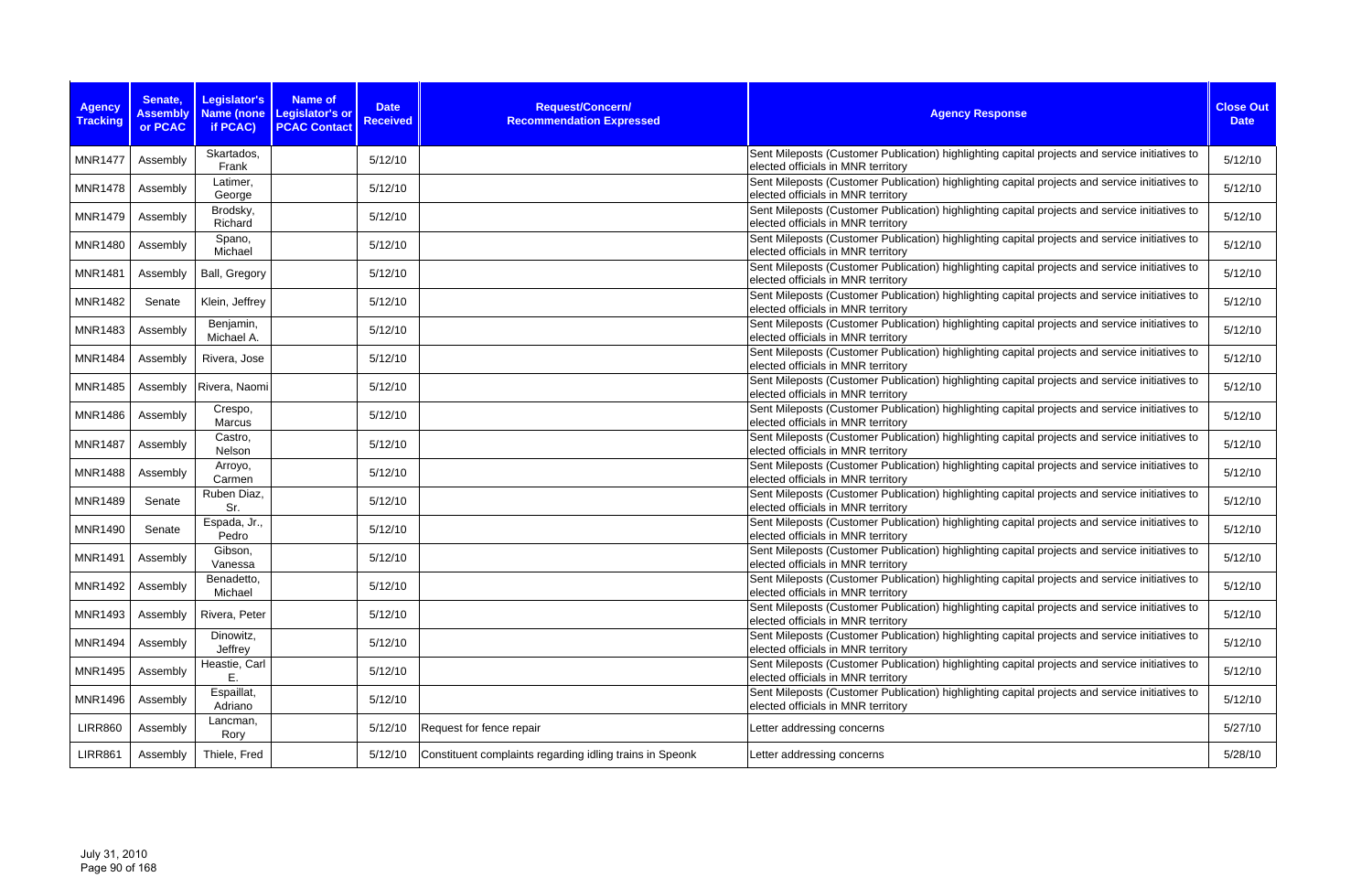| Agency Tracking | Senate, Assembly or PCAC | Legislator's Name (none if PCAC) | Name of Legislator's or PCAC Contact | Date Received | Request/Concern/ Recommendation Expressed | Agency Response | Close Out Date |
|---|---|---|---|---|---|---|---|
| MNR1477 | Assembly | Skartados, Frank | | 5/12/10 | | Sent Mileposts (Customer Publication) highlighting capital projects and service initiatives to elected officials in MNR territory | 5/12/10 |
| MNR1478 | Assembly | Latimer, George | | 5/12/10 | | Sent Mileposts (Customer Publication) highlighting capital projects and service initiatives to elected officials in MNR territory | 5/12/10 |
| MNR1479 | Assembly | Brodsky, Richard | | 5/12/10 | | Sent Mileposts (Customer Publication) highlighting capital projects and service initiatives to elected officials in MNR territory | 5/12/10 |
| MNR1480 | Assembly | Spano, Michael | | 5/12/10 | | Sent Mileposts (Customer Publication) highlighting capital projects and service initiatives to elected officials in MNR territory | 5/12/10 |
| MNR1481 | Assembly | Ball, Gregory | | 5/12/10 | | Sent Mileposts (Customer Publication) highlighting capital projects and service initiatives to elected officials in MNR territory | 5/12/10 |
| MNR1482 | Senate | Klein, Jeffrey | | 5/12/10 | | Sent Mileposts (Customer Publication) highlighting capital projects and service initiatives to elected officials in MNR territory | 5/12/10 |
| MNR1483 | Assembly | Benjamin, Michael A. | | 5/12/10 | | Sent Mileposts (Customer Publication) highlighting capital projects and service initiatives to elected officials in MNR territory | 5/12/10 |
| MNR1484 | Assembly | Rivera, Jose | | 5/12/10 | | Sent Mileposts (Customer Publication) highlighting capital projects and service initiatives to elected officials in MNR territory | 5/12/10 |
| MNR1485 | Assembly | Rivera, Naomi | | 5/12/10 | | Sent Mileposts (Customer Publication) highlighting capital projects and service initiatives to elected officials in MNR territory | 5/12/10 |
| MNR1486 | Assembly | Crespo, Marcus | | 5/12/10 | | Sent Mileposts (Customer Publication) highlighting capital projects and service initiatives to elected officials in MNR territory | 5/12/10 |
| MNR1487 | Assembly | Castro, Nelson | | 5/12/10 | | Sent Mileposts (Customer Publication) highlighting capital projects and service initiatives to elected officials in MNR territory | 5/12/10 |
| MNR1488 | Assembly | Arroyo, Carmen | | 5/12/10 | | Sent Mileposts (Customer Publication) highlighting capital projects and service initiatives to elected officials in MNR territory | 5/12/10 |
| MNR1489 | Senate | Ruben Diaz, Sr. | | 5/12/10 | | Sent Mileposts (Customer Publication) highlighting capital projects and service initiatives to elected officials in MNR territory | 5/12/10 |
| MNR1490 | Senate | Espada, Jr., Pedro | | 5/12/10 | | Sent Mileposts (Customer Publication) highlighting capital projects and service initiatives to elected officials in MNR territory | 5/12/10 |
| MNR1491 | Assembly | Gibson, Vanessa | | 5/12/10 | | Sent Mileposts (Customer Publication) highlighting capital projects and service initiatives to elected officials in MNR territory | 5/12/10 |
| MNR1492 | Assembly | Benadetto, Michael | | 5/12/10 | | Sent Mileposts (Customer Publication) highlighting capital projects and service initiatives to elected officials in MNR territory | 5/12/10 |
| MNR1493 | Assembly | Rivera, Peter | | 5/12/10 | | Sent Mileposts (Customer Publication) highlighting capital projects and service initiatives to elected officials in MNR territory | 5/12/10 |
| MNR1494 | Assembly | Dinowitz, Jeffrey | | 5/12/10 | | Sent Mileposts (Customer Publication) highlighting capital projects and service initiatives to elected officials in MNR territory | 5/12/10 |
| MNR1495 | Assembly | Heastie, Carl E. | | 5/12/10 | | Sent Mileposts (Customer Publication) highlighting capital projects and service initiatives to elected officials in MNR territory | 5/12/10 |
| MNR1496 | Assembly | Espaillat, Adriano | | 5/12/10 | | Sent Mileposts (Customer Publication) highlighting capital projects and service initiatives to elected officials in MNR territory | 5/12/10 |
| LIRR860 | Assembly | Lancman, Rory | | 5/12/10 | Request for fence repair | Letter addressing concerns | 5/27/10 |
| LIRR861 | Assembly | Thiele, Fred | | 5/12/10 | Constituent complaints regarding idling trains in Speonk | Letter addressing concerns | 5/28/10 |

July 31, 2010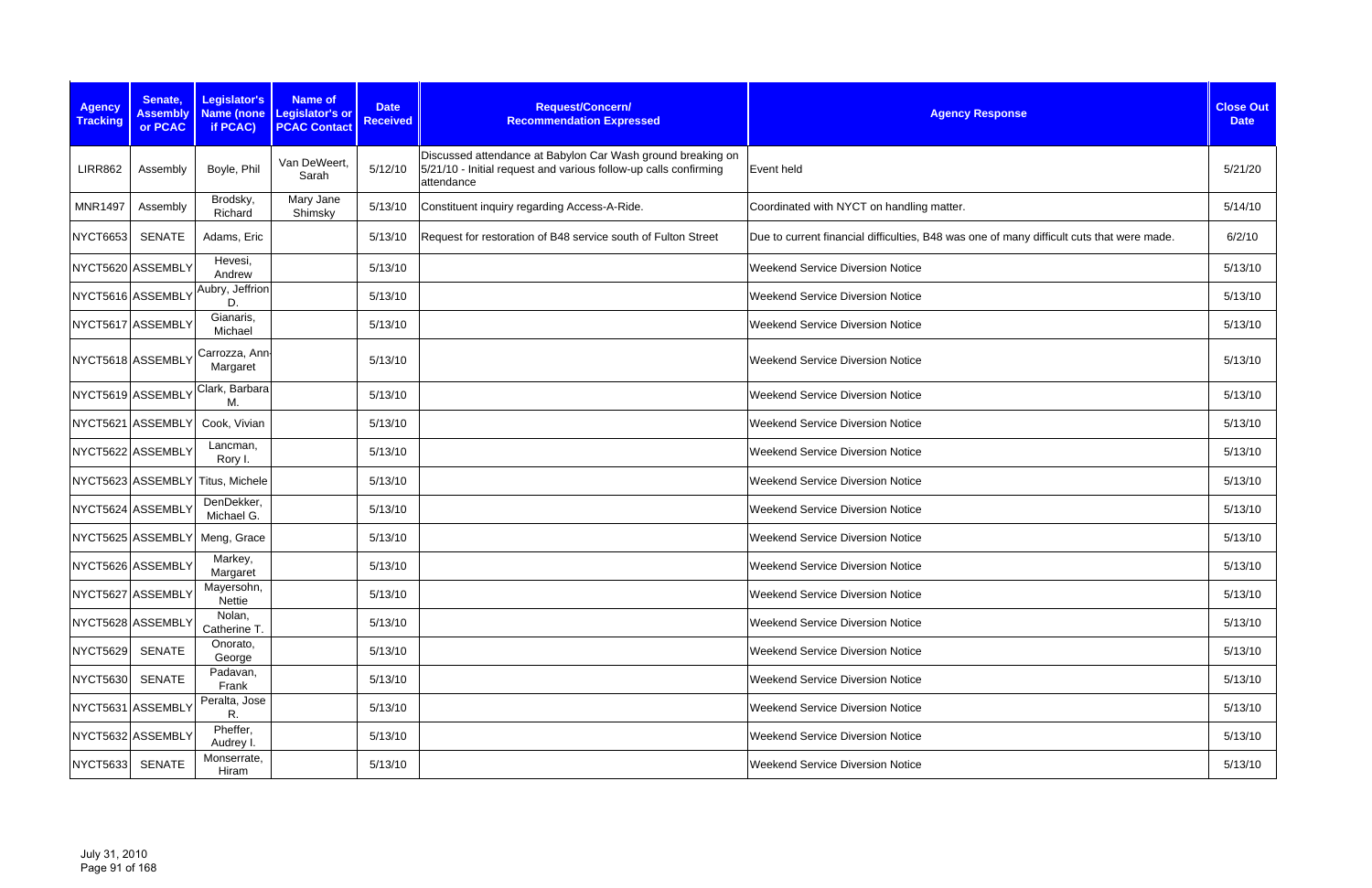| Agency Tracking | Senate, Assembly or PCAC | Legislator's Name (none if PCAC) | Name of Legislator's or PCAC Contact | Date Received | Request/Concern/ Recommendation Expressed | Agency Response | Close Out Date |
|---|---|---|---|---|---|---|---|
| LIRR862 | Assembly | Boyle, Phil | Van DeWeert, Sarah | 5/12/10 | Discussed attendance at Babylon Car Wash ground breaking on 5/21/10 - Initial request and various follow-up calls confirming attendance | Event held | 5/21/20 |
| MNR1497 | Assembly | Brodsky, Richard | Mary Jane Shimsky | 5/13/10 | Constituent inquiry regarding Access-A-Ride. | Coordinated with NYCT on handling matter. | 5/14/10 |
| NYCT6653 | SENATE | Adams, Eric | | 5/13/10 | Request for restoration of B48 service south of Fulton Street | Due to current financial difficulties, B48 was one of many difficult cuts that were made. | 6/2/10 |
| NYCT5620 | ASSEMBLY | Hevesi, Andrew | | 5/13/10 | | Weekend Service Diversion Notice | 5/13/10 |
| NYCT5616 | ASSEMBLY | Aubry, Jeffrion D. | | 5/13/10 | | Weekend Service Diversion Notice | 5/13/10 |
| NYCT5617 | ASSEMBLY | Gianaris, Michael | | 5/13/10 | | Weekend Service Diversion Notice | 5/13/10 |
| NYCT5618 | ASSEMBLY | Carrozza, Ann-Margaret | | 5/13/10 | | Weekend Service Diversion Notice | 5/13/10 |
| NYCT5619 | ASSEMBLY | Clark, Barbara M. | | 5/13/10 | | Weekend Service Diversion Notice | 5/13/10 |
| NYCT5621 | ASSEMBLY | Cook, Vivian | | 5/13/10 | | Weekend Service Diversion Notice | 5/13/10 |
| NYCT5622 | ASSEMBLY | Lancman, Rory I. | | 5/13/10 | | Weekend Service Diversion Notice | 5/13/10 |
| NYCT5623 | ASSEMBLY | Titus, Michele | | 5/13/10 | | Weekend Service Diversion Notice | 5/13/10 |
| NYCT5624 | ASSEMBLY | DenDekker, Michael G. | | 5/13/10 | | Weekend Service Diversion Notice | 5/13/10 |
| NYCT5625 | ASSEMBLY | Meng, Grace | | 5/13/10 | | Weekend Service Diversion Notice | 5/13/10 |
| NYCT5626 | ASSEMBLY | Markey, Margaret | | 5/13/10 | | Weekend Service Diversion Notice | 5/13/10 |
| NYCT5627 | ASSEMBLY | Mayersohn, Nettie | | 5/13/10 | | Weekend Service Diversion Notice | 5/13/10 |
| NYCT5628 | ASSEMBLY | Nolan, Catherine T. | | 5/13/10 | | Weekend Service Diversion Notice | 5/13/10 |
| NYCT5629 | SENATE | Onorato, George | | 5/13/10 | | Weekend Service Diversion Notice | 5/13/10 |
| NYCT5630 | SENATE | Padavan, Frank | | 5/13/10 | | Weekend Service Diversion Notice | 5/13/10 |
| NYCT5631 | ASSEMBLY | Peralta, Jose R. | | 5/13/10 | | Weekend Service Diversion Notice | 5/13/10 |
| NYCT5632 | ASSEMBLY | Pheffer, Audrey I. | | 5/13/10 | | Weekend Service Diversion Notice | 5/13/10 |
| NYCT5633 | SENATE | Monserrate, Hiram | | 5/13/10 | | Weekend Service Diversion Notice | 5/13/10 |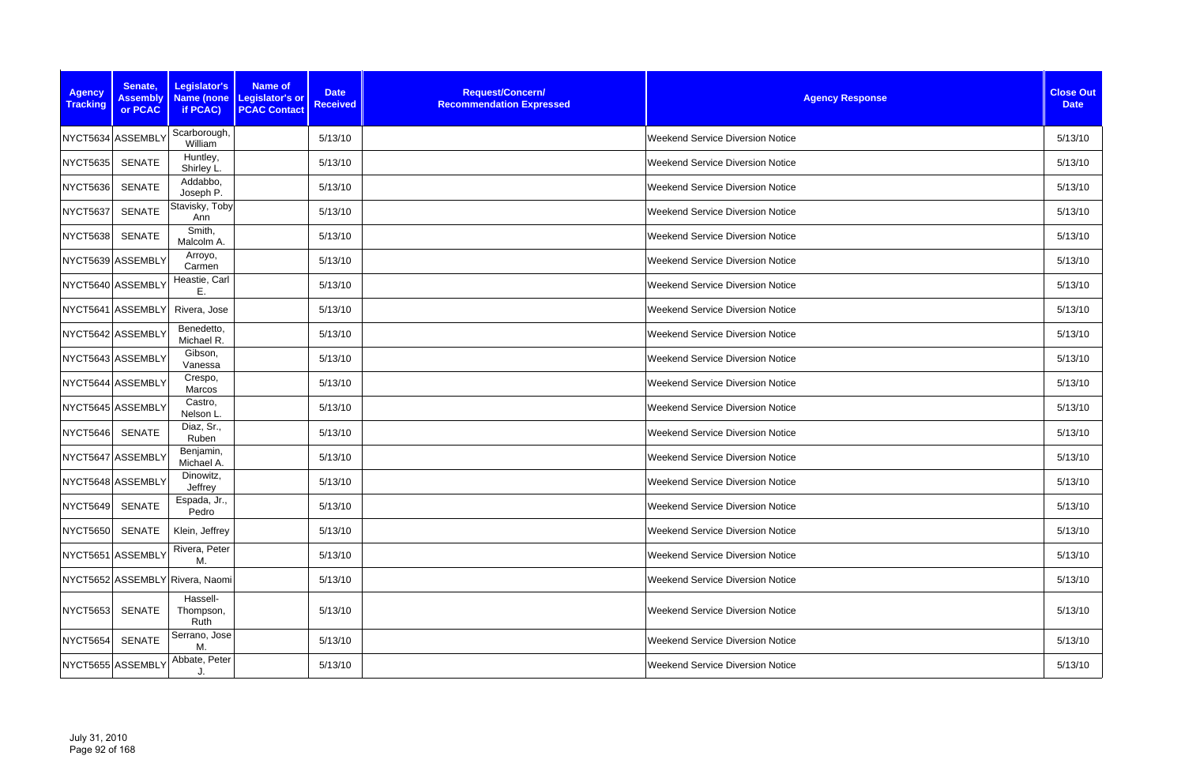| Agency Tracking | Senate, Assembly or PCAC | Legislator's Name (none if PCAC) | Name of Legislator's or PCAC Contact | Date Received | Request/Concern/ Recommendation Expressed | Agency Response | Close Out Date |
|---|---|---|---|---|---|---|---|
| NYCT5634 | ASSEMBLY | Scarborough, William | | 5/13/10 | | Weekend Service Diversion Notice | 5/13/10 |
| NYCT5635 | SENATE | Huntley, Shirley L. | | 5/13/10 | | Weekend Service Diversion Notice | 5/13/10 |
| NYCT5636 | SENATE | Addabbo, Joseph P. | | 5/13/10 | | Weekend Service Diversion Notice | 5/13/10 |
| NYCT5637 | SENATE | Stavisky, Toby Ann | | 5/13/10 | | Weekend Service Diversion Notice | 5/13/10 |
| NYCT5638 | SENATE | Smith, Malcolm A. | | 5/13/10 | | Weekend Service Diversion Notice | 5/13/10 |
| NYCT5639 | ASSEMBLY | Arroyo, Carmen | | 5/13/10 | | Weekend Service Diversion Notice | 5/13/10 |
| NYCT5640 | ASSEMBLY | Heastie, Carl E. | | 5/13/10 | | Weekend Service Diversion Notice | 5/13/10 |
| NYCT5641 | ASSEMBLY | Rivera, Jose | | 5/13/10 | | Weekend Service Diversion Notice | 5/13/10 |
| NYCT5642 | ASSEMBLY | Benedetto, Michael R. | | 5/13/10 | | Weekend Service Diversion Notice | 5/13/10 |
| NYCT5643 | ASSEMBLY | Gibson, Vanessa | | 5/13/10 | | Weekend Service Diversion Notice | 5/13/10 |
| NYCT5644 | ASSEMBLY | Crespo, Marcos | | 5/13/10 | | Weekend Service Diversion Notice | 5/13/10 |
| NYCT5645 | ASSEMBLY | Castro, Nelson L. | | 5/13/10 | | Weekend Service Diversion Notice | 5/13/10 |
| NYCT5646 | SENATE | Diaz, Sr., Ruben | | 5/13/10 | | Weekend Service Diversion Notice | 5/13/10 |
| NYCT5647 | ASSEMBLY | Benjamin, Michael A. | | 5/13/10 | | Weekend Service Diversion Notice | 5/13/10 |
| NYCT5648 | ASSEMBLY | Dinowitz, Jeffrey | | 5/13/10 | | Weekend Service Diversion Notice | 5/13/10 |
| NYCT5649 | SENATE | Espada, Jr., Pedro | | 5/13/10 | | Weekend Service Diversion Notice | 5/13/10 |
| NYCT5650 | SENATE | Klein, Jeffrey | | 5/13/10 | | Weekend Service Diversion Notice | 5/13/10 |
| NYCT5651 | ASSEMBLY | Rivera, Peter M. | | 5/13/10 | | Weekend Service Diversion Notice | 5/13/10 |
| NYCT5652 | ASSEMBLY | Rivera, Naomi | | 5/13/10 | | Weekend Service Diversion Notice | 5/13/10 |
| NYCT5653 | SENATE | Hassell-Thompson, Ruth | | 5/13/10 | | Weekend Service Diversion Notice | 5/13/10 |
| NYCT5654 | SENATE | Serrano, Jose M. | | 5/13/10 | | Weekend Service Diversion Notice | 5/13/10 |
| NYCT5655 | ASSEMBLY | Abbate, Peter J. | | 5/13/10 | | Weekend Service Diversion Notice | 5/13/10 |

July 31, 2010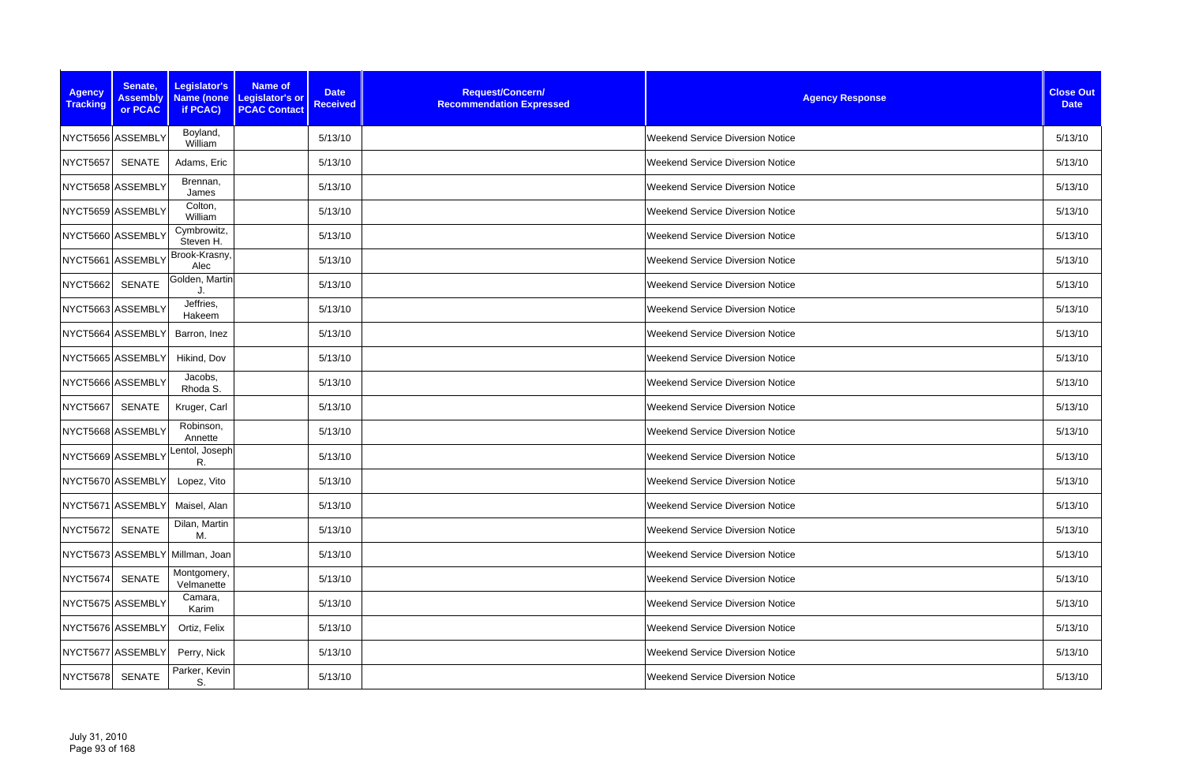| Agency Tracking | Senate, Assembly or PCAC | Legislator's Name (none if PCAC) | Name of Legislator's or PCAC Contact | Date Received | Request/Concern/ Recommendation Expressed | Agency Response | Close Out Date |
|---|---|---|---|---|---|---|---|
| NYCT5656 | ASSEMBLY | Boyland, William | | 5/13/10 | | Weekend Service Diversion Notice | 5/13/10 |
| NYCT5657 | SENATE | Adams, Eric | | 5/13/10 | | Weekend Service Diversion Notice | 5/13/10 |
| NYCT5658 | ASSEMBLY | Brennan, James | | 5/13/10 | | Weekend Service Diversion Notice | 5/13/10 |
| NYCT5659 | ASSEMBLY | Colton, William | | 5/13/10 | | Weekend Service Diversion Notice | 5/13/10 |
| NYCT5660 | ASSEMBLY | Cymbrowitz, Steven H. | | 5/13/10 | | Weekend Service Diversion Notice | 5/13/10 |
| NYCT5661 | ASSEMBLY | Brook-Krasny, Alec | | 5/13/10 | | Weekend Service Diversion Notice | 5/13/10 |
| NYCT5662 | SENATE | Golden, Martin J. | | 5/13/10 | | Weekend Service Diversion Notice | 5/13/10 |
| NYCT5663 | ASSEMBLY | Jeffries, Hakeem | | 5/13/10 | | Weekend Service Diversion Notice | 5/13/10 |
| NYCT5664 | ASSEMBLY | Barron, Inez | | 5/13/10 | | Weekend Service Diversion Notice | 5/13/10 |
| NYCT5665 | ASSEMBLY | Hikind, Dov | | 5/13/10 | | Weekend Service Diversion Notice | 5/13/10 |
| NYCT5666 | ASSEMBLY | Jacobs, Rhoda S. | | 5/13/10 | | Weekend Service Diversion Notice | 5/13/10 |
| NYCT5667 | SENATE | Kruger, Carl | | 5/13/10 | | Weekend Service Diversion Notice | 5/13/10 |
| NYCT5668 | ASSEMBLY | Robinson, Annette | | 5/13/10 | | Weekend Service Diversion Notice | 5/13/10 |
| NYCT5669 | ASSEMBLY | Lentol, Joseph R. | | 5/13/10 | | Weekend Service Diversion Notice | 5/13/10 |
| NYCT5670 | ASSEMBLY | Lopez, Vito | | 5/13/10 | | Weekend Service Diversion Notice | 5/13/10 |
| NYCT5671 | ASSEMBLY | Maisel, Alan | | 5/13/10 | | Weekend Service Diversion Notice | 5/13/10 |
| NYCT5672 | SENATE | Dilan, Martin M. | | 5/13/10 | | Weekend Service Diversion Notice | 5/13/10 |
| NYCT5673 | ASSEMBLY | Millman, Joan | | 5/13/10 | | Weekend Service Diversion Notice | 5/13/10 |
| NYCT5674 | SENATE | Montgomery, Velmanette | | 5/13/10 | | Weekend Service Diversion Notice | 5/13/10 |
| NYCT5675 | ASSEMBLY | Camara, Karim | | 5/13/10 | | Weekend Service Diversion Notice | 5/13/10 |
| NYCT5676 | ASSEMBLY | Ortiz, Felix | | 5/13/10 | | Weekend Service Diversion Notice | 5/13/10 |
| NYCT5677 | ASSEMBLY | Perry, Nick | | 5/13/10 | | Weekend Service Diversion Notice | 5/13/10 |
| NYCT5678 | SENATE | Parker, Kevin S. | | 5/13/10 | | Weekend Service Diversion Notice | 5/13/10 |

July 31, 2010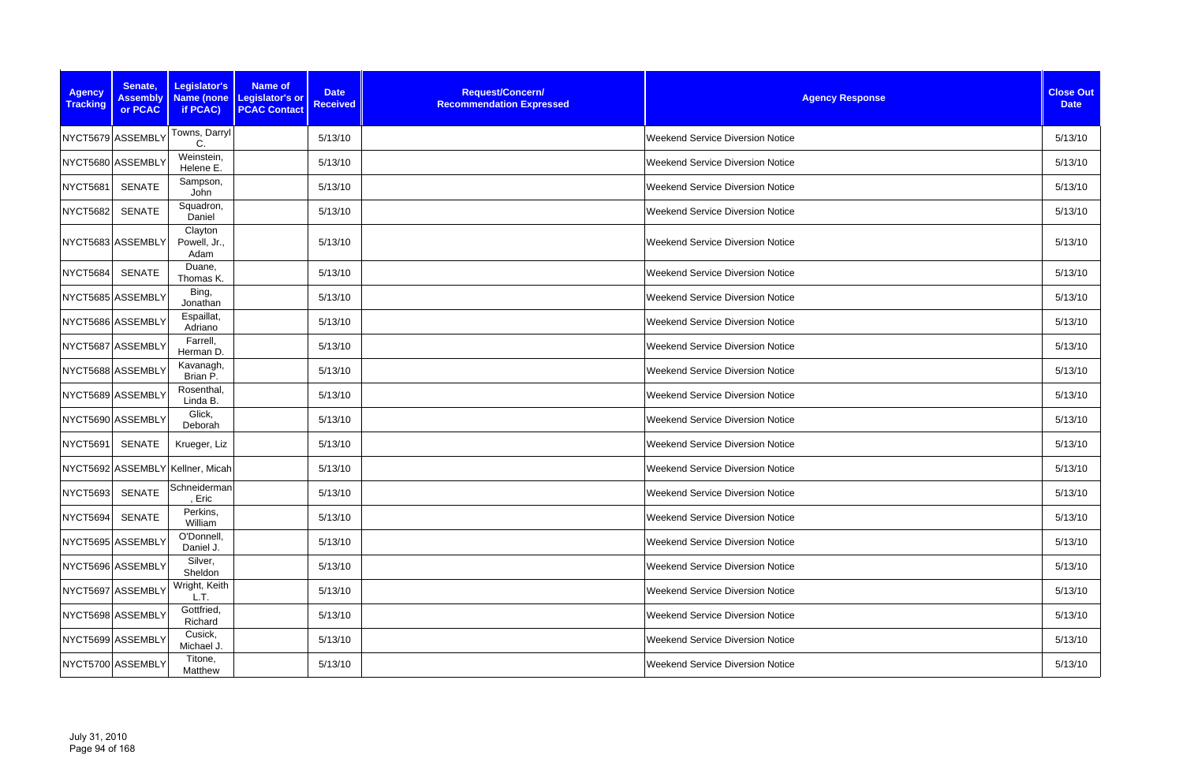| Agency Tracking | Senate, Assembly or PCAC | Legislator's Name (none if PCAC) | Name of Legislator's or PCAC Contact | Date Received | Request/Concern/ Recommendation Expressed | Agency Response | Close Out Date |
|---|---|---|---|---|---|---|---|
| NYCT5679 | ASSEMBLY | Towns, Darryl C. | | 5/13/10 | | Weekend Service Diversion Notice | 5/13/10 |
| NYCT5680 | ASSEMBLY | Weinstein, Helene E. | | 5/13/10 | | Weekend Service Diversion Notice | 5/13/10 |
| NYCT5681 | SENATE | Sampson, John | | 5/13/10 | | Weekend Service Diversion Notice | 5/13/10 |
| NYCT5682 | SENATE | Squadron, Daniel | | 5/13/10 | | Weekend Service Diversion Notice | 5/13/10 |
| NYCT5683 | ASSEMBLY | Clayton Powell, Jr., Adam | | 5/13/10 | | Weekend Service Diversion Notice | 5/13/10 |
| NYCT5684 | SENATE | Duane, Thomas K. | | 5/13/10 | | Weekend Service Diversion Notice | 5/13/10 |
| NYCT5685 | ASSEMBLY | Bing, Jonathan | | 5/13/10 | | Weekend Service Diversion Notice | 5/13/10 |
| NYCT5686 | ASSEMBLY | Espaillat, Adriano | | 5/13/10 | | Weekend Service Diversion Notice | 5/13/10 |
| NYCT5687 | ASSEMBLY | Farrell, Herman D. | | 5/13/10 | | Weekend Service Diversion Notice | 5/13/10 |
| NYCT5688 | ASSEMBLY | Kavanagh, Brian P. | | 5/13/10 | | Weekend Service Diversion Notice | 5/13/10 |
| NYCT5689 | ASSEMBLY | Rosenthal, Linda B. | | 5/13/10 | | Weekend Service Diversion Notice | 5/13/10 |
| NYCT5690 | ASSEMBLY | Glick, Deborah | | 5/13/10 | | Weekend Service Diversion Notice | 5/13/10 |
| NYCT5691 | SENATE | Krueger, Liz | | 5/13/10 | | Weekend Service Diversion Notice | 5/13/10 |
| NYCT5692 | ASSEMBLY | Kellner, Micah | | 5/13/10 | | Weekend Service Diversion Notice | 5/13/10 |
| NYCT5693 | SENATE | Schneiderman, Eric | | 5/13/10 | | Weekend Service Diversion Notice | 5/13/10 |
| NYCT5694 | SENATE | Perkins, William | | 5/13/10 | | Weekend Service Diversion Notice | 5/13/10 |
| NYCT5695 | ASSEMBLY | O'Donnell, Daniel J. | | 5/13/10 | | Weekend Service Diversion Notice | 5/13/10 |
| NYCT5696 | ASSEMBLY | Silver, Sheldon | | 5/13/10 | | Weekend Service Diversion Notice | 5/13/10 |
| NYCT5697 | ASSEMBLY | Wright, Keith L.T. | | 5/13/10 | | Weekend Service Diversion Notice | 5/13/10 |
| NYCT5698 | ASSEMBLY | Gottfried, Richard | | 5/13/10 | | Weekend Service Diversion Notice | 5/13/10 |
| NYCT5699 | ASSEMBLY | Cusick, Michael J. | | 5/13/10 | | Weekend Service Diversion Notice | 5/13/10 |
| NYCT5700 | ASSEMBLY | Titone, Matthew | | 5/13/10 | | Weekend Service Diversion Notice | 5/13/10 |

July 31, 2010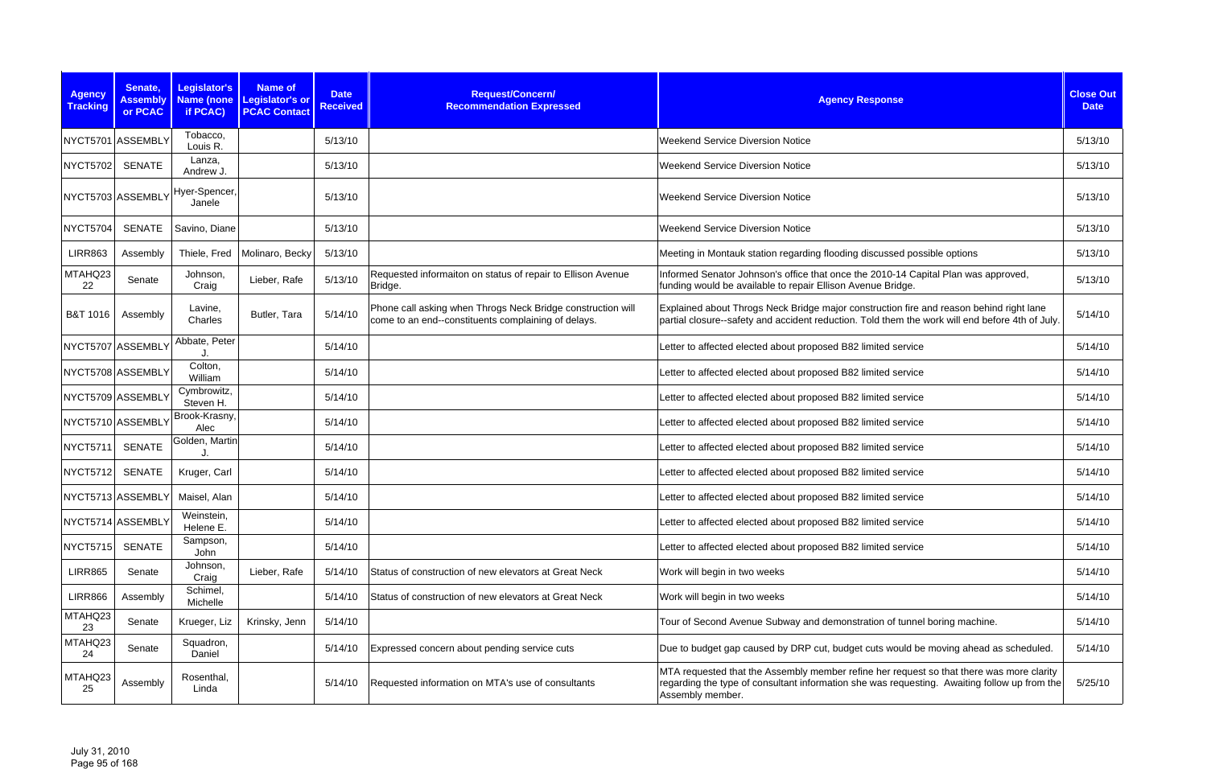| Agency Tracking | Senate, Assembly or PCAC | Legislator's Name (none if PCAC) | Name of Legislator's or PCAC Contact | Date Received | Request/Concern/ Recommendation Expressed | Agency Response | Close Out Date |
|---|---|---|---|---|---|---|---|
| NYCT5701 | ASSEMBLY | Tobacco, Louis R. | | 5/13/10 | | Weekend Service Diversion Notice | 5/13/10 |
| NYCT5702 | SENATE | Lanza, Andrew J. | | 5/13/10 | | Weekend Service Diversion Notice | 5/13/10 |
| NYCT5703 | ASSEMBLY | Hyer-Spencer, Janele | | 5/13/10 | | Weekend Service Diversion Notice | 5/13/10 |
| NYCT5704 | SENATE | Savino, Diane | | 5/13/10 | | Weekend Service Diversion Notice | 5/13/10 |
| LIRR863 | Assembly | Thiele, Fred | Molinaro, Becky | 5/13/10 | | Meeting in Montauk station regarding flooding discussed possible options | 5/13/10 |
| MTAHQ23 22 | Senate | Johnson, Craig | Lieber, Rafe | 5/13/10 | Requested informaiton on status of repair to Ellison Avenue Bridge. | Informed Senator Johnson's office that once the 2010-14 Capital Plan was approved, funding would be available to repair Ellison Avenue Bridge. | 5/13/10 |
| B&T 1016 | Assembly | Lavine, Charles | Butler, Tara | 5/14/10 | Phone call asking when Throgs Neck Bridge construction will come to an end--constituents complaining of delays. | Explained about Throgs Neck Bridge major construction fire and reason behind right lane partial closure--safety and accident reduction. Told them the work will end before 4th of July. | 5/14/10 |
| NYCT5707 | ASSEMBLY | Abbate, Peter J. | | 5/14/10 | | Letter to affected elected about proposed B82 limited service | 5/14/10 |
| NYCT5708 | ASSEMBLY | Colton, William | | 5/14/10 | | Letter to affected elected about proposed B82 limited service | 5/14/10 |
| NYCT5709 | ASSEMBLY | Cymbrowitz, Steven H. | | 5/14/10 | | Letter to affected elected about proposed B82 limited service | 5/14/10 |
| NYCT5710 | ASSEMBLY | Brook-Krasny, Alec | | 5/14/10 | | Letter to affected elected about proposed B82 limited service | 5/14/10 |
| NYCT5711 | SENATE | Golden, Martin J. | | 5/14/10 | | Letter to affected elected about proposed B82 limited service | 5/14/10 |
| NYCT5712 | SENATE | Kruger, Carl | | 5/14/10 | | Letter to affected elected about proposed B82 limited service | 5/14/10 |
| NYCT5713 | ASSEMBLY | Maisel, Alan | | 5/14/10 | | Letter to affected elected about proposed B82 limited service | 5/14/10 |
| NYCT5714 | ASSEMBLY | Weinstein, Helene E. | | 5/14/10 | | Letter to affected elected about proposed B82 limited service | 5/14/10 |
| NYCT5715 | SENATE | Sampson, John | | 5/14/10 | | Letter to affected elected about proposed B82 limited service | 5/14/10 |
| LIRR865 | Senate | Johnson, Craig | Lieber, Rafe | 5/14/10 | Status of construction of new elevators at Great Neck | Work will begin in two weeks | 5/14/10 |
| LIRR866 | Assembly | Schimel, Michelle | | 5/14/10 | Status of construction of new elevators at Great Neck | Work will begin in two weeks | 5/14/10 |
| MTAHQ23 23 | Senate | Krueger, Liz | Krinsky, Jenn | 5/14/10 | | Tour of Second Avenue Subway and demonstration of tunnel boring machine. | 5/14/10 |
| MTAHQ23 24 | Senate | Squadron, Daniel | | 5/14/10 | Expressed concern about pending service cuts | Due to budget gap caused by DRP cut, budget cuts would be moving ahead as scheduled. | 5/14/10 |
| MTAHQ23 25 | Assembly | Rosenthal, Linda | | 5/14/10 | Requested information on MTA's use of consultants | MTA requested that the Assembly member refine her request so that there was more clarity regarding the type of consultant information she was requesting. Awaiting follow up from the Assembly member. | 5/25/10 |

July 31, 2010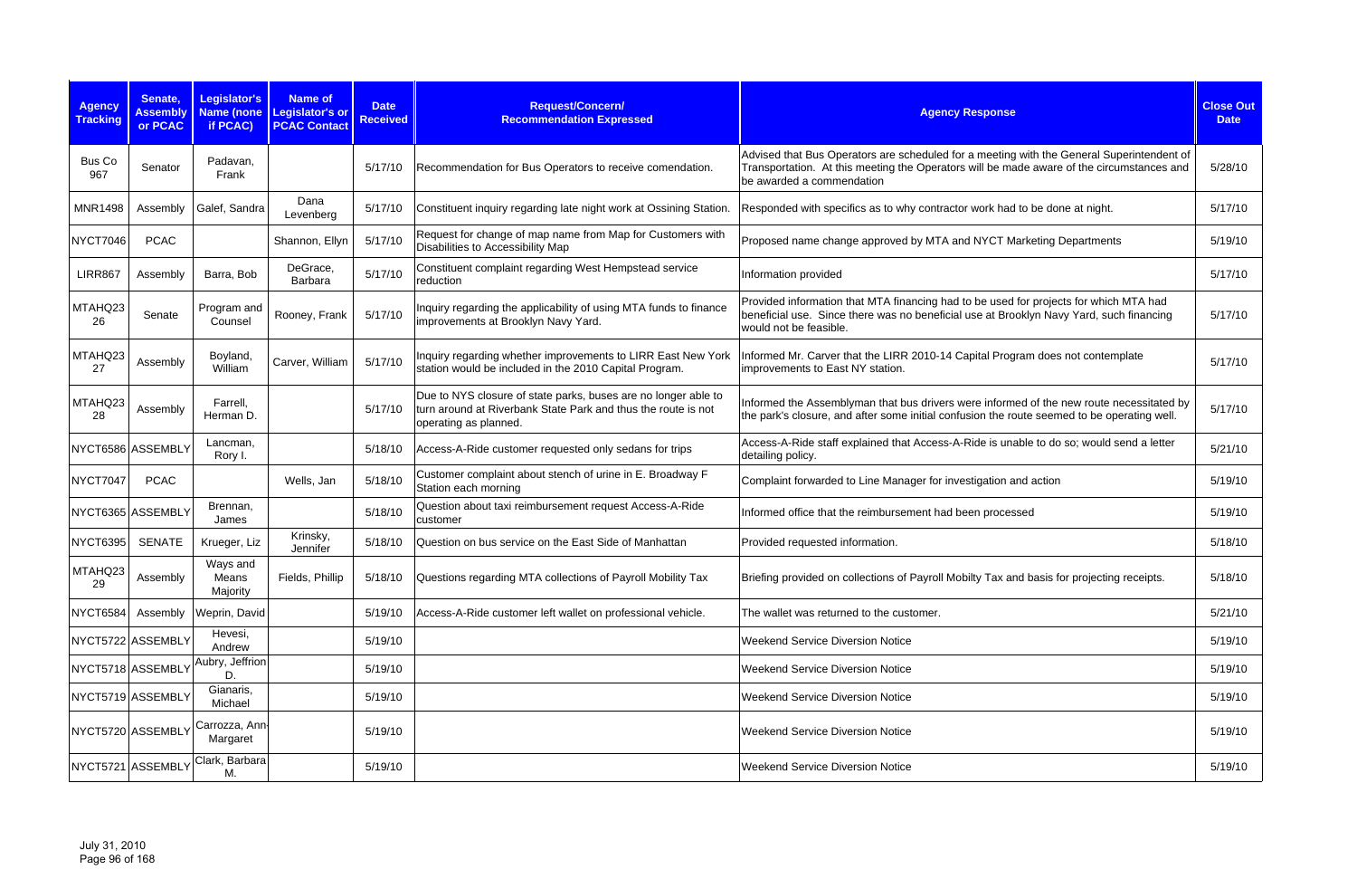| Agency Tracking | Senate, Assembly or PCAC | Legislator's Name (none if PCAC) | Name of Legislator's or PCAC Contact | Date Received | Request/Concern/ Recommendation Expressed | Agency Response | Close Out Date |
|---|---|---|---|---|---|---|---|
| Bus Co 967 | Senator | Padavan, Frank | | 5/17/10 | Recommendation for Bus Operators to receive comendation. | Advised that Bus Operators are scheduled for a meeting with the General Superintendent of Transportation. At this meeting the Operators will be made aware of the circumstances and be awarded a commendation | 5/28/10 |
| MNR1498 | Assembly | Galef, Sandra | Dana Levenberg | 5/17/10 | Constituent inquiry regarding late night work at Ossining Station. | Responded with specifics as to why contractor work had to be done at night. | 5/17/10 |
| NYCT7046 | PCAC | | Shannon, Ellyn | 5/17/10 | Request for change of map name from Map for Customers with Disabilities to Accessibility Map | Proposed name change approved by MTA and NYCT Marketing Departments | 5/19/10 |
| LIRR867 | Assembly | Barra, Bob | DeGrace, Barbara | 5/17/10 | Constituent complaint regarding West Hempstead service reduction | Information provided | 5/17/10 |
| MTAHQ2326 | Senate | Program and Counsel | Rooney, Frank | 5/17/10 | Inquiry regarding the applicability of using MTA funds to finance improvements at Brooklyn Navy Yard. | Provided information that MTA financing had to be used for projects for which MTA had beneficial use. Since there was no beneficial use at Brooklyn Navy Yard, such financing would not be feasible. | 5/17/10 |
| MTAHQ2327 | Assembly | Boyland, William | Carver, William | 5/17/10 | Inquiry regarding whether improvements to LIRR East New York station would be included in the 2010 Capital Program. | Informed Mr. Carver that the LIRR 2010-14 Capital Program does not contemplate improvements to East NY station. | 5/17/10 |
| MTAHQ2328 | Assembly | Farrell, Herman D. | | 5/17/10 | Due to NYS closure of state parks, buses are no longer able to turn around at Riverbank State Park and thus the route is not operating as planned. | Informed the Assemblyman that bus drivers were informed of the new route necessitated by the park's closure, and after some initial confusion the route seemed to be operating well. | 5/17/10 |
| NYCT6586 | ASSEMBLY | Lancman, Rory I. | | 5/18/10 | Access-A-Ride customer requested only sedans for trips | Access-A-Ride staff explained that Access-A-Ride is unable to do so; would send a letter detailing policy. | 5/21/10 |
| NYCT7047 | PCAC | | Wells, Jan | 5/18/10 | Customer complaint about stench of urine in E. Broadway F Station each morning | Complaint forwarded to Line Manager for investigation and action | 5/19/10 |
| NYCT6365 | ASSEMBLY | Brennan, James | | 5/18/10 | Question about taxi reimbursement request Access-A-Ride customer | Informed office that the reimbursement had been processed | 5/19/10 |
| NYCT6395 | SENATE | Krueger, Liz | Krinsky, Jennifer | 5/18/10 | Question on bus service on the East Side of Manhattan | Provided requested information. | 5/18/10 |
| MTAHQ2329 | Assembly | Ways and Means Majority | Fields, Phillip | 5/18/10 | Questions regarding MTA collections of Payroll Mobility Tax | Briefing provided on collections of Payroll Mobilty Tax and basis for projecting receipts. | 5/18/10 |
| NYCT6584 | Assembly | Weprin, David | | 5/19/10 | Access-A-Ride customer left wallet on professional vehicle. | The wallet was returned to the customer. | 5/21/10 |
| NYCT5722 | ASSEMBLY | Hevesi, Andrew | | 5/19/10 | | Weekend Service Diversion Notice | 5/19/10 |
| NYCT5718 | ASSEMBLY | Aubry, Jeffrion D. | | 5/19/10 | | Weekend Service Diversion Notice | 5/19/10 |
| NYCT5719 | ASSEMBLY | Gianaris, Michael | | 5/19/10 | | Weekend Service Diversion Notice | 5/19/10 |
| NYCT5720 | ASSEMBLY | Carrozza, Ann-Margaret | | 5/19/10 | | Weekend Service Diversion Notice | 5/19/10 |
| NYCT5721 | ASSEMBLY | Clark, Barbara M. | | 5/19/10 | | Weekend Service Diversion Notice | 5/19/10 |

July 31, 2010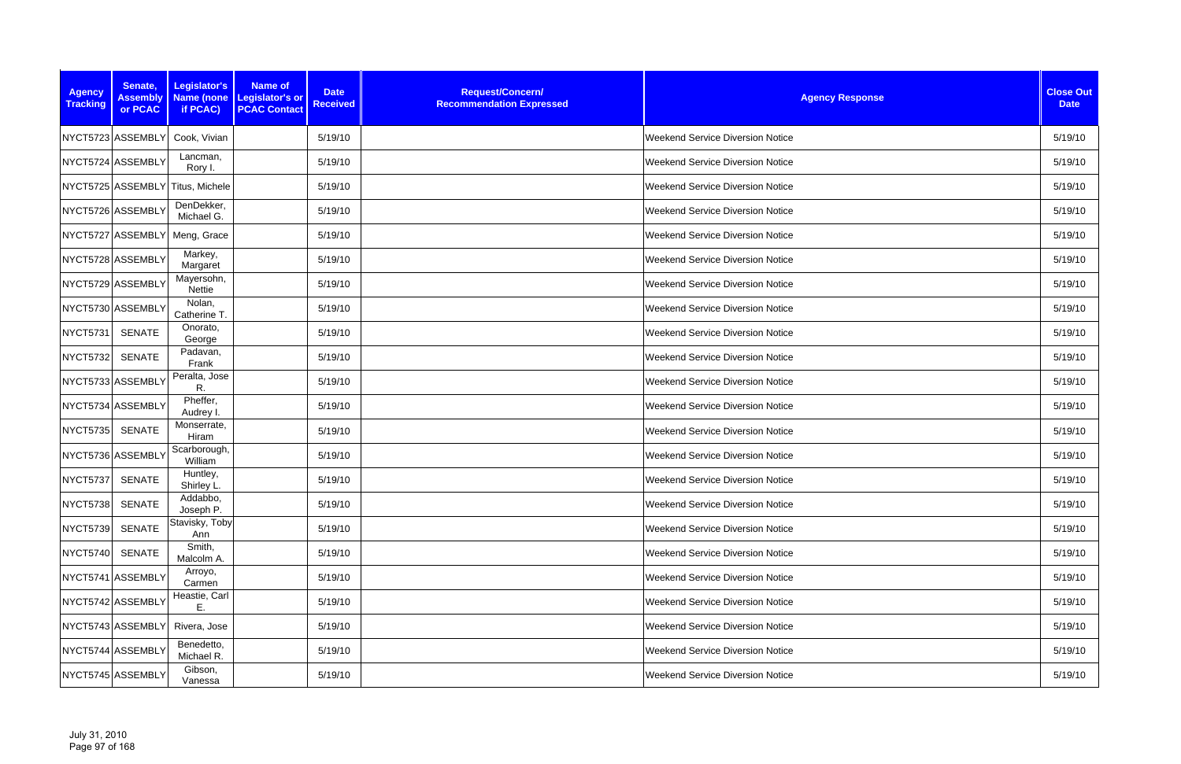| Agency Tracking | Senate, Assembly or PCAC | Legislator's Name (none if PCAC) | Name of Legislator's or PCAC Contact | Date Received | Request/Concern/ Recommendation Expressed | Agency Response | Close Out Date |
|---|---|---|---|---|---|---|---|
| NYCT5723 | ASSEMBLY | Cook, Vivian | | 5/19/10 | | Weekend Service Diversion Notice | 5/19/10 |
| NYCT5724 | ASSEMBLY | Lancman, Rory I. | | 5/19/10 | | Weekend Service Diversion Notice | 5/19/10 |
| NYCT5725 | ASSEMBLY | Titus, Michele | | 5/19/10 | | Weekend Service Diversion Notice | 5/19/10 |
| NYCT5726 | ASSEMBLY | DenDekker, Michael G. | | 5/19/10 | | Weekend Service Diversion Notice | 5/19/10 |
| NYCT5727 | ASSEMBLY | Meng, Grace | | 5/19/10 | | Weekend Service Diversion Notice | 5/19/10 |
| NYCT5728 | ASSEMBLY | Markey, Margaret | | 5/19/10 | | Weekend Service Diversion Notice | 5/19/10 |
| NYCT5729 | ASSEMBLY | Mayersohn, Nettie | | 5/19/10 | | Weekend Service Diversion Notice | 5/19/10 |
| NYCT5730 | ASSEMBLY | Nolan, Catherine T. | | 5/19/10 | | Weekend Service Diversion Notice | 5/19/10 |
| NYCT5731 | SENATE | Onorato, George | | 5/19/10 | | Weekend Service Diversion Notice | 5/19/10 |
| NYCT5732 | SENATE | Padavan, Frank | | 5/19/10 | | Weekend Service Diversion Notice | 5/19/10 |
| NYCT5733 | ASSEMBLY | Peralta, Jose R. | | 5/19/10 | | Weekend Service Diversion Notice | 5/19/10 |
| NYCT5734 | ASSEMBLY | Pheffer, Audrey I. | | 5/19/10 | | Weekend Service Diversion Notice | 5/19/10 |
| NYCT5735 | SENATE | Monserrate, Hiram | | 5/19/10 | | Weekend Service Diversion Notice | 5/19/10 |
| NYCT5736 | ASSEMBLY | Scarborough, William | | 5/19/10 | | Weekend Service Diversion Notice | 5/19/10 |
| NYCT5737 | SENATE | Huntley, Shirley L. | | 5/19/10 | | Weekend Service Diversion Notice | 5/19/10 |
| NYCT5738 | SENATE | Addabbo, Joseph P. | | 5/19/10 | | Weekend Service Diversion Notice | 5/19/10 |
| NYCT5739 | SENATE | Stavisky, Toby Ann | | 5/19/10 | | Weekend Service Diversion Notice | 5/19/10 |
| NYCT5740 | SENATE | Smith, Malcolm A. | | 5/19/10 | | Weekend Service Diversion Notice | 5/19/10 |
| NYCT5741 | ASSEMBLY | Arroyo, Carmen | | 5/19/10 | | Weekend Service Diversion Notice | 5/19/10 |
| NYCT5742 | ASSEMBLY | Heastie, Carl E. | | 5/19/10 | | Weekend Service Diversion Notice | 5/19/10 |
| NYCT5743 | ASSEMBLY | Rivera, Jose | | 5/19/10 | | Weekend Service Diversion Notice | 5/19/10 |
| NYCT5744 | ASSEMBLY | Benedetto, Michael R. | | 5/19/10 | | Weekend Service Diversion Notice | 5/19/10 |
| NYCT5745 | ASSEMBLY | Gibson, Vanessa | | 5/19/10 | | Weekend Service Diversion Notice | 5/19/10 |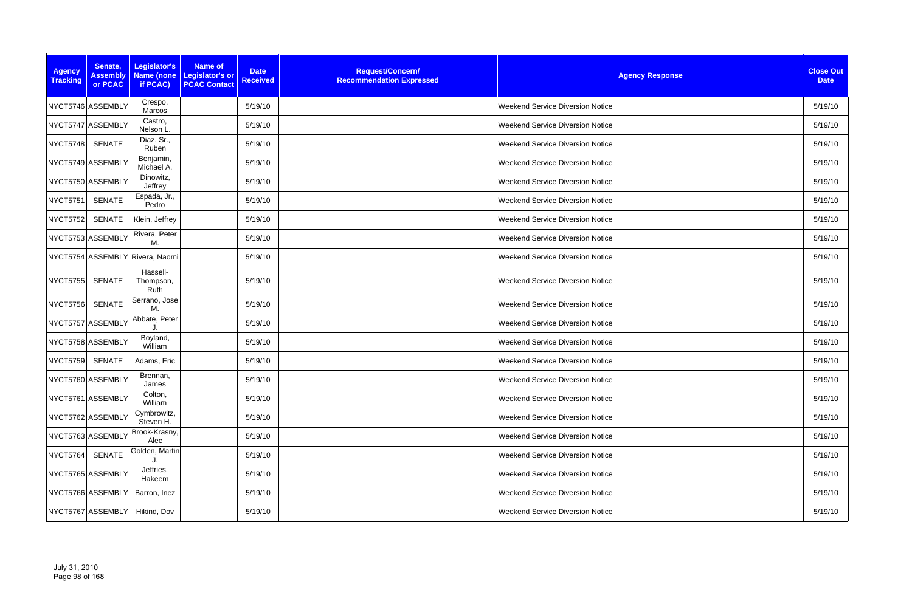| Agency Tracking | Senate, Assembly or PCAC | Legislator's Name (none if PCAC) | Name of Legislator's or PCAC Contact | Date Received | Request/Concern/ Recommendation Expressed | Agency Response | Close Out Date |
|---|---|---|---|---|---|---|---|
| NYCT5746 | ASSEMBLY | Crespo, Marcos | | 5/19/10 | | Weekend Service Diversion Notice | 5/19/10 |
| NYCT5747 | ASSEMBLY | Castro, Nelson L. | | 5/19/10 | | Weekend Service Diversion Notice | 5/19/10 |
| NYCT5748 | SENATE | Diaz, Sr., Ruben | | 5/19/10 | | Weekend Service Diversion Notice | 5/19/10 |
| NYCT5749 | ASSEMBLY | Benjamin, Michael A. | | 5/19/10 | | Weekend Service Diversion Notice | 5/19/10 |
| NYCT5750 | ASSEMBLY | Dinowitz, Jeffrey | | 5/19/10 | | Weekend Service Diversion Notice | 5/19/10 |
| NYCT5751 | SENATE | Espada, Jr., Pedro | | 5/19/10 | | Weekend Service Diversion Notice | 5/19/10 |
| NYCT5752 | SENATE | Klein, Jeffrey | | 5/19/10 | | Weekend Service Diversion Notice | 5/19/10 |
| NYCT5753 | ASSEMBLY | Rivera, Peter M. | | 5/19/10 | | Weekend Service Diversion Notice | 5/19/10 |
| NYCT5754 | ASSEMBLY | Rivera, Naomi | | 5/19/10 | | Weekend Service Diversion Notice | 5/19/10 |
| NYCT5755 | SENATE | Hassell-Thompson, Ruth | | 5/19/10 | | Weekend Service Diversion Notice | 5/19/10 |
| NYCT5756 | SENATE | Serrano, Jose M. | | 5/19/10 | | Weekend Service Diversion Notice | 5/19/10 |
| NYCT5757 | ASSEMBLY | Abbate, Peter J. | | 5/19/10 | | Weekend Service Diversion Notice | 5/19/10 |
| NYCT5758 | ASSEMBLY | Boyland, William | | 5/19/10 | | Weekend Service Diversion Notice | 5/19/10 |
| NYCT5759 | SENATE | Adams, Eric | | 5/19/10 | | Weekend Service Diversion Notice | 5/19/10 |
| NYCT5760 | ASSEMBLY | Brennan, James | | 5/19/10 | | Weekend Service Diversion Notice | 5/19/10 |
| NYCT5761 | ASSEMBLY | Colton, William | | 5/19/10 | | Weekend Service Diversion Notice | 5/19/10 |
| NYCT5762 | ASSEMBLY | Cymbrowitz, Steven H. | | 5/19/10 | | Weekend Service Diversion Notice | 5/19/10 |
| NYCT5763 | ASSEMBLY | Brook-Krasny, Alec | | 5/19/10 | | Weekend Service Diversion Notice | 5/19/10 |
| NYCT5764 | SENATE | Golden, Martin J. | | 5/19/10 | | Weekend Service Diversion Notice | 5/19/10 |
| NYCT5765 | ASSEMBLY | Jeffries, Hakeem | | 5/19/10 | | Weekend Service Diversion Notice | 5/19/10 |
| NYCT5766 | ASSEMBLY | Barron, Inez | | 5/19/10 | | Weekend Service Diversion Notice | 5/19/10 |
| NYCT5767 | ASSEMBLY | Hikind, Dov | | 5/19/10 | | Weekend Service Diversion Notice | 5/19/10 |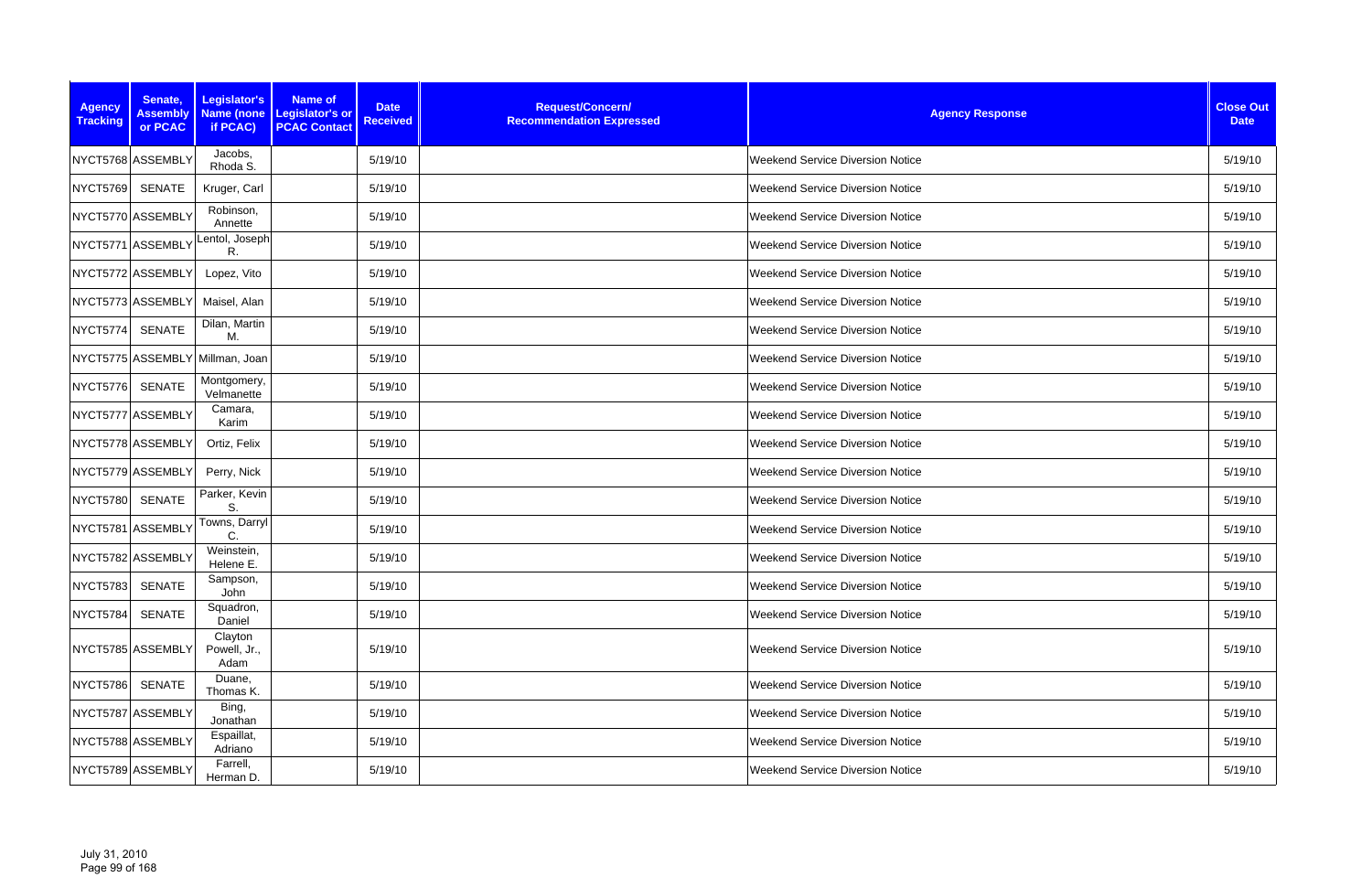| Agency Tracking | Senate, Assembly or PCAC | Legislator's Name (none if PCAC) | Name of Legislator's or PCAC Contact | Date Received | Request/Concern/ Recommendation Expressed | Agency Response | Close Out Date |
|---|---|---|---|---|---|---|---|
| NYCT5768 | ASSEMBLY | Jacobs, Rhoda S. | | 5/19/10 | | Weekend Service Diversion Notice | 5/19/10 |
| NYCT5769 | SENATE | Kruger, Carl | | 5/19/10 | | Weekend Service Diversion Notice | 5/19/10 |
| NYCT5770 | ASSEMBLY | Robinson, Annette | | 5/19/10 | | Weekend Service Diversion Notice | 5/19/10 |
| NYCT5771 | ASSEMBLY | Lentol, Joseph R. | | 5/19/10 | | Weekend Service Diversion Notice | 5/19/10 |
| NYCT5772 | ASSEMBLY | Lopez, Vito | | 5/19/10 | | Weekend Service Diversion Notice | 5/19/10 |
| NYCT5773 | ASSEMBLY | Maisel, Alan | | 5/19/10 | | Weekend Service Diversion Notice | 5/19/10 |
| NYCT5774 | SENATE | Dilan, Martin M. | | 5/19/10 | | Weekend Service Diversion Notice | 5/19/10 |
| NYCT5775 | ASSEMBLY | Millman, Joan | | 5/19/10 | | Weekend Service Diversion Notice | 5/19/10 |
| NYCT5776 | SENATE | Montgomery, Velmanette | | 5/19/10 | | Weekend Service Diversion Notice | 5/19/10 |
| NYCT5777 | ASSEMBLY | Camara, Karim | | 5/19/10 | | Weekend Service Diversion Notice | 5/19/10 |
| NYCT5778 | ASSEMBLY | Ortiz, Felix | | 5/19/10 | | Weekend Service Diversion Notice | 5/19/10 |
| NYCT5779 | ASSEMBLY | Perry, Nick | | 5/19/10 | | Weekend Service Diversion Notice | 5/19/10 |
| NYCT5780 | SENATE | Parker, Kevin S. | | 5/19/10 | | Weekend Service Diversion Notice | 5/19/10 |
| NYCT5781 | ASSEMBLY | Towns, Darryl C. | | 5/19/10 | | Weekend Service Diversion Notice | 5/19/10 |
| NYCT5782 | ASSEMBLY | Weinstein, Helene E. | | 5/19/10 | | Weekend Service Diversion Notice | 5/19/10 |
| NYCT5783 | SENATE | Sampson, John | | 5/19/10 | | Weekend Service Diversion Notice | 5/19/10 |
| NYCT5784 | SENATE | Squadron, Daniel | | 5/19/10 | | Weekend Service Diversion Notice | 5/19/10 |
| NYCT5785 | ASSEMBLY | Clayton Powell, Jr., Adam | | 5/19/10 | | Weekend Service Diversion Notice | 5/19/10 |
| NYCT5786 | SENATE | Duane, Thomas K. | | 5/19/10 | | Weekend Service Diversion Notice | 5/19/10 |
| NYCT5787 | ASSEMBLY | Bing, Jonathan | | 5/19/10 | | Weekend Service Diversion Notice | 5/19/10 |
| NYCT5788 | ASSEMBLY | Espaillat, Adriano | | 5/19/10 | | Weekend Service Diversion Notice | 5/19/10 |
| NYCT5789 | ASSEMBLY | Farrell, Herman D. | | 5/19/10 | | Weekend Service Diversion Notice | 5/19/10 |

July 31, 2010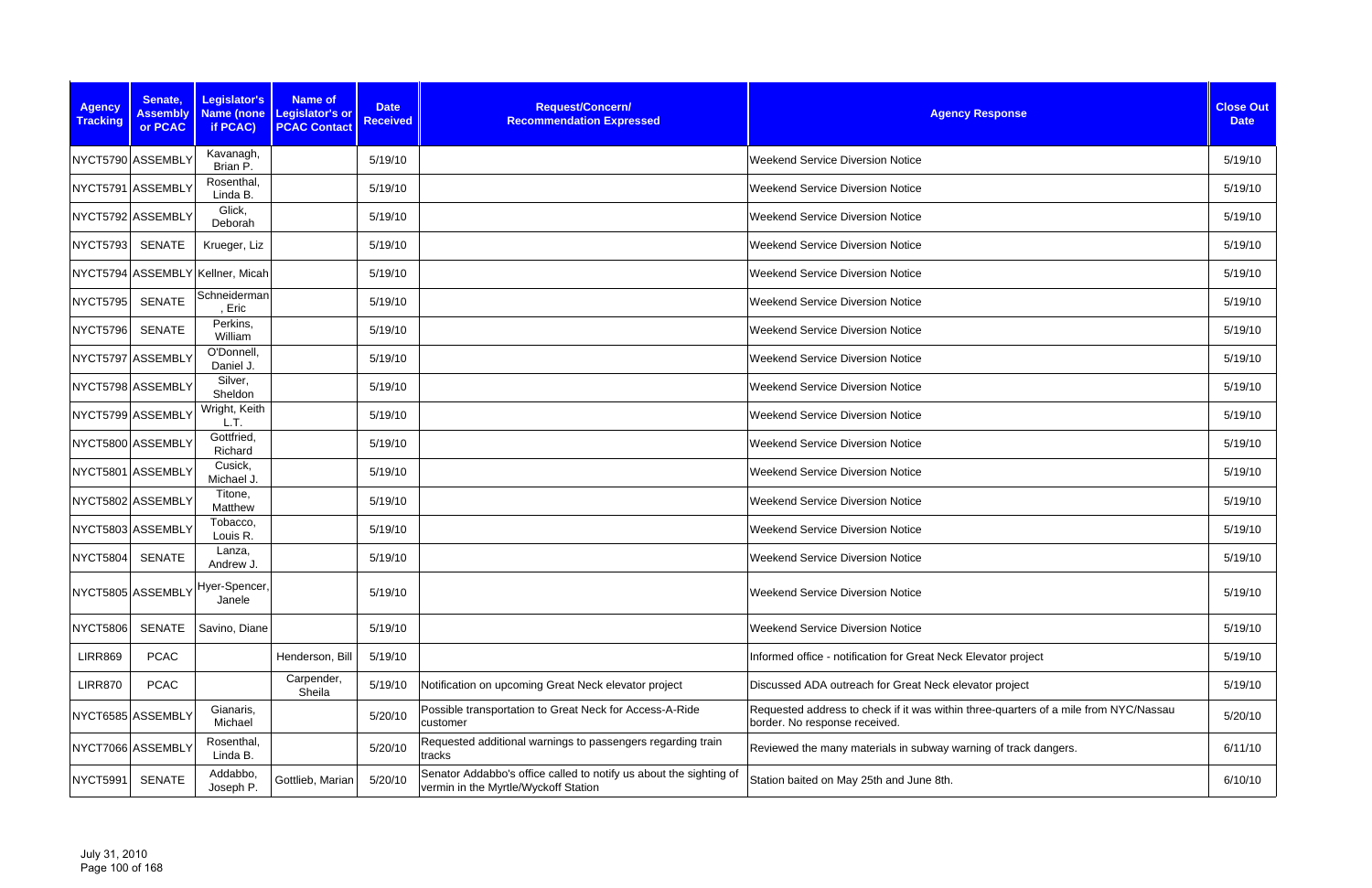| Agency Tracking | Senate, Assembly or PCAC | Legislator's Name (none if PCAC) | Name of Legislator's or PCAC Contact | Date Received | Request/Concern/ Recommendation Expressed | Agency Response | Close Out Date |
|---|---|---|---|---|---|---|---|
| NYCT5790 | ASSEMBLY | Kavanagh, Brian P. | | 5/19/10 | | Weekend Service Diversion Notice | 5/19/10 |
| NYCT5791 | ASSEMBLY | Rosenthal, Linda B. | | 5/19/10 | | Weekend Service Diversion Notice | 5/19/10 |
| NYCT5792 | ASSEMBLY | Glick, Deborah | | 5/19/10 | | Weekend Service Diversion Notice | 5/19/10 |
| NYCT5793 | SENATE | Krueger, Liz | | 5/19/10 | | Weekend Service Diversion Notice | 5/19/10 |
| NYCT5794 | ASSEMBLY | Kellner, Micah | | 5/19/10 | | Weekend Service Diversion Notice | 5/19/10 |
| NYCT5795 | SENATE | Schneiderman, Eric | | 5/19/10 | | Weekend Service Diversion Notice | 5/19/10 |
| NYCT5796 | SENATE | Perkins, William | | 5/19/10 | | Weekend Service Diversion Notice | 5/19/10 |
| NYCT5797 | ASSEMBLY | O'Donnell, Daniel J. | | 5/19/10 | | Weekend Service Diversion Notice | 5/19/10 |
| NYCT5798 | ASSEMBLY | Silver, Sheldon | | 5/19/10 | | Weekend Service Diversion Notice | 5/19/10 |
| NYCT5799 | ASSEMBLY | Wright, Keith L.T. | | 5/19/10 | | Weekend Service Diversion Notice | 5/19/10 |
| NYCT5800 | ASSEMBLY | Gottfried, Richard | | 5/19/10 | | Weekend Service Diversion Notice | 5/19/10 |
| NYCT5801 | ASSEMBLY | Cusick, Michael J. | | 5/19/10 | | Weekend Service Diversion Notice | 5/19/10 |
| NYCT5802 | ASSEMBLY | Titone, Matthew | | 5/19/10 | | Weekend Service Diversion Notice | 5/19/10 |
| NYCT5803 | ASSEMBLY | Tobacco, Louis R. | | 5/19/10 | | Weekend Service Diversion Notice | 5/19/10 |
| NYCT5804 | SENATE | Lanza, Andrew J. | | 5/19/10 | | Weekend Service Diversion Notice | 5/19/10 |
| NYCT5805 | ASSEMBLY | Hyer-Spencer, Janele | | 5/19/10 | | Weekend Service Diversion Notice | 5/19/10 |
| NYCT5806 | SENATE | Savino, Diane | | 5/19/10 | | Weekend Service Diversion Notice | 5/19/10 |
| LIRR869 | PCAC | | Henderson, Bill | 5/19/10 | | Informed office - notification for Great Neck Elevator project | 5/19/10 |
| LIRR870 | PCAC | | Carpender, Sheila | 5/19/10 | Notification on upcoming Great Neck elevator project | Discussed ADA outreach for Great Neck elevator project | 5/19/10 |
| NYCT6585 | ASSEMBLY | Gianaris, Michael | | 5/20/10 | Possible transportation to Great Neck for Access-A-Ride customer | Requested address to check if it was within three-quarters of a mile from NYC/Nassau border. No response received. | 5/20/10 |
| NYCT7066 | ASSEMBLY | Rosenthal, Linda B. | | 5/20/10 | Requested additional warnings to passengers regarding train tracks | Reviewed the many materials in subway warning of track dangers. | 6/11/10 |
| NYCT5991 | SENATE | Addabbo, Joseph P. | Gottlieb, Marian | 5/20/10 | Senator Addabbo's office called to notify us about the sighting of vermin in the Myrtle/Wyckoff Station | Station baited on May 25th and June 8th. | 6/10/10 |

July 31, 2010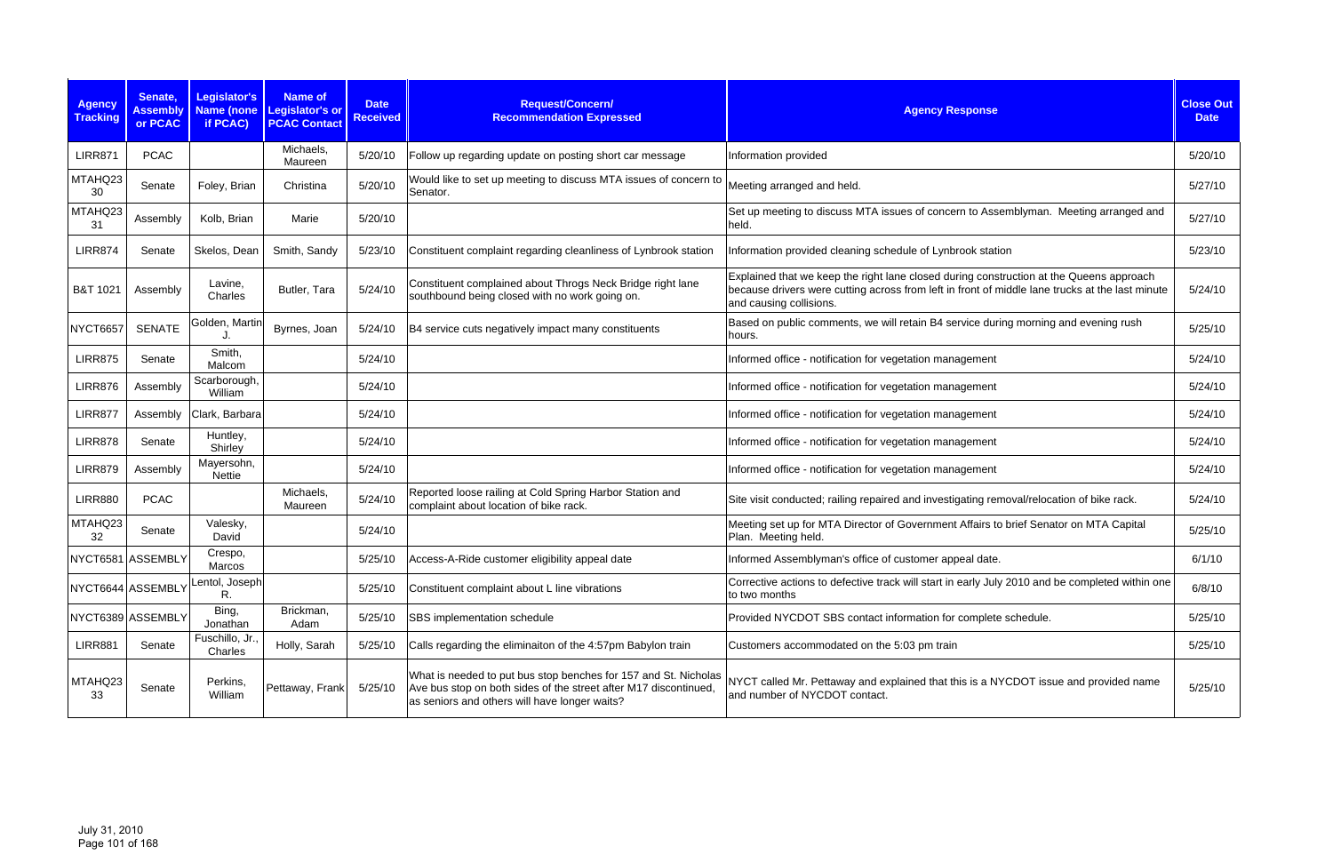| Agency Tracking | Senate, Assembly or PCAC | Legislator's Name (none if PCAC) | Name of Legislator's or PCAC Contact | Date Received | Request/Concern/ Recommendation Expressed | Agency Response | Close Out Date |
|---|---|---|---|---|---|---|---|
| LIRR871 | PCAC | | Michaels, Maureen | 5/20/10 | Follow up regarding update on posting short car message | Information provided | 5/20/10 |
| MTAHQ23 30 | Senate | Foley, Brian | Christina | 5/20/10 | Would like to set up meeting to discuss MTA issues of concern to Senator. | Meeting arranged and held. | 5/27/10 |
| MTAHQ23 31 | Assembly | Kolb, Brian | Marie | 5/20/10 | | Set up meeting to discuss MTA issues of concern to Assemblyman. Meeting arranged and held. | 5/27/10 |
| LIRR874 | Senate | Skelos, Dean | Smith, Sandy | 5/23/10 | Constituent complaint regarding cleanliness of Lynbrook station | Information provided cleaning schedule of Lynbrook station | 5/23/10 |
| B&T 1021 | Assembly | Lavine, Charles | Butler, Tara | 5/24/10 | Constituent complained about Throgs Neck Bridge right lane southbound being closed with no work going on. | Explained that we keep the right lane closed during construction at the Queens approach because drivers were cutting across from left in front of middle lane trucks at the last minute and causing collisions. | 5/24/10 |
| NYCT6657 | SENATE | Golden, Martin J. | Byrnes, Joan | 5/24/10 | B4 service cuts negatively impact many constituents | Based on public comments, we will retain B4 service during morning and evening rush hours. | 5/25/10 |
| LIRR875 | Senate | Smith, Malcom | | 5/24/10 | | Informed office - notification for vegetation management | 5/24/10 |
| LIRR876 | Assembly | Scarborough, William | | 5/24/10 | | Informed office - notification for vegetation management | 5/24/10 |
| LIRR877 | Assembly | Clark, Barbara | | 5/24/10 | | Informed office - notification for vegetation management | 5/24/10 |
| LIRR878 | Senate | Huntley, Shirley | | 5/24/10 | | Informed office - notification for vegetation management | 5/24/10 |
| LIRR879 | Assembly | Mayersohn, Nettie | | 5/24/10 | | Informed office - notification for vegetation management | 5/24/10 |
| LIRR880 | PCAC | | Michaels, Maureen | 5/24/10 | Reported loose railing at Cold Spring Harbor Station and complaint about location of bike rack. | Site visit conducted; railing repaired and investigating removal/relocation of bike rack. | 5/24/10 |
| MTAHQ23 32 | Senate | Valesky, David | | 5/24/10 | | Meeting set up for MTA Director of Government Affairs to brief Senator on MTA Capital Plan. Meeting held. | 5/25/10 |
| NYCT6581 | ASSEMBLY | Crespo, Marcos | | 5/25/10 | Access-A-Ride customer eligibility appeal date | Informed Assemblyman's office of customer appeal date. | 6/1/10 |
| NYCT6644 | ASSEMBLY | Lentol, Joseph R. | | 5/25/10 | Constituent complaint about L line vibrations | Corrective actions to defective track will start in early July 2010 and be completed within one to two months | 6/8/10 |
| NYCT6389 | ASSEMBLY | Bing, Jonathan | Brickman, Adam | 5/25/10 | SBS implementation schedule | Provided NYCDOT SBS contact information for complete schedule. | 5/25/10 |
| LIRR881 | Senate | Fuschillo, Jr., Charles | Holly, Sarah | 5/25/10 | Calls regarding the eliminaiton of the 4:57pm Babylon train | Customers accommodated on the 5:03 pm train | 5/25/10 |
| MTAHQ23 33 | Senate | Perkins, William | Pettaway, Frank | 5/25/10 | What is needed to put bus stop benches for 157 and St. Nicholas Ave bus stop on both sides of the street after M17 discontinued, as seniors and others will have longer waits? | NYCT called Mr. Pettaway and explained that this is a NYCDOT issue and provided name and number of NYCDOT contact. | 5/25/10 |

July 31, 2010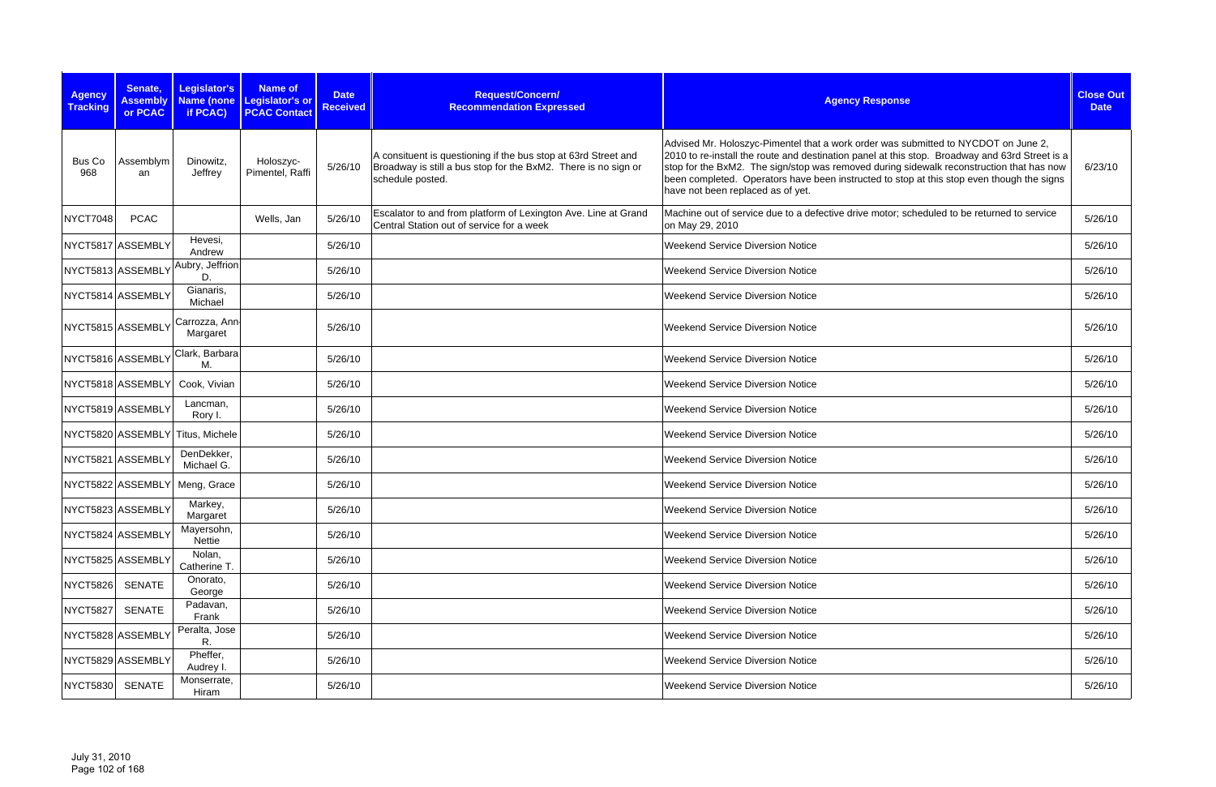| Agency Tracking | Senate, Assembly or PCAC | Legislator's Name (none if PCAC) | Name of Legislator's or PCAC Contact | Date Received | Request/Concern/ Recommendation Expressed | Agency Response | Close Out Date |
|---|---|---|---|---|---|---|---|
| Bus Co 968 | Assemblyman | Dinowitz, Jeffrey | Holoszyc-Pimentel, Raffi | 5/26/10 | A consituent is questioning if the bus stop at 63rd Street and Broadway is still a bus stop for the BxM2. There is no sign or schedule posted. | Advised Mr. Holoszyc-Pimentel that a work order was submitted to NYCDOT on June 2, 2010 to re-install the route and destination panel at this stop. Broadway and 63rd Street is a stop for the BxM2. The sign/stop was removed during sidewalk reconstruction that has now been completed. Operators have been instructed to stop at this stop even though the signs have not been replaced as of yet. | 6/23/10 |
| NYCT7048 | PCAC | | Wells, Jan | 5/26/10 | Escalator to and from platform of Lexington Ave. Line at Grand Central Station out of service for a week | Machine out of service due to a defective drive motor; scheduled to be returned to service on May 29, 2010 | 5/26/10 |
| NYCT5817 | ASSEMBLY | Hevesi, Andrew | | 5/26/10 | | Weekend Service Diversion Notice | 5/26/10 |
| NYCT5813 | ASSEMBLY | Aubry, Jeffrion D. | | 5/26/10 | | Weekend Service Diversion Notice | 5/26/10 |
| NYCT5814 | ASSEMBLY | Gianaris, Michael | | 5/26/10 | | Weekend Service Diversion Notice | 5/26/10 |
| NYCT5815 | ASSEMBLY | Carrozza, Ann-Margaret | | 5/26/10 | | Weekend Service Diversion Notice | 5/26/10 |
| NYCT5816 | ASSEMBLY | Clark, Barbara M. | | 5/26/10 | | Weekend Service Diversion Notice | 5/26/10 |
| NYCT5818 | ASSEMBLY | Cook, Vivian | | 5/26/10 | | Weekend Service Diversion Notice | 5/26/10 |
| NYCT5819 | ASSEMBLY | Lancman, Rory I. | | 5/26/10 | | Weekend Service Diversion Notice | 5/26/10 |
| NYCT5820 | ASSEMBLY | Titus, Michele | | 5/26/10 | | Weekend Service Diversion Notice | 5/26/10 |
| NYCT5821 | ASSEMBLY | DenDekker, Michael G. | | 5/26/10 | | Weekend Service Diversion Notice | 5/26/10 |
| NYCT5822 | ASSEMBLY | Meng, Grace | | 5/26/10 | | Weekend Service Diversion Notice | 5/26/10 |
| NYCT5823 | ASSEMBLY | Markey, Margaret | | 5/26/10 | | Weekend Service Diversion Notice | 5/26/10 |
| NYCT5824 | ASSEMBLY | Mayersohn, Nettie | | 5/26/10 | | Weekend Service Diversion Notice | 5/26/10 |
| NYCT5825 | ASSEMBLY | Nolan, Catherine T. | | 5/26/10 | | Weekend Service Diversion Notice | 5/26/10 |
| NYCT5826 | SENATE | Onorato, George | | 5/26/10 | | Weekend Service Diversion Notice | 5/26/10 |
| NYCT5827 | SENATE | Padavan, Frank | | 5/26/10 | | Weekend Service Diversion Notice | 5/26/10 |
| NYCT5828 | ASSEMBLY | Peralta, Jose R. | | 5/26/10 | | Weekend Service Diversion Notice | 5/26/10 |
| NYCT5829 | ASSEMBLY | Pheffer, Audrey I. | | 5/26/10 | | Weekend Service Diversion Notice | 5/26/10 |
| NYCT5830 | SENATE | Monserrate, Hiram | | 5/26/10 | | Weekend Service Diversion Notice | 5/26/10 |

July 31, 2010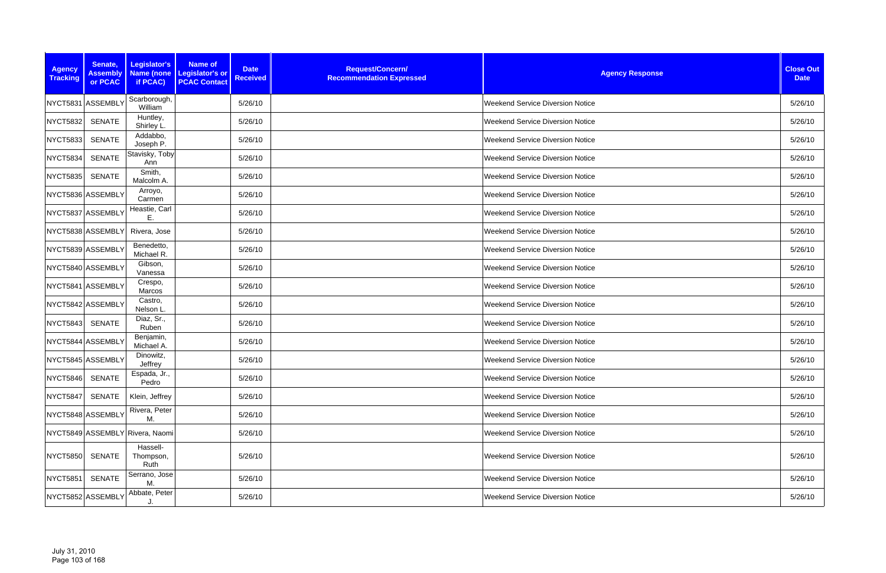| Agency Tracking | Senate, Assembly or PCAC | Legislator's Name (none if PCAC) | Name of Legislator's or PCAC Contact | Date Received | Request/Concern/ Recommendation Expressed | Agency Response | Close Out Date |
|---|---|---|---|---|---|---|---|
| NYCT5831 | ASSEMBLY | Scarborough, William | | 5/26/10 | | Weekend Service Diversion Notice | 5/26/10 |
| NYCT5832 | SENATE | Huntley, Shirley L. | | 5/26/10 | | Weekend Service Diversion Notice | 5/26/10 |
| NYCT5833 | SENATE | Addabbo, Joseph P. | | 5/26/10 | | Weekend Service Diversion Notice | 5/26/10 |
| NYCT5834 | SENATE | Stavisky, Toby Ann | | 5/26/10 | | Weekend Service Diversion Notice | 5/26/10 |
| NYCT5835 | SENATE | Smith, Malcolm A. | | 5/26/10 | | Weekend Service Diversion Notice | 5/26/10 |
| NYCT5836 | ASSEMBLY | Arroyo, Carmen | | 5/26/10 | | Weekend Service Diversion Notice | 5/26/10 |
| NYCT5837 | ASSEMBLY | Heastie, Carl E. | | 5/26/10 | | Weekend Service Diversion Notice | 5/26/10 |
| NYCT5838 | ASSEMBLY | Rivera, Jose | | 5/26/10 | | Weekend Service Diversion Notice | 5/26/10 |
| NYCT5839 | ASSEMBLY | Benedetto, Michael R. | | 5/26/10 | | Weekend Service Diversion Notice | 5/26/10 |
| NYCT5840 | ASSEMBLY | Gibson, Vanessa | | 5/26/10 | | Weekend Service Diversion Notice | 5/26/10 |
| NYCT5841 | ASSEMBLY | Crespo, Marcos | | 5/26/10 | | Weekend Service Diversion Notice | 5/26/10 |
| NYCT5842 | ASSEMBLY | Castro, Nelson L. | | 5/26/10 | | Weekend Service Diversion Notice | 5/26/10 |
| NYCT5843 | SENATE | Diaz, Sr., Ruben | | 5/26/10 | | Weekend Service Diversion Notice | 5/26/10 |
| NYCT5844 | ASSEMBLY | Benjamin, Michael A. | | 5/26/10 | | Weekend Service Diversion Notice | 5/26/10 |
| NYCT5845 | ASSEMBLY | Dinowitz, Jeffrey | | 5/26/10 | | Weekend Service Diversion Notice | 5/26/10 |
| NYCT5846 | SENATE | Espada, Jr., Pedro | | 5/26/10 | | Weekend Service Diversion Notice | 5/26/10 |
| NYCT5847 | SENATE | Klein, Jeffrey | | 5/26/10 | | Weekend Service Diversion Notice | 5/26/10 |
| NYCT5848 | ASSEMBLY | Rivera, Peter M. | | 5/26/10 | | Weekend Service Diversion Notice | 5/26/10 |
| NYCT5849 | ASSEMBLY | Rivera, Naomi | | 5/26/10 | | Weekend Service Diversion Notice | 5/26/10 |
| NYCT5850 | SENATE | Hassell-Thompson, Ruth | | 5/26/10 | | Weekend Service Diversion Notice | 5/26/10 |
| NYCT5851 | SENATE | Serrano, Jose M. | | 5/26/10 | | Weekend Service Diversion Notice | 5/26/10 |
| NYCT5852 | ASSEMBLY | Abbate, Peter J. | | 5/26/10 | | Weekend Service Diversion Notice | 5/26/10 |

July 31, 2010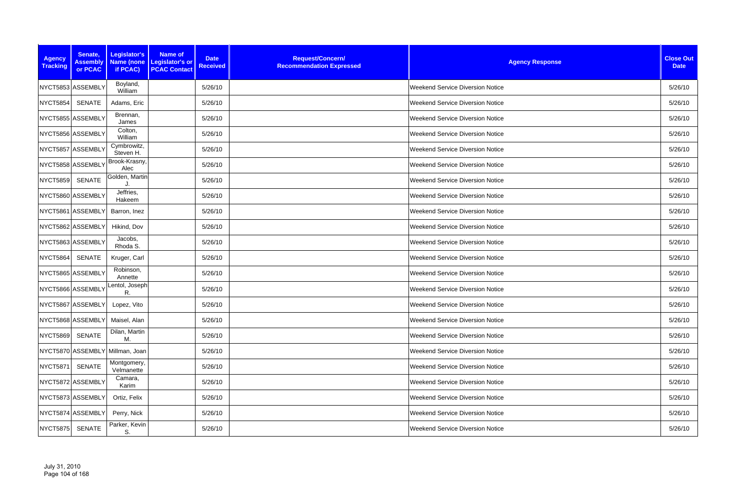| Agency Tracking | Senate, Assembly or PCAC | Legislator's Name (none if PCAC) | Name of Legislator's or PCAC Contact | Date Received | Request/Concern/ Recommendation Expressed | Agency Response | Close Out Date |
|---|---|---|---|---|---|---|---|
| NYCT5853 | ASSEMBLY | Boyland, William | | 5/26/10 | | Weekend Service Diversion Notice | 5/26/10 |
| NYCT5854 | SENATE | Adams, Eric | | 5/26/10 | | Weekend Service Diversion Notice | 5/26/10 |
| NYCT5855 | ASSEMBLY | Brennan, James | | 5/26/10 | | Weekend Service Diversion Notice | 5/26/10 |
| NYCT5856 | ASSEMBLY | Colton, William | | 5/26/10 | | Weekend Service Diversion Notice | 5/26/10 |
| NYCT5857 | ASSEMBLY | Cymbrowitz, Steven H. | | 5/26/10 | | Weekend Service Diversion Notice | 5/26/10 |
| NYCT5858 | ASSEMBLY | Brook-Krasny, Alec | | 5/26/10 | | Weekend Service Diversion Notice | 5/26/10 |
| NYCT5859 | SENATE | Golden, Martin J. | | 5/26/10 | | Weekend Service Diversion Notice | 5/26/10 |
| NYCT5860 | ASSEMBLY | Jeffries, Hakeem | | 5/26/10 | | Weekend Service Diversion Notice | 5/26/10 |
| NYCT5861 | ASSEMBLY | Barron, Inez | | 5/26/10 | | Weekend Service Diversion Notice | 5/26/10 |
| NYCT5862 | ASSEMBLY | Hikind, Dov | | 5/26/10 | | Weekend Service Diversion Notice | 5/26/10 |
| NYCT5863 | ASSEMBLY | Jacobs, Rhoda S. | | 5/26/10 | | Weekend Service Diversion Notice | 5/26/10 |
| NYCT5864 | SENATE | Kruger, Carl | | 5/26/10 | | Weekend Service Diversion Notice | 5/26/10 |
| NYCT5865 | ASSEMBLY | Robinson, Annette | | 5/26/10 | | Weekend Service Diversion Notice | 5/26/10 |
| NYCT5866 | ASSEMBLY | Lentol, Joseph R. | | 5/26/10 | | Weekend Service Diversion Notice | 5/26/10 |
| NYCT5867 | ASSEMBLY | Lopez, Vito | | 5/26/10 | | Weekend Service Diversion Notice | 5/26/10 |
| NYCT5868 | ASSEMBLY | Maisel, Alan | | 5/26/10 | | Weekend Service Diversion Notice | 5/26/10 |
| NYCT5869 | SENATE | Dilan, Martin M. | | 5/26/10 | | Weekend Service Diversion Notice | 5/26/10 |
| NYCT5870 | ASSEMBLY | Millman, Joan | | 5/26/10 | | Weekend Service Diversion Notice | 5/26/10 |
| NYCT5871 | SENATE | Montgomery, Velmanette | | 5/26/10 | | Weekend Service Diversion Notice | 5/26/10 |
| NYCT5872 | ASSEMBLY | Camara, Karim | | 5/26/10 | | Weekend Service Diversion Notice | 5/26/10 |
| NYCT5873 | ASSEMBLY | Ortiz, Felix | | 5/26/10 | | Weekend Service Diversion Notice | 5/26/10 |
| NYCT5874 | ASSEMBLY | Perry, Nick | | 5/26/10 | | Weekend Service Diversion Notice | 5/26/10 |
| NYCT5875 | SENATE | Parker, Kevin S. | | 5/26/10 | | Weekend Service Diversion Notice | 5/26/10 |

July 31, 2010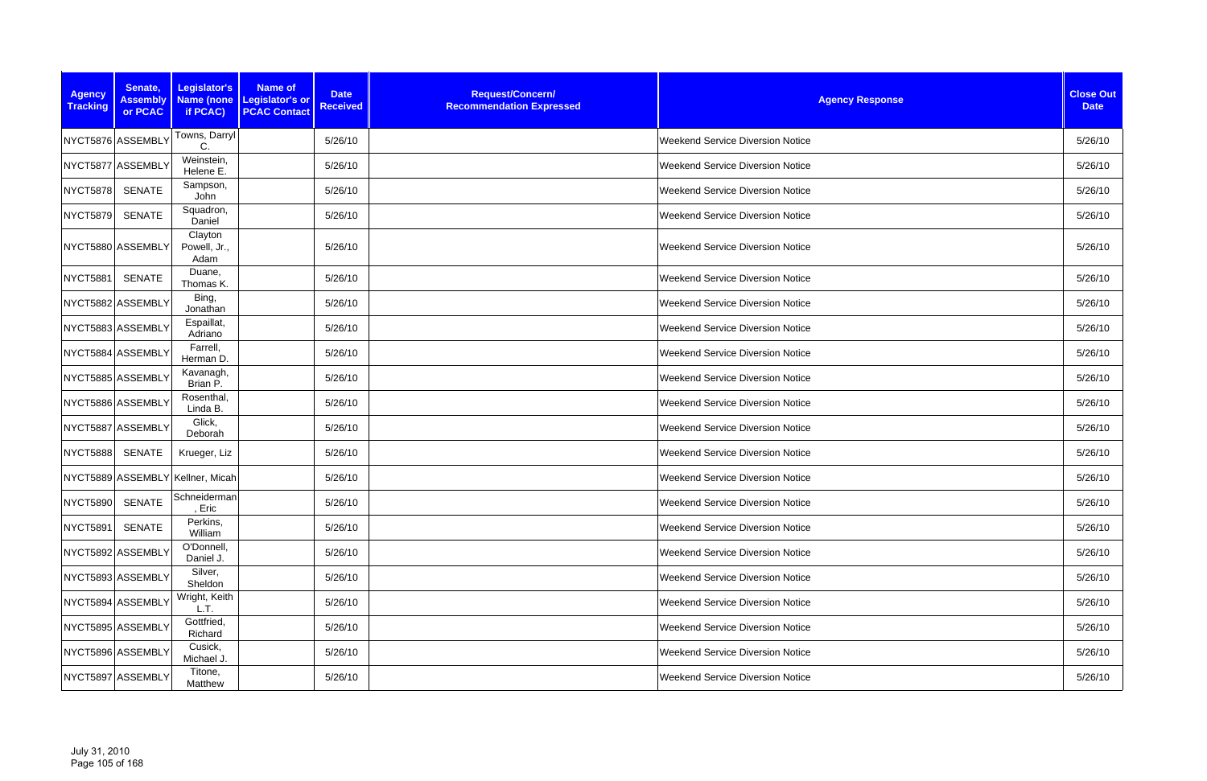| Agency Tracking | Senate, Assembly or PCAC | Legislator's Name (none if PCAC) | Name of Legislator's or PCAC Contact | Date Received | Request/Concern/ Recommendation Expressed | Agency Response | Close Out Date |
|---|---|---|---|---|---|---|---|
| NYCT5876 | ASSEMBLY | Towns, Darryl C. | | 5/26/10 | | Weekend Service Diversion Notice | 5/26/10 |
| NYCT5877 | ASSEMBLY | Weinstein, Helene E. | | 5/26/10 | | Weekend Service Diversion Notice | 5/26/10 |
| NYCT5878 | SENATE | Sampson, John | | 5/26/10 | | Weekend Service Diversion Notice | 5/26/10 |
| NYCT5879 | SENATE | Squadron, Daniel | | 5/26/10 | | Weekend Service Diversion Notice | 5/26/10 |
| NYCT5880 | ASSEMBLY | Clayton Powell, Jr., Adam | | 5/26/10 | | Weekend Service Diversion Notice | 5/26/10 |
| NYCT5881 | SENATE | Duane, Thomas K. | | 5/26/10 | | Weekend Service Diversion Notice | 5/26/10 |
| NYCT5882 | ASSEMBLY | Bing, Jonathan | | 5/26/10 | | Weekend Service Diversion Notice | 5/26/10 |
| NYCT5883 | ASSEMBLY | Espaillat, Adriano | | 5/26/10 | | Weekend Service Diversion Notice | 5/26/10 |
| NYCT5884 | ASSEMBLY | Farrell, Herman D. | | 5/26/10 | | Weekend Service Diversion Notice | 5/26/10 |
| NYCT5885 | ASSEMBLY | Kavanagh, Brian P. | | 5/26/10 | | Weekend Service Diversion Notice | 5/26/10 |
| NYCT5886 | ASSEMBLY | Rosenthal, Linda B. | | 5/26/10 | | Weekend Service Diversion Notice | 5/26/10 |
| NYCT5887 | ASSEMBLY | Glick, Deborah | | 5/26/10 | | Weekend Service Diversion Notice | 5/26/10 |
| NYCT5888 | SENATE | Krueger, Liz | | 5/26/10 | | Weekend Service Diversion Notice | 5/26/10 |
| NYCT5889 | ASSEMBLY | Kellner, Micah | | 5/26/10 | | Weekend Service Diversion Notice | 5/26/10 |
| NYCT5890 | SENATE | Schneiderman, Eric | | 5/26/10 | | Weekend Service Diversion Notice | 5/26/10 |
| NYCT5891 | SENATE | Perkins, William | | 5/26/10 | | Weekend Service Diversion Notice | 5/26/10 |
| NYCT5892 | ASSEMBLY | O'Donnell, Daniel J. | | 5/26/10 | | Weekend Service Diversion Notice | 5/26/10 |
| NYCT5893 | ASSEMBLY | Silver, Sheldon | | 5/26/10 | | Weekend Service Diversion Notice | 5/26/10 |
| NYCT5894 | ASSEMBLY | Wright, Keith L.T. | | 5/26/10 | | Weekend Service Diversion Notice | 5/26/10 |
| NYCT5895 | ASSEMBLY | Gottfried, Richard | | 5/26/10 | | Weekend Service Diversion Notice | 5/26/10 |
| NYCT5896 | ASSEMBLY | Cusick, Michael J. | | 5/26/10 | | Weekend Service Diversion Notice | 5/26/10 |
| NYCT5897 | ASSEMBLY | Titone, Matthew | | 5/26/10 | | Weekend Service Diversion Notice | 5/26/10 |

July 31, 2010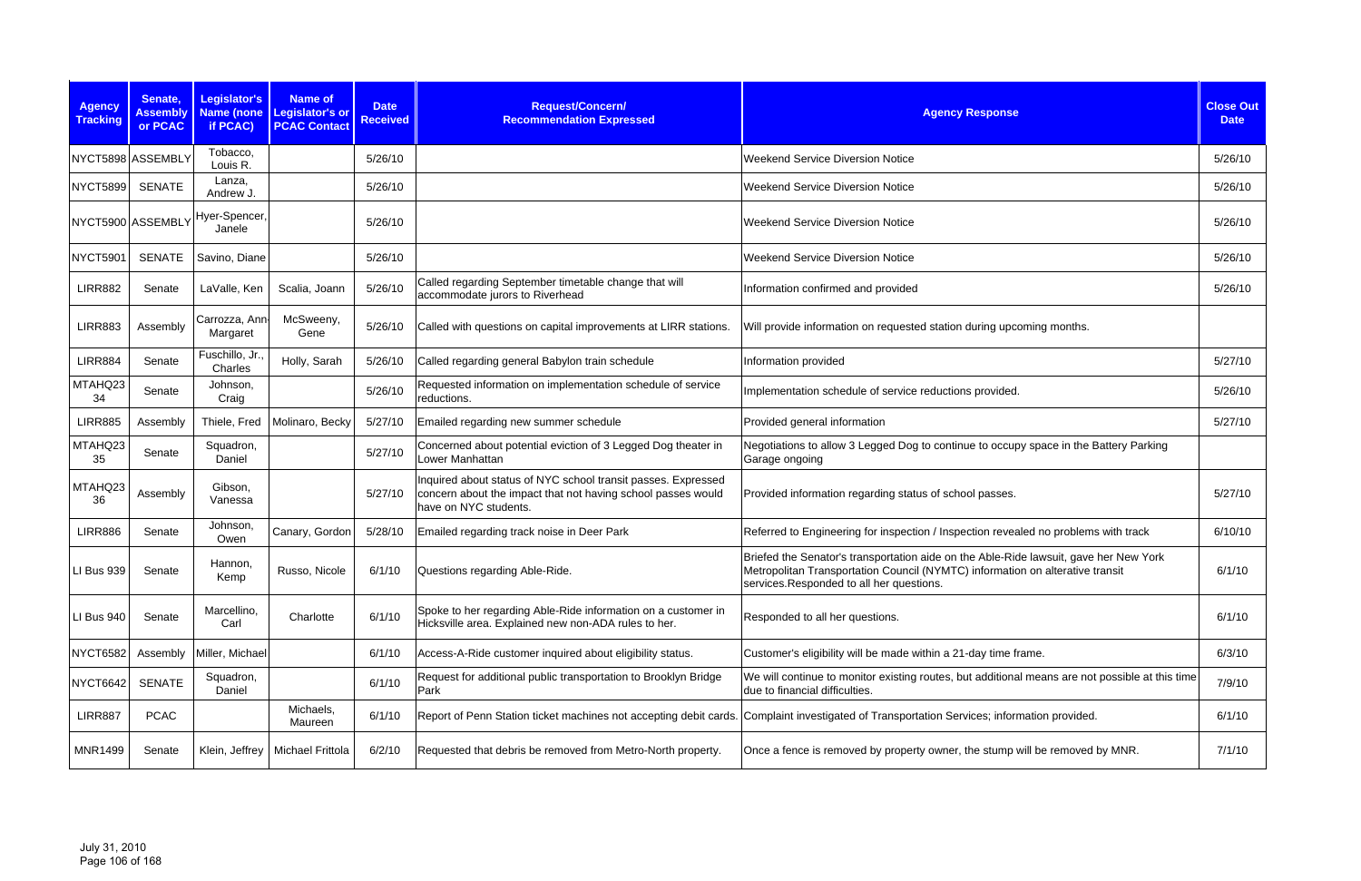| Agency Tracking | Senate, Assembly or PCAC | Legislator's Name (none if PCAC) | Name of Legislator's or PCAC Contact | Date Received | Request/Concern/ Recommendation Expressed | Agency Response | Close Out Date |
|---|---|---|---|---|---|---|---|
| NYCT5898 | ASSEMBLY | Tobacco, Louis R. | | 5/26/10 | | Weekend Service Diversion Notice | 5/26/10 |
| NYCT5899 | SENATE | Lanza, Andrew J. | | 5/26/10 | | Weekend Service Diversion Notice | 5/26/10 |
| NYCT5900 | ASSEMBLY | Hyer-Spencer, Janele | | 5/26/10 | | Weekend Service Diversion Notice | 5/26/10 |
| NYCT5901 | SENATE | Savino, Diane | | 5/26/10 | | Weekend Service Diversion Notice | 5/26/10 |
| LIRR882 | Senate | LaValle, Ken | Scalia, Joann | 5/26/10 | Called regarding September timetable change that will accommodate jurors to Riverhead | Information confirmed and provided | 5/26/10 |
| LIRR883 | Assembly | Carrozza, Ann-Margaret | McSweeny, Gene | 5/26/10 | Called with questions on capital improvements at LIRR stations. | Will provide information on requested station during upcoming months. | |
| LIRR884 | Senate | Fuschillo, Jr., Charles | Holly, Sarah | 5/26/10 | Called regarding general Babylon train schedule | Information provided | 5/27/10 |
| MTAHQ2334 | Senate | Johnson, Craig | | 5/26/10 | Requested information on implementation schedule of service reductions. | Implementation schedule of service reductions provided. | 5/26/10 |
| LIRR885 | Assembly | Thiele, Fred | Molinaro, Becky | 5/27/10 | Emailed regarding new summer schedule | Provided general information | 5/27/10 |
| MTAHQ2335 | Senate | Squadron, Daniel | | 5/27/10 | Concerned about potential eviction of 3 Legged Dog theater in Lower Manhattan | Negotiations to allow 3 Legged Dog to continue to occupy space in the Battery Parking Garage ongoing | |
| MTAHQ2336 | Assembly | Gibson, Vanessa | | 5/27/10 | Inquired about status of NYC school transit passes. Expressed concern about the impact that not having school passes would have on NYC students. | Provided information regarding status of school passes. | 5/27/10 |
| LIRR886 | Senate | Johnson, Owen | Canary, Gordon | 5/28/10 | Emailed regarding track noise in Deer Park | Referred to Engineering for inspection / Inspection revealed no problems with track | 6/10/10 |
| LI Bus 939 | Senate | Hannon, Kemp | Russo, Nicole | 6/1/10 | Questions regarding Able-Ride. | Briefed the Senator's transportation aide on the Able-Ride lawsuit, gave her New York Metropolitan Transportation Council (NYMTC) information on alterative transit services.Responded to all her questions. | 6/1/10 |
| LI Bus 940 | Senate | Marcellino, Carl | Charlotte | 6/1/10 | Spoke to her regarding Able-Ride information on a customer in Hicksville area. Explained new non-ADA rules to her. | Responded to all her questions. | 6/1/10 |
| NYCT6582 | Assembly | Miller, Michael | | 6/1/10 | Access-A-Ride customer inquired about eligibility status. | Customer's eligibility will be made within a 21-day time frame. | 6/3/10 |
| NYCT6642 | SENATE | Squadron, Daniel | | 6/1/10 | Request for additional public transportation to Brooklyn Bridge Park | We will continue to monitor existing routes, but additional means are not possible at this time due to financial difficulties. | 7/9/10 |
| LIRR887 | PCAC | | Michaels, Maureen | 6/1/10 | Report of Penn Station ticket machines not accepting debit cards. | Complaint investigated of Transportation Services; information provided. | 6/1/10 |
| MNR1499 | Senate | Klein, Jeffrey | Michael Frittola | 6/2/10 | Requested that debris be removed from Metro-North property. | Once a fence is removed by property owner, the stump will be removed by MNR. | 7/1/10 |

July 31, 2010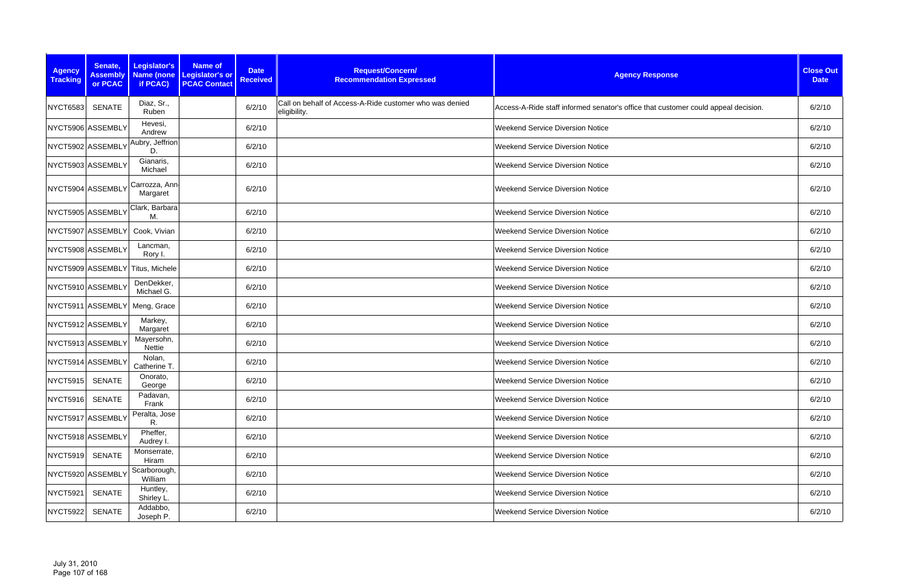| Agency Tracking | Senate, Assembly or PCAC | Legislator's Name (none if PCAC) | Name of Legislator's or PCAC Contact | Date Received | Request/Concern/ Recommendation Expressed | Agency Response | Close Out Date |
|---|---|---|---|---|---|---|---|
| NYCT6583 | SENATE | Diaz, Sr., Ruben | | 6/2/10 | Call on behalf of Access-A-Ride customer who was denied eligibility. | Access-A-Ride staff informed senator's office that customer could appeal decision. | 6/2/10 |
| NYCT5906 | ASSEMBLY | Hevesi, Andrew | | 6/2/10 | | Weekend Service Diversion Notice | 6/2/10 |
| NYCT5902 | ASSEMBLY | Aubry, Jeffrion D. | | 6/2/10 | | Weekend Service Diversion Notice | 6/2/10 |
| NYCT5903 | ASSEMBLY | Gianaris, Michael | | 6/2/10 | | Weekend Service Diversion Notice | 6/2/10 |
| NYCT5904 | ASSEMBLY | Carrozza, Ann-Margaret | | 6/2/10 | | Weekend Service Diversion Notice | 6/2/10 |
| NYCT5905 | ASSEMBLY | Clark, Barbara M. | | 6/2/10 | | Weekend Service Diversion Notice | 6/2/10 |
| NYCT5907 | ASSEMBLY | Cook, Vivian | | 6/2/10 | | Weekend Service Diversion Notice | 6/2/10 |
| NYCT5908 | ASSEMBLY | Lancman, Rory I. | | 6/2/10 | | Weekend Service Diversion Notice | 6/2/10 |
| NYCT5909 | ASSEMBLY | Titus, Michele | | 6/2/10 | | Weekend Service Diversion Notice | 6/2/10 |
| NYCT5910 | ASSEMBLY | DenDekker, Michael G. | | 6/2/10 | | Weekend Service Diversion Notice | 6/2/10 |
| NYCT5911 | ASSEMBLY | Meng, Grace | | 6/2/10 | | Weekend Service Diversion Notice | 6/2/10 |
| NYCT5912 | ASSEMBLY | Markey, Margaret | | 6/2/10 | | Weekend Service Diversion Notice | 6/2/10 |
| NYCT5913 | ASSEMBLY | Mayersohn, Nettie | | 6/2/10 | | Weekend Service Diversion Notice | 6/2/10 |
| NYCT5914 | ASSEMBLY | Nolan, Catherine T. | | 6/2/10 | | Weekend Service Diversion Notice | 6/2/10 |
| NYCT5915 | SENATE | Onorato, George | | 6/2/10 | | Weekend Service Diversion Notice | 6/2/10 |
| NYCT5916 | SENATE | Padavan, Frank | | 6/2/10 | | Weekend Service Diversion Notice | 6/2/10 |
| NYCT5917 | ASSEMBLY | Peralta, Jose R. | | 6/2/10 | | Weekend Service Diversion Notice | 6/2/10 |
| NYCT5918 | ASSEMBLY | Pheffer, Audrey I. | | 6/2/10 | | Weekend Service Diversion Notice | 6/2/10 |
| NYCT5919 | SENATE | Monserrate, Hiram | | 6/2/10 | | Weekend Service Diversion Notice | 6/2/10 |
| NYCT5920 | ASSEMBLY | Scarborough, William | | 6/2/10 | | Weekend Service Diversion Notice | 6/2/10 |
| NYCT5921 | SENATE | Huntley, Shirley L. | | 6/2/10 | | Weekend Service Diversion Notice | 6/2/10 |
| NYCT5922 | SENATE | Addabbo, Joseph P. | | 6/2/10 | | Weekend Service Diversion Notice | 6/2/10 |

July 31, 2010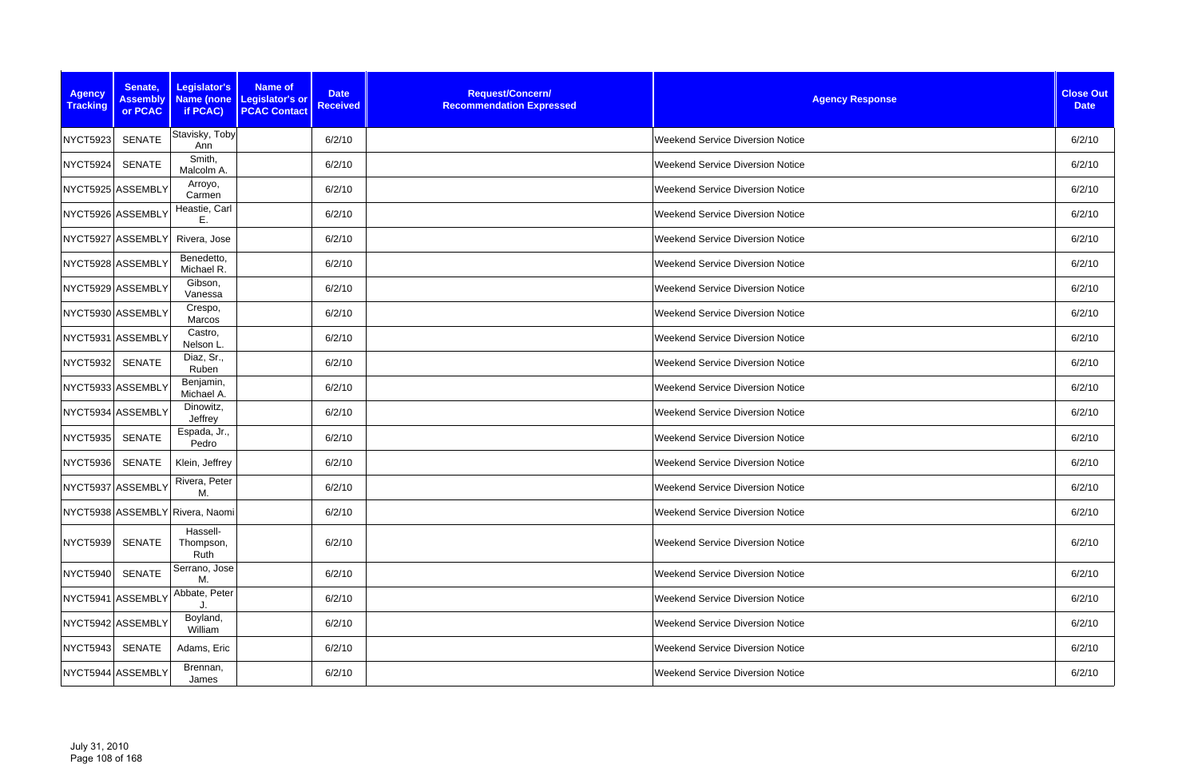| Agency Tracking | Senate, Assembly or PCAC | Legislator's Name (none if PCAC) | Name of Legislator's or PCAC Contact | Date Received | Request/Concern/ Recommendation Expressed | Agency Response | Close Out Date |
|---|---|---|---|---|---|---|---|
| NYCT5923 | SENATE | Stavisky, Toby Ann | | 6/2/10 | | Weekend Service Diversion Notice | 6/2/10 |
| NYCT5924 | SENATE | Smith, Malcolm A. | | 6/2/10 | | Weekend Service Diversion Notice | 6/2/10 |
| NYCT5925 | ASSEMBLY | Arroyo, Carmen | | 6/2/10 | | Weekend Service Diversion Notice | 6/2/10 |
| NYCT5926 | ASSEMBLY | Heastie, Carl E. | | 6/2/10 | | Weekend Service Diversion Notice | 6/2/10 |
| NYCT5927 | ASSEMBLY | Rivera, Jose | | 6/2/10 | | Weekend Service Diversion Notice | 6/2/10 |
| NYCT5928 | ASSEMBLY | Benedetto, Michael R. | | 6/2/10 | | Weekend Service Diversion Notice | 6/2/10 |
| NYCT5929 | ASSEMBLY | Gibson, Vanessa | | 6/2/10 | | Weekend Service Diversion Notice | 6/2/10 |
| NYCT5930 | ASSEMBLY | Crespo, Marcos | | 6/2/10 | | Weekend Service Diversion Notice | 6/2/10 |
| NYCT5931 | ASSEMBLY | Castro, Nelson L. | | 6/2/10 | | Weekend Service Diversion Notice | 6/2/10 |
| NYCT5932 | SENATE | Diaz, Sr., Ruben | | 6/2/10 | | Weekend Service Diversion Notice | 6/2/10 |
| NYCT5933 | ASSEMBLY | Benjamin, Michael A. | | 6/2/10 | | Weekend Service Diversion Notice | 6/2/10 |
| NYCT5934 | ASSEMBLY | Dinowitz, Jeffrey | | 6/2/10 | | Weekend Service Diversion Notice | 6/2/10 |
| NYCT5935 | SENATE | Espada, Jr., Pedro | | 6/2/10 | | Weekend Service Diversion Notice | 6/2/10 |
| NYCT5936 | SENATE | Klein, Jeffrey | | 6/2/10 | | Weekend Service Diversion Notice | 6/2/10 |
| NYCT5937 | ASSEMBLY | Rivera, Peter M. | | 6/2/10 | | Weekend Service Diversion Notice | 6/2/10 |
| NYCT5938 | ASSEMBLY | Rivera, Naomi | | 6/2/10 | | Weekend Service Diversion Notice | 6/2/10 |
| NYCT5939 | SENATE | Hassell-Thompson, Ruth | | 6/2/10 | | Weekend Service Diversion Notice | 6/2/10 |
| NYCT5940 | SENATE | Serrano, Jose M. | | 6/2/10 | | Weekend Service Diversion Notice | 6/2/10 |
| NYCT5941 | ASSEMBLY | Abbate, Peter J. | | 6/2/10 | | Weekend Service Diversion Notice | 6/2/10 |
| NYCT5942 | ASSEMBLY | Boyland, William | | 6/2/10 | | Weekend Service Diversion Notice | 6/2/10 |
| NYCT5943 | SENATE | Adams, Eric | | 6/2/10 | | Weekend Service Diversion Notice | 6/2/10 |
| NYCT5944 | ASSEMBLY | Brennan, James | | 6/2/10 | | Weekend Service Diversion Notice | 6/2/10 |

July 31, 2010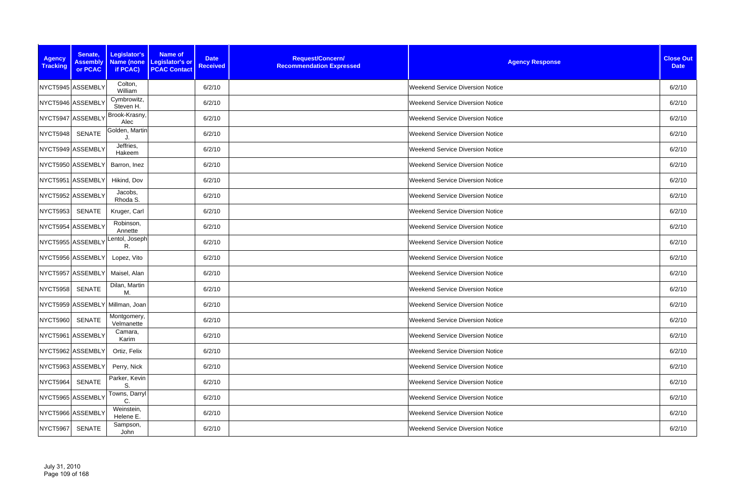| Agency Tracking | Senate, Assembly or PCAC | Legislator's Name (none if PCAC) | Name of Legislator's or PCAC Contact | Date Received | Request/Concern/ Recommendation Expressed | Agency Response | Close Out Date |
|---|---|---|---|---|---|---|---|
| NYCT5945 | ASSEMBLY | Colton, William | | 6/2/10 | | Weekend Service Diversion Notice | 6/2/10 |
| NYCT5946 | ASSEMBLY | Cymbrowitz, Steven H. | | 6/2/10 | | Weekend Service Diversion Notice | 6/2/10 |
| NYCT5947 | ASSEMBLY | Brook-Krasny, Alec | | 6/2/10 | | Weekend Service Diversion Notice | 6/2/10 |
| NYCT5948 | SENATE | Golden, Martin J. | | 6/2/10 | | Weekend Service Diversion Notice | 6/2/10 |
| NYCT5949 | ASSEMBLY | Jeffries, Hakeem | | 6/2/10 | | Weekend Service Diversion Notice | 6/2/10 |
| NYCT5950 | ASSEMBLY | Barron, Inez | | 6/2/10 | | Weekend Service Diversion Notice | 6/2/10 |
| NYCT5951 | ASSEMBLY | Hikind, Dov | | 6/2/10 | | Weekend Service Diversion Notice | 6/2/10 |
| NYCT5952 | ASSEMBLY | Jacobs, Rhoda S. | | 6/2/10 | | Weekend Service Diversion Notice | 6/2/10 |
| NYCT5953 | SENATE | Kruger, Carl | | 6/2/10 | | Weekend Service Diversion Notice | 6/2/10 |
| NYCT5954 | ASSEMBLY | Robinson, Annette | | 6/2/10 | | Weekend Service Diversion Notice | 6/2/10 |
| NYCT5955 | ASSEMBLY | Lentol, Joseph R. | | 6/2/10 | | Weekend Service Diversion Notice | 6/2/10 |
| NYCT5956 | ASSEMBLY | Lopez, Vito | | 6/2/10 | | Weekend Service Diversion Notice | 6/2/10 |
| NYCT5957 | ASSEMBLY | Maisel, Alan | | 6/2/10 | | Weekend Service Diversion Notice | 6/2/10 |
| NYCT5958 | SENATE | Dilan, Martin M. | | 6/2/10 | | Weekend Service Diversion Notice | 6/2/10 |
| NYCT5959 | ASSEMBLY | Millman, Joan | | 6/2/10 | | Weekend Service Diversion Notice | 6/2/10 |
| NYCT5960 | SENATE | Montgomery, Velmanette | | 6/2/10 | | Weekend Service Diversion Notice | 6/2/10 |
| NYCT5961 | ASSEMBLY | Camara, Karim | | 6/2/10 | | Weekend Service Diversion Notice | 6/2/10 |
| NYCT5962 | ASSEMBLY | Ortiz, Felix | | 6/2/10 | | Weekend Service Diversion Notice | 6/2/10 |
| NYCT5963 | ASSEMBLY | Perry, Nick | | 6/2/10 | | Weekend Service Diversion Notice | 6/2/10 |
| NYCT5964 | SENATE | Parker, Kevin S. | | 6/2/10 | | Weekend Service Diversion Notice | 6/2/10 |
| NYCT5965 | ASSEMBLY | Towns, Darryl C. | | 6/2/10 | | Weekend Service Diversion Notice | 6/2/10 |
| NYCT5966 | ASSEMBLY | Weinstein, Helene E. | | 6/2/10 | | Weekend Service Diversion Notice | 6/2/10 |
| NYCT5967 | SENATE | Sampson, John | | 6/2/10 | | Weekend Service Diversion Notice | 6/2/10 |

July 31, 2010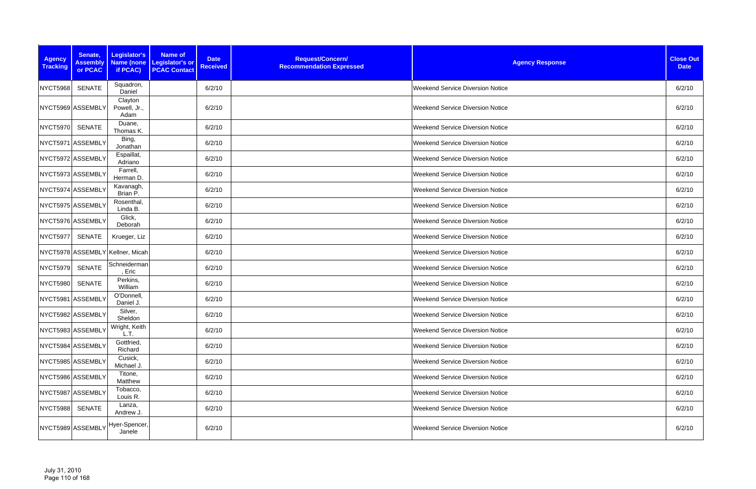| Agency Tracking | Senate, Assembly or PCAC | Legislator's Name (none if PCAC) | Name of Legislator's or PCAC Contact | Date Received | Request/Concern/ Recommendation Expressed | Agency Response | Close Out Date |
|---|---|---|---|---|---|---|---|
| NYCT5968 | SENATE | Squadron, Daniel | | 6/2/10 | | Weekend Service Diversion Notice | 6/2/10 |
| NYCT5969 | ASSEMBLY | Clayton Powell, Jr., Adam | | 6/2/10 | | Weekend Service Diversion Notice | 6/2/10 |
| NYCT5970 | SENATE | Duane, Thomas K. | | 6/2/10 | | Weekend Service Diversion Notice | 6/2/10 |
| NYCT5971 | ASSEMBLY | Bing, Jonathan | | 6/2/10 | | Weekend Service Diversion Notice | 6/2/10 |
| NYCT5972 | ASSEMBLY | Espaillat, Adriano | | 6/2/10 | | Weekend Service Diversion Notice | 6/2/10 |
| NYCT5973 | ASSEMBLY | Farrell, Herman D. | | 6/2/10 | | Weekend Service Diversion Notice | 6/2/10 |
| NYCT5974 | ASSEMBLY | Kavanagh, Brian P. | | 6/2/10 | | Weekend Service Diversion Notice | 6/2/10 |
| NYCT5975 | ASSEMBLY | Rosenthal, Linda B. | | 6/2/10 | | Weekend Service Diversion Notice | 6/2/10 |
| NYCT5976 | ASSEMBLY | Glick, Deborah | | 6/2/10 | | Weekend Service Diversion Notice | 6/2/10 |
| NYCT5977 | SENATE | Krueger, Liz | | 6/2/10 | | Weekend Service Diversion Notice | 6/2/10 |
| NYCT5978 | ASSEMBLY | Kellner, Micah | | 6/2/10 | | Weekend Service Diversion Notice | 6/2/10 |
| NYCT5979 | SENATE | Schneiderman, Eric | | 6/2/10 | | Weekend Service Diversion Notice | 6/2/10 |
| NYCT5980 | SENATE | Perkins, William | | 6/2/10 | | Weekend Service Diversion Notice | 6/2/10 |
| NYCT5981 | ASSEMBLY | O'Donnell, Daniel J. | | 6/2/10 | | Weekend Service Diversion Notice | 6/2/10 |
| NYCT5982 | ASSEMBLY | Silver, Sheldon | | 6/2/10 | | Weekend Service Diversion Notice | 6/2/10 |
| NYCT5983 | ASSEMBLY | Wright, Keith L.T. | | 6/2/10 | | Weekend Service Diversion Notice | 6/2/10 |
| NYCT5984 | ASSEMBLY | Gottfried, Richard | | 6/2/10 | | Weekend Service Diversion Notice | 6/2/10 |
| NYCT5985 | ASSEMBLY | Cusick, Michael J. | | 6/2/10 | | Weekend Service Diversion Notice | 6/2/10 |
| NYCT5986 | ASSEMBLY | Titone, Matthew | | 6/2/10 | | Weekend Service Diversion Notice | 6/2/10 |
| NYCT5987 | ASSEMBLY | Tobacco, Louis R. | | 6/2/10 | | Weekend Service Diversion Notice | 6/2/10 |
| NYCT5988 | SENATE | Lanza, Andrew J. | | 6/2/10 | | Weekend Service Diversion Notice | 6/2/10 |
| NYCT5989 | ASSEMBLY | Hyer-Spencer, Janele | | 6/2/10 | | Weekend Service Diversion Notice | 6/2/10 |

July 31, 2010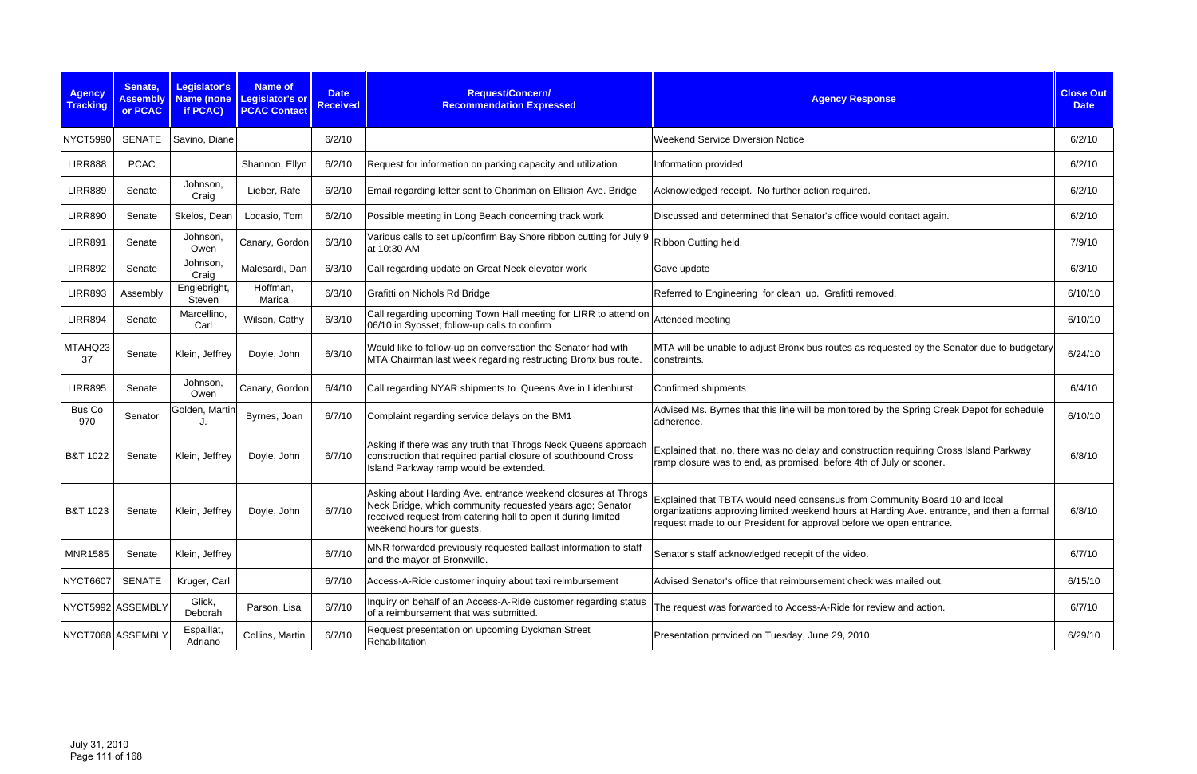| Agency Tracking | Senate, Assembly or PCAC | Legislator's Name (none if PCAC) | Name of Legislator's or PCAC Contact | Date Received | Request/Concern/ Recommendation Expressed | Agency Response | Close Out Date |
|---|---|---|---|---|---|---|---|
| NYCT5990 | SENATE | Savino, Diane | | 6/2/10 | | Weekend Service Diversion Notice | 6/2/10 |
| LIRR888 | PCAC | | Shannon, Ellyn | 6/2/10 | Request for information on parking capacity and utilization | Information provided | 6/2/10 |
| LIRR889 | Senate | Johnson, Craig | Lieber, Rafe | 6/2/10 | Email regarding letter sent to Chariman on Ellision Ave. Bridge | Acknowledged receipt. No further action required. | 6/2/10 |
| LIRR890 | Senate | Skelos, Dean | Locasio, Tom | 6/2/10 | Possible meeting in Long Beach concerning track work | Discussed and determined that Senator's office would contact again. | 6/2/10 |
| LIRR891 | Senate | Johnson, Owen | Canary, Gordon | 6/3/10 | Various calls to set up/confirm Bay Shore ribbon cutting for July 9 at 10:30 AM | Ribbon Cutting held. | 7/9/10 |
| LIRR892 | Senate | Johnson, Craig | Malesardi, Dan | 6/3/10 | Call regarding update on Great Neck elevator work | Gave update | 6/3/10 |
| LIRR893 | Assembly | Englebright, Steven | Hoffman, Marica | 6/3/10 | Grafitti on Nichols Rd Bridge | Referred to Engineering for clean up. Grafitti removed. | 6/10/10 |
| LIRR894 | Senate | Marcellino, Carl | Wilson, Cathy | 6/3/10 | Call regarding upcoming Town Hall meeting for LIRR to attend on 06/10 in Syosset; follow-up calls to confirm | Attended meeting | 6/10/10 |
| MTAHQ2337 | Senate | Klein, Jeffrey | Doyle, John | 6/3/10 | Would like to follow-up on conversation the Senator had with MTA Chairman last week regarding restructing Bronx bus route. | MTA will be unable to adjust Bronx bus routes as requested by the Senator due to budgetary constraints. | 6/24/10 |
| LIRR895 | Senate | Johnson, Owen | Canary, Gordon | 6/4/10 | Call regarding NYAR shipments to Queens Ave in Lidenhurst | Confirmed shipments | 6/4/10 |
| Bus Co 970 | Senator | Golden, Martin J. | Byrnes, Joan | 6/7/10 | Complaint regarding service delays on the BM1 | Advised Ms. Byrnes that this line will be monitored by the Spring Creek Depot for schedule adherence. | 6/10/10 |
| B&T 1022 | Senate | Klein, Jeffrey | Doyle, John | 6/7/10 | Asking if there was any truth that Throgs Neck Queens approach construction that required partial closure of southbound Cross Island Parkway ramp would be extended. | Explained that, no, there was no delay and construction requiring Cross Island Parkway ramp closure was to end, as promised, before 4th of July or sooner. | 6/8/10 |
| B&T 1023 | Senate | Klein, Jeffrey | Doyle, John | 6/7/10 | Asking about Harding Ave. entrance weekend closures at Throgs Neck Bridge, which community requested years ago; Senator received request from catering hall to open it during limited weekend hours for guests. | Explained that TBTA would need consensus from Community Board 10 and local organizations approving limited weekend hours at Harding Ave. entrance, and then a formal request made to our President for approval before we open entrance. | 6/8/10 |
| MNR1585 | Senate | Klein, Jeffrey | | 6/7/10 | MNR forwarded previously requested ballast information to staff and the mayor of Bronxville. | Senator's staff acknowledged recepit of the video. | 6/7/10 |
| NYCT6607 | SENATE | Kruger, Carl | | 6/7/10 | Access-A-Ride customer inquiry about taxi reimbursement | Advised Senator's office that reimbursement check was mailed out. | 6/15/10 |
| NYCT5992 | ASSEMBLY | Glick, Deborah | Parson, Lisa | 6/7/10 | Inquiry on behalf of an Access-A-Ride customer regarding status of a reimbursement that was submitted. | The request was forwarded to Access-A-Ride for review and action. | 6/7/10 |
| NYCT7068 | ASSEMBLY | Espaillat, Adriano | Collins, Martin | 6/7/10 | Request presentation on upcoming Dyckman Street Rehabilitation | Presentation provided on Tuesday, June 29, 2010 | 6/29/10 |

July 31, 2010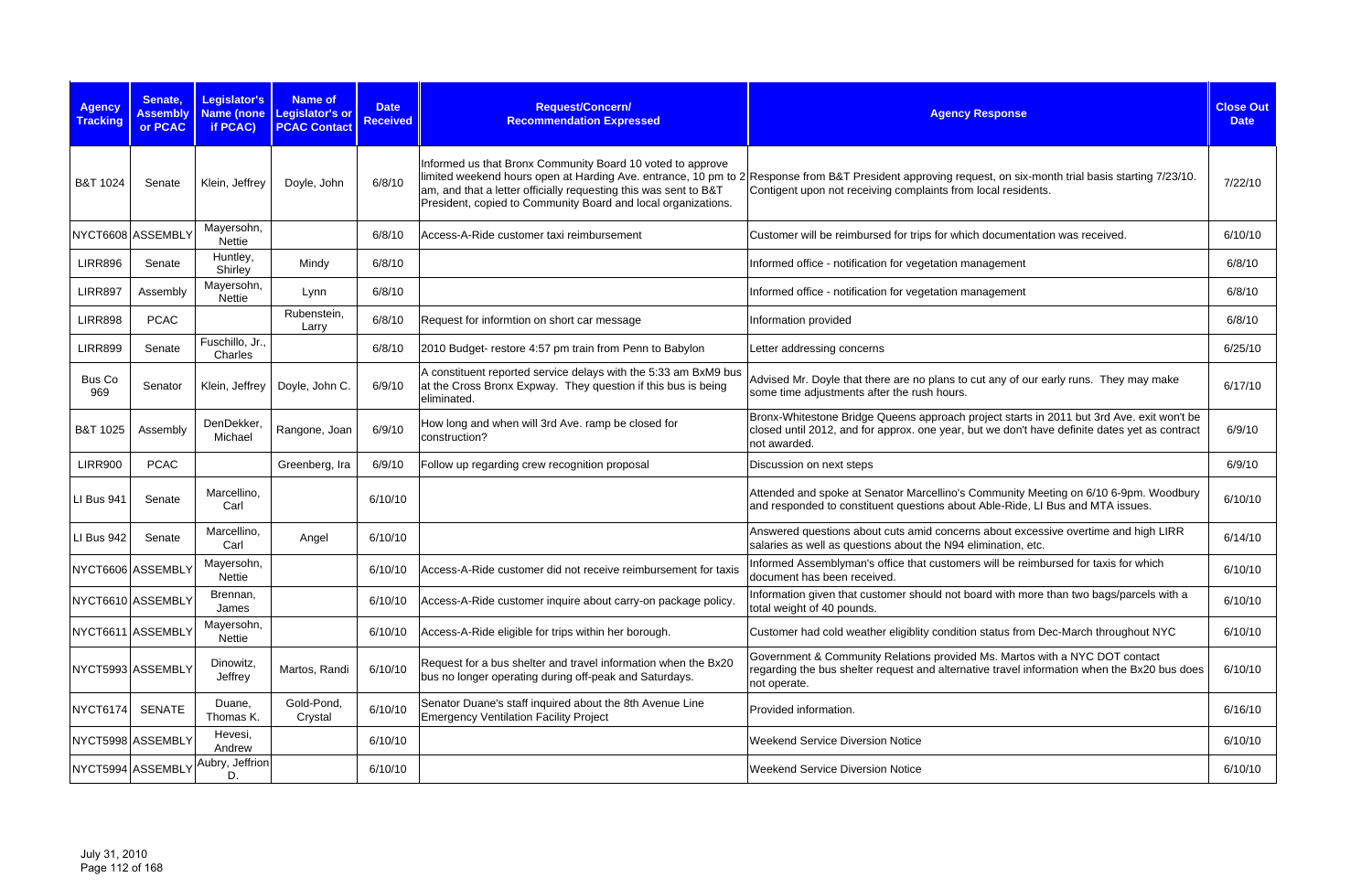| Agency Tracking | Senate, Assembly or PCAC | Legislator's Name (none if PCAC) | Name of Legislator's or PCAC Contact | Date Received | Request/Concern/ Recommendation Expressed | Agency Response | Close Out Date |
|---|---|---|---|---|---|---|---|
| B&T 1024 | Senate | Klein, Jeffrey | Doyle, John | 6/8/10 | Informed us that Bronx Community Board 10 voted to approve limited weekend hours open at Harding Ave. entrance, 10 pm to 2 am, and that a letter officially requesting this was sent to B&T President, copied to Community Board and local organizations. | Response from B&T President approving request, on six-month trial basis starting 7/23/10. Contigent upon not receiving complaints from local residents. | 7/22/10 |
| NYCT6608 | ASSEMBLY | Mayersohn, Nettie | | 6/8/10 | Access-A-Ride customer taxi reimbursement | Customer will be reimbursed for trips for which documentation was received. | 6/10/10 |
| LIRR896 | Senate | Huntley, Shirley | Mindy | 6/8/10 | | Informed office - notification for vegetation management | 6/8/10 |
| LIRR897 | Assembly | Mayersohn, Nettie | Lynn | 6/8/10 | | Informed office - notification for vegetation management | 6/8/10 |
| LIRR898 | PCAC | | Rubenstein, Larry | 6/8/10 | Request for informtion on short car message | Information provided | 6/8/10 |
| LIRR899 | Senate | Fuschillo, Jr., Charles | | 6/8/10 | 2010 Budget- restore 4:57 pm train from Penn to Babylon | Letter addressing concerns | 6/25/10 |
| Bus Co 969 | Senator | Klein, Jeffrey | Doyle, John C. | 6/9/10 | A constituent reported service delays with the 5:33 am BxM9 bus at the Cross Bronx Expway. They question if this bus is being eliminated. | Advised Mr. Doyle that there are no plans to cut any of our early runs. They may make some time adjustments after the rush hours. | 6/17/10 |
| B&T 1025 | Assembly | DenDekker, Michael | Rangone, Joan | 6/9/10 | How long and when will 3rd Ave. ramp be closed for construction? | Bronx-Whitestone Bridge Queens approach project starts in 2011 but 3rd Ave. exit won't be closed until 2012, and for approx. one year, but we don't have definite dates yet as contract not awarded. | 6/9/10 |
| LIRR900 | PCAC | | Greenberg, Ira | 6/9/10 | Follow up regarding crew recognition proposal | Discussion on next steps | 6/9/10 |
| LI Bus 941 | Senate | Marcellino, Carl | | 6/10/10 | | Attended and spoke at Senator Marcellino's Community Meeting on 6/10 6-9pm. Woodbury and responded to constituent questions about Able-Ride, LI Bus and MTA issues. | 6/10/10 |
| LI Bus 942 | Senate | Marcellino, Carl | Angel | 6/10/10 | | Answered questions about cuts amid concerns about excessive overtime and high LIRR salaries as well as questions about the N94 elimination, etc. | 6/14/10 |
| NYCT6606 | ASSEMBLY | Mayersohn, Nettie | | 6/10/10 | Access-A-Ride customer did not receive reimbursement for taxis | Informed Assemblyman's office that customers will be reimbursed for taxis for which document has been received. | 6/10/10 |
| NYCT6610 | ASSEMBLY | Brennan, James | | 6/10/10 | Access-A-Ride customer inquire about carry-on package policy. | Information given that customer should not board with more than two bags/parcels with a total weight of 40 pounds. | 6/10/10 |
| NYCT6611 | ASSEMBLY | Mayersohn, Nettie | | 6/10/10 | Access-A-Ride eligible for trips within her borough. | Customer had cold weather eligiblity condition status from Dec-March throughout NYC | 6/10/10 |
| NYCT5993 | ASSEMBLY | Dinowitz, Jeffrey | Martos, Randi | 6/10/10 | Request for a bus shelter and travel information when the Bx20 bus no longer operating during off-peak and Saturdays. | Government & Community Relations provided Ms. Martos with a NYC DOT contact regarding the bus shelter request and alternative travel information when the Bx20 bus does not operate. | 6/10/10 |
| NYCT6174 | SENATE | Duane, Thomas K. | Gold-Pond, Crystal | 6/10/10 | Senator Duane's staff inquired about the 8th Avenue Line Emergency Ventilation Facility Project | Provided information. | 6/16/10 |
| NYCT5998 | ASSEMBLY | Hevesi, Andrew | | 6/10/10 | | Weekend Service Diversion Notice | 6/10/10 |
| NYCT5994 | ASSEMBLY | Aubry, Jeffrion D. | | 6/10/10 | | Weekend Service Diversion Notice | 6/10/10 |

July 31, 2010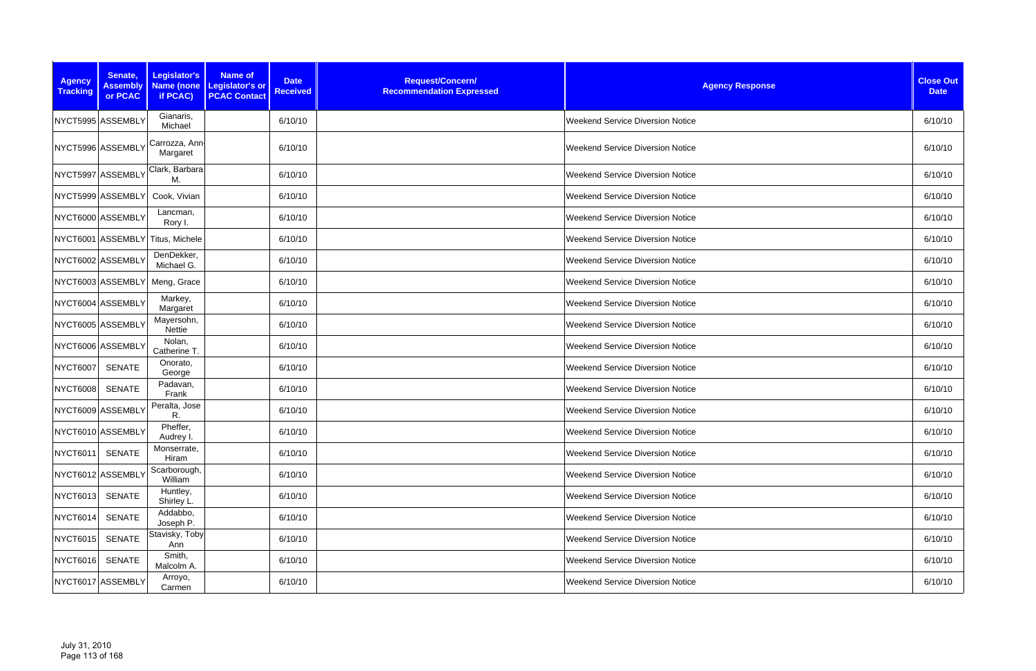| Agency Tracking | Senate, Assembly or PCAC | Legislator's Name (none if PCAC) | Name of Legislator's or PCAC Contact | Date Received | Request/Concern/ Recommendation Expressed | Agency Response | Close Out Date |
|---|---|---|---|---|---|---|---|
| NYCT5995 | ASSEMBLY | Gianaris, Michael | | 6/10/10 | | Weekend Service Diversion Notice | 6/10/10 |
| NYCT5996 | ASSEMBLY | Carrozza, Ann-Margaret | | 6/10/10 | | Weekend Service Diversion Notice | 6/10/10 |
| NYCT5997 | ASSEMBLY | Clark, Barbara M. | | 6/10/10 | | Weekend Service Diversion Notice | 6/10/10 |
| NYCT5999 | ASSEMBLY | Cook, Vivian | | 6/10/10 | | Weekend Service Diversion Notice | 6/10/10 |
| NYCT6000 | ASSEMBLY | Lancman, Rory I. | | 6/10/10 | | Weekend Service Diversion Notice | 6/10/10 |
| NYCT6001 | ASSEMBLY | Titus, Michele | | 6/10/10 | | Weekend Service Diversion Notice | 6/10/10 |
| NYCT6002 | ASSEMBLY | DenDekker, Michael G. | | 6/10/10 | | Weekend Service Diversion Notice | 6/10/10 |
| NYCT6003 | ASSEMBLY | Meng, Grace | | 6/10/10 | | Weekend Service Diversion Notice | 6/10/10 |
| NYCT6004 | ASSEMBLY | Markey, Margaret | | 6/10/10 | | Weekend Service Diversion Notice | 6/10/10 |
| NYCT6005 | ASSEMBLY | Mayersohn, Nettie | | 6/10/10 | | Weekend Service Diversion Notice | 6/10/10 |
| NYCT6006 | ASSEMBLY | Nolan, Catherine T. | | 6/10/10 | | Weekend Service Diversion Notice | 6/10/10 |
| NYCT6007 | SENATE | Onorato, George | | 6/10/10 | | Weekend Service Diversion Notice | 6/10/10 |
| NYCT6008 | SENATE | Padavan, Frank | | 6/10/10 | | Weekend Service Diversion Notice | 6/10/10 |
| NYCT6009 | ASSEMBLY | Peralta, Jose R. | | 6/10/10 | | Weekend Service Diversion Notice | 6/10/10 |
| NYCT6010 | ASSEMBLY | Pheffer, Audrey I. | | 6/10/10 | | Weekend Service Diversion Notice | 6/10/10 |
| NYCT6011 | SENATE | Monserrate, Hiram | | 6/10/10 | | Weekend Service Diversion Notice | 6/10/10 |
| NYCT6012 | ASSEMBLY | Scarborough, William | | 6/10/10 | | Weekend Service Diversion Notice | 6/10/10 |
| NYCT6013 | SENATE | Huntley, Shirley L. | | 6/10/10 | | Weekend Service Diversion Notice | 6/10/10 |
| NYCT6014 | SENATE | Addabbo, Joseph P. | | 6/10/10 | | Weekend Service Diversion Notice | 6/10/10 |
| NYCT6015 | SENATE | Stavisky, Toby Ann | | 6/10/10 | | Weekend Service Diversion Notice | 6/10/10 |
| NYCT6016 | SENATE | Smith, Malcolm A. | | 6/10/10 | | Weekend Service Diversion Notice | 6/10/10 |
| NYCT6017 | ASSEMBLY | Arroyo, Carmen | | 6/10/10 | | Weekend Service Diversion Notice | 6/10/10 |

July 31, 2010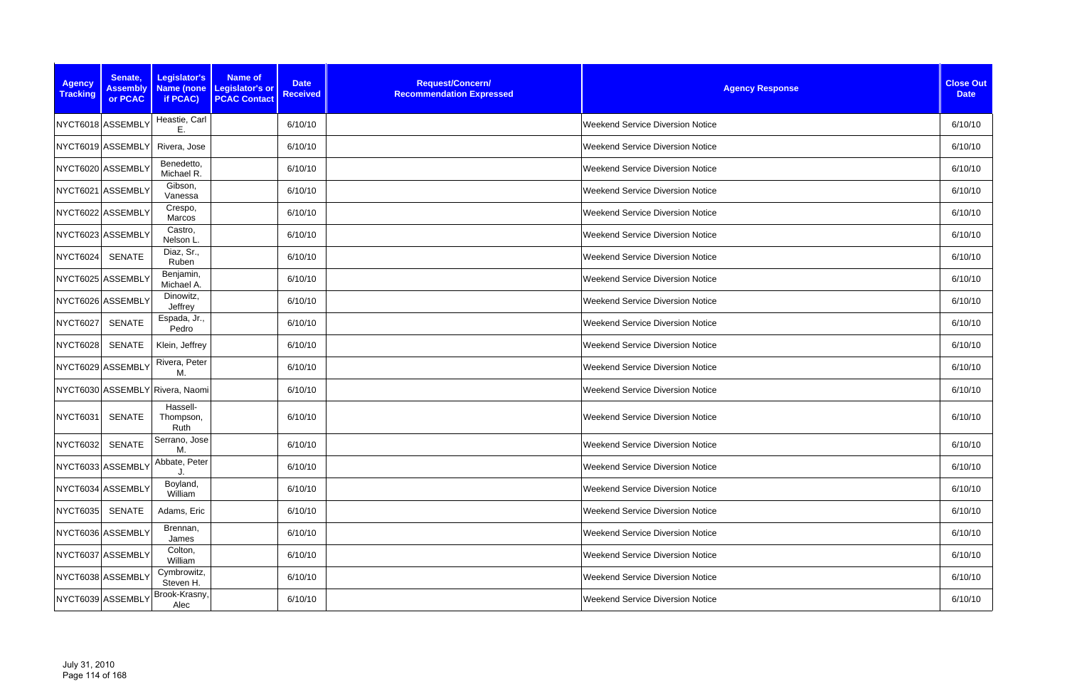| Agency Tracking | Senate, Assembly or PCAC | Legislator's Name (none if PCAC) | Name of Legislator's or PCAC Contact | Date Received | Request/Concern/ Recommendation Expressed | Agency Response | Close Out Date |
|---|---|---|---|---|---|---|---|
| NYCT6018 | ASSEMBLY | Heastie, Carl E. | | 6/10/10 | | Weekend Service Diversion Notice | 6/10/10 |
| NYCT6019 | ASSEMBLY | Rivera, Jose | | 6/10/10 | | Weekend Service Diversion Notice | 6/10/10 |
| NYCT6020 | ASSEMBLY | Benedetto, Michael R. | | 6/10/10 | | Weekend Service Diversion Notice | 6/10/10 |
| NYCT6021 | ASSEMBLY | Gibson, Vanessa | | 6/10/10 | | Weekend Service Diversion Notice | 6/10/10 |
| NYCT6022 | ASSEMBLY | Crespo, Marcos | | 6/10/10 | | Weekend Service Diversion Notice | 6/10/10 |
| NYCT6023 | ASSEMBLY | Castro, Nelson L. | | 6/10/10 | | Weekend Service Diversion Notice | 6/10/10 |
| NYCT6024 | SENATE | Diaz, Sr., Ruben | | 6/10/10 | | Weekend Service Diversion Notice | 6/10/10 |
| NYCT6025 | ASSEMBLY | Benjamin, Michael A. | | 6/10/10 | | Weekend Service Diversion Notice | 6/10/10 |
| NYCT6026 | ASSEMBLY | Dinowitz, Jeffrey | | 6/10/10 | | Weekend Service Diversion Notice | 6/10/10 |
| NYCT6027 | SENATE | Espada, Jr., Pedro | | 6/10/10 | | Weekend Service Diversion Notice | 6/10/10 |
| NYCT6028 | SENATE | Klein, Jeffrey | | 6/10/10 | | Weekend Service Diversion Notice | 6/10/10 |
| NYCT6029 | ASSEMBLY | Rivera, Peter M. | | 6/10/10 | | Weekend Service Diversion Notice | 6/10/10 |
| NYCT6030 | ASSEMBLY | Rivera, Naomi | | 6/10/10 | | Weekend Service Diversion Notice | 6/10/10 |
| NYCT6031 | SENATE | Hassell-Thompson, Ruth | | 6/10/10 | | Weekend Service Diversion Notice | 6/10/10 |
| NYCT6032 | SENATE | Serrano, Jose M. | | 6/10/10 | | Weekend Service Diversion Notice | 6/10/10 |
| NYCT6033 | ASSEMBLY | Abbate, Peter J. | | 6/10/10 | | Weekend Service Diversion Notice | 6/10/10 |
| NYCT6034 | ASSEMBLY | Boyland, William | | 6/10/10 | | Weekend Service Diversion Notice | 6/10/10 |
| NYCT6035 | SENATE | Adams, Eric | | 6/10/10 | | Weekend Service Diversion Notice | 6/10/10 |
| NYCT6036 | ASSEMBLY | Brennan, James | | 6/10/10 | | Weekend Service Diversion Notice | 6/10/10 |
| NYCT6037 | ASSEMBLY | Colton, William | | 6/10/10 | | Weekend Service Diversion Notice | 6/10/10 |
| NYCT6038 | ASSEMBLY | Cymbrowitz, Steven H. | | 6/10/10 | | Weekend Service Diversion Notice | 6/10/10 |
| NYCT6039 | ASSEMBLY | Brook-Krasny, Alec | | 6/10/10 | | Weekend Service Diversion Notice | 6/10/10 |

July 31, 2010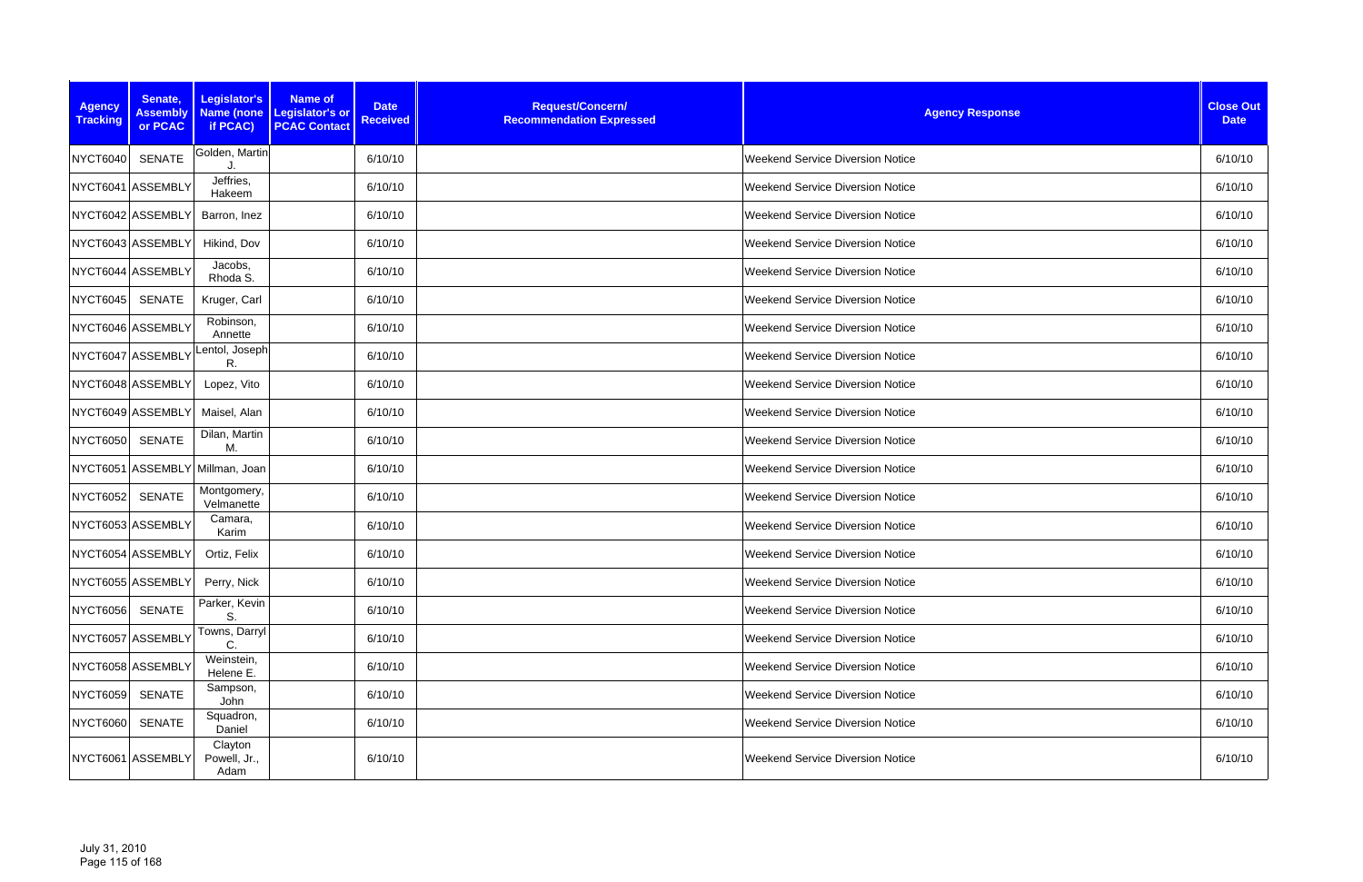| Agency Tracking | Senate, Assembly or PCAC | Legislator's Name (none if PCAC) | Name of Legislator's or PCAC Contact | Date Received | Request/Concern/ Recommendation Expressed | Agency Response | Close Out Date |
|---|---|---|---|---|---|---|---|
| NYCT6040 | SENATE | Golden, Martin J. | | 6/10/10 | | Weekend Service Diversion Notice | 6/10/10 |
| NYCT6041 | ASSEMBLY | Jeffries, Hakeem | | 6/10/10 | | Weekend Service Diversion Notice | 6/10/10 |
| NYCT6042 | ASSEMBLY | Barron, Inez | | 6/10/10 | | Weekend Service Diversion Notice | 6/10/10 |
| NYCT6043 | ASSEMBLY | Hikind, Dov | | 6/10/10 | | Weekend Service Diversion Notice | 6/10/10 |
| NYCT6044 | ASSEMBLY | Jacobs, Rhoda S. | | 6/10/10 | | Weekend Service Diversion Notice | 6/10/10 |
| NYCT6045 | SENATE | Kruger, Carl | | 6/10/10 | | Weekend Service Diversion Notice | 6/10/10 |
| NYCT6046 | ASSEMBLY | Robinson, Annette | | 6/10/10 | | Weekend Service Diversion Notice | 6/10/10 |
| NYCT6047 | ASSEMBLY | Lentol, Joseph R. | | 6/10/10 | | Weekend Service Diversion Notice | 6/10/10 |
| NYCT6048 | ASSEMBLY | Lopez, Vito | | 6/10/10 | | Weekend Service Diversion Notice | 6/10/10 |
| NYCT6049 | ASSEMBLY | Maisel, Alan | | 6/10/10 | | Weekend Service Diversion Notice | 6/10/10 |
| NYCT6050 | SENATE | Dilan, Martin M. | | 6/10/10 | | Weekend Service Diversion Notice | 6/10/10 |
| NYCT6051 | ASSEMBLY | Millman, Joan | | 6/10/10 | | Weekend Service Diversion Notice | 6/10/10 |
| NYCT6052 | SENATE | Montgomery, Velmanette | | 6/10/10 | | Weekend Service Diversion Notice | 6/10/10 |
| NYCT6053 | ASSEMBLY | Camara, Karim | | 6/10/10 | | Weekend Service Diversion Notice | 6/10/10 |
| NYCT6054 | ASSEMBLY | Ortiz, Felix | | 6/10/10 | | Weekend Service Diversion Notice | 6/10/10 |
| NYCT6055 | ASSEMBLY | Perry, Nick | | 6/10/10 | | Weekend Service Diversion Notice | 6/10/10 |
| NYCT6056 | SENATE | Parker, Kevin S. | | 6/10/10 | | Weekend Service Diversion Notice | 6/10/10 |
| NYCT6057 | ASSEMBLY | Towns, Darryl C. | | 6/10/10 | | Weekend Service Diversion Notice | 6/10/10 |
| NYCT6058 | ASSEMBLY | Weinstein, Helene E. | | 6/10/10 | | Weekend Service Diversion Notice | 6/10/10 |
| NYCT6059 | SENATE | Sampson, John | | 6/10/10 | | Weekend Service Diversion Notice | 6/10/10 |
| NYCT6060 | SENATE | Squadron, Daniel | | 6/10/10 | | Weekend Service Diversion Notice | 6/10/10 |
| NYCT6061 | ASSEMBLY | Clayton Powell, Jr., Adam | | 6/10/10 | | Weekend Service Diversion Notice | 6/10/10 |

July 31, 2010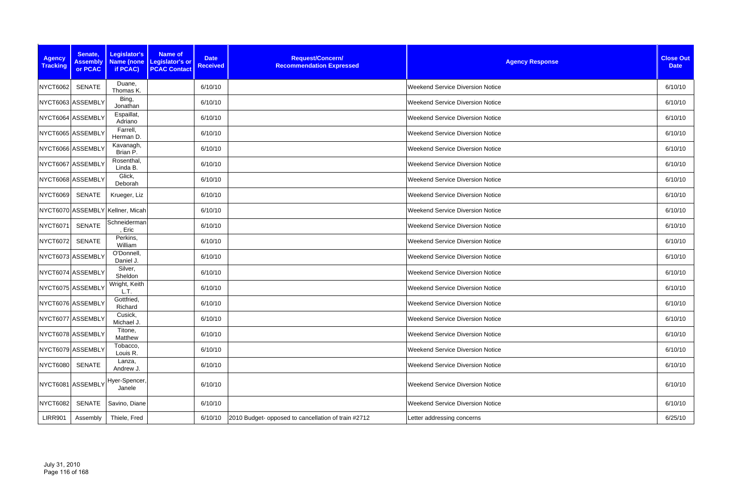| Agency Tracking | Senate, Assembly or PCAC | Legislator's Name (none if PCAC) | Name of Legislator's or PCAC Contact | Date Received | Request/Concern/ Recommendation Expressed | Agency Response | Close Out Date |
|---|---|---|---|---|---|---|---|
| NYCT6062 | SENATE | Duane, Thomas K. | | 6/10/10 | | Weekend Service Diversion Notice | 6/10/10 |
| NYCT6063 | ASSEMBLY | Bing, Jonathan | | 6/10/10 | | Weekend Service Diversion Notice | 6/10/10 |
| NYCT6064 | ASSEMBLY | Espaillat, Adriano | | 6/10/10 | | Weekend Service Diversion Notice | 6/10/10 |
| NYCT6065 | ASSEMBLY | Farrell, Herman D. | | 6/10/10 | | Weekend Service Diversion Notice | 6/10/10 |
| NYCT6066 | ASSEMBLY | Kavanagh, Brian P. | | 6/10/10 | | Weekend Service Diversion Notice | 6/10/10 |
| NYCT6067 | ASSEMBLY | Rosenthal, Linda B. | | 6/10/10 | | Weekend Service Diversion Notice | 6/10/10 |
| NYCT6068 | ASSEMBLY | Glick, Deborah | | 6/10/10 | | Weekend Service Diversion Notice | 6/10/10 |
| NYCT6069 | SENATE | Krueger, Liz | | 6/10/10 | | Weekend Service Diversion Notice | 6/10/10 |
| NYCT6070 | ASSEMBLY | Kellner, Micah | | 6/10/10 | | Weekend Service Diversion Notice | 6/10/10 |
| NYCT6071 | SENATE | Schneiderman, Eric | | 6/10/10 | | Weekend Service Diversion Notice | 6/10/10 |
| NYCT6072 | SENATE | Perkins, William | | 6/10/10 | | Weekend Service Diversion Notice | 6/10/10 |
| NYCT6073 | ASSEMBLY | O'Donnell, Daniel J. | | 6/10/10 | | Weekend Service Diversion Notice | 6/10/10 |
| NYCT6074 | ASSEMBLY | Silver, Sheldon | | 6/10/10 | | Weekend Service Diversion Notice | 6/10/10 |
| NYCT6075 | ASSEMBLY | Wright, Keith L.T. | | 6/10/10 | | Weekend Service Diversion Notice | 6/10/10 |
| NYCT6076 | ASSEMBLY | Gottfried, Richard | | 6/10/10 | | Weekend Service Diversion Notice | 6/10/10 |
| NYCT6077 | ASSEMBLY | Cusick, Michael J. | | 6/10/10 | | Weekend Service Diversion Notice | 6/10/10 |
| NYCT6078 | ASSEMBLY | Titone, Matthew | | 6/10/10 | | Weekend Service Diversion Notice | 6/10/10 |
| NYCT6079 | ASSEMBLY | Tobacco, Louis R. | | 6/10/10 | | Weekend Service Diversion Notice | 6/10/10 |
| NYCT6080 | SENATE | Lanza, Andrew J. | | 6/10/10 | | Weekend Service Diversion Notice | 6/10/10 |
| NYCT6081 | ASSEMBLY | Hyer-Spencer, Janele | | 6/10/10 | | Weekend Service Diversion Notice | 6/10/10 |
| NYCT6082 | SENATE | Savino, Diane | | 6/10/10 | | Weekend Service Diversion Notice | 6/10/10 |
| LIRR901 | Assembly | Thiele, Fred | | 6/10/10 | 2010 Budget- opposed to cancellation of train #2712 | Letter addressing concerns | 6/25/10 |

July 31, 2010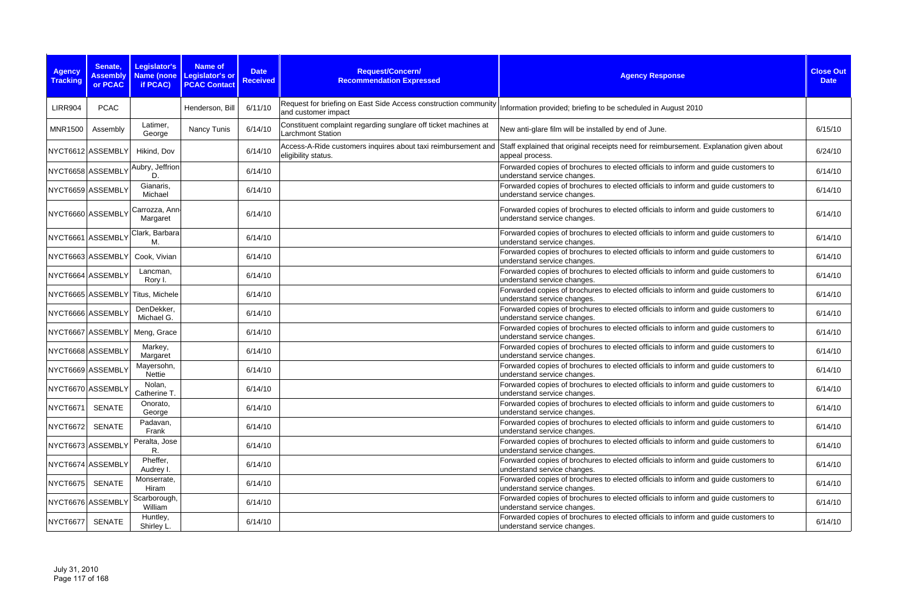| Agency Tracking | Senate, Assembly or PCAC | Legislator's Name (none if PCAC) | Name of Legislator's or PCAC Contact | Date Received | Request/Concern/ Recommendation Expressed | Agency Response | Close Out Date |
|---|---|---|---|---|---|---|---|
| LIRR904 | PCAC | | Henderson, Bill | 6/11/10 | Request for briefing on East Side Access construction community and customer impact | Information provided; briefing to be scheduled in August 2010 | |
| MNR1500 | Assembly | Latimer, George | Nancy Tunis | 6/14/10 | Constituent complaint regarding sunglare off ticket machines at Larchmont Station | New anti-glare film will be installed by end of June. | 6/15/10 |
| NYCT6612 | ASSEMBLY | Hikind, Dov | | 6/14/10 | Access-A-Ride customers inquires about taxi reimbursement and eligibility status. | Staff explained that original receipts need for reimbursement. Explanation given about appeal process. | 6/24/10 |
| NYCT6658 | ASSEMBLY | Aubry, Jeffrion D. | | 6/14/10 | | Forwarded copies of brochures to elected officials to inform and guide customers to understand service changes. | 6/14/10 |
| NYCT6659 | ASSEMBLY | Gianaris, Michael | | 6/14/10 | | Forwarded copies of brochures to elected officials to inform and guide customers to understand service changes. | 6/14/10 |
| NYCT6660 | ASSEMBLY | Carrozza, Ann-Margaret | | 6/14/10 | | Forwarded copies of brochures to elected officials to inform and guide customers to understand service changes. | 6/14/10 |
| NYCT6661 | ASSEMBLY | Clark, Barbara M. | | 6/14/10 | | Forwarded copies of brochures to elected officials to inform and guide customers to understand service changes. | 6/14/10 |
| NYCT6663 | ASSEMBLY | Cook, Vivian | | 6/14/10 | | Forwarded copies of brochures to elected officials to inform and guide customers to understand service changes. | 6/14/10 |
| NYCT6664 | ASSEMBLY | Lancman, Rory I. | | 6/14/10 | | Forwarded copies of brochures to elected officials to inform and guide customers to understand service changes. | 6/14/10 |
| NYCT6665 | ASSEMBLY | Titus, Michele | | 6/14/10 | | Forwarded copies of brochures to elected officials to inform and guide customers to understand service changes. | 6/14/10 |
| NYCT6666 | ASSEMBLY | DenDekker, Michael G. | | 6/14/10 | | Forwarded copies of brochures to elected officials to inform and guide customers to understand service changes. | 6/14/10 |
| NYCT6667 | ASSEMBLY | Meng, Grace | | 6/14/10 | | Forwarded copies of brochures to elected officials to inform and guide customers to understand service changes. | 6/14/10 |
| NYCT6668 | ASSEMBLY | Markey, Margaret | | 6/14/10 | | Forwarded copies of brochures to elected officials to inform and guide customers to understand service changes. | 6/14/10 |
| NYCT6669 | ASSEMBLY | Mayersohn, Nettie | | 6/14/10 | | Forwarded copies of brochures to elected officials to inform and guide customers to understand service changes. | 6/14/10 |
| NYCT6670 | ASSEMBLY | Nolan, Catherine T. | | 6/14/10 | | Forwarded copies of brochures to elected officials to inform and guide customers to understand service changes. | 6/14/10 |
| NYCT6671 | SENATE | Onorato, George | | 6/14/10 | | Forwarded copies of brochures to elected officials to inform and guide customers to understand service changes. | 6/14/10 |
| NYCT6672 | SENATE | Padavan, Frank | | 6/14/10 | | Forwarded copies of brochures to elected officials to inform and guide customers to understand service changes. | 6/14/10 |
| NYCT6673 | ASSEMBLY | Peralta, Jose R. | | 6/14/10 | | Forwarded copies of brochures to elected officials to inform and guide customers to understand service changes. | 6/14/10 |
| NYCT6674 | ASSEMBLY | Pheffer, Audrey I. | | 6/14/10 | | Forwarded copies of brochures to elected officials to inform and guide customers to understand service changes. | 6/14/10 |
| NYCT6675 | SENATE | Monserrate, Hiram | | 6/14/10 | | Forwarded copies of brochures to elected officials to inform and guide customers to understand service changes. | 6/14/10 |
| NYCT6676 | ASSEMBLY | Scarborough, William | | 6/14/10 | | Forwarded copies of brochures to elected officials to inform and guide customers to understand service changes. | 6/14/10 |
| NYCT6677 | SENATE | Huntley, Shirley L. | | 6/14/10 | | Forwarded copies of brochures to elected officials to inform and guide customers to understand service changes. | 6/14/10 |

July 31, 2010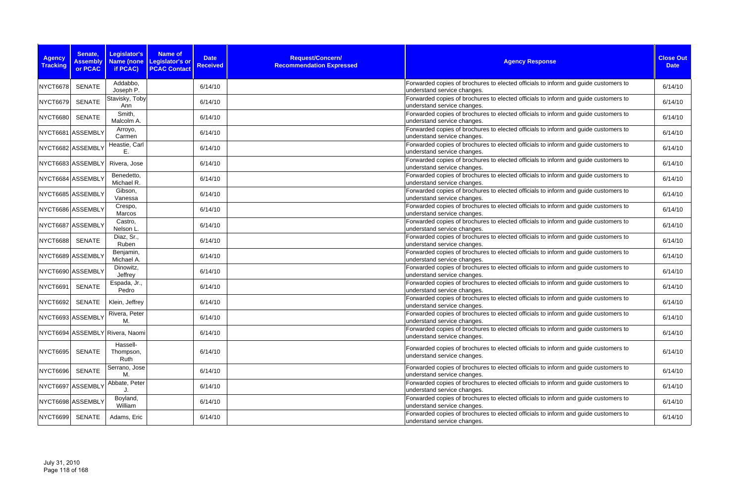| Agency Tracking | Senate, Assembly or PCAC | Legislator's Name (none if PCAC) | Name of Legislator's or PCAC Contact | Date Received | Request/Concern/ Recommendation Expressed | Agency Response | Close Out Date |
|---|---|---|---|---|---|---|---|
| NYCT6678 | SENATE | Addabbo, Joseph P. | | 6/14/10 | | Forwarded copies of brochures to elected officials to inform and guide customers to understand service changes. | 6/14/10 |
| NYCT6679 | SENATE | Stavisky, Toby Ann | | 6/14/10 | | Forwarded copies of brochures to elected officials to inform and guide customers to understand service changes. | 6/14/10 |
| NYCT6680 | SENATE | Smith, Malcolm A. | | 6/14/10 | | Forwarded copies of brochures to elected officials to inform and guide customers to understand service changes. | 6/14/10 |
| NYCT6681 | ASSEMBLY | Arroyo, Carmen | | 6/14/10 | | Forwarded copies of brochures to elected officials to inform and guide customers to understand service changes. | 6/14/10 |
| NYCT6682 | ASSEMBLY | Heastie, Carl E. | | 6/14/10 | | Forwarded copies of brochures to elected officials to inform and guide customers to understand service changes. | 6/14/10 |
| NYCT6683 | ASSEMBLY | Rivera, Jose | | 6/14/10 | | Forwarded copies of brochures to elected officials to inform and guide customers to understand service changes. | 6/14/10 |
| NYCT6684 | ASSEMBLY | Benedetto, Michael R. | | 6/14/10 | | Forwarded copies of brochures to elected officials to inform and guide customers to understand service changes. | 6/14/10 |
| NYCT6685 | ASSEMBLY | Gibson, Vanessa | | 6/14/10 | | Forwarded copies of brochures to elected officials to inform and guide customers to understand service changes. | 6/14/10 |
| NYCT6686 | ASSEMBLY | Crespo, Marcos | | 6/14/10 | | Forwarded copies of brochures to elected officials to inform and guide customers to understand service changes. | 6/14/10 |
| NYCT6687 | ASSEMBLY | Castro, Nelson L. | | 6/14/10 | | Forwarded copies of brochures to elected officials to inform and guide customers to understand service changes. | 6/14/10 |
| NYCT6688 | SENATE | Diaz, Sr., Ruben | | 6/14/10 | | Forwarded copies of brochures to elected officials to inform and guide customers to understand service changes. | 6/14/10 |
| NYCT6689 | ASSEMBLY | Benjamin, Michael A. | | 6/14/10 | | Forwarded copies of brochures to elected officials to inform and guide customers to understand service changes. | 6/14/10 |
| NYCT6690 | ASSEMBLY | Dinowitz, Jeffrey | | 6/14/10 | | Forwarded copies of brochures to elected officials to inform and guide customers to understand service changes. | 6/14/10 |
| NYCT6691 | SENATE | Espada, Jr., Pedro | | 6/14/10 | | Forwarded copies of brochures to elected officials to inform and guide customers to understand service changes. | 6/14/10 |
| NYCT6692 | SENATE | Klein, Jeffrey | | 6/14/10 | | Forwarded copies of brochures to elected officials to inform and guide customers to understand service changes. | 6/14/10 |
| NYCT6693 | ASSEMBLY | Rivera, Peter M. | | 6/14/10 | | Forwarded copies of brochures to elected officials to inform and guide customers to understand service changes. | 6/14/10 |
| NYCT6694 | ASSEMBLY | Rivera, Naomi | | 6/14/10 | | Forwarded copies of brochures to elected officials to inform and guide customers to understand service changes. | 6/14/10 |
| NYCT6695 | SENATE | Hassell-Thompson, Ruth | | 6/14/10 | | Forwarded copies of brochures to elected officials to inform and guide customers to understand service changes. | 6/14/10 |
| NYCT6696 | SENATE | Serrano, Jose M. | | 6/14/10 | | Forwarded copies of brochures to elected officials to inform and guide customers to understand service changes. | 6/14/10 |
| NYCT6697 | ASSEMBLY | Abbate, Peter J. | | 6/14/10 | | Forwarded copies of brochures to elected officials to inform and guide customers to understand service changes. | 6/14/10 |
| NYCT6698 | ASSEMBLY | Boyland, William | | 6/14/10 | | Forwarded copies of brochures to elected officials to inform and guide customers to understand service changes. | 6/14/10 |
| NYCT6699 | SENATE | Adams, Eric | | 6/14/10 | | Forwarded copies of brochures to elected officials to inform and guide customers to understand service changes. | 6/14/10 |

July 31, 2010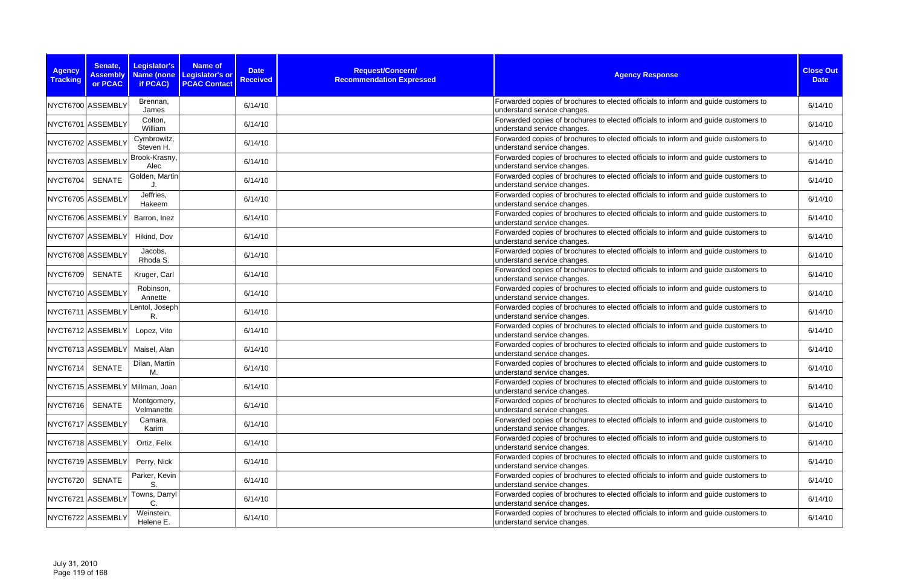| Agency Tracking | Senate, Assembly or PCAC | Legislator's Name (none if PCAC) | Name of Legislator's or PCAC Contact | Date Received | Request/Concern/ Recommendation Expressed | Agency Response | Close Out Date |
|---|---|---|---|---|---|---|---|
| NYCT6700 | ASSEMBLY | Brennan, James | | 6/14/10 | | Forwarded copies of brochures to elected officials to inform and guide customers to understand service changes. | 6/14/10 |
| NYCT6701 | ASSEMBLY | Colton, William | | 6/14/10 | | Forwarded copies of brochures to elected officials to inform and guide customers to understand service changes. | 6/14/10 |
| NYCT6702 | ASSEMBLY | Cymbrowitz, Steven H. | | 6/14/10 | | Forwarded copies of brochures to elected officials to inform and guide customers to understand service changes. | 6/14/10 |
| NYCT6703 | ASSEMBLY | Brook-Krasny, Alec | | 6/14/10 | | Forwarded copies of brochures to elected officials to inform and guide customers to understand service changes. | 6/14/10 |
| NYCT6704 | SENATE | Golden, Martin J. | | 6/14/10 | | Forwarded copies of brochures to elected officials to inform and guide customers to understand service changes. | 6/14/10 |
| NYCT6705 | ASSEMBLY | Jeffries, Hakeem | | 6/14/10 | | Forwarded copies of brochures to elected officials to inform and guide customers to understand service changes. | 6/14/10 |
| NYCT6706 | ASSEMBLY | Barron, Inez | | 6/14/10 | | Forwarded copies of brochures to elected officials to inform and guide customers to understand service changes. | 6/14/10 |
| NYCT6707 | ASSEMBLY | Hikind, Dov | | 6/14/10 | | Forwarded copies of brochures to elected officials to inform and guide customers to understand service changes. | 6/14/10 |
| NYCT6708 | ASSEMBLY | Jacobs, Rhoda S. | | 6/14/10 | | Forwarded copies of brochures to elected officials to inform and guide customers to understand service changes. | 6/14/10 |
| NYCT6709 | SENATE | Kruger, Carl | | 6/14/10 | | Forwarded copies of brochures to elected officials to inform and guide customers to understand service changes. | 6/14/10 |
| NYCT6710 | ASSEMBLY | Robinson, Annette | | 6/14/10 | | Forwarded copies of brochures to elected officials to inform and guide customers to understand service changes. | 6/14/10 |
| NYCT6711 | ASSEMBLY | Lentol, Joseph R. | | 6/14/10 | | Forwarded copies of brochures to elected officials to inform and guide customers to understand service changes. | 6/14/10 |
| NYCT6712 | ASSEMBLY | Lopez, Vito | | 6/14/10 | | Forwarded copies of brochures to elected officials to inform and guide customers to understand service changes. | 6/14/10 |
| NYCT6713 | ASSEMBLY | Maisel, Alan | | 6/14/10 | | Forwarded copies of brochures to elected officials to inform and guide customers to understand service changes. | 6/14/10 |
| NYCT6714 | SENATE | Dilan, Martin M. | | 6/14/10 | | Forwarded copies of brochures to elected officials to inform and guide customers to understand service changes. | 6/14/10 |
| NYCT6715 | ASSEMBLY | Millman, Joan | | 6/14/10 | | Forwarded copies of brochures to elected officials to inform and guide customers to understand service changes. | 6/14/10 |
| NYCT6716 | SENATE | Montgomery, Velmanette | | 6/14/10 | | Forwarded copies of brochures to elected officials to inform and guide customers to understand service changes. | 6/14/10 |
| NYCT6717 | ASSEMBLY | Camara, Karim | | 6/14/10 | | Forwarded copies of brochures to elected officials to inform and guide customers to understand service changes. | 6/14/10 |
| NYCT6718 | ASSEMBLY | Ortiz, Felix | | 6/14/10 | | Forwarded copies of brochures to elected officials to inform and guide customers to understand service changes. | 6/14/10 |
| NYCT6719 | ASSEMBLY | Perry, Nick | | 6/14/10 | | Forwarded copies of brochures to elected officials to inform and guide customers to understand service changes. | 6/14/10 |
| NYCT6720 | SENATE | Parker, Kevin S. | | 6/14/10 | | Forwarded copies of brochures to elected officials to inform and guide customers to understand service changes. | 6/14/10 |
| NYCT6721 | ASSEMBLY | Towns, Darryl C. | | 6/14/10 | | Forwarded copies of brochures to elected officials to inform and guide customers to understand service changes. | 6/14/10 |
| NYCT6722 | ASSEMBLY | Weinstein, Helene E. | | 6/14/10 | | Forwarded copies of brochures to elected officials to inform and guide customers to understand service changes. | 6/14/10 |

July 31, 2010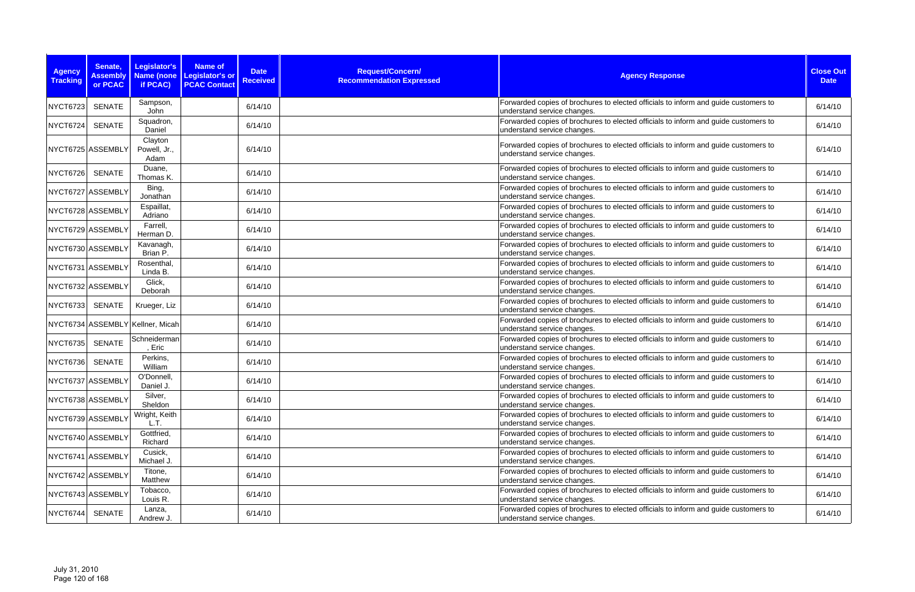| Agency Tracking | Senate, Assembly or PCAC | Legislator's Name (none if PCAC) | Name of Legislator's or PCAC Contact | Date Received | Request/Concern/ Recommendation Expressed | Agency Response | Close Out Date |
|---|---|---|---|---|---|---|---|
| NYCT6723 | SENATE | Sampson, John | | 6/14/10 | | Forwarded copies of brochures to elected officials to inform and guide customers to understand service changes. | 6/14/10 |
| NYCT6724 | SENATE | Squadron, Daniel | | 6/14/10 | | Forwarded copies of brochures to elected officials to inform and guide customers to understand service changes. | 6/14/10 |
| NYCT6725 | ASSEMBLY | Clayton Powell, Jr., Adam | | 6/14/10 | | Forwarded copies of brochures to elected officials to inform and guide customers to understand service changes. | 6/14/10 |
| NYCT6726 | SENATE | Duane, Thomas K. | | 6/14/10 | | Forwarded copies of brochures to elected officials to inform and guide customers to understand service changes. | 6/14/10 |
| NYCT6727 | ASSEMBLY | Bing, Jonathan | | 6/14/10 | | Forwarded copies of brochures to elected officials to inform and guide customers to understand service changes. | 6/14/10 |
| NYCT6728 | ASSEMBLY | Espaillat, Adriano | | 6/14/10 | | Forwarded copies of brochures to elected officials to inform and guide customers to understand service changes. | 6/14/10 |
| NYCT6729 | ASSEMBLY | Farrell, Herman D. | | 6/14/10 | | Forwarded copies of brochures to elected officials to inform and guide customers to understand service changes. | 6/14/10 |
| NYCT6730 | ASSEMBLY | Kavanagh, Brian P. | | 6/14/10 | | Forwarded copies of brochures to elected officials to inform and guide customers to understand service changes. | 6/14/10 |
| NYCT6731 | ASSEMBLY | Rosenthal, Linda B. | | 6/14/10 | | Forwarded copies of brochures to elected officials to inform and guide customers to understand service changes. | 6/14/10 |
| NYCT6732 | ASSEMBLY | Glick, Deborah | | 6/14/10 | | Forwarded copies of brochures to elected officials to inform and guide customers to understand service changes. | 6/14/10 |
| NYCT6733 | SENATE | Krueger, Liz | | 6/14/10 | | Forwarded copies of brochures to elected officials to inform and guide customers to understand service changes. | 6/14/10 |
| NYCT6734 | ASSEMBLY | Kellner, Micah | | 6/14/10 | | Forwarded copies of brochures to elected officials to inform and guide customers to understand service changes. | 6/14/10 |
| NYCT6735 | SENATE | Schneiderman, Eric | | 6/14/10 | | Forwarded copies of brochures to elected officials to inform and guide customers to understand service changes. | 6/14/10 |
| NYCT6736 | SENATE | Perkins, William | | 6/14/10 | | Forwarded copies of brochures to elected officials to inform and guide customers to understand service changes. | 6/14/10 |
| NYCT6737 | ASSEMBLY | O'Donnell, Daniel J. | | 6/14/10 | | Forwarded copies of brochures to elected officials to inform and guide customers to understand service changes. | 6/14/10 |
| NYCT6738 | ASSEMBLY | Silver, Sheldon | | 6/14/10 | | Forwarded copies of brochures to elected officials to inform and guide customers to understand service changes. | 6/14/10 |
| NYCT6739 | ASSEMBLY | Wright, Keith L.T. | | 6/14/10 | | Forwarded copies of brochures to elected officials to inform and guide customers to understand service changes. | 6/14/10 |
| NYCT6740 | ASSEMBLY | Gottfried, Richard | | 6/14/10 | | Forwarded copies of brochures to elected officials to inform and guide customers to understand service changes. | 6/14/10 |
| NYCT6741 | ASSEMBLY | Cusick, Michael J. | | 6/14/10 | | Forwarded copies of brochures to elected officials to inform and guide customers to understand service changes. | 6/14/10 |
| NYCT6742 | ASSEMBLY | Titone, Matthew | | 6/14/10 | | Forwarded copies of brochures to elected officials to inform and guide customers to understand service changes. | 6/14/10 |
| NYCT6743 | ASSEMBLY | Tobacco, Louis R. | | 6/14/10 | | Forwarded copies of brochures to elected officials to inform and guide customers to understand service changes. | 6/14/10 |
| NYCT6744 | SENATE | Lanza, Andrew J. | | 6/14/10 | | Forwarded copies of brochures to elected officials to inform and guide customers to understand service changes. | 6/14/10 |

July 31, 2010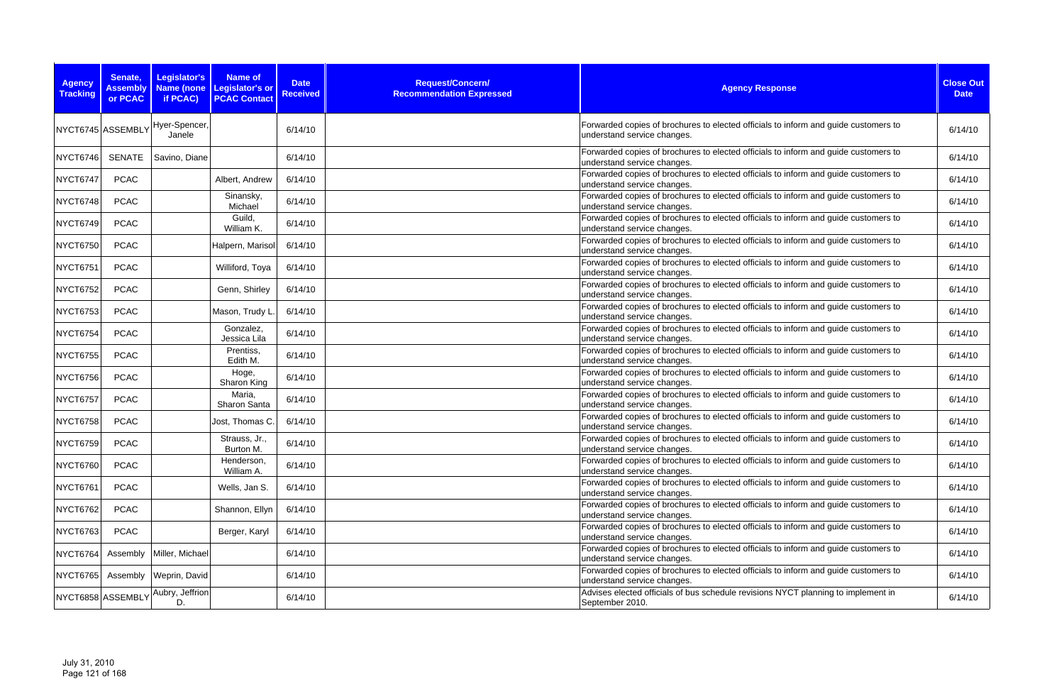| Agency Tracking | Senate, Assembly or PCAC | Legislator's Name (none if PCAC) | Name of Legislator's or PCAC Contact | Date Received | Request/Concern/ Recommendation Expressed | Agency Response | Close Out Date |
|---|---|---|---|---|---|---|---|
| NYCT6745 | ASSEMBLY | Hyer-Spencer, Janele | | 6/14/10 | | Forwarded copies of brochures to elected officials to inform and guide customers to understand service changes. | 6/14/10 |
| NYCT6746 | SENATE | Savino, Diane | | 6/14/10 | | Forwarded copies of brochures to elected officials to inform and guide customers to understand service changes. | 6/14/10 |
| NYCT6747 | PCAC | | Albert, Andrew | 6/14/10 | | Forwarded copies of brochures to elected officials to inform and guide customers to understand service changes. | 6/14/10 |
| NYCT6748 | PCAC | | Sinansky, Michael | 6/14/10 | | Forwarded copies of brochures to elected officials to inform and guide customers to understand service changes. | 6/14/10 |
| NYCT6749 | PCAC | | Guild, William K. | 6/14/10 | | Forwarded copies of brochures to elected officials to inform and guide customers to understand service changes. | 6/14/10 |
| NYCT6750 | PCAC | | Halpern, Marisol | 6/14/10 | | Forwarded copies of brochures to elected officials to inform and guide customers to understand service changes. | 6/14/10 |
| NYCT6751 | PCAC | | Williford, Toya | 6/14/10 | | Forwarded copies of brochures to elected officials to inform and guide customers to understand service changes. | 6/14/10 |
| NYCT6752 | PCAC | | Genn, Shirley | 6/14/10 | | Forwarded copies of brochures to elected officials to inform and guide customers to understand service changes. | 6/14/10 |
| NYCT6753 | PCAC | | Mason, Trudy L. | 6/14/10 | | Forwarded copies of brochures to elected officials to inform and guide customers to understand service changes. | 6/14/10 |
| NYCT6754 | PCAC | | Gonzalez, Jessica Lila | 6/14/10 | | Forwarded copies of brochures to elected officials to inform and guide customers to understand service changes. | 6/14/10 |
| NYCT6755 | PCAC | | Prentiss, Edith M. | 6/14/10 | | Forwarded copies of brochures to elected officials to inform and guide customers to understand service changes. | 6/14/10 |
| NYCT6756 | PCAC | | Hoge, Sharon King | 6/14/10 | | Forwarded copies of brochures to elected officials to inform and guide customers to understand service changes. | 6/14/10 |
| NYCT6757 | PCAC | | Maria, Sharon Santa | 6/14/10 | | Forwarded copies of brochures to elected officials to inform and guide customers to understand service changes. | 6/14/10 |
| NYCT6758 | PCAC | | Jost, Thomas C. | 6/14/10 | | Forwarded copies of brochures to elected officials to inform and guide customers to understand service changes. | 6/14/10 |
| NYCT6759 | PCAC | | Strauss, Jr., Burton M. | 6/14/10 | | Forwarded copies of brochures to elected officials to inform and guide customers to understand service changes. | 6/14/10 |
| NYCT6760 | PCAC | | Henderson, William A. | 6/14/10 | | Forwarded copies of brochures to elected officials to inform and guide customers to understand service changes. | 6/14/10 |
| NYCT6761 | PCAC | | Wells, Jan S. | 6/14/10 | | Forwarded copies of brochures to elected officials to inform and guide customers to understand service changes. | 6/14/10 |
| NYCT6762 | PCAC | | Shannon, Ellyn | 6/14/10 | | Forwarded copies of brochures to elected officials to inform and guide customers to understand service changes. | 6/14/10 |
| NYCT6763 | PCAC | | Berger, Karyl | 6/14/10 | | Forwarded copies of brochures to elected officials to inform and guide customers to understand service changes. | 6/14/10 |
| NYCT6764 | Assembly | Miller, Michael | | 6/14/10 | | Forwarded copies of brochures to elected officials to inform and guide customers to understand service changes. | 6/14/10 |
| NYCT6765 | Assembly | Weprin, David | | 6/14/10 | | Forwarded copies of brochures to elected officials to inform and guide customers to understand service changes. | 6/14/10 |
| NYCT6858 | ASSEMBLY | Aubry, Jeffrion D. | | 6/14/10 | | Advises elected officials of bus schedule revisions NYCT planning to implement in September 2010. | 6/14/10 |

July 31, 2010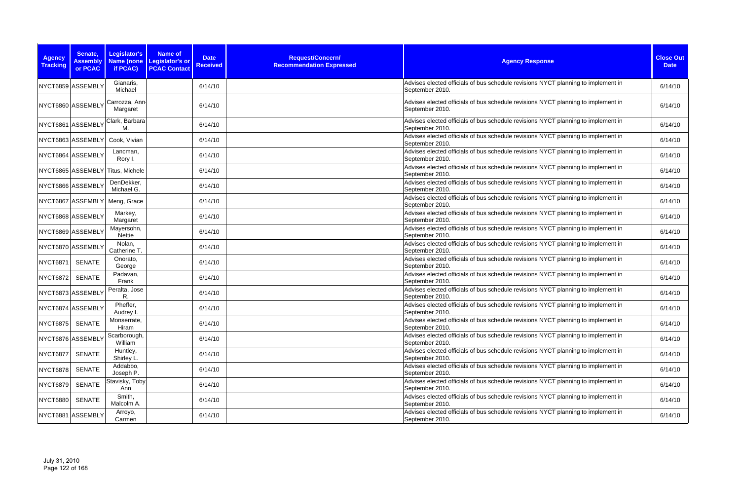| Agency Tracking | Senate, Assembly or PCAC | Legislator's Name (none if PCAC) | Name of Legislator's or PCAC Contact | Date Received | Request/Concern/ Recommendation Expressed | Agency Response | Close Out Date |
|---|---|---|---|---|---|---|---|
| NYCT6859 | ASSEMBLY | Gianaris, Michael | | 6/14/10 | | Advises elected officials of bus schedule revisions NYCT planning to implement in September 2010. | 6/14/10 |
| NYCT6860 | ASSEMBLY | Carrozza, Ann-Margaret | | 6/14/10 | | Advises elected officials of bus schedule revisions NYCT planning to implement in September 2010. | 6/14/10 |
| NYCT6861 | ASSEMBLY | Clark, Barbara M. | | 6/14/10 | | Advises elected officials of bus schedule revisions NYCT planning to implement in September 2010. | 6/14/10 |
| NYCT6863 | ASSEMBLY | Cook, Vivian | | 6/14/10 | | Advises elected officials of bus schedule revisions NYCT planning to implement in September 2010. | 6/14/10 |
| NYCT6864 | ASSEMBLY | Lancman, Rory I. | | 6/14/10 | | Advises elected officials of bus schedule revisions NYCT planning to implement in September 2010. | 6/14/10 |
| NYCT6865 | ASSEMBLY | Titus, Michele | | 6/14/10 | | Advises elected officials of bus schedule revisions NYCT planning to implement in September 2010. | 6/14/10 |
| NYCT6866 | ASSEMBLY | DenDekker, Michael G. | | 6/14/10 | | Advises elected officials of bus schedule revisions NYCT planning to implement in September 2010. | 6/14/10 |
| NYCT6867 | ASSEMBLY | Meng, Grace | | 6/14/10 | | Advises elected officials of bus schedule revisions NYCT planning to implement in September 2010. | 6/14/10 |
| NYCT6868 | ASSEMBLY | Markey, Margaret | | 6/14/10 | | Advises elected officials of bus schedule revisions NYCT planning to implement in September 2010. | 6/14/10 |
| NYCT6869 | ASSEMBLY | Mayersohn, Nettie | | 6/14/10 | | Advises elected officials of bus schedule revisions NYCT planning to implement in September 2010. | 6/14/10 |
| NYCT6870 | ASSEMBLY | Nolan, Catherine T. | | 6/14/10 | | Advises elected officials of bus schedule revisions NYCT planning to implement in September 2010. | 6/14/10 |
| NYCT6871 | SENATE | Onorato, George | | 6/14/10 | | Advises elected officials of bus schedule revisions NYCT planning to implement in September 2010. | 6/14/10 |
| NYCT6872 | SENATE | Padavan, Frank | | 6/14/10 | | Advises elected officials of bus schedule revisions NYCT planning to implement in September 2010. | 6/14/10 |
| NYCT6873 | ASSEMBLY | Peralta, Jose R. | | 6/14/10 | | Advises elected officials of bus schedule revisions NYCT planning to implement in September 2010. | 6/14/10 |
| NYCT6874 | ASSEMBLY | Pheffer, Audrey I. | | 6/14/10 | | Advises elected officials of bus schedule revisions NYCT planning to implement in September 2010. | 6/14/10 |
| NYCT6875 | SENATE | Monserrate, Hiram | | 6/14/10 | | Advises elected officials of bus schedule revisions NYCT planning to implement in September 2010. | 6/14/10 |
| NYCT6876 | ASSEMBLY | Scarborough, William | | 6/14/10 | | Advises elected officials of bus schedule revisions NYCT planning to implement in September 2010. | 6/14/10 |
| NYCT6877 | SENATE | Huntley, Shirley L. | | 6/14/10 | | Advises elected officials of bus schedule revisions NYCT planning to implement in September 2010. | 6/14/10 |
| NYCT6878 | SENATE | Addabbo, Joseph P. | | 6/14/10 | | Advises elected officials of bus schedule revisions NYCT planning to implement in September 2010. | 6/14/10 |
| NYCT6879 | SENATE | Stavisky, Toby Ann | | 6/14/10 | | Advises elected officials of bus schedule revisions NYCT planning to implement in September 2010. | 6/14/10 |
| NYCT6880 | SENATE | Smith, Malcolm A. | | 6/14/10 | | Advises elected officials of bus schedule revisions NYCT planning to implement in September 2010. | 6/14/10 |
| NYCT6881 | ASSEMBLY | Arroyo, Carmen | | 6/14/10 | | Advises elected officials of bus schedule revisions NYCT planning to implement in September 2010. | 6/14/10 |

July 31, 2010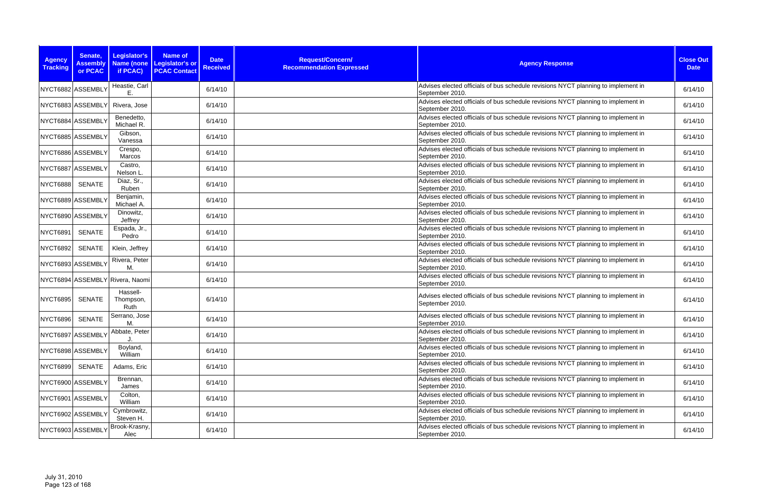| Agency Tracking | Senate, Assembly or PCAC | Legislator's Name (none if PCAC) | Name of Legislator's or PCAC Contact | Date Received | Request/Concern/ Recommendation Expressed | Agency Response | Close Out Date |
|---|---|---|---|---|---|---|---|
| NYCT6882 | ASSEMBLY | Heastie, Carl E. | | 6/14/10 | | Advises elected officials of bus schedule revisions NYCT planning to implement in September 2010. | 6/14/10 |
| NYCT6883 | ASSEMBLY | Rivera, Jose | | 6/14/10 | | Advises elected officials of bus schedule revisions NYCT planning to implement in September 2010. | 6/14/10 |
| NYCT6884 | ASSEMBLY | Benedetto, Michael R. | | 6/14/10 | | Advises elected officials of bus schedule revisions NYCT planning to implement in September 2010. | 6/14/10 |
| NYCT6885 | ASSEMBLY | Gibson, Vanessa | | 6/14/10 | | Advises elected officials of bus schedule revisions NYCT planning to implement in September 2010. | 6/14/10 |
| NYCT6886 | ASSEMBLY | Crespo, Marcos | | 6/14/10 | | Advises elected officials of bus schedule revisions NYCT planning to implement in September 2010. | 6/14/10 |
| NYCT6887 | ASSEMBLY | Castro, Nelson L. | | 6/14/10 | | Advises elected officials of bus schedule revisions NYCT planning to implement in September 2010. | 6/14/10 |
| NYCT6888 | SENATE | Diaz, Sr., Ruben | | 6/14/10 | | Advises elected officials of bus schedule revisions NYCT planning to implement in September 2010. | 6/14/10 |
| NYCT6889 | ASSEMBLY | Benjamin, Michael A. | | 6/14/10 | | Advises elected officials of bus schedule revisions NYCT planning to implement in September 2010. | 6/14/10 |
| NYCT6890 | ASSEMBLY | Dinowitz, Jeffrey | | 6/14/10 | | Advises elected officials of bus schedule revisions NYCT planning to implement in September 2010. | 6/14/10 |
| NYCT6891 | SENATE | Espada, Jr., Pedro | | 6/14/10 | | Advises elected officials of bus schedule revisions NYCT planning to implement in September 2010. | 6/14/10 |
| NYCT6892 | SENATE | Klein, Jeffrey | | 6/14/10 | | Advises elected officials of bus schedule revisions NYCT planning to implement in September 2010. | 6/14/10 |
| NYCT6893 | ASSEMBLY | Rivera, Peter M. | | 6/14/10 | | Advises elected officials of bus schedule revisions NYCT planning to implement in September 2010. | 6/14/10 |
| NYCT6894 | ASSEMBLY | Rivera, Naomi | | 6/14/10 | | Advises elected officials of bus schedule revisions NYCT planning to implement in September 2010. | 6/14/10 |
| NYCT6895 | SENATE | Hassell-Thompson, Ruth | | 6/14/10 | | Advises elected officials of bus schedule revisions NYCT planning to implement in September 2010. | 6/14/10 |
| NYCT6896 | SENATE | Serrano, Jose M. | | 6/14/10 | | Advises elected officials of bus schedule revisions NYCT planning to implement in September 2010. | 6/14/10 |
| NYCT6897 | ASSEMBLY | Abbate, Peter J. | | 6/14/10 | | Advises elected officials of bus schedule revisions NYCT planning to implement in September 2010. | 6/14/10 |
| NYCT6898 | ASSEMBLY | Boyland, William | | 6/14/10 | | Advises elected officials of bus schedule revisions NYCT planning to implement in September 2010. | 6/14/10 |
| NYCT6899 | SENATE | Adams, Eric | | 6/14/10 | | Advises elected officials of bus schedule revisions NYCT planning to implement in September 2010. | 6/14/10 |
| NYCT6900 | ASSEMBLY | Brennan, James | | 6/14/10 | | Advises elected officials of bus schedule revisions NYCT planning to implement in September 2010. | 6/14/10 |
| NYCT6901 | ASSEMBLY | Colton, William | | 6/14/10 | | Advises elected officials of bus schedule revisions NYCT planning to implement in September 2010. | 6/14/10 |
| NYCT6902 | ASSEMBLY | Cymbrowitz, Steven H. | | 6/14/10 | | Advises elected officials of bus schedule revisions NYCT planning to implement in September 2010. | 6/14/10 |
| NYCT6903 | ASSEMBLY | Brook-Krasny, Alec | | 6/14/10 | | Advises elected officials of bus schedule revisions NYCT planning to implement in September 2010. | 6/14/10 |

July 31, 2010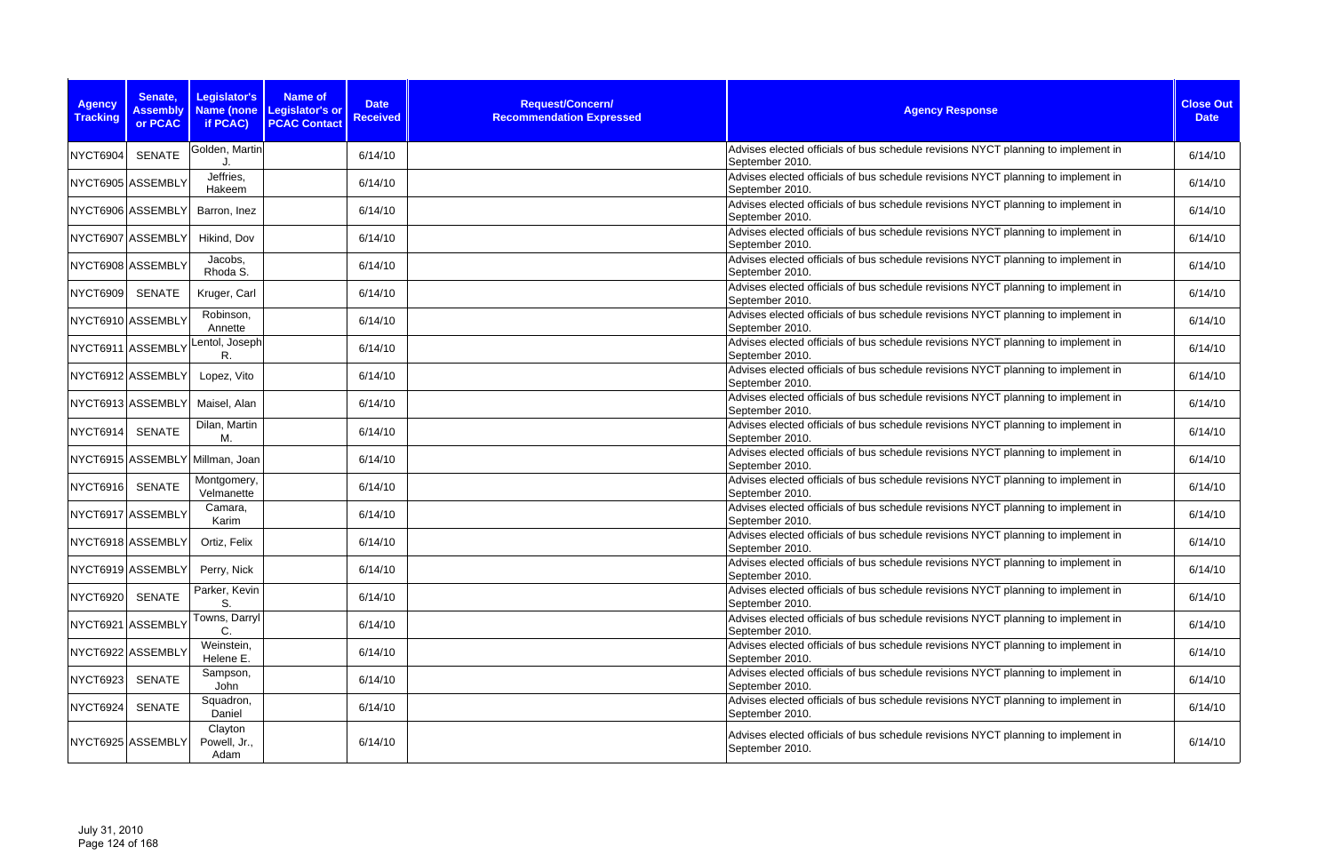| Agency Tracking | Senate, Assembly or PCAC | Legislator's Name (none if PCAC) | Name of Legislator's or PCAC Contact | Date Received | Request/Concern/ Recommendation Expressed | Agency Response | Close Out Date |
|---|---|---|---|---|---|---|---|
| NYCT6904 | SENATE | Golden, Martin J. | | 6/14/10 | | Advises elected officials of bus schedule revisions NYCT planning to implement in September 2010. | 6/14/10 |
| NYCT6905 | ASSEMBLY | Jeffries, Hakeem | | 6/14/10 | | Advises elected officials of bus schedule revisions NYCT planning to implement in September 2010. | 6/14/10 |
| NYCT6906 | ASSEMBLY | Barron, Inez | | 6/14/10 | | Advises elected officials of bus schedule revisions NYCT planning to implement in September 2010. | 6/14/10 |
| NYCT6907 | ASSEMBLY | Hikind, Dov | | 6/14/10 | | Advises elected officials of bus schedule revisions NYCT planning to implement in September 2010. | 6/14/10 |
| NYCT6908 | ASSEMBLY | Jacobs, Rhoda S. | | 6/14/10 | | Advises elected officials of bus schedule revisions NYCT planning to implement in September 2010. | 6/14/10 |
| NYCT6909 | SENATE | Kruger, Carl | | 6/14/10 | | Advises elected officials of bus schedule revisions NYCT planning to implement in September 2010. | 6/14/10 |
| NYCT6910 | ASSEMBLY | Robinson, Annette | | 6/14/10 | | Advises elected officials of bus schedule revisions NYCT planning to implement in September 2010. | 6/14/10 |
| NYCT6911 | ASSEMBLY | Lentol, Joseph R. | | 6/14/10 | | Advises elected officials of bus schedule revisions NYCT planning to implement in September 2010. | 6/14/10 |
| NYCT6912 | ASSEMBLY | Lopez, Vito | | 6/14/10 | | Advises elected officials of bus schedule revisions NYCT planning to implement in September 2010. | 6/14/10 |
| NYCT6913 | ASSEMBLY | Maisel, Alan | | 6/14/10 | | Advises elected officials of bus schedule revisions NYCT planning to implement in September 2010. | 6/14/10 |
| NYCT6914 | SENATE | Dilan, Martin M. | | 6/14/10 | | Advises elected officials of bus schedule revisions NYCT planning to implement in September 2010. | 6/14/10 |
| NYCT6915 | ASSEMBLY | Millman, Joan | | 6/14/10 | | Advises elected officials of bus schedule revisions NYCT planning to implement in September 2010. | 6/14/10 |
| NYCT6916 | SENATE | Montgomery, Velmanette | | 6/14/10 | | Advises elected officials of bus schedule revisions NYCT planning to implement in September 2010. | 6/14/10 |
| NYCT6917 | ASSEMBLY | Camara, Karim | | 6/14/10 | | Advises elected officials of bus schedule revisions NYCT planning to implement in September 2010. | 6/14/10 |
| NYCT6918 | ASSEMBLY | Ortiz, Felix | | 6/14/10 | | Advises elected officials of bus schedule revisions NYCT planning to implement in September 2010. | 6/14/10 |
| NYCT6919 | ASSEMBLY | Perry, Nick | | 6/14/10 | | Advises elected officials of bus schedule revisions NYCT planning to implement in September 2010. | 6/14/10 |
| NYCT6920 | SENATE | Parker, Kevin S. | | 6/14/10 | | Advises elected officials of bus schedule revisions NYCT planning to implement in September 2010. | 6/14/10 |
| NYCT6921 | ASSEMBLY | Towns, Darryl C. | | 6/14/10 | | Advises elected officials of bus schedule revisions NYCT planning to implement in September 2010. | 6/14/10 |
| NYCT6922 | ASSEMBLY | Weinstein, Helene E. | | 6/14/10 | | Advises elected officials of bus schedule revisions NYCT planning to implement in September 2010. | 6/14/10 |
| NYCT6923 | SENATE | Sampson, John | | 6/14/10 | | Advises elected officials of bus schedule revisions NYCT planning to implement in September 2010. | 6/14/10 |
| NYCT6924 | SENATE | Squadron, Daniel | | 6/14/10 | | Advises elected officials of bus schedule revisions NYCT planning to implement in September 2010. | 6/14/10 |
| NYCT6925 | ASSEMBLY | Clayton Powell, Jr., Adam | | 6/14/10 | | Advises elected officials of bus schedule revisions NYCT planning to implement in September 2010. | 6/14/10 |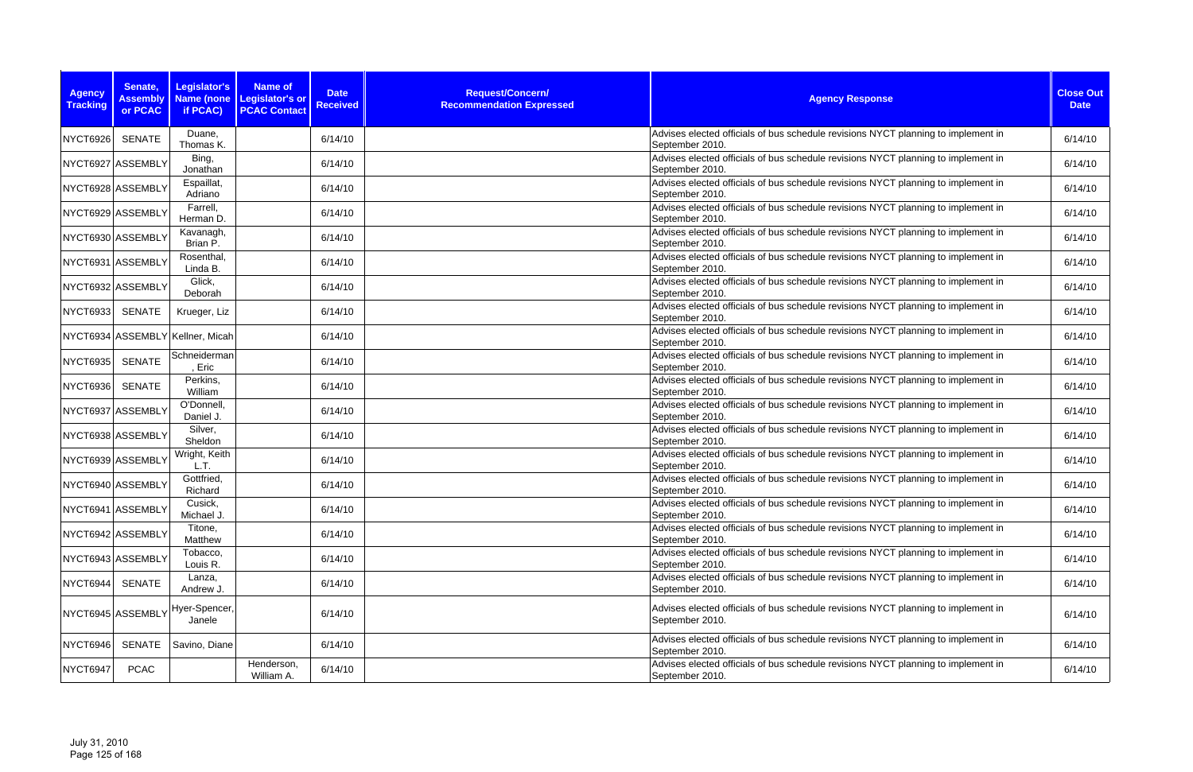| Agency Tracking | Senate, Assembly or PCAC | Legislator's Name (none if PCAC) | Name of Legislator's or PCAC Contact | Date Received | Request/Concern/ Recommendation Expressed | Agency Response | Close Out Date |
|---|---|---|---|---|---|---|---|
| NYCT6926 | SENATE | Duane, Thomas K. | | 6/14/10 | | Advises elected officials of bus schedule revisions NYCT planning to implement in September 2010. | 6/14/10 |
| NYCT6927 | ASSEMBLY | Bing, Jonathan | | 6/14/10 | | Advises elected officials of bus schedule revisions NYCT planning to implement in September 2010. | 6/14/10 |
| NYCT6928 | ASSEMBLY | Espaillat, Adriano | | 6/14/10 | | Advises elected officials of bus schedule revisions NYCT planning to implement in September 2010. | 6/14/10 |
| NYCT6929 | ASSEMBLY | Farrell, Herman D. | | 6/14/10 | | Advises elected officials of bus schedule revisions NYCT planning to implement in September 2010. | 6/14/10 |
| NYCT6930 | ASSEMBLY | Kavanagh, Brian P. | | 6/14/10 | | Advises elected officials of bus schedule revisions NYCT planning to implement in September 2010. | 6/14/10 |
| NYCT6931 | ASSEMBLY | Rosenthal, Linda B. | | 6/14/10 | | Advises elected officials of bus schedule revisions NYCT planning to implement in September 2010. | 6/14/10 |
| NYCT6932 | ASSEMBLY | Glick, Deborah | | 6/14/10 | | Advises elected officials of bus schedule revisions NYCT planning to implement in September 2010. | 6/14/10 |
| NYCT6933 | SENATE | Krueger, Liz | | 6/14/10 | | Advises elected officials of bus schedule revisions NYCT planning to implement in September 2010. | 6/14/10 |
| NYCT6934 | ASSEMBLY | Kellner, Micah | | 6/14/10 | | Advises elected officials of bus schedule revisions NYCT planning to implement in September 2010. | 6/14/10 |
| NYCT6935 | SENATE | Schneiderman, Eric | | 6/14/10 | | Advises elected officials of bus schedule revisions NYCT planning to implement in September 2010. | 6/14/10 |
| NYCT6936 | SENATE | Perkins, William | | 6/14/10 | | Advises elected officials of bus schedule revisions NYCT planning to implement in September 2010. | 6/14/10 |
| NYCT6937 | ASSEMBLY | O'Donnell, Daniel J. | | 6/14/10 | | Advises elected officials of bus schedule revisions NYCT planning to implement in September 2010. | 6/14/10 |
| NYCT6938 | ASSEMBLY | Silver, Sheldon | | 6/14/10 | | Advises elected officials of bus schedule revisions NYCT planning to implement in September 2010. | 6/14/10 |
| NYCT6939 | ASSEMBLY | Wright, Keith L.T. | | 6/14/10 | | Advises elected officials of bus schedule revisions NYCT planning to implement in September 2010. | 6/14/10 |
| NYCT6940 | ASSEMBLY | Gottfried, Richard | | 6/14/10 | | Advises elected officials of bus schedule revisions NYCT planning to implement in September 2010. | 6/14/10 |
| NYCT6941 | ASSEMBLY | Cusick, Michael J. | | 6/14/10 | | Advises elected officials of bus schedule revisions NYCT planning to implement in September 2010. | 6/14/10 |
| NYCT6942 | ASSEMBLY | Titone, Matthew | | 6/14/10 | | Advises elected officials of bus schedule revisions NYCT planning to implement in September 2010. | 6/14/10 |
| NYCT6943 | ASSEMBLY | Tobacco, Louis R. | | 6/14/10 | | Advises elected officials of bus schedule revisions NYCT planning to implement in September 2010. | 6/14/10 |
| NYCT6944 | SENATE | Lanza, Andrew J. | | 6/14/10 | | Advises elected officials of bus schedule revisions NYCT planning to implement in September 2010. | 6/14/10 |
| NYCT6945 | ASSEMBLY | Hyer-Spencer, Janele | | 6/14/10 | | Advises elected officials of bus schedule revisions NYCT planning to implement in September 2010. | 6/14/10 |
| NYCT6946 | SENATE | Savino, Diane | | 6/14/10 | | Advises elected officials of bus schedule revisions NYCT planning to implement in September 2010. | 6/14/10 |
| NYCT6947 | PCAC | | Henderson, William A. | 6/14/10 | | Advises elected officials of bus schedule revisions NYCT planning to implement in September 2010. | 6/14/10 |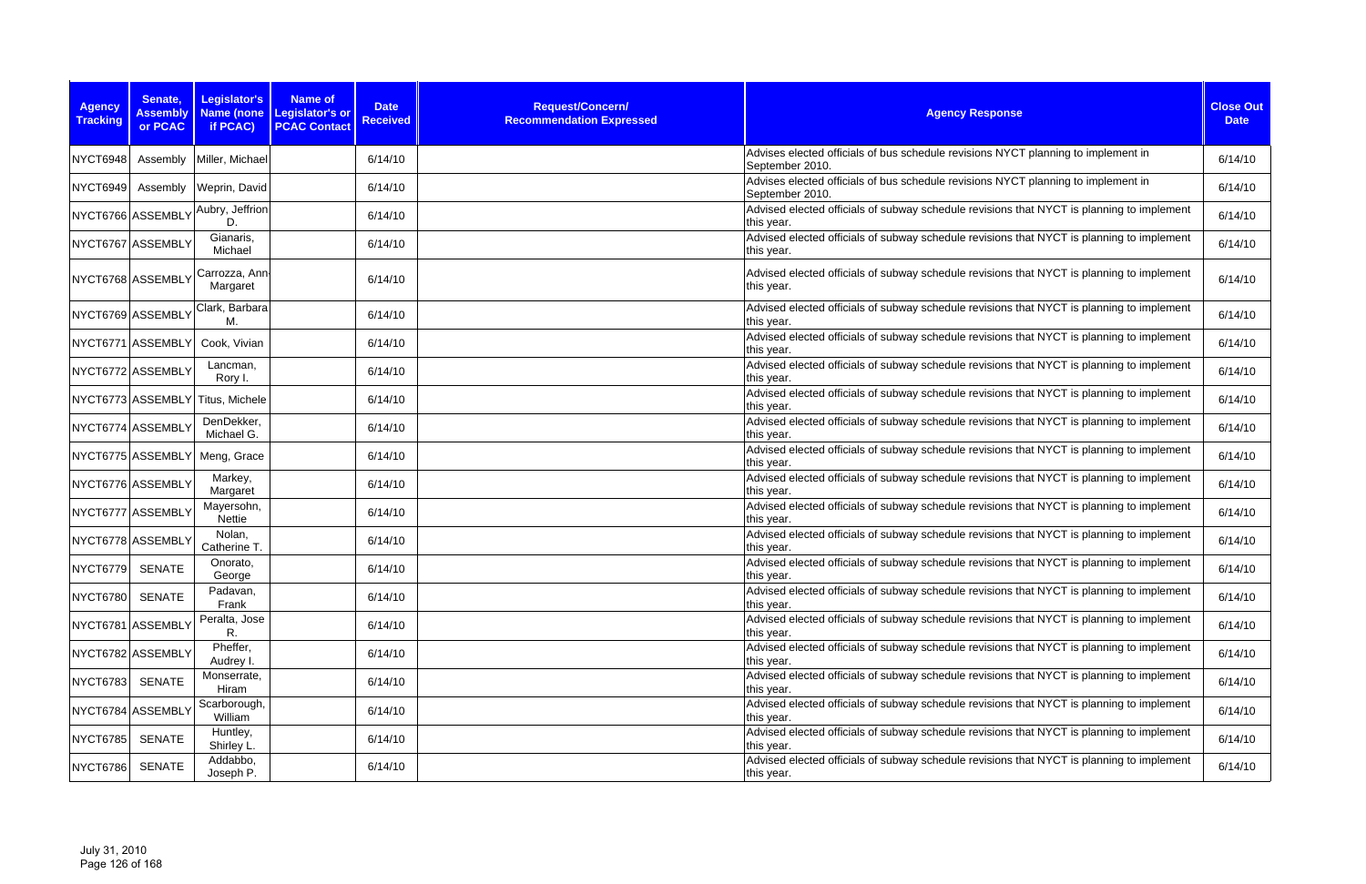| Agency Tracking | Senate, Assembly or PCAC | Legislator's Name (none if PCAC) | Name of Legislator's or PCAC Contact | Date Received | Request/Concern/ Recommendation Expressed | Agency Response | Close Out Date |
|---|---|---|---|---|---|---|---|
| NYCT6948 | Assembly | Miller, Michael | | 6/14/10 | | Advises elected officials of bus schedule revisions NYCT planning to implement in September 2010. | 6/14/10 |
| NYCT6949 | Assembly | Weprin, David | | 6/14/10 | | Advises elected officials of bus schedule revisions NYCT planning to implement in September 2010. | 6/14/10 |
| NYCT6766 | ASSEMBLY | Aubry, Jeffrion D. | | 6/14/10 | | Advised elected officials of subway schedule revisions that NYCT is planning to implement this year. | 6/14/10 |
| NYCT6767 | ASSEMBLY | Gianaris, Michael | | 6/14/10 | | Advised elected officials of subway schedule revisions that NYCT is planning to implement this year. | 6/14/10 |
| NYCT6768 | ASSEMBLY | Carrozza, Ann-Margaret | | 6/14/10 | | Advised elected officials of subway schedule revisions that NYCT is planning to implement this year. | 6/14/10 |
| NYCT6769 | ASSEMBLY | Clark, Barbara M. | | 6/14/10 | | Advised elected officials of subway schedule revisions that NYCT is planning to implement this year. | 6/14/10 |
| NYCT6771 | ASSEMBLY | Cook, Vivian | | 6/14/10 | | Advised elected officials of subway schedule revisions that NYCT is planning to implement this year. | 6/14/10 |
| NYCT6772 | ASSEMBLY | Lancman, Rory I. | | 6/14/10 | | Advised elected officials of subway schedule revisions that NYCT is planning to implement this year. | 6/14/10 |
| NYCT6773 | ASSEMBLY | Titus, Michele | | 6/14/10 | | Advised elected officials of subway schedule revisions that NYCT is planning to implement this year. | 6/14/10 |
| NYCT6774 | ASSEMBLY | DenDekker, Michael G. | | 6/14/10 | | Advised elected officials of subway schedule revisions that NYCT is planning to implement this year. | 6/14/10 |
| NYCT6775 | ASSEMBLY | Meng, Grace | | 6/14/10 | | Advised elected officials of subway schedule revisions that NYCT is planning to implement this year. | 6/14/10 |
| NYCT6776 | ASSEMBLY | Markey, Margaret | | 6/14/10 | | Advised elected officials of subway schedule revisions that NYCT is planning to implement this year. | 6/14/10 |
| NYCT6777 | ASSEMBLY | Mayersohn, Nettie | | 6/14/10 | | Advised elected officials of subway schedule revisions that NYCT is planning to implement this year. | 6/14/10 |
| NYCT6778 | ASSEMBLY | Nolan, Catherine T. | | 6/14/10 | | Advised elected officials of subway schedule revisions that NYCT is planning to implement this year. | 6/14/10 |
| NYCT6779 | SENATE | Onorato, George | | 6/14/10 | | Advised elected officials of subway schedule revisions that NYCT is planning to implement this year. | 6/14/10 |
| NYCT6780 | SENATE | Padavan, Frank | | 6/14/10 | | Advised elected officials of subway schedule revisions that NYCT is planning to implement this year. | 6/14/10 |
| NYCT6781 | ASSEMBLY | Peralta, Jose R. | | 6/14/10 | | Advised elected officials of subway schedule revisions that NYCT is planning to implement this year. | 6/14/10 |
| NYCT6782 | ASSEMBLY | Pheffer, Audrey I. | | 6/14/10 | | Advised elected officials of subway schedule revisions that NYCT is planning to implement this year. | 6/14/10 |
| NYCT6783 | SENATE | Monserrate, Hiram | | 6/14/10 | | Advised elected officials of subway schedule revisions that NYCT is planning to implement this year. | 6/14/10 |
| NYCT6784 | ASSEMBLY | Scarborough, William | | 6/14/10 | | Advised elected officials of subway schedule revisions that NYCT is planning to implement this year. | 6/14/10 |
| NYCT6785 | SENATE | Huntley, Shirley L. | | 6/14/10 | | Advised elected officials of subway schedule revisions that NYCT is planning to implement this year. | 6/14/10 |
| NYCT6786 | SENATE | Addabbo, Joseph P. | | 6/14/10 | | Advised elected officials of subway schedule revisions that NYCT is planning to implement this year. | 6/14/10 |

July 31, 2010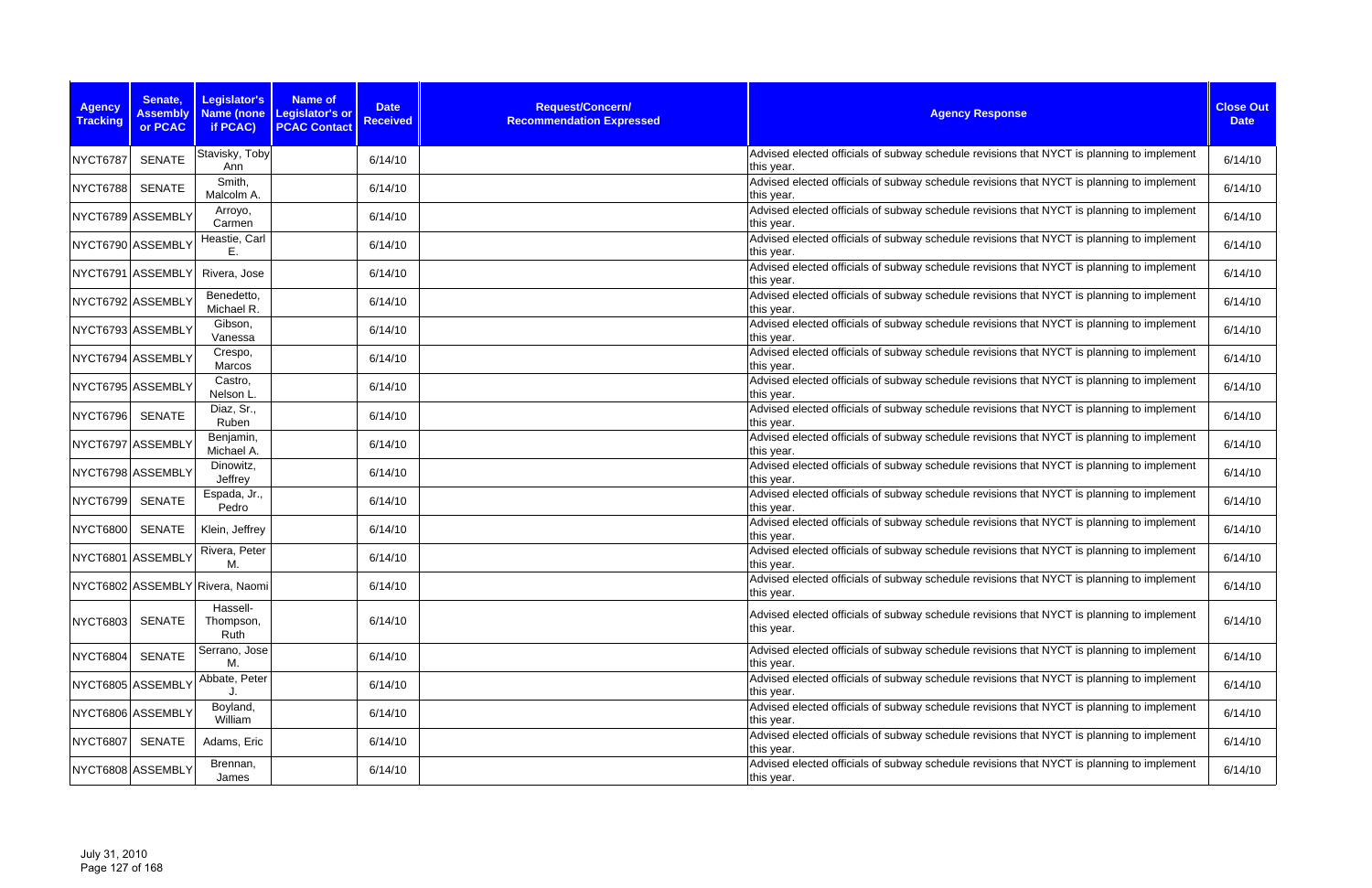| Agency Tracking | Senate, Assembly or PCAC | Legislator's Name (none if PCAC) | Name of Legislator's or PCAC Contact | Date Received | Request/Concern/ Recommendation Expressed | Agency Response | Close Out Date |
|---|---|---|---|---|---|---|---|
| NYCT6787 | SENATE | Stavisky, Toby Ann | | 6/14/10 | | Advised elected officials of subway schedule revisions that NYCT is planning to implement this year. | 6/14/10 |
| NYCT6788 | SENATE | Smith, Malcolm A. | | 6/14/10 | | Advised elected officials of subway schedule revisions that NYCT is planning to implement this year. | 6/14/10 |
| NYCT6789 | ASSEMBLY | Arroyo, Carmen | | 6/14/10 | | Advised elected officials of subway schedule revisions that NYCT is planning to implement this year. | 6/14/10 |
| NYCT6790 | ASSEMBLY | Heastie, Carl E. | | 6/14/10 | | Advised elected officials of subway schedule revisions that NYCT is planning to implement this year. | 6/14/10 |
| NYCT6791 | ASSEMBLY | Rivera, Jose | | 6/14/10 | | Advised elected officials of subway schedule revisions that NYCT is planning to implement this year. | 6/14/10 |
| NYCT6792 | ASSEMBLY | Benedetto, Michael R. | | 6/14/10 | | Advised elected officials of subway schedule revisions that NYCT is planning to implement this year. | 6/14/10 |
| NYCT6793 | ASSEMBLY | Gibson, Vanessa | | 6/14/10 | | Advised elected officials of subway schedule revisions that NYCT is planning to implement this year. | 6/14/10 |
| NYCT6794 | ASSEMBLY | Crespo, Marcos | | 6/14/10 | | Advised elected officials of subway schedule revisions that NYCT is planning to implement this year. | 6/14/10 |
| NYCT6795 | ASSEMBLY | Castro, Nelson L. | | 6/14/10 | | Advised elected officials of subway schedule revisions that NYCT is planning to implement this year. | 6/14/10 |
| NYCT6796 | SENATE | Diaz, Sr., Ruben | | 6/14/10 | | Advised elected officials of subway schedule revisions that NYCT is planning to implement this year. | 6/14/10 |
| NYCT6797 | ASSEMBLY | Benjamin, Michael A. | | 6/14/10 | | Advised elected officials of subway schedule revisions that NYCT is planning to implement this year. | 6/14/10 |
| NYCT6798 | ASSEMBLY | Dinowitz, Jeffrey | | 6/14/10 | | Advised elected officials of subway schedule revisions that NYCT is planning to implement this year. | 6/14/10 |
| NYCT6799 | SENATE | Espada, Jr., Pedro | | 6/14/10 | | Advised elected officials of subway schedule revisions that NYCT is planning to implement this year. | 6/14/10 |
| NYCT6800 | SENATE | Klein, Jeffrey | | 6/14/10 | | Advised elected officials of subway schedule revisions that NYCT is planning to implement this year. | 6/14/10 |
| NYCT6801 | ASSEMBLY | Rivera, Peter M. | | 6/14/10 | | Advised elected officials of subway schedule revisions that NYCT is planning to implement this year. | 6/14/10 |
| NYCT6802 | ASSEMBLY | Rivera, Naomi | | 6/14/10 | | Advised elected officials of subway schedule revisions that NYCT is planning to implement this year. | 6/14/10 |
| NYCT6803 | SENATE | Hassell-Thompson, Ruth | | 6/14/10 | | Advised elected officials of subway schedule revisions that NYCT is planning to implement this year. | 6/14/10 |
| NYCT6804 | SENATE | Serrano, Jose M. | | 6/14/10 | | Advised elected officials of subway schedule revisions that NYCT is planning to implement this year. | 6/14/10 |
| NYCT6805 | ASSEMBLY | Abbate, Peter J. | | 6/14/10 | | Advised elected officials of subway schedule revisions that NYCT is planning to implement this year. | 6/14/10 |
| NYCT6806 | ASSEMBLY | Boyland, William | | 6/14/10 | | Advised elected officials of subway schedule revisions that NYCT is planning to implement this year. | 6/14/10 |
| NYCT6807 | SENATE | Adams, Eric | | 6/14/10 | | Advised elected officials of subway schedule revisions that NYCT is planning to implement this year. | 6/14/10 |
| NYCT6808 | ASSEMBLY | Brennan, James | | 6/14/10 | | Advised elected officials of subway schedule revisions that NYCT is planning to implement this year. | 6/14/10 |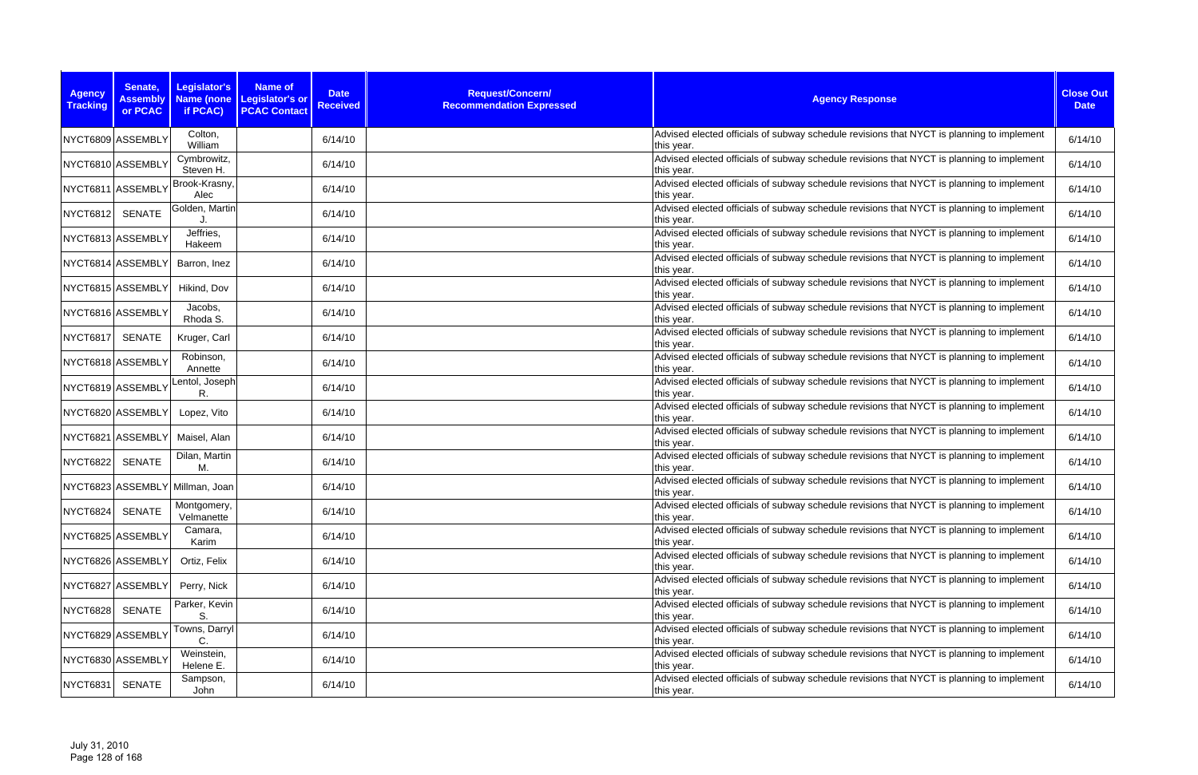| Agency Tracking | Senate, Assembly or PCAC | Legislator's Name (none if PCAC) | Name of Legislator's or PCAC Contact | Date Received | Request/Concern/ Recommendation Expressed | Agency Response | Close Out Date |
|---|---|---|---|---|---|---|---|
| NYCT6809 | ASSEMBLY | Colton, William | | 6/14/10 | | Advised elected officials of subway schedule revisions that NYCT is planning to implement this year. | 6/14/10 |
| NYCT6810 | ASSEMBLY | Cymbrowitz, Steven H. | | 6/14/10 | | Advised elected officials of subway schedule revisions that NYCT is planning to implement this year. | 6/14/10 |
| NYCT6811 | ASSEMBLY | Brook-Krasny, Alec | | 6/14/10 | | Advised elected officials of subway schedule revisions that NYCT is planning to implement this year. | 6/14/10 |
| NYCT6812 | SENATE | Golden, Martin J. | | 6/14/10 | | Advised elected officials of subway schedule revisions that NYCT is planning to implement this year. | 6/14/10 |
| NYCT6813 | ASSEMBLY | Jeffries, Hakeem | | 6/14/10 | | Advised elected officials of subway schedule revisions that NYCT is planning to implement this year. | 6/14/10 |
| NYCT6814 | ASSEMBLY | Barron, Inez | | 6/14/10 | | Advised elected officials of subway schedule revisions that NYCT is planning to implement this year. | 6/14/10 |
| NYCT6815 | ASSEMBLY | Hikind, Dov | | 6/14/10 | | Advised elected officials of subway schedule revisions that NYCT is planning to implement this year. | 6/14/10 |
| NYCT6816 | ASSEMBLY | Jacobs, Rhoda S. | | 6/14/10 | | Advised elected officials of subway schedule revisions that NYCT is planning to implement this year. | 6/14/10 |
| NYCT6817 | SENATE | Kruger, Carl | | 6/14/10 | | Advised elected officials of subway schedule revisions that NYCT is planning to implement this year. | 6/14/10 |
| NYCT6818 | ASSEMBLY | Robinson, Annette | | 6/14/10 | | Advised elected officials of subway schedule revisions that NYCT is planning to implement this year. | 6/14/10 |
| NYCT6819 | ASSEMBLY | Lentol, Joseph R. | | 6/14/10 | | Advised elected officials of subway schedule revisions that NYCT is planning to implement this year. | 6/14/10 |
| NYCT6820 | ASSEMBLY | Lopez, Vito | | 6/14/10 | | Advised elected officials of subway schedule revisions that NYCT is planning to implement this year. | 6/14/10 |
| NYCT6821 | ASSEMBLY | Maisel, Alan | | 6/14/10 | | Advised elected officials of subway schedule revisions that NYCT is planning to implement this year. | 6/14/10 |
| NYCT6822 | SENATE | Dilan, Martin M. | | 6/14/10 | | Advised elected officials of subway schedule revisions that NYCT is planning to implement this year. | 6/14/10 |
| NYCT6823 | ASSEMBLY | Millman, Joan | | 6/14/10 | | Advised elected officials of subway schedule revisions that NYCT is planning to implement this year. | 6/14/10 |
| NYCT6824 | SENATE | Montgomery, Velmanette | | 6/14/10 | | Advised elected officials of subway schedule revisions that NYCT is planning to implement this year. | 6/14/10 |
| NYCT6825 | ASSEMBLY | Camara, Karim | | 6/14/10 | | Advised elected officials of subway schedule revisions that NYCT is planning to implement this year. | 6/14/10 |
| NYCT6826 | ASSEMBLY | Ortiz, Felix | | 6/14/10 | | Advised elected officials of subway schedule revisions that NYCT is planning to implement this year. | 6/14/10 |
| NYCT6827 | ASSEMBLY | Perry, Nick | | 6/14/10 | | Advised elected officials of subway schedule revisions that NYCT is planning to implement this year. | 6/14/10 |
| NYCT6828 | SENATE | Parker, Kevin S. | | 6/14/10 | | Advised elected officials of subway schedule revisions that NYCT is planning to implement this year. | 6/14/10 |
| NYCT6829 | ASSEMBLY | Towns, Darryl C. | | 6/14/10 | | Advised elected officials of subway schedule revisions that NYCT is planning to implement this year. | 6/14/10 |
| NYCT6830 | ASSEMBLY | Weinstein, Helene E. | | 6/14/10 | | Advised elected officials of subway schedule revisions that NYCT is planning to implement this year. | 6/14/10 |
| NYCT6831 | SENATE | Sampson, John | | 6/14/10 | | Advised elected officials of subway schedule revisions that NYCT is planning to implement this year. | 6/14/10 |

July 31, 2010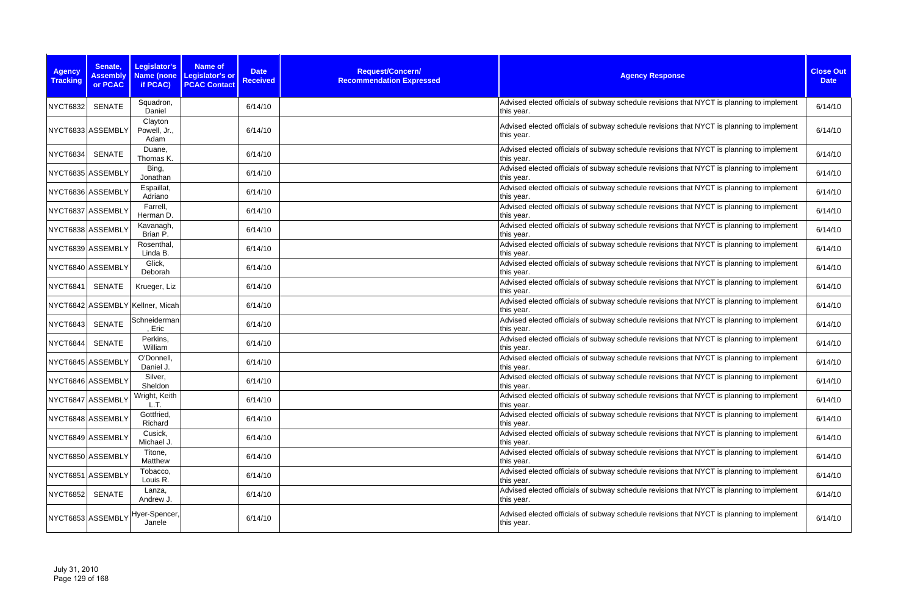| Agency Tracking | Senate, Assembly or PCAC | Legislator's Name (none if PCAC) | Name of Legislator's or PCAC Contact | Date Received | Request/Concern/ Recommendation Expressed | Agency Response | Close Out Date |
|---|---|---|---|---|---|---|---|
| NYCT6832 | SENATE | Squadron, Daniel | | 6/14/10 | | Advised elected officials of subway schedule revisions that NYCT is planning to implement this year. | 6/14/10 |
| NYCT6833 | ASSEMBLY | Clayton Powell, Jr., Adam | | 6/14/10 | | Advised elected officials of subway schedule revisions that NYCT is planning to implement this year. | 6/14/10 |
| NYCT6834 | SENATE | Duane, Thomas K. | | 6/14/10 | | Advised elected officials of subway schedule revisions that NYCT is planning to implement this year. | 6/14/10 |
| NYCT6835 | ASSEMBLY | Bing, Jonathan | | 6/14/10 | | Advised elected officials of subway schedule revisions that NYCT is planning to implement this year. | 6/14/10 |
| NYCT6836 | ASSEMBLY | Espaillat, Adriano | | 6/14/10 | | Advised elected officials of subway schedule revisions that NYCT is planning to implement this year. | 6/14/10 |
| NYCT6837 | ASSEMBLY | Farrell, Herman D. | | 6/14/10 | | Advised elected officials of subway schedule revisions that NYCT is planning to implement this year. | 6/14/10 |
| NYCT6838 | ASSEMBLY | Kavanagh, Brian P. | | 6/14/10 | | Advised elected officials of subway schedule revisions that NYCT is planning to implement this year. | 6/14/10 |
| NYCT6839 | ASSEMBLY | Rosenthal, Linda B. | | 6/14/10 | | Advised elected officials of subway schedule revisions that NYCT is planning to implement this year. | 6/14/10 |
| NYCT6840 | ASSEMBLY | Glick, Deborah | | 6/14/10 | | Advised elected officials of subway schedule revisions that NYCT is planning to implement this year. | 6/14/10 |
| NYCT6841 | SENATE | Krueger, Liz | | 6/14/10 | | Advised elected officials of subway schedule revisions that NYCT is planning to implement this year. | 6/14/10 |
| NYCT6842 | ASSEMBLY | Kellner, Micah | | 6/14/10 | | Advised elected officials of subway schedule revisions that NYCT is planning to implement this year. | 6/14/10 |
| NYCT6843 | SENATE | Schneiderman, Eric | | 6/14/10 | | Advised elected officials of subway schedule revisions that NYCT is planning to implement this year. | 6/14/10 |
| NYCT6844 | SENATE | Perkins, William | | 6/14/10 | | Advised elected officials of subway schedule revisions that NYCT is planning to implement this year. | 6/14/10 |
| NYCT6845 | ASSEMBLY | O'Donnell, Daniel J. | | 6/14/10 | | Advised elected officials of subway schedule revisions that NYCT is planning to implement this year. | 6/14/10 |
| NYCT6846 | ASSEMBLY | Silver, Sheldon | | 6/14/10 | | Advised elected officials of subway schedule revisions that NYCT is planning to implement this year. | 6/14/10 |
| NYCT6847 | ASSEMBLY | Wright, Keith L.T. | | 6/14/10 | | Advised elected officials of subway schedule revisions that NYCT is planning to implement this year. | 6/14/10 |
| NYCT6848 | ASSEMBLY | Gottfried, Richard | | 6/14/10 | | Advised elected officials of subway schedule revisions that NYCT is planning to implement this year. | 6/14/10 |
| NYCT6849 | ASSEMBLY | Cusick, Michael J. | | 6/14/10 | | Advised elected officials of subway schedule revisions that NYCT is planning to implement this year. | 6/14/10 |
| NYCT6850 | ASSEMBLY | Titone, Matthew | | 6/14/10 | | Advised elected officials of subway schedule revisions that NYCT is planning to implement this year. | 6/14/10 |
| NYCT6851 | ASSEMBLY | Tobacco, Louis R. | | 6/14/10 | | Advised elected officials of subway schedule revisions that NYCT is planning to implement this year. | 6/14/10 |
| NYCT6852 | SENATE | Lanza, Andrew J. | | 6/14/10 | | Advised elected officials of subway schedule revisions that NYCT is planning to implement this year. | 6/14/10 |
| NYCT6853 | ASSEMBLY | Hyer-Spencer, Janele | | 6/14/10 | | Advised elected officials of subway schedule revisions that NYCT is planning to implement this year. | 6/14/10 |

July 31, 2010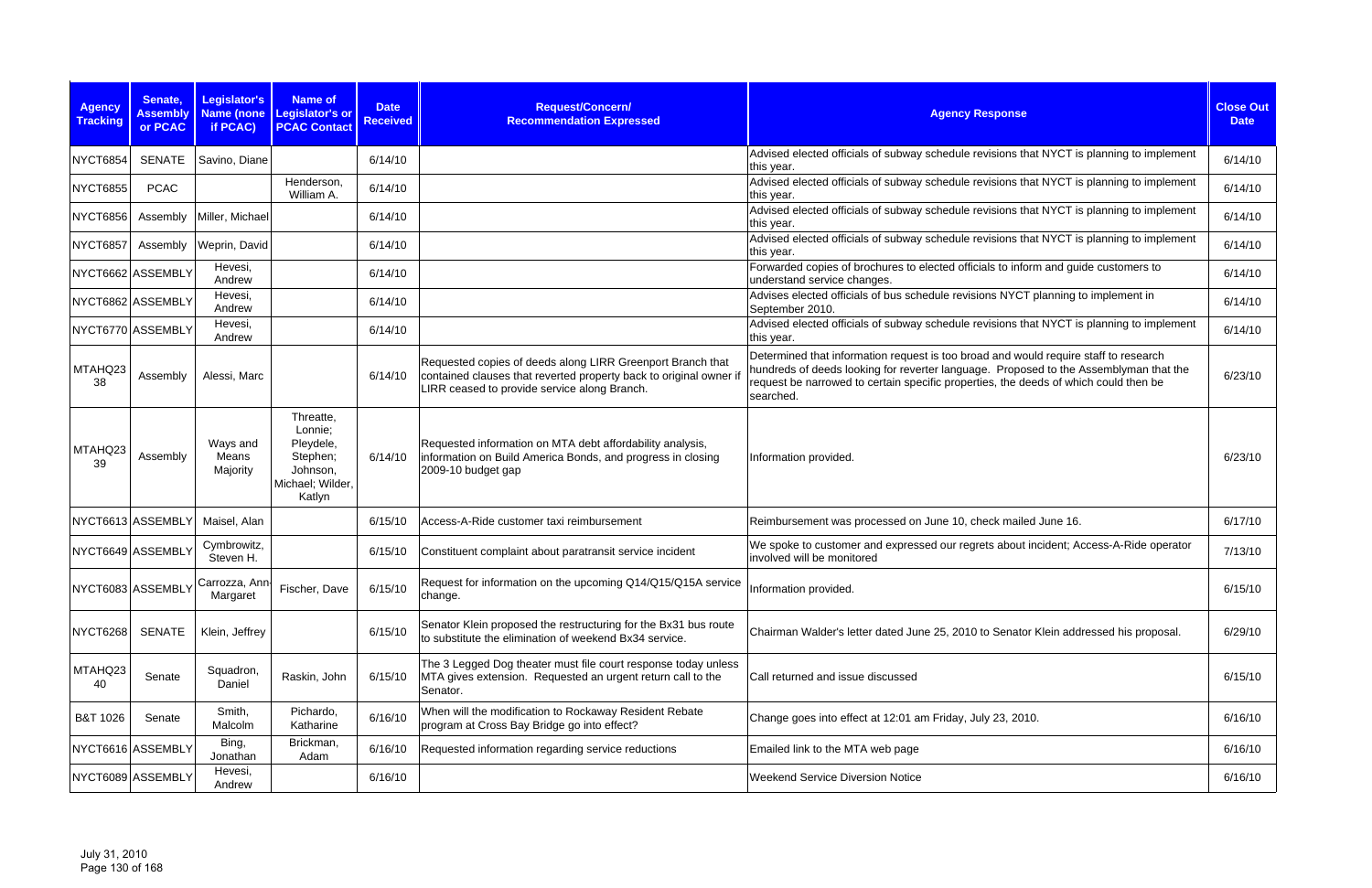| Agency Tracking | Senate, Assembly or PCAC | Legislator's Name (none if PCAC) | Name of Legislator's or PCAC Contact | Date Received | Request/Concern/ Recommendation Expressed | Agency Response | Close Out Date |
|---|---|---|---|---|---|---|---|
| NYCT6854 | SENATE | Savino, Diane | | 6/14/10 | | Advised elected officials of subway schedule revisions that NYCT is planning to implement this year. | 6/14/10 |
| NYCT6855 | PCAC | | Henderson, William A. | 6/14/10 | | Advised elected officials of subway schedule revisions that NYCT is planning to implement this year. | 6/14/10 |
| NYCT6856 | Assembly | Miller, Michael | | 6/14/10 | | Advised elected officials of subway schedule revisions that NYCT is planning to implement this year. | 6/14/10 |
| NYCT6857 | Assembly | Weprin, David | | 6/14/10 | | Advised elected officials of subway schedule revisions that NYCT is planning to implement this year. | 6/14/10 |
| NYCT6662 | ASSEMBLY | Hevesi, Andrew | | 6/14/10 | | Forwarded copies of brochures to elected officials to inform and guide customers to understand service changes. | 6/14/10 |
| NYCT6862 | ASSEMBLY | Hevesi, Andrew | | 6/14/10 | | Advises elected officials of bus schedule revisions NYCT planning to implement in September 2010. | 6/14/10 |
| NYCT6770 | ASSEMBLY | Hevesi, Andrew | | 6/14/10 | | Advised elected officials of subway schedule revisions that NYCT is planning to implement this year. | 6/14/10 |
| MTAHQ23 38 | Assembly | Alessi, Marc | | 6/14/10 | Requested copies of deeds along LIRR Greenport Branch that contained clauses that reverted property back to original owner if LIRR ceased to provide service along Branch. | Determined that information request is too broad and would require staff to research hundreds of deeds looking for reverter language. Proposed to the Assemblyman that the request be narrowed to certain specific properties, the deeds of which could then be searched. | 6/23/10 |
| MTAHQ23 39 | Assembly | Ways and Means Majority | Threatte, Lonnie; Pleydele, Stephen; Johnson, Michael; Wilder, Katlyn | 6/14/10 | Requested information on MTA debt affordability analysis, information on Build America Bonds, and progress in closing 2009-10 budget gap | Information provided. | 6/23/10 |
| NYCT6613 | ASSEMBLY | Maisel, Alan | | 6/15/10 | Access-A-Ride customer taxi reimbursement | Reimbursement was processed on June 10, check mailed June 16. | 6/17/10 |
| NYCT6649 | ASSEMBLY | Cymbrowitz, Steven H. | | 6/15/10 | Constituent complaint about paratransit service incident | We spoke to customer and expressed our regrets about incident; Access-A-Ride operator involved will be monitored | 7/13/10 |
| NYCT6083 | ASSEMBLY | Carrozza, Ann-Margaret | Fischer, Dave | 6/15/10 | Request for information on the upcoming Q14/Q15/Q15A service change. | Information provided. | 6/15/10 |
| NYCT6268 | SENATE | Klein, Jeffrey | | 6/15/10 | Senator Klein proposed the restructuring for the Bx31 bus route to substitute the elimination of weekend Bx34 service. | Chairman Walder's letter dated June 25, 2010 to Senator Klein addressed his proposal. | 6/29/10 |
| MTAHQ23 40 | Senate | Squadron, Daniel | Raskin, John | 6/15/10 | The 3 Legged Dog theater must file court response today unless MTA gives extension. Requested an urgent return call to the Senator. | Call returned and issue discussed | 6/15/10 |
| B&T 1026 | Senate | Smith, Malcolm | Pichardo, Katharine | 6/16/10 | When will the modification to Rockaway Resident Rebate program at Cross Bay Bridge go into effect? | Change goes into effect at 12:01 am Friday, July 23, 2010. | 6/16/10 |
| NYCT6616 | ASSEMBLY | Bing, Jonathan | Brickman, Adam | 6/16/10 | Requested information regarding service reductions | Emailed link to the MTA web page | 6/16/10 |
| NYCT6089 | ASSEMBLY | Hevesi, Andrew | | 6/16/10 | | Weekend Service Diversion Notice | 6/16/10 |

July 31, 2010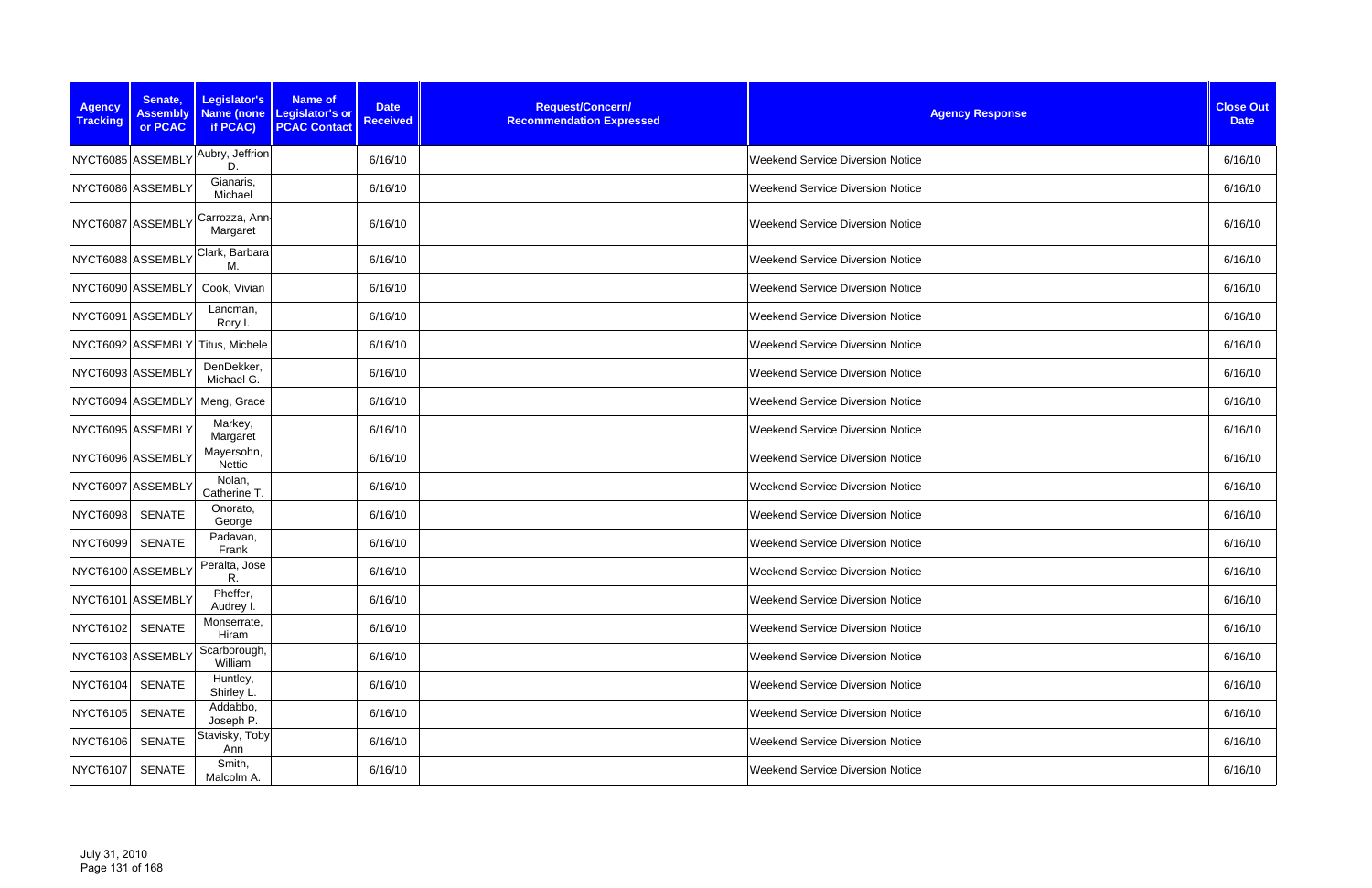| Agency Tracking | Senate, Assembly or PCAC | Legislator's Name (none if PCAC) | Name of Legislator's or PCAC Contact | Date Received | Request/Concern/ Recommendation Expressed | Agency Response | Close Out Date |
|---|---|---|---|---|---|---|---|
| NYCT6085 | ASSEMBLY | Aubry, Jeffrion D. | | 6/16/10 | | Weekend Service Diversion Notice | 6/16/10 |
| NYCT6086 | ASSEMBLY | Gianaris, Michael | | 6/16/10 | | Weekend Service Diversion Notice | 6/16/10 |
| NYCT6087 | ASSEMBLY | Carrozza, Ann-Margaret | | 6/16/10 | | Weekend Service Diversion Notice | 6/16/10 |
| NYCT6088 | ASSEMBLY | Clark, Barbara M. | | 6/16/10 | | Weekend Service Diversion Notice | 6/16/10 |
| NYCT6090 | ASSEMBLY | Cook, Vivian | | 6/16/10 | | Weekend Service Diversion Notice | 6/16/10 |
| NYCT6091 | ASSEMBLY | Lancman, Rory I. | | 6/16/10 | | Weekend Service Diversion Notice | 6/16/10 |
| NYCT6092 | ASSEMBLY | Titus, Michele | | 6/16/10 | | Weekend Service Diversion Notice | 6/16/10 |
| NYCT6093 | ASSEMBLY | DenDekker, Michael G. | | 6/16/10 | | Weekend Service Diversion Notice | 6/16/10 |
| NYCT6094 | ASSEMBLY | Meng, Grace | | 6/16/10 | | Weekend Service Diversion Notice | 6/16/10 |
| NYCT6095 | ASSEMBLY | Markey, Margaret | | 6/16/10 | | Weekend Service Diversion Notice | 6/16/10 |
| NYCT6096 | ASSEMBLY | Mayersohn, Nettie | | 6/16/10 | | Weekend Service Diversion Notice | 6/16/10 |
| NYCT6097 | ASSEMBLY | Nolan, Catherine T. | | 6/16/10 | | Weekend Service Diversion Notice | 6/16/10 |
| NYCT6098 | SENATE | Onorato, George | | 6/16/10 | | Weekend Service Diversion Notice | 6/16/10 |
| NYCT6099 | SENATE | Padavan, Frank | | 6/16/10 | | Weekend Service Diversion Notice | 6/16/10 |
| NYCT6100 | ASSEMBLY | Peralta, Jose R. | | 6/16/10 | | Weekend Service Diversion Notice | 6/16/10 |
| NYCT6101 | ASSEMBLY | Pheffer, Audrey I. | | 6/16/10 | | Weekend Service Diversion Notice | 6/16/10 |
| NYCT6102 | SENATE | Monserrate, Hiram | | 6/16/10 | | Weekend Service Diversion Notice | 6/16/10 |
| NYCT6103 | ASSEMBLY | Scarborough, William | | 6/16/10 | | Weekend Service Diversion Notice | 6/16/10 |
| NYCT6104 | SENATE | Huntley, Shirley L. | | 6/16/10 | | Weekend Service Diversion Notice | 6/16/10 |
| NYCT6105 | SENATE | Addabbo, Joseph P. | | 6/16/10 | | Weekend Service Diversion Notice | 6/16/10 |
| NYCT6106 | SENATE | Stavisky, Toby Ann | | 6/16/10 | | Weekend Service Diversion Notice | 6/16/10 |
| NYCT6107 | SENATE | Smith, Malcolm A. | | 6/16/10 | | Weekend Service Diversion Notice | 6/16/10 |

July 31, 2010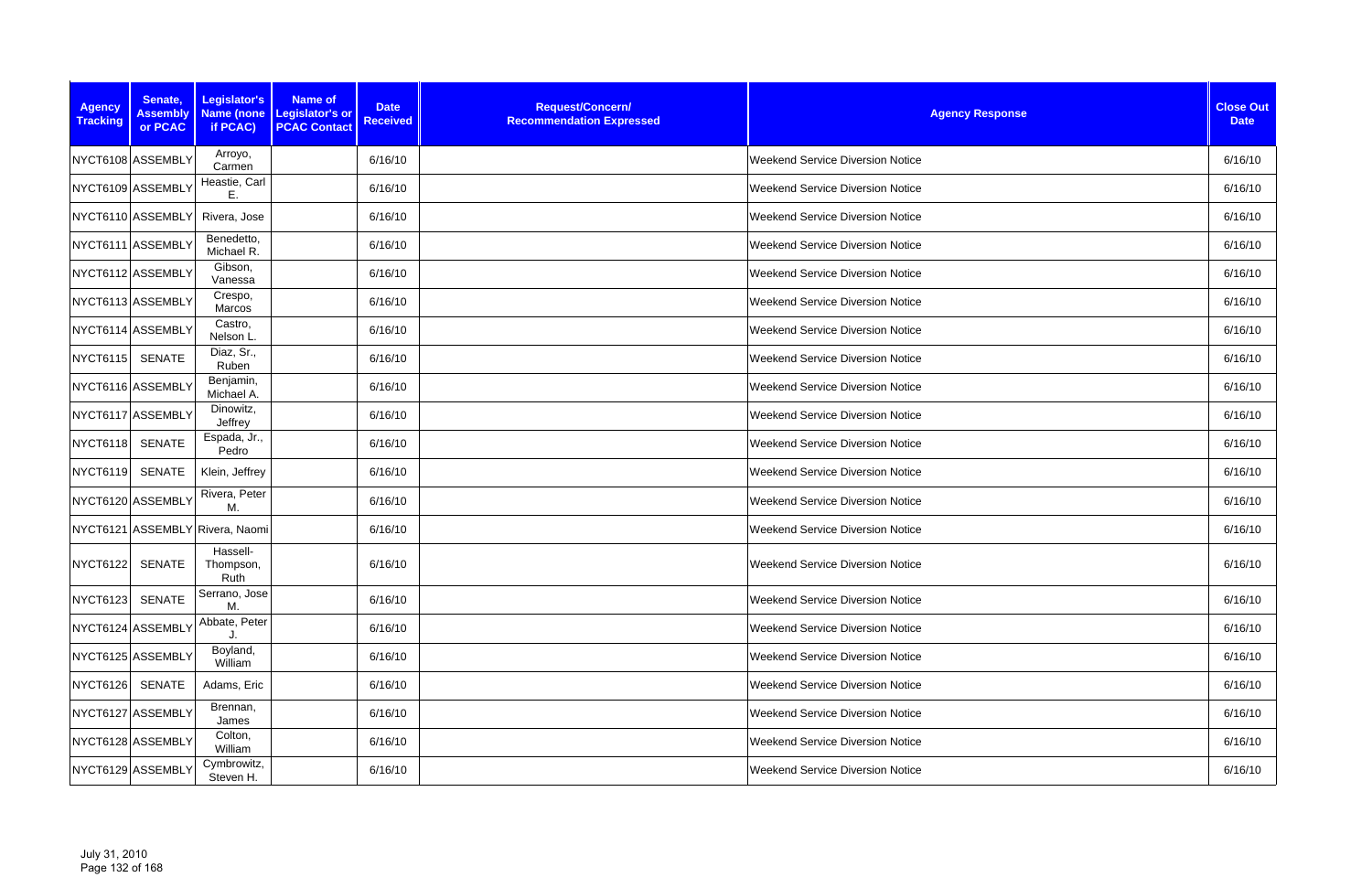| Agency Tracking | Senate, Assembly or PCAC | Legislator's Name (none if PCAC) | Name of Legislator's or PCAC Contact | Date Received | Request/Concern/ Recommendation Expressed | Agency Response | Close Out Date |
|---|---|---|---|---|---|---|---|
| NYCT6108 | ASSEMBLY | Arroyo, Carmen | | 6/16/10 | | Weekend Service Diversion Notice | 6/16/10 |
| NYCT6109 | ASSEMBLY | Heastie, Carl E. | | 6/16/10 | | Weekend Service Diversion Notice | 6/16/10 |
| NYCT6110 | ASSEMBLY | Rivera, Jose | | 6/16/10 | | Weekend Service Diversion Notice | 6/16/10 |
| NYCT6111 | ASSEMBLY | Benedetto, Michael R. | | 6/16/10 | | Weekend Service Diversion Notice | 6/16/10 |
| NYCT6112 | ASSEMBLY | Gibson, Vanessa | | 6/16/10 | | Weekend Service Diversion Notice | 6/16/10 |
| NYCT6113 | ASSEMBLY | Crespo, Marcos | | 6/16/10 | | Weekend Service Diversion Notice | 6/16/10 |
| NYCT6114 | ASSEMBLY | Castro, Nelson L. | | 6/16/10 | | Weekend Service Diversion Notice | 6/16/10 |
| NYCT6115 | SENATE | Diaz, Sr., Ruben | | 6/16/10 | | Weekend Service Diversion Notice | 6/16/10 |
| NYCT6116 | ASSEMBLY | Benjamin, Michael A. | | 6/16/10 | | Weekend Service Diversion Notice | 6/16/10 |
| NYCT6117 | ASSEMBLY | Dinowitz, Jeffrey | | 6/16/10 | | Weekend Service Diversion Notice | 6/16/10 |
| NYCT6118 | SENATE | Espada, Jr., Pedro | | 6/16/10 | | Weekend Service Diversion Notice | 6/16/10 |
| NYCT6119 | SENATE | Klein, Jeffrey | | 6/16/10 | | Weekend Service Diversion Notice | 6/16/10 |
| NYCT6120 | ASSEMBLY | Rivera, Peter M. | | 6/16/10 | | Weekend Service Diversion Notice | 6/16/10 |
| NYCT6121 | ASSEMBLY | Rivera, Naomi | | 6/16/10 | | Weekend Service Diversion Notice | 6/16/10 |
| NYCT6122 | SENATE | Hassell-Thompson, Ruth | | 6/16/10 | | Weekend Service Diversion Notice | 6/16/10 |
| NYCT6123 | SENATE | Serrano, Jose M. | | 6/16/10 | | Weekend Service Diversion Notice | 6/16/10 |
| NYCT6124 | ASSEMBLY | Abbate, Peter J. | | 6/16/10 | | Weekend Service Diversion Notice | 6/16/10 |
| NYCT6125 | ASSEMBLY | Boyland, William | | 6/16/10 | | Weekend Service Diversion Notice | 6/16/10 |
| NYCT6126 | SENATE | Adams, Eric | | 6/16/10 | | Weekend Service Diversion Notice | 6/16/10 |
| NYCT6127 | ASSEMBLY | Brennan, James | | 6/16/10 | | Weekend Service Diversion Notice | 6/16/10 |
| NYCT6128 | ASSEMBLY | Colton, William | | 6/16/10 | | Weekend Service Diversion Notice | 6/16/10 |
| NYCT6129 | ASSEMBLY | Cymbrowitz, Steven H. | | 6/16/10 | | Weekend Service Diversion Notice | 6/16/10 |

July 31, 2010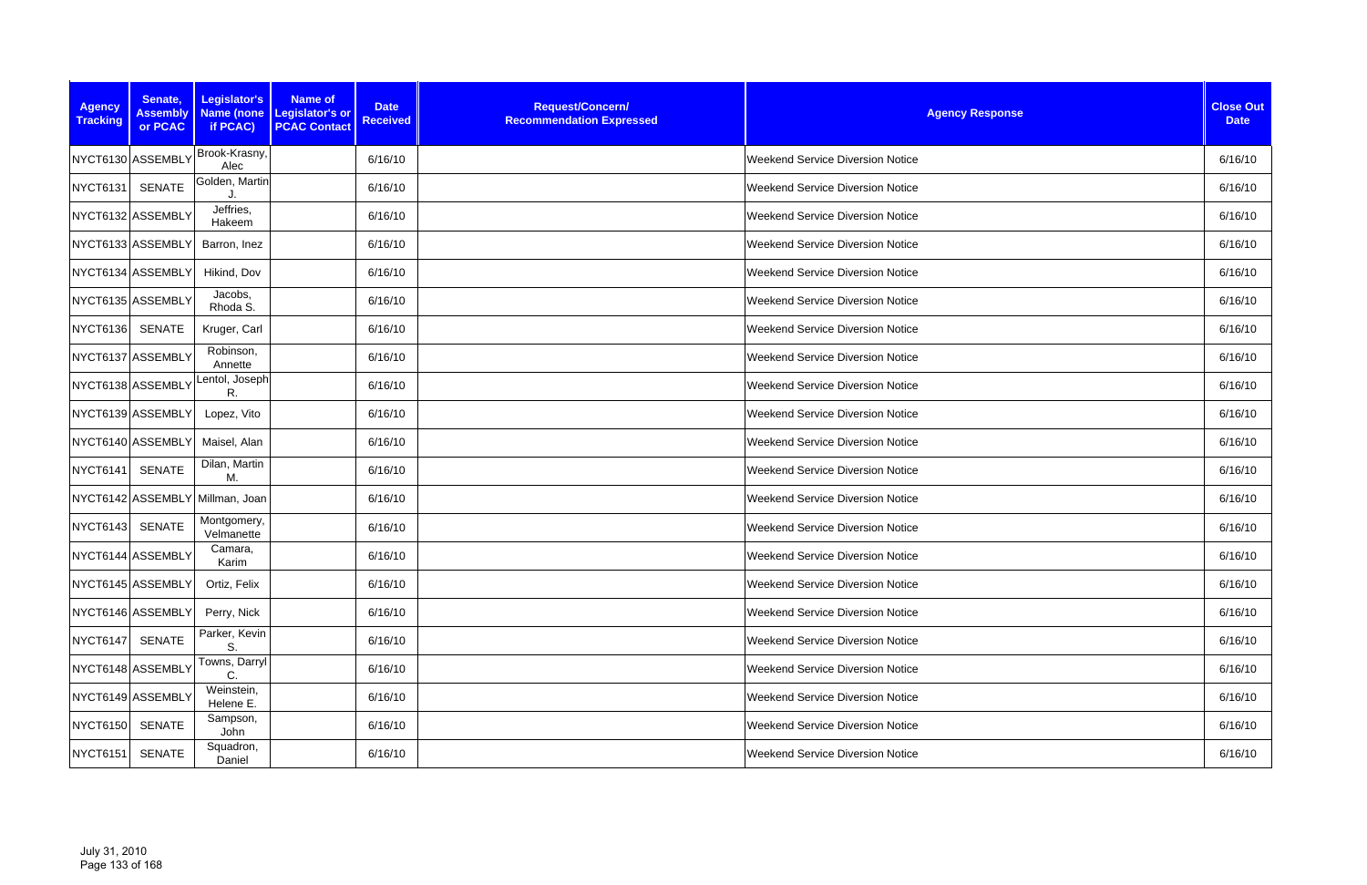| Agency Tracking | Senate, Assembly or PCAC | Legislator's Name (none if PCAC) | Name of Legislator's or PCAC Contact | Date Received | Request/Concern/ Recommendation Expressed | Agency Response | Close Out Date |
|---|---|---|---|---|---|---|---|
| NYCT6130 | ASSEMBLY | Brook-Krasny, Alec | | 6/16/10 | | Weekend Service Diversion Notice | 6/16/10 |
| NYCT6131 | SENATE | Golden, Martin J. | | 6/16/10 | | Weekend Service Diversion Notice | 6/16/10 |
| NYCT6132 | ASSEMBLY | Jeffries, Hakeem | | 6/16/10 | | Weekend Service Diversion Notice | 6/16/10 |
| NYCT6133 | ASSEMBLY | Barron, Inez | | 6/16/10 | | Weekend Service Diversion Notice | 6/16/10 |
| NYCT6134 | ASSEMBLY | Hikind, Dov | | 6/16/10 | | Weekend Service Diversion Notice | 6/16/10 |
| NYCT6135 | ASSEMBLY | Jacobs, Rhoda S. | | 6/16/10 | | Weekend Service Diversion Notice | 6/16/10 |
| NYCT6136 | SENATE | Kruger, Carl | | 6/16/10 | | Weekend Service Diversion Notice | 6/16/10 |
| NYCT6137 | ASSEMBLY | Robinson, Annette | | 6/16/10 | | Weekend Service Diversion Notice | 6/16/10 |
| NYCT6138 | ASSEMBLY | Lentol, Joseph R. | | 6/16/10 | | Weekend Service Diversion Notice | 6/16/10 |
| NYCT6139 | ASSEMBLY | Lopez, Vito | | 6/16/10 | | Weekend Service Diversion Notice | 6/16/10 |
| NYCT6140 | ASSEMBLY | Maisel, Alan | | 6/16/10 | | Weekend Service Diversion Notice | 6/16/10 |
| NYCT6141 | SENATE | Dilan, Martin M. | | 6/16/10 | | Weekend Service Diversion Notice | 6/16/10 |
| NYCT6142 | ASSEMBLY | Millman, Joan | | 6/16/10 | | Weekend Service Diversion Notice | 6/16/10 |
| NYCT6143 | SENATE | Montgomery, Velmanette | | 6/16/10 | | Weekend Service Diversion Notice | 6/16/10 |
| NYCT6144 | ASSEMBLY | Camara, Karim | | 6/16/10 | | Weekend Service Diversion Notice | 6/16/10 |
| NYCT6145 | ASSEMBLY | Ortiz, Felix | | 6/16/10 | | Weekend Service Diversion Notice | 6/16/10 |
| NYCT6146 | ASSEMBLY | Perry, Nick | | 6/16/10 | | Weekend Service Diversion Notice | 6/16/10 |
| NYCT6147 | SENATE | Parker, Kevin S. | | 6/16/10 | | Weekend Service Diversion Notice | 6/16/10 |
| NYCT6148 | ASSEMBLY | Towns, Darryl C. | | 6/16/10 | | Weekend Service Diversion Notice | 6/16/10 |
| NYCT6149 | ASSEMBLY | Weinstein, Helene E. | | 6/16/10 | | Weekend Service Diversion Notice | 6/16/10 |
| NYCT6150 | SENATE | Sampson, John | | 6/16/10 | | Weekend Service Diversion Notice | 6/16/10 |
| NYCT6151 | SENATE | Squadron, Daniel | | 6/16/10 | | Weekend Service Diversion Notice | 6/16/10 |

July 31, 2010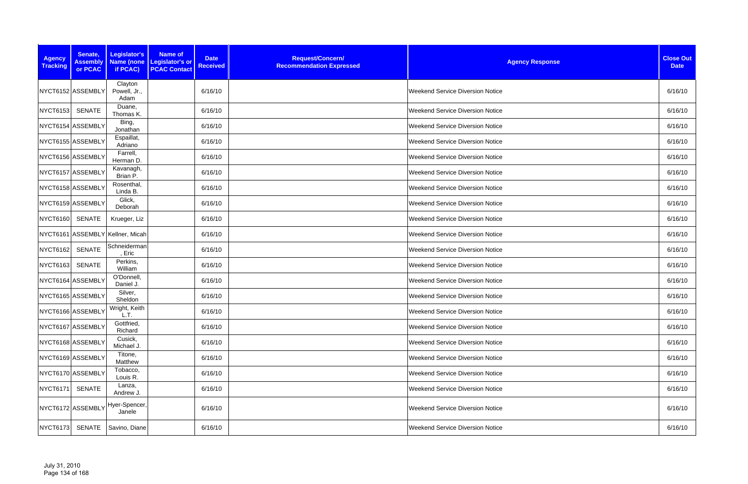| Agency Tracking | Senate, Assembly or PCAC | Legislator's Name (none if PCAC) | Name of Legislator's or PCAC Contact | Date Received | Request/Concern/ Recommendation Expressed | Agency Response | Close Out Date |
|---|---|---|---|---|---|---|---|
| NYCT6152 | ASSEMBLY | Clayton Powell, Jr., Adam | | 6/16/10 | | Weekend Service Diversion Notice | 6/16/10 |
| NYCT6153 | SENATE | Duane, Thomas K. | | 6/16/10 | | Weekend Service Diversion Notice | 6/16/10 |
| NYCT6154 | ASSEMBLY | Bing, Jonathan | | 6/16/10 | | Weekend Service Diversion Notice | 6/16/10 |
| NYCT6155 | ASSEMBLY | Espaillat, Adriano | | 6/16/10 | | Weekend Service Diversion Notice | 6/16/10 |
| NYCT6156 | ASSEMBLY | Farrell, Herman D. | | 6/16/10 | | Weekend Service Diversion Notice | 6/16/10 |
| NYCT6157 | ASSEMBLY | Kavanagh, Brian P. | | 6/16/10 | | Weekend Service Diversion Notice | 6/16/10 |
| NYCT6158 | ASSEMBLY | Rosenthal, Linda B. | | 6/16/10 | | Weekend Service Diversion Notice | 6/16/10 |
| NYCT6159 | ASSEMBLY | Glick, Deborah | | 6/16/10 | | Weekend Service Diversion Notice | 6/16/10 |
| NYCT6160 | SENATE | Krueger, Liz | | 6/16/10 | | Weekend Service Diversion Notice | 6/16/10 |
| NYCT6161 | ASSEMBLY | Kellner, Micah | | 6/16/10 | | Weekend Service Diversion Notice | 6/16/10 |
| NYCT6162 | SENATE | Schneiderman, Eric | | 6/16/10 | | Weekend Service Diversion Notice | 6/16/10 |
| NYCT6163 | SENATE | Perkins, William | | 6/16/10 | | Weekend Service Diversion Notice | 6/16/10 |
| NYCT6164 | ASSEMBLY | O'Donnell, Daniel J. | | 6/16/10 | | Weekend Service Diversion Notice | 6/16/10 |
| NYCT6165 | ASSEMBLY | Silver, Sheldon | | 6/16/10 | | Weekend Service Diversion Notice | 6/16/10 |
| NYCT6166 | ASSEMBLY | Wright, Keith L.T. | | 6/16/10 | | Weekend Service Diversion Notice | 6/16/10 |
| NYCT6167 | ASSEMBLY | Gottfried, Richard | | 6/16/10 | | Weekend Service Diversion Notice | 6/16/10 |
| NYCT6168 | ASSEMBLY | Cusick, Michael J. | | 6/16/10 | | Weekend Service Diversion Notice | 6/16/10 |
| NYCT6169 | ASSEMBLY | Titone, Matthew | | 6/16/10 | | Weekend Service Diversion Notice | 6/16/10 |
| NYCT6170 | ASSEMBLY | Tobacco, Louis R. | | 6/16/10 | | Weekend Service Diversion Notice | 6/16/10 |
| NYCT6171 | SENATE | Lanza, Andrew J. | | 6/16/10 | | Weekend Service Diversion Notice | 6/16/10 |
| NYCT6172 | ASSEMBLY | Hyer-Spencer, Janele | | 6/16/10 | | Weekend Service Diversion Notice | 6/16/10 |
| NYCT6173 | SENATE | Savino, Diane | | 6/16/10 | | Weekend Service Diversion Notice | 6/16/10 |

July 31, 2010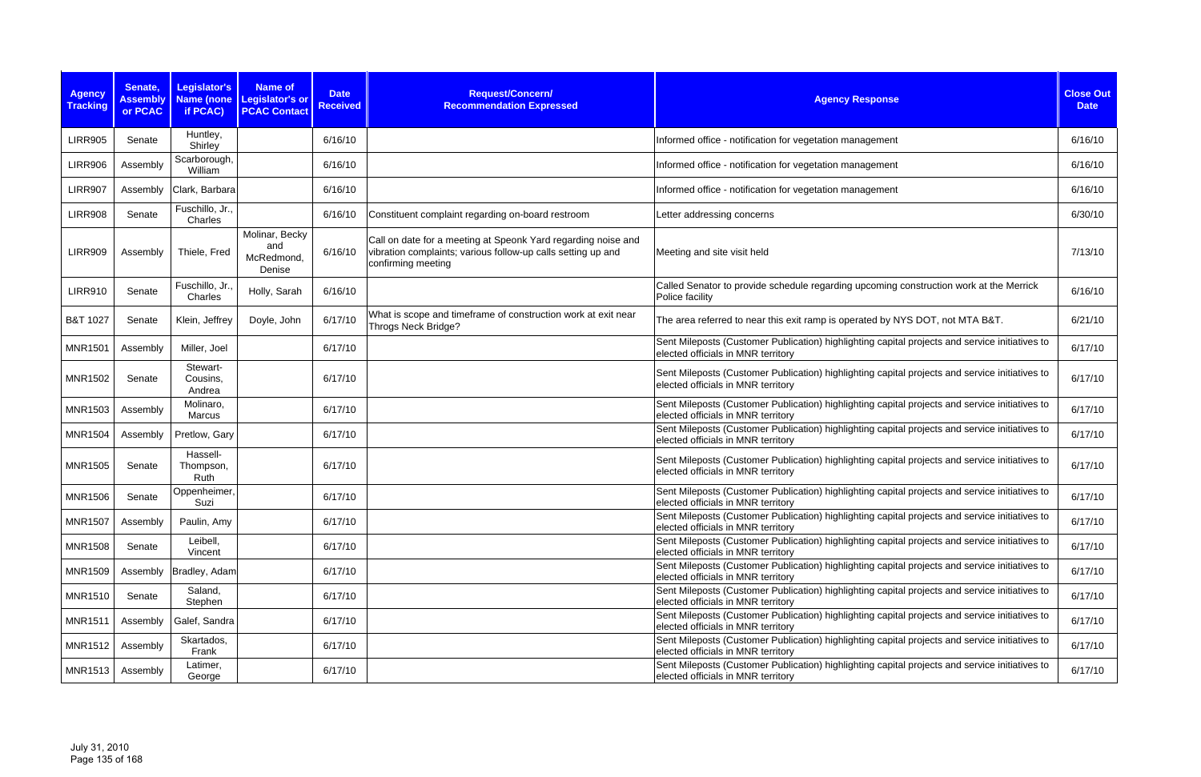| Agency Tracking | Senate, Assembly or PCAC | Legislator's Name (none if PCAC) | Name of Legislator's or PCAC Contact | Date Received | Request/Concern/ Recommendation Expressed | Agency Response | Close Out Date |
|---|---|---|---|---|---|---|---|
| LIRR905 | Senate | Huntley, Shirley | | 6/16/10 | | Informed office - notification for vegetation management | 6/16/10 |
| LIRR906 | Assembly | Scarborough, William | | 6/16/10 | | Informed office - notification for vegetation management | 6/16/10 |
| LIRR907 | Assembly | Clark, Barbara | | 6/16/10 | | Informed office - notification for vegetation management | 6/16/10 |
| LIRR908 | Senate | Fuschillo, Jr., Charles | | 6/16/10 | Constituent complaint regarding on-board restroom | Letter addressing concerns | 6/30/10 |
| LIRR909 | Assembly | Thiele, Fred | Molinar, Becky and McRedmond, Denise | 6/16/10 | Call on date for a meeting at Speonk Yard regarding noise and vibration complaints; various follow-up calls setting up and confirming meeting | Meeting and site visit held | 7/13/10 |
| LIRR910 | Senate | Fuschillo, Jr., Charles | Holly, Sarah | 6/16/10 | | Called Senator to provide schedule regarding upcoming construction work at the Merrick Police facility | 6/16/10 |
| B&T 1027 | Senate | Klein, Jeffrey | Doyle, John | 6/17/10 | What is scope and timeframe of construction work at exit near Throgs Neck Bridge? | The area referred to near this exit ramp is operated by NYS DOT, not MTA B&T. | 6/21/10 |
| MNR1501 | Assembly | Miller, Joel | | 6/17/10 | | Sent Mileposts (Customer Publication) highlighting capital projects and service initiatives to elected officials in MNR territory | 6/17/10 |
| MNR1502 | Senate | Stewart-Cousins, Andrea | | 6/17/10 | | Sent Mileposts (Customer Publication) highlighting capital projects and service initiatives to elected officials in MNR territory | 6/17/10 |
| MNR1503 | Assembly | Molinaro, Marcus | | 6/17/10 | | Sent Mileposts (Customer Publication) highlighting capital projects and service initiatives to elected officials in MNR territory | 6/17/10 |
| MNR1504 | Assembly | Pretlow, Gary | | 6/17/10 | | Sent Mileposts (Customer Publication) highlighting capital projects and service initiatives to elected officials in MNR territory | 6/17/10 |
| MNR1505 | Senate | Hassell-Thompson, Ruth | | 6/17/10 | | Sent Mileposts (Customer Publication) highlighting capital projects and service initiatives to elected officials in MNR territory | 6/17/10 |
| MNR1506 | Senate | Oppenheimer, Suzi | | 6/17/10 | | Sent Mileposts (Customer Publication) highlighting capital projects and service initiatives to elected officials in MNR territory | 6/17/10 |
| MNR1507 | Assembly | Paulin, Amy | | 6/17/10 | | Sent Mileposts (Customer Publication) highlighting capital projects and service initiatives to elected officials in MNR territory | 6/17/10 |
| MNR1508 | Senate | Leibell, Vincent | | 6/17/10 | | Sent Mileposts (Customer Publication) highlighting capital projects and service initiatives to elected officials in MNR territory | 6/17/10 |
| MNR1509 | Assembly | Bradley, Adam | | 6/17/10 | | Sent Mileposts (Customer Publication) highlighting capital projects and service initiatives to elected officials in MNR territory | 6/17/10 |
| MNR1510 | Senate | Saland, Stephen | | 6/17/10 | | Sent Mileposts (Customer Publication) highlighting capital projects and service initiatives to elected officials in MNR territory | 6/17/10 |
| MNR1511 | Assembly | Galef, Sandra | | 6/17/10 | | Sent Mileposts (Customer Publication) highlighting capital projects and service initiatives to elected officials in MNR territory | 6/17/10 |
| MNR1512 | Assembly | Skartados, Frank | | 6/17/10 | | Sent Mileposts (Customer Publication) highlighting capital projects and service initiatives to elected officials in MNR territory | 6/17/10 |
| MNR1513 | Assembly | Latimer, George | | 6/17/10 | | Sent Mileposts (Customer Publication) highlighting capital projects and service initiatives to elected officials in MNR territory | 6/17/10 |

July 31, 2010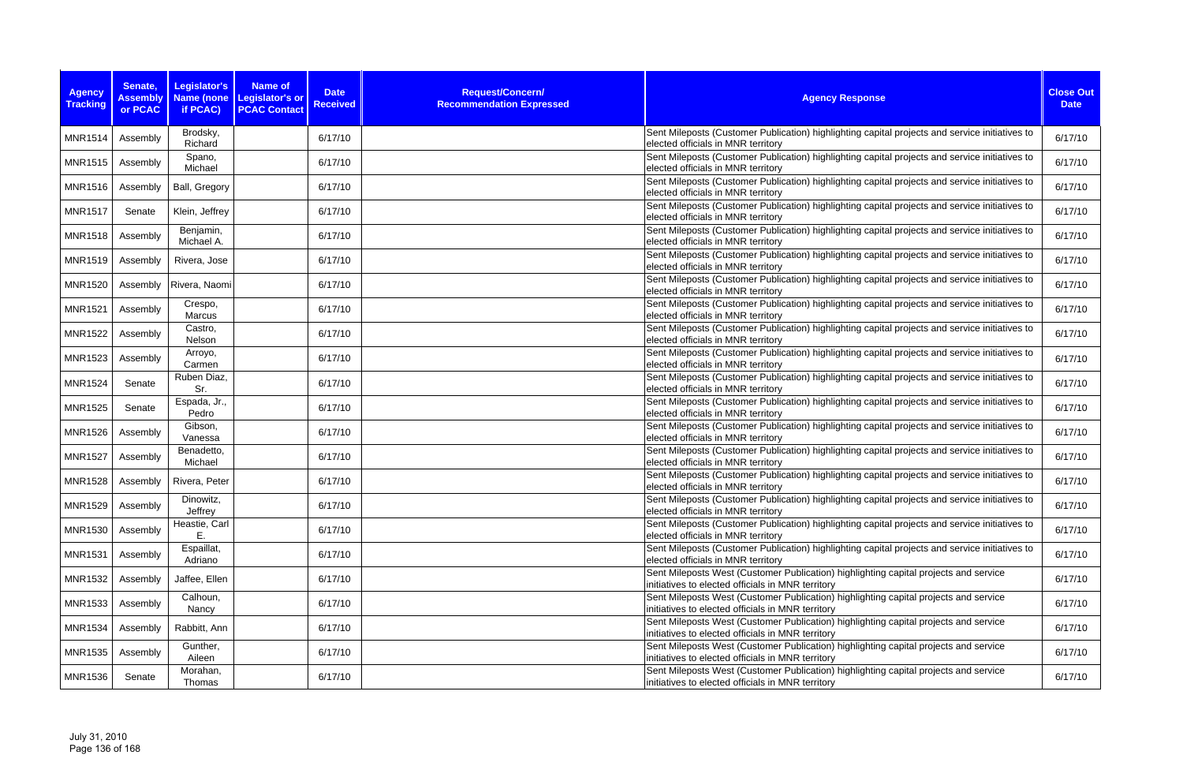| Agency Tracking | Senate, Assembly or PCAC | Legislator's Name (none if PCAC) | Name of Legislator's or PCAC Contact | Date Received | Request/Concern/ Recommendation Expressed | Agency Response | Close Out Date |
|---|---|---|---|---|---|---|---|
| MNR1514 | Assembly | Brodsky, Richard | | 6/17/10 | | Sent Mileposts (Customer Publication) highlighting capital projects and service initiatives to elected officials in MNR territory | 6/17/10 |
| MNR1515 | Assembly | Spano, Michael | | 6/17/10 | | Sent Mileposts (Customer Publication) highlighting capital projects and service initiatives to elected officials in MNR territory | 6/17/10 |
| MNR1516 | Assembly | Ball, Gregory | | 6/17/10 | | Sent Mileposts (Customer Publication) highlighting capital projects and service initiatives to elected officials in MNR territory | 6/17/10 |
| MNR1517 | Senate | Klein, Jeffrey | | 6/17/10 | | Sent Mileposts (Customer Publication) highlighting capital projects and service initiatives to elected officials in MNR territory | 6/17/10 |
| MNR1518 | Assembly | Benjamin, Michael A. | | 6/17/10 | | Sent Mileposts (Customer Publication) highlighting capital projects and service initiatives to elected officials in MNR territory | 6/17/10 |
| MNR1519 | Assembly | Rivera, Jose | | 6/17/10 | | Sent Mileposts (Customer Publication) highlighting capital projects and service initiatives to elected officials in MNR territory | 6/17/10 |
| MNR1520 | Assembly | Rivera, Naomi | | 6/17/10 | | Sent Mileposts (Customer Publication) highlighting capital projects and service initiatives to elected officials in MNR territory | 6/17/10 |
| MNR1521 | Assembly | Crespo, Marcus | | 6/17/10 | | Sent Mileposts (Customer Publication) highlighting capital projects and service initiatives to elected officials in MNR territory | 6/17/10 |
| MNR1522 | Assembly | Castro, Nelson | | 6/17/10 | | Sent Mileposts (Customer Publication) highlighting capital projects and service initiatives to elected officials in MNR territory | 6/17/10 |
| MNR1523 | Assembly | Arroyo, Carmen | | 6/17/10 | | Sent Mileposts (Customer Publication) highlighting capital projects and service initiatives to elected officials in MNR territory | 6/17/10 |
| MNR1524 | Senate | Ruben Diaz, Sr. | | 6/17/10 | | Sent Mileposts (Customer Publication) highlighting capital projects and service initiatives to elected officials in MNR territory | 6/17/10 |
| MNR1525 | Senate | Espada, Jr., Pedro | | 6/17/10 | | Sent Mileposts (Customer Publication) highlighting capital projects and service initiatives to elected officials in MNR territory | 6/17/10 |
| MNR1526 | Assembly | Gibson, Vanessa | | 6/17/10 | | Sent Mileposts (Customer Publication) highlighting capital projects and service initiatives to elected officials in MNR territory | 6/17/10 |
| MNR1527 | Assembly | Benadetto, Michael | | 6/17/10 | | Sent Mileposts (Customer Publication) highlighting capital projects and service initiatives to elected officials in MNR territory | 6/17/10 |
| MNR1528 | Assembly | Rivera, Peter | | 6/17/10 | | Sent Mileposts (Customer Publication) highlighting capital projects and service initiatives to elected officials in MNR territory | 6/17/10 |
| MNR1529 | Assembly | Dinowitz, Jeffrey | | 6/17/10 | | Sent Mileposts (Customer Publication) highlighting capital projects and service initiatives to elected officials in MNR territory | 6/17/10 |
| MNR1530 | Assembly | Heastie, Carl E. | | 6/17/10 | | Sent Mileposts (Customer Publication) highlighting capital projects and service initiatives to elected officials in MNR territory | 6/17/10 |
| MNR1531 | Assembly | Espaillat, Adriano | | 6/17/10 | | Sent Mileposts (Customer Publication) highlighting capital projects and service initiatives to elected officials in MNR territory | 6/17/10 |
| MNR1532 | Assembly | Jaffee, Ellen | | 6/17/10 | | Sent Mileposts West (Customer Publication) highlighting capital projects and service initiatives to elected officials in MNR territory | 6/17/10 |
| MNR1533 | Assembly | Calhoun, Nancy | | 6/17/10 | | Sent Mileposts West (Customer Publication) highlighting capital projects and service initiatives to elected officials in MNR territory | 6/17/10 |
| MNR1534 | Assembly | Rabbitt, Ann | | 6/17/10 | | Sent Mileposts West (Customer Publication) highlighting capital projects and service initiatives to elected officials in MNR territory | 6/17/10 |
| MNR1535 | Assembly | Gunther, Aileen | | 6/17/10 | | Sent Mileposts West (Customer Publication) highlighting capital projects and service initiatives to elected officials in MNR territory | 6/17/10 |
| MNR1536 | Senate | Morahan, Thomas | | 6/17/10 | | Sent Mileposts West (Customer Publication) highlighting capital projects and service initiatives to elected officials in MNR territory | 6/17/10 |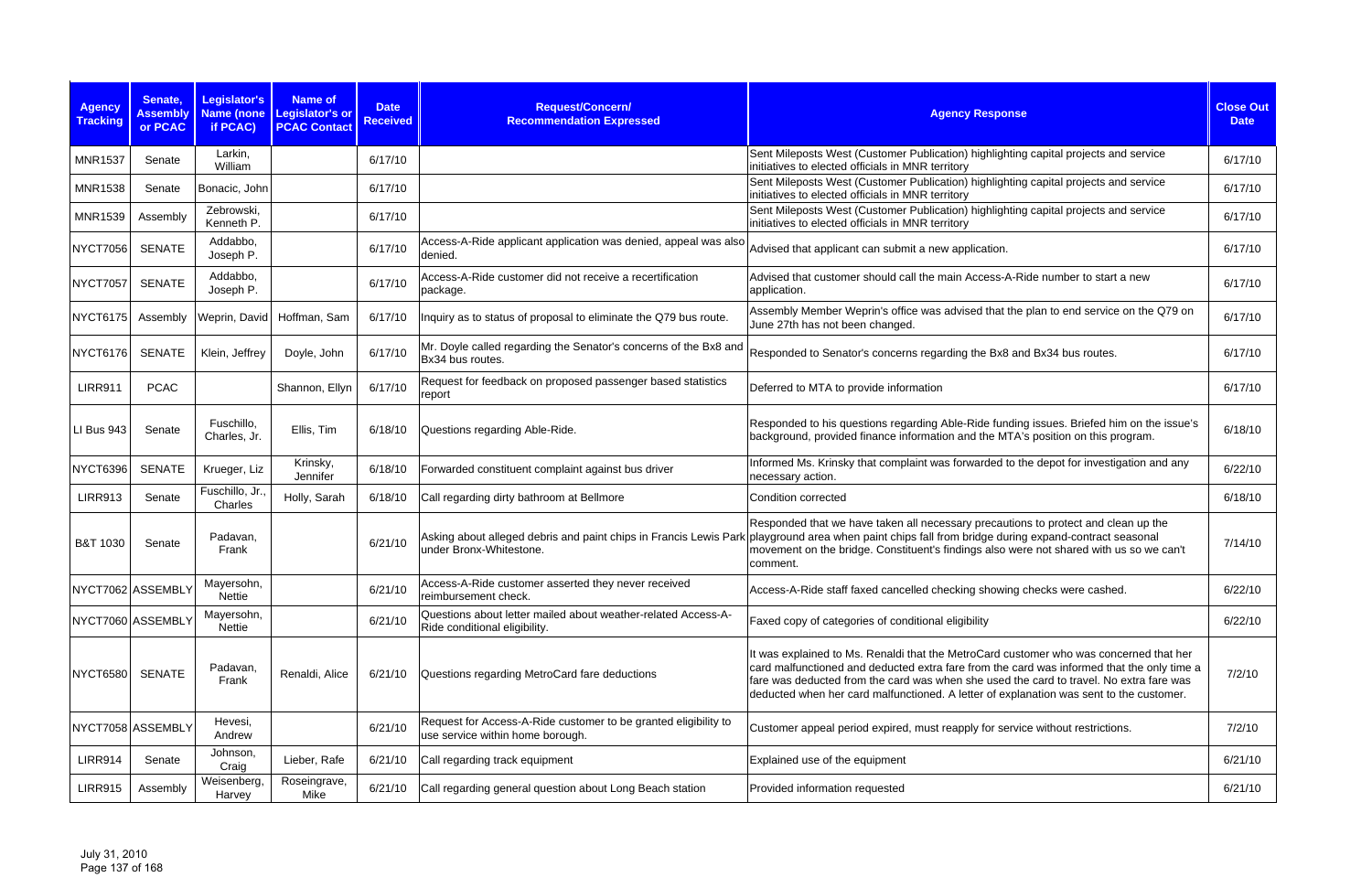| Agency Tracking | Senate, Assembly or PCAC | Legislator's Name (none if PCAC) | Name of Legislator's or PCAC Contact | Date Received | Request/Concern/ Recommendation Expressed | Agency Response | Close Out Date |
|---|---|---|---|---|---|---|---|
| MNR1537 | Senate | Larkin, William | | 6/17/10 | | Sent Mileposts West (Customer Publication) highlighting capital projects and service initiatives to elected officials in MNR territory | 6/17/10 |
| MNR1538 | Senate | Bonacic, John | | 6/17/10 | | Sent Mileposts West (Customer Publication) highlighting capital projects and service initiatives to elected officials in MNR territory | 6/17/10 |
| MNR1539 | Assembly | Zebrowski, Kenneth P. | | 6/17/10 | | Sent Mileposts West (Customer Publication) highlighting capital projects and service initiatives to elected officials in MNR territory | 6/17/10 |
| NYCT7056 | SENATE | Addabbo, Joseph P. | | 6/17/10 | Access-A-Ride applicant application was denied, appeal was also denied. | Advised that applicant can submit a new application. | 6/17/10 |
| NYCT7057 | SENATE | Addabbo, Joseph P. | | 6/17/10 | Access-A-Ride customer did not receive a recertification package. | Advised that customer should call the main Access-A-Ride number to start a new application. | 6/17/10 |
| NYCT6175 | Assembly | Weprin, David | Hoffman, Sam | 6/17/10 | Inquiry as to status of proposal to eliminate the Q79 bus route. | Assembly Member Weprin's office was advised that the plan to end service on the Q79 on June 27th has not been changed. | 6/17/10 |
| NYCT6176 | SENATE | Klein, Jeffrey | Doyle, John | 6/17/10 | Mr. Doyle called regarding the Senator's concerns of the Bx8 and Bx34 bus routes. | Responded to Senator's concerns regarding the Bx8 and Bx34 bus routes. | 6/17/10 |
| LIRR911 | PCAC | | Shannon, Ellyn | 6/17/10 | Request for feedback on proposed passenger based statistics report | Deferred to MTA to provide information | 6/17/10 |
| LI Bus 943 | Senate | Fuschillo, Charles, Jr. | Ellis, Tim | 6/18/10 | Questions regarding Able-Ride. | Responded to his questions regarding Able-Ride funding issues. Briefed him on the issue's background, provided finance information and the MTA's position on this program. | 6/18/10 |
| NYCT6396 | SENATE | Krueger, Liz | Krinsky, Jennifer | 6/18/10 | Forwarded constituent complaint against bus driver | Informed Ms. Krinsky that complaint was forwarded to the depot for investigation and any necessary action. | 6/22/10 |
| LIRR913 | Senate | Fuschillo, Jr., Charles | Holly, Sarah | 6/18/10 | Call regarding dirty bathroom at Bellmore | Condition corrected | 6/18/10 |
| B&T 1030 | Senate | Padavan, Frank | | 6/21/10 | Asking about alleged debris and paint chips in Francis Lewis Park under Bronx-Whitestone. | Responded that we have taken all necessary precautions to protect and clean up the playground area when paint chips fall from bridge during expand-contract seasonal movement on the bridge. Constituent's findings also were not shared with us so we can't comment. | 7/14/10 |
| NYCT7062 | ASSEMBLY | Mayersohn, Nettie | | 6/21/10 | Access-A-Ride customer asserted they never received reimbursement check. | Access-A-Ride staff faxed cancelled checking showing checks were cashed. | 6/22/10 |
| NYCT7060 | ASSEMBLY | Mayersohn, Nettie | | 6/21/10 | Questions about letter mailed about weather-related Access-A-Ride conditional eligibility. | Faxed copy of categories of conditional eligibility | 6/22/10 |
| NYCT6580 | SENATE | Padavan, Frank | Renaldi, Alice | 6/21/10 | Questions regarding MetroCard fare deductions | It was explained to Ms. Renaldi that the MetroCard customer who was concerned that her card malfunctioned and deducted extra fare from the card was informed that the only time a fare was deducted from the card was when she used the card to travel. No extra fare was deducted when her card malfunctioned. A letter of explanation was sent to the customer. | 7/2/10 |
| NYCT7058 | ASSEMBLY | Hevesi, Andrew | | 6/21/10 | Request for Access-A-Ride customer to be granted eligibility to use service within home borough. | Customer appeal period expired, must reapply for service without restrictions. | 7/2/10 |
| LIRR914 | Senate | Johnson, Craig | Lieber, Rafe | 6/21/10 | Call regarding track equipment | Explained use of the equipment | 6/21/10 |
| LIRR915 | Assembly | Weisenberg, Harvey | Roseingrave, Mike | 6/21/10 | Call regarding general question about Long Beach station | Provided information requested | 6/21/10 |

July 31, 2010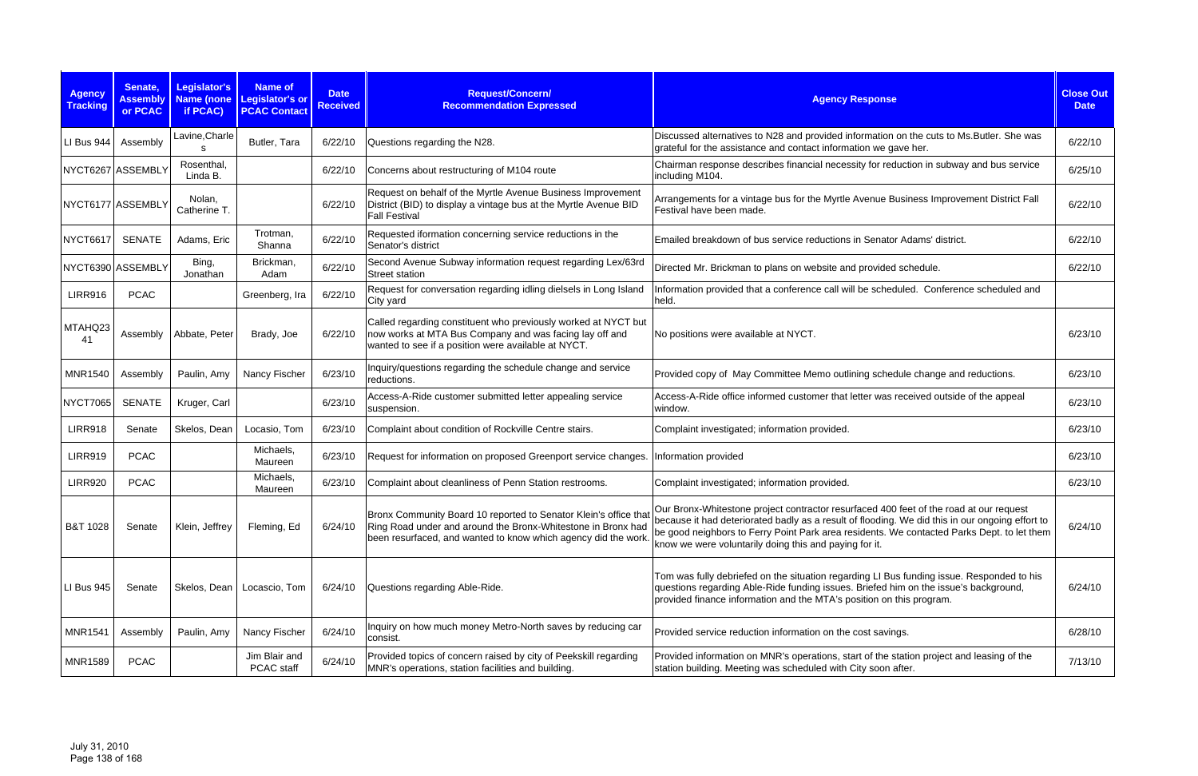| Agency Tracking | Senate, Assembly or PCAC | Legislator's Name (none if PCAC) | Name of Legislator's or PCAC Contact | Date Received | Request/Concern/ Recommendation Expressed | Agency Response | Close Out Date |
|---|---|---|---|---|---|---|---|
| LI Bus 944 | Assembly | Lavine,Charles | Butler, Tara | 6/22/10 | Questions regarding the N28. | Discussed alternatives to N28 and provided information on the cuts to Ms.Butler. She was grateful for the assistance and contact information we gave her. | 6/22/10 |
| NYCT6267 | ASSEMBLY | Rosenthal, Linda B. | | 6/22/10 | Concerns about restructuring of M104 route | Chairman response describes financial necessity for reduction in subway and bus service including M104. | 6/25/10 |
| NYCT6177 | ASSEMBLY | Nolan, Catherine T. | | 6/22/10 | Request on behalf of the Myrtle Avenue Business Improvement District (BID) to display a vintage bus at the Myrtle Avenue BID Fall Festival | Arrangements for a vintage bus for the Myrtle Avenue Business Improvement District Fall Festival have been made. | 6/22/10 |
| NYCT6617 | SENATE | Adams, Eric | Trotman, Shanna | 6/22/10 | Requested iformation concerning service reductions in the Senator's district | Emailed breakdown of bus service reductions in Senator Adams' district. | 6/22/10 |
| NYCT6390 | ASSEMBLY | Bing, Jonathan | Brickman, Adam | 6/22/10 | Second Avenue Subway information request regarding Lex/63rd Street station | Directed Mr. Brickman to plans on website and provided schedule. | 6/22/10 |
| LIRR916 | PCAC | | Greenberg, Ira | 6/22/10 | Request for conversation regarding idling dielsels in Long Island City yard | Information provided that a conference call will be scheduled. Conference scheduled and held. | |
| MTAHQ2341 | Assembly | Abbate, Peter | Brady, Joe | 6/22/10 | Called regarding constituent who previously worked at NYCT but now works at MTA Bus Company and was facing lay off and wanted to see if a position were available at NYCT. | No positions were available at NYCT. | 6/23/10 |
| MNR1540 | Assembly | Paulin, Amy | Nancy Fischer | 6/23/10 | Inquiry/questions regarding the schedule change and service reductions. | Provided copy of May Committee Memo outlining schedule change and reductions. | 6/23/10 |
| NYCT7065 | SENATE | Kruger, Carl | | 6/23/10 | Access-A-Ride customer submitted letter appealing service suspension. | Access-A-Ride office informed customer that letter was received outside of the appeal window. | 6/23/10 |
| LIRR918 | Senate | Skelos, Dean | Locasio, Tom | 6/23/10 | Complaint about condition of Rockville Centre stairs. | Complaint investigated; information provided. | 6/23/10 |
| LIRR919 | PCAC | | Michaels, Maureen | 6/23/10 | Request for information on proposed Greenport service changes. | Information provided | 6/23/10 |
| LIRR920 | PCAC | | Michaels, Maureen | 6/23/10 | Complaint about cleanliness of Penn Station restrooms. | Complaint investigated; information provided. | 6/23/10 |
| B&T 1028 | Senate | Klein, Jeffrey | Fleming, Ed | 6/24/10 | Bronx Community Board 10 reported to Senator Klein's office that Ring Road under and around the Bronx-Whitestone in Bronx had been resurfaced, and wanted to know which agency did the work. | Our Bronx-Whitestone project contractor resurfaced 400 feet of the road at our request because it had deteriorated badly as a result of flooding. We did this in our ongoing effort to be good neighbors to Ferry Point Park area residents. We contacted Parks Dept. to let them know we were voluntarily doing this and paying for it. | 6/24/10 |
| LI Bus 945 | Senate | Skelos, Dean | Locascio, Tom | 6/24/10 | Questions regarding Able-Ride. | Tom was fully debriefed on the situation regarding LI Bus funding issue. Responded to his questions regarding Able-Ride funding issues. Briefed him on the issue's background, provided finance information and the MTA's position on this program. | 6/24/10 |
| MNR1541 | Assembly | Paulin, Amy | Nancy Fischer | 6/24/10 | Inquiry on how much money Metro-North saves by reducing car consist. | Provided service reduction information on the cost savings. | 6/28/10 |
| MNR1589 | PCAC | | Jim Blair and PCAC staff | 6/24/10 | Provided topics of concern raised by city of Peekskill regarding MNR's operations, station facilities and building. | Provided information on MNR's operations, start of the station project and leasing of the station building. Meeting was scheduled with City soon after. | 7/13/10 |

July 31, 2010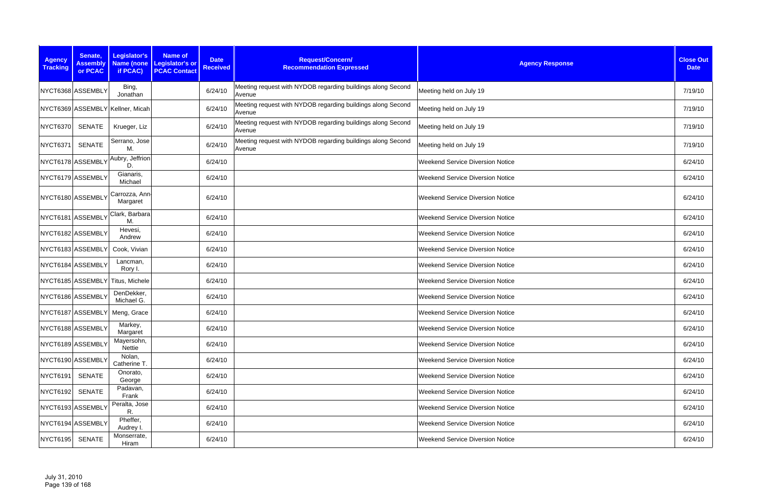| Agency Tracking | Senate, Assembly or PCAC | Legislator's Name (none if PCAC) | Name of Legislator's or PCAC Contact | Date Received | Request/Concern/ Recommendation Expressed | Agency Response | Close Out Date |
|---|---|---|---|---|---|---|---|
| NYCT6368 | ASSEMBLY | Bing, Jonathan | | 6/24/10 | Meeting request with NYDOB regarding buildings along Second Avenue | Meeting held on July 19 | 7/19/10 |
| NYCT6369 | ASSEMBLY | Kellner, Micah | | 6/24/10 | Meeting request with NYDOB regarding buildings along Second Avenue | Meeting held on July 19 | 7/19/10 |
| NYCT6370 | SENATE | Krueger, Liz | | 6/24/10 | Meeting request with NYDOB regarding buildings along Second Avenue | Meeting held on July 19 | 7/19/10 |
| NYCT6371 | SENATE | Serrano, Jose M. | | 6/24/10 | Meeting request with NYDOB regarding buildings along Second Avenue | Meeting held on July 19 | 7/19/10 |
| NYCT6178 | ASSEMBLY | Aubry, Jeffrion D. | | 6/24/10 | | Weekend Service Diversion Notice | 6/24/10 |
| NYCT6179 | ASSEMBLY | Gianaris, Michael | | 6/24/10 | | Weekend Service Diversion Notice | 6/24/10 |
| NYCT6180 | ASSEMBLY | Carrozza, Ann-Margaret | | 6/24/10 | | Weekend Service Diversion Notice | 6/24/10 |
| NYCT6181 | ASSEMBLY | Clark, Barbara M. | | 6/24/10 | | Weekend Service Diversion Notice | 6/24/10 |
| NYCT6182 | ASSEMBLY | Hevesi, Andrew | | 6/24/10 | | Weekend Service Diversion Notice | 6/24/10 |
| NYCT6183 | ASSEMBLY | Cook, Vivian | | 6/24/10 | | Weekend Service Diversion Notice | 6/24/10 |
| NYCT6184 | ASSEMBLY | Lancman, Rory I. | | 6/24/10 | | Weekend Service Diversion Notice | 6/24/10 |
| NYCT6185 | ASSEMBLY | Titus, Michele | | 6/24/10 | | Weekend Service Diversion Notice | 6/24/10 |
| NYCT6186 | ASSEMBLY | DenDekker, Michael G. | | 6/24/10 | | Weekend Service Diversion Notice | 6/24/10 |
| NYCT6187 | ASSEMBLY | Meng, Grace | | 6/24/10 | | Weekend Service Diversion Notice | 6/24/10 |
| NYCT6188 | ASSEMBLY | Markey, Margaret | | 6/24/10 | | Weekend Service Diversion Notice | 6/24/10 |
| NYCT6189 | ASSEMBLY | Mayersohn, Nettie | | 6/24/10 | | Weekend Service Diversion Notice | 6/24/10 |
| NYCT6190 | ASSEMBLY | Nolan, Catherine T. | | 6/24/10 | | Weekend Service Diversion Notice | 6/24/10 |
| NYCT6191 | SENATE | Onorato, George | | 6/24/10 | | Weekend Service Diversion Notice | 6/24/10 |
| NYCT6192 | SENATE | Padavan, Frank | | 6/24/10 | | Weekend Service Diversion Notice | 6/24/10 |
| NYCT6193 | ASSEMBLY | Peralta, Jose R. | | 6/24/10 | | Weekend Service Diversion Notice | 6/24/10 |
| NYCT6194 | ASSEMBLY | Pheffer, Audrey I. | | 6/24/10 | | Weekend Service Diversion Notice | 6/24/10 |
| NYCT6195 | SENATE | Monserrate, Hiram | | 6/24/10 | | Weekend Service Diversion Notice | 6/24/10 |

July 31, 2010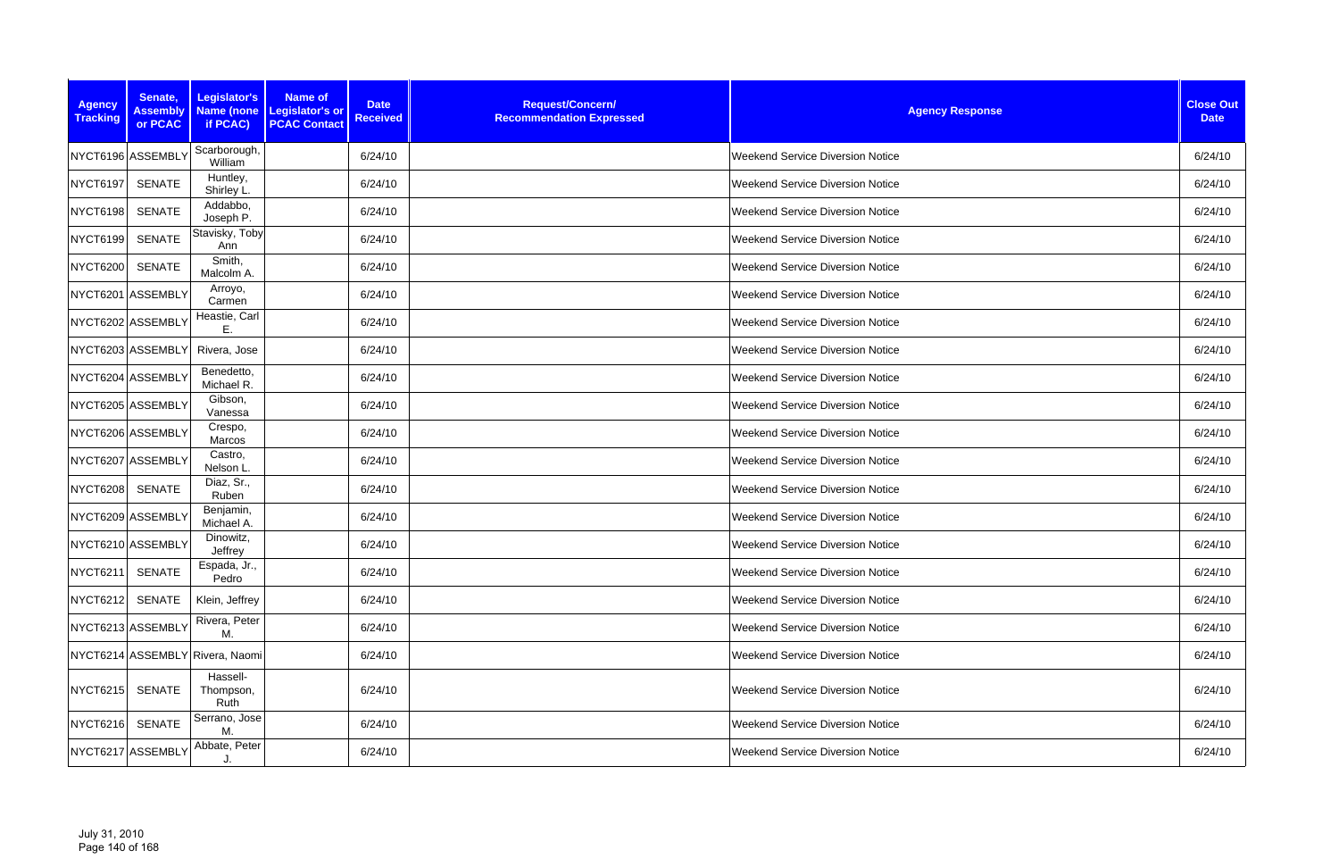| Agency Tracking | Senate, Assembly or PCAC | Legislator's Name (none if PCAC) | Name of Legislator's or PCAC Contact | Date Received | Request/Concern/ Recommendation Expressed | Agency Response | Close Out Date |
|---|---|---|---|---|---|---|---|
| NYCT6196 | ASSEMBLY | Scarborough, William | | 6/24/10 | | Weekend Service Diversion Notice | 6/24/10 |
| NYCT6197 | SENATE | Huntley, Shirley L. | | 6/24/10 | | Weekend Service Diversion Notice | 6/24/10 |
| NYCT6198 | SENATE | Addabbo, Joseph P. | | 6/24/10 | | Weekend Service Diversion Notice | 6/24/10 |
| NYCT6199 | SENATE | Stavisky, Toby Ann | | 6/24/10 | | Weekend Service Diversion Notice | 6/24/10 |
| NYCT6200 | SENATE | Smith, Malcolm A. | | 6/24/10 | | Weekend Service Diversion Notice | 6/24/10 |
| NYCT6201 | ASSEMBLY | Arroyo, Carmen | | 6/24/10 | | Weekend Service Diversion Notice | 6/24/10 |
| NYCT6202 | ASSEMBLY | Heastie, Carl E. | | 6/24/10 | | Weekend Service Diversion Notice | 6/24/10 |
| NYCT6203 | ASSEMBLY | Rivera, Jose | | 6/24/10 | | Weekend Service Diversion Notice | 6/24/10 |
| NYCT6204 | ASSEMBLY | Benedetto, Michael R. | | 6/24/10 | | Weekend Service Diversion Notice | 6/24/10 |
| NYCT6205 | ASSEMBLY | Gibson, Vanessa | | 6/24/10 | | Weekend Service Diversion Notice | 6/24/10 |
| NYCT6206 | ASSEMBLY | Crespo, Marcos | | 6/24/10 | | Weekend Service Diversion Notice | 6/24/10 |
| NYCT6207 | ASSEMBLY | Castro, Nelson L. | | 6/24/10 | | Weekend Service Diversion Notice | 6/24/10 |
| NYCT6208 | SENATE | Diaz, Sr., Ruben | | 6/24/10 | | Weekend Service Diversion Notice | 6/24/10 |
| NYCT6209 | ASSEMBLY | Benjamin, Michael A. | | 6/24/10 | | Weekend Service Diversion Notice | 6/24/10 |
| NYCT6210 | ASSEMBLY | Dinowitz, Jeffrey | | 6/24/10 | | Weekend Service Diversion Notice | 6/24/10 |
| NYCT6211 | SENATE | Espada, Jr., Pedro | | 6/24/10 | | Weekend Service Diversion Notice | 6/24/10 |
| NYCT6212 | SENATE | Klein, Jeffrey | | 6/24/10 | | Weekend Service Diversion Notice | 6/24/10 |
| NYCT6213 | ASSEMBLY | Rivera, Peter M. | | 6/24/10 | | Weekend Service Diversion Notice | 6/24/10 |
| NYCT6214 | ASSEMBLY | Rivera, Naomi | | 6/24/10 | | Weekend Service Diversion Notice | 6/24/10 |
| NYCT6215 | SENATE | Hassell-Thompson, Ruth | | 6/24/10 | | Weekend Service Diversion Notice | 6/24/10 |
| NYCT6216 | SENATE | Serrano, Jose M. | | 6/24/10 | | Weekend Service Diversion Notice | 6/24/10 |
| NYCT6217 | ASSEMBLY | Abbate, Peter J. | | 6/24/10 | | Weekend Service Diversion Notice | 6/24/10 |

July 31, 2010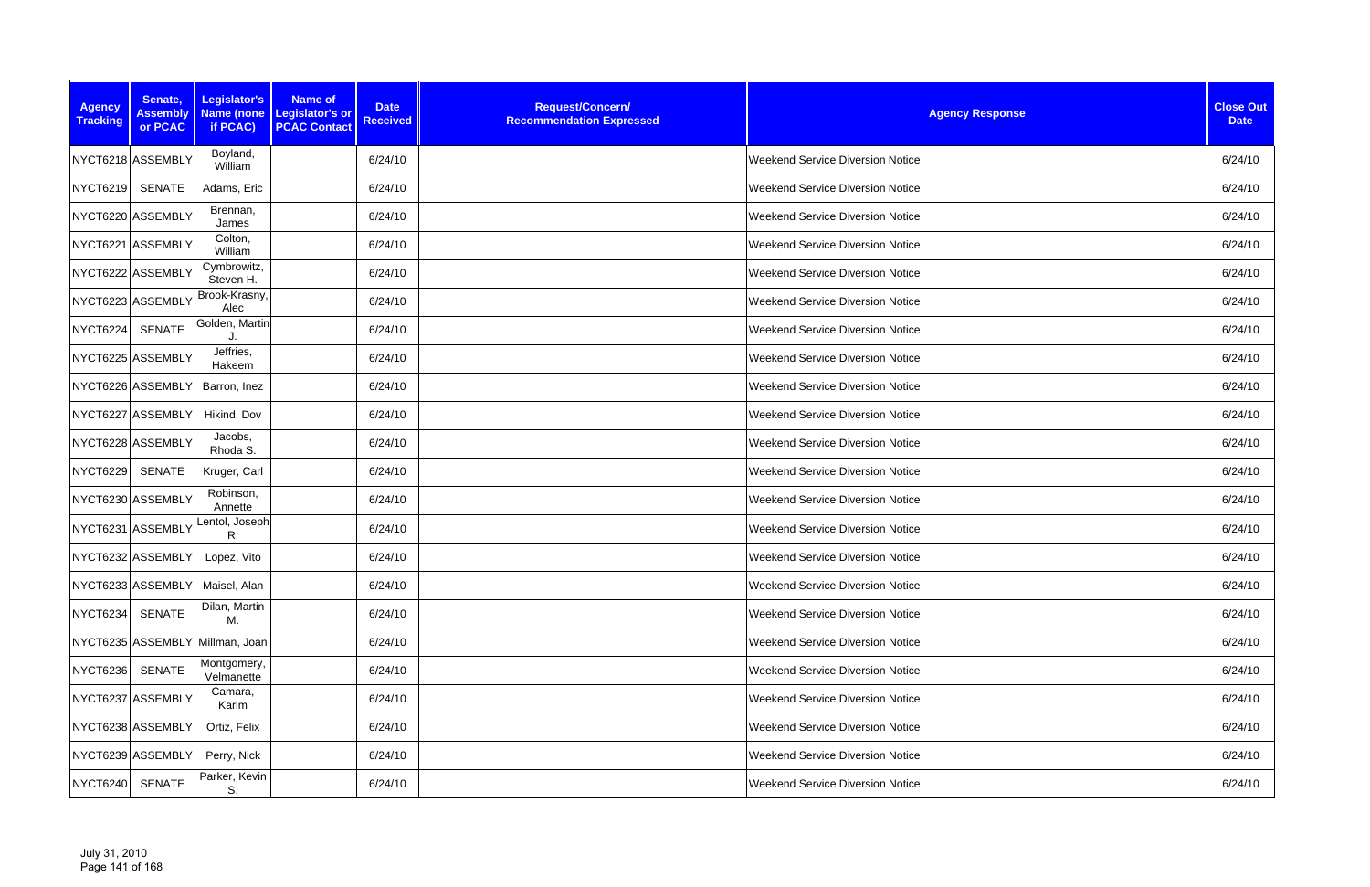| Agency Tracking | Senate, Assembly or PCAC | Legislator's Name (none if PCAC) | Name of Legislator's or PCAC Contact | Date Received | Request/Concern/ Recommendation Expressed | Agency Response | Close Out Date |
|---|---|---|---|---|---|---|---|
| NYCT6218 | ASSEMBLY | Boyland, William | | 6/24/10 | | Weekend Service Diversion Notice | 6/24/10 |
| NYCT6219 | SENATE | Adams, Eric | | 6/24/10 | | Weekend Service Diversion Notice | 6/24/10 |
| NYCT6220 | ASSEMBLY | Brennan, James | | 6/24/10 | | Weekend Service Diversion Notice | 6/24/10 |
| NYCT6221 | ASSEMBLY | Colton, William | | 6/24/10 | | Weekend Service Diversion Notice | 6/24/10 |
| NYCT6222 | ASSEMBLY | Cymbrowitz, Steven H. | | 6/24/10 | | Weekend Service Diversion Notice | 6/24/10 |
| NYCT6223 | ASSEMBLY | Brook-Krasny, Alec | | 6/24/10 | | Weekend Service Diversion Notice | 6/24/10 |
| NYCT6224 | SENATE | Golden, Martin J. | | 6/24/10 | | Weekend Service Diversion Notice | 6/24/10 |
| NYCT6225 | ASSEMBLY | Jeffries, Hakeem | | 6/24/10 | | Weekend Service Diversion Notice | 6/24/10 |
| NYCT6226 | ASSEMBLY | Barron, Inez | | 6/24/10 | | Weekend Service Diversion Notice | 6/24/10 |
| NYCT6227 | ASSEMBLY | Hikind, Dov | | 6/24/10 | | Weekend Service Diversion Notice | 6/24/10 |
| NYCT6228 | ASSEMBLY | Jacobs, Rhoda S. | | 6/24/10 | | Weekend Service Diversion Notice | 6/24/10 |
| NYCT6229 | SENATE | Kruger, Carl | | 6/24/10 | | Weekend Service Diversion Notice | 6/24/10 |
| NYCT6230 | ASSEMBLY | Robinson, Annette | | 6/24/10 | | Weekend Service Diversion Notice | 6/24/10 |
| NYCT6231 | ASSEMBLY | Lentol, Joseph R. | | 6/24/10 | | Weekend Service Diversion Notice | 6/24/10 |
| NYCT6232 | ASSEMBLY | Lopez, Vito | | 6/24/10 | | Weekend Service Diversion Notice | 6/24/10 |
| NYCT6233 | ASSEMBLY | Maisel, Alan | | 6/24/10 | | Weekend Service Diversion Notice | 6/24/10 |
| NYCT6234 | SENATE | Dilan, Martin M. | | 6/24/10 | | Weekend Service Diversion Notice | 6/24/10 |
| NYCT6235 | ASSEMBLY | Millman, Joan | | 6/24/10 | | Weekend Service Diversion Notice | 6/24/10 |
| NYCT6236 | SENATE | Montgomery, Velmanette | | 6/24/10 | | Weekend Service Diversion Notice | 6/24/10 |
| NYCT6237 | ASSEMBLY | Camara, Karim | | 6/24/10 | | Weekend Service Diversion Notice | 6/24/10 |
| NYCT6238 | ASSEMBLY | Ortiz, Felix | | 6/24/10 | | Weekend Service Diversion Notice | 6/24/10 |
| NYCT6239 | ASSEMBLY | Perry, Nick | | 6/24/10 | | Weekend Service Diversion Notice | 6/24/10 |
| NYCT6240 | SENATE | Parker, Kevin S. | | 6/24/10 | | Weekend Service Diversion Notice | 6/24/10 |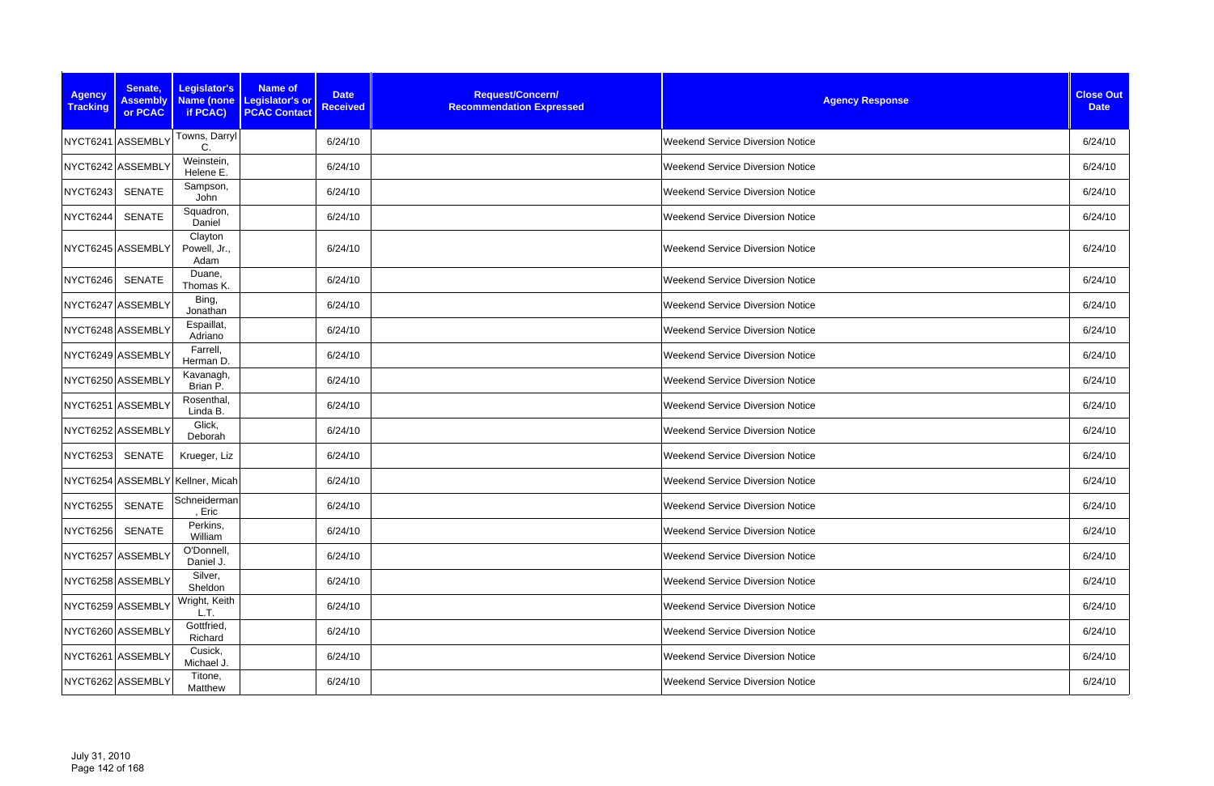| Agency Tracking | Senate, Assembly or PCAC | Legislator's Name (none if PCAC) | Name of Legislator's or PCAC Contact | Date Received | Request/Concern/ Recommendation Expressed | Agency Response | Close Out Date |
|---|---|---|---|---|---|---|---|
| NYCT6241 | ASSEMBLY | Towns, Darryl C. | | 6/24/10 | | Weekend Service Diversion Notice | 6/24/10 |
| NYCT6242 | ASSEMBLY | Weinstein, Helene E. | | 6/24/10 | | Weekend Service Diversion Notice | 6/24/10 |
| NYCT6243 | SENATE | Sampson, John | | 6/24/10 | | Weekend Service Diversion Notice | 6/24/10 |
| NYCT6244 | SENATE | Squadron, Daniel | | 6/24/10 | | Weekend Service Diversion Notice | 6/24/10 |
| NYCT6245 | ASSEMBLY | Clayton Powell, Jr., Adam | | 6/24/10 | | Weekend Service Diversion Notice | 6/24/10 |
| NYCT6246 | SENATE | Duane, Thomas K. | | 6/24/10 | | Weekend Service Diversion Notice | 6/24/10 |
| NYCT6247 | ASSEMBLY | Bing, Jonathan | | 6/24/10 | | Weekend Service Diversion Notice | 6/24/10 |
| NYCT6248 | ASSEMBLY | Espaillat, Adriano | | 6/24/10 | | Weekend Service Diversion Notice | 6/24/10 |
| NYCT6249 | ASSEMBLY | Farrell, Herman D. | | 6/24/10 | | Weekend Service Diversion Notice | 6/24/10 |
| NYCT6250 | ASSEMBLY | Kavanagh, Brian P. | | 6/24/10 | | Weekend Service Diversion Notice | 6/24/10 |
| NYCT6251 | ASSEMBLY | Rosenthal, Linda B. | | 6/24/10 | | Weekend Service Diversion Notice | 6/24/10 |
| NYCT6252 | ASSEMBLY | Glick, Deborah | | 6/24/10 | | Weekend Service Diversion Notice | 6/24/10 |
| NYCT6253 | SENATE | Krueger, Liz | | 6/24/10 | | Weekend Service Diversion Notice | 6/24/10 |
| NYCT6254 | ASSEMBLY | Kellner, Micah | | 6/24/10 | | Weekend Service Diversion Notice | 6/24/10 |
| NYCT6255 | SENATE | Schneiderman, Eric | | 6/24/10 | | Weekend Service Diversion Notice | 6/24/10 |
| NYCT6256 | SENATE | Perkins, William | | 6/24/10 | | Weekend Service Diversion Notice | 6/24/10 |
| NYCT6257 | ASSEMBLY | O'Donnell, Daniel J. | | 6/24/10 | | Weekend Service Diversion Notice | 6/24/10 |
| NYCT6258 | ASSEMBLY | Silver, Sheldon | | 6/24/10 | | Weekend Service Diversion Notice | 6/24/10 |
| NYCT6259 | ASSEMBLY | Wright, Keith L.T. | | 6/24/10 | | Weekend Service Diversion Notice | 6/24/10 |
| NYCT6260 | ASSEMBLY | Gottfried, Richard | | 6/24/10 | | Weekend Service Diversion Notice | 6/24/10 |
| NYCT6261 | ASSEMBLY | Cusick, Michael J. | | 6/24/10 | | Weekend Service Diversion Notice | 6/24/10 |
| NYCT6262 | ASSEMBLY | Titone, Matthew | | 6/24/10 | | Weekend Service Diversion Notice | 6/24/10 |

July 31, 2010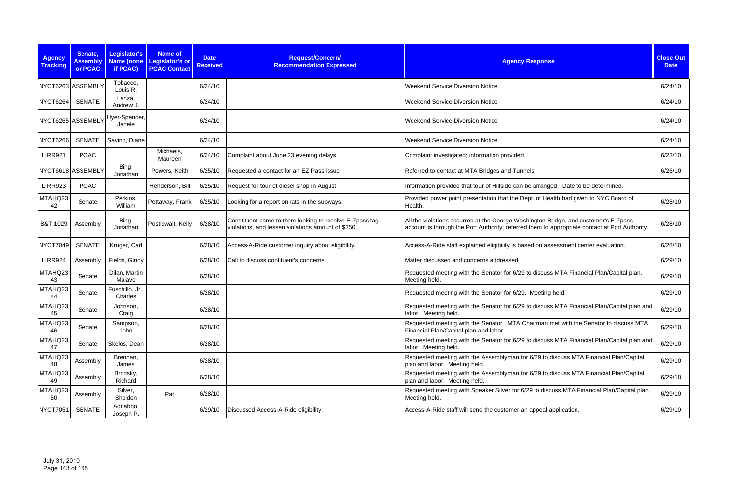| Agency Tracking | Senate, Assembly or PCAC | Legislator's Name (none if PCAC) | Name of Legislator's or PCAC Contact | Date Received | Request/Concern/ Recommendation Expressed | Agency Response | Close Out Date |
|---|---|---|---|---|---|---|---|
| NYCT6263 | ASSEMBLY | Tobacco, Louis R. | | 6/24/10 | | Weekend Service Diversion Notice | 6/24/10 |
| NYCT6264 | SENATE | Lanza, Andrew J. | | 6/24/10 | | Weekend Service Diversion Notice | 6/24/10 |
| NYCT6265 | ASSEMBLY | Hyer-Spencer, Janele | | 6/24/10 | | Weekend Service Diversion Notice | 6/24/10 |
| NYCT6266 | SENATE | Savino, Diane | | 6/24/10 | | Weekend Service Diversion Notice | 6/24/10 |
| LIRR921 | PCAC | | Michaels, Maureen | 6/24/10 | Complaint about June 23 evening delays. | Complaint investigated; information provided. | 6/23/10 |
| NYCT6618 | ASSEMBLY | Bing, Jonathan | Powers, Keith | 6/25/10 | Requested a contact for an EZ Pass issue | Referred to contact at MTA Bridges and Tunnels | 6/25/10 |
| LIRR923 | PCAC | | Henderson, Bill | 6/25/10 | Request for tour of diesel shop in August | Information provided that tour of Hillside can be arranged. Date to be determined. | |
| MTAHQ2342 | Senate | Perkins, William | Pettaway, Frank | 6/25/10 | Looking for a report on rats in the subways. | Provided power point presentation that the Dept. of Health had given to NYC Board of Health. | 6/28/10 |
| B&T 1029 | Assembly | Bing, Jonathan | Postlewait, Kelly | 6/28/10 | Constituent came to them looking to resolve E-Zpass tag violations, and lessen violations amount of $250. | All the violations occurred at the George Washington Bridge, and customer's E-Zpass account is through the Port Authority; referred them to appropriate contact at Port Authority. | 6/28/10 |
| NYCT7049 | SENATE | Kruger, Carl | | 6/28/10 | Access-A-Ride customer inquiry about eligibility. | Access-A-Ride staff explained eligibility is based on assessment center evaluation. | 6/28/10 |
| LIRR924 | Assembly | Fields, Ginny | | 6/28/10 | Call to discuss contituent's concerns | Matter discussed and concerns addressed | 6/29/10 |
| MTAHQ2343 | Senate | Dilan, Martin Malave | | 6/28/10 | | Requested meeting with the Senator for 6/29 to discuss MTA Financial Plan/Capital plan. Meeting held. | 6/29/10 |
| MTAHQ2344 | Senate | Fuschillo, Jr., Charles | | 6/28/10 | | Requested meeting with the Senator for 6/29. Meeting held. | 6/29/10 |
| MTAHQ2345 | Senate | Johnson, Craig | | 6/28/10 | | Requested meeting with the Senator for 6/29 to discuss MTA Financial Plan/Capital plan and labor. Meeting held. | 6/29/10 |
| MTAHQ2346 | Senate | Sampson, John | | 6/28/10 | | Requested meeting with the Senator. MTA Chairman met with the Senator to discuss MTA Financial Plan/Capital plan and labor | 6/29/10 |
| MTAHQ2347 | Senate | Skelos, Dean | | 6/28/10 | | Requested meeting with the Senator for 6/29 to discuss MTA Financial Plan/Capital plan and labor. Meeting held. | 6/29/10 |
| MTAHQ2348 | Assembly | Brennan, James | | 6/28/10 | | Requested meeting with the Assemblyman for 6/29 to discuss MTA Financial Plan/Capital plan and labor. Meeting held. | 6/29/10 |
| MTAHQ2349 | Assembly | Brodsky, Richard | | 6/28/10 | | Requested meeting with the Assemblyman for 6/29 to discuss MTA Financial Plan/Capital plan and labor. Meeting held. | 6/29/10 |
| MTAHQ2350 | Assembly | Silver, Sheldon | Pat | 6/28/10 | | Requested meeting with Speaker Silver for 6/29 to discuss MTA Financial Plan/Capital plan. Meeting held. | 6/29/10 |
| NYCT7051 | SENATE | Addabbo, Joseph P. | | 6/29/10 | Discussed Access-A-Ride eligibility. | Access-A-Ride staff will send the customer an appeal application. | 6/29/10 |

July 31, 2010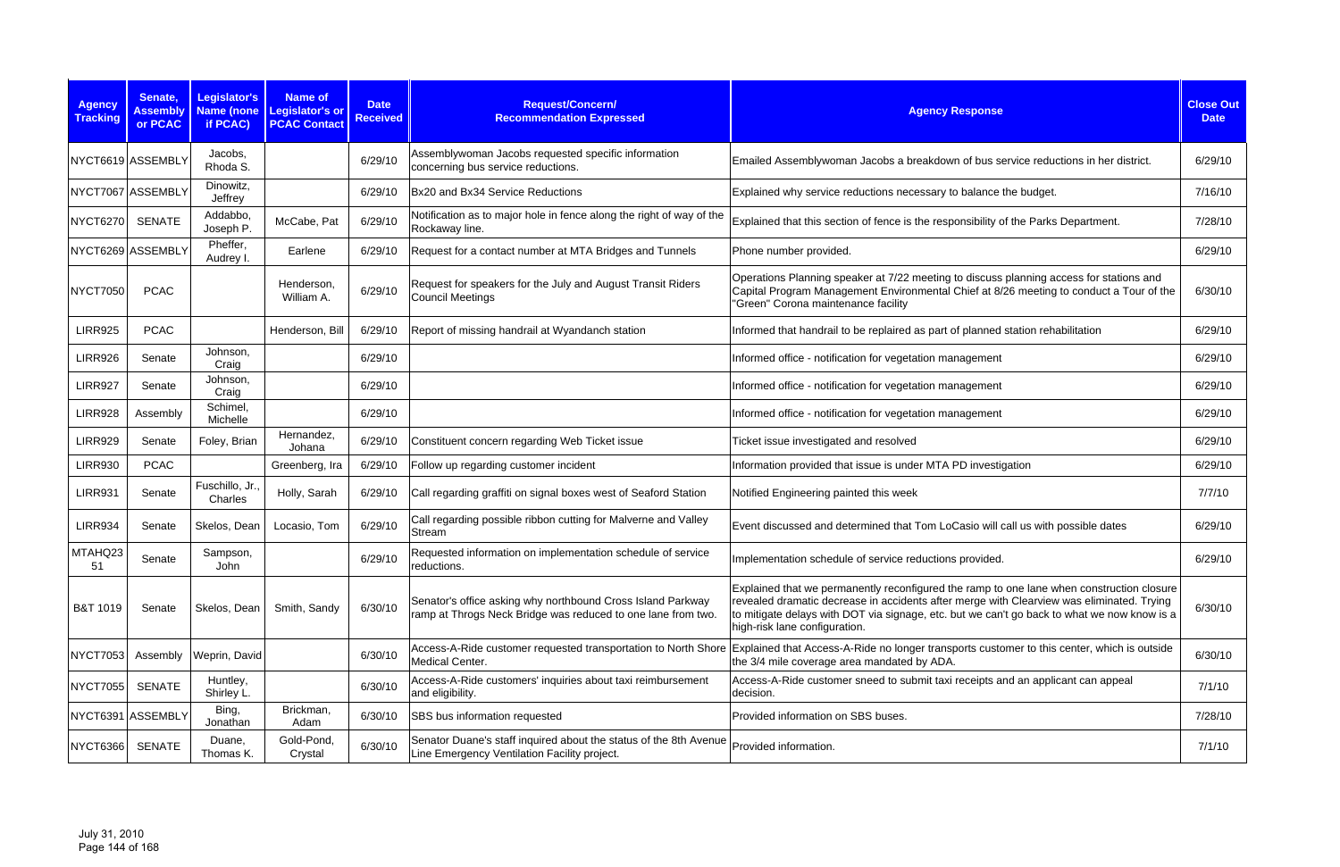| Agency Tracking | Senate, Assembly or PCAC | Legislator's Name (none if PCAC) | Name of Legislator's or PCAC Contact | Date Received | Request/Concern/ Recommendation Expressed | Agency Response | Close Out Date |
|---|---|---|---|---|---|---|---|
| NYCT6619 | ASSEMBLY | Jacobs, Rhoda S. | | 6/29/10 | Assemblywoman Jacobs requested specific information concerning bus service reductions. | Emailed Assemblywoman Jacobs a breakdown of bus service reductions in her district. | 6/29/10 |
| NYCT7067 | ASSEMBLY | Dinowitz, Jeffrey | | 6/29/10 | Bx20 and Bx34 Service Reductions | Explained why service reductions necessary to balance the budget. | 7/16/10 |
| NYCT6270 | SENATE | Addabbo, Joseph P. | McCabe, Pat | 6/29/10 | Notification as to major hole in fence along the right of way of the Rockaway line. | Explained that this section of fence is the responsibility of the Parks Department. | 7/28/10 |
| NYCT6269 | ASSEMBLY | Pheffer, Audrey I. | Earlene | 6/29/10 | Request for a contact number at MTA Bridges and Tunnels | Phone number provided. | 6/29/10 |
| NYCT7050 | PCAC | | Henderson, William A. | 6/29/10 | Request for speakers for the July and August Transit Riders Council Meetings | Operations Planning speaker at 7/22 meeting to discuss planning access for stations and Capital Program Management Environmental Chief at 8/26 meeting to conduct a Tour of the "Green" Corona maintenance facility | 6/30/10 |
| LIRR925 | PCAC | | Henderson, Bill | 6/29/10 | Report of missing handrail at Wyandanch station | Informed that handrail to be replaied as part of planned station rehabilitation | 6/29/10 |
| LIRR926 | Senate | Johnson, Craig | | 6/29/10 | | Informed office - notification for vegetation management | 6/29/10 |
| LIRR927 | Senate | Johnson, Craig | | 6/29/10 | | Informed office - notification for vegetation management | 6/29/10 |
| LIRR928 | Assembly | Schimel, Michelle | | 6/29/10 | | Informed office - notification for vegetation management | 6/29/10 |
| LIRR929 | Senate | Foley, Brian | Hernandez, Johana | 6/29/10 | Constituent concern regarding Web Ticket issue | Ticket issue investigated and resolved | 6/29/10 |
| LIRR930 | PCAC | | Greenberg, Ira | 6/29/10 | Follow up regarding customer incident | Information provided that issue is under MTA PD investigation | 6/29/10 |
| LIRR931 | Senate | Fuschillo, Jr., Charles | Holly, Sarah | 6/29/10 | Call regarding graffiti on signal boxes west of Seaford Station | Notified Engineering painted this week | 7/7/10 |
| LIRR934 | Senate | Skelos, Dean | Locasio, Tom | 6/29/10 | Call regarding possible ribbon cutting for Malverne and Valley Stream | Event discussed and determined that Tom LoCasio will call us with possible dates | 6/29/10 |
| MTAHQ2351 | Senate | Sampson, John | | 6/29/10 | Requested information on implementation schedule of service reductions. | Implementation schedule of service reductions provided. | 6/29/10 |
| B&T 1019 | Senate | Skelos, Dean | Smith, Sandy | 6/30/10 | Senator's office asking why northbound Cross Island Parkway ramp at Throgs Neck Bridge was reduced to one lane from two. | Explained that we permanently reconfigured the ramp to one lane when construction closure revealed dramatic decrease in accidents after merge with Clearview was eliminated. Trying to mitigate delays with DOT via signage, etc. but we can't go back to what we now know is a high-risk lane configuration. | 6/30/10 |
| NYCT7053 | Assembly | Weprin, David | | 6/30/10 | Access-A-Ride customer requested transportation to North Shore Medical Center. | Explained that Access-A-Ride no longer transports customer to this center, which is outside the 3/4 mile coverage area mandated by ADA. | 6/30/10 |
| NYCT7055 | SENATE | Huntley, Shirley L. | | 6/30/10 | Access-A-Ride customers' inquiries about taxi reimbursement and eligibility. | Access-A-Ride customer sneed to submit taxi receipts and an applicant can appeal decision. | 7/1/10 |
| NYCT6391 | ASSEMBLY | Bing, Jonathan | Brickman, Adam | 6/30/10 | SBS bus information requested | Provided information on SBS buses. | 7/28/10 |
| NYCT6366 | SENATE | Duane, Thomas K. | Gold-Pond, Crystal | 6/30/10 | Senator Duane's staff inquired about the status of the 8th Avenue Line Emergency Ventilation Facility project. | Provided information. | 7/1/10 |

July 31, 2010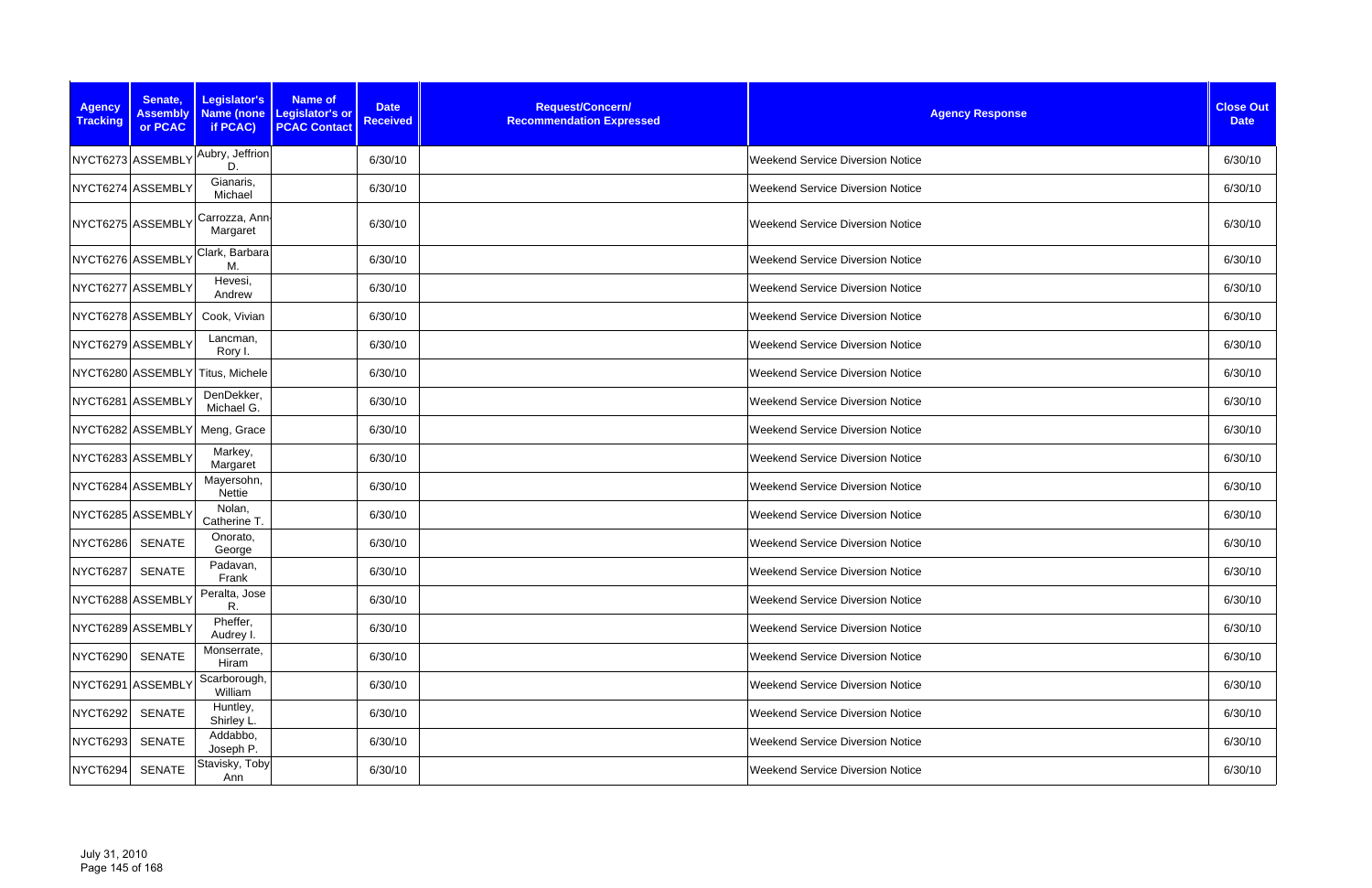| Agency Tracking | Senate, Assembly or PCAC | Legislator's Name (none if PCAC) | Name of Legislator's or PCAC Contact | Date Received | Request/Concern/ Recommendation Expressed | Agency Response | Close Out Date |
| --- | --- | --- | --- | --- | --- | --- | --- |
| NYCT6273 | ASSEMBLY | Aubry, Jeffrion D. | | 6/30/10 | | Weekend Service Diversion Notice | 6/30/10 |
| NYCT6274 | ASSEMBLY | Gianaris, Michael | | 6/30/10 | | Weekend Service Diversion Notice | 6/30/10 |
| NYCT6275 | ASSEMBLY | Carrozza, Ann-Margaret | | 6/30/10 | | Weekend Service Diversion Notice | 6/30/10 |
| NYCT6276 | ASSEMBLY | Clark, Barbara M. | | 6/30/10 | | Weekend Service Diversion Notice | 6/30/10 |
| NYCT6277 | ASSEMBLY | Hevesi, Andrew | | 6/30/10 | | Weekend Service Diversion Notice | 6/30/10 |
| NYCT6278 | ASSEMBLY | Cook, Vivian | | 6/30/10 | | Weekend Service Diversion Notice | 6/30/10 |
| NYCT6279 | ASSEMBLY | Lancman, Rory I. | | 6/30/10 | | Weekend Service Diversion Notice | 6/30/10 |
| NYCT6280 | ASSEMBLY | Titus, Michele | | 6/30/10 | | Weekend Service Diversion Notice | 6/30/10 |
| NYCT6281 | ASSEMBLY | DenDekker, Michael G. | | 6/30/10 | | Weekend Service Diversion Notice | 6/30/10 |
| NYCT6282 | ASSEMBLY | Meng, Grace | | 6/30/10 | | Weekend Service Diversion Notice | 6/30/10 |
| NYCT6283 | ASSEMBLY | Markey, Margaret | | 6/30/10 | | Weekend Service Diversion Notice | 6/30/10 |
| NYCT6284 | ASSEMBLY | Mayersohn, Nettie | | 6/30/10 | | Weekend Service Diversion Notice | 6/30/10 |
| NYCT6285 | ASSEMBLY | Nolan, Catherine T. | | 6/30/10 | | Weekend Service Diversion Notice | 6/30/10 |
| NYCT6286 | SENATE | Onorato, George | | 6/30/10 | | Weekend Service Diversion Notice | 6/30/10 |
| NYCT6287 | SENATE | Padavan, Frank | | 6/30/10 | | Weekend Service Diversion Notice | 6/30/10 |
| NYCT6288 | ASSEMBLY | Peralta, Jose R. | | 6/30/10 | | Weekend Service Diversion Notice | 6/30/10 |
| NYCT6289 | ASSEMBLY | Pheffer, Audrey I. | | 6/30/10 | | Weekend Service Diversion Notice | 6/30/10 |
| NYCT6290 | SENATE | Monserrate, Hiram | | 6/30/10 | | Weekend Service Diversion Notice | 6/30/10 |
| NYCT6291 | ASSEMBLY | Scarborough, William | | 6/30/10 | | Weekend Service Diversion Notice | 6/30/10 |
| NYCT6292 | SENATE | Huntley, Shirley L. | | 6/30/10 | | Weekend Service Diversion Notice | 6/30/10 |
| NYCT6293 | SENATE | Addabbo, Joseph P. | | 6/30/10 | | Weekend Service Diversion Notice | 6/30/10 |
| NYCT6294 | SENATE | Stavisky, Toby Ann | | 6/30/10 | | Weekend Service Diversion Notice | 6/30/10 |

July 31, 2010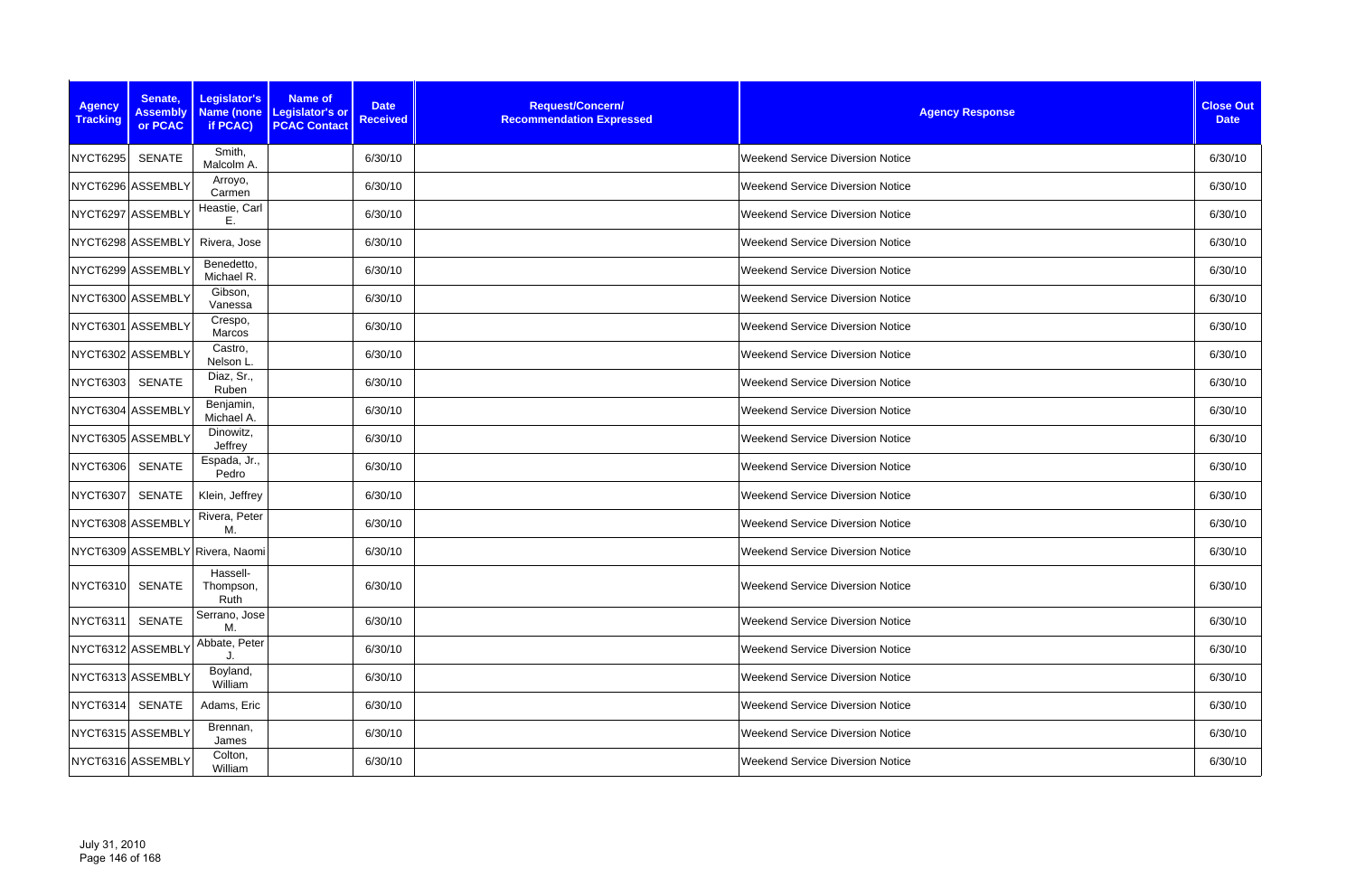| Agency Tracking | Senate, Assembly or PCAC | Legislator's Name (none if PCAC) | Name of Legislator's or PCAC Contact | Date Received | Request/Concern/ Recommendation Expressed | Agency Response | Close Out Date |
|---|---|---|---|---|---|---|---|
| NYCT6295 | SENATE | Smith, Malcolm A. | | 6/30/10 | | Weekend Service Diversion Notice | 6/30/10 |
| NYCT6296 | ASSEMBLY | Arroyo, Carmen | | 6/30/10 | | Weekend Service Diversion Notice | 6/30/10 |
| NYCT6297 | ASSEMBLY | Heastie, Carl E. | | 6/30/10 | | Weekend Service Diversion Notice | 6/30/10 |
| NYCT6298 | ASSEMBLY | Rivera, Jose | | 6/30/10 | | Weekend Service Diversion Notice | 6/30/10 |
| NYCT6299 | ASSEMBLY | Benedetto, Michael R. | | 6/30/10 | | Weekend Service Diversion Notice | 6/30/10 |
| NYCT6300 | ASSEMBLY | Gibson, Vanessa | | 6/30/10 | | Weekend Service Diversion Notice | 6/30/10 |
| NYCT6301 | ASSEMBLY | Crespo, Marcos | | 6/30/10 | | Weekend Service Diversion Notice | 6/30/10 |
| NYCT6302 | ASSEMBLY | Castro, Nelson L. | | 6/30/10 | | Weekend Service Diversion Notice | 6/30/10 |
| NYCT6303 | SENATE | Diaz, Sr., Ruben | | 6/30/10 | | Weekend Service Diversion Notice | 6/30/10 |
| NYCT6304 | ASSEMBLY | Benjamin, Michael A. | | 6/30/10 | | Weekend Service Diversion Notice | 6/30/10 |
| NYCT6305 | ASSEMBLY | Dinowitz, Jeffrey | | 6/30/10 | | Weekend Service Diversion Notice | 6/30/10 |
| NYCT6306 | SENATE | Espada, Jr., Pedro | | 6/30/10 | | Weekend Service Diversion Notice | 6/30/10 |
| NYCT6307 | SENATE | Klein, Jeffrey | | 6/30/10 | | Weekend Service Diversion Notice | 6/30/10 |
| NYCT6308 | ASSEMBLY | Rivera, Peter M. | | 6/30/10 | | Weekend Service Diversion Notice | 6/30/10 |
| NYCT6309 | ASSEMBLY | Rivera, Naomi | | 6/30/10 | | Weekend Service Diversion Notice | 6/30/10 |
| NYCT6310 | SENATE | Hassell-Thompson, Ruth | | 6/30/10 | | Weekend Service Diversion Notice | 6/30/10 |
| NYCT6311 | SENATE | Serrano, Jose M. | | 6/30/10 | | Weekend Service Diversion Notice | 6/30/10 |
| NYCT6312 | ASSEMBLY | Abbate, Peter J. | | 6/30/10 | | Weekend Service Diversion Notice | 6/30/10 |
| NYCT6313 | ASSEMBLY | Boyland, William | | 6/30/10 | | Weekend Service Diversion Notice | 6/30/10 |
| NYCT6314 | SENATE | Adams, Eric | | 6/30/10 | | Weekend Service Diversion Notice | 6/30/10 |
| NYCT6315 | ASSEMBLY | Brennan, James | | 6/30/10 | | Weekend Service Diversion Notice | 6/30/10 |
| NYCT6316 | ASSEMBLY | Colton, William | | 6/30/10 | | Weekend Service Diversion Notice | 6/30/10 |

July 31, 2010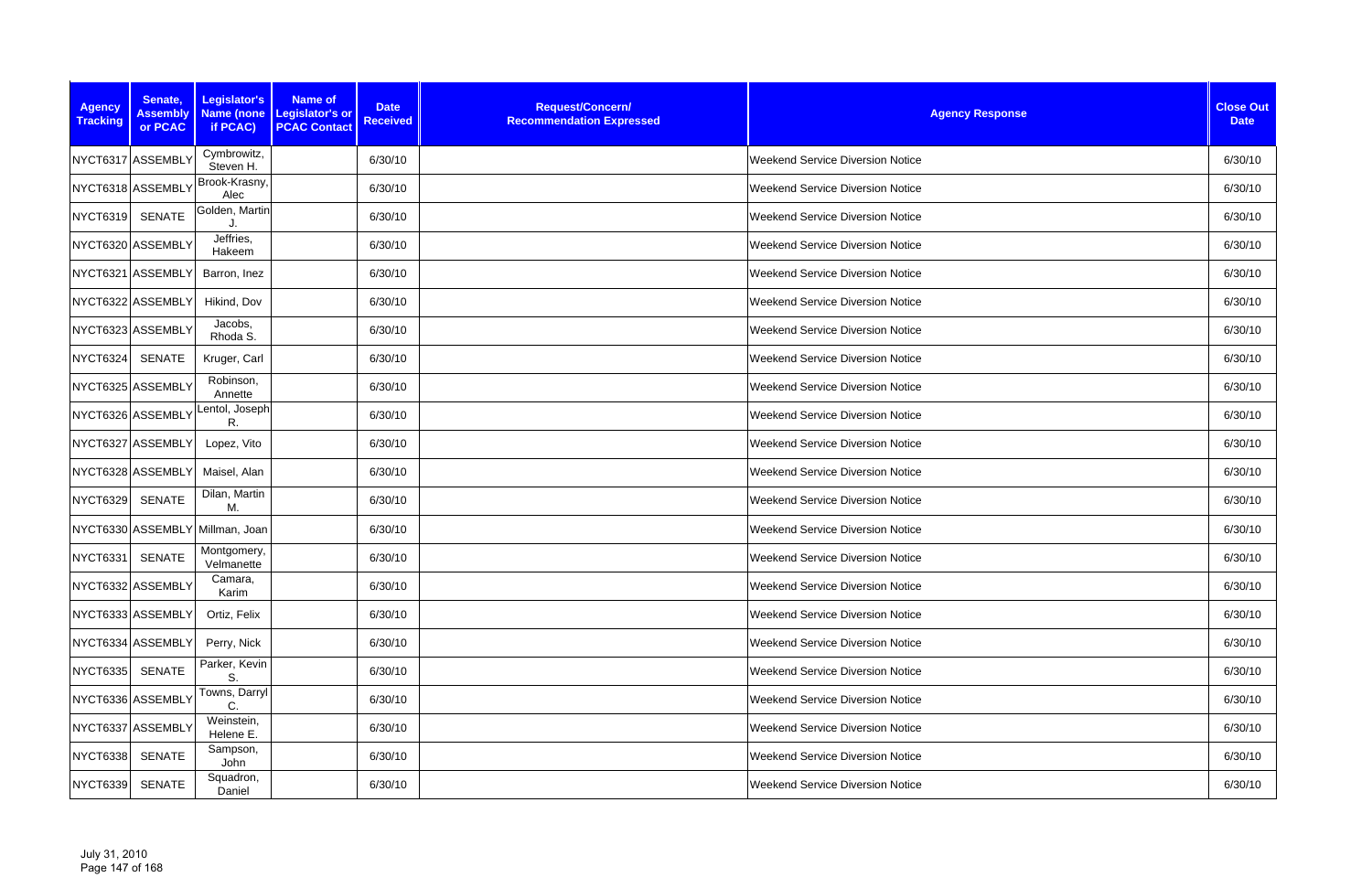| Agency Tracking | Senate, Assembly or PCAC | Legislator's Name (none if PCAC) | Name of Legislator's or PCAC Contact | Date Received | Request/Concern/ Recommendation Expressed | Agency Response | Close Out Date |
|---|---|---|---|---|---|---|---|
| NYCT6317 | ASSEMBLY | Cymbrowitz, Steven H. | | 6/30/10 | | Weekend Service Diversion Notice | 6/30/10 |
| NYCT6318 | ASSEMBLY | Brook-Krasny, Alec | | 6/30/10 | | Weekend Service Diversion Notice | 6/30/10 |
| NYCT6319 | SENATE | Golden, Martin J. | | 6/30/10 | | Weekend Service Diversion Notice | 6/30/10 |
| NYCT6320 | ASSEMBLY | Jeffries, Hakeem | | 6/30/10 | | Weekend Service Diversion Notice | 6/30/10 |
| NYCT6321 | ASSEMBLY | Barron, Inez | | 6/30/10 | | Weekend Service Diversion Notice | 6/30/10 |
| NYCT6322 | ASSEMBLY | Hikind, Dov | | 6/30/10 | | Weekend Service Diversion Notice | 6/30/10 |
| NYCT6323 | ASSEMBLY | Jacobs, Rhoda S. | | 6/30/10 | | Weekend Service Diversion Notice | 6/30/10 |
| NYCT6324 | SENATE | Kruger, Carl | | 6/30/10 | | Weekend Service Diversion Notice | 6/30/10 |
| NYCT6325 | ASSEMBLY | Robinson, Annette | | 6/30/10 | | Weekend Service Diversion Notice | 6/30/10 |
| NYCT6326 | ASSEMBLY | Lentol, Joseph R. | | 6/30/10 | | Weekend Service Diversion Notice | 6/30/10 |
| NYCT6327 | ASSEMBLY | Lopez, Vito | | 6/30/10 | | Weekend Service Diversion Notice | 6/30/10 |
| NYCT6328 | ASSEMBLY | Maisel, Alan | | 6/30/10 | | Weekend Service Diversion Notice | 6/30/10 |
| NYCT6329 | SENATE | Dilan, Martin M. | | 6/30/10 | | Weekend Service Diversion Notice | 6/30/10 |
| NYCT6330 | ASSEMBLY | Millman, Joan | | 6/30/10 | | Weekend Service Diversion Notice | 6/30/10 |
| NYCT6331 | SENATE | Montgomery, Velmanette | | 6/30/10 | | Weekend Service Diversion Notice | 6/30/10 |
| NYCT6332 | ASSEMBLY | Camara, Karim | | 6/30/10 | | Weekend Service Diversion Notice | 6/30/10 |
| NYCT6333 | ASSEMBLY | Ortiz, Felix | | 6/30/10 | | Weekend Service Diversion Notice | 6/30/10 |
| NYCT6334 | ASSEMBLY | Perry, Nick | | 6/30/10 | | Weekend Service Diversion Notice | 6/30/10 |
| NYCT6335 | SENATE | Parker, Kevin S. | | 6/30/10 | | Weekend Service Diversion Notice | 6/30/10 |
| NYCT6336 | ASSEMBLY | Towns, Darryl C. | | 6/30/10 | | Weekend Service Diversion Notice | 6/30/10 |
| NYCT6337 | ASSEMBLY | Weinstein, Helene E. | | 6/30/10 | | Weekend Service Diversion Notice | 6/30/10 |
| NYCT6338 | SENATE | Sampson, John | | 6/30/10 | | Weekend Service Diversion Notice | 6/30/10 |
| NYCT6339 | SENATE | Squadron, Daniel | | 6/30/10 | | Weekend Service Diversion Notice | 6/30/10 |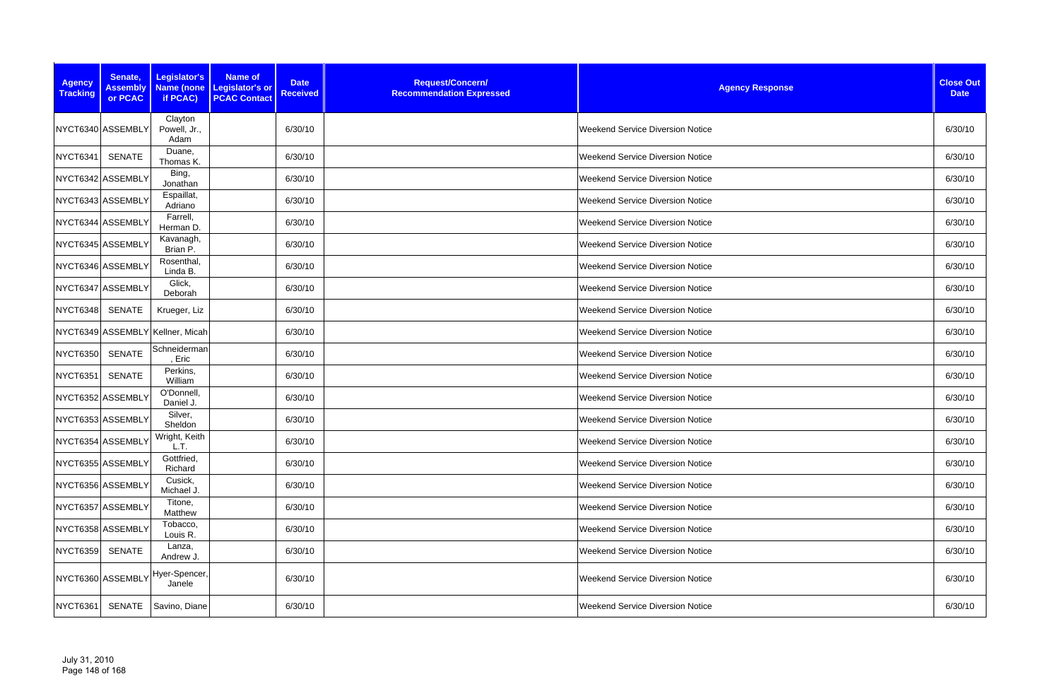| Agency Tracking | Senate, Assembly or PCAC | Legislator's Name (none if PCAC) | Name of Legislator's or PCAC Contact | Date Received | Request/Concern/ Recommendation Expressed | Agency Response | Close Out Date |
|---|---|---|---|---|---|---|---|
| NYCT6340 | ASSEMBLY | Clayton Powell, Jr., Adam | | 6/30/10 | | Weekend Service Diversion Notice | 6/30/10 |
| NYCT6341 | SENATE | Duane, Thomas K. | | 6/30/10 | | Weekend Service Diversion Notice | 6/30/10 |
| NYCT6342 | ASSEMBLY | Bing, Jonathan | | 6/30/10 | | Weekend Service Diversion Notice | 6/30/10 |
| NYCT6343 | ASSEMBLY | Espaillat, Adriano | | 6/30/10 | | Weekend Service Diversion Notice | 6/30/10 |
| NYCT6344 | ASSEMBLY | Farrell, Herman D. | | 6/30/10 | | Weekend Service Diversion Notice | 6/30/10 |
| NYCT6345 | ASSEMBLY | Kavanagh, Brian P. | | 6/30/10 | | Weekend Service Diversion Notice | 6/30/10 |
| NYCT6346 | ASSEMBLY | Rosenthal, Linda B. | | 6/30/10 | | Weekend Service Diversion Notice | 6/30/10 |
| NYCT6347 | ASSEMBLY | Glick, Deborah | | 6/30/10 | | Weekend Service Diversion Notice | 6/30/10 |
| NYCT6348 | SENATE | Krueger, Liz | | 6/30/10 | | Weekend Service Diversion Notice | 6/30/10 |
| NYCT6349 | ASSEMBLY | Kellner, Micah | | 6/30/10 | | Weekend Service Diversion Notice | 6/30/10 |
| NYCT6350 | SENATE | Schneiderman, Eric | | 6/30/10 | | Weekend Service Diversion Notice | 6/30/10 |
| NYCT6351 | SENATE | Perkins, William | | 6/30/10 | | Weekend Service Diversion Notice | 6/30/10 |
| NYCT6352 | ASSEMBLY | O'Donnell, Daniel J. | | 6/30/10 | | Weekend Service Diversion Notice | 6/30/10 |
| NYCT6353 | ASSEMBLY | Silver, Sheldon | | 6/30/10 | | Weekend Service Diversion Notice | 6/30/10 |
| NYCT6354 | ASSEMBLY | Wright, Keith L.T. | | 6/30/10 | | Weekend Service Diversion Notice | 6/30/10 |
| NYCT6355 | ASSEMBLY | Gottfried, Richard | | 6/30/10 | | Weekend Service Diversion Notice | 6/30/10 |
| NYCT6356 | ASSEMBLY | Cusick, Michael J. | | 6/30/10 | | Weekend Service Diversion Notice | 6/30/10 |
| NYCT6357 | ASSEMBLY | Titone, Matthew | | 6/30/10 | | Weekend Service Diversion Notice | 6/30/10 |
| NYCT6358 | ASSEMBLY | Tobacco, Louis R. | | 6/30/10 | | Weekend Service Diversion Notice | 6/30/10 |
| NYCT6359 | SENATE | Lanza, Andrew J. | | 6/30/10 | | Weekend Service Diversion Notice | 6/30/10 |
| NYCT6360 | ASSEMBLY | Hyer-Spencer, Janele | | 6/30/10 | | Weekend Service Diversion Notice | 6/30/10 |
| NYCT6361 | SENATE | Savino, Diane | | 6/30/10 | | Weekend Service Diversion Notice | 6/30/10 |

July 31, 2010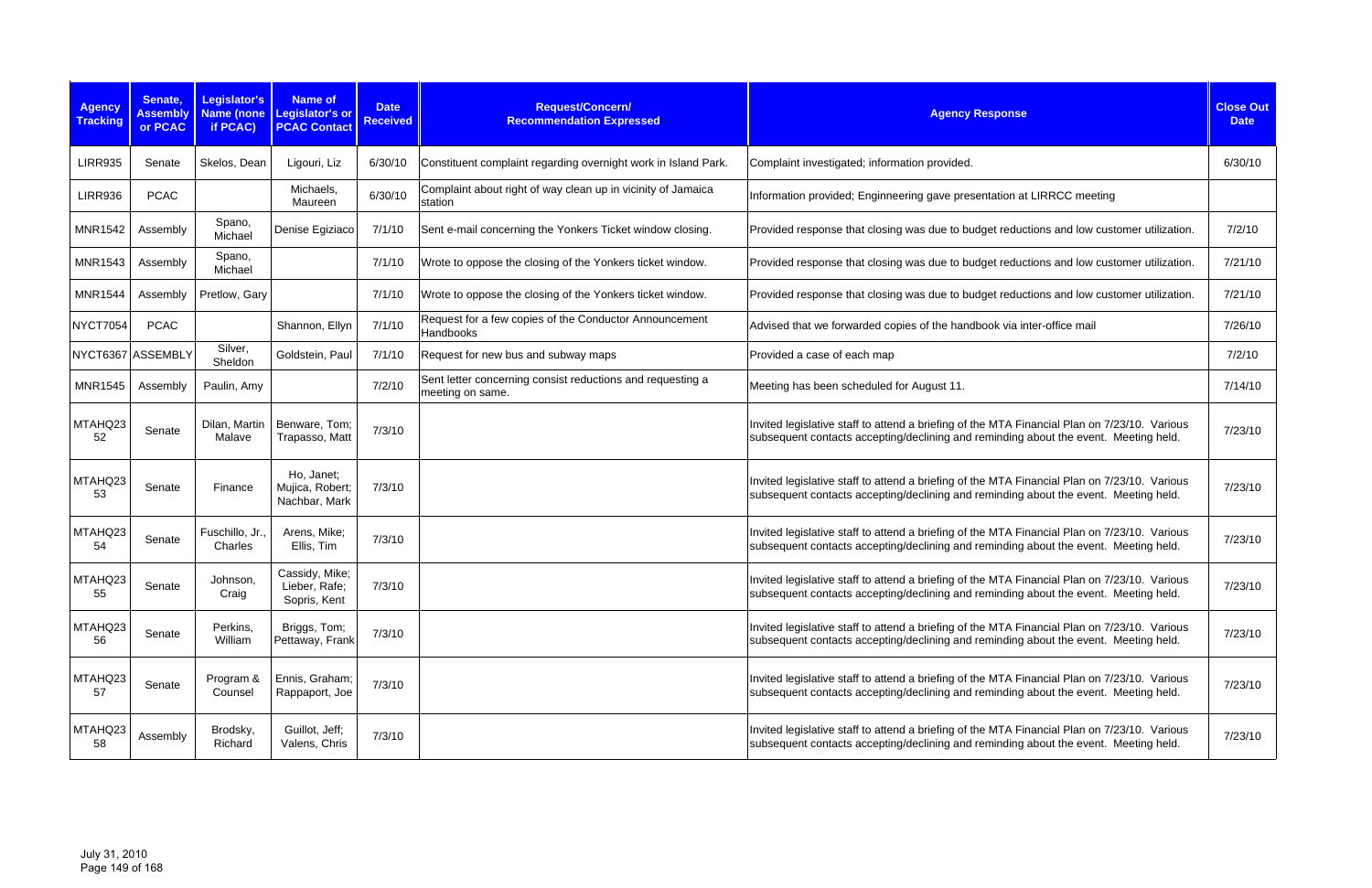| Agency Tracking | Senate, Assembly or PCAC | Legislator's Name (none if PCAC) | Name of Legislator's or PCAC Contact | Date Received | Request/Concern/ Recommendation Expressed | Agency Response | Close Out Date |
|---|---|---|---|---|---|---|---|
| LIRR935 | Senate | Skelos, Dean | Ligouri, Liz | 6/30/10 | Constituent complaint regarding overnight work in Island Park. | Complaint investigated; information provided. | 6/30/10 |
| LIRR936 | PCAC | | Michaels, Maureen | 6/30/10 | Complaint about right of way clean up in vicinity of Jamaica station | Information provided; Enginneering gave presentation at LIRRCC meeting | |
| MNR1542 | Assembly | Spano, Michael | Denise Egiziaco | 7/1/10 | Sent e-mail concerning the Yonkers Ticket window closing. | Provided response that closing was due to budget reductions and low customer utilization. | 7/2/10 |
| MNR1543 | Assembly | Spano, Michael | | 7/1/10 | Wrote to oppose the closing of the Yonkers ticket window. | Provided response that closing was due to budget reductions and low customer utilization. | 7/21/10 |
| MNR1544 | Assembly | Pretlow, Gary | | 7/1/10 | Wrote to oppose the closing of the Yonkers ticket window. | Provided response that closing was due to budget reductions and low customer utilization. | 7/21/10 |
| NYCT7054 | PCAC | | Shannon, Ellyn | 7/1/10 | Request for a few copies of the Conductor Announcement Handbooks | Advised that we forwarded copies of the handbook via inter-office mail | 7/26/10 |
| NYCT6367 | ASSEMBLY | Silver, Sheldon | Goldstein, Paul | 7/1/10 | Request for new bus and subway maps | Provided a case of each map | 7/2/10 |
| MNR1545 | Assembly | Paulin, Amy | | 7/2/10 | Sent letter concerning consist reductions and requesting a meeting on same. | Meeting has been scheduled for August 11. | 7/14/10 |
| MTAHQ2352 | Senate | Dilan, Martin Malave | Benware, Tom; Trapasso, Matt | 7/3/10 | | Invited legislative staff to attend a briefing of the MTA Financial Plan on 7/23/10. Various subsequent contacts accepting/declining and reminding about the event. Meeting held. | 7/23/10 |
| MTAHQ2353 | Senate | Finance | Ho, Janet; Mujica, Robert; Nachbar, Mark | 7/3/10 | | Invited legislative staff to attend a briefing of the MTA Financial Plan on 7/23/10. Various subsequent contacts accepting/declining and reminding about the event. Meeting held. | 7/23/10 |
| MTAHQ2354 | Senate | Fuschillo, Jr., Charles | Arens, Mike; Ellis, Tim | 7/3/10 | | Invited legislative staff to attend a briefing of the MTA Financial Plan on 7/23/10. Various subsequent contacts accepting/declining and reminding about the event. Meeting held. | 7/23/10 |
| MTAHQ2355 | Senate | Johnson, Craig | Cassidy, Mike; Lieber, Rafe; Sopris, Kent | 7/3/10 | | Invited legislative staff to attend a briefing of the MTA Financial Plan on 7/23/10. Various subsequent contacts accepting/declining and reminding about the event. Meeting held. | 7/23/10 |
| MTAHQ2356 | Senate | Perkins, William | Briggs, Tom; Pettaway, Frank | 7/3/10 | | Invited legislative staff to attend a briefing of the MTA Financial Plan on 7/23/10. Various subsequent contacts accepting/declining and reminding about the event. Meeting held. | 7/23/10 |
| MTAHQ2357 | Senate | Program & Counsel | Ennis, Graham; Rappaport, Joe | 7/3/10 | | Invited legislative staff to attend a briefing of the MTA Financial Plan on 7/23/10. Various subsequent contacts accepting/declining and reminding about the event. Meeting held. | 7/23/10 |
| MTAHQ2358 | Assembly | Brodsky, Richard | Guillot, Jeff; Valens, Chris | 7/3/10 | | Invited legislative staff to attend a briefing of the MTA Financial Plan on 7/23/10. Various subsequent contacts accepting/declining and reminding about the event. Meeting held. | 7/23/10 |

July 31, 2010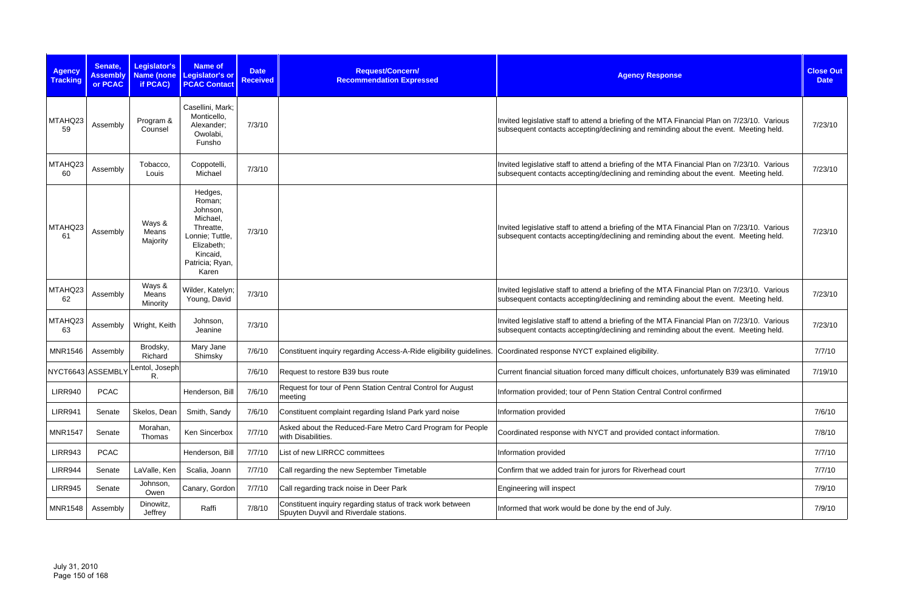| Agency Tracking | Senate, Assembly or PCAC | Legislator's Name (none if PCAC) | Name of Legislator's or PCAC Contact | Date Received | Request/Concern/ Recommendation Expressed | Agency Response | Close Out Date |
|---|---|---|---|---|---|---|---|
| MTAHQ2359 | Assembly | Program & Counsel | Casellini, Mark; Monticello, Alexander; Owolabi, Funsho | 7/3/10 | | Invited legislative staff to attend a briefing of the MTA Financial Plan on 7/23/10. Various subsequent contacts accepting/declining and reminding about the event. Meeting held. | 7/23/10 |
| MTAHQ2360 | Assembly | Tobacco, Louis | Coppotelli, Michael | 7/3/10 | | Invited legislative staff to attend a briefing of the MTA Financial Plan on 7/23/10. Various subsequent contacts accepting/declining and reminding about the event. Meeting held. | 7/23/10 |
| MTAHQ2361 | Assembly | Ways & Means Majority | Hedges, Roman; Johnson, Michael, Threatte, Lonnie; Tuttle, Elizabeth; Kincaid, Patricia; Ryan, Karen | 7/3/10 | | Invited legislative staff to attend a briefing of the MTA Financial Plan on 7/23/10. Various subsequent contacts accepting/declining and reminding about the event. Meeting held. | 7/23/10 |
| MTAHQ2362 | Assembly | Ways & Means Minority | Wilder, Katelyn; Young, David | 7/3/10 | | Invited legislative staff to attend a briefing of the MTA Financial Plan on 7/23/10. Various subsequent contacts accepting/declining and reminding about the event. Meeting held. | 7/23/10 |
| MTAHQ2363 | Assembly | Wright, Keith | Johnson, Jeanine | 7/3/10 | | Invited legislative staff to attend a briefing of the MTA Financial Plan on 7/23/10. Various subsequent contacts accepting/declining and reminding about the event. Meeting held. | 7/23/10 |
| MNR1546 | Assembly | Brodsky, Richard | Mary Jane Shimsky | 7/6/10 | Constituent inquiry regarding Access-A-Ride eligibility guidelines. | Coordinated response NYCT explained eligibility. | 7/7/10 |
| NYCT6643 | ASSEMBLY | Lentol, Joseph R. | | 7/6/10 | Request to restore B39 bus route | Current financial situation forced many difficult choices, unfortunately B39 was eliminated | 7/19/10 |
| LIRR940 | PCAC | | Henderson, Bill | 7/6/10 | Request for tour of Penn Station Central Control for August meeting | Information provided; tour of Penn Station Central Control confirmed | |
| LIRR941 | Senate | Skelos, Dean | Smith, Sandy | 7/6/10 | Constituent complaint regarding Island Park yard noise | Information provided | 7/6/10 |
| MNR1547 | Senate | Morahan, Thomas | Ken Sincerbox | 7/7/10 | Asked about the Reduced-Fare Metro Card Program for People with Disabilities. | Coordinated response with NYCT and provided contact information. | 7/8/10 |
| LIRR943 | PCAC | | Henderson, Bill | 7/7/10 | List of new LIRRCC committees | Information provided | 7/7/10 |
| LIRR944 | Senate | LaValle, Ken | Scalia, Joann | 7/7/10 | Call regarding the new September Timetable | Confirm that we added train for jurors for Riverhead court | 7/7/10 |
| LIRR945 | Senate | Johnson, Owen | Canary, Gordon | 7/7/10 | Call regarding track noise in Deer Park | Engineering will inspect | 7/9/10 |
| MNR1548 | Assembly | Dinowitz, Jeffrey | Raffi | 7/8/10 | Constituent inquiry regarding status of track work between Spuyten Duyvil and Riverdale stations. | Informed that work would be done by the end of July. | 7/9/10 |

July 31, 2010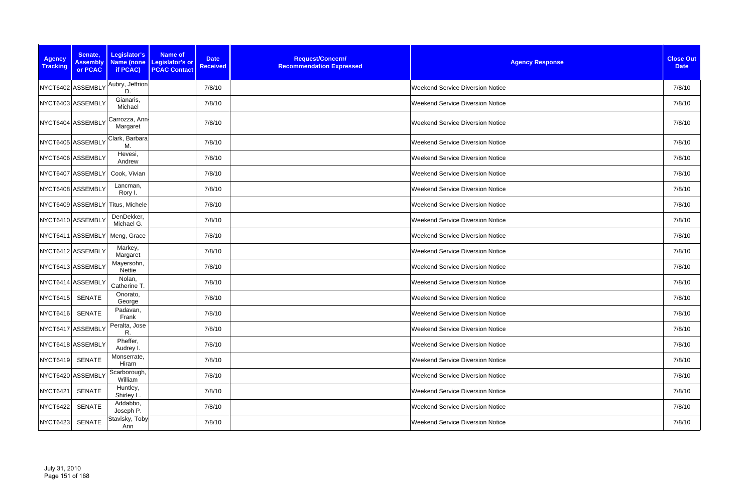| Agency Tracking | Senate, Assembly or PCAC | Legislator's Name (none if PCAC) | Name of Legislator's or PCAC Contact | Date Received | Request/Concern/ Recommendation Expressed | Agency Response | Close Out Date |
|---|---|---|---|---|---|---|---|
| NYCT6402 | ASSEMBLY | Aubry, Jeffrion D. | | 7/8/10 | | Weekend Service Diversion Notice | 7/8/10 |
| NYCT6403 | ASSEMBLY | Gianaris, Michael | | 7/8/10 | | Weekend Service Diversion Notice | 7/8/10 |
| NYCT6404 | ASSEMBLY | Carrozza, Ann-Margaret | | 7/8/10 | | Weekend Service Diversion Notice | 7/8/10 |
| NYCT6405 | ASSEMBLY | Clark, Barbara M. | | 7/8/10 | | Weekend Service Diversion Notice | 7/8/10 |
| NYCT6406 | ASSEMBLY | Hevesi, Andrew | | 7/8/10 | | Weekend Service Diversion Notice | 7/8/10 |
| NYCT6407 | ASSEMBLY | Cook, Vivian | | 7/8/10 | | Weekend Service Diversion Notice | 7/8/10 |
| NYCT6408 | ASSEMBLY | Lancman, Rory I. | | 7/8/10 | | Weekend Service Diversion Notice | 7/8/10 |
| NYCT6409 | ASSEMBLY | Titus, Michele | | 7/8/10 | | Weekend Service Diversion Notice | 7/8/10 |
| NYCT6410 | ASSEMBLY | DenDekker, Michael G. | | 7/8/10 | | Weekend Service Diversion Notice | 7/8/10 |
| NYCT6411 | ASSEMBLY | Meng, Grace | | 7/8/10 | | Weekend Service Diversion Notice | 7/8/10 |
| NYCT6412 | ASSEMBLY | Markey, Margaret | | 7/8/10 | | Weekend Service Diversion Notice | 7/8/10 |
| NYCT6413 | ASSEMBLY | Mayersohn, Nettie | | 7/8/10 | | Weekend Service Diversion Notice | 7/8/10 |
| NYCT6414 | ASSEMBLY | Nolan, Catherine T. | | 7/8/10 | | Weekend Service Diversion Notice | 7/8/10 |
| NYCT6415 | SENATE | Onorato, George | | 7/8/10 | | Weekend Service Diversion Notice | 7/8/10 |
| NYCT6416 | SENATE | Padavan, Frank | | 7/8/10 | | Weekend Service Diversion Notice | 7/8/10 |
| NYCT6417 | ASSEMBLY | Peralta, Jose R. | | 7/8/10 | | Weekend Service Diversion Notice | 7/8/10 |
| NYCT6418 | ASSEMBLY | Pheffer, Audrey I. | | 7/8/10 | | Weekend Service Diversion Notice | 7/8/10 |
| NYCT6419 | SENATE | Monserrate, Hiram | | 7/8/10 | | Weekend Service Diversion Notice | 7/8/10 |
| NYCT6420 | ASSEMBLY | Scarborough, William | | 7/8/10 | | Weekend Service Diversion Notice | 7/8/10 |
| NYCT6421 | SENATE | Huntley, Shirley L. | | 7/8/10 | | Weekend Service Diversion Notice | 7/8/10 |
| NYCT6422 | SENATE | Addabbo, Joseph P. | | 7/8/10 | | Weekend Service Diversion Notice | 7/8/10 |
| NYCT6423 | SENATE | Stavisky, Toby Ann | | 7/8/10 | | Weekend Service Diversion Notice | 7/8/10 |

July 31, 2010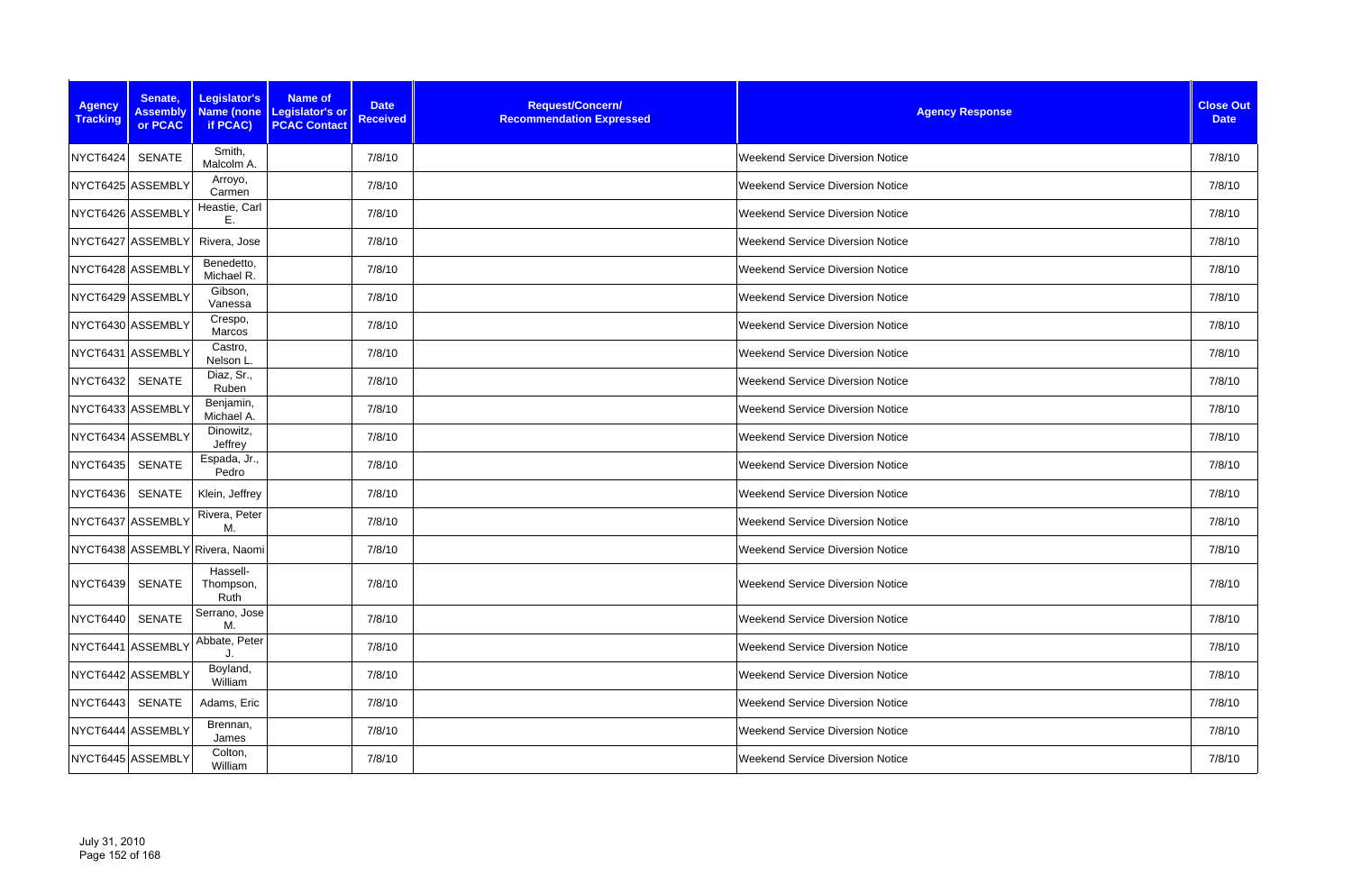| Agency Tracking | Senate, Assembly or PCAC | Legislator's Name (none if PCAC) | Name of Legislator's or PCAC Contact | Date Received | Request/Concern/ Recommendation Expressed | Agency Response | Close Out Date |
|---|---|---|---|---|---|---|---|
| NYCT6424 | SENATE | Smith, Malcolm A. | | 7/8/10 | | Weekend Service Diversion Notice | 7/8/10 |
| NYCT6425 | ASSEMBLY | Arroyo, Carmen | | 7/8/10 | | Weekend Service Diversion Notice | 7/8/10 |
| NYCT6426 | ASSEMBLY | Heastie, Carl E. | | 7/8/10 | | Weekend Service Diversion Notice | 7/8/10 |
| NYCT6427 | ASSEMBLY | Rivera, Jose | | 7/8/10 | | Weekend Service Diversion Notice | 7/8/10 |
| NYCT6428 | ASSEMBLY | Benedetto, Michael R. | | 7/8/10 | | Weekend Service Diversion Notice | 7/8/10 |
| NYCT6429 | ASSEMBLY | Gibson, Vanessa | | 7/8/10 | | Weekend Service Diversion Notice | 7/8/10 |
| NYCT6430 | ASSEMBLY | Crespo, Marcos | | 7/8/10 | | Weekend Service Diversion Notice | 7/8/10 |
| NYCT6431 | ASSEMBLY | Castro, Nelson L. | | 7/8/10 | | Weekend Service Diversion Notice | 7/8/10 |
| NYCT6432 | SENATE | Diaz, Sr., Ruben | | 7/8/10 | | Weekend Service Diversion Notice | 7/8/10 |
| NYCT6433 | ASSEMBLY | Benjamin, Michael A. | | 7/8/10 | | Weekend Service Diversion Notice | 7/8/10 |
| NYCT6434 | ASSEMBLY | Dinowitz, Jeffrey | | 7/8/10 | | Weekend Service Diversion Notice | 7/8/10 |
| NYCT6435 | SENATE | Espada, Jr., Pedro | | 7/8/10 | | Weekend Service Diversion Notice | 7/8/10 |
| NYCT6436 | SENATE | Klein, Jeffrey | | 7/8/10 | | Weekend Service Diversion Notice | 7/8/10 |
| NYCT6437 | ASSEMBLY | Rivera, Peter M. | | 7/8/10 | | Weekend Service Diversion Notice | 7/8/10 |
| NYCT6438 | ASSEMBLY | Rivera, Naomi | | 7/8/10 | | Weekend Service Diversion Notice | 7/8/10 |
| NYCT6439 | SENATE | Hassell-Thompson, Ruth | | 7/8/10 | | Weekend Service Diversion Notice | 7/8/10 |
| NYCT6440 | SENATE | Serrano, Jose M. | | 7/8/10 | | Weekend Service Diversion Notice | 7/8/10 |
| NYCT6441 | ASSEMBLY | Abbate, Peter J. | | 7/8/10 | | Weekend Service Diversion Notice | 7/8/10 |
| NYCT6442 | ASSEMBLY | Boyland, William | | 7/8/10 | | Weekend Service Diversion Notice | 7/8/10 |
| NYCT6443 | SENATE | Adams, Eric | | 7/8/10 | | Weekend Service Diversion Notice | 7/8/10 |
| NYCT6444 | ASSEMBLY | Brennan, James | | 7/8/10 | | Weekend Service Diversion Notice | 7/8/10 |
| NYCT6445 | ASSEMBLY | Colton, William | | 7/8/10 | | Weekend Service Diversion Notice | 7/8/10 |

July 31, 2010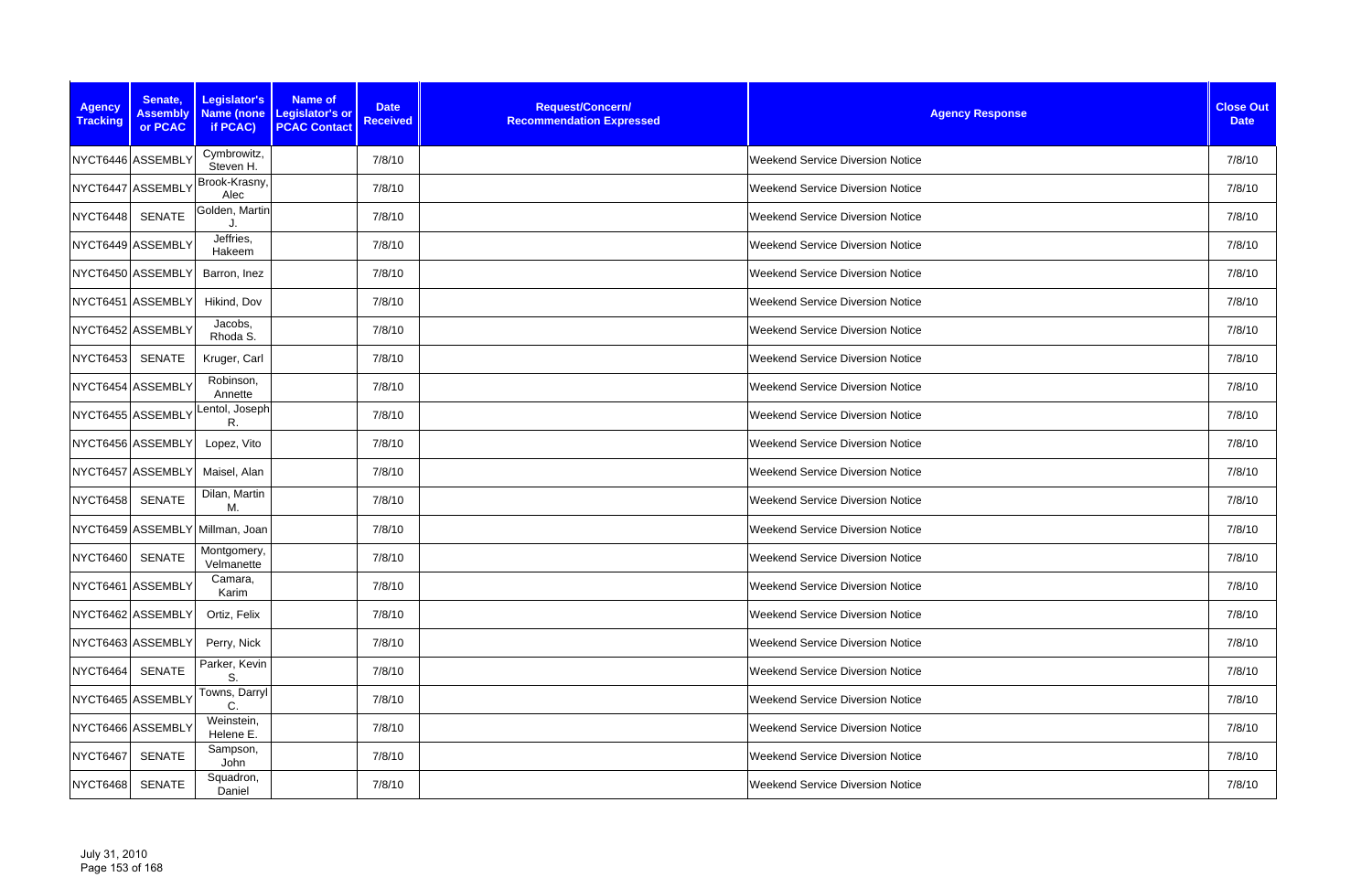| Agency Tracking | Senate, Assembly or PCAC | Legislator's Name (none if PCAC) | Name of Legislator's or PCAC Contact | Date Received | Request/Concern/ Recommendation Expressed | Agency Response | Close Out Date |
|---|---|---|---|---|---|---|---|
| NYCT6446 | ASSEMBLY | Cymbrowitz, Steven H. | | 7/8/10 | | Weekend Service Diversion Notice | 7/8/10 |
| NYCT6447 | ASSEMBLY | Brook-Krasny, Alec | | 7/8/10 | | Weekend Service Diversion Notice | 7/8/10 |
| NYCT6448 | SENATE | Golden, Martin J. | | 7/8/10 | | Weekend Service Diversion Notice | 7/8/10 |
| NYCT6449 | ASSEMBLY | Jeffries, Hakeem | | 7/8/10 | | Weekend Service Diversion Notice | 7/8/10 |
| NYCT6450 | ASSEMBLY | Barron, Inez | | 7/8/10 | | Weekend Service Diversion Notice | 7/8/10 |
| NYCT6451 | ASSEMBLY | Hikind, Dov | | 7/8/10 | | Weekend Service Diversion Notice | 7/8/10 |
| NYCT6452 | ASSEMBLY | Jacobs, Rhoda S. | | 7/8/10 | | Weekend Service Diversion Notice | 7/8/10 |
| NYCT6453 | SENATE | Kruger, Carl | | 7/8/10 | | Weekend Service Diversion Notice | 7/8/10 |
| NYCT6454 | ASSEMBLY | Robinson, Annette | | 7/8/10 | | Weekend Service Diversion Notice | 7/8/10 |
| NYCT6455 | ASSEMBLY | Lentol, Joseph R. | | 7/8/10 | | Weekend Service Diversion Notice | 7/8/10 |
| NYCT6456 | ASSEMBLY | Lopez, Vito | | 7/8/10 | | Weekend Service Diversion Notice | 7/8/10 |
| NYCT6457 | ASSEMBLY | Maisel, Alan | | 7/8/10 | | Weekend Service Diversion Notice | 7/8/10 |
| NYCT6458 | SENATE | Dilan, Martin M. | | 7/8/10 | | Weekend Service Diversion Notice | 7/8/10 |
| NYCT6459 | ASSEMBLY | Millman, Joan | | 7/8/10 | | Weekend Service Diversion Notice | 7/8/10 |
| NYCT6460 | SENATE | Montgomery, Velmanette | | 7/8/10 | | Weekend Service Diversion Notice | 7/8/10 |
| NYCT6461 | ASSEMBLY | Camara, Karim | | 7/8/10 | | Weekend Service Diversion Notice | 7/8/10 |
| NYCT6462 | ASSEMBLY | Ortiz, Felix | | 7/8/10 | | Weekend Service Diversion Notice | 7/8/10 |
| NYCT6463 | ASSEMBLY | Perry, Nick | | 7/8/10 | | Weekend Service Diversion Notice | 7/8/10 |
| NYCT6464 | SENATE | Parker, Kevin S. | | 7/8/10 | | Weekend Service Diversion Notice | 7/8/10 |
| NYCT6465 | ASSEMBLY | Towns, Darryl C. | | 7/8/10 | | Weekend Service Diversion Notice | 7/8/10 |
| NYCT6466 | ASSEMBLY | Weinstein, Helene E. | | 7/8/10 | | Weekend Service Diversion Notice | 7/8/10 |
| NYCT6467 | SENATE | Sampson, John | | 7/8/10 | | Weekend Service Diversion Notice | 7/8/10 |
| NYCT6468 | SENATE | Squadron, Daniel | | 7/8/10 | | Weekend Service Diversion Notice | 7/8/10 |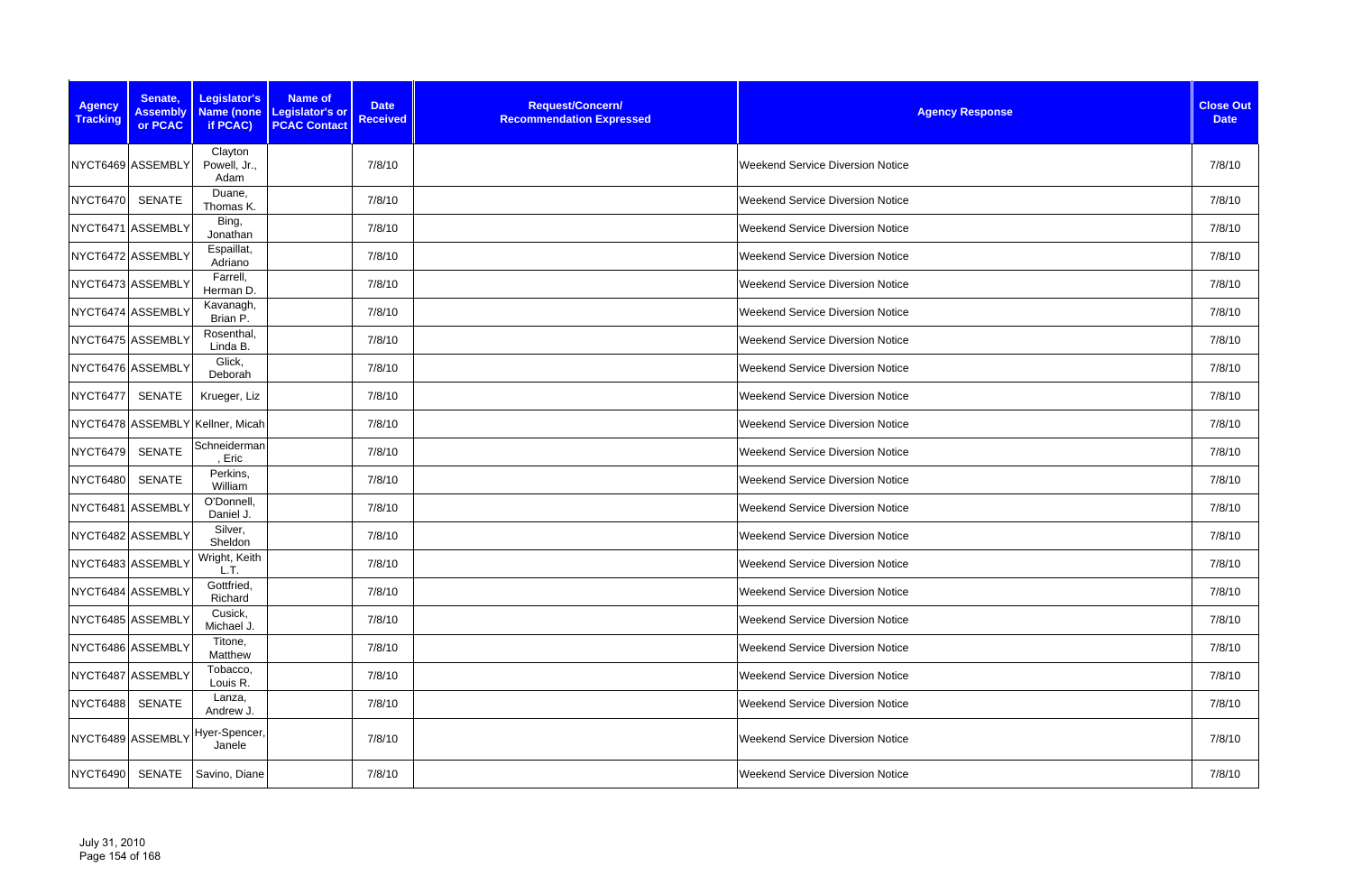| Agency Tracking | Senate, Assembly or PCAC | Legislator's Name (none if PCAC) | Name of Legislator's or PCAC Contact | Date Received | Request/Concern/ Recommendation Expressed | Agency Response | Close Out Date |
|---|---|---|---|---|---|---|---|
| NYCT6469 | ASSEMBLY | Clayton Powell, Jr., Adam | | 7/8/10 | | Weekend Service Diversion Notice | 7/8/10 |
| NYCT6470 | SENATE | Duane, Thomas K. | | 7/8/10 | | Weekend Service Diversion Notice | 7/8/10 |
| NYCT6471 | ASSEMBLY | Bing, Jonathan | | 7/8/10 | | Weekend Service Diversion Notice | 7/8/10 |
| NYCT6472 | ASSEMBLY | Espaillat, Adriano | | 7/8/10 | | Weekend Service Diversion Notice | 7/8/10 |
| NYCT6473 | ASSEMBLY | Farrell, Herman D. | | 7/8/10 | | Weekend Service Diversion Notice | 7/8/10 |
| NYCT6474 | ASSEMBLY | Kavanagh, Brian P. | | 7/8/10 | | Weekend Service Diversion Notice | 7/8/10 |
| NYCT6475 | ASSEMBLY | Rosenthal, Linda B. | | 7/8/10 | | Weekend Service Diversion Notice | 7/8/10 |
| NYCT6476 | ASSEMBLY | Glick, Deborah | | 7/8/10 | | Weekend Service Diversion Notice | 7/8/10 |
| NYCT6477 | SENATE | Krueger, Liz | | 7/8/10 | | Weekend Service Diversion Notice | 7/8/10 |
| NYCT6478 | ASSEMBLY | Kellner, Micah | | 7/8/10 | | Weekend Service Diversion Notice | 7/8/10 |
| NYCT6479 | SENATE | Schneiderman, Eric | | 7/8/10 | | Weekend Service Diversion Notice | 7/8/10 |
| NYCT6480 | SENATE | Perkins, William | | 7/8/10 | | Weekend Service Diversion Notice | 7/8/10 |
| NYCT6481 | ASSEMBLY | O'Donnell, Daniel J. | | 7/8/10 | | Weekend Service Diversion Notice | 7/8/10 |
| NYCT6482 | ASSEMBLY | Silver, Sheldon | | 7/8/10 | | Weekend Service Diversion Notice | 7/8/10 |
| NYCT6483 | ASSEMBLY | Wright, Keith L.T. | | 7/8/10 | | Weekend Service Diversion Notice | 7/8/10 |
| NYCT6484 | ASSEMBLY | Gottfried, Richard | | 7/8/10 | | Weekend Service Diversion Notice | 7/8/10 |
| NYCT6485 | ASSEMBLY | Cusick, Michael J. | | 7/8/10 | | Weekend Service Diversion Notice | 7/8/10 |
| NYCT6486 | ASSEMBLY | Titone, Matthew | | 7/8/10 | | Weekend Service Diversion Notice | 7/8/10 |
| NYCT6487 | ASSEMBLY | Tobacco, Louis R. | | 7/8/10 | | Weekend Service Diversion Notice | 7/8/10 |
| NYCT6488 | SENATE | Lanza, Andrew J. | | 7/8/10 | | Weekend Service Diversion Notice | 7/8/10 |
| NYCT6489 | ASSEMBLY | Hyer-Spencer, Janele | | 7/8/10 | | Weekend Service Diversion Notice | 7/8/10 |
| NYCT6490 | SENATE | Savino, Diane | | 7/8/10 | | Weekend Service Diversion Notice | 7/8/10 |

July 31, 2010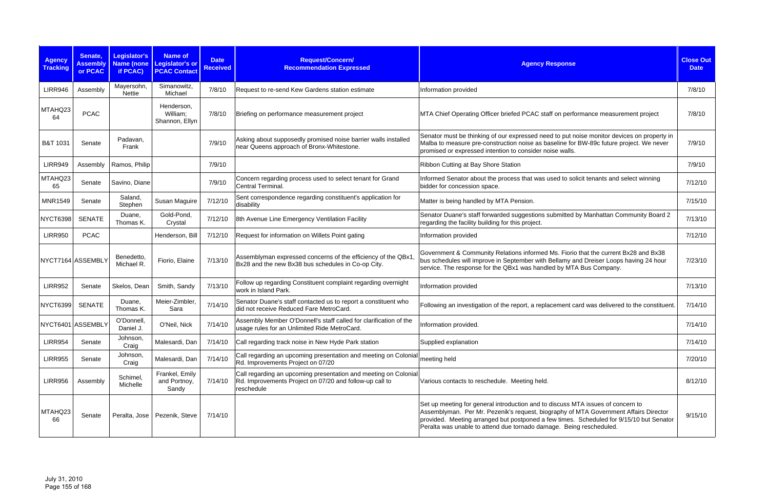| Agency Tracking | Senate, Assembly or PCAC | Legislator's Name (none if PCAC) | Name of Legislator's or PCAC Contact | Date Received | Request/Concern/ Recommendation Expressed | Agency Response | Close Out Date |
|---|---|---|---|---|---|---|---|
| LIRR946 | Assembly | Mayersohn, Nettie | Simanowitz, Michael | 7/8/10 | Request to re-send Kew Gardens station estimate | Information provided | 7/8/10 |
| MTAHQ2364 | PCAC | | Henderson, William; Shannon, Ellyn | 7/8/10 | Briefing on performance measurement project | MTA Chief Operating Officer briefed PCAC staff on performance measurement project | 7/8/10 |
| B&T 1031 | Senate | Padavan, Frank | | 7/9/10 | Asking about supposedly promised noise barrier walls installed near Queens approach of Bronx-Whitestone. | Senator must be thinking of our expressed need to put noise monitor devices on property in Malba to measure pre-construction noise as baseline for BW-89c future project. We never promised or expressed intention to consider noise walls. | 7/9/10 |
| LIRR949 | Assembly | Ramos, Philip | | 7/9/10 | | Ribbon Cutting at Bay Shore Station | 7/9/10 |
| MTAHQ2365 | Senate | Savino, Diane | | 7/9/10 | Concern regarding process used to select tenant for Grand Central Terminal. | Informed Senator about the process that was used to solicit tenants and select winning bidder for concession space. | 7/12/10 |
| MNR1549 | Senate | Saland, Stephen | Susan Maguire | 7/12/10 | Sent correspondence regarding constituent's application for disability | Matter is being handled by MTA Pension. | 7/15/10 |
| NYCT6398 | SENATE | Duane, Thomas K. | Gold-Pond, Crystal | 7/12/10 | 8th Avenue Line Emergency Ventilation Facility | Senator Duane's staff forwarded suggestions submitted by Manhattan Community Board 2 regarding the facility building for this project. | 7/13/10 |
| LIRR950 | PCAC | | Henderson, Bill | 7/12/10 | Request for information on Willets Point gating | Information provided | 7/12/10 |
| NYCT7164 | ASSEMBLY | Benedetto, Michael R. | Fiorio, Elaine | 7/13/10 | Assemblyman expressed concerns of the efficiency of the QBx1, Bx28 and the new Bx38 bus schedules in Co-op City. | Government & Community Relations informed Ms. Fiorio that the current Bx28 and Bx38 bus schedules will improve in September with Bellamy and Dreiser Loops having 24 hour service. The response for the QBx1 was handled by MTA Bus Company. | 7/23/10 |
| LIRR952 | Senate | Skelos, Dean | Smith, Sandy | 7/13/10 | Follow up regarding Constituent complaint regarding overnight work in Island Park. | Information provided | 7/13/10 |
| NYCT6399 | SENATE | Duane, Thomas K. | Meier-Zimbler, Sara | 7/14/10 | Senator Duane's staff contacted us to report a constituent who did not receive Reduced Fare MetroCard. | Following an investigation of the report, a replacement card was delivered to the constituent. | 7/14/10 |
| NYCT6401 | ASSEMBLY | O'Donnell, Daniel J. | O'Neil, Nick | 7/14/10 | Assembly Member O'Donnell's staff called for clarification of the usage rules for an Unlimited Ride MetroCard. | Information provided. | 7/14/10 |
| LIRR954 | Senate | Johnson, Craig | Malesardi, Dan | 7/14/10 | Call regarding track noise in New Hyde Park station | Supplied explanation | 7/14/10 |
| LIRR955 | Senate | Johnson, Craig | Malesardi, Dan | 7/14/10 | Call regarding an upcoming presentation and meeting on Colonial Rd. Improvements Project on 07/20 | meeting held | 7/20/10 |
| LIRR956 | Assembly | Schimel, Michelle | Frankel, Emily and Portnoy, Sandy | 7/14/10 | Call regarding an upcoming presentation and meeting on Colonial Rd. Improvements Project on 07/20 and follow-up call to reschedule | Various contacts to reschedule. Meeting held. | 8/12/10 |
| MTAHQ2366 | Senate | Peralta, Jose | Pezenik, Steve | 7/14/10 | | Set up meeting for general introduction and to discuss MTA issues of concern to Assemblyman. Per Mr. Pezenik's request, biography of MTA Government Affairs Director provided. Meeting arranged but postponed a few times. Scheduled for 9/15/10 but Senator Peralta was unable to attend due tornado damage. Being rescheduled. | 9/15/10 |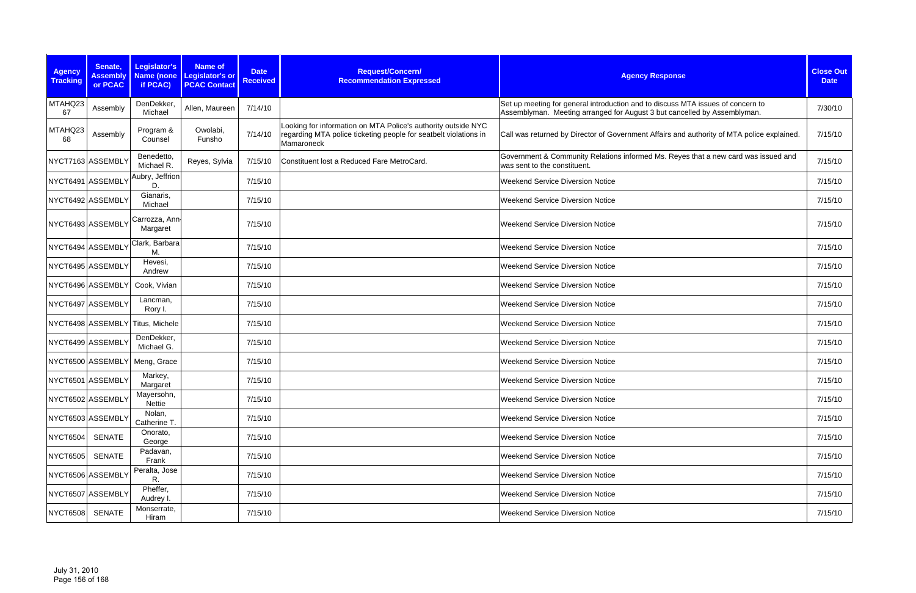| Agency Tracking | Senate, Assembly or PCAC | Legislator's Name (none if PCAC) | Name of Legislator's or PCAC Contact | Date Received | Request/Concern/ Recommendation Expressed | Agency Response | Close Out Date |
|---|---|---|---|---|---|---|---|
| MTAHQ2367 | Assembly | DenDekker, Michael | Allen, Maureen | 7/14/10 | | Set up meeting for general introduction and to discuss MTA issues of concern to Assemblyman. Meeting arranged for August 3 but cancelled by Assemblyman. | 7/30/10 |
| MTAHQ2368 | Assembly | Program & Counsel | Owolabi, Funsho | 7/14/10 | Looking for information on MTA Police's authority outside NYC regarding MTA police ticketing people for seatbelt violations in Mamaroneck | Call was returned by Director of Government Affairs and authority of MTA police explained. | 7/15/10 |
| NYCT7163 | ASSEMBLY | Benedetto, Michael R. | Reyes, Sylvia | 7/15/10 | Constituent lost a Reduced Fare MetroCard. | Government & Community Relations informed Ms. Reyes that a new card was issued and was sent to the constituent. | 7/15/10 |
| NYCT6491 | ASSEMBLY | Aubry, Jeffrion D. | | 7/15/10 | | Weekend Service Diversion Notice | 7/15/10 |
| NYCT6492 | ASSEMBLY | Gianaris, Michael | | 7/15/10 | | Weekend Service Diversion Notice | 7/15/10 |
| NYCT6493 | ASSEMBLY | Carrozza, Ann-Margaret | | 7/15/10 | | Weekend Service Diversion Notice | 7/15/10 |
| NYCT6494 | ASSEMBLY | Clark, Barbara M. | | 7/15/10 | | Weekend Service Diversion Notice | 7/15/10 |
| NYCT6495 | ASSEMBLY | Hevesi, Andrew | | 7/15/10 | | Weekend Service Diversion Notice | 7/15/10 |
| NYCT6496 | ASSEMBLY | Cook, Vivian | | 7/15/10 | | Weekend Service Diversion Notice | 7/15/10 |
| NYCT6497 | ASSEMBLY | Lancman, Rory I. | | 7/15/10 | | Weekend Service Diversion Notice | 7/15/10 |
| NYCT6498 | ASSEMBLY | Titus, Michele | | 7/15/10 | | Weekend Service Diversion Notice | 7/15/10 |
| NYCT6499 | ASSEMBLY | DenDekker, Michael G. | | 7/15/10 | | Weekend Service Diversion Notice | 7/15/10 |
| NYCT6500 | ASSEMBLY | Meng, Grace | | 7/15/10 | | Weekend Service Diversion Notice | 7/15/10 |
| NYCT6501 | ASSEMBLY | Markey, Margaret | | 7/15/10 | | Weekend Service Diversion Notice | 7/15/10 |
| NYCT6502 | ASSEMBLY | Mayersohn, Nettie | | 7/15/10 | | Weekend Service Diversion Notice | 7/15/10 |
| NYCT6503 | ASSEMBLY | Nolan, Catherine T. | | 7/15/10 | | Weekend Service Diversion Notice | 7/15/10 |
| NYCT6504 | SENATE | Onorato, George | | 7/15/10 | | Weekend Service Diversion Notice | 7/15/10 |
| NYCT6505 | SENATE | Padavan, Frank | | 7/15/10 | | Weekend Service Diversion Notice | 7/15/10 |
| NYCT6506 | ASSEMBLY | Peralta, Jose R. | | 7/15/10 | | Weekend Service Diversion Notice | 7/15/10 |
| NYCT6507 | ASSEMBLY | Pheffer, Audrey I. | | 7/15/10 | | Weekend Service Diversion Notice | 7/15/10 |
| NYCT6508 | SENATE | Monserrate, Hiram | | 7/15/10 | | Weekend Service Diversion Notice | 7/15/10 |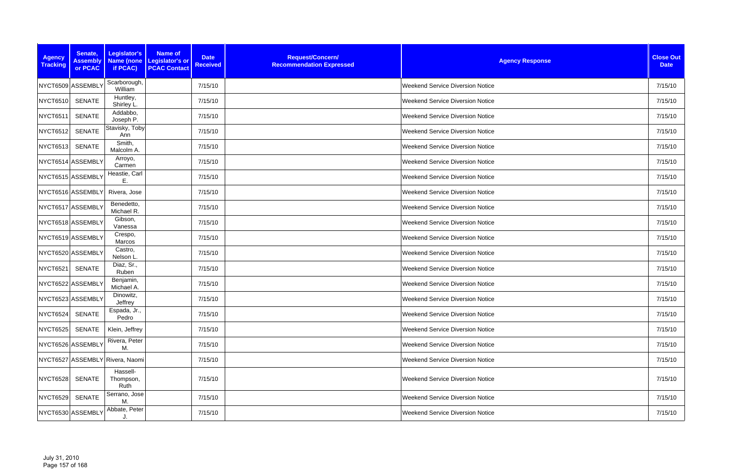| Agency Tracking | Senate, Assembly or PCAC | Legislator's Name (none if PCAC) | Name of Legislator's or PCAC Contact | Date Received | Request/Concern/ Recommendation Expressed | Agency Response | Close Out Date |
|---|---|---|---|---|---|---|---|
| NYCT6509 | ASSEMBLY | Scarborough, William | | 7/15/10 | | Weekend Service Diversion Notice | 7/15/10 |
| NYCT6510 | SENATE | Huntley, Shirley L. | | 7/15/10 | | Weekend Service Diversion Notice | 7/15/10 |
| NYCT6511 | SENATE | Addabbo, Joseph P. | | 7/15/10 | | Weekend Service Diversion Notice | 7/15/10 |
| NYCT6512 | SENATE | Stavisky, Toby Ann | | 7/15/10 | | Weekend Service Diversion Notice | 7/15/10 |
| NYCT6513 | SENATE | Smith, Malcolm A. | | 7/15/10 | | Weekend Service Diversion Notice | 7/15/10 |
| NYCT6514 | ASSEMBLY | Arroyo, Carmen | | 7/15/10 | | Weekend Service Diversion Notice | 7/15/10 |
| NYCT6515 | ASSEMBLY | Heastie, Carl E. | | 7/15/10 | | Weekend Service Diversion Notice | 7/15/10 |
| NYCT6516 | ASSEMBLY | Rivera, Jose | | 7/15/10 | | Weekend Service Diversion Notice | 7/15/10 |
| NYCT6517 | ASSEMBLY | Benedetto, Michael R. | | 7/15/10 | | Weekend Service Diversion Notice | 7/15/10 |
| NYCT6518 | ASSEMBLY | Gibson, Vanessa | | 7/15/10 | | Weekend Service Diversion Notice | 7/15/10 |
| NYCT6519 | ASSEMBLY | Crespo, Marcos | | 7/15/10 | | Weekend Service Diversion Notice | 7/15/10 |
| NYCT6520 | ASSEMBLY | Castro, Nelson L. | | 7/15/10 | | Weekend Service Diversion Notice | 7/15/10 |
| NYCT6521 | SENATE | Diaz, Sr., Ruben | | 7/15/10 | | Weekend Service Diversion Notice | 7/15/10 |
| NYCT6522 | ASSEMBLY | Benjamin, Michael A. | | 7/15/10 | | Weekend Service Diversion Notice | 7/15/10 |
| NYCT6523 | ASSEMBLY | Dinowitz, Jeffrey | | 7/15/10 | | Weekend Service Diversion Notice | 7/15/10 |
| NYCT6524 | SENATE | Espada, Jr., Pedro | | 7/15/10 | | Weekend Service Diversion Notice | 7/15/10 |
| NYCT6525 | SENATE | Klein, Jeffrey | | 7/15/10 | | Weekend Service Diversion Notice | 7/15/10 |
| NYCT6526 | ASSEMBLY | Rivera, Peter M. | | 7/15/10 | | Weekend Service Diversion Notice | 7/15/10 |
| NYCT6527 | ASSEMBLY | Rivera, Naomi | | 7/15/10 | | Weekend Service Diversion Notice | 7/15/10 |
| NYCT6528 | SENATE | Hassell-Thompson, Ruth | | 7/15/10 | | Weekend Service Diversion Notice | 7/15/10 |
| NYCT6529 | SENATE | Serrano, Jose M. | | 7/15/10 | | Weekend Service Diversion Notice | 7/15/10 |
| NYCT6530 | ASSEMBLY | Abbate, Peter J. | | 7/15/10 | | Weekend Service Diversion Notice | 7/15/10 |

July 31, 2010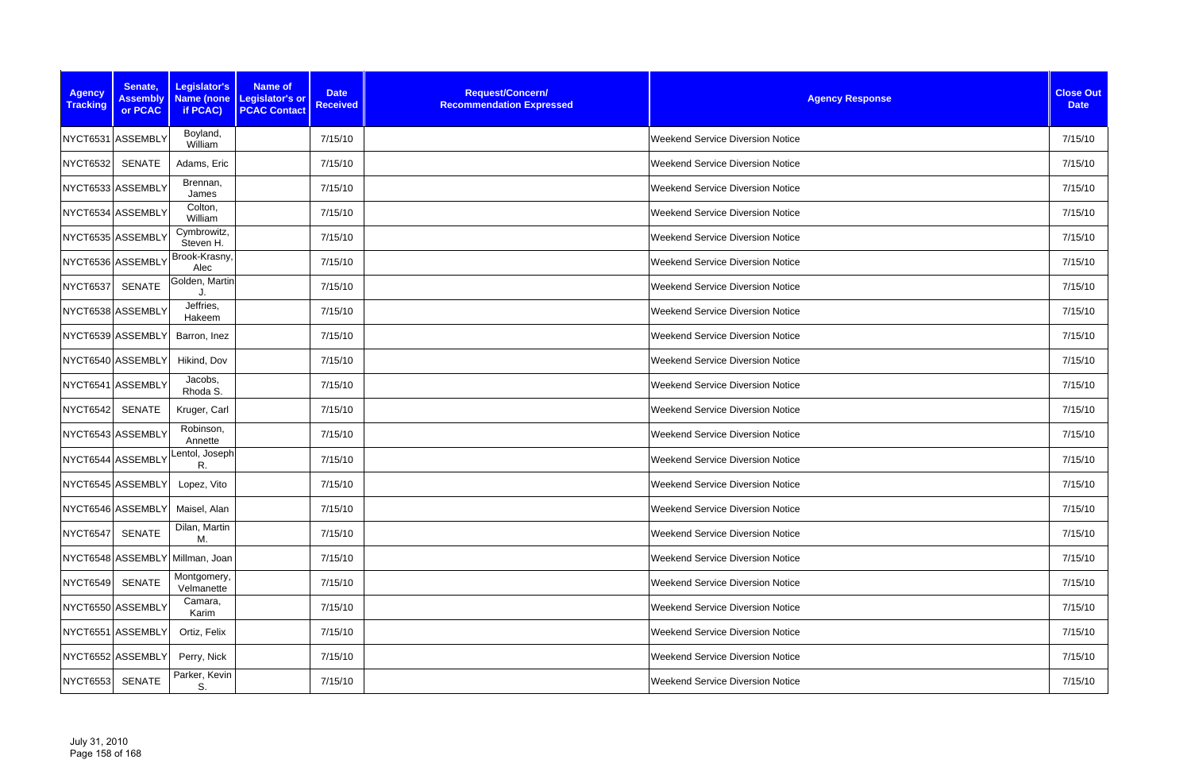| Agency Tracking | Senate, Assembly or PCAC | Legislator's Name (none if PCAC) | Name of Legislator's or PCAC Contact | Date Received | Request/Concern/ Recommendation Expressed | Agency Response | Close Out Date |
|---|---|---|---|---|---|---|---|
| NYCT6531 | ASSEMBLY | Boyland, William | | 7/15/10 | | Weekend Service Diversion Notice | 7/15/10 |
| NYCT6532 | SENATE | Adams, Eric | | 7/15/10 | | Weekend Service Diversion Notice | 7/15/10 |
| NYCT6533 | ASSEMBLY | Brennan, James | | 7/15/10 | | Weekend Service Diversion Notice | 7/15/10 |
| NYCT6534 | ASSEMBLY | Colton, William | | 7/15/10 | | Weekend Service Diversion Notice | 7/15/10 |
| NYCT6535 | ASSEMBLY | Cymbrowitz, Steven H. | | 7/15/10 | | Weekend Service Diversion Notice | 7/15/10 |
| NYCT6536 | ASSEMBLY | Brook-Krasny, Alec | | 7/15/10 | | Weekend Service Diversion Notice | 7/15/10 |
| NYCT6537 | SENATE | Golden, Martin J. | | 7/15/10 | | Weekend Service Diversion Notice | 7/15/10 |
| NYCT6538 | ASSEMBLY | Jeffries, Hakeem | | 7/15/10 | | Weekend Service Diversion Notice | 7/15/10 |
| NYCT6539 | ASSEMBLY | Barron, Inez | | 7/15/10 | | Weekend Service Diversion Notice | 7/15/10 |
| NYCT6540 | ASSEMBLY | Hikind, Dov | | 7/15/10 | | Weekend Service Diversion Notice | 7/15/10 |
| NYCT6541 | ASSEMBLY | Jacobs, Rhoda S. | | 7/15/10 | | Weekend Service Diversion Notice | 7/15/10 |
| NYCT6542 | SENATE | Kruger, Carl | | 7/15/10 | | Weekend Service Diversion Notice | 7/15/10 |
| NYCT6543 | ASSEMBLY | Robinson, Annette | | 7/15/10 | | Weekend Service Diversion Notice | 7/15/10 |
| NYCT6544 | ASSEMBLY | Lentol, Joseph R. | | 7/15/10 | | Weekend Service Diversion Notice | 7/15/10 |
| NYCT6545 | ASSEMBLY | Lopez, Vito | | 7/15/10 | | Weekend Service Diversion Notice | 7/15/10 |
| NYCT6546 | ASSEMBLY | Maisel, Alan | | 7/15/10 | | Weekend Service Diversion Notice | 7/15/10 |
| NYCT6547 | SENATE | Dilan, Martin M. | | 7/15/10 | | Weekend Service Diversion Notice | 7/15/10 |
| NYCT6548 | ASSEMBLY | Millman, Joan | | 7/15/10 | | Weekend Service Diversion Notice | 7/15/10 |
| NYCT6549 | SENATE | Montgomery, Velmanette | | 7/15/10 | | Weekend Service Diversion Notice | 7/15/10 |
| NYCT6550 | ASSEMBLY | Camara, Karim | | 7/15/10 | | Weekend Service Diversion Notice | 7/15/10 |
| NYCT6551 | ASSEMBLY | Ortiz, Felix | | 7/15/10 | | Weekend Service Diversion Notice | 7/15/10 |
| NYCT6552 | ASSEMBLY | Perry, Nick | | 7/15/10 | | Weekend Service Diversion Notice | 7/15/10 |
| NYCT6553 | SENATE | Parker, Kevin S. | | 7/15/10 | | Weekend Service Diversion Notice | 7/15/10 |

July 31, 2010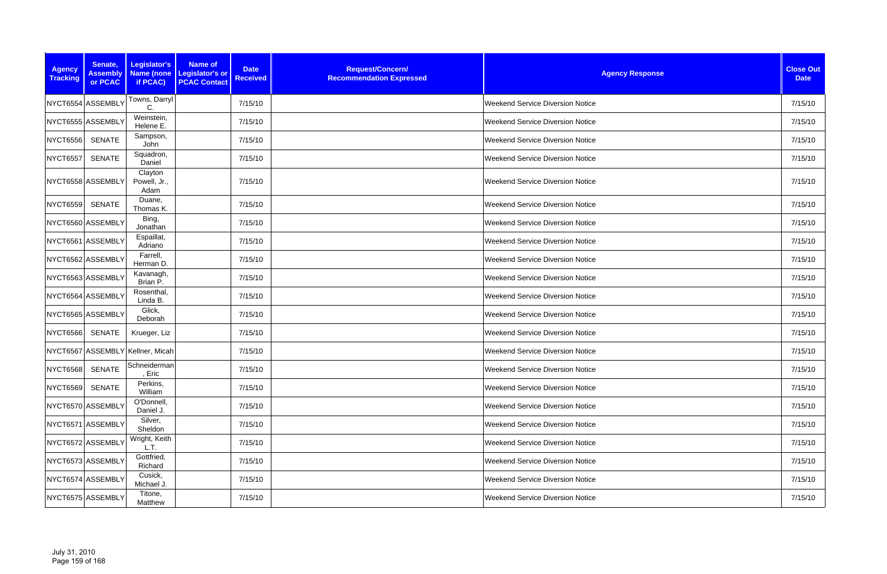| Agency Tracking | Senate, Assembly or PCAC | Legislator's Name (none if PCAC) | Name of Legislator's or PCAC Contact | Date Received | Request/Concern/ Recommendation Expressed | Agency Response | Close Out Date |
|---|---|---|---|---|---|---|---|
| NYCT6554 | ASSEMBLY | Towns, Darryl C. | | 7/15/10 | | Weekend Service Diversion Notice | 7/15/10 |
| NYCT6555 | ASSEMBLY | Weinstein, Helene E. | | 7/15/10 | | Weekend Service Diversion Notice | 7/15/10 |
| NYCT6556 | SENATE | Sampson, John | | 7/15/10 | | Weekend Service Diversion Notice | 7/15/10 |
| NYCT6557 | SENATE | Squadron, Daniel | | 7/15/10 | | Weekend Service Diversion Notice | 7/15/10 |
| NYCT6558 | ASSEMBLY | Clayton Powell, Jr., Adam | | 7/15/10 | | Weekend Service Diversion Notice | 7/15/10 |
| NYCT6559 | SENATE | Duane, Thomas K. | | 7/15/10 | | Weekend Service Diversion Notice | 7/15/10 |
| NYCT6560 | ASSEMBLY | Bing, Jonathan | | 7/15/10 | | Weekend Service Diversion Notice | 7/15/10 |
| NYCT6561 | ASSEMBLY | Espaillat, Adriano | | 7/15/10 | | Weekend Service Diversion Notice | 7/15/10 |
| NYCT6562 | ASSEMBLY | Farrell, Herman D. | | 7/15/10 | | Weekend Service Diversion Notice | 7/15/10 |
| NYCT6563 | ASSEMBLY | Kavanagh, Brian P. | | 7/15/10 | | Weekend Service Diversion Notice | 7/15/10 |
| NYCT6564 | ASSEMBLY | Rosenthal, Linda B. | | 7/15/10 | | Weekend Service Diversion Notice | 7/15/10 |
| NYCT6565 | ASSEMBLY | Glick, Deborah | | 7/15/10 | | Weekend Service Diversion Notice | 7/15/10 |
| NYCT6566 | SENATE | Krueger, Liz | | 7/15/10 | | Weekend Service Diversion Notice | 7/15/10 |
| NYCT6567 | ASSEMBLY | Kellner, Micah | | 7/15/10 | | Weekend Service Diversion Notice | 7/15/10 |
| NYCT6568 | SENATE | Schneiderman, Eric | | 7/15/10 | | Weekend Service Diversion Notice | 7/15/10 |
| NYCT6569 | SENATE | Perkins, William | | 7/15/10 | | Weekend Service Diversion Notice | 7/15/10 |
| NYCT6570 | ASSEMBLY | O'Donnell, Daniel J. | | 7/15/10 | | Weekend Service Diversion Notice | 7/15/10 |
| NYCT6571 | ASSEMBLY | Silver, Sheldon | | 7/15/10 | | Weekend Service Diversion Notice | 7/15/10 |
| NYCT6572 | ASSEMBLY | Wright, Keith L.T. | | 7/15/10 | | Weekend Service Diversion Notice | 7/15/10 |
| NYCT6573 | ASSEMBLY | Gottfried, Richard | | 7/15/10 | | Weekend Service Diversion Notice | 7/15/10 |
| NYCT6574 | ASSEMBLY | Cusick, Michael J. | | 7/15/10 | | Weekend Service Diversion Notice | 7/15/10 |
| NYCT6575 | ASSEMBLY | Titone, Matthew | | 7/15/10 | | Weekend Service Diversion Notice | 7/15/10 |

July 31, 2010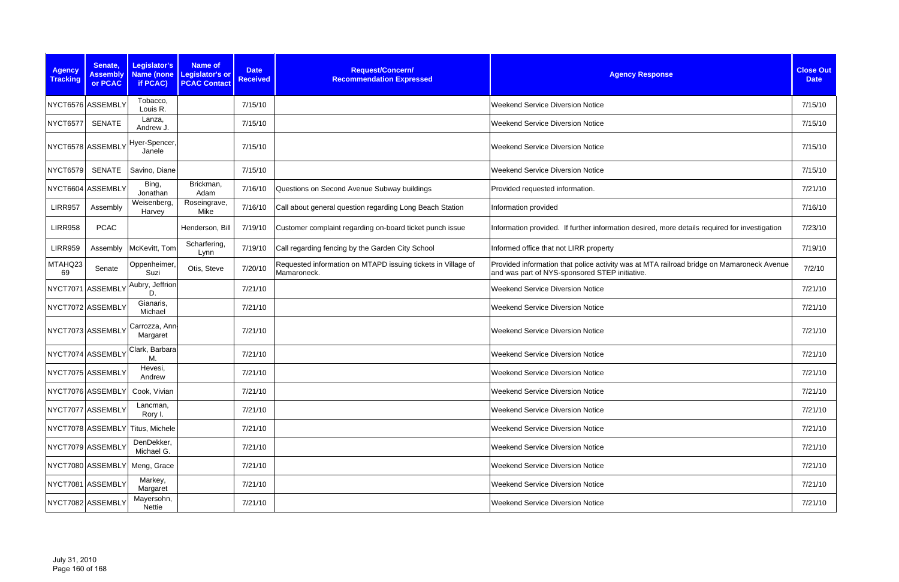| Agency Tracking | Senate, Assembly or PCAC | Legislator's Name (none if PCAC) | Name of Legislator's or PCAC Contact | Date Received | Request/Concern/ Recommendation Expressed | Agency Response | Close Out Date |
|---|---|---|---|---|---|---|---|
| NYCT6576 | ASSEMBLY | Tobacco, Louis R. | | 7/15/10 | | Weekend Service Diversion Notice | 7/15/10 |
| NYCT6577 | SENATE | Lanza, Andrew J. | | 7/15/10 | | Weekend Service Diversion Notice | 7/15/10 |
| NYCT6578 | ASSEMBLY | Hyer-Spencer, Janele | | 7/15/10 | | Weekend Service Diversion Notice | 7/15/10 |
| NYCT6579 | SENATE | Savino, Diane | | 7/15/10 | | Weekend Service Diversion Notice | 7/15/10 |
| NYCT6604 | ASSEMBLY | Bing, Jonathan | Brickman, Adam | 7/16/10 | Questions on Second Avenue Subway buildings | Provided requested information. | 7/21/10 |
| LIRR957 | Assembly | Weisenberg, Harvey | Roseingrave, Mike | 7/16/10 | Call about general question regarding Long Beach Station | Information provided | 7/16/10 |
| LIRR958 | PCAC | | Henderson, Bill | 7/19/10 | Customer complaint regarding on-board ticket punch issue | Information provided. If further information desired, more details required for investigation | 7/23/10 |
| LIRR959 | Assembly | McKevitt, Tom | Scharfering, Lynn | 7/19/10 | Call regarding fencing by the Garden City School | Informed office that not LIRR property | 7/19/10 |
| MTAHQ2369 | Senate | Oppenheimer, Suzi | Otis, Steve | 7/20/10 | Requested information on MTAPD issuing tickets in Village of Mamaroneck. | Provided information that police activity was at MTA railroad bridge on Mamaroneck Avenue and was part of NYS-sponsored STEP initiative. | 7/2/10 |
| NYCT7071 | ASSEMBLY | Aubry, Jeffrion D. | | 7/21/10 | | Weekend Service Diversion Notice | 7/21/10 |
| NYCT7072 | ASSEMBLY | Gianaris, Michael | | 7/21/10 | | Weekend Service Diversion Notice | 7/21/10 |
| NYCT7073 | ASSEMBLY | Carrozza, Ann-Margaret | | 7/21/10 | | Weekend Service Diversion Notice | 7/21/10 |
| NYCT7074 | ASSEMBLY | Clark, Barbara M. | | 7/21/10 | | Weekend Service Diversion Notice | 7/21/10 |
| NYCT7075 | ASSEMBLY | Hevesi, Andrew | | 7/21/10 | | Weekend Service Diversion Notice | 7/21/10 |
| NYCT7076 | ASSEMBLY | Cook, Vivian | | 7/21/10 | | Weekend Service Diversion Notice | 7/21/10 |
| NYCT7077 | ASSEMBLY | Lancman, Rory I. | | 7/21/10 | | Weekend Service Diversion Notice | 7/21/10 |
| NYCT7078 | ASSEMBLY | Titus, Michele | | 7/21/10 | | Weekend Service Diversion Notice | 7/21/10 |
| NYCT7079 | ASSEMBLY | DenDekker, Michael G. | | 7/21/10 | | Weekend Service Diversion Notice | 7/21/10 |
| NYCT7080 | ASSEMBLY | Meng, Grace | | 7/21/10 | | Weekend Service Diversion Notice | 7/21/10 |
| NYCT7081 | ASSEMBLY | Markey, Margaret | | 7/21/10 | | Weekend Service Diversion Notice | 7/21/10 |
| NYCT7082 | ASSEMBLY | Mayersohn, Nettie | | 7/21/10 | | Weekend Service Diversion Notice | 7/21/10 |

July 31, 2010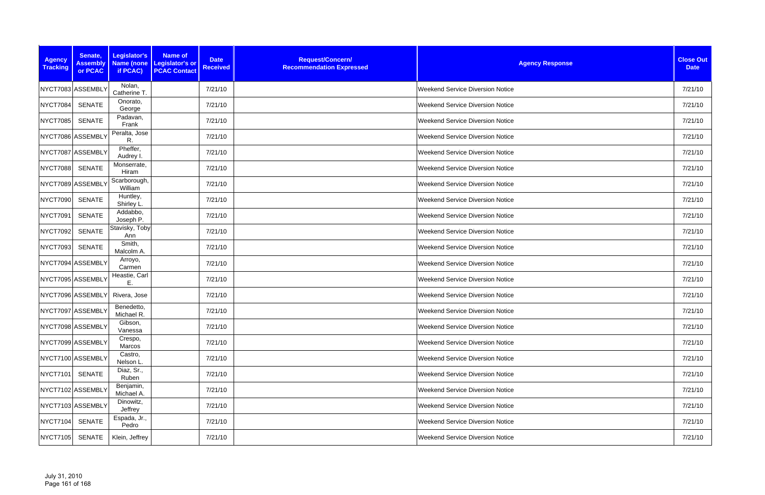| Agency Tracking | Senate, Assembly or PCAC | Legislator's Name (none if PCAC) | Name of Legislator's or PCAC Contact | Date Received | Request/Concern/ Recommendation Expressed | Agency Response | Close Out Date |
|---|---|---|---|---|---|---|---|
| NYCT7083 | ASSEMBLY | Nolan, Catherine T. | | 7/21/10 | | Weekend Service Diversion Notice | 7/21/10 |
| NYCT7084 | SENATE | Onorato, George | | 7/21/10 | | Weekend Service Diversion Notice | 7/21/10 |
| NYCT7085 | SENATE | Padavan, Frank | | 7/21/10 | | Weekend Service Diversion Notice | 7/21/10 |
| NYCT7086 | ASSEMBLY | Peralta, Jose R. | | 7/21/10 | | Weekend Service Diversion Notice | 7/21/10 |
| NYCT7087 | ASSEMBLY | Pheffer, Audrey I. | | 7/21/10 | | Weekend Service Diversion Notice | 7/21/10 |
| NYCT7088 | SENATE | Monserrate, Hiram | | 7/21/10 | | Weekend Service Diversion Notice | 7/21/10 |
| NYCT7089 | ASSEMBLY | Scarborough, William | | 7/21/10 | | Weekend Service Diversion Notice | 7/21/10 |
| NYCT7090 | SENATE | Huntley, Shirley L. | | 7/21/10 | | Weekend Service Diversion Notice | 7/21/10 |
| NYCT7091 | SENATE | Addabbo, Joseph P. | | 7/21/10 | | Weekend Service Diversion Notice | 7/21/10 |
| NYCT7092 | SENATE | Stavisky, Toby Ann | | 7/21/10 | | Weekend Service Diversion Notice | 7/21/10 |
| NYCT7093 | SENATE | Smith, Malcolm A. | | 7/21/10 | | Weekend Service Diversion Notice | 7/21/10 |
| NYCT7094 | ASSEMBLY | Arroyo, Carmen | | 7/21/10 | | Weekend Service Diversion Notice | 7/21/10 |
| NYCT7095 | ASSEMBLY | Heastie, Carl E. | | 7/21/10 | | Weekend Service Diversion Notice | 7/21/10 |
| NYCT7096 | ASSEMBLY | Rivera, Jose | | 7/21/10 | | Weekend Service Diversion Notice | 7/21/10 |
| NYCT7097 | ASSEMBLY | Benedetto, Michael R. | | 7/21/10 | | Weekend Service Diversion Notice | 7/21/10 |
| NYCT7098 | ASSEMBLY | Gibson, Vanessa | | 7/21/10 | | Weekend Service Diversion Notice | 7/21/10 |
| NYCT7099 | ASSEMBLY | Crespo, Marcos | | 7/21/10 | | Weekend Service Diversion Notice | 7/21/10 |
| NYCT7100 | ASSEMBLY | Castro, Nelson L. | | 7/21/10 | | Weekend Service Diversion Notice | 7/21/10 |
| NYCT7101 | SENATE | Diaz, Sr., Ruben | | 7/21/10 | | Weekend Service Diversion Notice | 7/21/10 |
| NYCT7102 | ASSEMBLY | Benjamin, Michael A. | | 7/21/10 | | Weekend Service Diversion Notice | 7/21/10 |
| NYCT7103 | ASSEMBLY | Dinowitz, Jeffrey | | 7/21/10 | | Weekend Service Diversion Notice | 7/21/10 |
| NYCT7104 | SENATE | Espada, Jr., Pedro | | 7/21/10 | | Weekend Service Diversion Notice | 7/21/10 |
| NYCT7105 | SENATE | Klein, Jeffrey | | 7/21/10 | | Weekend Service Diversion Notice | 7/21/10 |

July 31, 2010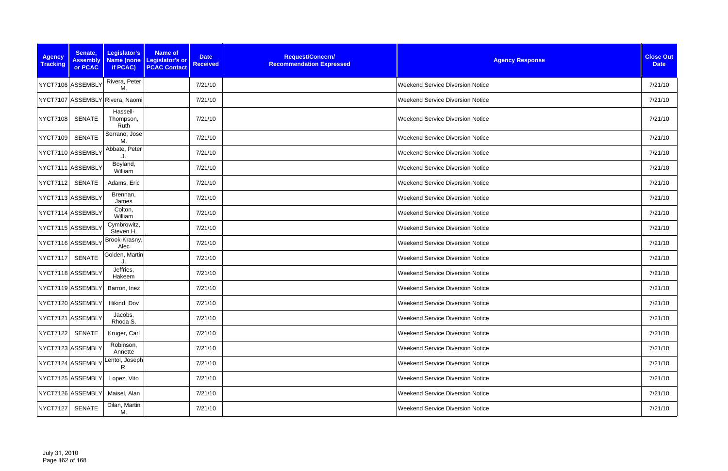| Agency Tracking | Senate, Assembly or PCAC | Legislator's Name (none if PCAC) | Name of Legislator's or PCAC Contact | Date Received | Request/Concern/ Recommendation Expressed | Agency Response | Close Out Date |
|---|---|---|---|---|---|---|---|
| NYCT7106 | ASSEMBLY | Rivera, Peter M. | | 7/21/10 | | Weekend Service Diversion Notice | 7/21/10 |
| NYCT7107 | ASSEMBLY | Rivera, Naomi | | 7/21/10 | | Weekend Service Diversion Notice | 7/21/10 |
| NYCT7108 | SENATE | Hassell-Thompson, Ruth | | 7/21/10 | | Weekend Service Diversion Notice | 7/21/10 |
| NYCT7109 | SENATE | Serrano, Jose M. | | 7/21/10 | | Weekend Service Diversion Notice | 7/21/10 |
| NYCT7110 | ASSEMBLY | Abbate, Peter J. | | 7/21/10 | | Weekend Service Diversion Notice | 7/21/10 |
| NYCT7111 | ASSEMBLY | Boyland, William | | 7/21/10 | | Weekend Service Diversion Notice | 7/21/10 |
| NYCT7112 | SENATE | Adams, Eric | | 7/21/10 | | Weekend Service Diversion Notice | 7/21/10 |
| NYCT7113 | ASSEMBLY | Brennan, James | | 7/21/10 | | Weekend Service Diversion Notice | 7/21/10 |
| NYCT7114 | ASSEMBLY | Colton, William | | 7/21/10 | | Weekend Service Diversion Notice | 7/21/10 |
| NYCT7115 | ASSEMBLY | Cymbrowitz, Steven H. | | 7/21/10 | | Weekend Service Diversion Notice | 7/21/10 |
| NYCT7116 | ASSEMBLY | Brook-Krasny, Alec | | 7/21/10 | | Weekend Service Diversion Notice | 7/21/10 |
| NYCT7117 | SENATE | Golden, Martin J. | | 7/21/10 | | Weekend Service Diversion Notice | 7/21/10 |
| NYCT7118 | ASSEMBLY | Jeffries, Hakeem | | 7/21/10 | | Weekend Service Diversion Notice | 7/21/10 |
| NYCT7119 | ASSEMBLY | Barron, Inez | | 7/21/10 | | Weekend Service Diversion Notice | 7/21/10 |
| NYCT7120 | ASSEMBLY | Hikind, Dov | | 7/21/10 | | Weekend Service Diversion Notice | 7/21/10 |
| NYCT7121 | ASSEMBLY | Jacobs, Rhoda S. | | 7/21/10 | | Weekend Service Diversion Notice | 7/21/10 |
| NYCT7122 | SENATE | Kruger, Carl | | 7/21/10 | | Weekend Service Diversion Notice | 7/21/10 |
| NYCT7123 | ASSEMBLY | Robinson, Annette | | 7/21/10 | | Weekend Service Diversion Notice | 7/21/10 |
| NYCT7124 | ASSEMBLY | Lentol, Joseph R. | | 7/21/10 | | Weekend Service Diversion Notice | 7/21/10 |
| NYCT7125 | ASSEMBLY | Lopez, Vito | | 7/21/10 | | Weekend Service Diversion Notice | 7/21/10 |
| NYCT7126 | ASSEMBLY | Maisel, Alan | | 7/21/10 | | Weekend Service Diversion Notice | 7/21/10 |
| NYCT7127 | SENATE | Dilan, Martin M. | | 7/21/10 | | Weekend Service Diversion Notice | 7/21/10 |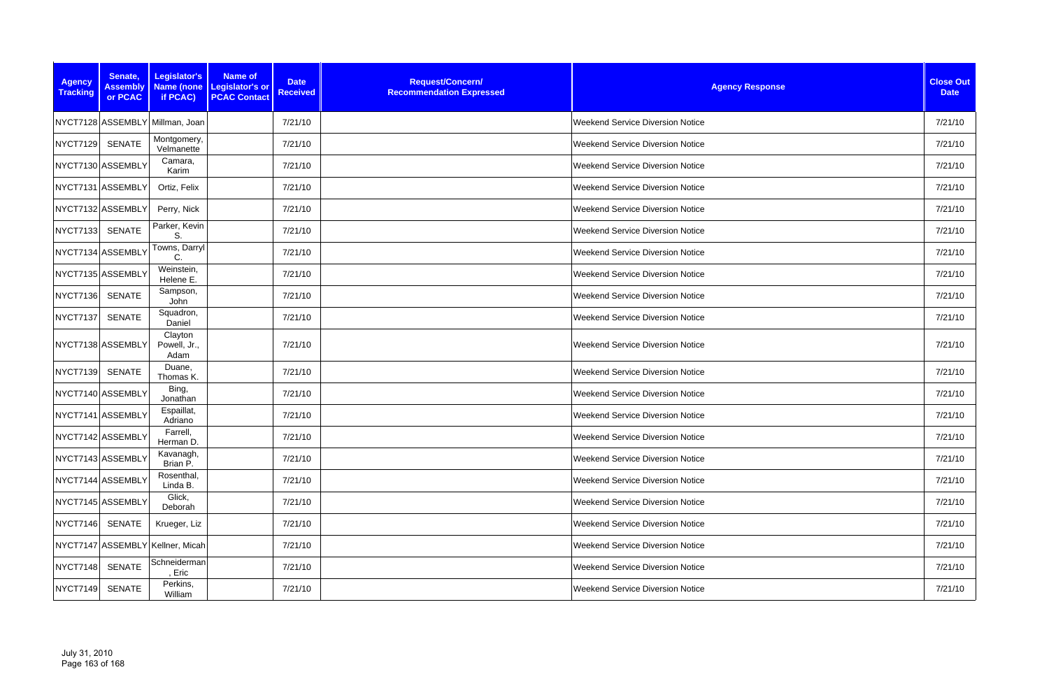| Agency Tracking | Senate, Assembly or PCAC | Legislator's Name (none if PCAC) | Name of Legislator's or PCAC Contact | Date Received | Request/Concern/ Recommendation Expressed | Agency Response | Close Out Date |
|---|---|---|---|---|---|---|---|
| NYCT7128 | ASSEMBLY | Millman, Joan | | 7/21/10 | | Weekend Service Diversion Notice | 7/21/10 |
| NYCT7129 | SENATE | Montgomery, Velmanette | | 7/21/10 | | Weekend Service Diversion Notice | 7/21/10 |
| NYCT7130 | ASSEMBLY | Camara, Karim | | 7/21/10 | | Weekend Service Diversion Notice | 7/21/10 |
| NYCT7131 | ASSEMBLY | Ortiz, Felix | | 7/21/10 | | Weekend Service Diversion Notice | 7/21/10 |
| NYCT7132 | ASSEMBLY | Perry, Nick | | 7/21/10 | | Weekend Service Diversion Notice | 7/21/10 |
| NYCT7133 | SENATE | Parker, Kevin S. | | 7/21/10 | | Weekend Service Diversion Notice | 7/21/10 |
| NYCT7134 | ASSEMBLY | Towns, Darryl C. | | 7/21/10 | | Weekend Service Diversion Notice | 7/21/10 |
| NYCT7135 | ASSEMBLY | Weinstein, Helene E. | | 7/21/10 | | Weekend Service Diversion Notice | 7/21/10 |
| NYCT7136 | SENATE | Sampson, John | | 7/21/10 | | Weekend Service Diversion Notice | 7/21/10 |
| NYCT7137 | SENATE | Squadron, Daniel | | 7/21/10 | | Weekend Service Diversion Notice | 7/21/10 |
| NYCT7138 | ASSEMBLY | Clayton Powell, Jr., Adam | | 7/21/10 | | Weekend Service Diversion Notice | 7/21/10 |
| NYCT7139 | SENATE | Duane, Thomas K. | | 7/21/10 | | Weekend Service Diversion Notice | 7/21/10 |
| NYCT7140 | ASSEMBLY | Bing, Jonathan | | 7/21/10 | | Weekend Service Diversion Notice | 7/21/10 |
| NYCT7141 | ASSEMBLY | Espaillat, Adriano | | 7/21/10 | | Weekend Service Diversion Notice | 7/21/10 |
| NYCT7142 | ASSEMBLY | Farrell, Herman D. | | 7/21/10 | | Weekend Service Diversion Notice | 7/21/10 |
| NYCT7143 | ASSEMBLY | Kavanagh, Brian P. | | 7/21/10 | | Weekend Service Diversion Notice | 7/21/10 |
| NYCT7144 | ASSEMBLY | Rosenthal, Linda B. | | 7/21/10 | | Weekend Service Diversion Notice | 7/21/10 |
| NYCT7145 | ASSEMBLY | Glick, Deborah | | 7/21/10 | | Weekend Service Diversion Notice | 7/21/10 |
| NYCT7146 | SENATE | Krueger, Liz | | 7/21/10 | | Weekend Service Diversion Notice | 7/21/10 |
| NYCT7147 | ASSEMBLY | Kellner, Micah | | 7/21/10 | | Weekend Service Diversion Notice | 7/21/10 |
| NYCT7148 | SENATE | Schneiderman, Eric | | 7/21/10 | | Weekend Service Diversion Notice | 7/21/10 |
| NYCT7149 | SENATE | Perkins, William | | 7/21/10 | | Weekend Service Diversion Notice | 7/21/10 |

July 31, 2010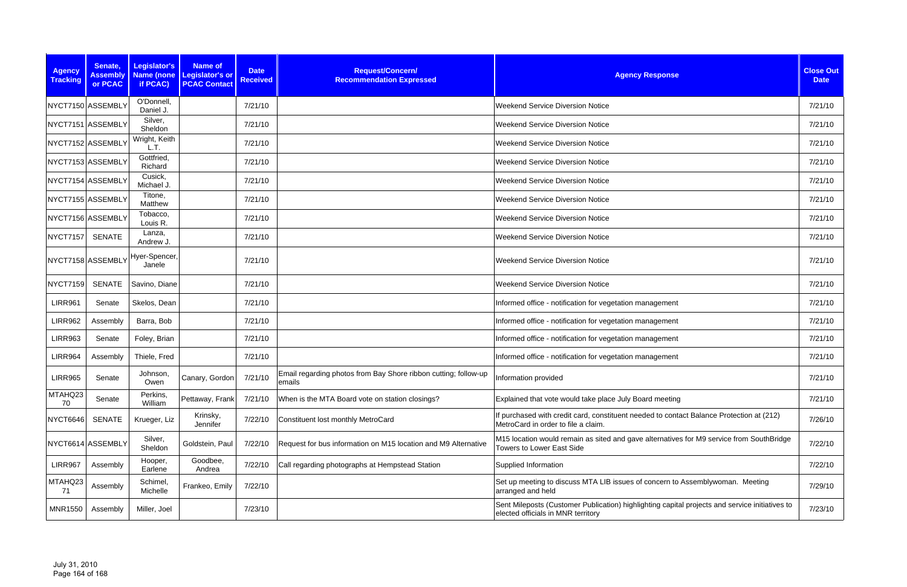| Agency Tracking | Senate, Assembly or PCAC | Legislator's Name (none if PCAC) | Name of Legislator's or PCAC Contact | Date Received | Request/Concern/ Recommendation Expressed | Agency Response | Close Out Date |
|---|---|---|---|---|---|---|---|
| NYCT7150 | ASSEMBLY | O'Donnell, Daniel J. | | 7/21/10 | | Weekend Service Diversion Notice | 7/21/10 |
| NYCT7151 | ASSEMBLY | Silver, Sheldon | | 7/21/10 | | Weekend Service Diversion Notice | 7/21/10 |
| NYCT7152 | ASSEMBLY | Wright, Keith L.T. | | 7/21/10 | | Weekend Service Diversion Notice | 7/21/10 |
| NYCT7153 | ASSEMBLY | Gottfried, Richard | | 7/21/10 | | Weekend Service Diversion Notice | 7/21/10 |
| NYCT7154 | ASSEMBLY | Cusick, Michael J. | | 7/21/10 | | Weekend Service Diversion Notice | 7/21/10 |
| NYCT7155 | ASSEMBLY | Titone, Matthew | | 7/21/10 | | Weekend Service Diversion Notice | 7/21/10 |
| NYCT7156 | ASSEMBLY | Tobacco, Louis R. | | 7/21/10 | | Weekend Service Diversion Notice | 7/21/10 |
| NYCT7157 | SENATE | Lanza, Andrew J. | | 7/21/10 | | Weekend Service Diversion Notice | 7/21/10 |
| NYCT7158 | ASSEMBLY | Hyer-Spencer, Janele | | 7/21/10 | | Weekend Service Diversion Notice | 7/21/10 |
| NYCT7159 | SENATE | Savino, Diane | | 7/21/10 | | Weekend Service Diversion Notice | 7/21/10 |
| LIRR961 | Senate | Skelos, Dean | | 7/21/10 | | Informed office - notification for vegetation management | 7/21/10 |
| LIRR962 | Assembly | Barra, Bob | | 7/21/10 | | Informed office - notification for vegetation management | 7/21/10 |
| LIRR963 | Senate | Foley, Brian | | 7/21/10 | | Informed office - notification for vegetation management | 7/21/10 |
| LIRR964 | Assembly | Thiele, Fred | | 7/21/10 | | Informed office - notification for vegetation management | 7/21/10 |
| LIRR965 | Senate | Johnson, Owen | Canary, Gordon | 7/21/10 | Email regarding photos from Bay Shore ribbon cutting; follow-up emails | Information provided | 7/21/10 |
| MTAHQ2370 | Senate | Perkins, William | Pettaway, Frank | 7/21/10 | When is the MTA Board vote on station closings? | Explained that vote would take place July Board meeting | 7/21/10 |
| NYCT6646 | SENATE | Krueger, Liz | Krinsky, Jennifer | 7/22/10 | Constituent lost monthly MetroCard | If purchased with credit card, constituent needed to contact Balance Protection at (212) MetroCard in order to file a claim. | 7/26/10 |
| NYCT6614 | ASSEMBLY | Silver, Sheldon | Goldstein, Paul | 7/22/10 | Request for bus information on M15 location and M9 Alternative | M15 location would remain as sited and gave alternatives for M9 service from SouthBridge Towers to Lower East Side | 7/22/10 |
| LIRR967 | Assembly | Hooper, Earlene | Goodbee, Andrea | 7/22/10 | Call regarding photographs at Hempstead Station | Supplied Information | 7/22/10 |
| MTAHQ2371 | Assembly | Schimel, Michelle | Frankeo, Emily | 7/22/10 | | Set up meeting to discuss MTA LIB issues of concern to Assemblywoman. Meeting arranged and held | 7/29/10 |
| MNR1550 | Assembly | Miller, Joel | | 7/23/10 | | Sent Mileposts (Customer Publication) highlighting capital projects and service initiatives to elected officials in MNR territory | 7/23/10 |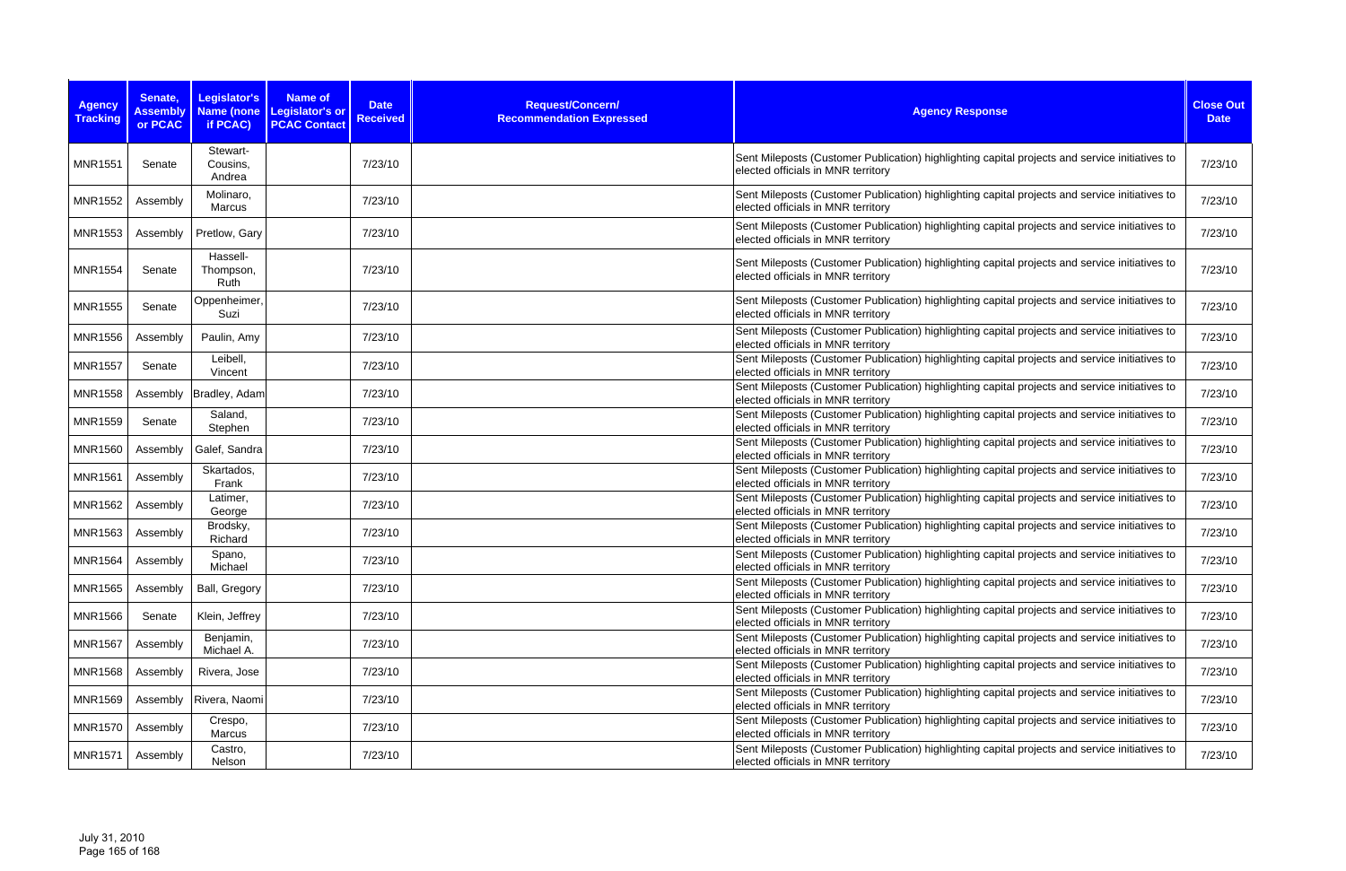| Agency Tracking | Senate, Assembly or PCAC | Legislator's Name (none if PCAC) | Name of Legislator's or PCAC Contact | Date Received | Request/Concern/ Recommendation Expressed | Agency Response | Close Out Date |
|---|---|---|---|---|---|---|---|
| MNR1551 | Senate | Stewart-Cousins, Andrea | | 7/23/10 | | Sent Mileposts (Customer Publication) highlighting capital projects and service initiatives to elected officials in MNR territory | 7/23/10 |
| MNR1552 | Assembly | Molinaro, Marcus | | 7/23/10 | | Sent Mileposts (Customer Publication) highlighting capital projects and service initiatives to elected officials in MNR territory | 7/23/10 |
| MNR1553 | Assembly | Pretlow, Gary | | 7/23/10 | | Sent Mileposts (Customer Publication) highlighting capital projects and service initiatives to elected officials in MNR territory | 7/23/10 |
| MNR1554 | Senate | Hassell-Thompson, Ruth | | 7/23/10 | | Sent Mileposts (Customer Publication) highlighting capital projects and service initiatives to elected officials in MNR territory | 7/23/10 |
| MNR1555 | Senate | Oppenheimer, Suzi | | 7/23/10 | | Sent Mileposts (Customer Publication) highlighting capital projects and service initiatives to elected officials in MNR territory | 7/23/10 |
| MNR1556 | Assembly | Paulin, Amy | | 7/23/10 | | Sent Mileposts (Customer Publication) highlighting capital projects and service initiatives to elected officials in MNR territory | 7/23/10 |
| MNR1557 | Senate | Leibell, Vincent | | 7/23/10 | | Sent Mileposts (Customer Publication) highlighting capital projects and service initiatives to elected officials in MNR territory | 7/23/10 |
| MNR1558 | Assembly | Bradley, Adam | | 7/23/10 | | Sent Mileposts (Customer Publication) highlighting capital projects and service initiatives to elected officials in MNR territory | 7/23/10 |
| MNR1559 | Senate | Saland, Stephen | | 7/23/10 | | Sent Mileposts (Customer Publication) highlighting capital projects and service initiatives to elected officials in MNR territory | 7/23/10 |
| MNR1560 | Assembly | Galef, Sandra | | 7/23/10 | | Sent Mileposts (Customer Publication) highlighting capital projects and service initiatives to elected officials in MNR territory | 7/23/10 |
| MNR1561 | Assembly | Skartados, Frank | | 7/23/10 | | Sent Mileposts (Customer Publication) highlighting capital projects and service initiatives to elected officials in MNR territory | 7/23/10 |
| MNR1562 | Assembly | Latimer, George | | 7/23/10 | | Sent Mileposts (Customer Publication) highlighting capital projects and service initiatives to elected officials in MNR territory | 7/23/10 |
| MNR1563 | Assembly | Brodsky, Richard | | 7/23/10 | | Sent Mileposts (Customer Publication) highlighting capital projects and service initiatives to elected officials in MNR territory | 7/23/10 |
| MNR1564 | Assembly | Spano, Michael | | 7/23/10 | | Sent Mileposts (Customer Publication) highlighting capital projects and service initiatives to elected officials in MNR territory | 7/23/10 |
| MNR1565 | Assembly | Ball, Gregory | | 7/23/10 | | Sent Mileposts (Customer Publication) highlighting capital projects and service initiatives to elected officials in MNR territory | 7/23/10 |
| MNR1566 | Senate | Klein, Jeffrey | | 7/23/10 | | Sent Mileposts (Customer Publication) highlighting capital projects and service initiatives to elected officials in MNR territory | 7/23/10 |
| MNR1567 | Assembly | Benjamin, Michael A. | | 7/23/10 | | Sent Mileposts (Customer Publication) highlighting capital projects and service initiatives to elected officials in MNR territory | 7/23/10 |
| MNR1568 | Assembly | Rivera, Jose | | 7/23/10 | | Sent Mileposts (Customer Publication) highlighting capital projects and service initiatives to elected officials in MNR territory | 7/23/10 |
| MNR1569 | Assembly | Rivera, Naomi | | 7/23/10 | | Sent Mileposts (Customer Publication) highlighting capital projects and service initiatives to elected officials in MNR territory | 7/23/10 |
| MNR1570 | Assembly | Crespo, Marcus | | 7/23/10 | | Sent Mileposts (Customer Publication) highlighting capital projects and service initiatives to elected officials in MNR territory | 7/23/10 |
| MNR1571 | Assembly | Castro, Nelson | | 7/23/10 | | Sent Mileposts (Customer Publication) highlighting capital projects and service initiatives to elected officials in MNR territory | 7/23/10 |

July 31, 2010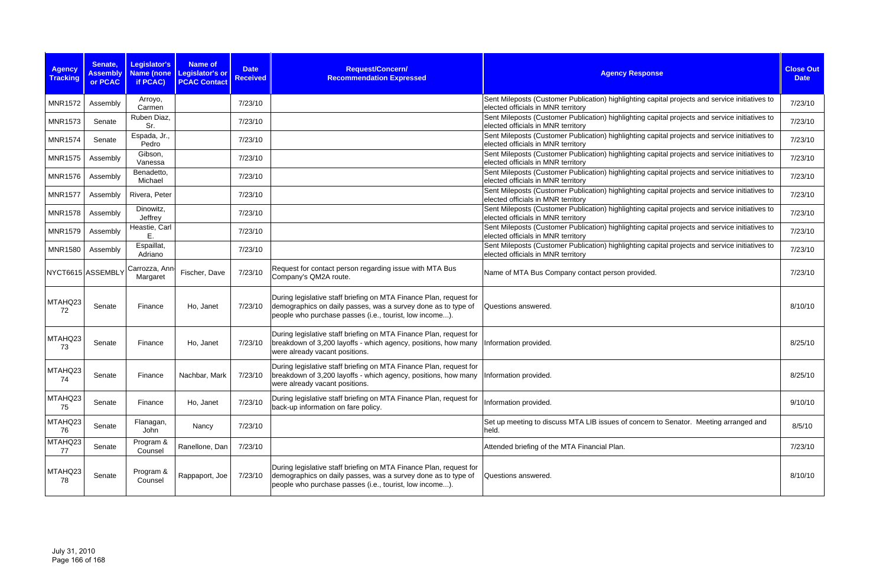| Agency Tracking | Senate, Assembly or PCAC | Legislator's Name (none if PCAC) | Name of Legislator's or PCAC Contact | Date Received | Request/Concern/ Recommendation Expressed | Agency Response | Close Out Date |
|---|---|---|---|---|---|---|---|
| MNR1572 | Assembly | Arroyo, Carmen | | 7/23/10 | | Sent Mileposts (Customer Publication) highlighting capital projects and service initiatives to elected officials in MNR territory | 7/23/10 |
| MNR1573 | Senate | Ruben Diaz, Sr. | | 7/23/10 | | Sent Mileposts (Customer Publication) highlighting capital projects and service initiatives to elected officials in MNR territory | 7/23/10 |
| MNR1574 | Senate | Espada, Jr., Pedro | | 7/23/10 | | Sent Mileposts (Customer Publication) highlighting capital projects and service initiatives to elected officials in MNR territory | 7/23/10 |
| MNR1575 | Assembly | Gibson, Vanessa | | 7/23/10 | | Sent Mileposts (Customer Publication) highlighting capital projects and service initiatives to elected officials in MNR territory | 7/23/10 |
| MNR1576 | Assembly | Benadetto, Michael | | 7/23/10 | | Sent Mileposts (Customer Publication) highlighting capital projects and service initiatives to elected officials in MNR territory | 7/23/10 |
| MNR1577 | Assembly | Rivera, Peter | | 7/23/10 | | Sent Mileposts (Customer Publication) highlighting capital projects and service initiatives to elected officials in MNR territory | 7/23/10 |
| MNR1578 | Assembly | Dinowitz, Jeffrey | | 7/23/10 | | Sent Mileposts (Customer Publication) highlighting capital projects and service initiatives to elected officials in MNR territory | 7/23/10 |
| MNR1579 | Assembly | Heastie, Carl E. | | 7/23/10 | | Sent Mileposts (Customer Publication) highlighting capital projects and service initiatives to elected officials in MNR territory | 7/23/10 |
| MNR1580 | Assembly | Espaillat, Adriano | | 7/23/10 | | Sent Mileposts (Customer Publication) highlighting capital projects and service initiatives to elected officials in MNR territory | 7/23/10 |
| NYCT6615 | ASSEMBLY | Carrozza, Ann-Margaret | Fischer, Dave | 7/23/10 | Request for contact person regarding issue with MTA Bus Company's QM2A route. | Name of MTA Bus Company contact person provided. | 7/23/10 |
| MTAHQ2372 | Senate | Finance | Ho, Janet | 7/23/10 | During legislative staff briefing on MTA Finance Plan, request for demographics on daily passes, was a survey done as to type of people who purchase passes (i.e., tourist, low income...). | Questions answered. | 8/10/10 |
| MTAHQ2373 | Senate | Finance | Ho, Janet | 7/23/10 | During legislative staff briefing on MTA Finance Plan, request for breakdown of 3,200 layoffs - which agency, positions, how many were already vacant positions. | Information provided. | 8/25/10 |
| MTAHQ2374 | Senate | Finance | Nachbar, Mark | 7/23/10 | During legislative staff briefing on MTA Finance Plan, request for breakdown of 3,200 layoffs - which agency, positions, how many were already vacant positions. | Information provided. | 8/25/10 |
| MTAHQ2375 | Senate | Finance | Ho, Janet | 7/23/10 | During legislative staff briefing on MTA Finance Plan, request for back-up information on fare policy. | Information provided. | 9/10/10 |
| MTAHQ2376 | Senate | Flanagan, John | Nancy | 7/23/10 | | Set up meeting to discuss MTA LIB issues of concern to Senator. Meeting arranged and held. | 8/5/10 |
| MTAHQ2377 | Senate | Program & Counsel | Ranellone, Dan | 7/23/10 | | Attended briefing of the MTA Financial Plan. | 7/23/10 |
| MTAHQ2378 | Senate | Program & Counsel | Rappaport, Joe | 7/23/10 | During legislative staff briefing on MTA Finance Plan, request for demographics on daily passes, was a survey done as to type of people who purchase passes (i.e., tourist, low income...). | Questions answered. | 8/10/10 |

July 31, 2010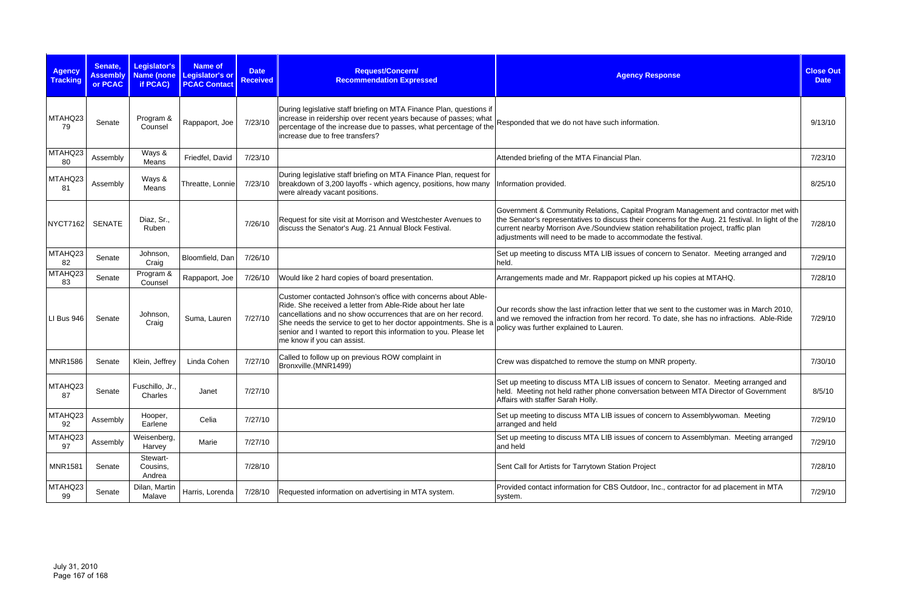| Agency Tracking | Senate, Assembly or PCAC | Legislator's Name (none if PCAC) | Name of Legislator's or PCAC Contact | Date Received | Request/Concern/ Recommendation Expressed | Agency Response | Close Out Date |
|---|---|---|---|---|---|---|---|
| MTAHQ2379 | Senate | Program & Counsel | Rappaport, Joe | 7/23/10 | During legislative staff briefing on MTA Finance Plan, questions if increase in reidership over recent years because of passes; what percentage of the increase due to passes, what percentage of the increase due to free transfers? | Responded that we do not have such information. | 9/13/10 |
| MTAHQ2380 | Assembly | Ways & Means | Friedfel, David | 7/23/10 | | Attended briefing of the MTA Financial Plan. | 7/23/10 |
| MTAHQ2381 | Assembly | Ways & Means | Threatte, Lonnie | 7/23/10 | During legislative staff briefing on MTA Finance Plan, request for breakdown of 3,200 layoffs - which agency, positions, how many were already vacant positions. | Information provided. | 8/25/10 |
| NYCT7162 | SENATE | Diaz, Sr., Ruben | | 7/26/10 | Request for site visit at Morrison and Westchester Avenues to discuss the Senator's Aug. 21 Annual Block Festival. | Government & Community Relations, Capital Program Management and contractor met with the Senator's representatives to discuss their concerns for the Aug. 21 festival. In light of the current nearby Morrison Ave./Soundview station rehabilitation project, traffic plan adjustments will need to be made to accommodate the festival. | 7/28/10 |
| MTAHQ2382 | Senate | Johnson, Craig | Bloomfield, Dan | 7/26/10 | | Set up meeting to discuss MTA LIB issues of concern to Senator. Meeting arranged and held. | 7/29/10 |
| MTAHQ2383 | Senate | Program & Counsel | Rappaport, Joe | 7/26/10 | Would like 2 hard copies of board presentation. | Arrangements made and Mr. Rappaport picked up his copies at MTAHQ. | 7/28/10 |
| LI Bus 946 | Senate | Johnson, Craig | Suma, Lauren | 7/27/10 | Customer contacted Johnson's office with concerns about Able-Ride. She received a letter from Able-Ride about her late cancellations and no show occurrences that are on her record. She needs the service to get to her doctor appointments. She is a senior and I wanted to report this information to you. Please let me know if you can assist. | Our records show the last infraction letter that we sent to the customer was in March 2010, and we removed the infraction from her record. To date, she has no infractions. Able-Ride policy was further explained to Lauren. | 7/29/10 |
| MNR1586 | Senate | Klein, Jeffrey | Linda Cohen | 7/27/10 | Called to follow up on previous ROW complaint in Bronxville.(MNR1499) | Crew was dispatched to remove the stump on MNR property. | 7/30/10 |
| MTAHQ2387 | Senate | Fuschillo, Jr., Charles | Janet | 7/27/10 | | Set up meeting to discuss MTA LIB issues of concern to Senator. Meeting arranged and held. Meeting not held rather phone conversation between MTA Director of Government Affairs with staffer Sarah Holly. | 8/5/10 |
| MTAHQ2392 | Assembly | Hooper, Earlene | Celia | 7/27/10 | | Set up meeting to discuss MTA LIB issues of concern to Assemblywoman. Meeting arranged and held | 7/29/10 |
| MTAHQ2397 | Assembly | Weisenberg, Harvey | Marie | 7/27/10 | | Set up meeting to discuss MTA LIB issues of concern to Assemblyman. Meeting arranged and held | 7/29/10 |
| MNR1581 | Senate | Stewart-Cousins, Andrea | | 7/28/10 | | Sent Call for Artists for Tarrytown Station Project | 7/28/10 |
| MTAHQ2399 | Senate | Dilan, Martin Malave | Harris, Lorenda | 7/28/10 | Requested information on advertising in MTA system. | Provided contact information for CBS Outdoor, Inc., contractor for ad placement in MTA system. | 7/29/10 |

July 31, 2010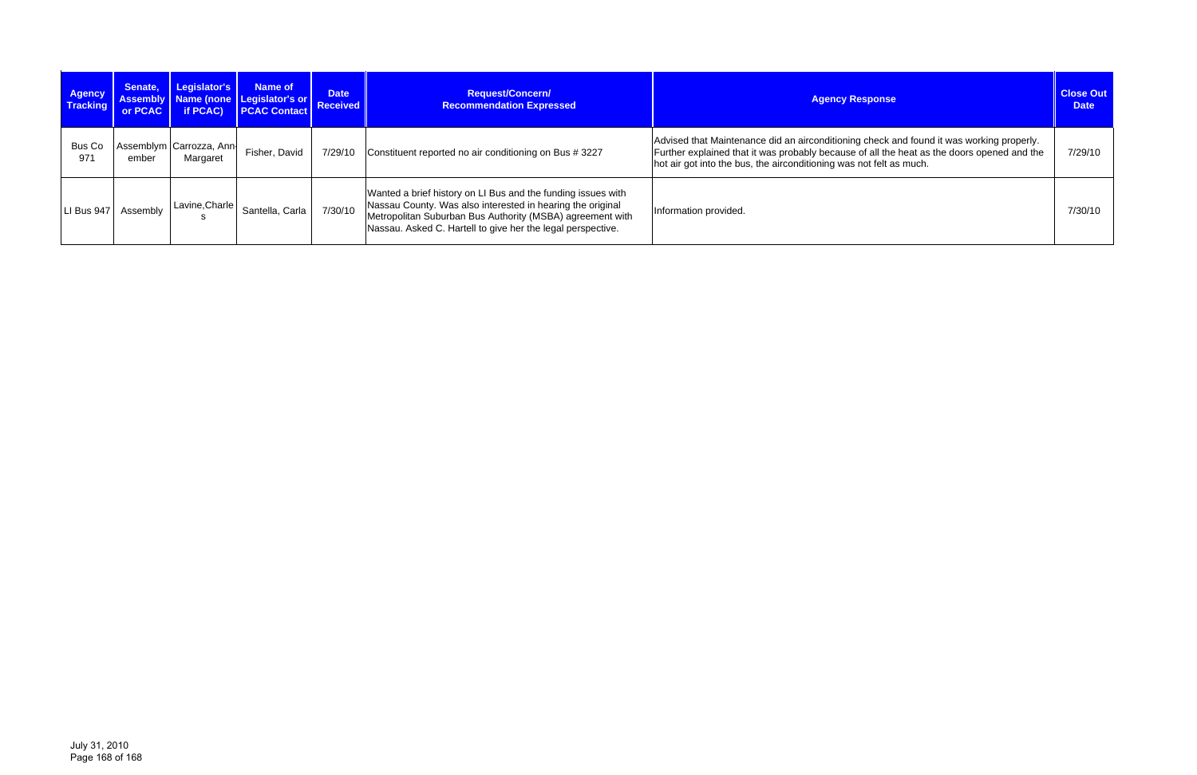| Agency Tracking | Senate, Assembly or PCAC | Legislator's Name (none if PCAC) | Name of Legislator's or PCAC Contact | Date Received | Request/Concern/ Recommendation Expressed | Agency Response | Close Out Date |
|---|---|---|---|---|---|---|---|
| Bus Co 971 | Assemblymember | Carrozza, Ann-Margaret | Fisher, David | 7/29/10 | Constituent reported no air conditioning on Bus # 3227 | Advised that Maintenance did an airconditioning check and found it was working properly. Further explained that it was probably because of all the heat as the doors opened and the hot air got into the bus, the airconditioning was not felt as much. | 7/29/10 |
| LI Bus 947 | Assembly | Lavine,Charles | Santella, Carla | 7/30/10 | Wanted a brief history on LI Bus and the funding issues with Nassau County. Was also interested in hearing the original Metropolitan Suburban Bus Authority (MSBA) agreement with Nassau. Asked C. Hartell to give her the legal perspective. | Information provided. | 7/30/10 |

July 31, 2010